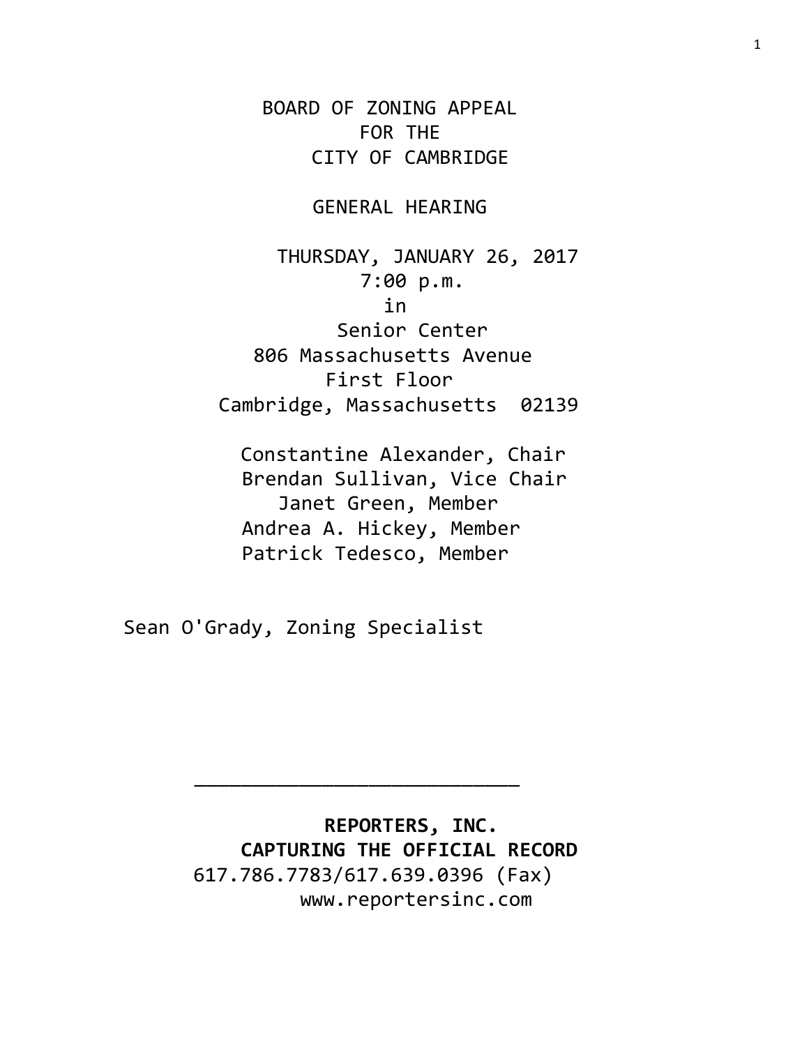# BOARD OF ZONING APPEAL
# FOR THE
# CITY OF CAMBRIDGE

## GENERAL HEARING

THURSDAY, JANUARY 26, 2017
7:00 p.m.
in
Senior Center
806 Massachusetts Avenue
First Floor
Cambridge, Massachusetts 02139

Constantine Alexander, Chair
Brendan Sullivan, Vice Chair
Janet Green, Member
Andrea A. Hickey, Member
Patrick Tedesco, Member

Sean O'Grady, Zoning Specialist

---

**REPORTERS, INC.**
**CAPTURING THE OFFICIAL RECORD**
617.786.7783/617.639.0396 (Fax)
www.reportersinc.com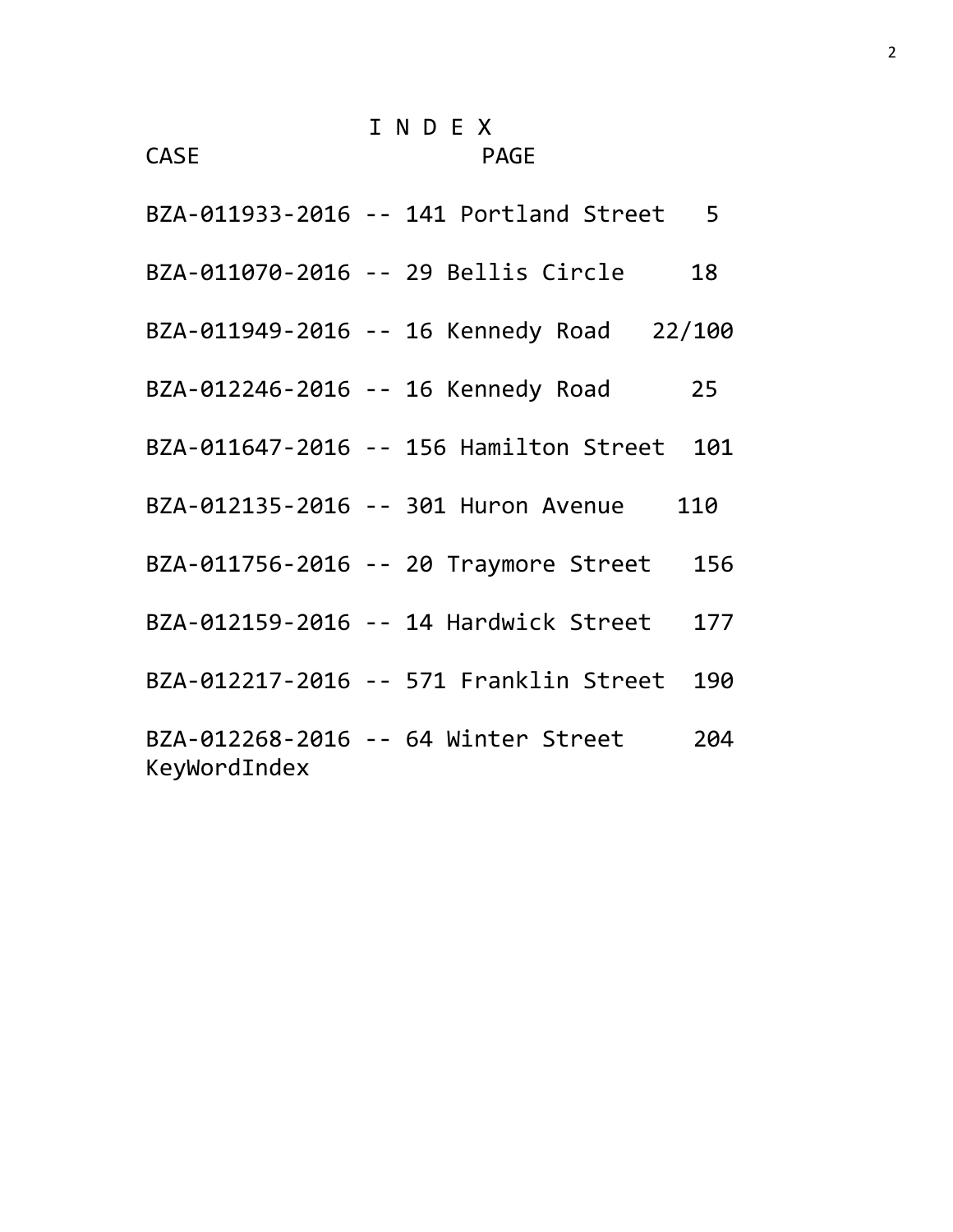# I N D E X

| CASE | PAGE |
|---|---|
| BZA-011933-2016 -- 141 Portland Street | 5 |
| BZA-011070-2016 -- 29 Bellis Circle | 18 |
| BZA-011949-2016 -- 16 Kennedy Road | 22/100 |
| BZA-012246-2016 -- 16 Kennedy Road | 25 |
| BZA-011647-2016 -- 156 Hamilton Street | 101 |
| BZA-012135-2016 -- 301 Huron Avenue | 110 |
| BZA-011756-2016 -- 20 Traymore Street | 156 |
| BZA-012159-2016 -- 14 Hardwick Street | 177 |
| BZA-012217-2016 -- 571 Franklin Street | 190 |
| BZA-012268-2016 -- 64 Winter Street | 204 |

KeyWordIndex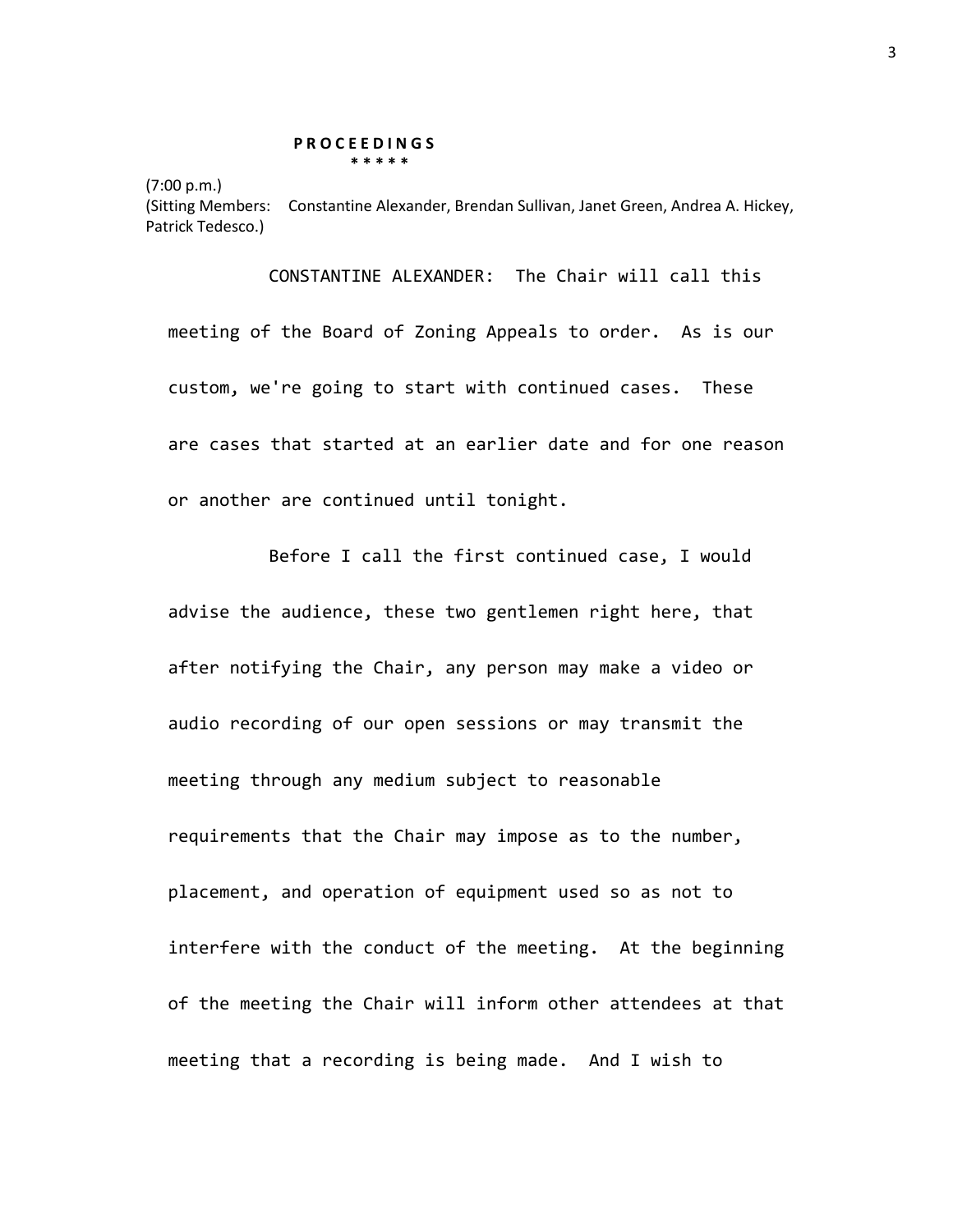**P R O C E E D I N G S**

\* \* \* \* \*

(7:00 p.m.)

(Sitting Members: Constantine Alexander, Brendan Sullivan, Janet Green, Andrea A. Hickey, Patrick Tedesco.)

CONSTANTINE ALEXANDER: The Chair will call this meeting of the Board of Zoning Appeals to order. As is our custom, we're going to start with continued cases. These are cases that started at an earlier date and for one reason or another are continued until tonight.

Before I call the first continued case, I would advise the audience, these two gentlemen right here, that after notifying the Chair, any person may make a video or audio recording of our open sessions or may transmit the meeting through any medium subject to reasonable requirements that the Chair may impose as to the number, placement, and operation of equipment used so as not to interfere with the conduct of the meeting. At the beginning of the meeting the Chair will inform other attendees at that meeting that a recording is being made. And I wish to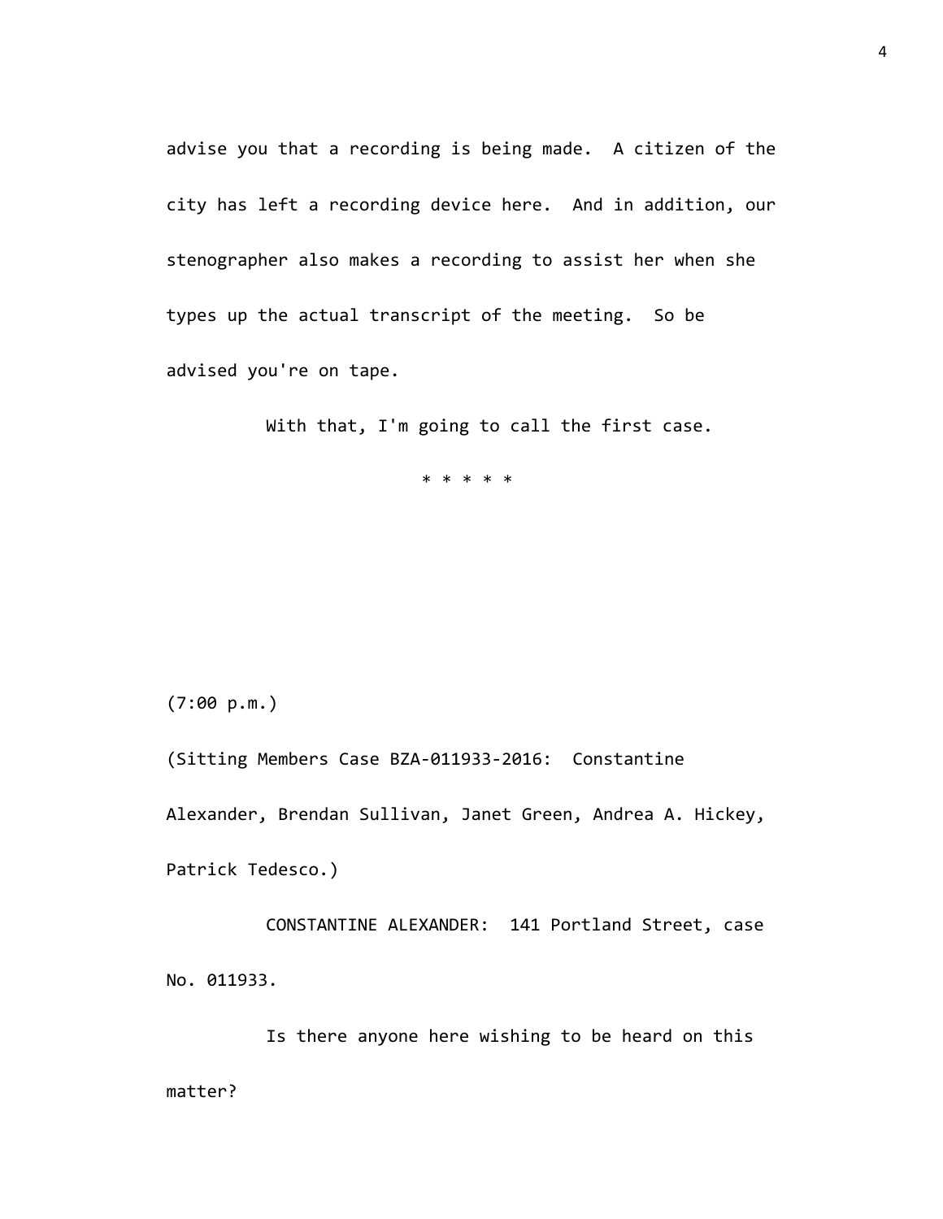advise you that a recording is being made. A citizen of the city has left a recording device here. And in addition, our stenographer also makes a recording to assist her when she types up the actual transcript of the meeting. So be advised you're on tape.

With that, I'm going to call the first case.

* * * * *

(7:00 p.m.)

(Sitting Members Case BZA-011933-2016: Constantine Alexander, Brendan Sullivan, Janet Green, Andrea A. Hickey, Patrick Tedesco.)

CONSTANTINE ALEXANDER: 141 Portland Street, case No. 011933.

Is there anyone here wishing to be heard on this matter?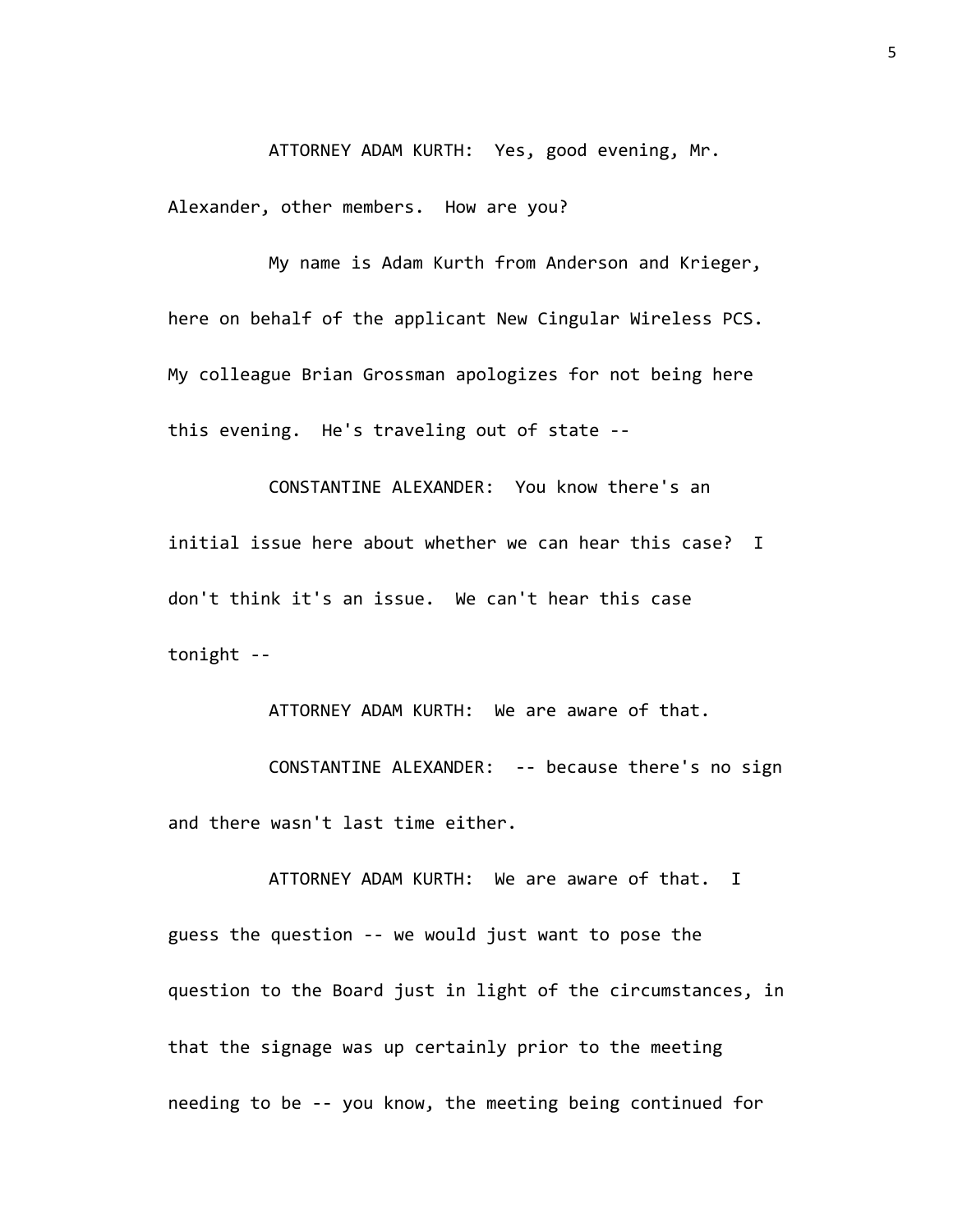ATTORNEY ADAM KURTH: Yes, good evening, Mr. Alexander, other members. How are you?

My name is Adam Kurth from Anderson and Krieger, here on behalf of the applicant New Cingular Wireless PCS. My colleague Brian Grossman apologizes for not being here this evening. He's traveling out of state --

CONSTANTINE ALEXANDER: You know there's an initial issue here about whether we can hear this case? I don't think it's an issue. We can't hear this case tonight --

ATTORNEY ADAM KURTH: We are aware of that.

CONSTANTINE ALEXANDER: -- because there's no sign and there wasn't last time either.

ATTORNEY ADAM KURTH: We are aware of that. I guess the question -- we would just want to pose the question to the Board just in light of the circumstances, in that the signage was up certainly prior to the meeting needing to be -- you know, the meeting being continued for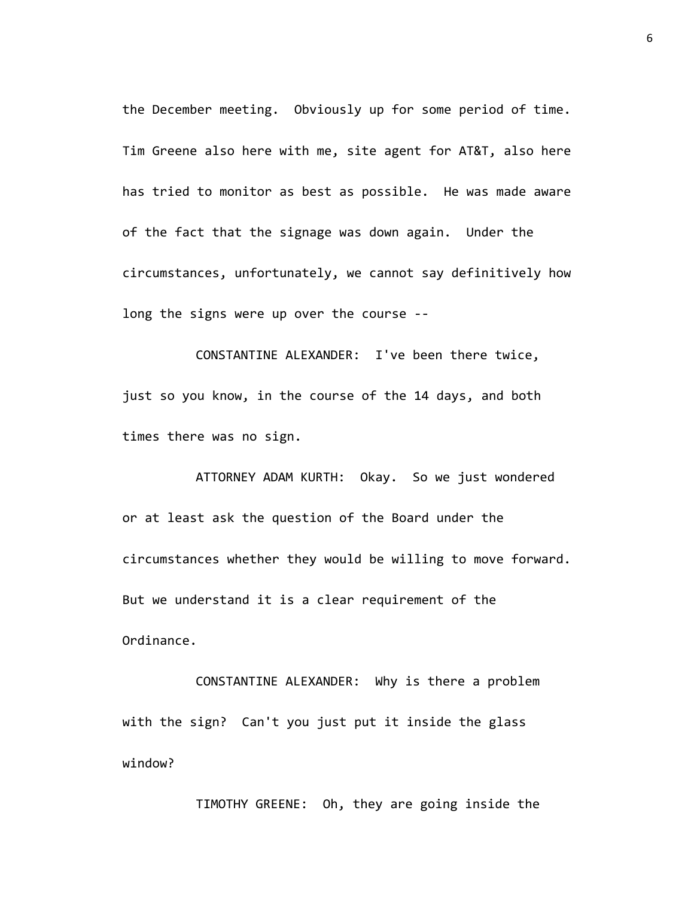the December meeting. Obviously up for some period of time. Tim Greene also here with me, site agent for AT&T, also here has tried to monitor as best as possible. He was made aware of the fact that the signage was down again. Under the circumstances, unfortunately, we cannot say definitively how long the signs were up over the course --

CONSTANTINE ALEXANDER: I've been there twice, just so you know, in the course of the 14 days, and both times there was no sign.

ATTORNEY ADAM KURTH: Okay. So we just wondered or at least ask the question of the Board under the circumstances whether they would be willing to move forward. But we understand it is a clear requirement of the Ordinance.

CONSTANTINE ALEXANDER: Why is there a problem with the sign? Can't you just put it inside the glass window?

TIMOTHY GREENE: Oh, they are going inside the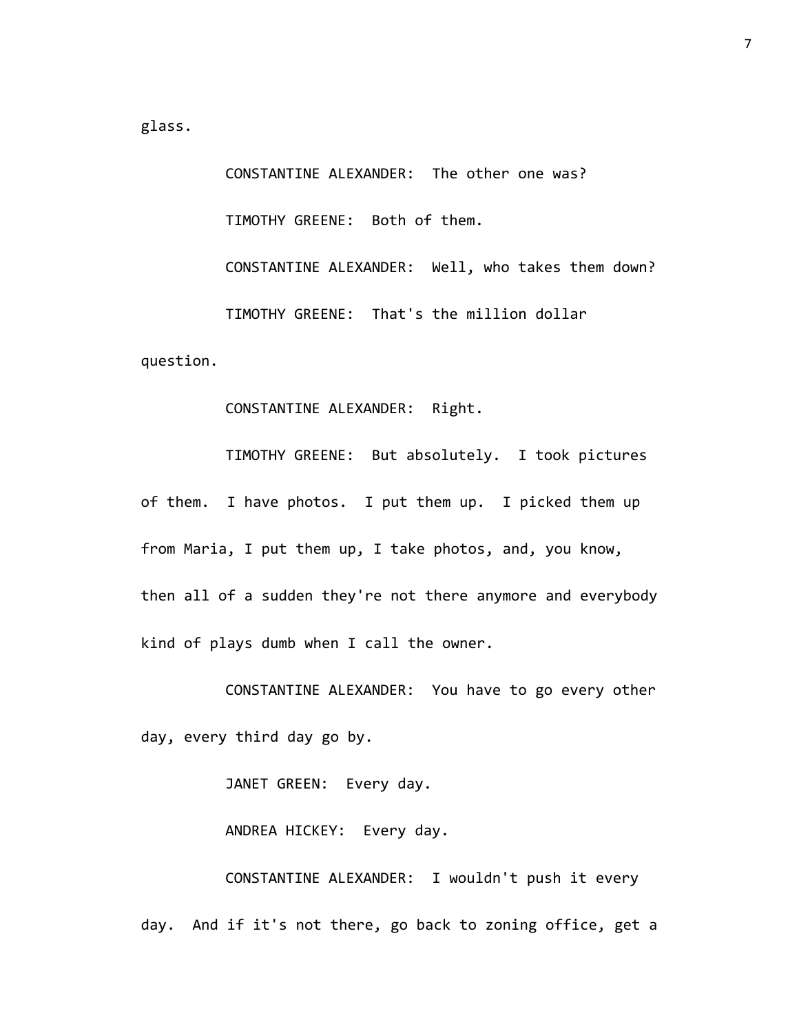glass.

CONSTANTINE ALEXANDER: The other one was?

TIMOTHY GREENE: Both of them.

CONSTANTINE ALEXANDER: Well, who takes them down?

TIMOTHY GREENE: That's the million dollar question.

CONSTANTINE ALEXANDER: Right.

TIMOTHY GREENE: But absolutely. I took pictures of them. I have photos. I put them up. I picked them up from Maria, I put them up, I take photos, and, you know, then all of a sudden they're not there anymore and everybody kind of plays dumb when I call the owner.

CONSTANTINE ALEXANDER: You have to go every other day, every third day go by.

JANET GREEN: Every day.

ANDREA HICKEY: Every day.

CONSTANTINE ALEXANDER: I wouldn't push it every day. And if it's not there, go back to zoning office, get a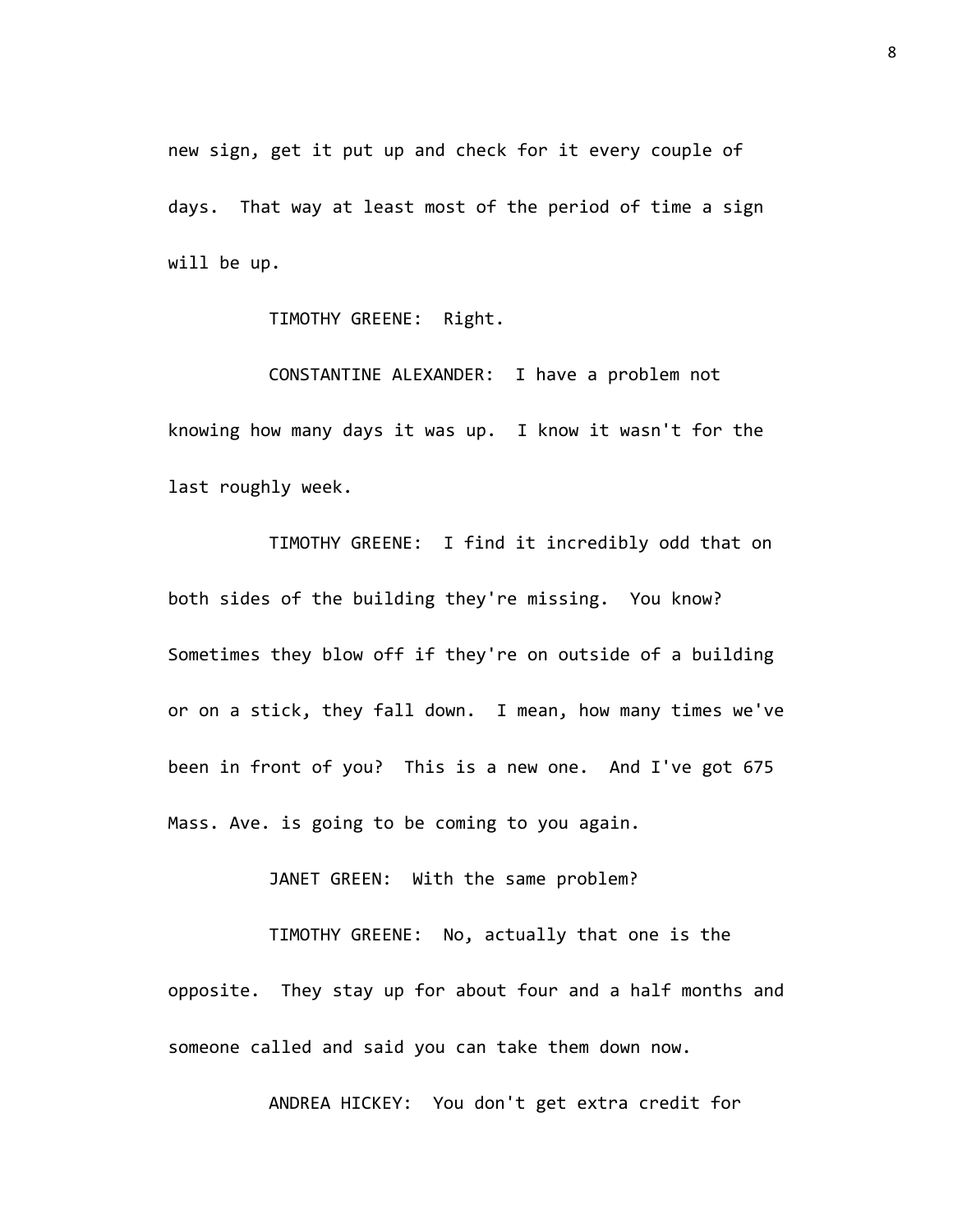new sign, get it put up and check for it every couple of days. That way at least most of the period of time a sign will be up.

TIMOTHY GREENE: Right.

CONSTANTINE ALEXANDER: I have a problem not knowing how many days it was up. I know it wasn't for the last roughly week.

TIMOTHY GREENE: I find it incredibly odd that on both sides of the building they're missing. You know? Sometimes they blow off if they're on outside of a building or on a stick, they fall down. I mean, how many times we've been in front of you? This is a new one. And I've got 675 Mass. Ave. is going to be coming to you again.

JANET GREEN: With the same problem?

TIMOTHY GREENE: No, actually that one is the opposite. They stay up for about four and a half months and someone called and said you can take them down now.

ANDREA HICKEY: You don't get extra credit for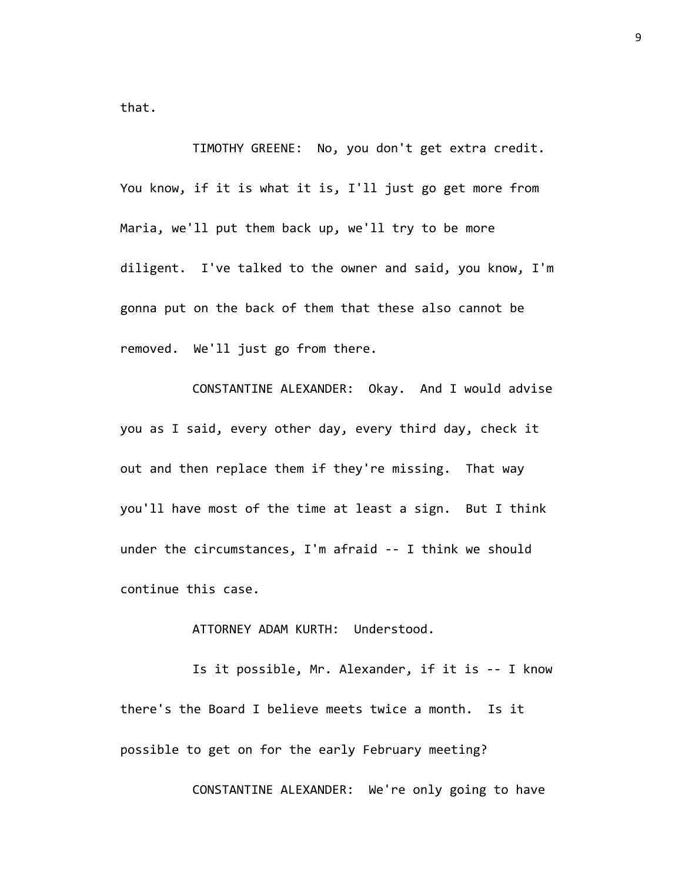that.

TIMOTHY GREENE: No, you don't get extra credit. You know, if it is what it is, I'll just go get more from Maria, we'll put them back up, we'll try to be more diligent. I've talked to the owner and said, you know, I'm gonna put on the back of them that these also cannot be removed. We'll just go from there.

CONSTANTINE ALEXANDER: Okay. And I would advise you as I said, every other day, every third day, check it out and then replace them if they're missing. That way you'll have most of the time at least a sign. But I think under the circumstances, I'm afraid -- I think we should continue this case.

ATTORNEY ADAM KURTH: Understood.

Is it possible, Mr. Alexander, if it is -- I know there's the Board I believe meets twice a month. Is it possible to get on for the early February meeting?

CONSTANTINE ALEXANDER: We're only going to have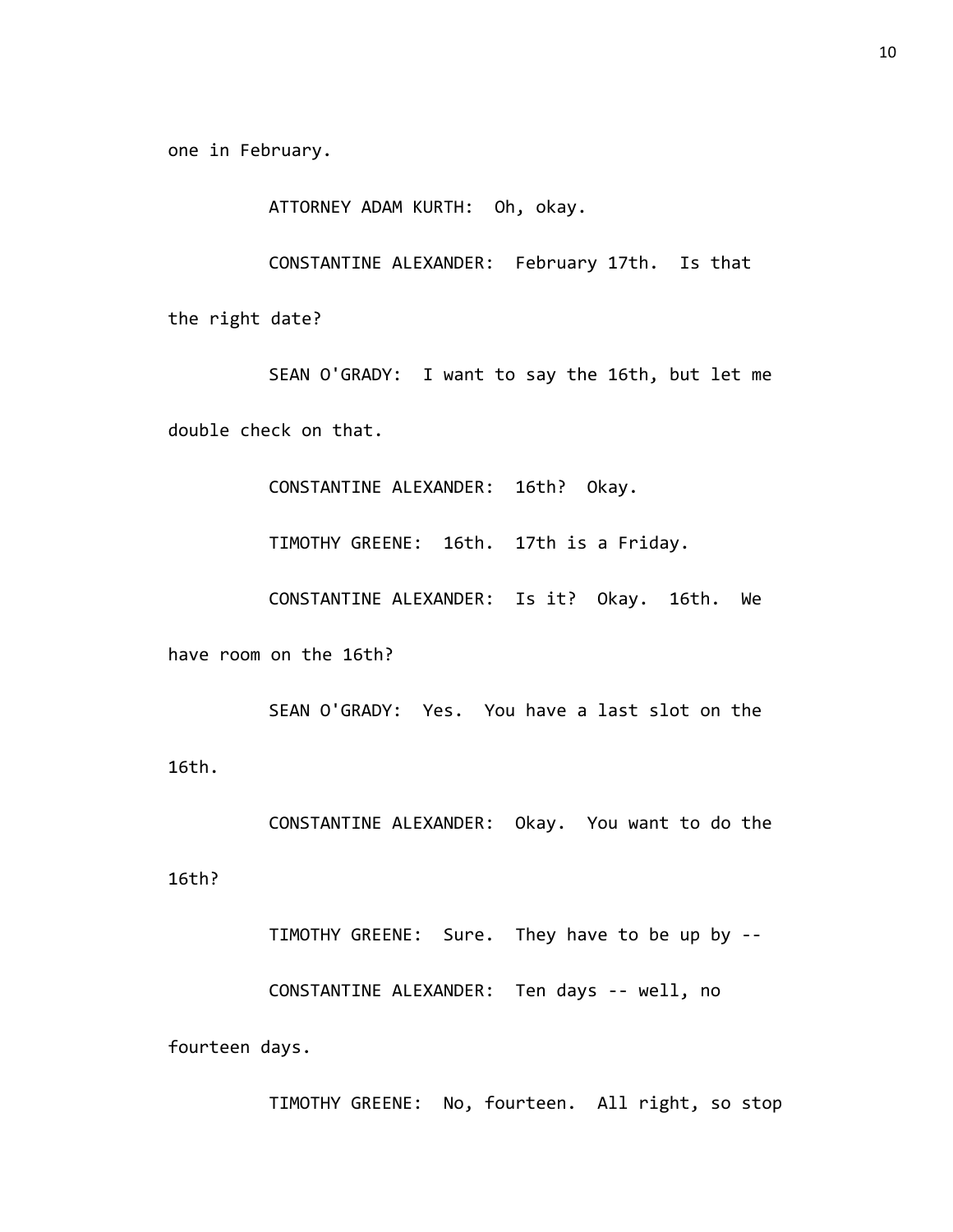one in February.

ATTORNEY ADAM KURTH: Oh, okay.

CONSTANTINE ALEXANDER: February 17th. Is that the right date?

SEAN O'GRADY: I want to say the 16th, but let me double check on that.

CONSTANTINE ALEXANDER: 16th? Okay.

TIMOTHY GREENE: 16th. 17th is a Friday.

CONSTANTINE ALEXANDER: Is it? Okay. 16th. We have room on the 16th?

SEAN O'GRADY: Yes. You have a last slot on the 16th.

CONSTANTINE ALEXANDER: Okay. You want to do the 16th?

TIMOTHY GREENE: Sure. They have to be up by --

CONSTANTINE ALEXANDER: Ten days -- well, no fourteen days.

TIMOTHY GREENE: No, fourteen. All right, so stop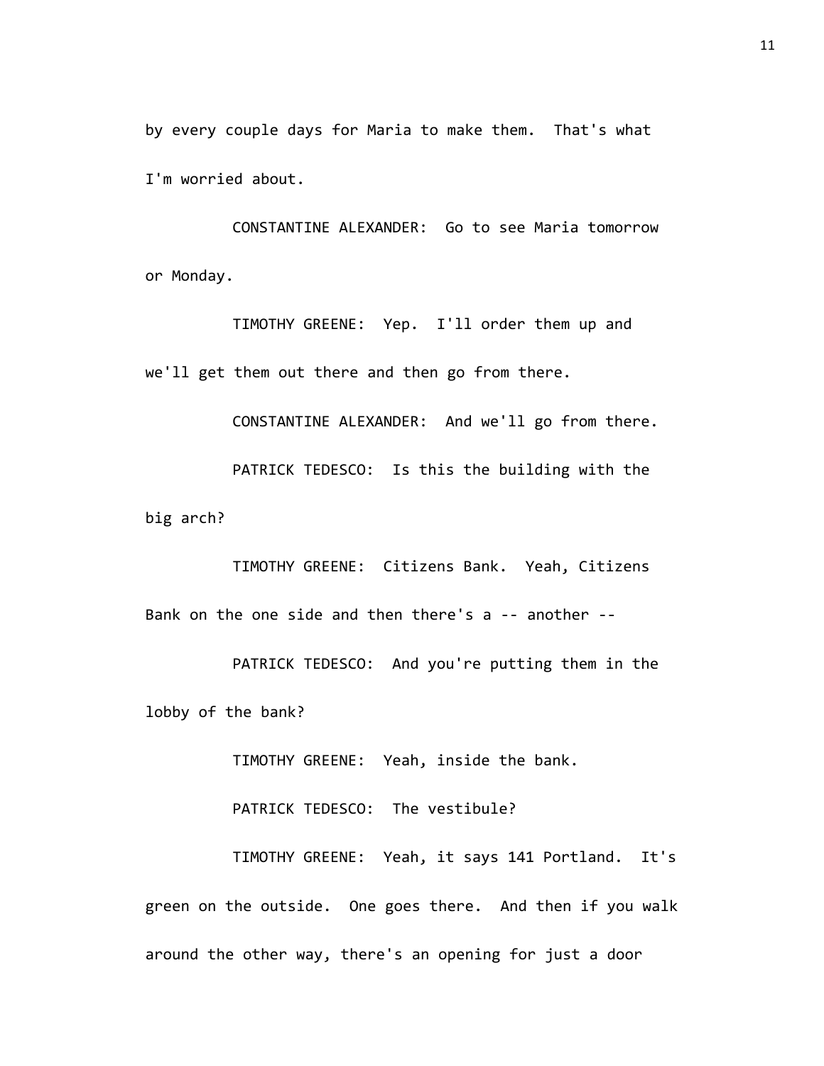by every couple days for Maria to make them. That's what I'm worried about.

CONSTANTINE ALEXANDER: Go to see Maria tomorrow or Monday.

TIMOTHY GREENE: Yep. I'll order them up and we'll get them out there and then go from there.

CONSTANTINE ALEXANDER: And we'll go from there.

PATRICK TEDESCO: Is this the building with the big arch?

TIMOTHY GREENE: Citizens Bank. Yeah, Citizens Bank on the one side and then there's a -- another --

PATRICK TEDESCO: And you're putting them in the lobby of the bank?

TIMOTHY GREENE: Yeah, inside the bank.

PATRICK TEDESCO: The vestibule?

TIMOTHY GREENE: Yeah, it says 141 Portland. It's green on the outside. One goes there. And then if you walk around the other way, there's an opening for just a door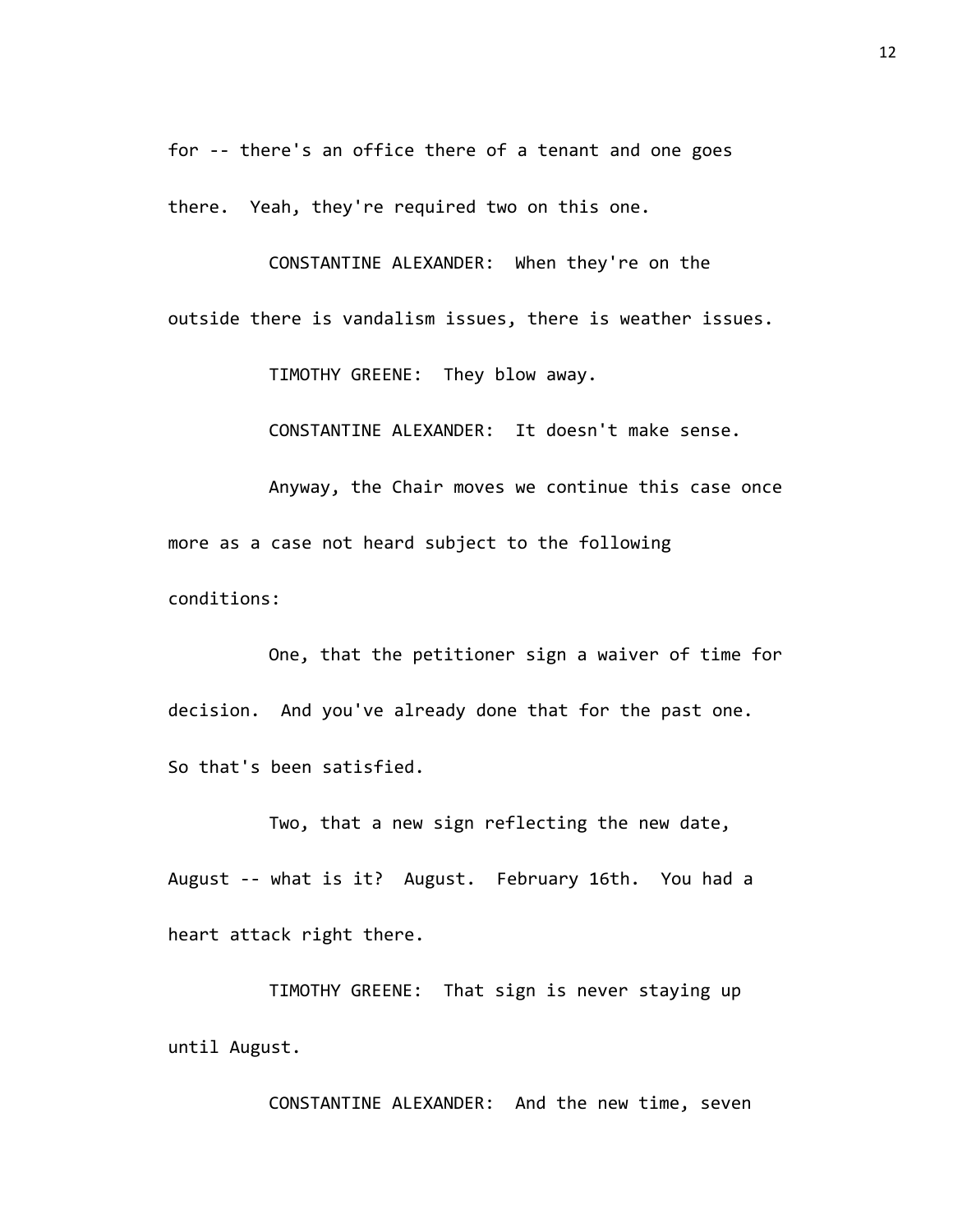for -- there's an office there of a tenant and one goes there. Yeah, they're required two on this one.

CONSTANTINE ALEXANDER: When they're on the outside there is vandalism issues, there is weather issues.

TIMOTHY GREENE: They blow away.

CONSTANTINE ALEXANDER: It doesn't make sense.

Anyway, the Chair moves we continue this case once more as a case not heard subject to the following conditions:

One, that the petitioner sign a waiver of time for decision. And you've already done that for the past one. So that's been satisfied.

Two, that a new sign reflecting the new date, August -- what is it? August. February 16th. You had a heart attack right there.

TIMOTHY GREENE: That sign is never staying up until August.

CONSTANTINE ALEXANDER: And the new time, seven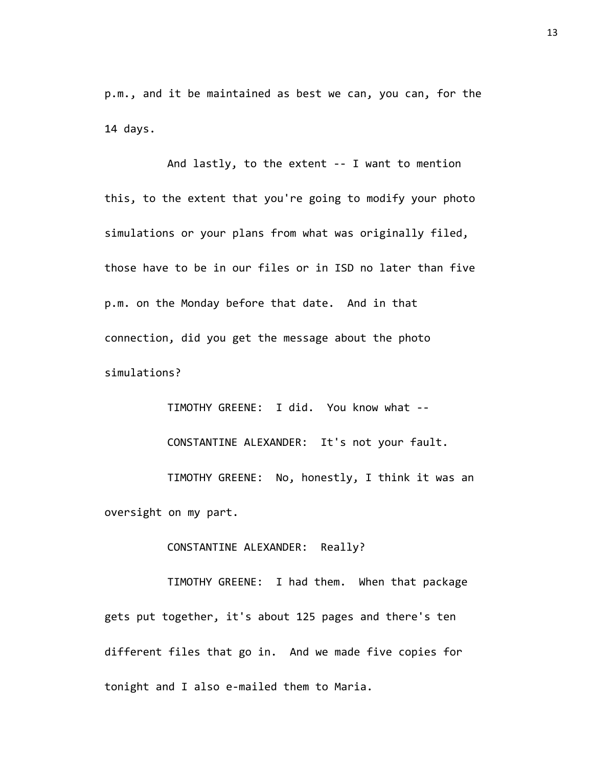p.m., and it be maintained as best we can, you can, for the 14 days.

And lastly, to the extent -- I want to mention this, to the extent that you're going to modify your photo simulations or your plans from what was originally filed, those have to be in our files or in ISD no later than five p.m. on the Monday before that date. And in that connection, did you get the message about the photo simulations?

TIMOTHY GREENE: I did. You know what --

CONSTANTINE ALEXANDER: It's not your fault.

TIMOTHY GREENE: No, honestly, I think it was an oversight on my part.

CONSTANTINE ALEXANDER: Really?

TIMOTHY GREENE: I had them. When that package gets put together, it's about 125 pages and there's ten different files that go in. And we made five copies for tonight and I also e-mailed them to Maria.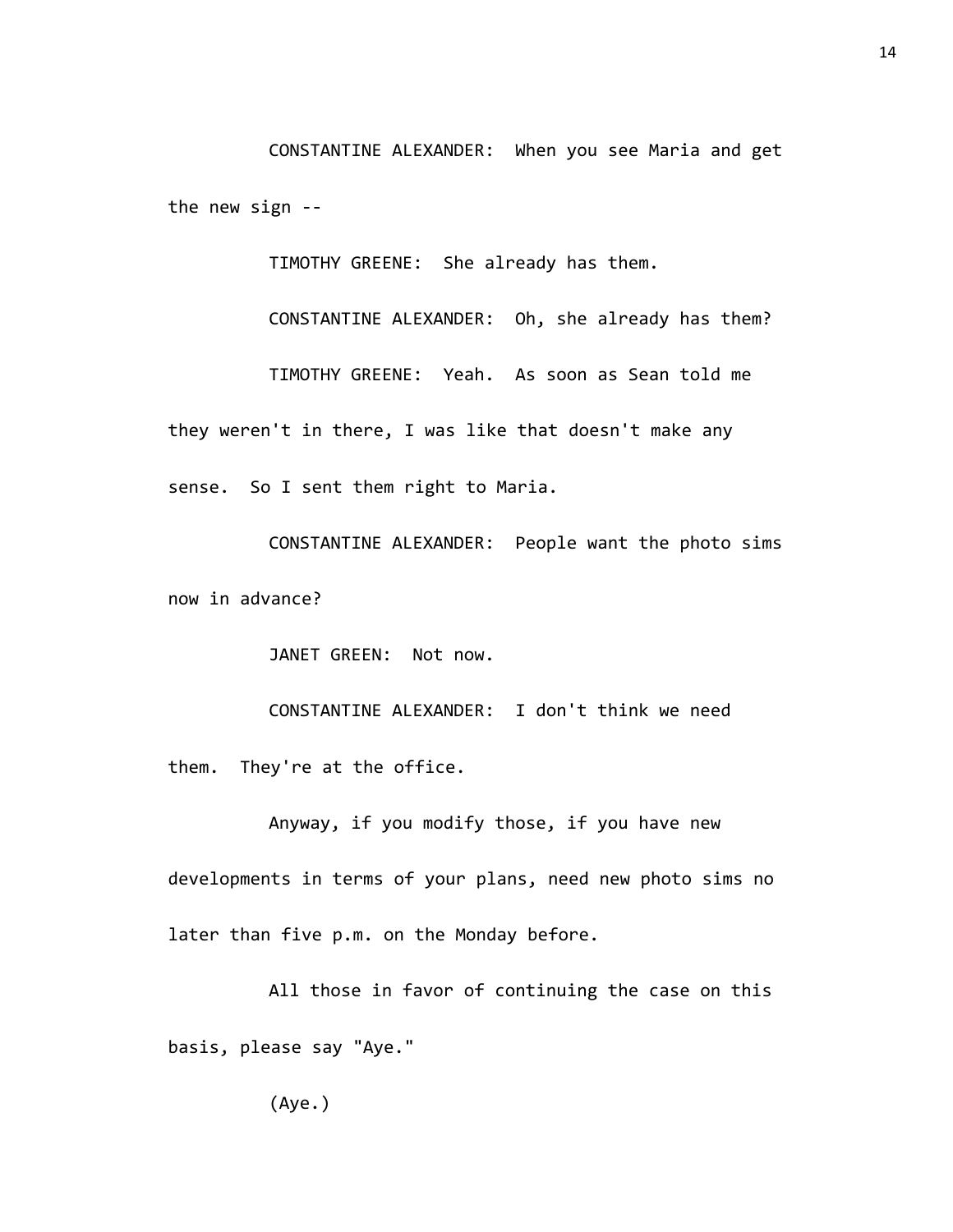CONSTANTINE ALEXANDER: When you see Maria and get the new sign --

TIMOTHY GREENE: She already has them.

CONSTANTINE ALEXANDER: Oh, she already has them?

TIMOTHY GREENE: Yeah. As soon as Sean told me they weren't in there, I was like that doesn't make any sense. So I sent them right to Maria.

CONSTANTINE ALEXANDER: People want the photo sims now in advance?

JANET GREEN: Not now.

CONSTANTINE ALEXANDER: I don't think we need them. They're at the office.

Anyway, if you modify those, if you have new developments in terms of your plans, need new photo sims no later than five p.m. on the Monday before.

All those in favor of continuing the case on this basis, please say "Aye."

(Aye.)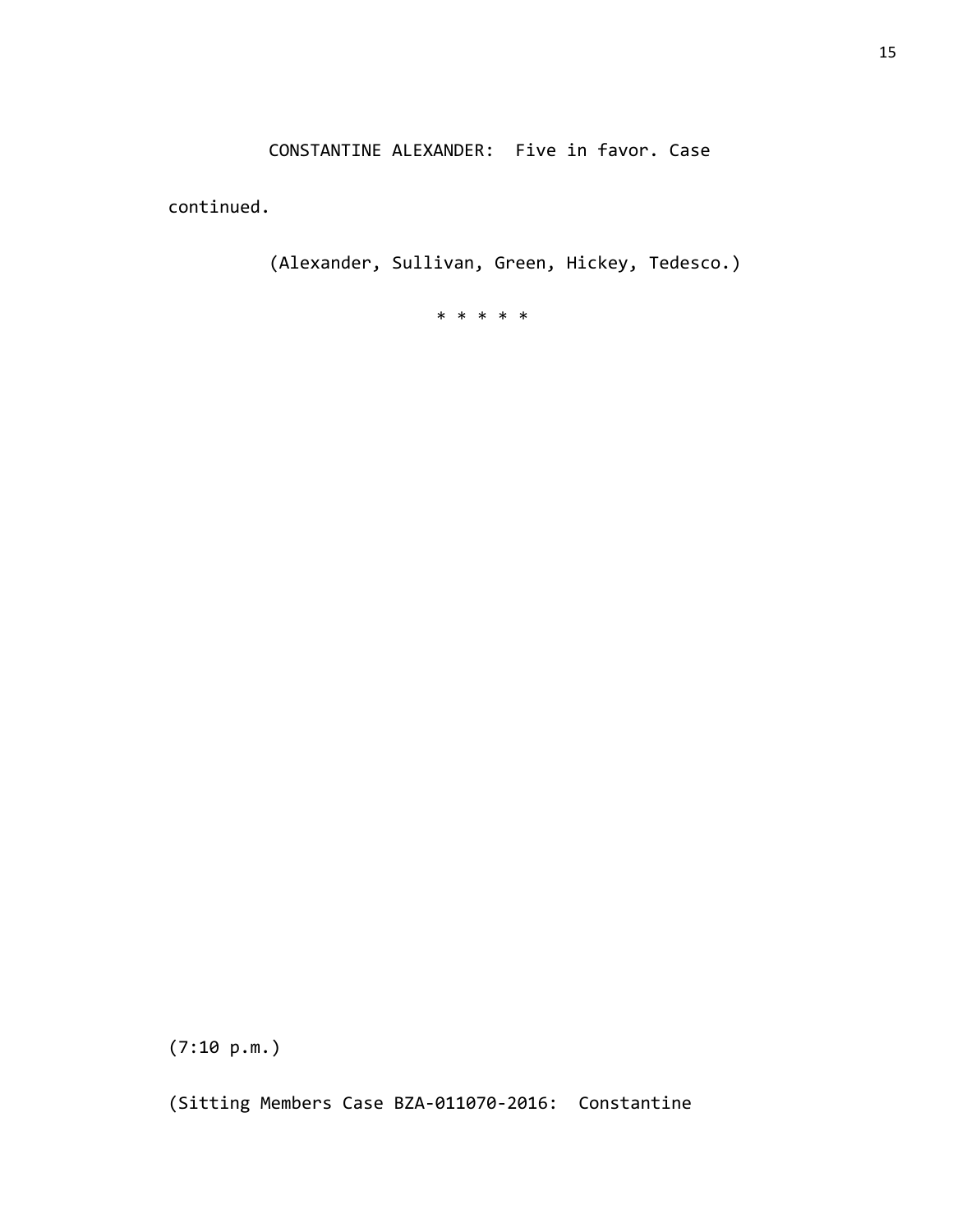CONSTANTINE ALEXANDER: Five in favor. Case continued.

(Alexander, Sullivan, Green, Hickey, Tedesco.)

* * * * *

(7:10 p.m.)

(Sitting Members Case BZA-011070-2016: Constantine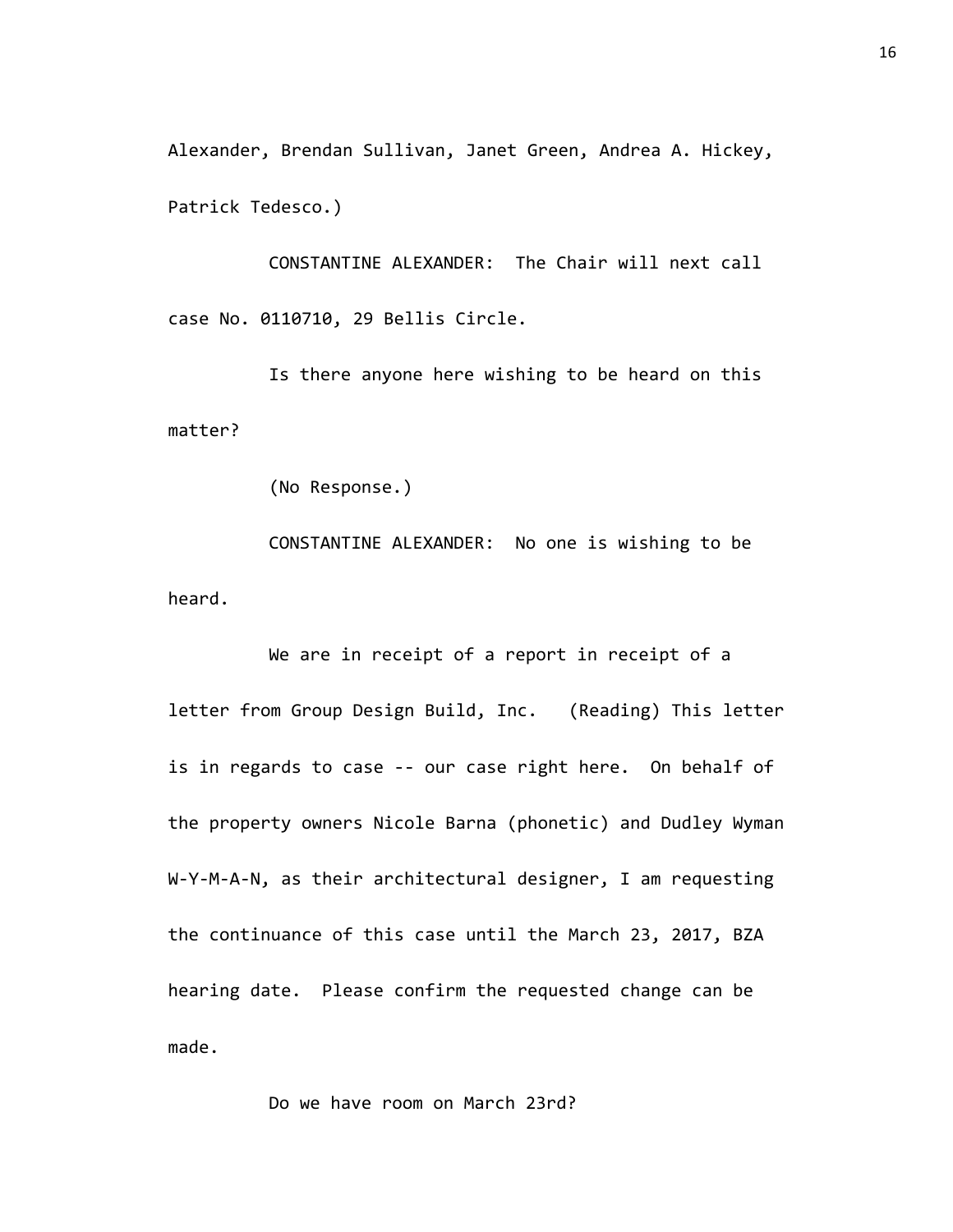Alexander, Brendan Sullivan, Janet Green, Andrea A. Hickey, Patrick Tedesco.)

CONSTANTINE ALEXANDER: The Chair will next call case No. 0110710, 29 Bellis Circle.

Is there anyone here wishing to be heard on this matter?

(No Response.)

CONSTANTINE ALEXANDER: No one is wishing to be heard.

We are in receipt of a report in receipt of a letter from Group Design Build, Inc. (Reading) This letter is in regards to case -- our case right here. On behalf of the property owners Nicole Barna (phonetic) and Dudley Wyman W-Y-M-A-N, as their architectural designer, I am requesting the continuance of this case until the March 23, 2017, BZA hearing date. Please confirm the requested change can be made.

Do we have room on March 23rd?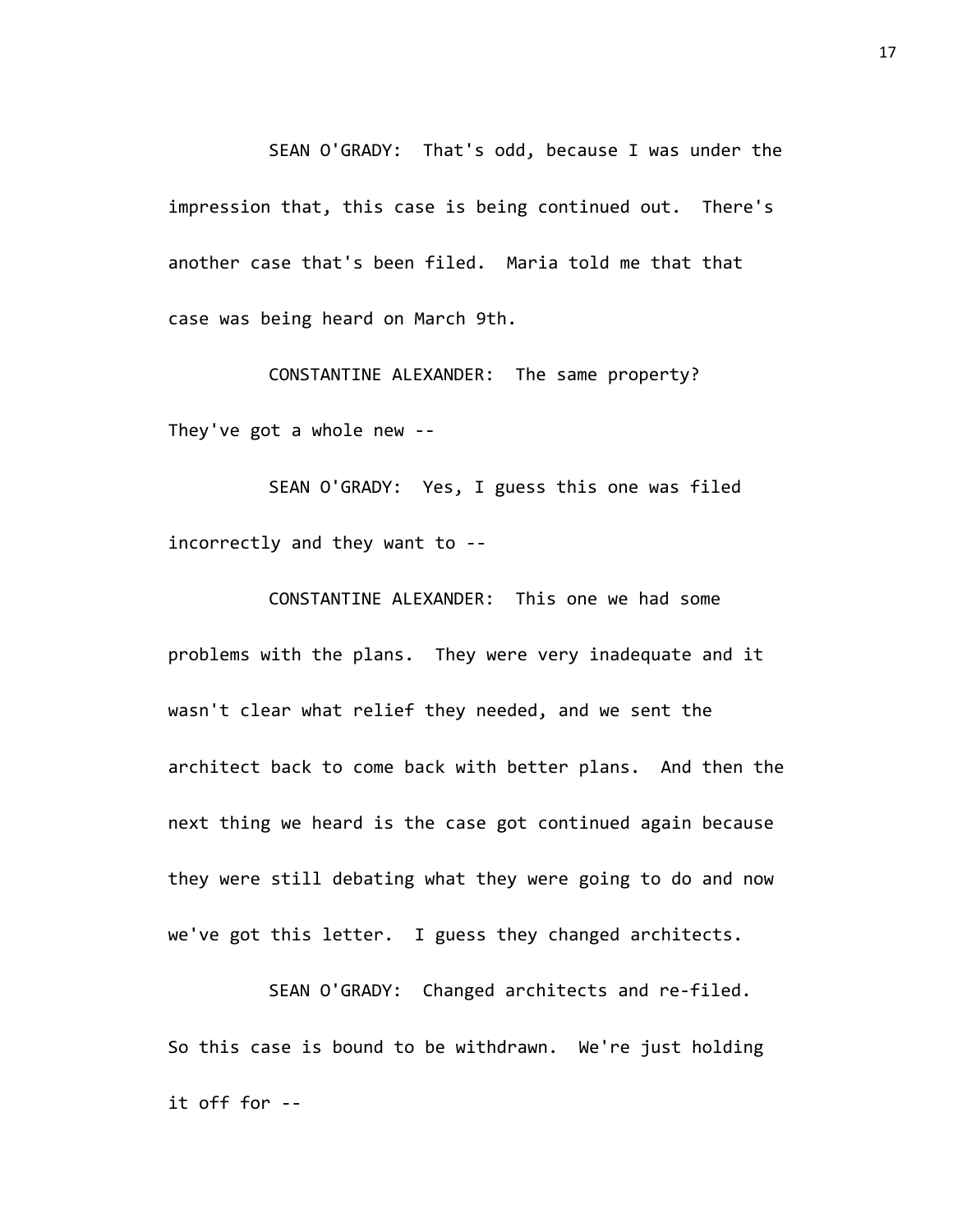SEAN O'GRADY: That's odd, because I was under the impression that, this case is being continued out. There's another case that's been filed. Maria told me that that case was being heard on March 9th.

CONSTANTINE ALEXANDER: The same property? They've got a whole new --

SEAN O'GRADY: Yes, I guess this one was filed incorrectly and they want to --

CONSTANTINE ALEXANDER: This one we had some problems with the plans. They were very inadequate and it wasn't clear what relief they needed, and we sent the architect back to come back with better plans. And then the next thing we heard is the case got continued again because they were still debating what they were going to do and now we've got this letter. I guess they changed architects.

SEAN O'GRADY: Changed architects and re-filed. So this case is bound to be withdrawn. We're just holding it off for --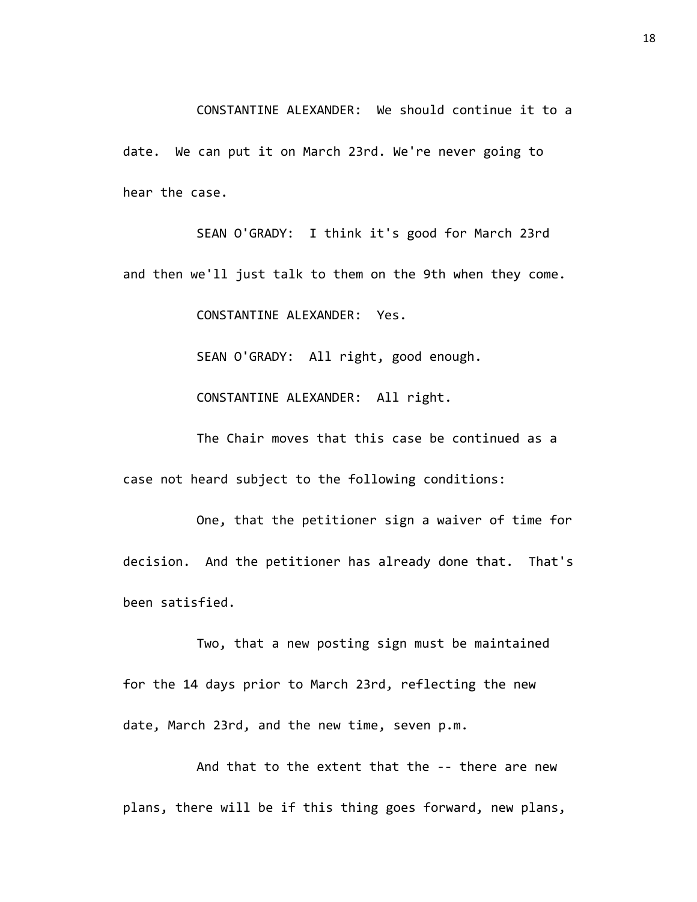CONSTANTINE ALEXANDER: We should continue it to a date. We can put it on March 23rd. We're never going to hear the case.

SEAN O'GRADY: I think it's good for March 23rd and then we'll just talk to them on the 9th when they come.

CONSTANTINE ALEXANDER: Yes.

SEAN O'GRADY: All right, good enough.

CONSTANTINE ALEXANDER: All right.

The Chair moves that this case be continued as a case not heard subject to the following conditions:

One, that the petitioner sign a waiver of time for decision. And the petitioner has already done that. That's been satisfied.

Two, that a new posting sign must be maintained for the 14 days prior to March 23rd, reflecting the new date, March 23rd, and the new time, seven p.m.

And that to the extent that the -- there are new plans, there will be if this thing goes forward, new plans,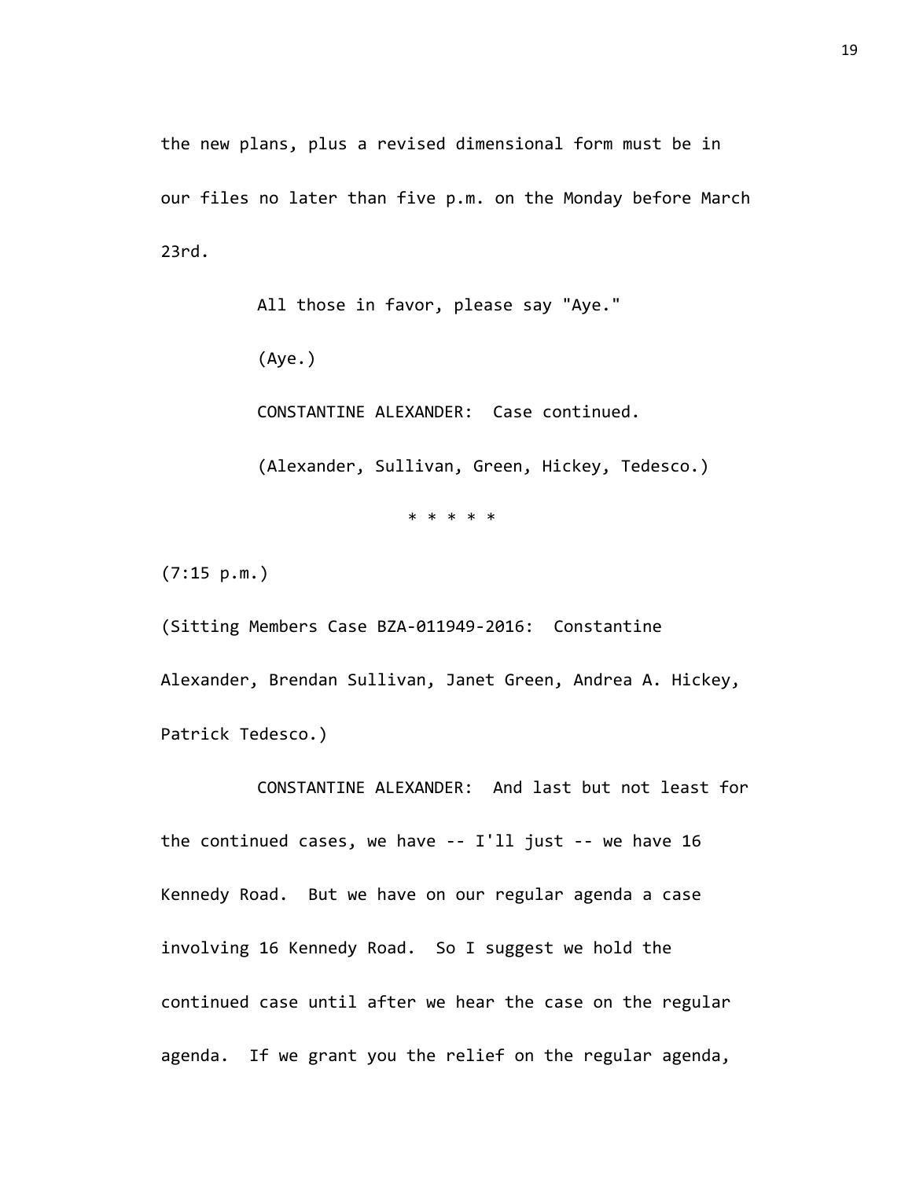the new plans, plus a revised dimensional form must be in our files no later than five p.m. on the Monday before March 23rd.

All those in favor, please say "Aye."

(Aye.)

CONSTANTINE ALEXANDER: Case continued.

(Alexander, Sullivan, Green, Hickey, Tedesco.)

* * * * *

(7:15 p.m.)

(Sitting Members Case BZA-011949-2016: Constantine Alexander, Brendan Sullivan, Janet Green, Andrea A. Hickey, Patrick Tedesco.)

CONSTANTINE ALEXANDER: And last but not least for the continued cases, we have -- I'll just -- we have 16 Kennedy Road. But we have on our regular agenda a case involving 16 Kennedy Road. So I suggest we hold the continued case until after we hear the case on the regular agenda. If we grant you the relief on the regular agenda,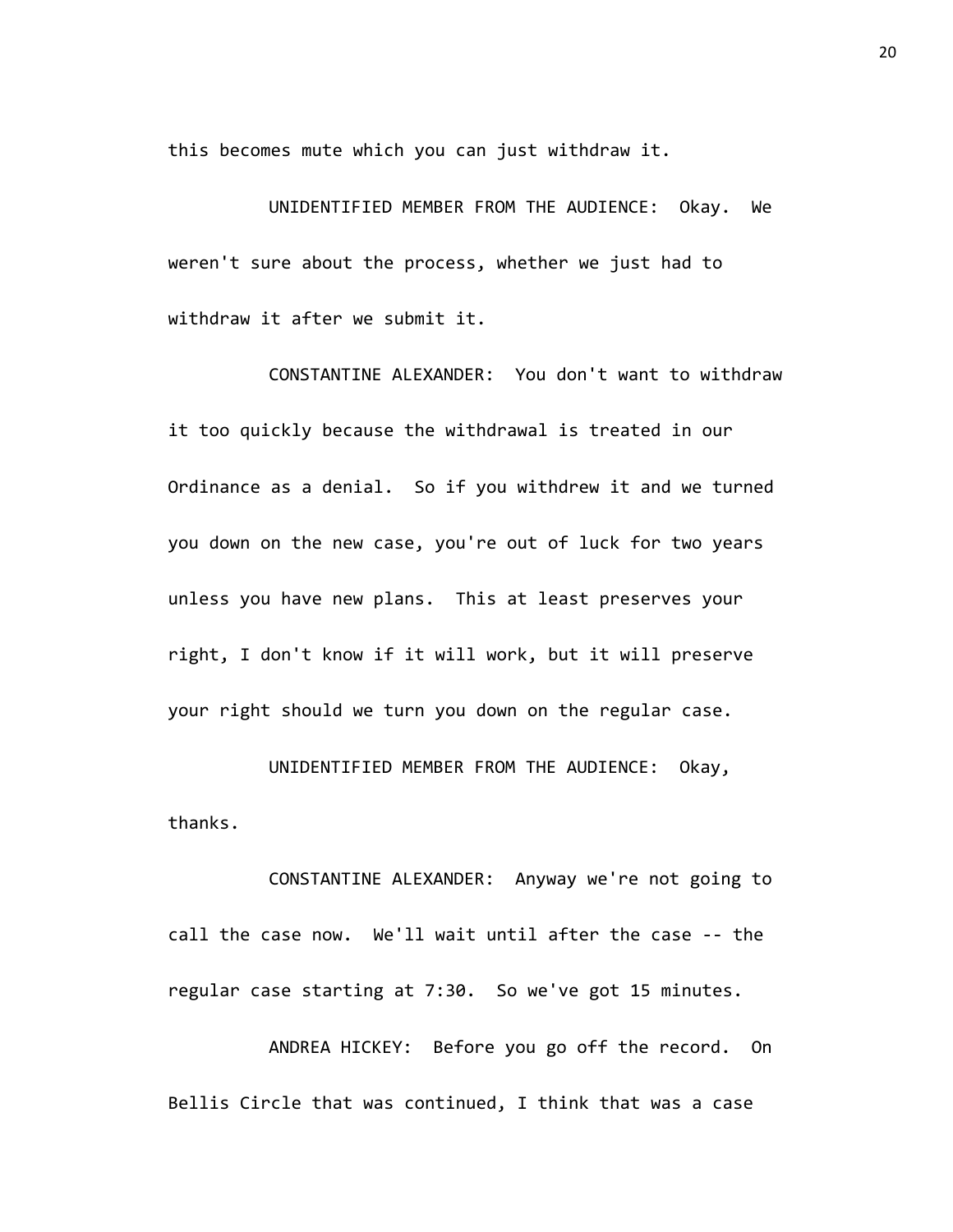this becomes mute which you can just withdraw it.

UNIDENTIFIED MEMBER FROM THE AUDIENCE: Okay. We weren't sure about the process, whether we just had to withdraw it after we submit it.

CONSTANTINE ALEXANDER: You don't want to withdraw it too quickly because the withdrawal is treated in our Ordinance as a denial. So if you withdrew it and we turned you down on the new case, you're out of luck for two years unless you have new plans. This at least preserves your right, I don't know if it will work, but it will preserve your right should we turn you down on the regular case.

UNIDENTIFIED MEMBER FROM THE AUDIENCE: Okay, thanks.

CONSTANTINE ALEXANDER: Anyway we're not going to call the case now. We'll wait until after the case -- the regular case starting at 7:30. So we've got 15 minutes.

ANDREA HICKEY: Before you go off the record. On Bellis Circle that was continued, I think that was a case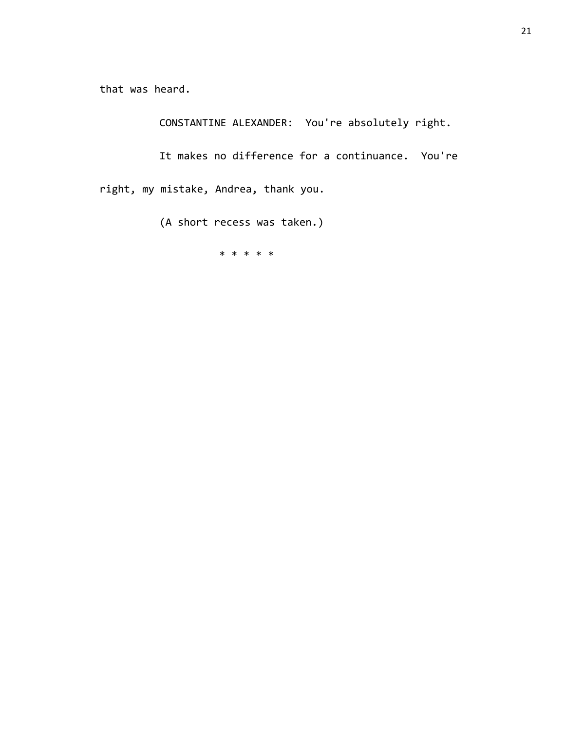that was heard.

CONSTANTINE ALEXANDER: You're absolutely right.

It makes no difference for a continuance. You're right, my mistake, Andrea, thank you.

(A short recess was taken.)

* * * * *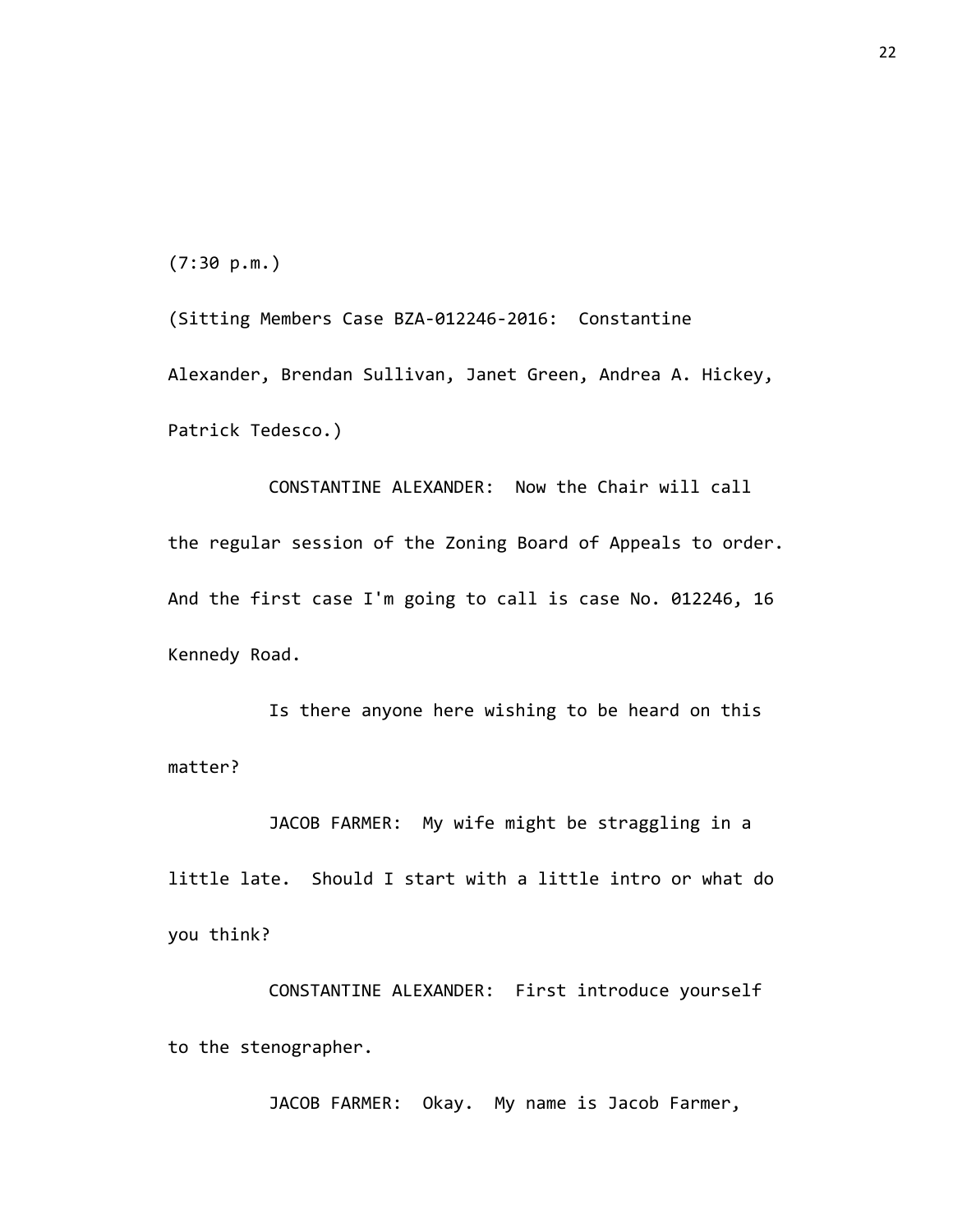(7:30 p.m.)

(Sitting Members Case BZA-012246-2016: Constantine Alexander, Brendan Sullivan, Janet Green, Andrea A. Hickey, Patrick Tedesco.)

CONSTANTINE ALEXANDER: Now the Chair will call the regular session of the Zoning Board of Appeals to order. And the first case I'm going to call is case No. 012246, 16 Kennedy Road.

Is there anyone here wishing to be heard on this matter?

JACOB FARMER: My wife might be straggling in a little late. Should I start with a little intro or what do you think?

CONSTANTINE ALEXANDER: First introduce yourself to the stenographer.

JACOB FARMER: Okay. My name is Jacob Farmer,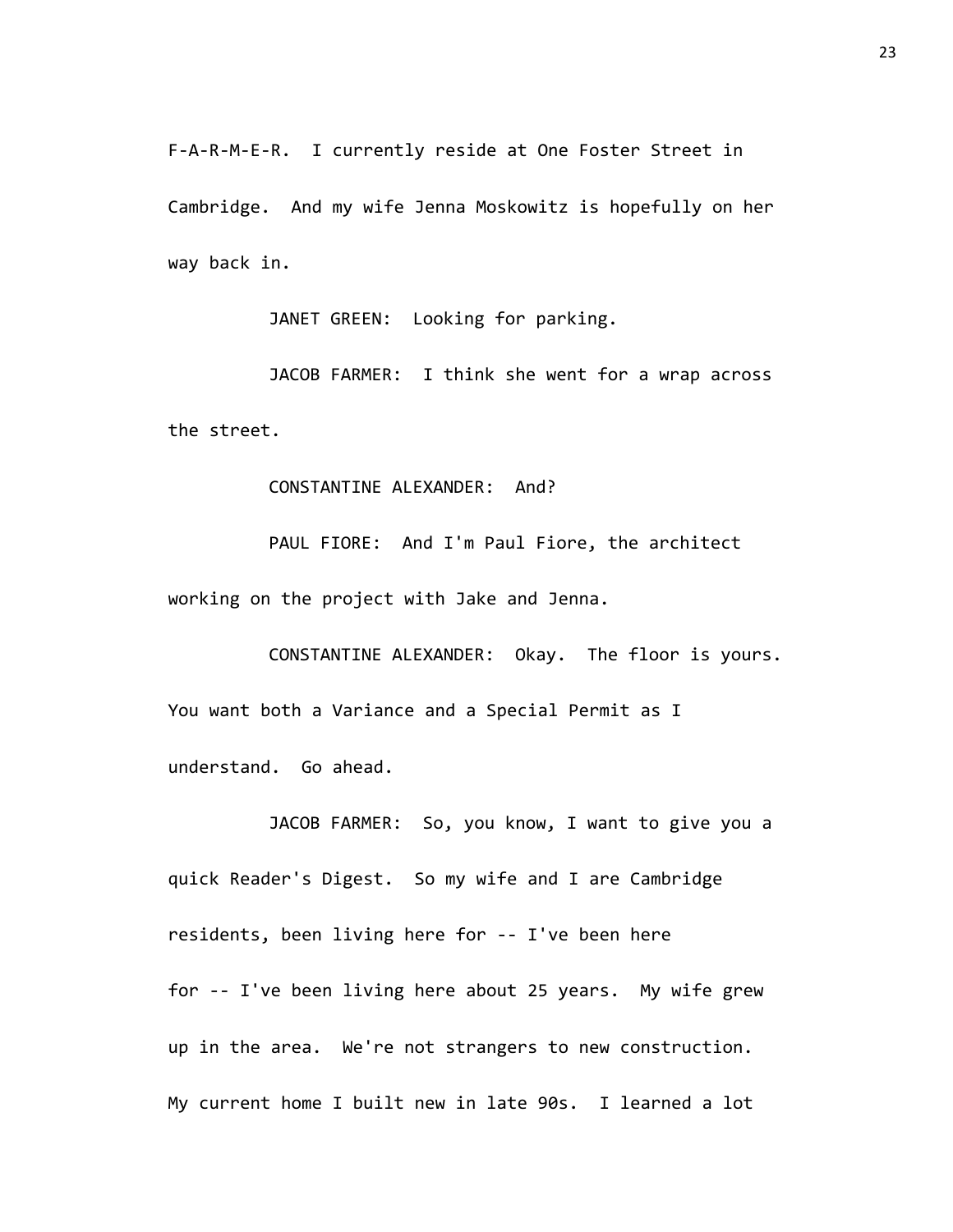F-A-R-M-E-R. I currently reside at One Foster Street in Cambridge. And my wife Jenna Moskowitz is hopefully on her way back in.

JANET GREEN: Looking for parking.

JACOB FARMER: I think she went for a wrap across the street.

CONSTANTINE ALEXANDER: And?

PAUL FIORE: And I'm Paul Fiore, the architect working on the project with Jake and Jenna.

CONSTANTINE ALEXANDER: Okay. The floor is yours. You want both a Variance and a Special Permit as I understand. Go ahead.

JACOB FARMER: So, you know, I want to give you a quick Reader's Digest. So my wife and I are Cambridge residents, been living here for -- I've been here for -- I've been living here about 25 years. My wife grew up in the area. We're not strangers to new construction. My current home I built new in late 90s. I learned a lot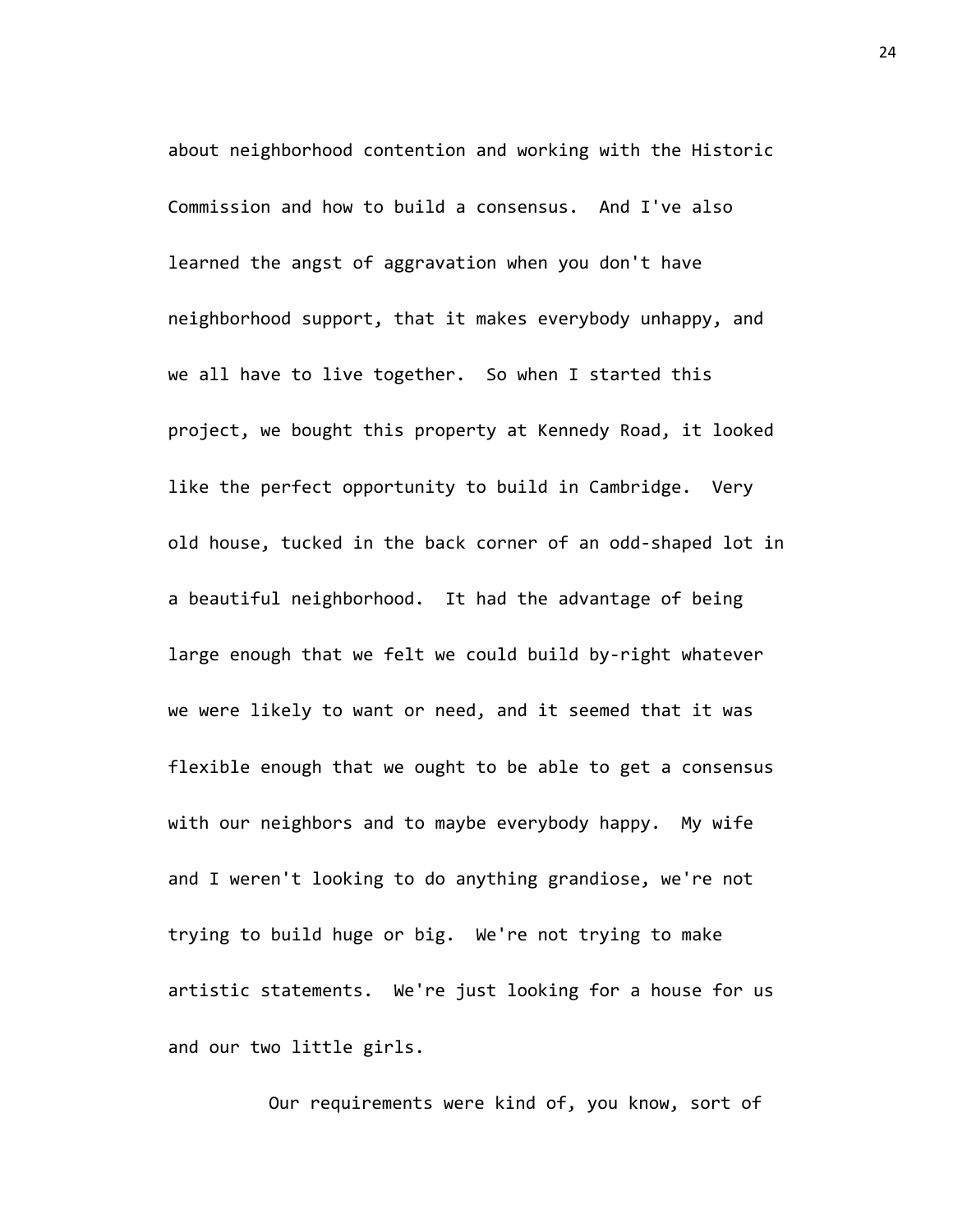about neighborhood contention and working with the Historic Commission and how to build a consensus. And I've also learned the angst of aggravation when you don't have neighborhood support, that it makes everybody unhappy, and we all have to live together. So when I started this project, we bought this property at Kennedy Road, it looked like the perfect opportunity to build in Cambridge. Very old house, tucked in the back corner of an odd-shaped lot in a beautiful neighborhood. It had the advantage of being large enough that we felt we could build by-right whatever we were likely to want or need, and it seemed that it was flexible enough that we ought to be able to get a consensus with our neighbors and to maybe everybody happy. My wife and I weren't looking to do anything grandiose, we're not trying to build huge or big. We're not trying to make artistic statements. We're just looking for a house for us and our two little girls.

Our requirements were kind of, you know, sort of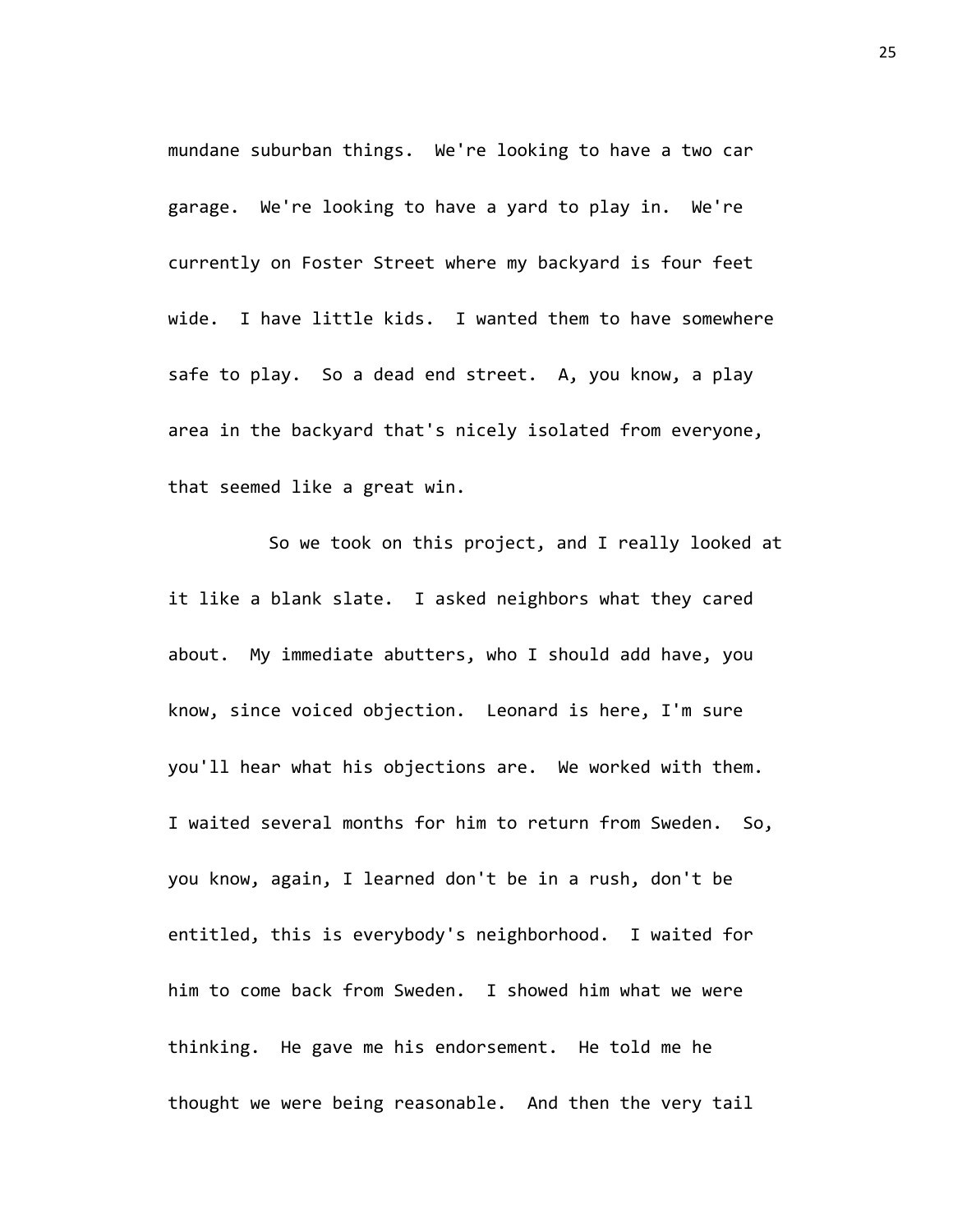mundane suburban things. We're looking to have a two car garage. We're looking to have a yard to play in. We're currently on Foster Street where my backyard is four feet wide. I have little kids. I wanted them to have somewhere safe to play. So a dead end street. A, you know, a play area in the backyard that's nicely isolated from everyone, that seemed like a great win.

So we took on this project, and I really looked at it like a blank slate. I asked neighbors what they cared about. My immediate abutters, who I should add have, you know, since voiced objection. Leonard is here, I'm sure you'll hear what his objections are. We worked with them. I waited several months for him to return from Sweden. So, you know, again, I learned don't be in a rush, don't be entitled, this is everybody's neighborhood. I waited for him to come back from Sweden. I showed him what we were thinking. He gave me his endorsement. He told me he thought we were being reasonable. And then the very tail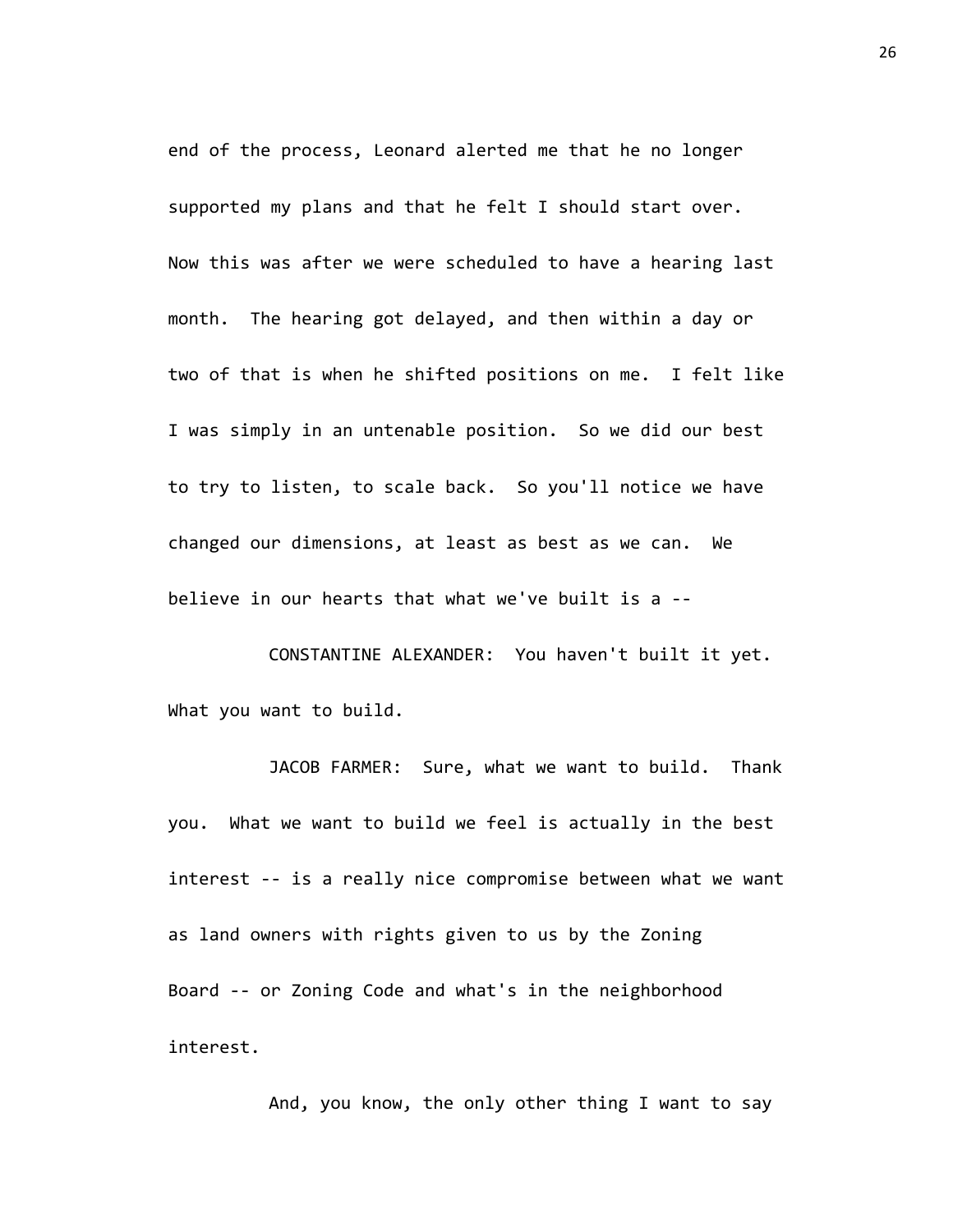end of the process, Leonard alerted me that he no longer supported my plans and that he felt I should start over. Now this was after we were scheduled to have a hearing last month. The hearing got delayed, and then within a day or two of that is when he shifted positions on me. I felt like I was simply in an untenable position. So we did our best to try to listen, to scale back. So you'll notice we have changed our dimensions, at least as best as we can. We believe in our hearts that what we've built is a --

CONSTANTINE ALEXANDER: You haven't built it yet. What you want to build.

JACOB FARMER: Sure, what we want to build. Thank you. What we want to build we feel is actually in the best interest -- is a really nice compromise between what we want as land owners with rights given to us by the Zoning Board -- or Zoning Code and what's in the neighborhood interest.

And, you know, the only other thing I want to say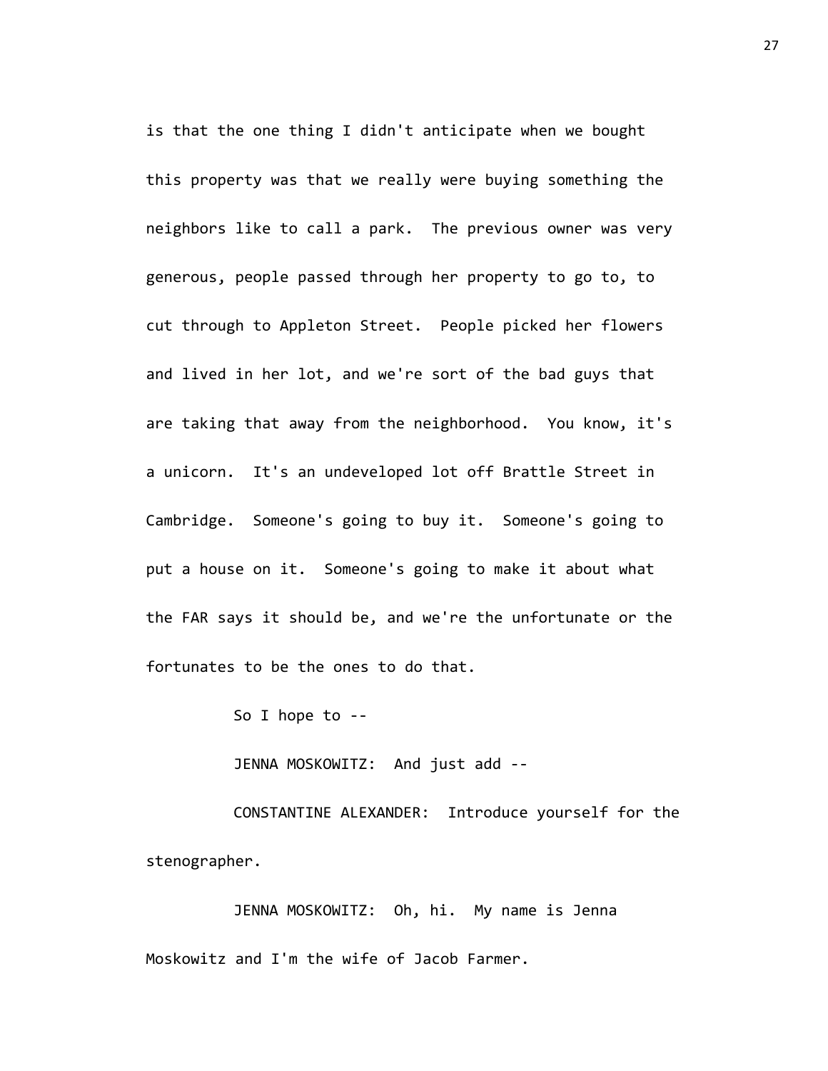is that the one thing I didn't anticipate when we bought this property was that we really were buying something the neighbors like to call a park. The previous owner was very generous, people passed through her property to go to, to cut through to Appleton Street. People picked her flowers and lived in her lot, and we're sort of the bad guys that are taking that away from the neighborhood. You know, it's a unicorn. It's an undeveloped lot off Brattle Street in Cambridge. Someone's going to buy it. Someone's going to put a house on it. Someone's going to make it about what the FAR says it should be, and we're the unfortunate or the fortunates to be the ones to do that.

So I hope to --

JENNA MOSKOWITZ: And just add --

CONSTANTINE ALEXANDER: Introduce yourself for the stenographer.

JENNA MOSKOWITZ: Oh, hi. My name is Jenna Moskowitz and I'm the wife of Jacob Farmer.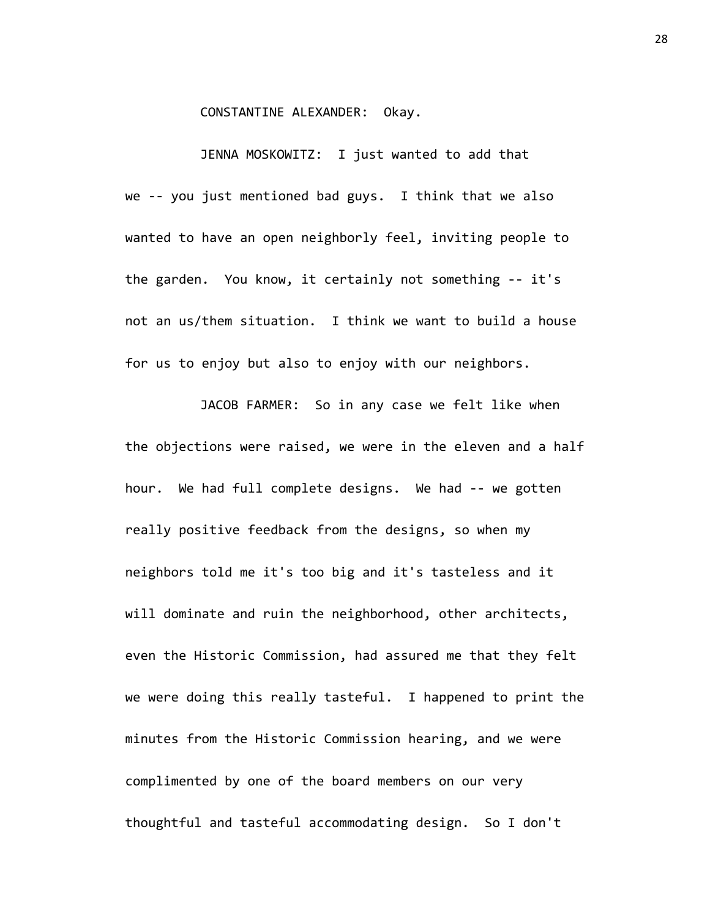CONSTANTINE ALEXANDER: Okay.

JENNA MOSKOWITZ: I just wanted to add that we -- you just mentioned bad guys. I think that we also wanted to have an open neighborly feel, inviting people to the garden. You know, it certainly not something -- it's not an us/them situation. I think we want to build a house for us to enjoy but also to enjoy with our neighbors.

JACOB FARMER: So in any case we felt like when the objections were raised, we were in the eleven and a half hour. We had full complete designs. We had -- we gotten really positive feedback from the designs, so when my neighbors told me it's too big and it's tasteless and it will dominate and ruin the neighborhood, other architects, even the Historic Commission, had assured me that they felt we were doing this really tasteful. I happened to print the minutes from the Historic Commission hearing, and we were complimented by one of the board members on our very thoughtful and tasteful accommodating design. So I don't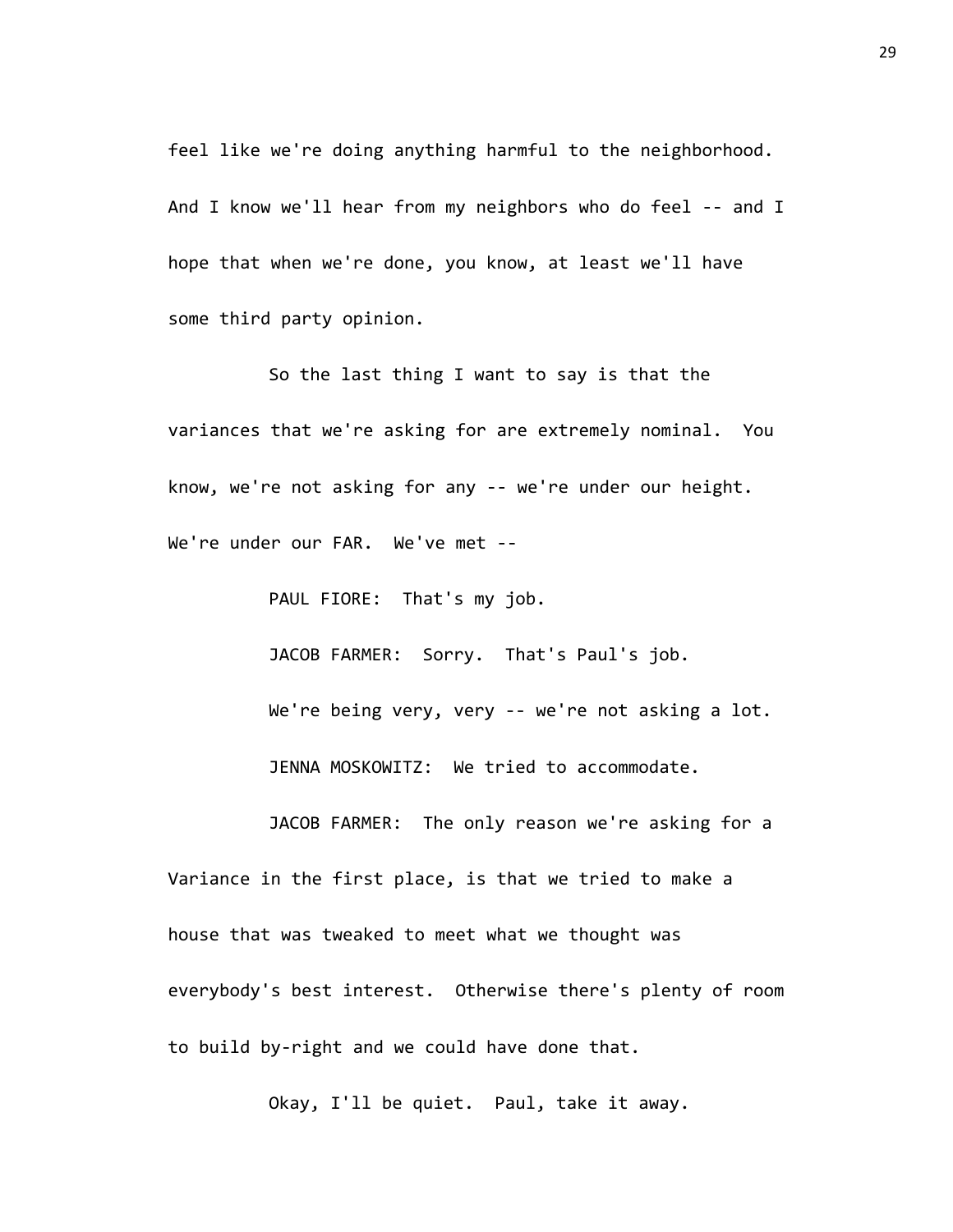feel like we're doing anything harmful to the neighborhood. And I know we'll hear from my neighbors who do feel -- and I hope that when we're done, you know, at least we'll have some third party opinion.

So the last thing I want to say is that the variances that we're asking for are extremely nominal. You know, we're not asking for any -- we're under our height. We're under our FAR. We've met --

PAUL FIORE: That's my job.

JACOB FARMER: Sorry. That's Paul's job.

We're being very, very -- we're not asking a lot.

JENNA MOSKOWITZ: We tried to accommodate.

JACOB FARMER: The only reason we're asking for a Variance in the first place, is that we tried to make a house that was tweaked to meet what we thought was everybody's best interest. Otherwise there's plenty of room to build by-right and we could have done that.

Okay, I'll be quiet. Paul, take it away.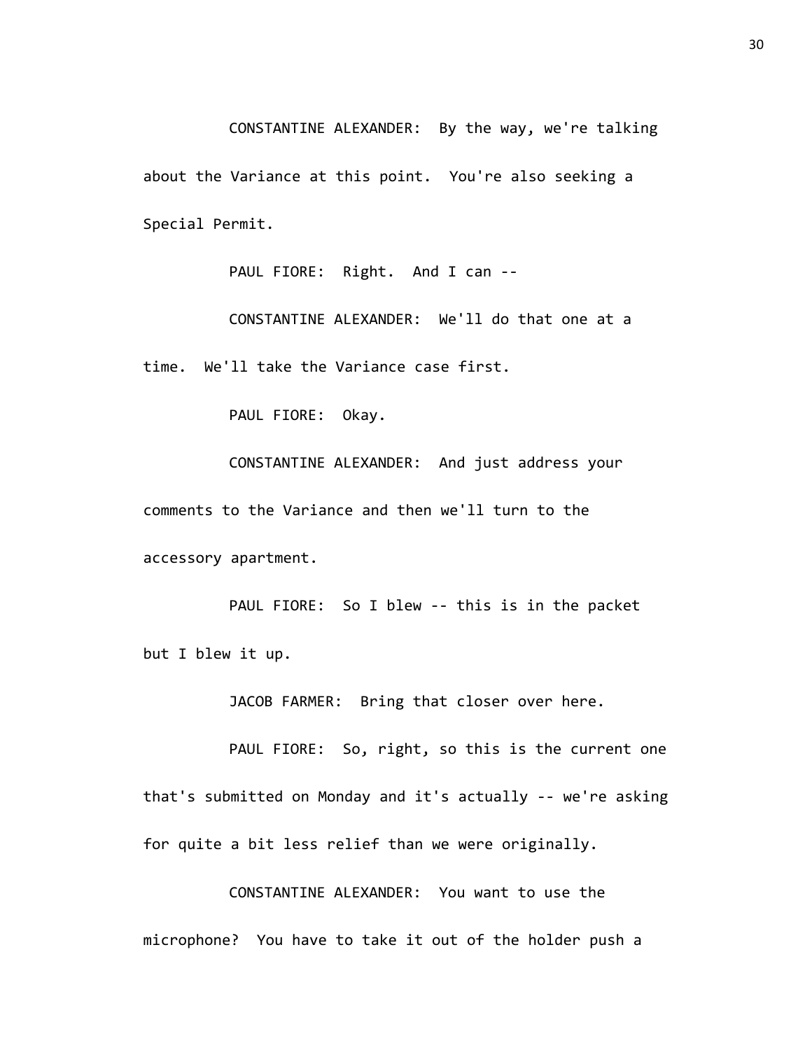CONSTANTINE ALEXANDER: By the way, we're talking about the Variance at this point. You're also seeking a Special Permit.

PAUL FIORE: Right. And I can --

CONSTANTINE ALEXANDER: We'll do that one at a time. We'll take the Variance case first.

PAUL FIORE: Okay.

CONSTANTINE ALEXANDER: And just address your comments to the Variance and then we'll turn to the accessory apartment.

PAUL FIORE: So I blew -- this is in the packet but I blew it up.

JACOB FARMER: Bring that closer over here.

PAUL FIORE: So, right, so this is the current one that's submitted on Monday and it's actually -- we're asking for quite a bit less relief than we were originally.

CONSTANTINE ALEXANDER: You want to use the microphone? You have to take it out of the holder push a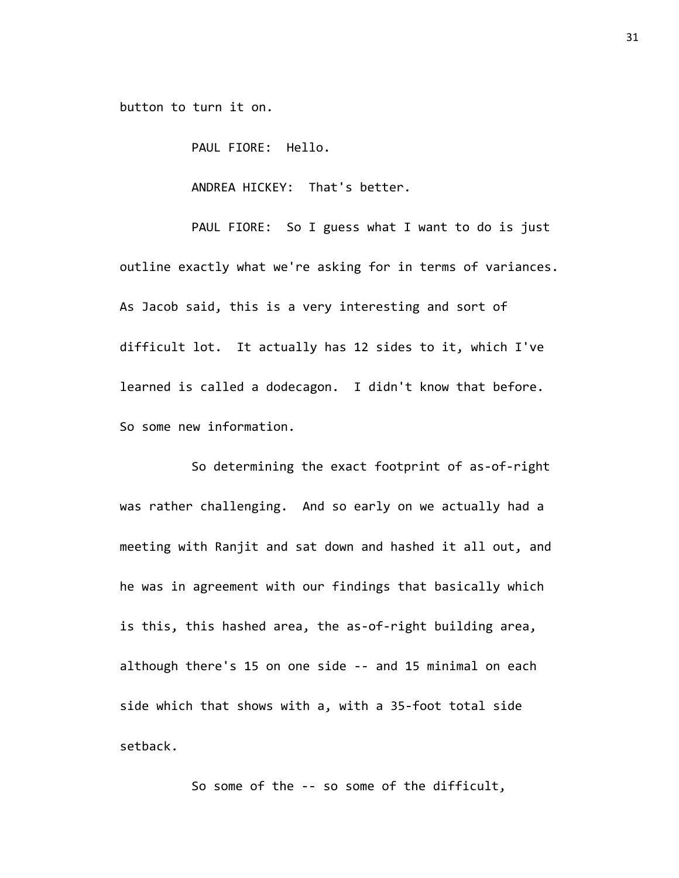button to turn it on.

PAUL FIORE: Hello.

ANDREA HICKEY: That's better.

PAUL FIORE: So I guess what I want to do is just outline exactly what we're asking for in terms of variances. As Jacob said, this is a very interesting and sort of difficult lot. It actually has 12 sides to it, which I've learned is called a dodecagon. I didn't know that before. So some new information.

So determining the exact footprint of as-of-right was rather challenging. And so early on we actually had a meeting with Ranjit and sat down and hashed it all out, and he was in agreement with our findings that basically which is this, this hashed area, the as-of-right building area, although there's 15 on one side -- and 15 minimal on each side which that shows with a, with a 35-foot total side setback.

So some of the -- so some of the difficult,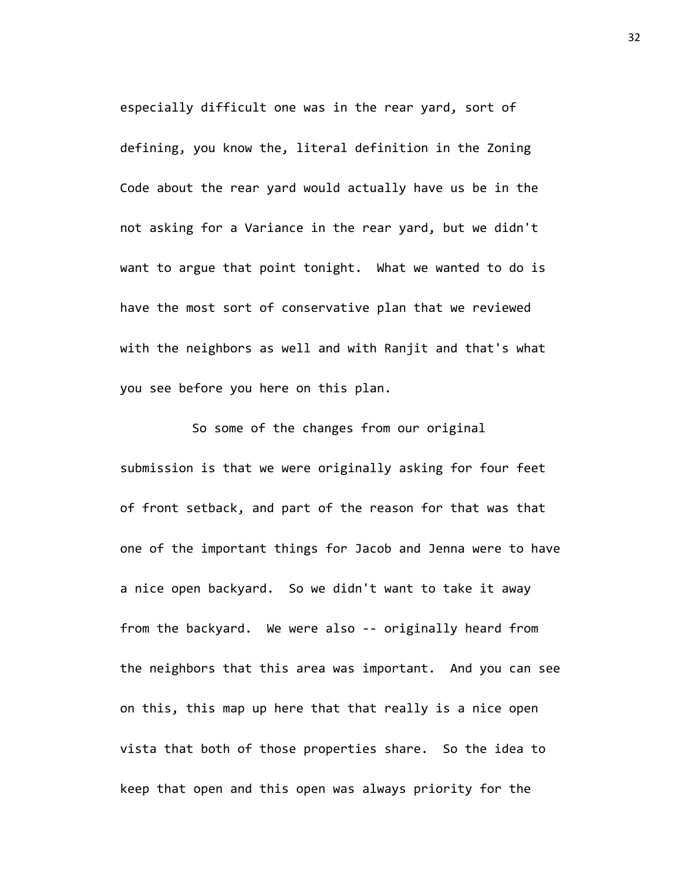especially difficult one was in the rear yard, sort of defining, you know the, literal definition in the Zoning Code about the rear yard would actually have us be in the not asking for a Variance in the rear yard, but we didn't want to argue that point tonight. What we wanted to do is have the most sort of conservative plan that we reviewed with the neighbors as well and with Ranjit and that's what you see before you here on this plan.

So some of the changes from our original submission is that we were originally asking for four feet of front setback, and part of the reason for that was that one of the important things for Jacob and Jenna were to have a nice open backyard. So we didn't want to take it away from the backyard. We were also -- originally heard from the neighbors that this area was important. And you can see on this, this map up here that that really is a nice open vista that both of those properties share. So the idea to keep that open and this open was always priority for the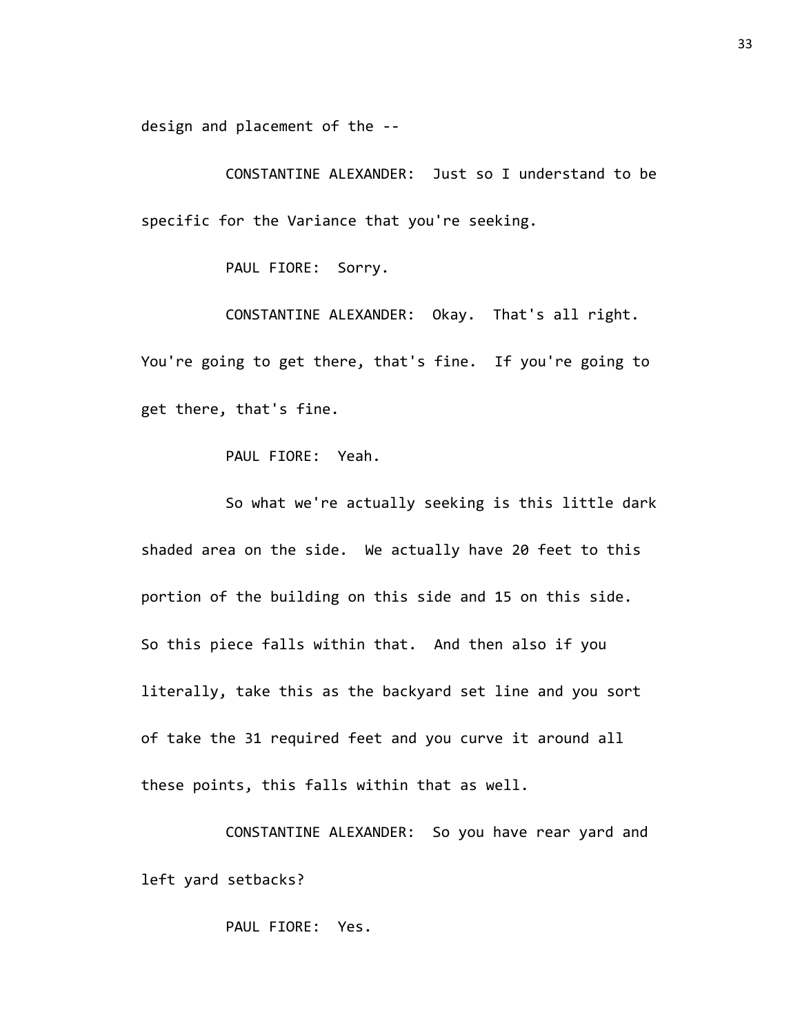design and placement of the --

CONSTANTINE ALEXANDER: Just so I understand to be specific for the Variance that you're seeking.

PAUL FIORE: Sorry.

CONSTANTINE ALEXANDER: Okay. That's all right. You're going to get there, that's fine. If you're going to get there, that's fine.

PAUL FIORE: Yeah.

So what we're actually seeking is this little dark shaded area on the side. We actually have 20 feet to this portion of the building on this side and 15 on this side. So this piece falls within that. And then also if you literally, take this as the backyard set line and you sort of take the 31 required feet and you curve it around all these points, this falls within that as well.

CONSTANTINE ALEXANDER: So you have rear yard and left yard setbacks?

PAUL FIORE: Yes.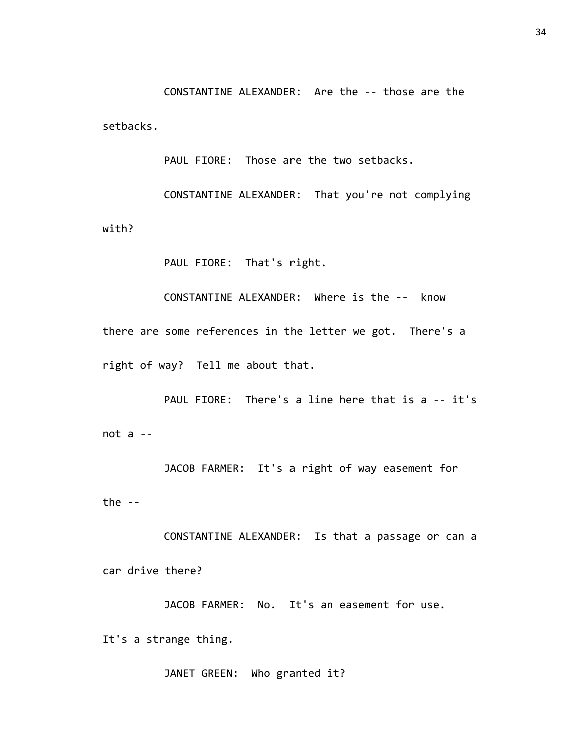CONSTANTINE ALEXANDER: Are the -- those are the setbacks.

PAUL FIORE: Those are the two setbacks.

CONSTANTINE ALEXANDER: That you're not complying with?

PAUL FIORE: That's right.

CONSTANTINE ALEXANDER: Where is the -- know there are some references in the letter we got. There's a right of way? Tell me about that.

PAUL FIORE: There's a line here that is a -- it's not a --

JACOB FARMER: It's a right of way easement for the --

CONSTANTINE ALEXANDER: Is that a passage or can a car drive there?

JACOB FARMER: No. It's an easement for use. It's a strange thing.

JANET GREEN: Who granted it?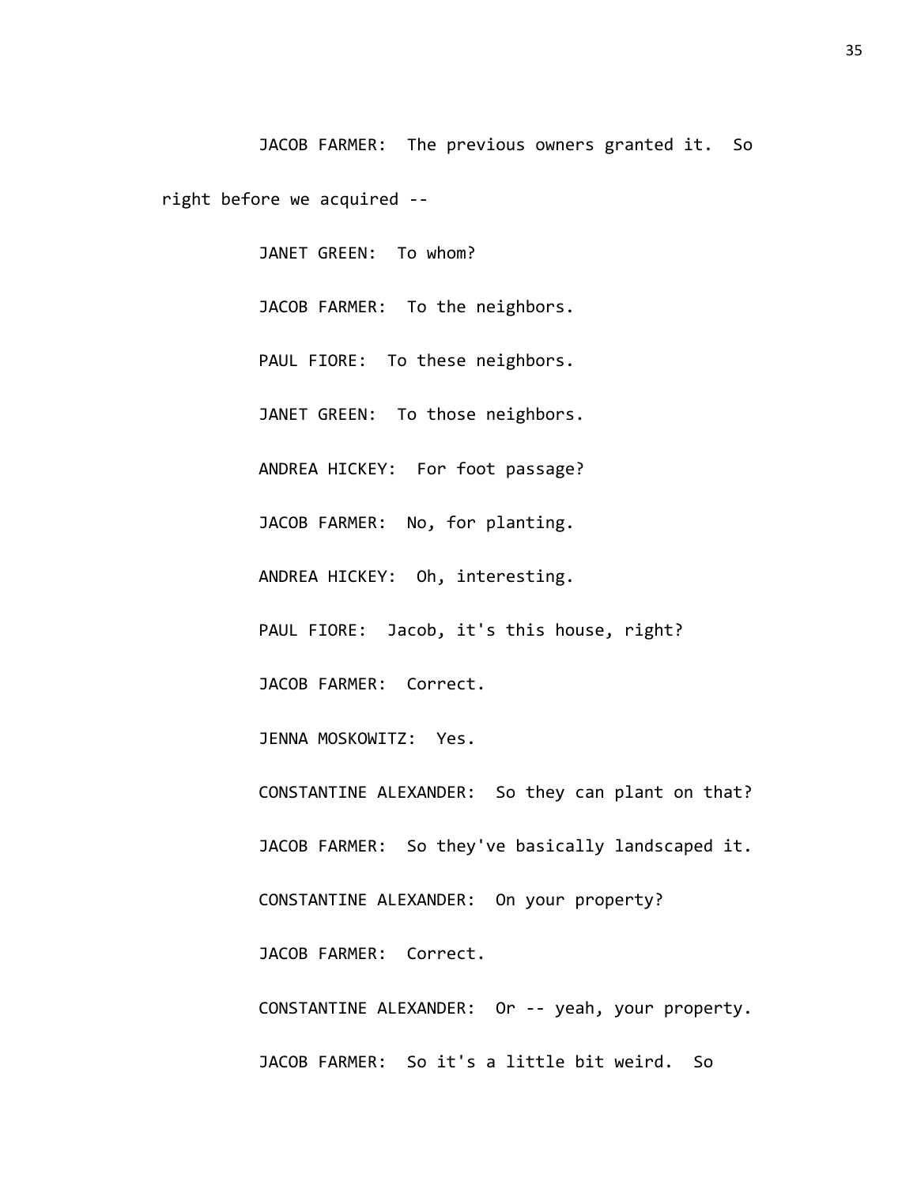JACOB FARMER: The previous owners granted it. So right before we acquired --

JANET GREEN: To whom?

JACOB FARMER: To the neighbors.

PAUL FIORE: To these neighbors.

JANET GREEN: To those neighbors.

ANDREA HICKEY: For foot passage?

JACOB FARMER: No, for planting.

ANDREA HICKEY: Oh, interesting.

PAUL FIORE: Jacob, it's this house, right?

JACOB FARMER: Correct.

JENNA MOSKOWITZ: Yes.

CONSTANTINE ALEXANDER: So they can plant on that?

JACOB FARMER: So they've basically landscaped it.

CONSTANTINE ALEXANDER: On your property?

JACOB FARMER: Correct.

CONSTANTINE ALEXANDER: Or -- yeah, your property.

JACOB FARMER: So it's a little bit weird. So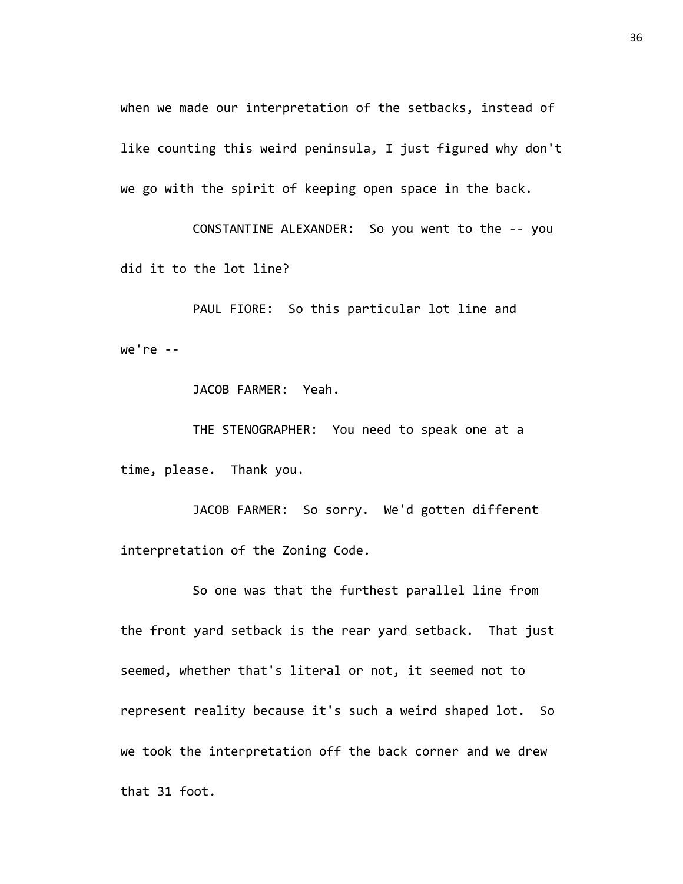when we made our interpretation of the setbacks, instead of like counting this weird peninsula, I just figured why don't we go with the spirit of keeping open space in the back.

CONSTANTINE ALEXANDER: So you went to the -- you did it to the lot line?

PAUL FIORE: So this particular lot line and we're --

JACOB FARMER: Yeah.

THE STENOGRAPHER: You need to speak one at a time, please. Thank you.

JACOB FARMER: So sorry. We'd gotten different interpretation of the Zoning Code.

So one was that the furthest parallel line from the front yard setback is the rear yard setback. That just seemed, whether that's literal or not, it seemed not to represent reality because it's such a weird shaped lot. So we took the interpretation off the back corner and we drew that 31 foot.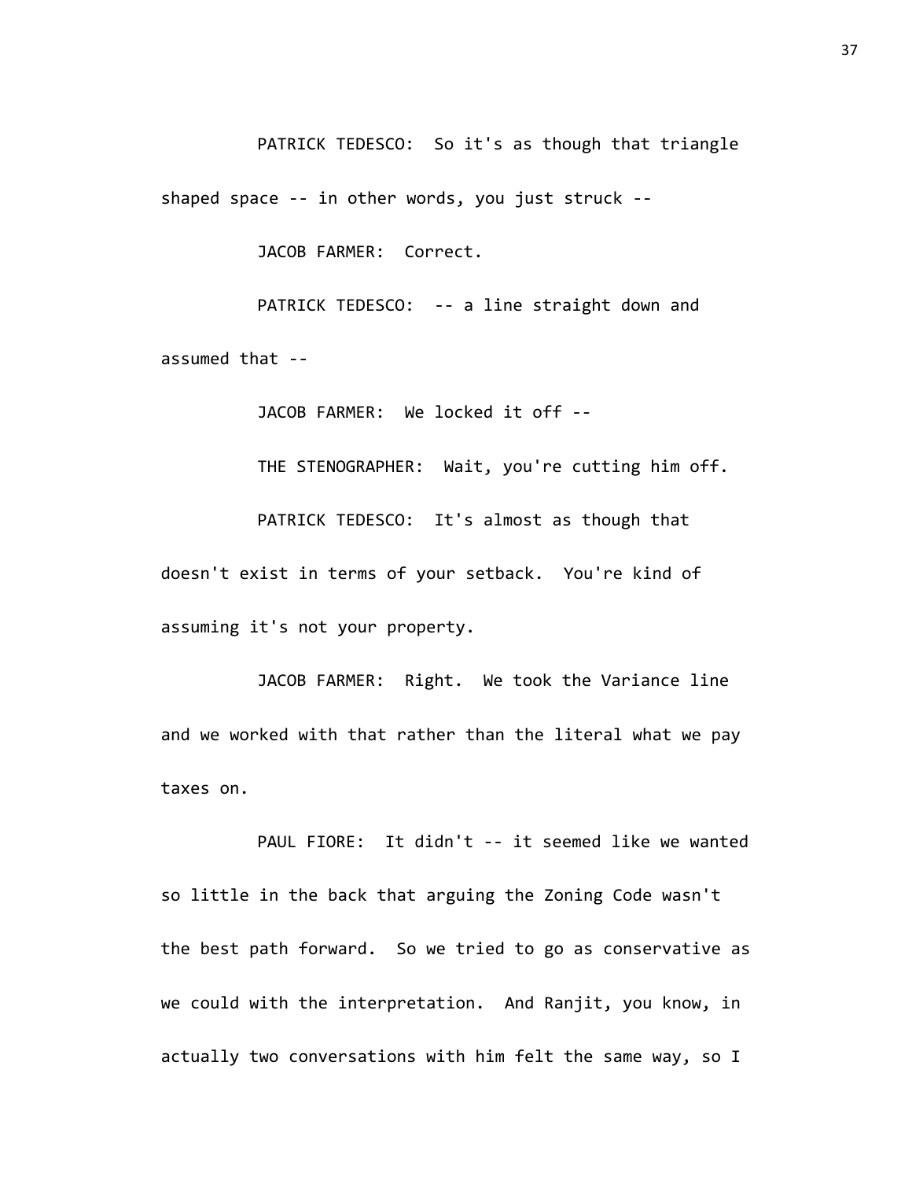PATRICK TEDESCO: So it's as though that triangle shaped space -- in other words, you just struck --

JACOB FARMER: Correct.

PATRICK TEDESCO: -- a line straight down and assumed that --

JACOB FARMER: We locked it off --

THE STENOGRAPHER: Wait, you're cutting him off.

PATRICK TEDESCO: It's almost as though that doesn't exist in terms of your setback. You're kind of assuming it's not your property.

JACOB FARMER: Right. We took the Variance line and we worked with that rather than the literal what we pay taxes on.

PAUL FIORE: It didn't -- it seemed like we wanted so little in the back that arguing the Zoning Code wasn't the best path forward. So we tried to go as conservative as we could with the interpretation. And Ranjit, you know, in actually two conversations with him felt the same way, so I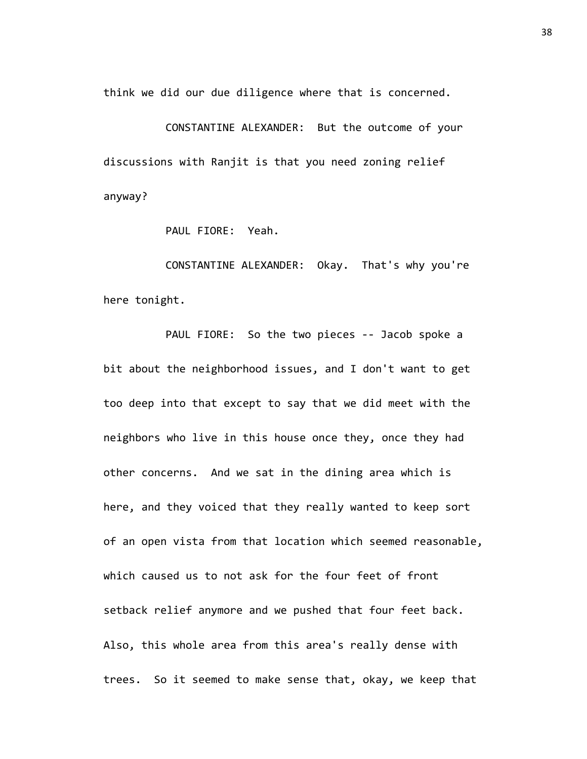think we did our due diligence where that is concerned.

CONSTANTINE ALEXANDER: But the outcome of your discussions with Ranjit is that you need zoning relief anyway?

PAUL FIORE: Yeah.

CONSTANTINE ALEXANDER: Okay. That's why you're here tonight.

PAUL FIORE: So the two pieces -- Jacob spoke a bit about the neighborhood issues, and I don't want to get too deep into that except to say that we did meet with the neighbors who live in this house once they, once they had other concerns. And we sat in the dining area which is here, and they voiced that they really wanted to keep sort of an open vista from that location which seemed reasonable, which caused us to not ask for the four feet of front setback relief anymore and we pushed that four feet back. Also, this whole area from this area's really dense with trees. So it seemed to make sense that, okay, we keep that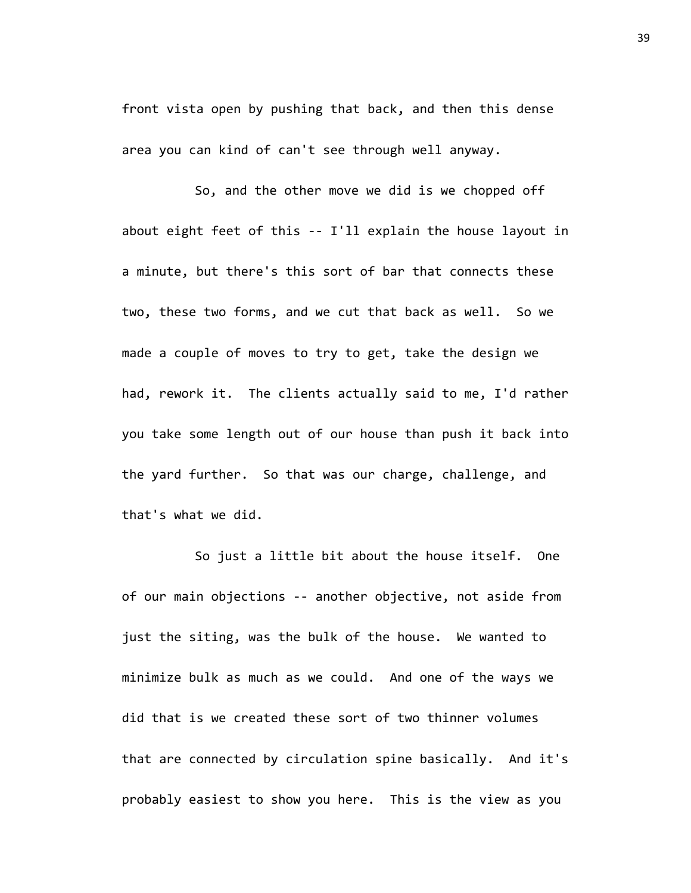front vista open by pushing that back, and then this dense area you can kind of can't see through well anyway.

So, and the other move we did is we chopped off about eight feet of this -- I'll explain the house layout in a minute, but there's this sort of bar that connects these two, these two forms, and we cut that back as well. So we made a couple of moves to try to get, take the design we had, rework it. The clients actually said to me, I'd rather you take some length out of our house than push it back into the yard further. So that was our charge, challenge, and that's what we did.

So just a little bit about the house itself. One of our main objections -- another objective, not aside from just the siting, was the bulk of the house. We wanted to minimize bulk as much as we could. And one of the ways we did that is we created these sort of two thinner volumes that are connected by circulation spine basically. And it's probably easiest to show you here. This is the view as you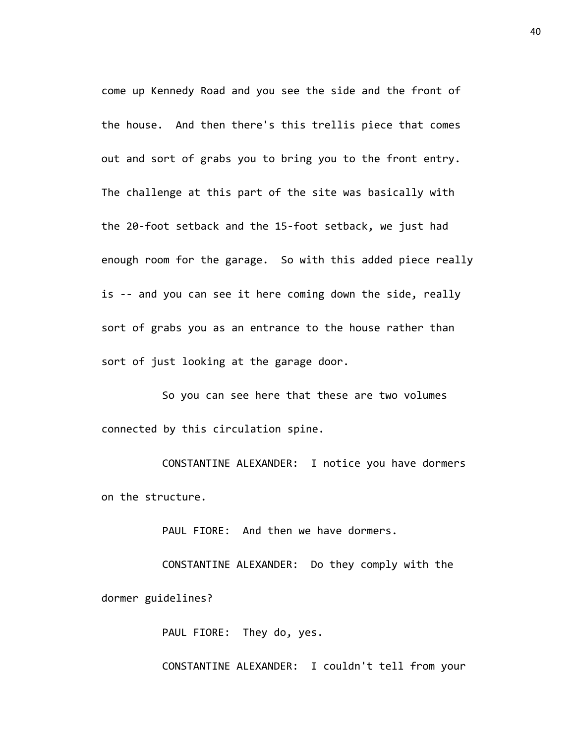come up Kennedy Road and you see the side and the front of the house. And then there's this trellis piece that comes out and sort of grabs you to bring you to the front entry. The challenge at this part of the site was basically with the 20-foot setback and the 15-foot setback, we just had enough room for the garage. So with this added piece really is -- and you can see it here coming down the side, really sort of grabs you as an entrance to the house rather than sort of just looking at the garage door.

So you can see here that these are two volumes connected by this circulation spine.

CONSTANTINE ALEXANDER: I notice you have dormers on the structure.

PAUL FIORE: And then we have dormers.

CONSTANTINE ALEXANDER: Do they comply with the dormer guidelines?

PAUL FIORE: They do, yes.

CONSTANTINE ALEXANDER: I couldn't tell from your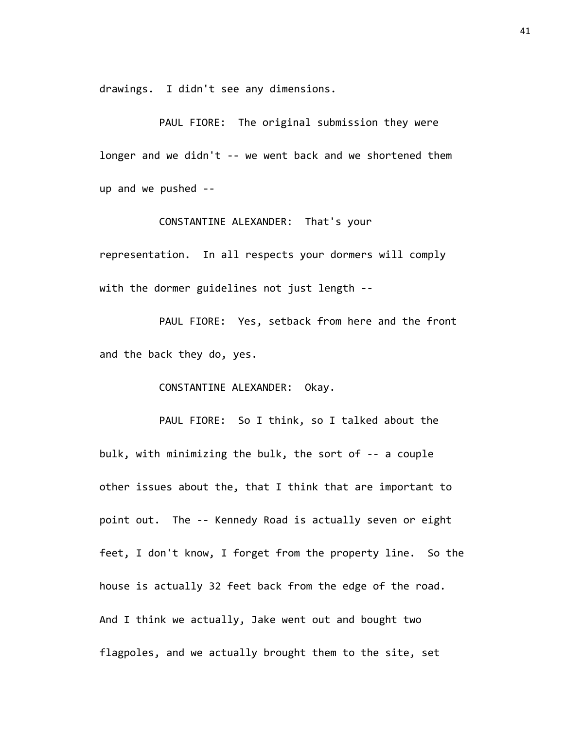drawings. I didn't see any dimensions.

PAUL FIORE: The original submission they were longer and we didn't -- we went back and we shortened them up and we pushed --

CONSTANTINE ALEXANDER: That's your representation. In all respects your dormers will comply with the dormer guidelines not just length --

PAUL FIORE: Yes, setback from here and the front and the back they do, yes.

CONSTANTINE ALEXANDER: Okay.

PAUL FIORE: So I think, so I talked about the bulk, with minimizing the bulk, the sort of -- a couple other issues about the, that I think that are important to point out. The -- Kennedy Road is actually seven or eight feet, I don't know, I forget from the property line. So the house is actually 32 feet back from the edge of the road. And I think we actually, Jake went out and bought two flagpoles, and we actually brought them to the site, set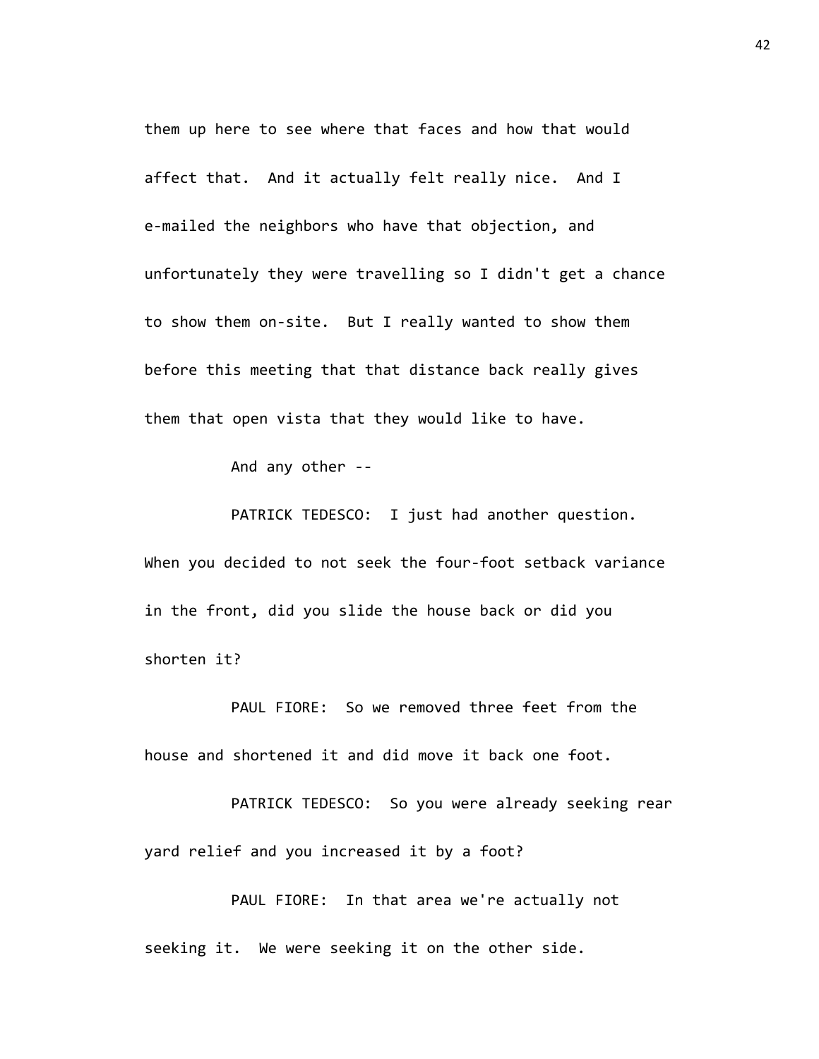them up here to see where that faces and how that would affect that. And it actually felt really nice. And I e-mailed the neighbors who have that objection, and unfortunately they were travelling so I didn't get a chance to show them on-site. But I really wanted to show them before this meeting that that distance back really gives them that open vista that they would like to have.

And any other --

PATRICK TEDESCO: I just had another question. When you decided to not seek the four-foot setback variance in the front, did you slide the house back or did you shorten it?

PAUL FIORE: So we removed three feet from the house and shortened it and did move it back one foot.

PATRICK TEDESCO: So you were already seeking rear yard relief and you increased it by a foot?

PAUL FIORE: In that area we're actually not seeking it. We were seeking it on the other side.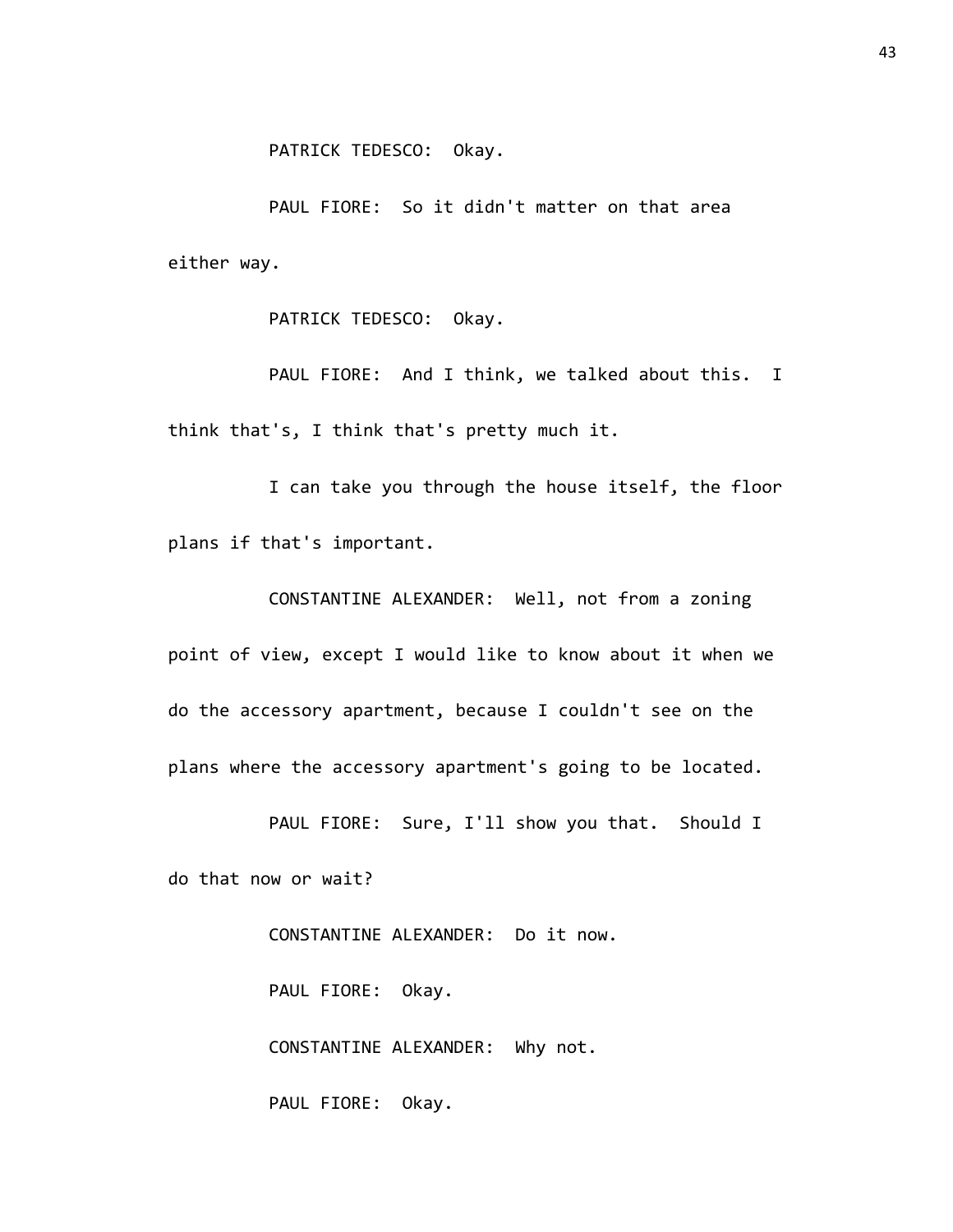PATRICK TEDESCO: Okay.

PAUL FIORE: So it didn't matter on that area either way.

PATRICK TEDESCO: Okay.

PAUL FIORE: And I think, we talked about this. I think that's, I think that's pretty much it.

I can take you through the house itself, the floor plans if that's important.

CONSTANTINE ALEXANDER: Well, not from a zoning point of view, except I would like to know about it when we do the accessory apartment, because I couldn't see on the plans where the accessory apartment's going to be located.

PAUL FIORE: Sure, I'll show you that. Should I do that now or wait?

CONSTANTINE ALEXANDER: Do it now.

PAUL FIORE: Okay.

CONSTANTINE ALEXANDER: Why not.

PAUL FIORE: Okay.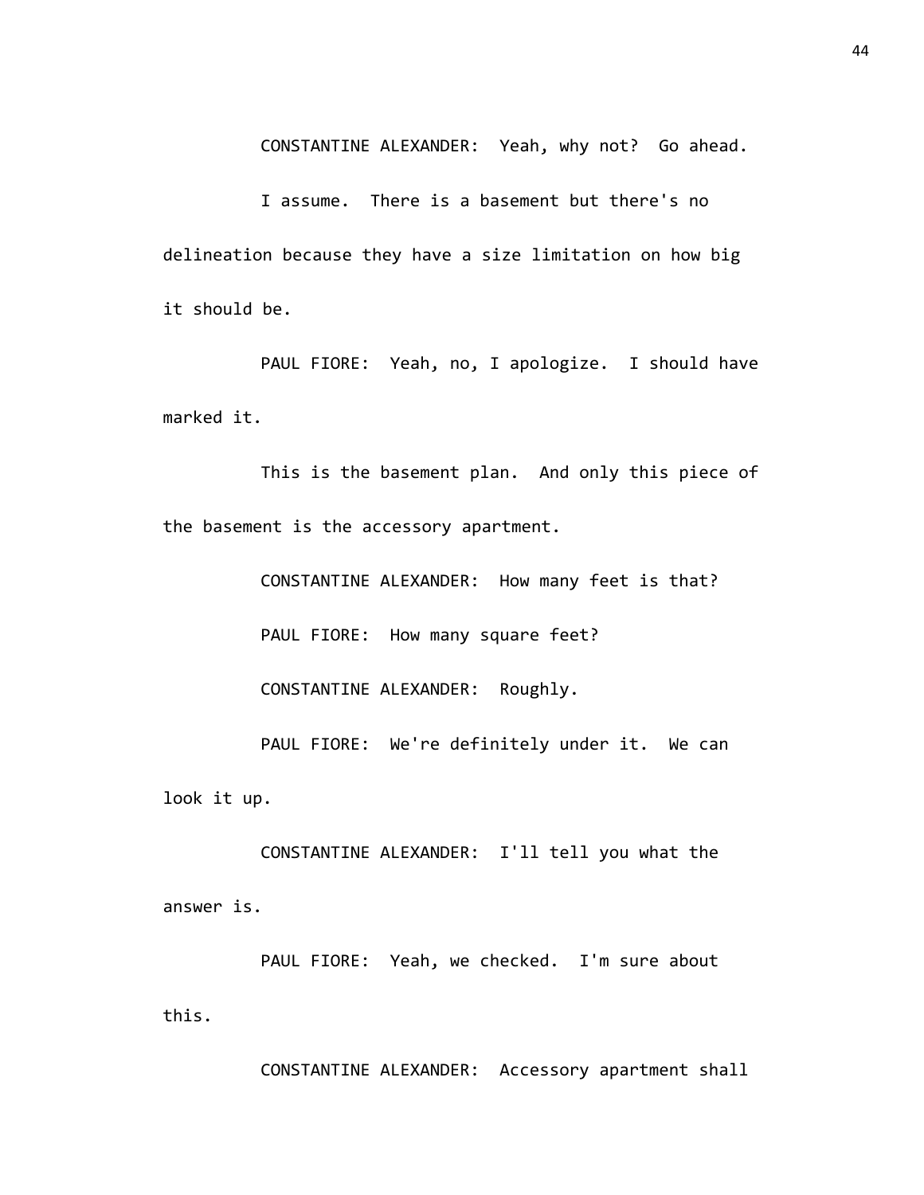CONSTANTINE ALEXANDER: Yeah, why not? Go ahead.

I assume. There is a basement but there's no delineation because they have a size limitation on how big it should be.

PAUL FIORE: Yeah, no, I apologize. I should have marked it.

This is the basement plan. And only this piece of the basement is the accessory apartment.

CONSTANTINE ALEXANDER: How many feet is that?

PAUL FIORE: How many square feet?

CONSTANTINE ALEXANDER: Roughly.

PAUL FIORE: We're definitely under it. We can look it up.

CONSTANTINE ALEXANDER: I'll tell you what the answer is.

PAUL FIORE: Yeah, we checked. I'm sure about this.

CONSTANTINE ALEXANDER: Accessory apartment shall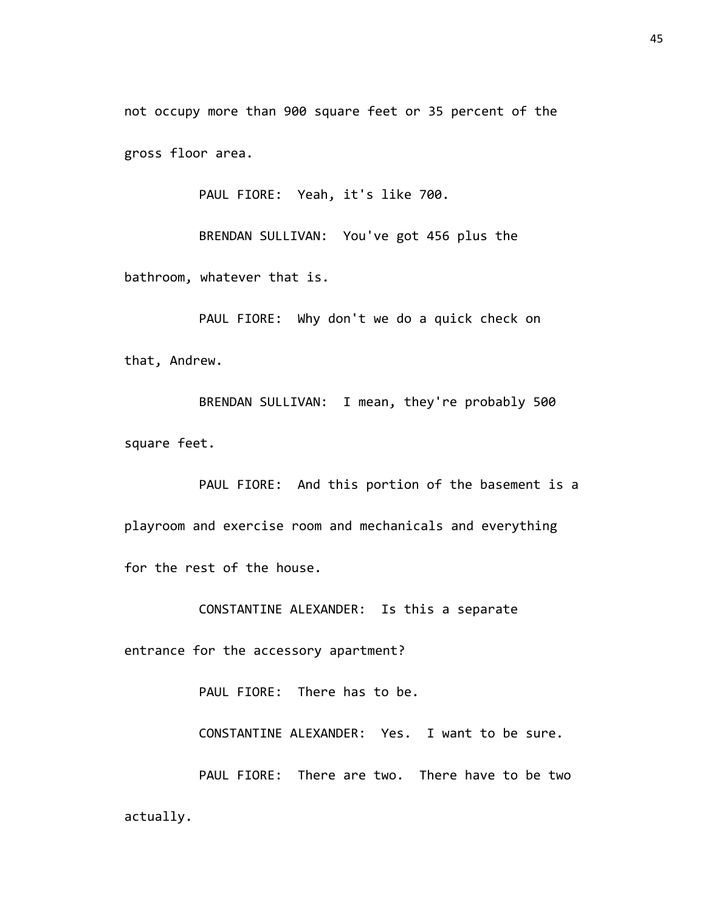not occupy more than 900 square feet or 35 percent of the gross floor area.

PAUL FIORE: Yeah, it's like 700.

BRENDAN SULLIVAN: You've got 456 plus the bathroom, whatever that is.

PAUL FIORE: Why don't we do a quick check on that, Andrew.

BRENDAN SULLIVAN: I mean, they're probably 500 square feet.

PAUL FIORE: And this portion of the basement is a playroom and exercise room and mechanicals and everything for the rest of the house.

CONSTANTINE ALEXANDER: Is this a separate entrance for the accessory apartment?

PAUL FIORE: There has to be.

CONSTANTINE ALEXANDER: Yes. I want to be sure.

PAUL FIORE: There are two. There have to be two actually.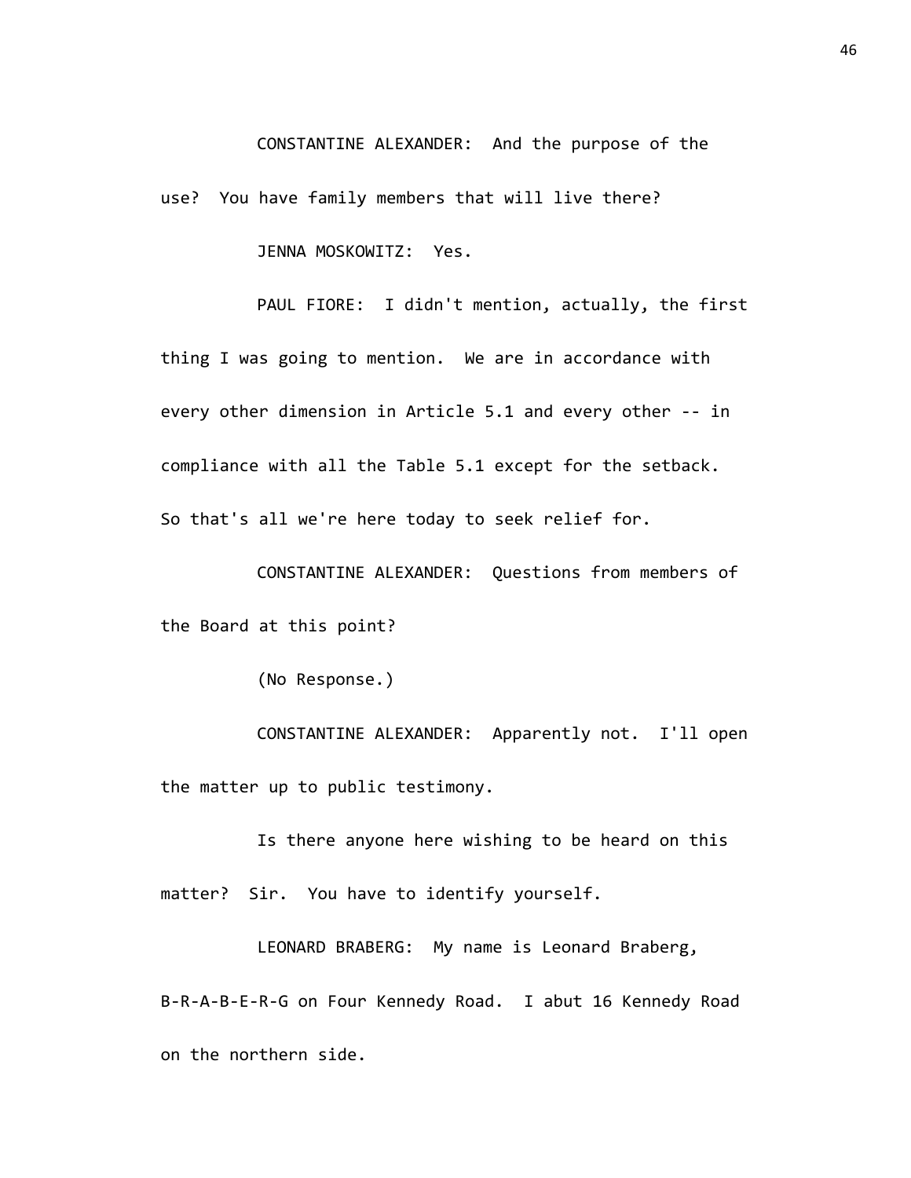CONSTANTINE ALEXANDER: And the purpose of the use? You have family members that will live there?

JENNA MOSKOWITZ: Yes.

PAUL FIORE: I didn't mention, actually, the first thing I was going to mention. We are in accordance with every other dimension in Article 5.1 and every other -- in compliance with all the Table 5.1 except for the setback. So that's all we're here today to seek relief for.

CONSTANTINE ALEXANDER: Questions from members of the Board at this point?

(No Response.)

CONSTANTINE ALEXANDER: Apparently not. I'll open the matter up to public testimony.

Is there anyone here wishing to be heard on this matter? Sir. You have to identify yourself.

LEONARD BRABERG: My name is Leonard Braberg, B-R-A-B-E-R-G on Four Kennedy Road. I abut 16 Kennedy Road on the northern side.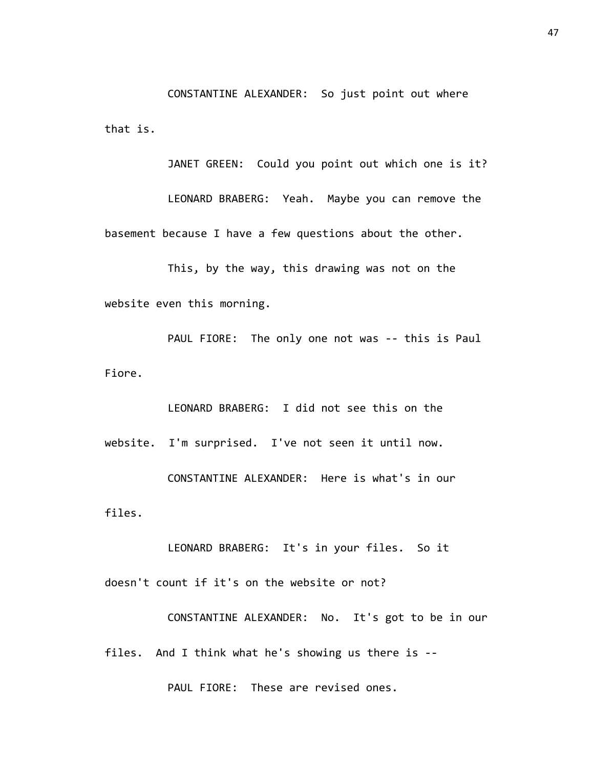CONSTANTINE ALEXANDER: So just point out where that is.

JANET GREEN: Could you point out which one is it?

LEONARD BRABERG: Yeah. Maybe you can remove the basement because I have a few questions about the other.

This, by the way, this drawing was not on the website even this morning.

PAUL FIORE: The only one not was -- this is Paul Fiore.

LEONARD BRABERG: I did not see this on the website. I'm surprised. I've not seen it until now.

CONSTANTINE ALEXANDER: Here is what's in our files.

LEONARD BRABERG: It's in your files. So it doesn't count if it's on the website or not?

CONSTANTINE ALEXANDER: No. It's got to be in our files. And I think what he's showing us there is --

PAUL FIORE: These are revised ones.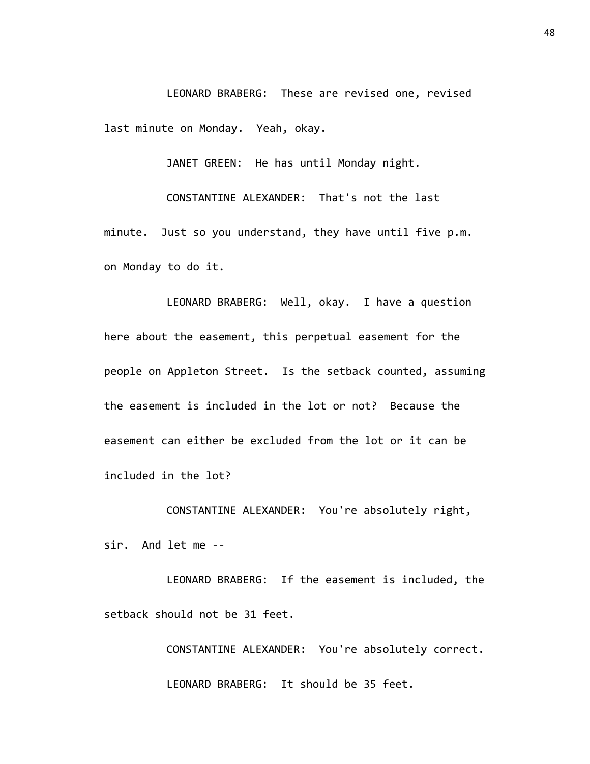LEONARD BRABERG: These are revised one, revised last minute on Monday. Yeah, okay.

JANET GREEN: He has until Monday night.

CONSTANTINE ALEXANDER: That's not the last minute. Just so you understand, they have until five p.m. on Monday to do it.

LEONARD BRABERG: Well, okay. I have a question here about the easement, this perpetual easement for the people on Appleton Street. Is the setback counted, assuming the easement is included in the lot or not? Because the easement can either be excluded from the lot or it can be included in the lot?

CONSTANTINE ALEXANDER: You're absolutely right, sir. And let me --

LEONARD BRABERG: If the easement is included, the setback should not be 31 feet.

CONSTANTINE ALEXANDER: You're absolutely correct.

LEONARD BRABERG: It should be 35 feet.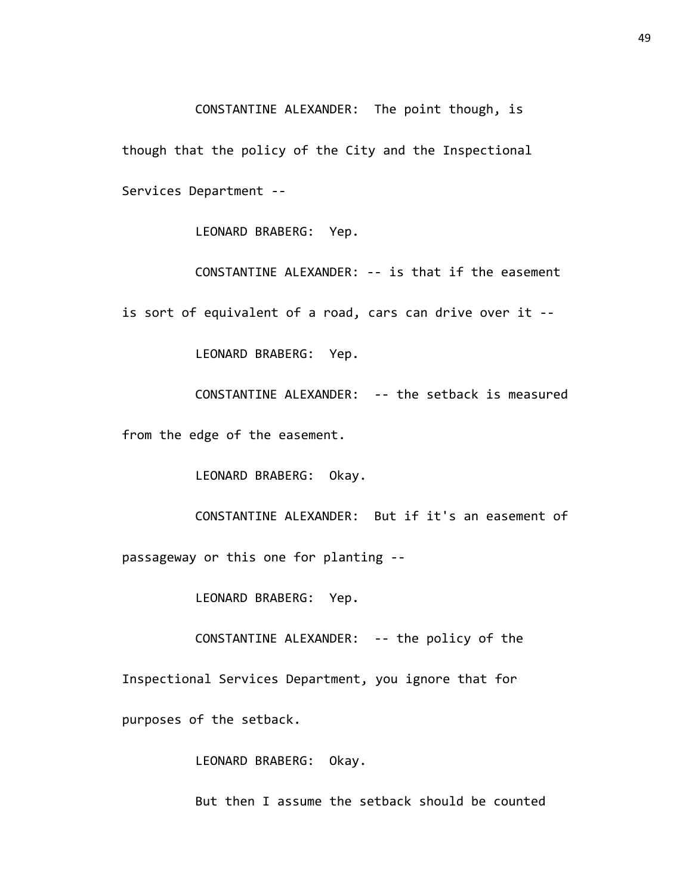CONSTANTINE ALEXANDER: The point though, is though that the policy of the City and the Inspectional Services Department --

LEONARD BRABERG: Yep.

CONSTANTINE ALEXANDER: -- is that if the easement is sort of equivalent of a road, cars can drive over it --

LEONARD BRABERG: Yep.

CONSTANTINE ALEXANDER: -- the setback is measured from the edge of the easement.

LEONARD BRABERG: Okay.

CONSTANTINE ALEXANDER: But if it's an easement of passageway or this one for planting --

LEONARD BRABERG: Yep.

CONSTANTINE ALEXANDER: -- the policy of the Inspectional Services Department, you ignore that for purposes of the setback.

LEONARD BRABERG: Okay.

But then I assume the setback should be counted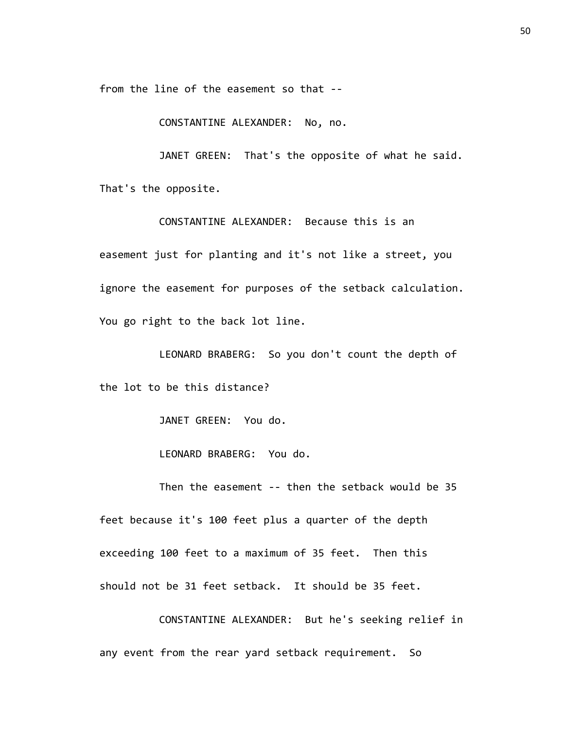from the line of the easement so that --

CONSTANTINE ALEXANDER: No, no.

JANET GREEN: That's the opposite of what he said. That's the opposite.

CONSTANTINE ALEXANDER: Because this is an easement just for planting and it's not like a street, you ignore the easement for purposes of the setback calculation. You go right to the back lot line.

LEONARD BRABERG: So you don't count the depth of the lot to be this distance?

JANET GREEN: You do.

LEONARD BRABERG: You do.

Then the easement -- then the setback would be 35 feet because it's 100 feet plus a quarter of the depth exceeding 100 feet to a maximum of 35 feet. Then this should not be 31 feet setback. It should be 35 feet.

CONSTANTINE ALEXANDER: But he's seeking relief in any event from the rear yard setback requirement. So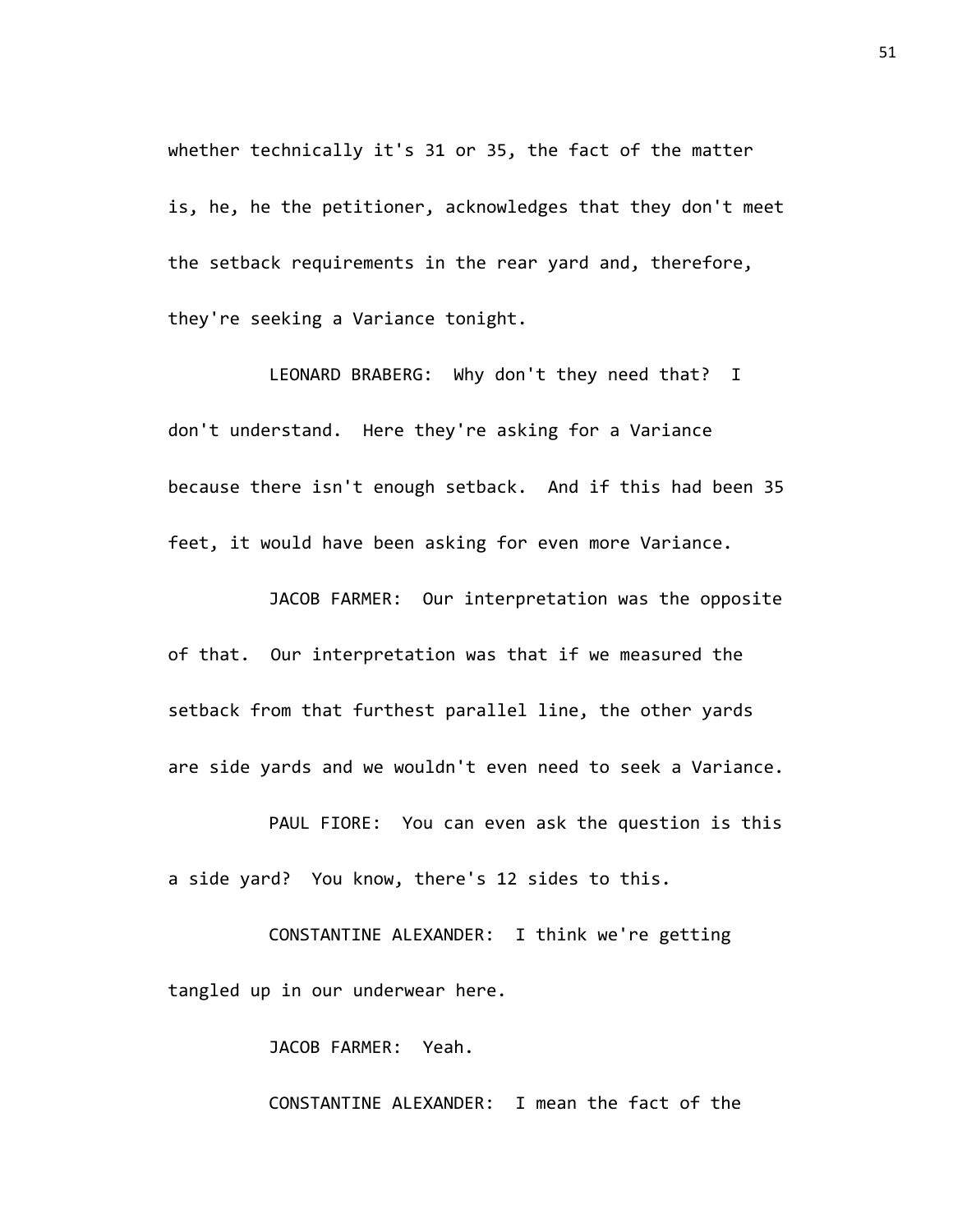whether technically it's 31 or 35, the fact of the matter is, he, he the petitioner, acknowledges that they don't meet the setback requirements in the rear yard and, therefore, they're seeking a Variance tonight.

LEONARD BRABERG: Why don't they need that? I don't understand. Here they're asking for a Variance because there isn't enough setback. And if this had been 35 feet, it would have been asking for even more Variance.

JACOB FARMER: Our interpretation was the opposite of that. Our interpretation was that if we measured the setback from that furthest parallel line, the other yards are side yards and we wouldn't even need to seek a Variance.

PAUL FIORE: You can even ask the question is this a side yard? You know, there's 12 sides to this.

CONSTANTINE ALEXANDER: I think we're getting tangled up in our underwear here.

JACOB FARMER: Yeah.

CONSTANTINE ALEXANDER: I mean the fact of the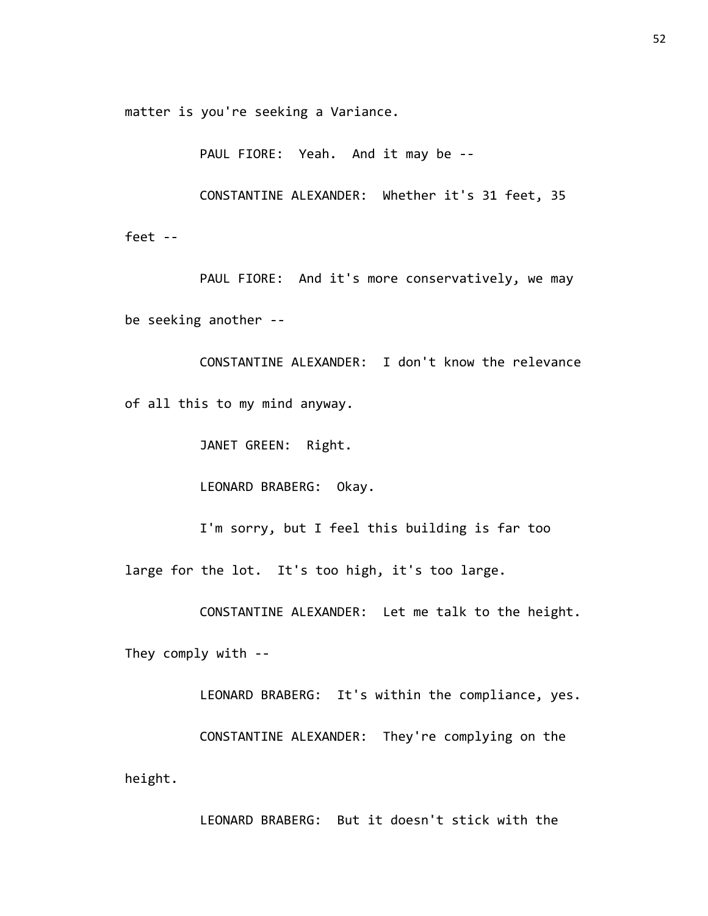matter is you're seeking a Variance.

PAUL FIORE: Yeah. And it may be --

CONSTANTINE ALEXANDER: Whether it's 31 feet, 35 feet --

PAUL FIORE: And it's more conservatively, we may be seeking another --

CONSTANTINE ALEXANDER: I don't know the relevance of all this to my mind anyway.

JANET GREEN: Right.

LEONARD BRABERG: Okay.

I'm sorry, but I feel this building is far too large for the lot. It's too high, it's too large.

CONSTANTINE ALEXANDER: Let me talk to the height. They comply with --

LEONARD BRABERG: It's within the compliance, yes.

CONSTANTINE ALEXANDER: They're complying on the height.

LEONARD BRABERG: But it doesn't stick with the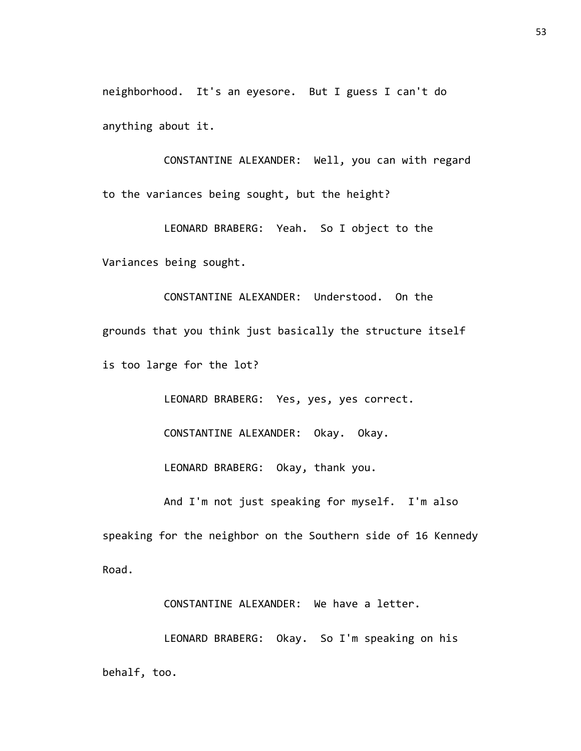neighborhood. It's an eyesore. But I guess I can't do anything about it.

CONSTANTINE ALEXANDER: Well, you can with regard to the variances being sought, but the height?

LEONARD BRABERG: Yeah. So I object to the Variances being sought.

CONSTANTINE ALEXANDER: Understood. On the grounds that you think just basically the structure itself is too large for the lot?

LEONARD BRABERG: Yes, yes, yes correct.

CONSTANTINE ALEXANDER: Okay. Okay.

LEONARD BRABERG: Okay, thank you.

And I'm not just speaking for myself. I'm also speaking for the neighbor on the Southern side of 16 Kennedy Road.

CONSTANTINE ALEXANDER: We have a letter.

LEONARD BRABERG: Okay. So I'm speaking on his behalf, too.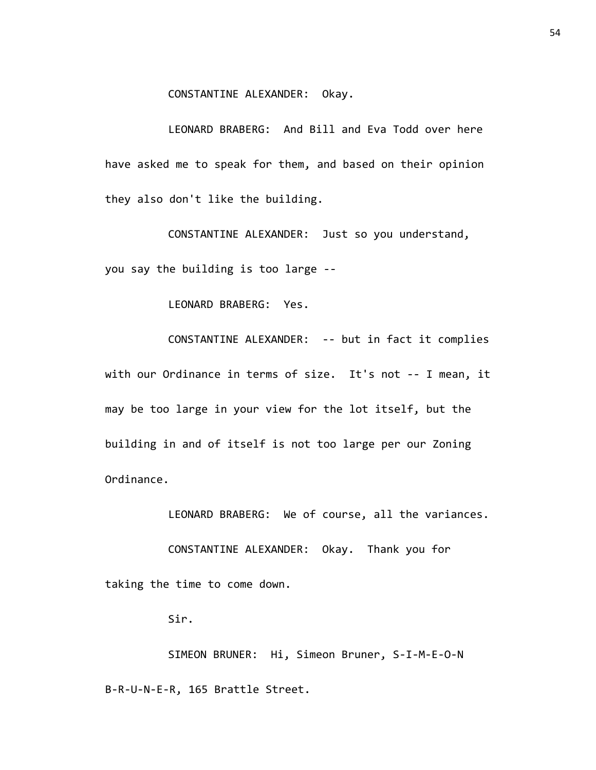CONSTANTINE ALEXANDER: Okay.

LEONARD BRABERG: And Bill and Eva Todd over here have asked me to speak for them, and based on their opinion they also don't like the building.

CONSTANTINE ALEXANDER: Just so you understand, you say the building is too large --

LEONARD BRABERG: Yes.

CONSTANTINE ALEXANDER: -- but in fact it complies with our Ordinance in terms of size. It's not -- I mean, it may be too large in your view for the lot itself, but the building in and of itself is not too large per our Zoning Ordinance.

LEONARD BRABERG: We of course, all the variances.

CONSTANTINE ALEXANDER: Okay. Thank you for taking the time to come down.

Sir.

SIMEON BRUNER: Hi, Simeon Bruner, S-I-M-E-O-N B-R-U-N-E-R, 165 Brattle Street.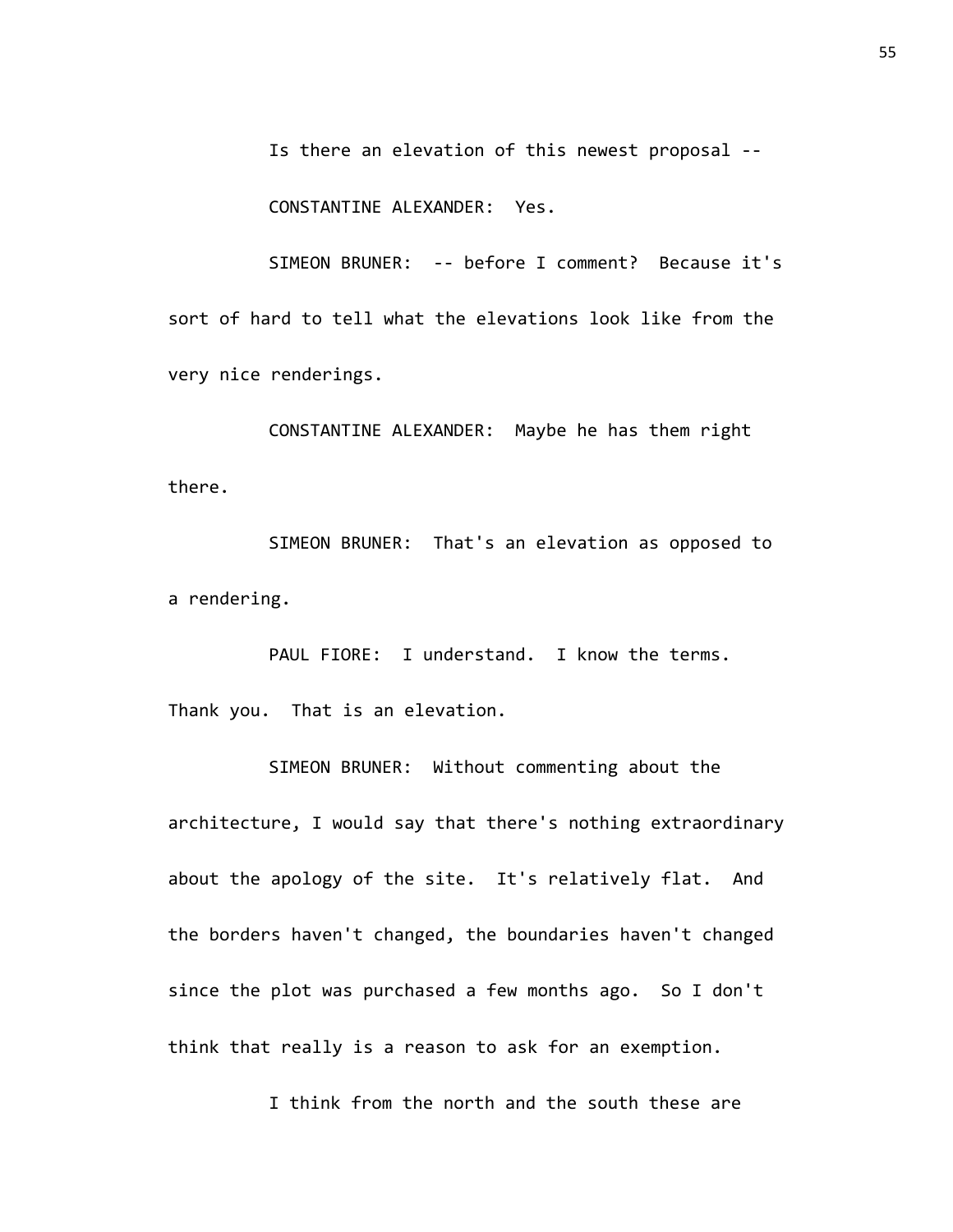Is there an elevation of this newest proposal --

CONSTANTINE ALEXANDER: Yes.

SIMEON BRUNER: -- before I comment? Because it's sort of hard to tell what the elevations look like from the very nice renderings.

CONSTANTINE ALEXANDER: Maybe he has them right there.

SIMEON BRUNER: That's an elevation as opposed to a rendering.

PAUL FIORE: I understand. I know the terms. Thank you. That is an elevation.

SIMEON BRUNER: Without commenting about the architecture, I would say that there's nothing extraordinary about the apology of the site. It's relatively flat. And the borders haven't changed, the boundaries haven't changed since the plot was purchased a few months ago. So I don't think that really is a reason to ask for an exemption.

I think from the north and the south these are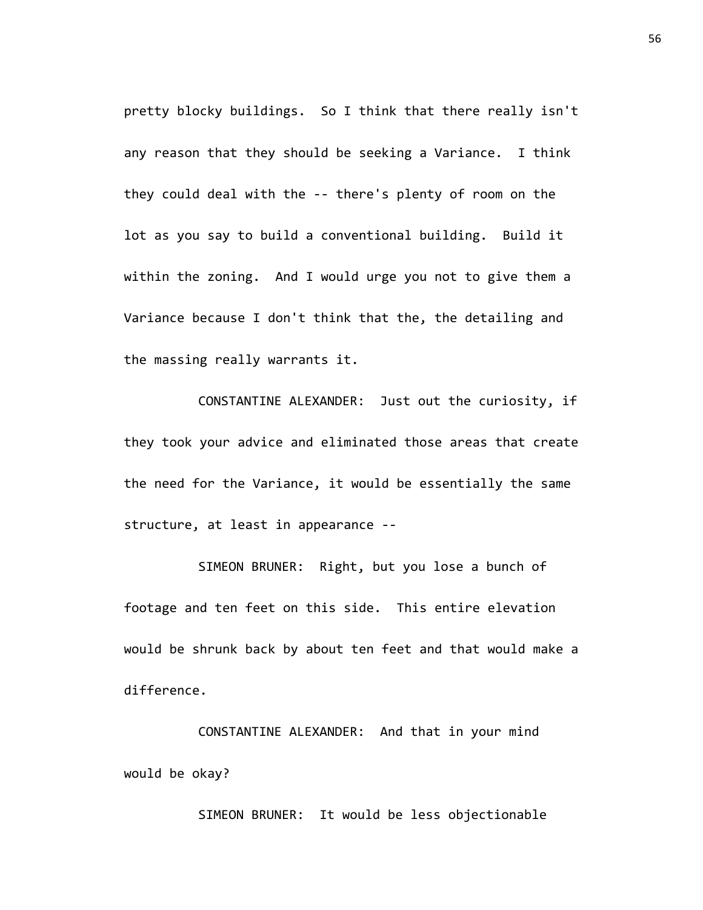pretty blocky buildings. So I think that there really isn't any reason that they should be seeking a Variance. I think they could deal with the -- there's plenty of room on the lot as you say to build a conventional building. Build it within the zoning. And I would urge you not to give them a Variance because I don't think that the, the detailing and the massing really warrants it.

CONSTANTINE ALEXANDER: Just out the curiosity, if they took your advice and eliminated those areas that create the need for the Variance, it would be essentially the same structure, at least in appearance --

SIMEON BRUNER: Right, but you lose a bunch of footage and ten feet on this side. This entire elevation would be shrunk back by about ten feet and that would make a difference.

CONSTANTINE ALEXANDER: And that in your mind would be okay?

SIMEON BRUNER: It would be less objectionable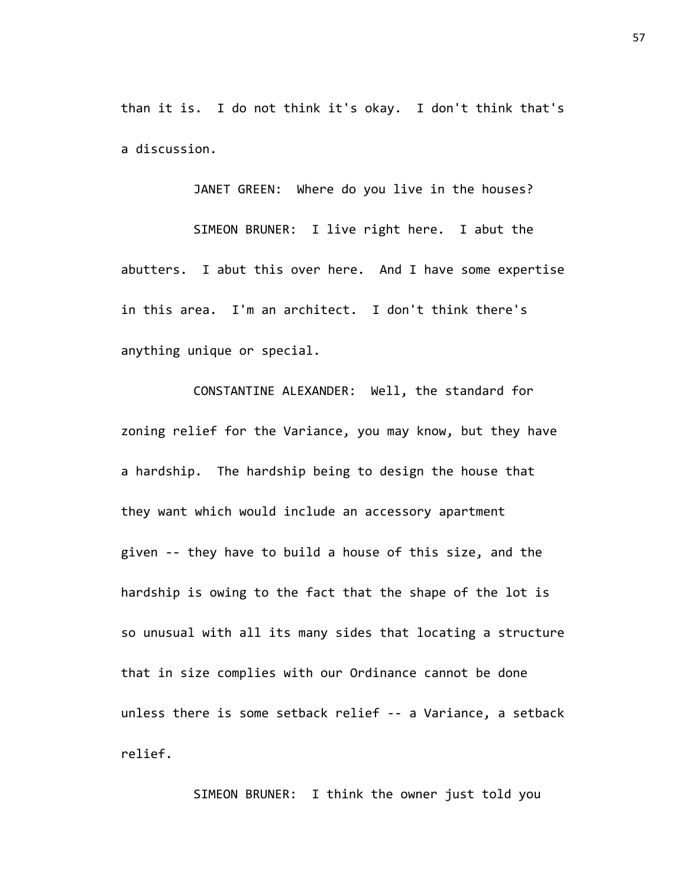than it is. I do not think it's okay. I don't think that's a discussion.

JANET GREEN: Where do you live in the houses?

SIMEON BRUNER: I live right here. I abut the abutters. I abut this over here. And I have some expertise in this area. I'm an architect. I don't think there's anything unique or special.

CONSTANTINE ALEXANDER: Well, the standard for zoning relief for the Variance, you may know, but they have a hardship. The hardship being to design the house that they want which would include an accessory apartment given -- they have to build a house of this size, and the hardship is owing to the fact that the shape of the lot is so unusual with all its many sides that locating a structure that in size complies with our Ordinance cannot be done unless there is some setback relief -- a Variance, a setback relief.

SIMEON BRUNER: I think the owner just told you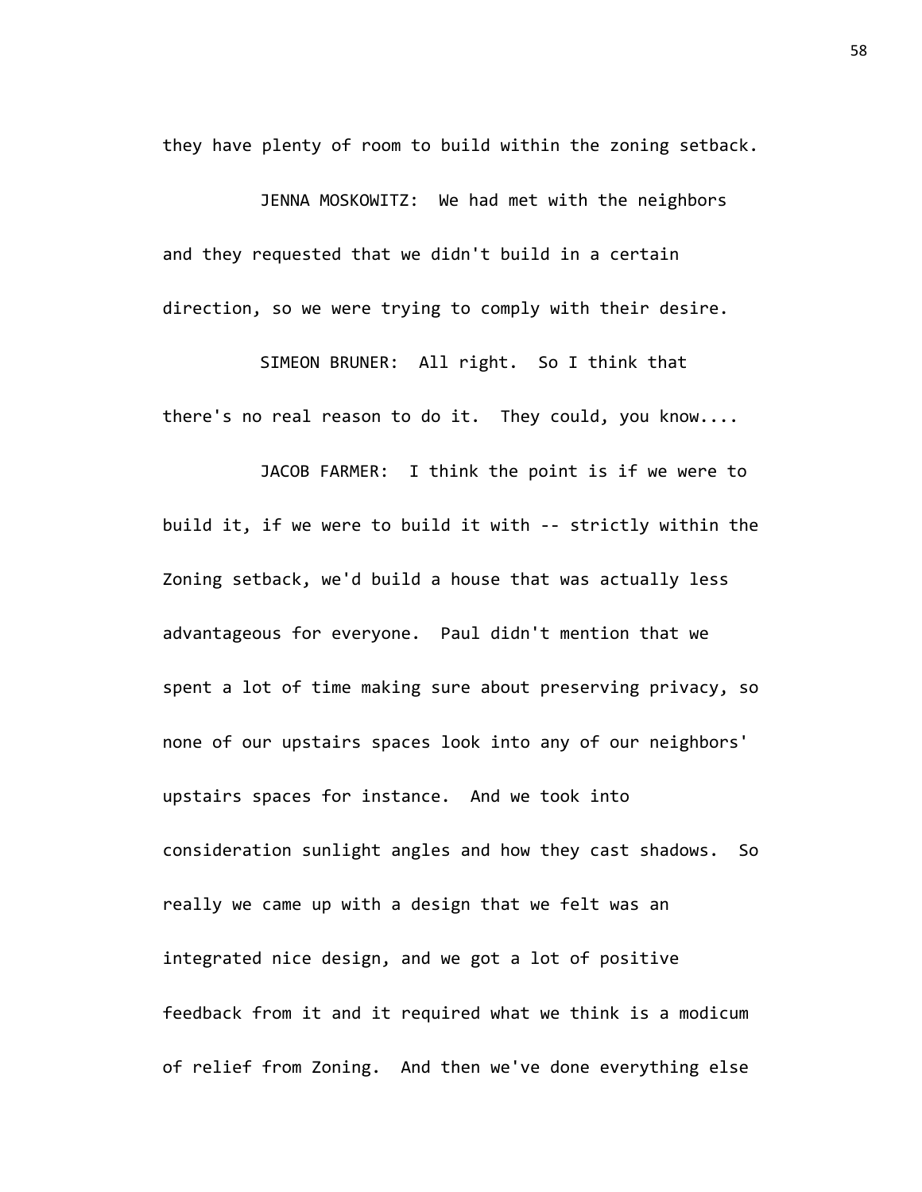they have plenty of room to build within the zoning setback.

JENNA MOSKOWITZ: We had met with the neighbors and they requested that we didn't build in a certain direction, so we were trying to comply with their desire.

SIMEON BRUNER: All right. So I think that there's no real reason to do it. They could, you know....

JACOB FARMER: I think the point is if we were to build it, if we were to build it with -- strictly within the Zoning setback, we'd build a house that was actually less advantageous for everyone. Paul didn't mention that we spent a lot of time making sure about preserving privacy, so none of our upstairs spaces look into any of our neighbors' upstairs spaces for instance. And we took into consideration sunlight angles and how they cast shadows. So really we came up with a design that we felt was an integrated nice design, and we got a lot of positive feedback from it and it required what we think is a modicum of relief from Zoning. And then we've done everything else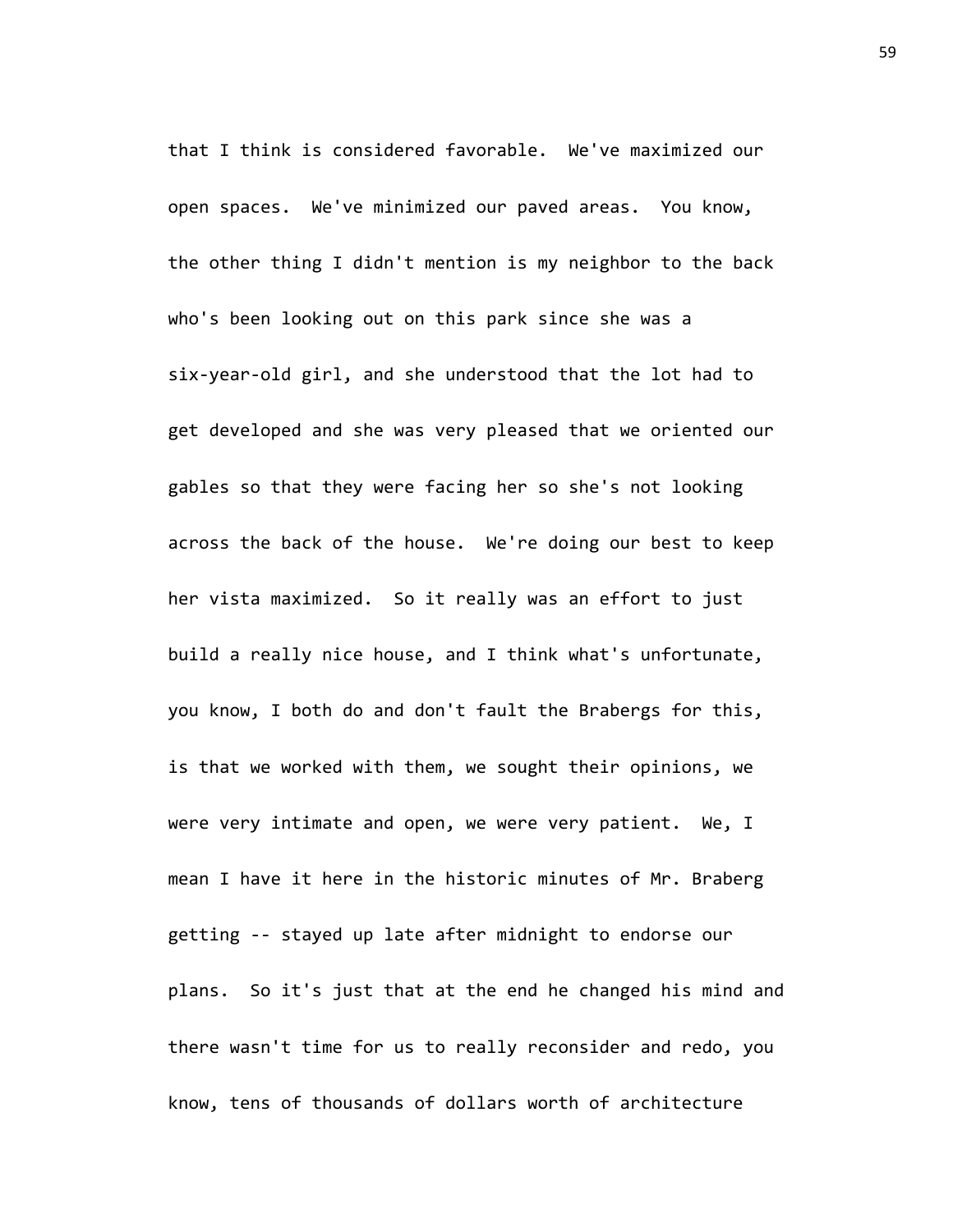that I think is considered favorable. We've maximized our open spaces. We've minimized our paved areas. You know, the other thing I didn't mention is my neighbor to the back who's been looking out on this park since she was a six-year-old girl, and she understood that the lot had to get developed and she was very pleased that we oriented our gables so that they were facing her so she's not looking across the back of the house. We're doing our best to keep her vista maximized. So it really was an effort to just build a really nice house, and I think what's unfortunate, you know, I both do and don't fault the Brabergs for this, is that we worked with them, we sought their opinions, we were very intimate and open, we were very patient. We, I mean I have it here in the historic minutes of Mr. Braberg getting -- stayed up late after midnight to endorse our plans. So it's just that at the end he changed his mind and there wasn't time for us to really reconsider and redo, you know, tens of thousands of dollars worth of architecture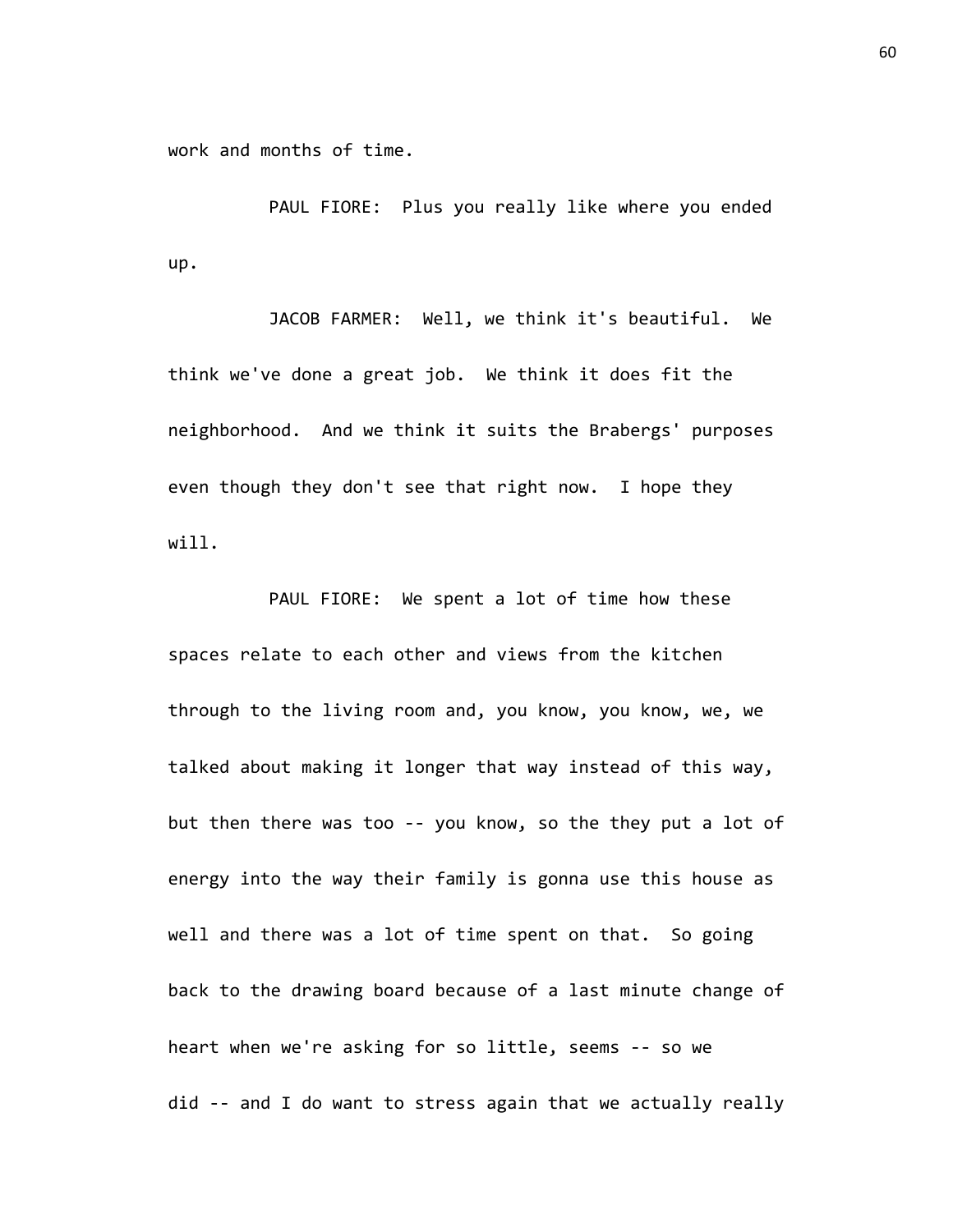work and months of time.

PAUL FIORE: Plus you really like where you ended up.

JACOB FARMER: Well, we think it's beautiful. We think we've done a great job. We think it does fit the neighborhood. And we think it suits the Brabergs' purposes even though they don't see that right now. I hope they will.

PAUL FIORE: We spent a lot of time how these spaces relate to each other and views from the kitchen through to the living room and, you know, you know, we, we talked about making it longer that way instead of this way, but then there was too -- you know, so the they put a lot of energy into the way their family is gonna use this house as well and there was a lot of time spent on that. So going back to the drawing board because of a last minute change of heart when we're asking for so little, seems -- so we did -- and I do want to stress again that we actually really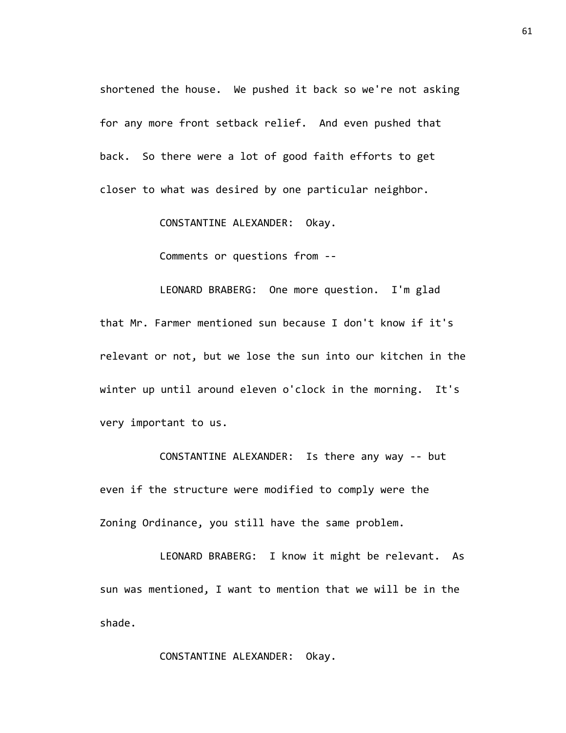shortened the house. We pushed it back so we're not asking for any more front setback relief. And even pushed that back. So there were a lot of good faith efforts to get closer to what was desired by one particular neighbor.

CONSTANTINE ALEXANDER: Okay.

Comments or questions from --

LEONARD BRABERG: One more question. I'm glad that Mr. Farmer mentioned sun because I don't know if it's relevant or not, but we lose the sun into our kitchen in the winter up until around eleven o'clock in the morning. It's very important to us.

CONSTANTINE ALEXANDER: Is there any way -- but even if the structure were modified to comply were the Zoning Ordinance, you still have the same problem.

LEONARD BRABERG: I know it might be relevant. As sun was mentioned, I want to mention that we will be in the shade.

CONSTANTINE ALEXANDER: Okay.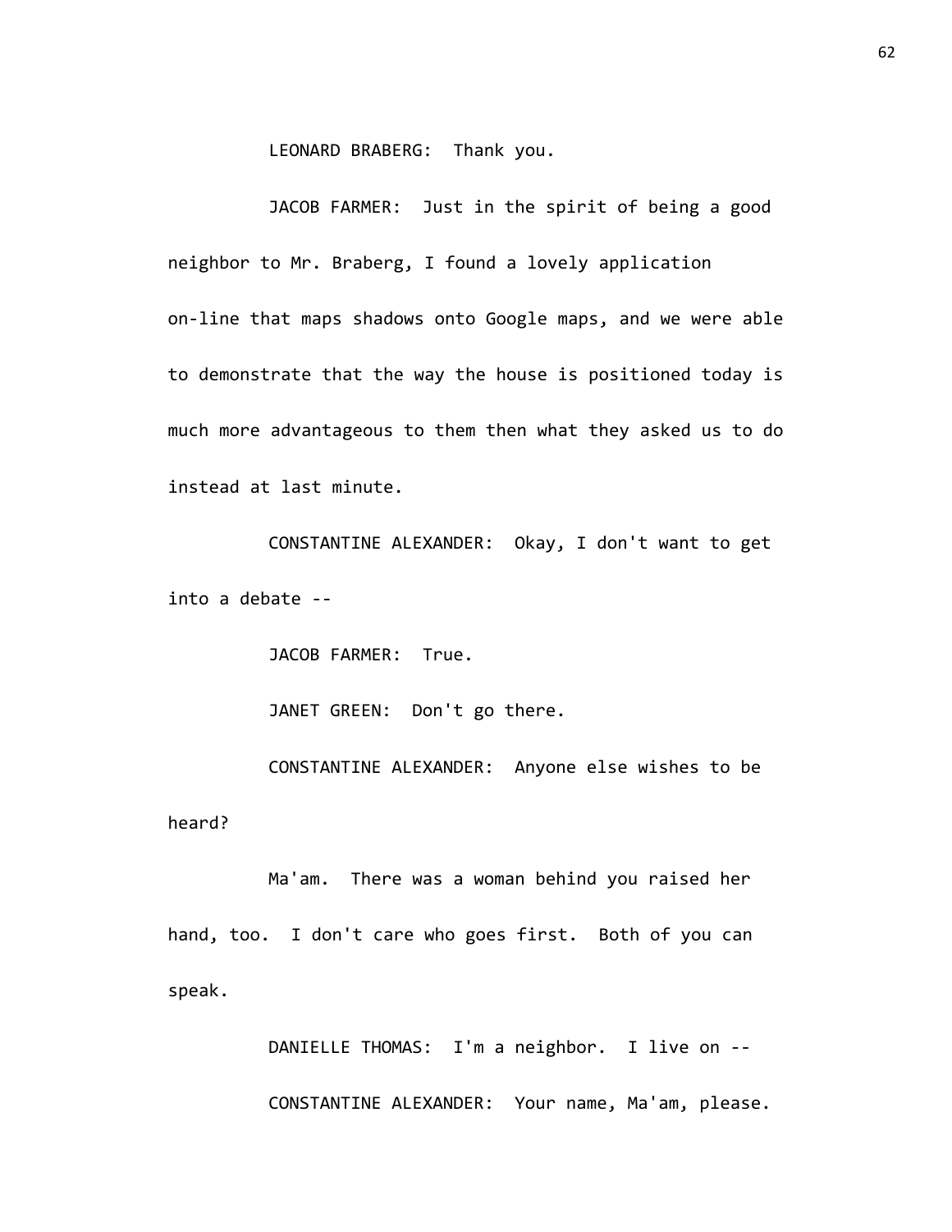LEONARD BRABERG: Thank you.

JACOB FARMER: Just in the spirit of being a good neighbor to Mr. Braberg, I found a lovely application on-line that maps shadows onto Google maps, and we were able to demonstrate that the way the house is positioned today is much more advantageous to them then what they asked us to do instead at last minute.

CONSTANTINE ALEXANDER: Okay, I don't want to get into a debate --

JACOB FARMER: True.

JANET GREEN: Don't go there.

CONSTANTINE ALEXANDER: Anyone else wishes to be heard?

Ma'am. There was a woman behind you raised her hand, too. I don't care who goes first. Both of you can speak.

DANIELLE THOMAS: I'm a neighbor. I live on --

CONSTANTINE ALEXANDER: Your name, Ma'am, please.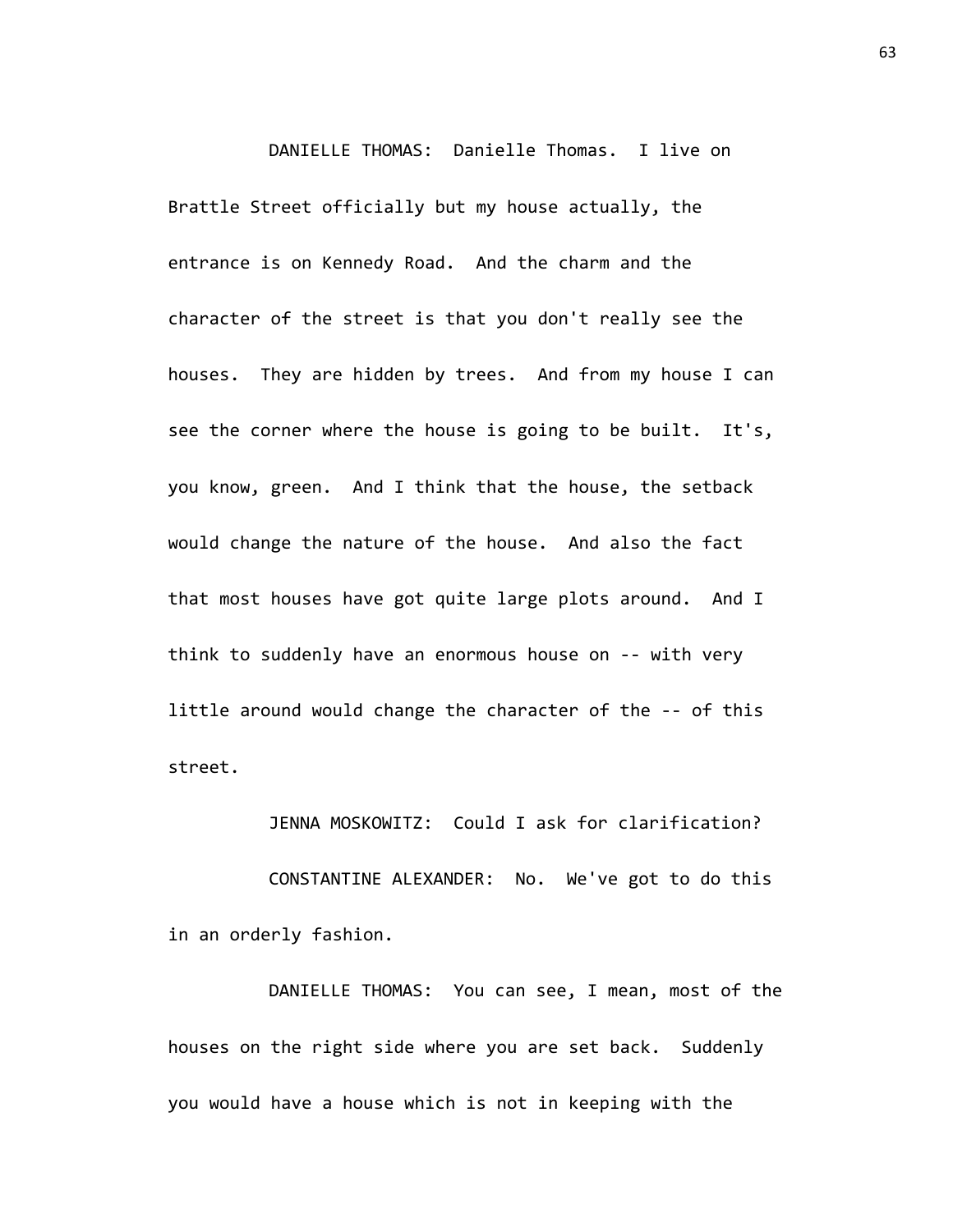DANIELLE THOMAS: Danielle Thomas. I live on Brattle Street officially but my house actually, the entrance is on Kennedy Road. And the charm and the character of the street is that you don't really see the houses. They are hidden by trees. And from my house I can see the corner where the house is going to be built. It's, you know, green. And I think that the house, the setback would change the nature of the house. And also the fact that most houses have got quite large plots around. And I think to suddenly have an enormous house on -- with very little around would change the character of the -- of this street.

JENNA MOSKOWITZ: Could I ask for clarification?

CONSTANTINE ALEXANDER: No. We've got to do this in an orderly fashion.

DANIELLE THOMAS: You can see, I mean, most of the houses on the right side where you are set back. Suddenly you would have a house which is not in keeping with the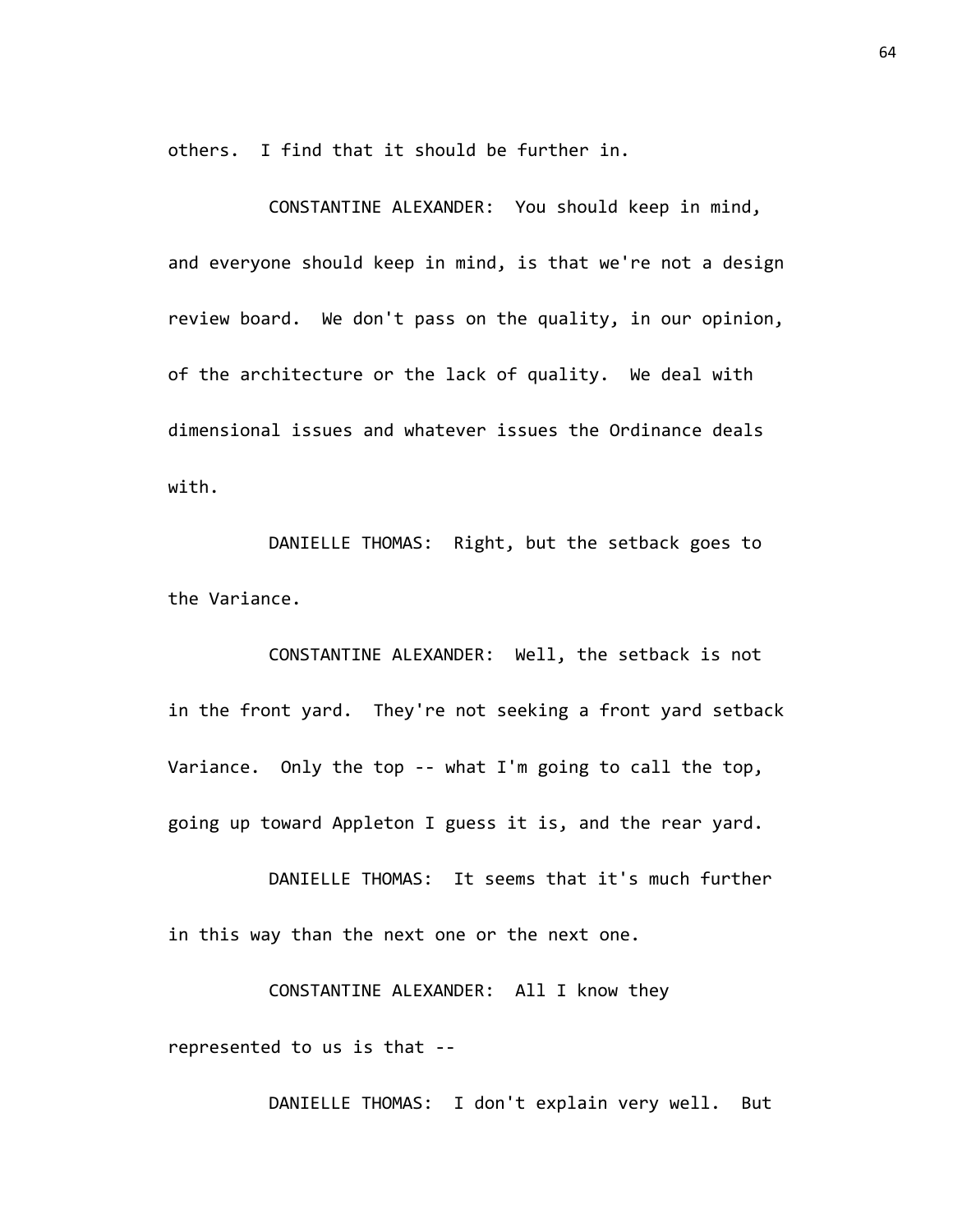others. I find that it should be further in.

CONSTANTINE ALEXANDER: You should keep in mind, and everyone should keep in mind, is that we're not a design review board. We don't pass on the quality, in our opinion, of the architecture or the lack of quality. We deal with dimensional issues and whatever issues the Ordinance deals with.

DANIELLE THOMAS: Right, but the setback goes to the Variance.

CONSTANTINE ALEXANDER: Well, the setback is not in the front yard. They're not seeking a front yard setback Variance. Only the top -- what I'm going to call the top, going up toward Appleton I guess it is, and the rear yard.

DANIELLE THOMAS: It seems that it's much further in this way than the next one or the next one.

CONSTANTINE ALEXANDER: All I know they represented to us is that --

DANIELLE THOMAS: I don't explain very well. But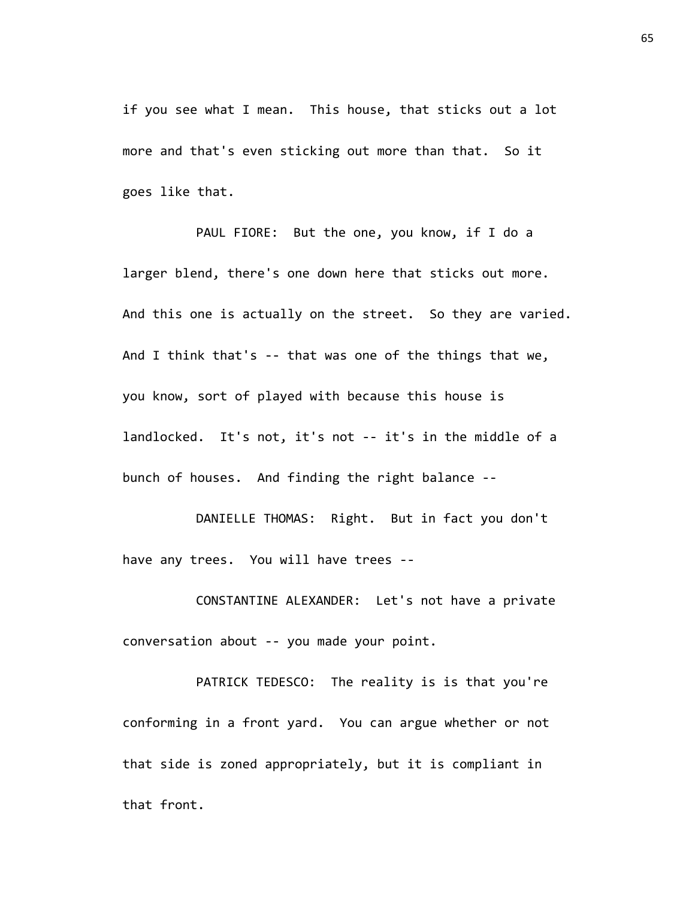if you see what I mean. This house, that sticks out a lot more and that's even sticking out more than that. So it goes like that.

PAUL FIORE: But the one, you know, if I do a larger blend, there's one down here that sticks out more. And this one is actually on the street. So they are varied. And I think that's -- that was one of the things that we, you know, sort of played with because this house is landlocked. It's not, it's not -- it's in the middle of a bunch of houses. And finding the right balance --

DANIELLE THOMAS: Right. But in fact you don't have any trees. You will have trees --

CONSTANTINE ALEXANDER: Let's not have a private conversation about -- you made your point.

PATRICK TEDESCO: The reality is is that you're conforming in a front yard. You can argue whether or not that side is zoned appropriately, but it is compliant in that front.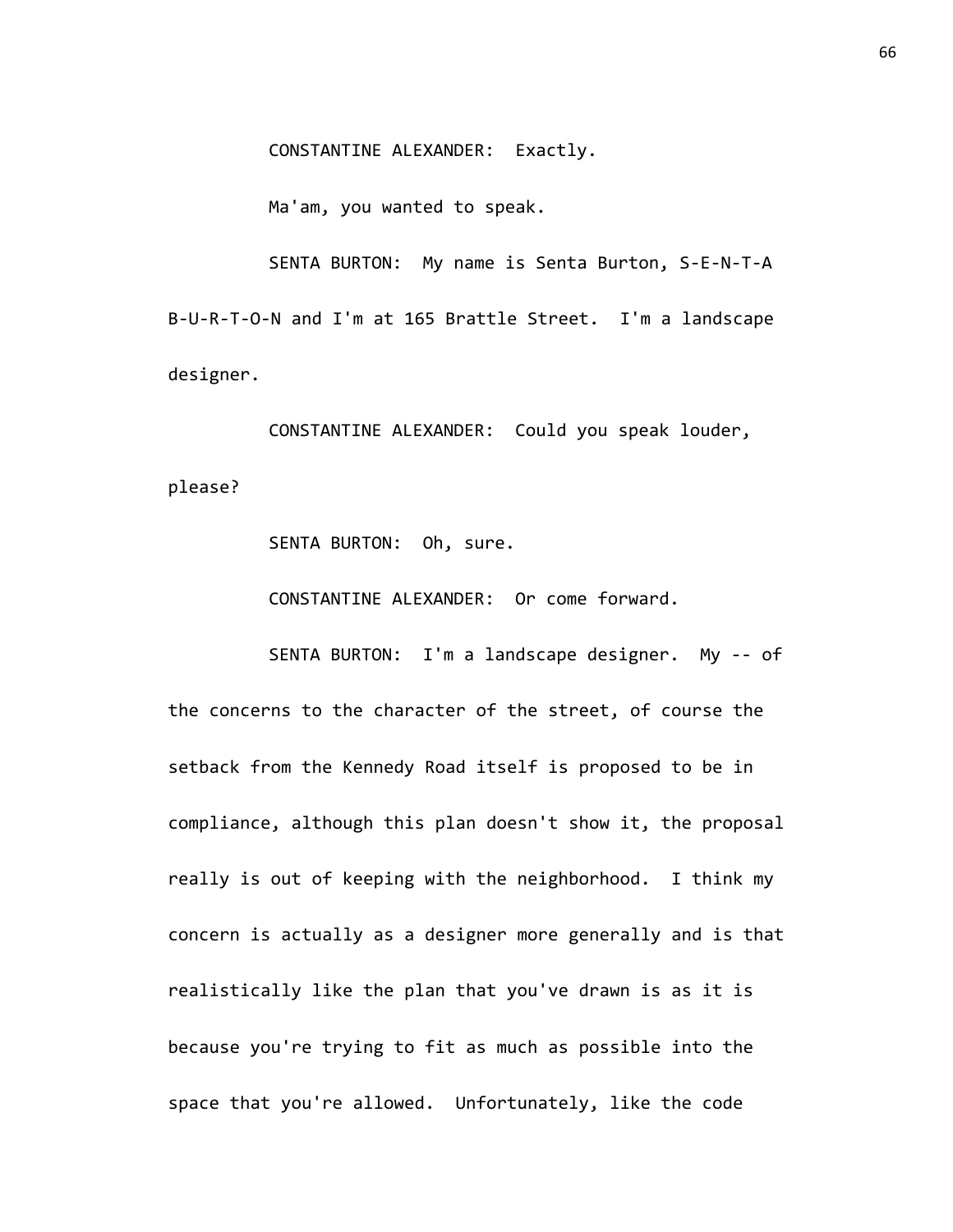CONSTANTINE ALEXANDER: Exactly.

Ma'am, you wanted to speak.

SENTA BURTON: My name is Senta Burton, S-E-N-T-A B-U-R-T-O-N and I'm at 165 Brattle Street. I'm a landscape designer.

CONSTANTINE ALEXANDER: Could you speak louder, please?

SENTA BURTON: Oh, sure.

CONSTANTINE ALEXANDER: Or come forward.

SENTA BURTON: I'm a landscape designer. My -- of the concerns to the character of the street, of course the setback from the Kennedy Road itself is proposed to be in compliance, although this plan doesn't show it, the proposal really is out of keeping with the neighborhood. I think my concern is actually as a designer more generally and is that realistically like the plan that you've drawn is as it is because you're trying to fit as much as possible into the space that you're allowed. Unfortunately, like the code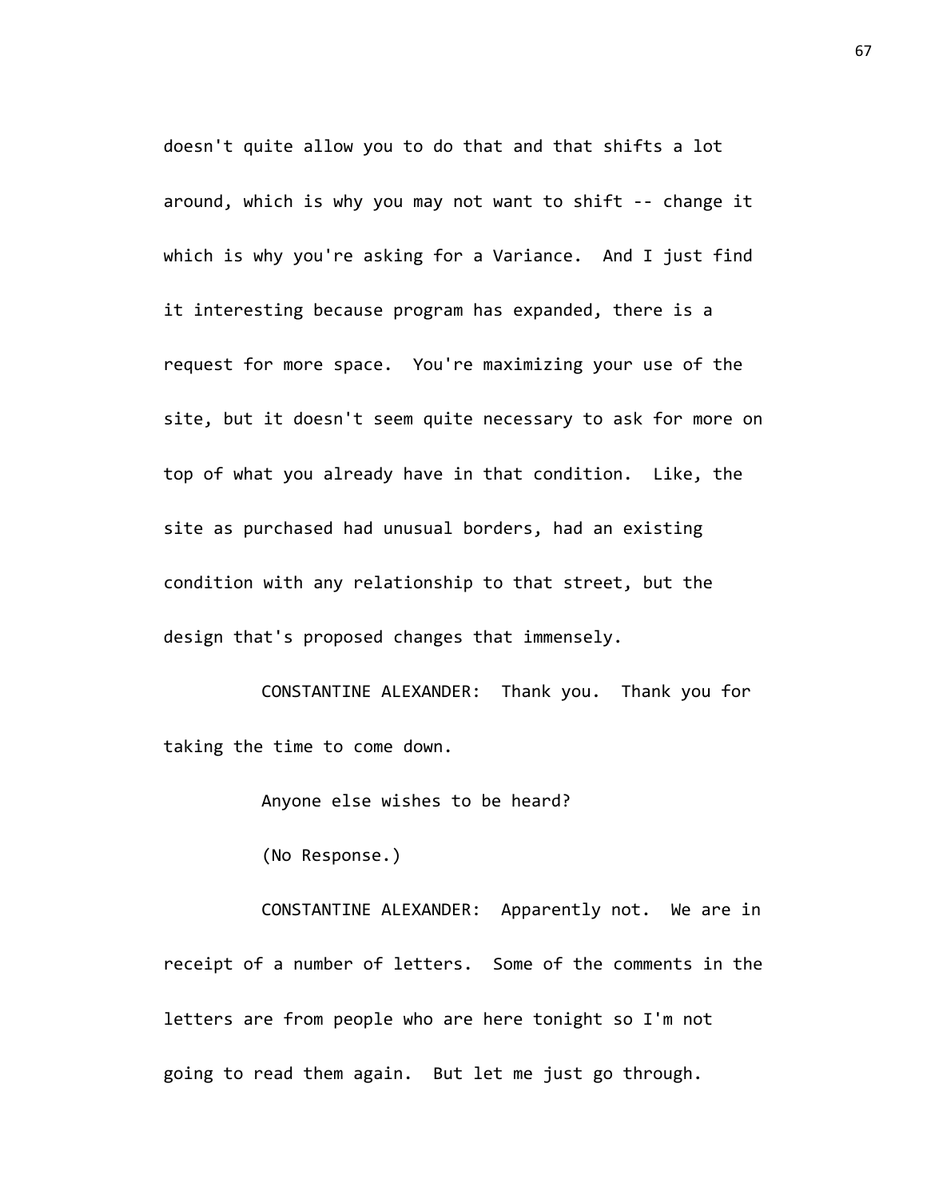doesn't quite allow you to do that and that shifts a lot around, which is why you may not want to shift -- change it which is why you're asking for a Variance. And I just find it interesting because program has expanded, there is a request for more space. You're maximizing your use of the site, but it doesn't seem quite necessary to ask for more on top of what you already have in that condition. Like, the site as purchased had unusual borders, had an existing condition with any relationship to that street, but the design that's proposed changes that immensely.

CONSTANTINE ALEXANDER: Thank you. Thank you for taking the time to come down.

Anyone else wishes to be heard?

(No Response.)

CONSTANTINE ALEXANDER: Apparently not. We are in receipt of a number of letters. Some of the comments in the letters are from people who are here tonight so I'm not going to read them again. But let me just go through.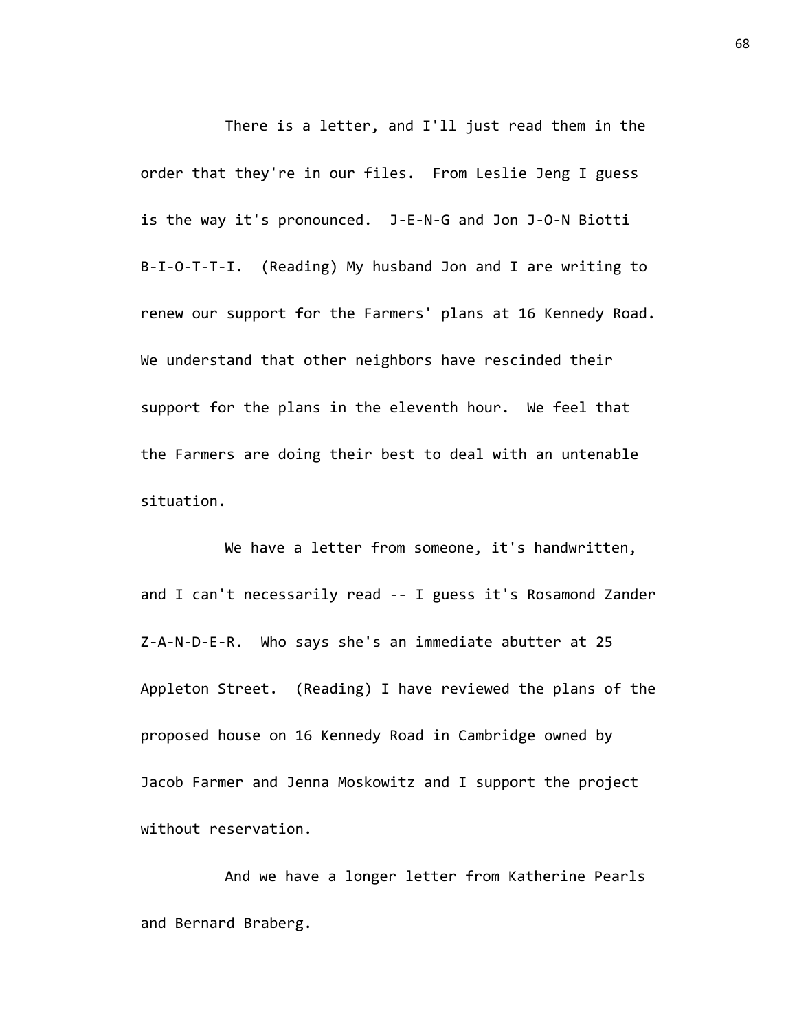There is a letter, and I'll just read them in the order that they're in our files. From Leslie Jeng I guess is the way it's pronounced. J-E-N-G and Jon J-O-N Biotti B-I-O-T-T-I. (Reading) My husband Jon and I are writing to renew our support for the Farmers' plans at 16 Kennedy Road. We understand that other neighbors have rescinded their support for the plans in the eleventh hour. We feel that the Farmers are doing their best to deal with an untenable situation.

We have a letter from someone, it's handwritten, and I can't necessarily read -- I guess it's Rosamond Zander Z-A-N-D-E-R. Who says she's an immediate abutter at 25 Appleton Street. (Reading) I have reviewed the plans of the proposed house on 16 Kennedy Road in Cambridge owned by Jacob Farmer and Jenna Moskowitz and I support the project without reservation.

And we have a longer letter from Katherine Pearls and Bernard Braberg.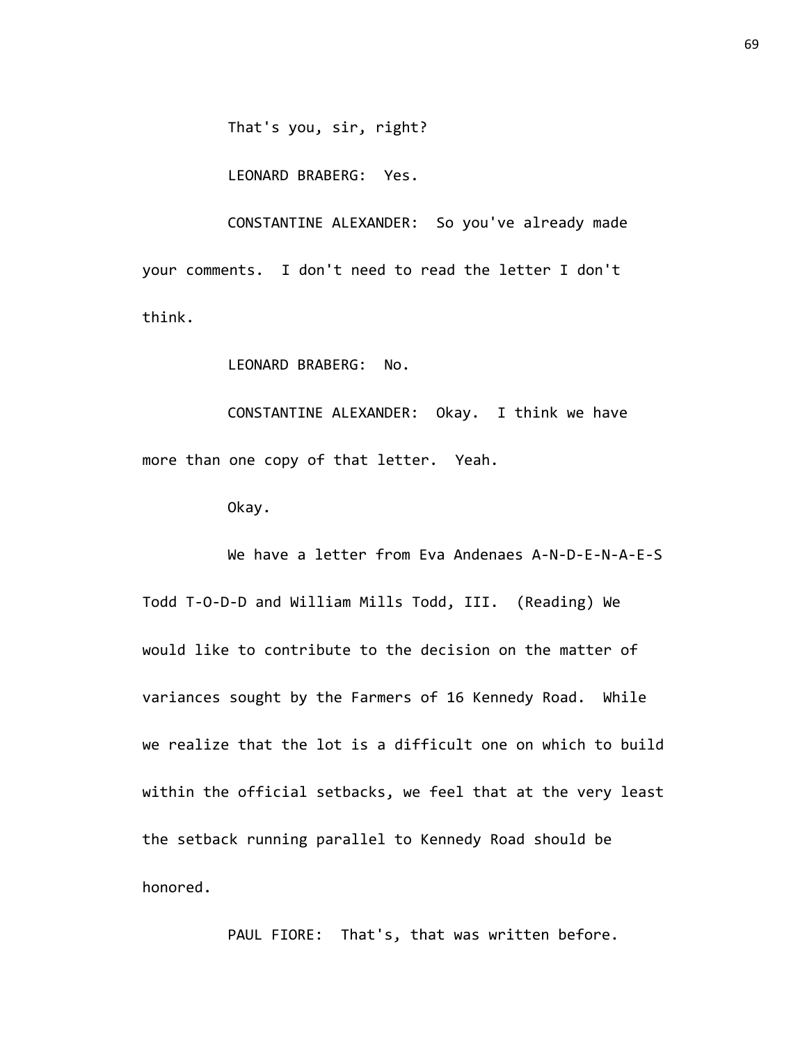That's you, sir, right?

LEONARD BRABERG: Yes.

CONSTANTINE ALEXANDER: So you've already made your comments. I don't need to read the letter I don't think.

LEONARD BRABERG: No.

CONSTANTINE ALEXANDER: Okay. I think we have more than one copy of that letter. Yeah.

Okay.

We have a letter from Eva Andenaes A-N-D-E-N-A-E-S Todd T-O-D-D and William Mills Todd, III. (Reading) We would like to contribute to the decision on the matter of variances sought by the Farmers of 16 Kennedy Road. While we realize that the lot is a difficult one on which to build within the official setbacks, we feel that at the very least the setback running parallel to Kennedy Road should be honored.

PAUL FIORE: That's, that was written before.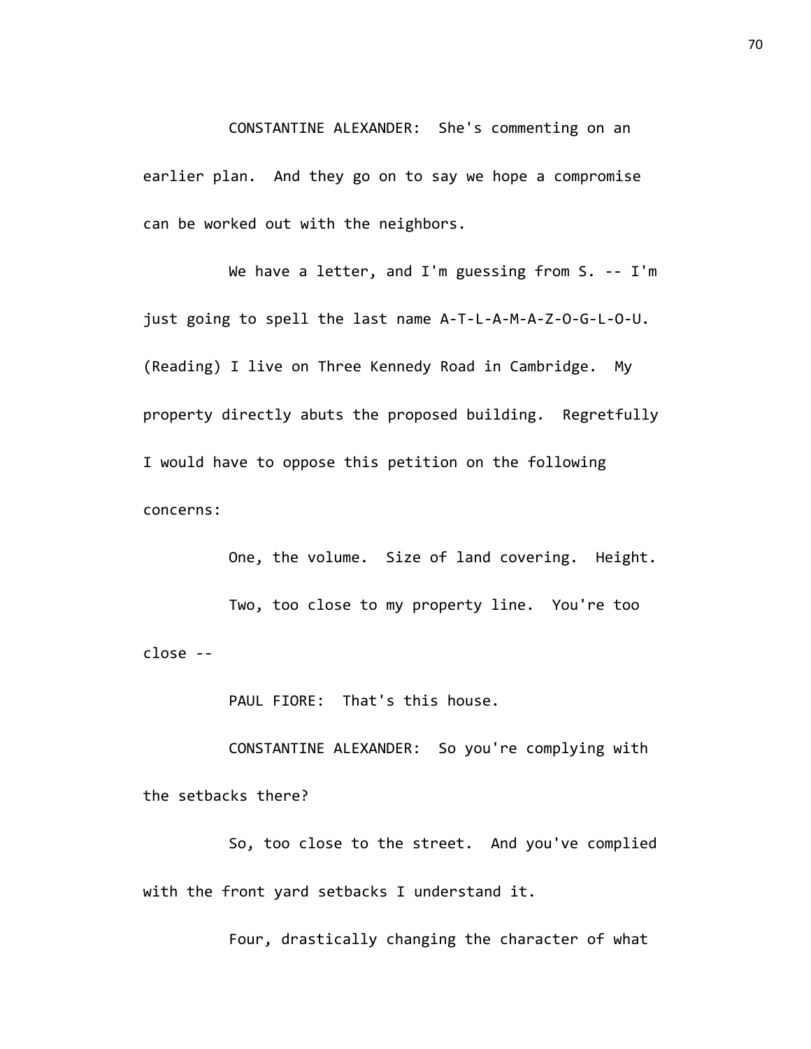CONSTANTINE ALEXANDER: She's commenting on an earlier plan. And they go on to say we hope a compromise can be worked out with the neighbors.

We have a letter, and I'm guessing from S. -- I'm just going to spell the last name A-T-L-A-M-A-Z-O-G-L-O-U. (Reading) I live on Three Kennedy Road in Cambridge. My property directly abuts the proposed building. Regretfully I would have to oppose this petition on the following concerns:

One, the volume. Size of land covering. Height.

Two, too close to my property line. You're too close --

PAUL FIORE: That's this house.

CONSTANTINE ALEXANDER: So you're complying with the setbacks there?

So, too close to the street. And you've complied with the front yard setbacks I understand it.

Four, drastically changing the character of what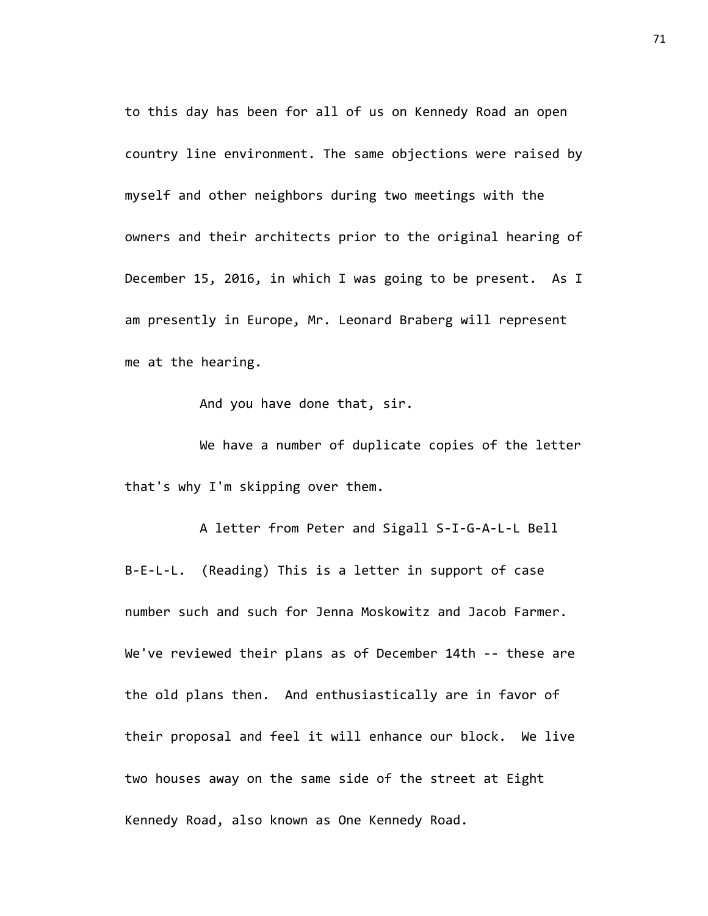to this day has been for all of us on Kennedy Road an open country line environment. The same objections were raised by myself and other neighbors during two meetings with the owners and their architects prior to the original hearing of December 15, 2016, in which I was going to be present. As I am presently in Europe, Mr. Leonard Braberg will represent me at the hearing.

And you have done that, sir.

We have a number of duplicate copies of the letter that's why I'm skipping over them.

A letter from Peter and Sigall S-I-G-A-L-L Bell B-E-L-L. (Reading) This is a letter in support of case number such and such for Jenna Moskowitz and Jacob Farmer. We've reviewed their plans as of December 14th -- these are the old plans then. And enthusiastically are in favor of their proposal and feel it will enhance our block. We live two houses away on the same side of the street at Eight Kennedy Road, also known as One Kennedy Road.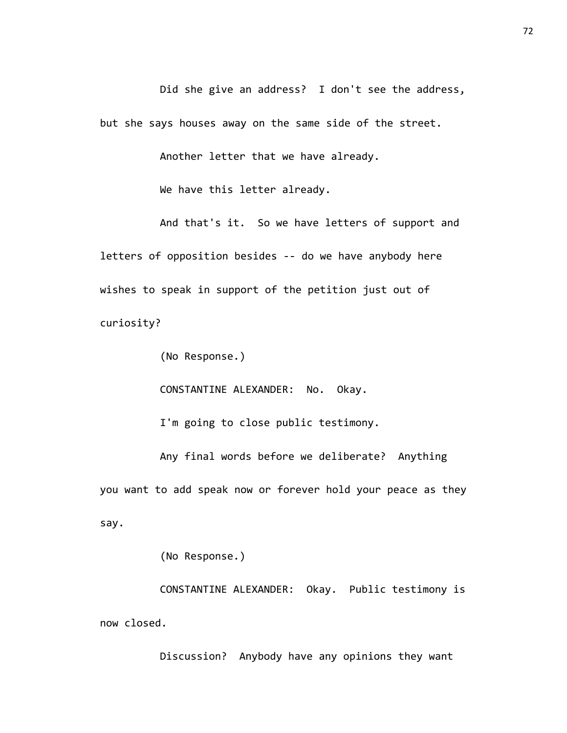Did she give an address? I don't see the address, but she says houses away on the same side of the street.

Another letter that we have already.

We have this letter already.

And that's it. So we have letters of support and letters of opposition besides -- do we have anybody here wishes to speak in support of the petition just out of curiosity?

(No Response.)

CONSTANTINE ALEXANDER: No. Okay.

I'm going to close public testimony.

Any final words before we deliberate? Anything you want to add speak now or forever hold your peace as they say.

(No Response.)

CONSTANTINE ALEXANDER: Okay. Public testimony is now closed.

Discussion? Anybody have any opinions they want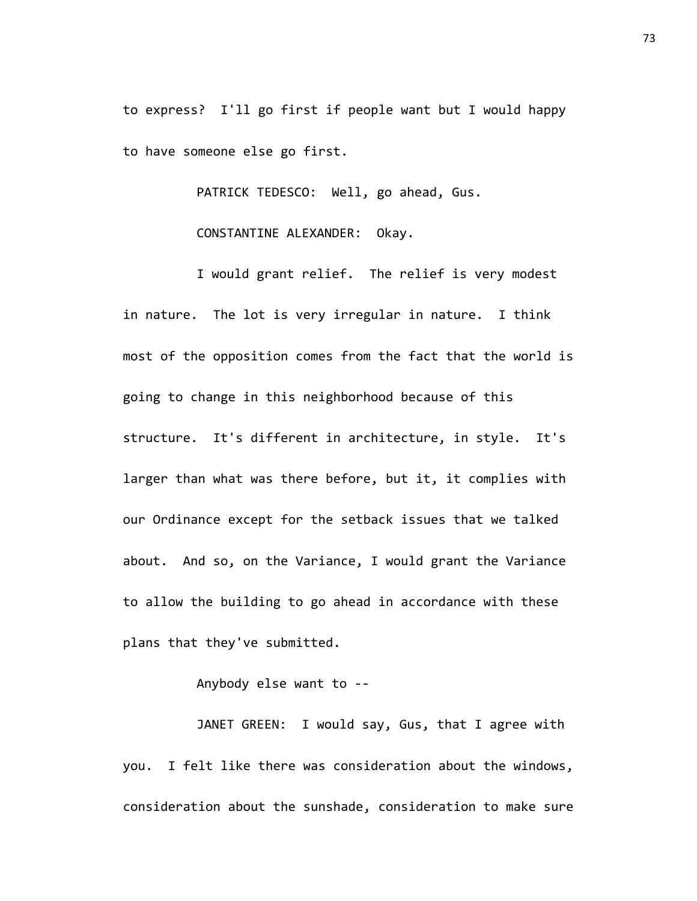to express? I'll go first if people want but I would happy to have someone else go first.

PATRICK TEDESCO: Well, go ahead, Gus.

CONSTANTINE ALEXANDER: Okay.

I would grant relief. The relief is very modest in nature. The lot is very irregular in nature. I think most of the opposition comes from the fact that the world is going to change in this neighborhood because of this structure. It's different in architecture, in style. It's larger than what was there before, but it, it complies with our Ordinance except for the setback issues that we talked about. And so, on the Variance, I would grant the Variance to allow the building to go ahead in accordance with these plans that they've submitted.

Anybody else want to --

JANET GREEN: I would say, Gus, that I agree with you. I felt like there was consideration about the windows, consideration about the sunshade, consideration to make sure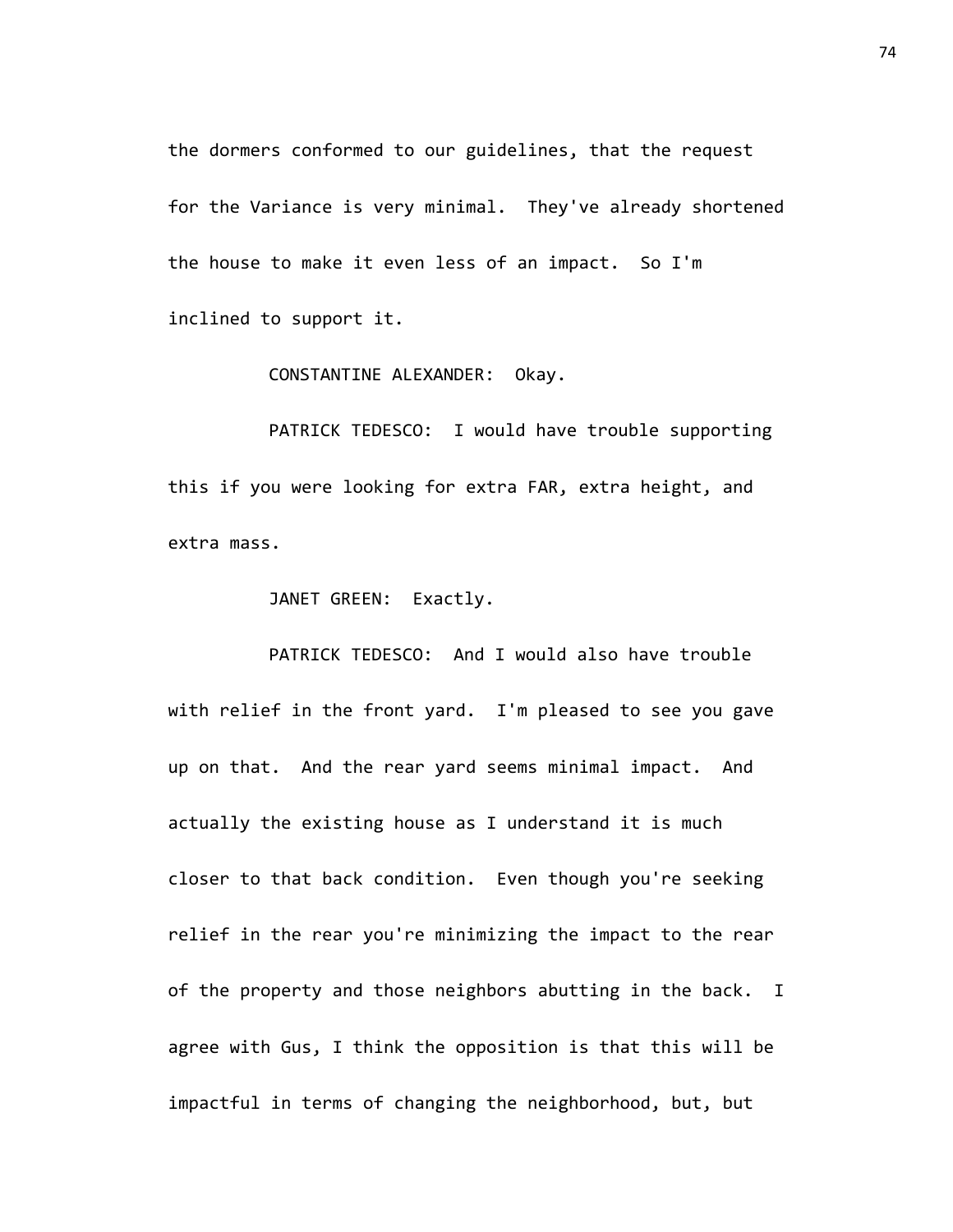the dormers conformed to our guidelines, that the request for the Variance is very minimal. They've already shortened the house to make it even less of an impact. So I'm inclined to support it.

CONSTANTINE ALEXANDER: Okay.

PATRICK TEDESCO: I would have trouble supporting this if you were looking for extra FAR, extra height, and extra mass.

JANET GREEN: Exactly.

PATRICK TEDESCO: And I would also have trouble with relief in the front yard. I'm pleased to see you gave up on that. And the rear yard seems minimal impact. And actually the existing house as I understand it is much closer to that back condition. Even though you're seeking relief in the rear you're minimizing the impact to the rear of the property and those neighbors abutting in the back. I agree with Gus, I think the opposition is that this will be impactful in terms of changing the neighborhood, but, but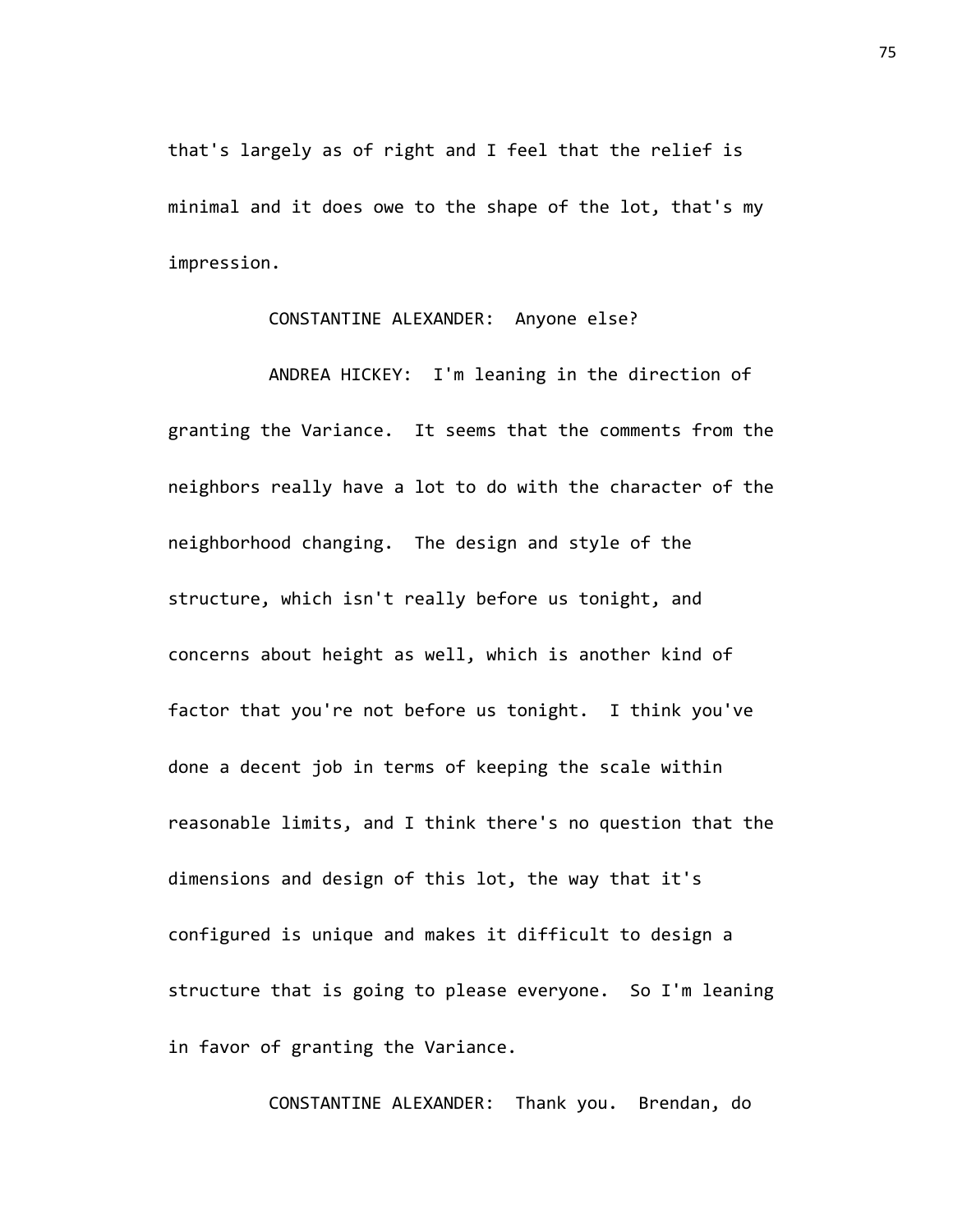that's largely as of right and I feel that the relief is minimal and it does owe to the shape of the lot, that's my impression.

CONSTANTINE ALEXANDER: Anyone else?

ANDREA HICKEY: I'm leaning in the direction of granting the Variance. It seems that the comments from the neighbors really have a lot to do with the character of the neighborhood changing. The design and style of the structure, which isn't really before us tonight, and concerns about height as well, which is another kind of factor that you're not before us tonight. I think you've done a decent job in terms of keeping the scale within reasonable limits, and I think there's no question that the dimensions and design of this lot, the way that it's configured is unique and makes it difficult to design a structure that is going to please everyone. So I'm leaning in favor of granting the Variance.

CONSTANTINE ALEXANDER: Thank you. Brendan, do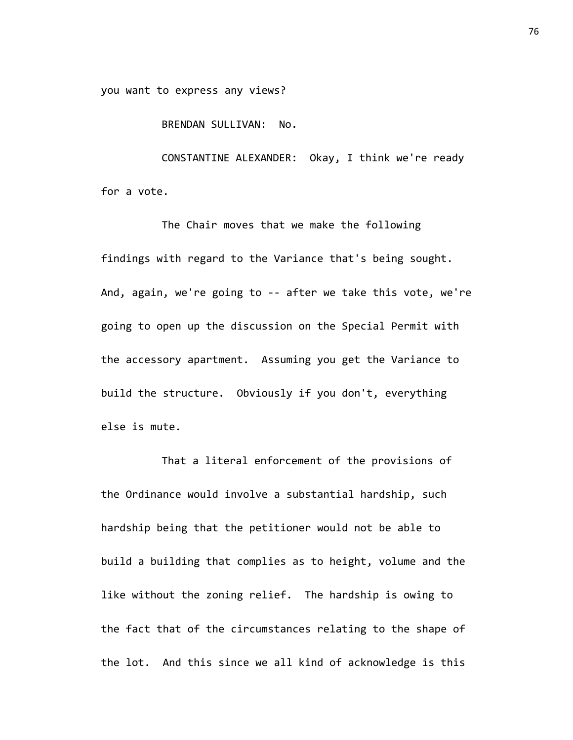you want to express any views?

BRENDAN SULLIVAN: No.

CONSTANTINE ALEXANDER: Okay, I think we're ready for a vote.

The Chair moves that we make the following findings with regard to the Variance that's being sought. And, again, we're going to -- after we take this vote, we're going to open up the discussion on the Special Permit with the accessory apartment. Assuming you get the Variance to build the structure. Obviously if you don't, everything else is mute.

That a literal enforcement of the provisions of the Ordinance would involve a substantial hardship, such hardship being that the petitioner would not be able to build a building that complies as to height, volume and the like without the zoning relief. The hardship is owing to the fact that of the circumstances relating to the shape of the lot. And this since we all kind of acknowledge is this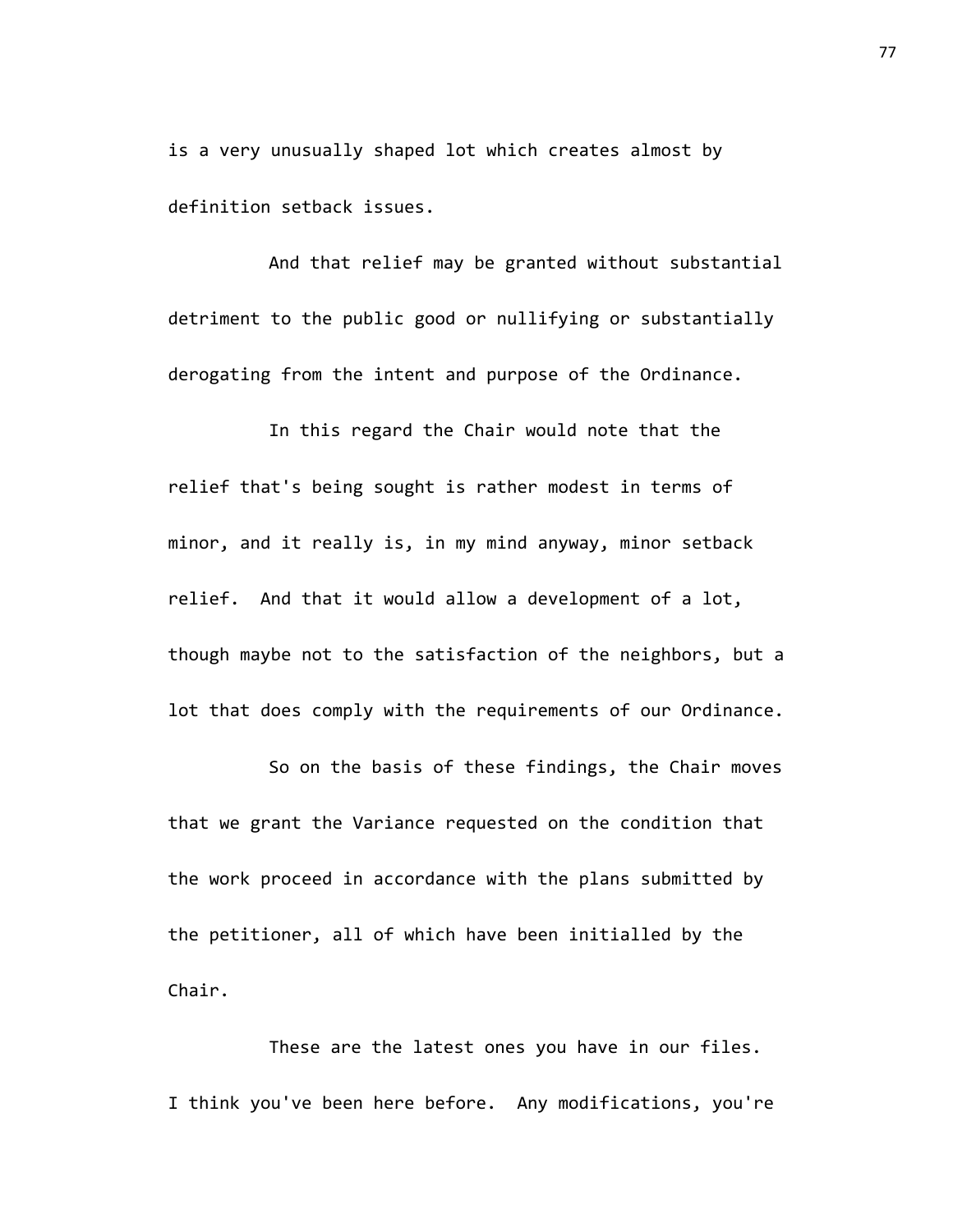is a very unusually shaped lot which creates almost by definition setback issues.

And that relief may be granted without substantial detriment to the public good or nullifying or substantially derogating from the intent and purpose of the Ordinance.

In this regard the Chair would note that the relief that's being sought is rather modest in terms of minor, and it really is, in my mind anyway, minor setback relief. And that it would allow a development of a lot, though maybe not to the satisfaction of the neighbors, but a lot that does comply with the requirements of our Ordinance.

So on the basis of these findings, the Chair moves that we grant the Variance requested on the condition that the work proceed in accordance with the plans submitted by the petitioner, all of which have been initialled by the Chair.

These are the latest ones you have in our files. I think you've been here before. Any modifications, you're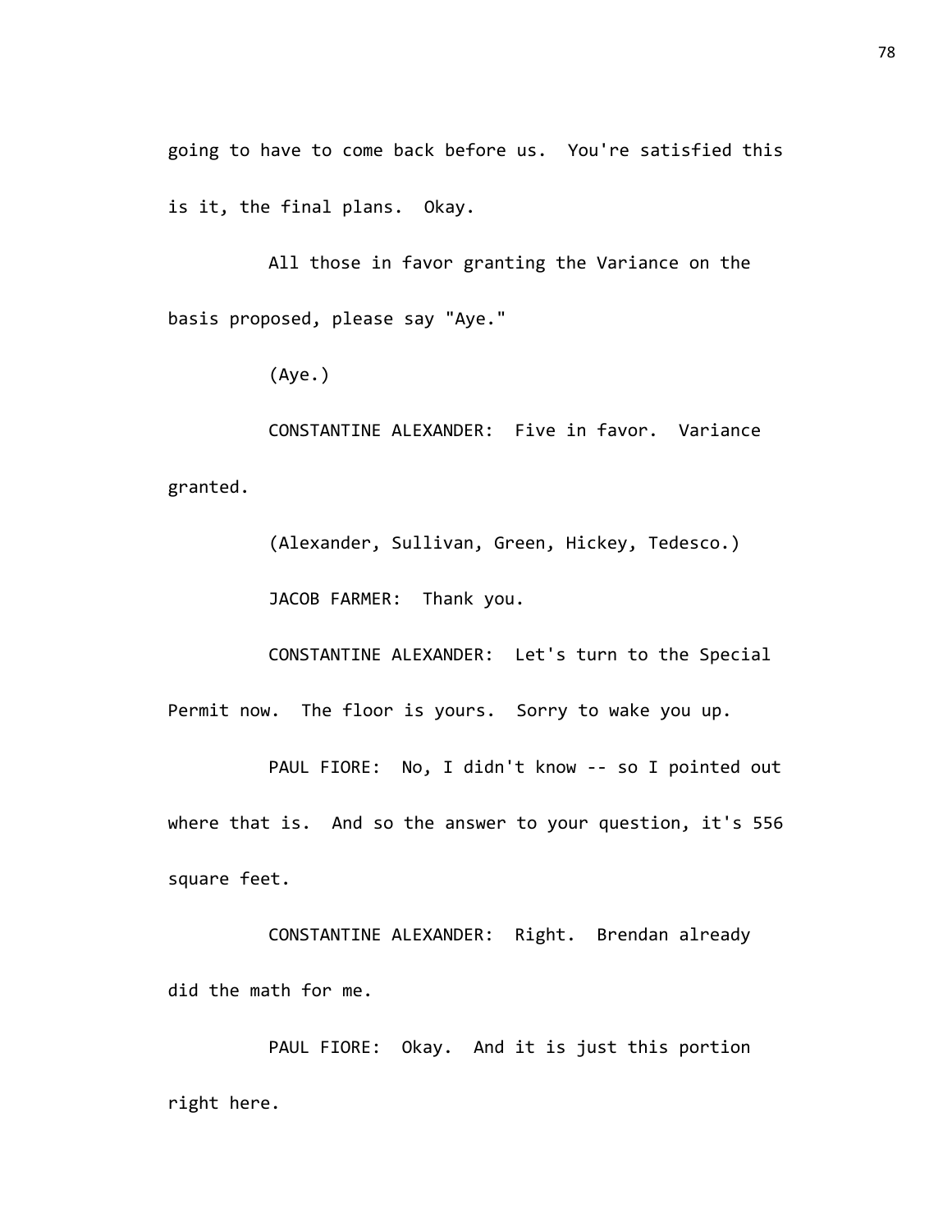going to have to come back before us. You're satisfied this is it, the final plans. Okay.

All those in favor granting the Variance on the basis proposed, please say "Aye."

(Aye.)

CONSTANTINE ALEXANDER: Five in favor. Variance granted.

(Alexander, Sullivan, Green, Hickey, Tedesco.)

JACOB FARMER: Thank you.

CONSTANTINE ALEXANDER: Let's turn to the Special Permit now. The floor is yours. Sorry to wake you up.

PAUL FIORE: No, I didn't know -- so I pointed out where that is. And so the answer to your question, it's 556 square feet.

CONSTANTINE ALEXANDER: Right. Brendan already did the math for me.

PAUL FIORE: Okay. And it is just this portion right here.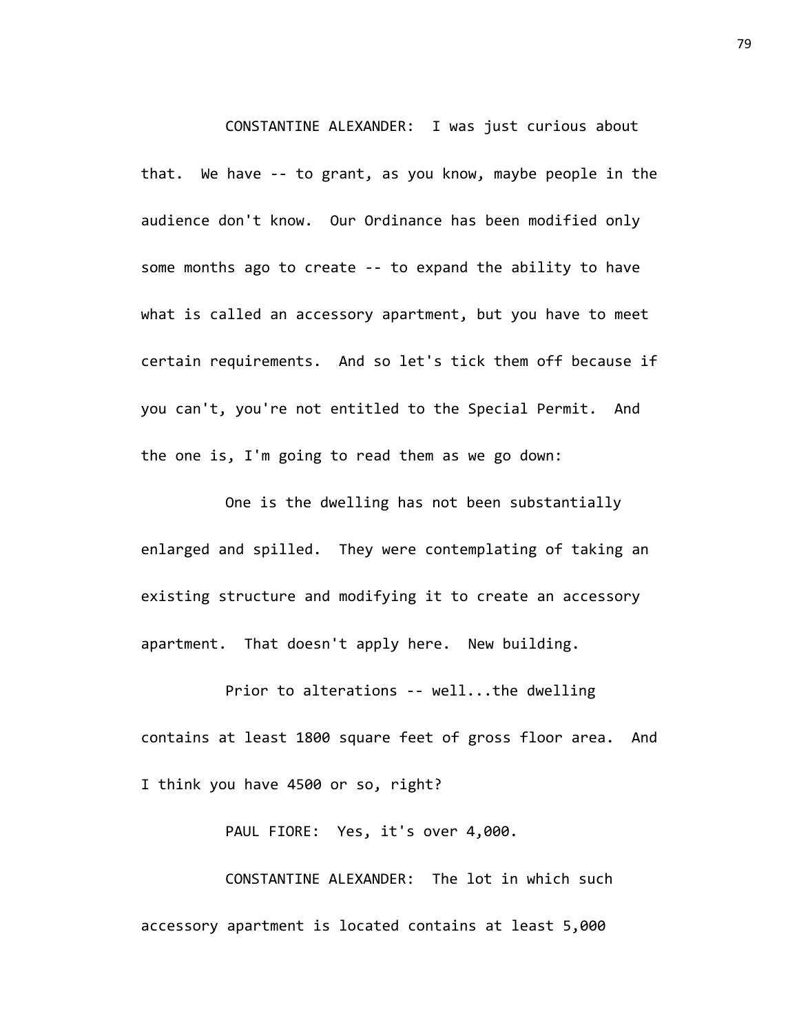CONSTANTINE ALEXANDER: I was just curious about that. We have -- to grant, as you know, maybe people in the audience don't know. Our Ordinance has been modified only some months ago to create -- to expand the ability to have what is called an accessory apartment, but you have to meet certain requirements. And so let's tick them off because if you can't, you're not entitled to the Special Permit. And the one is, I'm going to read them as we go down:

One is the dwelling has not been substantially enlarged and spilled. They were contemplating of taking an existing structure and modifying it to create an accessory apartment. That doesn't apply here. New building.

Prior to alterations -- well...the dwelling contains at least 1800 square feet of gross floor area. And I think you have 4500 or so, right?

PAUL FIORE: Yes, it's over 4,000.

CONSTANTINE ALEXANDER: The lot in which such accessory apartment is located contains at least 5,000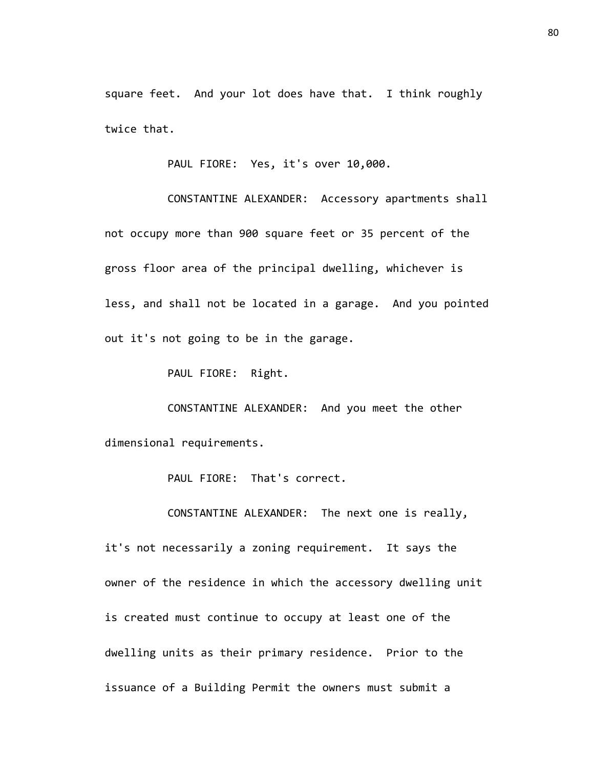square feet. And your lot does have that. I think roughly twice that.

PAUL FIORE: Yes, it's over 10,000.

CONSTANTINE ALEXANDER: Accessory apartments shall not occupy more than 900 square feet or 35 percent of the gross floor area of the principal dwelling, whichever is less, and shall not be located in a garage. And you pointed out it's not going to be in the garage.

PAUL FIORE: Right.

CONSTANTINE ALEXANDER: And you meet the other dimensional requirements.

PAUL FIORE: That's correct.

CONSTANTINE ALEXANDER: The next one is really, it's not necessarily a zoning requirement. It says the owner of the residence in which the accessory dwelling unit is created must continue to occupy at least one of the dwelling units as their primary residence. Prior to the issuance of a Building Permit the owners must submit a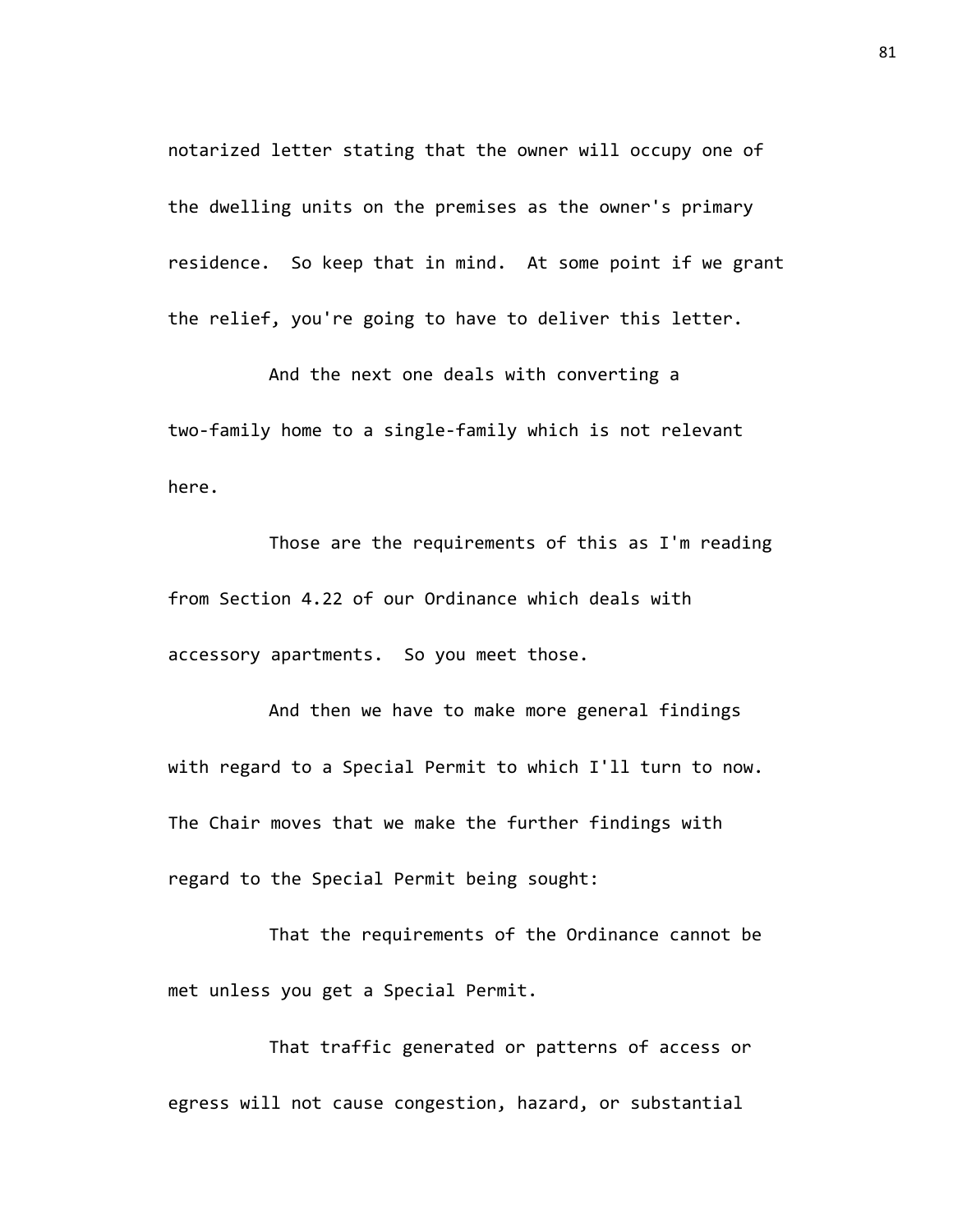notarized letter stating that the owner will occupy one of the dwelling units on the premises as the owner's primary residence. So keep that in mind. At some point if we grant the relief, you're going to have to deliver this letter.

And the next one deals with converting a two-family home to a single-family which is not relevant here.

Those are the requirements of this as I'm reading from Section 4.22 of our Ordinance which deals with accessory apartments. So you meet those.

And then we have to make more general findings with regard to a Special Permit to which I'll turn to now. The Chair moves that we make the further findings with regard to the Special Permit being sought:

That the requirements of the Ordinance cannot be met unless you get a Special Permit.

That traffic generated or patterns of access or egress will not cause congestion, hazard, or substantial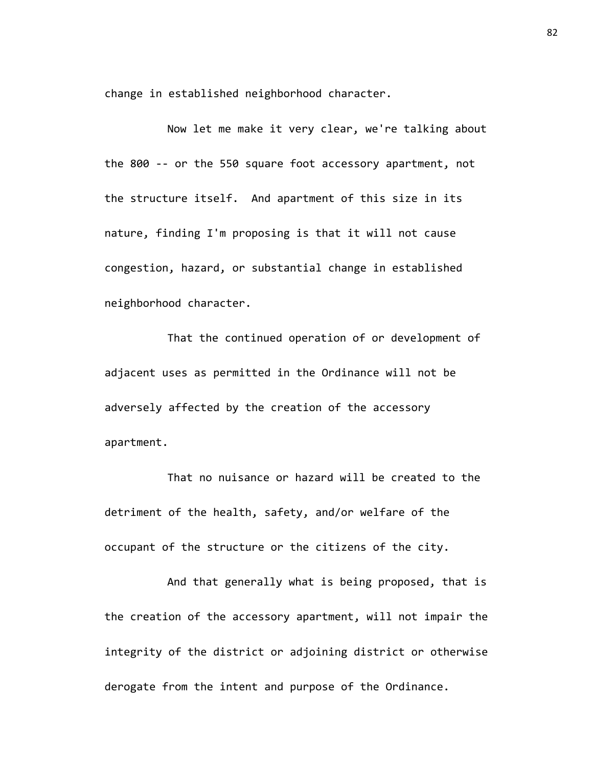change in established neighborhood character.

Now let me make it very clear, we're talking about the 800 -- or the 550 square foot accessory apartment, not the structure itself. And apartment of this size in its nature, finding I'm proposing is that it will not cause congestion, hazard, or substantial change in established neighborhood character.

That the continued operation of or development of adjacent uses as permitted in the Ordinance will not be adversely affected by the creation of the accessory apartment.

That no nuisance or hazard will be created to the detriment of the health, safety, and/or welfare of the occupant of the structure or the citizens of the city.

And that generally what is being proposed, that is the creation of the accessory apartment, will not impair the integrity of the district or adjoining district or otherwise derogate from the intent and purpose of the Ordinance.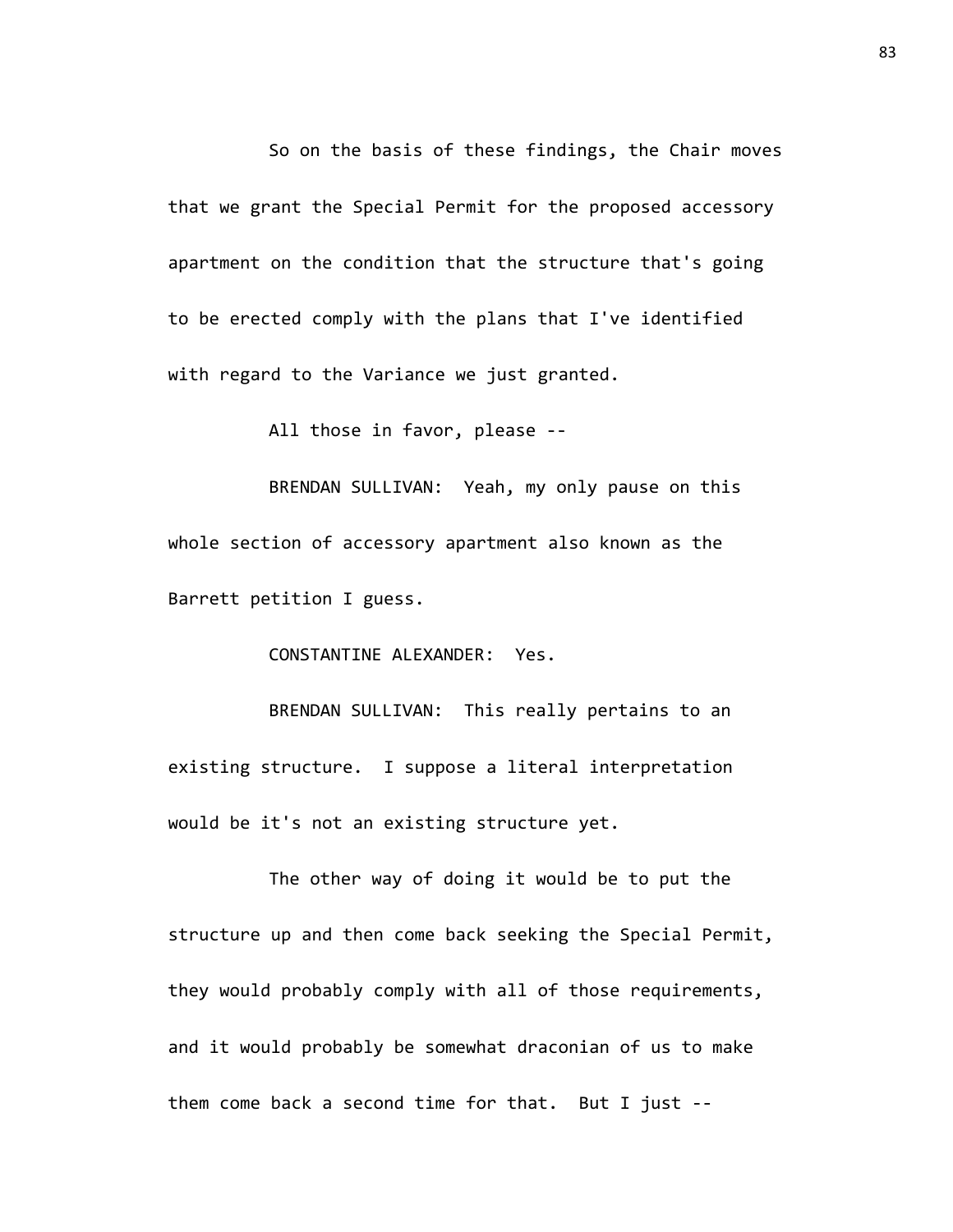So on the basis of these findings, the Chair moves that we grant the Special Permit for the proposed accessory apartment on the condition that the structure that's going to be erected comply with the plans that I've identified with regard to the Variance we just granted.

All those in favor, please --

BRENDAN SULLIVAN: Yeah, my only pause on this whole section of accessory apartment also known as the Barrett petition I guess.

CONSTANTINE ALEXANDER: Yes.

BRENDAN SULLIVAN: This really pertains to an existing structure. I suppose a literal interpretation would be it's not an existing structure yet.

The other way of doing it would be to put the structure up and then come back seeking the Special Permit, they would probably comply with all of those requirements, and it would probably be somewhat draconian of us to make them come back a second time for that. But I just --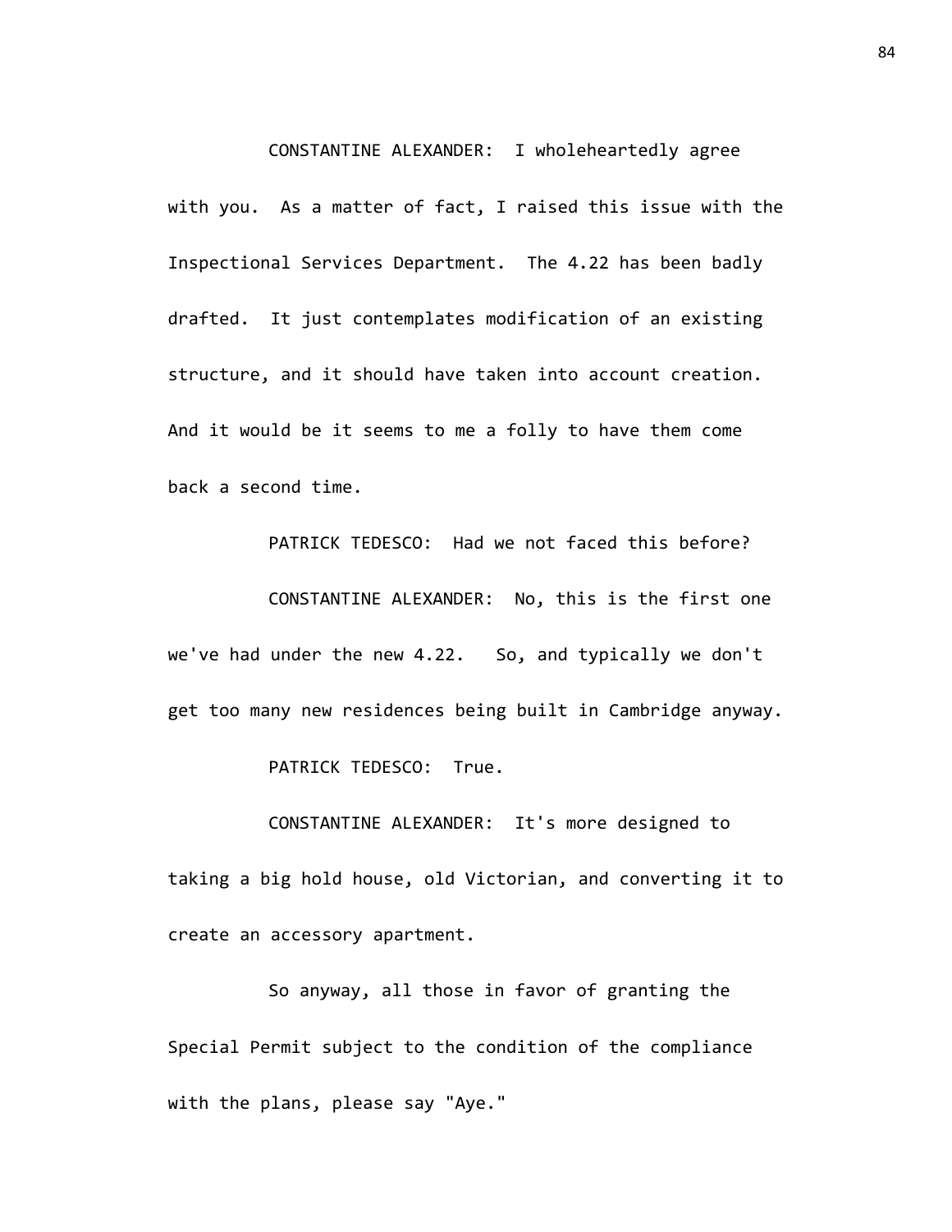CONSTANTINE ALEXANDER: I wholeheartedly agree with you. As a matter of fact, I raised this issue with the Inspectional Services Department. The 4.22 has been badly drafted. It just contemplates modification of an existing structure, and it should have taken into account creation. And it would be it seems to me a folly to have them come back a second time.

PATRICK TEDESCO: Had we not faced this before?

CONSTANTINE ALEXANDER: No, this is the first one we've had under the new 4.22. So, and typically we don't get too many new residences being built in Cambridge anyway.

PATRICK TEDESCO: True.

CONSTANTINE ALEXANDER: It's more designed to taking a big hold house, old Victorian, and converting it to create an accessory apartment.

So anyway, all those in favor of granting the Special Permit subject to the condition of the compliance with the plans, please say "Aye."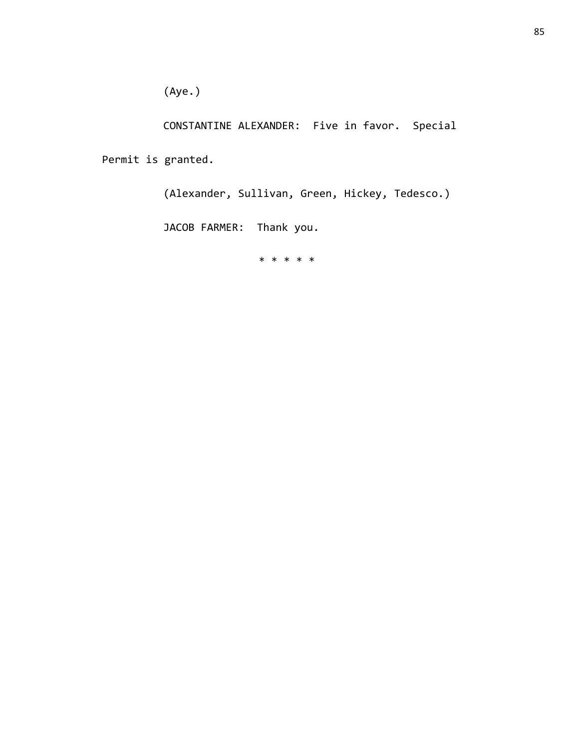(Aye.)

CONSTANTINE ALEXANDER: Five in favor. Special Permit is granted.

(Alexander, Sullivan, Green, Hickey, Tedesco.)

JACOB FARMER: Thank you.

* * * * *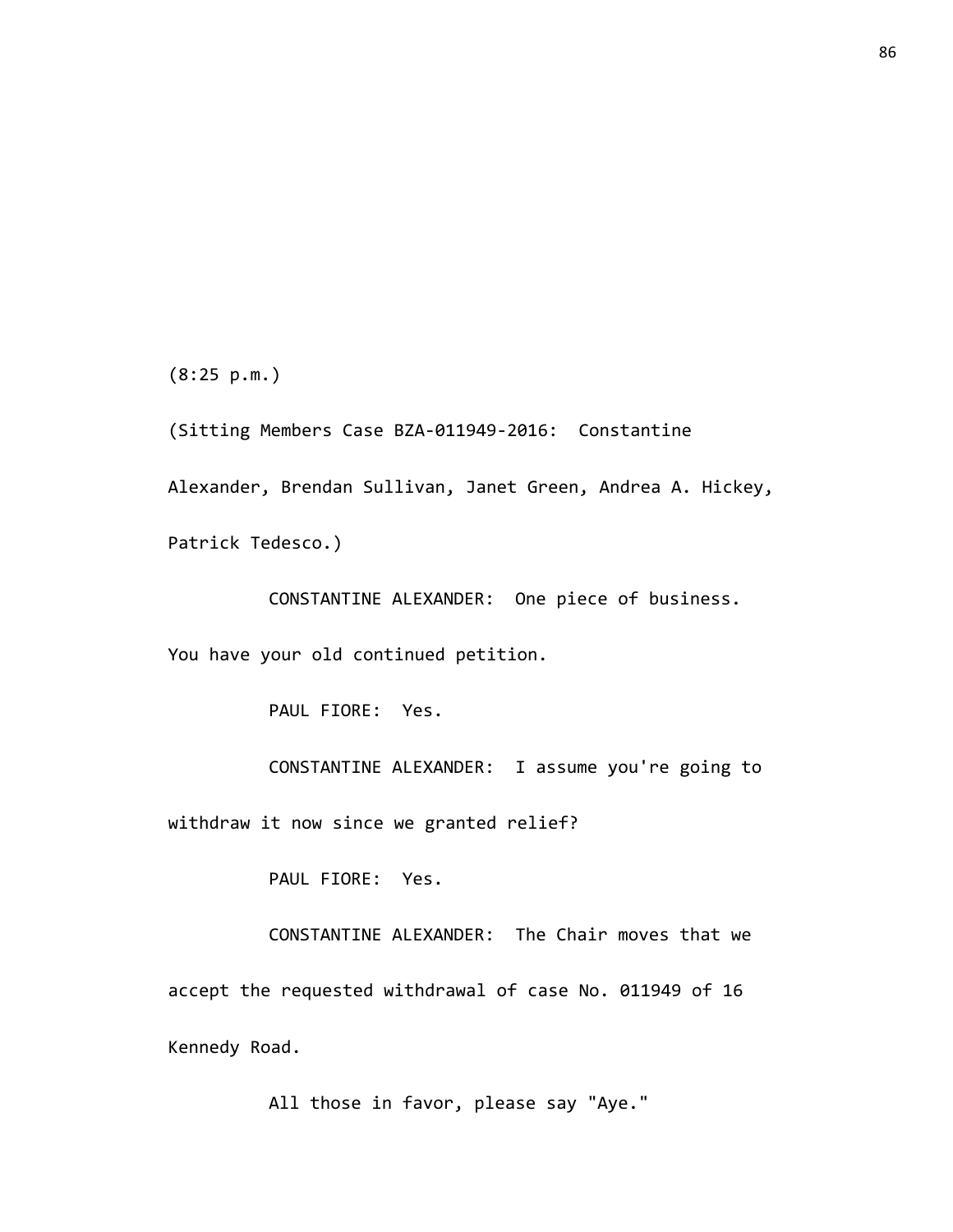(8:25 p.m.)

(Sitting Members Case BZA-011949-2016: Constantine Alexander, Brendan Sullivan, Janet Green, Andrea A. Hickey, Patrick Tedesco.)

CONSTANTINE ALEXANDER: One piece of business. You have your old continued petition.

PAUL FIORE: Yes.

CONSTANTINE ALEXANDER: I assume you're going to withdraw it now since we granted relief?

PAUL FIORE: Yes.

CONSTANTINE ALEXANDER: The Chair moves that we accept the requested withdrawal of case No. 011949 of 16 Kennedy Road.

All those in favor, please say "Aye."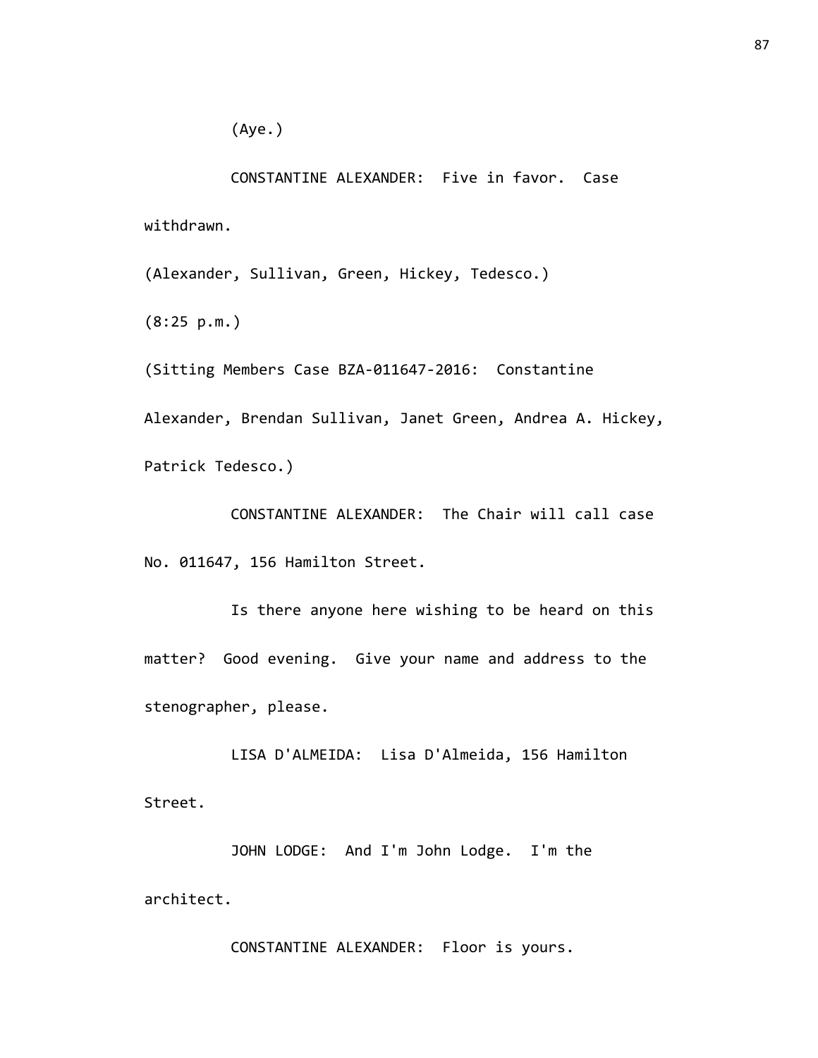(Aye.)

CONSTANTINE ALEXANDER: Five in favor. Case withdrawn.

(Alexander, Sullivan, Green, Hickey, Tedesco.)

(8:25 p.m.)

(Sitting Members Case BZA-011647-2016: Constantine Alexander, Brendan Sullivan, Janet Green, Andrea A. Hickey, Patrick Tedesco.)

CONSTANTINE ALEXANDER: The Chair will call case No. 011647, 156 Hamilton Street.

Is there anyone here wishing to be heard on this matter? Good evening. Give your name and address to the stenographer, please.

LISA D'ALMEIDA: Lisa D'Almeida, 156 Hamilton Street.

JOHN LODGE: And I'm John Lodge. I'm the architect.

CONSTANTINE ALEXANDER: Floor is yours.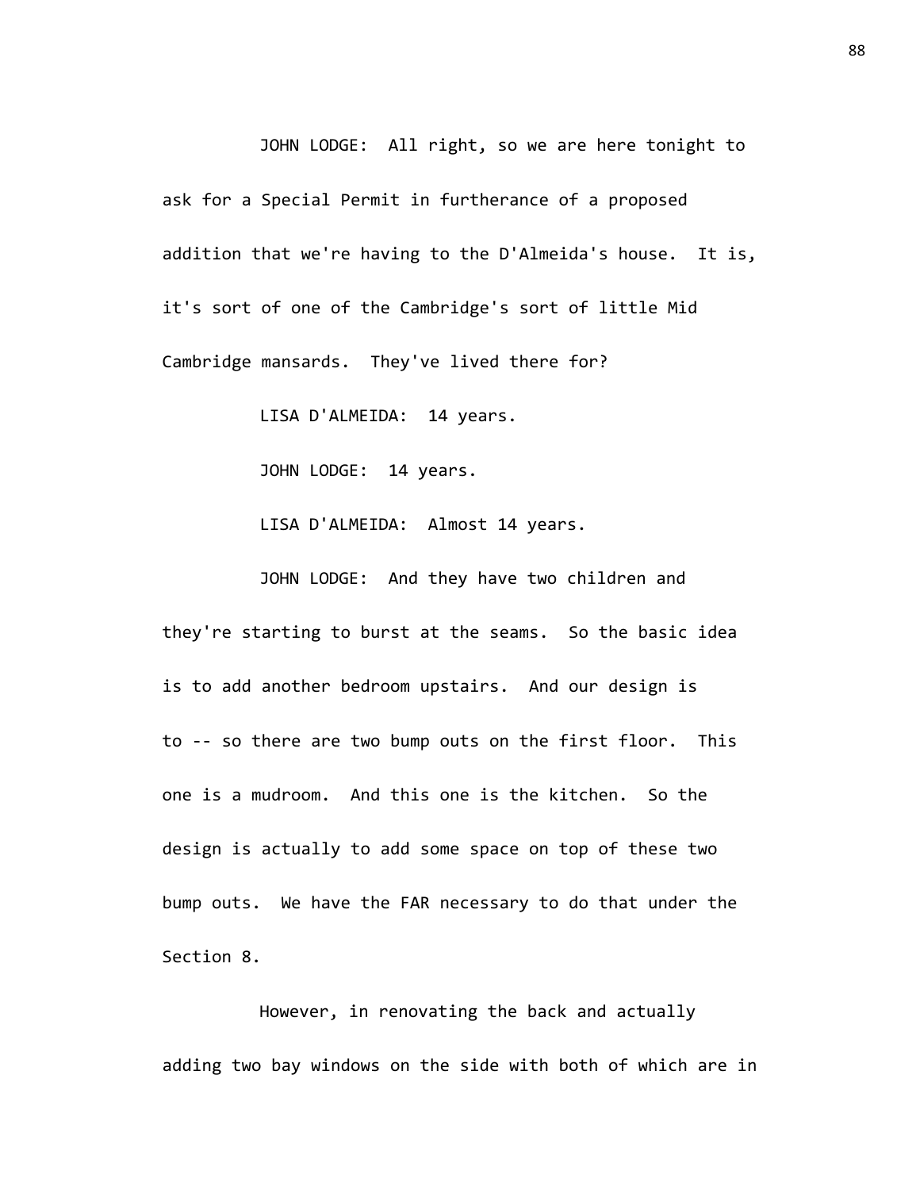JOHN LODGE: All right, so we are here tonight to ask for a Special Permit in furtherance of a proposed addition that we're having to the D'Almeida's house. It is, it's sort of one of the Cambridge's sort of little Mid Cambridge mansards. They've lived there for?

LISA D'ALMEIDA: 14 years.

JOHN LODGE: 14 years.

LISA D'ALMEIDA: Almost 14 years.

JOHN LODGE: And they have two children and they're starting to burst at the seams. So the basic idea is to add another bedroom upstairs. And our design is to -- so there are two bump outs on the first floor. This one is a mudroom. And this one is the kitchen. So the design is actually to add some space on top of these two bump outs. We have the FAR necessary to do that under the Section 8.

However, in renovating the back and actually adding two bay windows on the side with both of which are in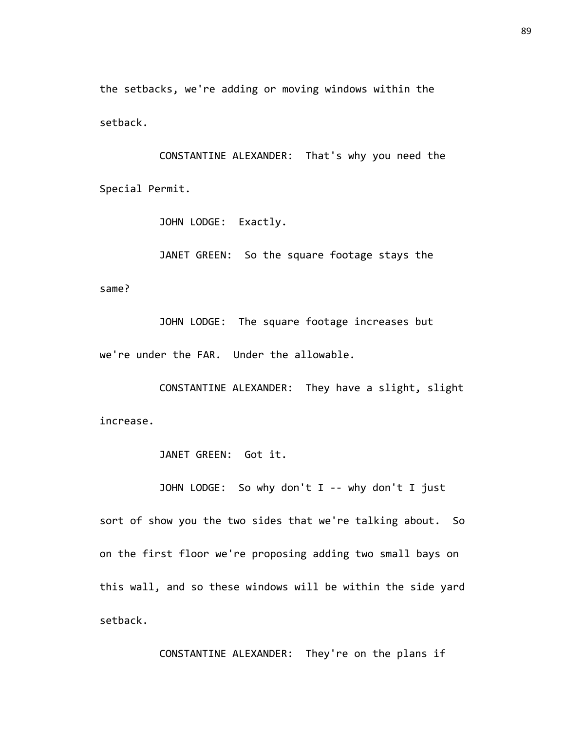the setbacks, we're adding or moving windows within the setback.

CONSTANTINE ALEXANDER: That's why you need the Special Permit.

JOHN LODGE: Exactly.

JANET GREEN: So the square footage stays the same?

JOHN LODGE: The square footage increases but we're under the FAR. Under the allowable.

CONSTANTINE ALEXANDER: They have a slight, slight increase.

JANET GREEN: Got it.

JOHN LODGE: So why don't I -- why don't I just sort of show you the two sides that we're talking about. So on the first floor we're proposing adding two small bays on this wall, and so these windows will be within the side yard setback.

CONSTANTINE ALEXANDER: They're on the plans if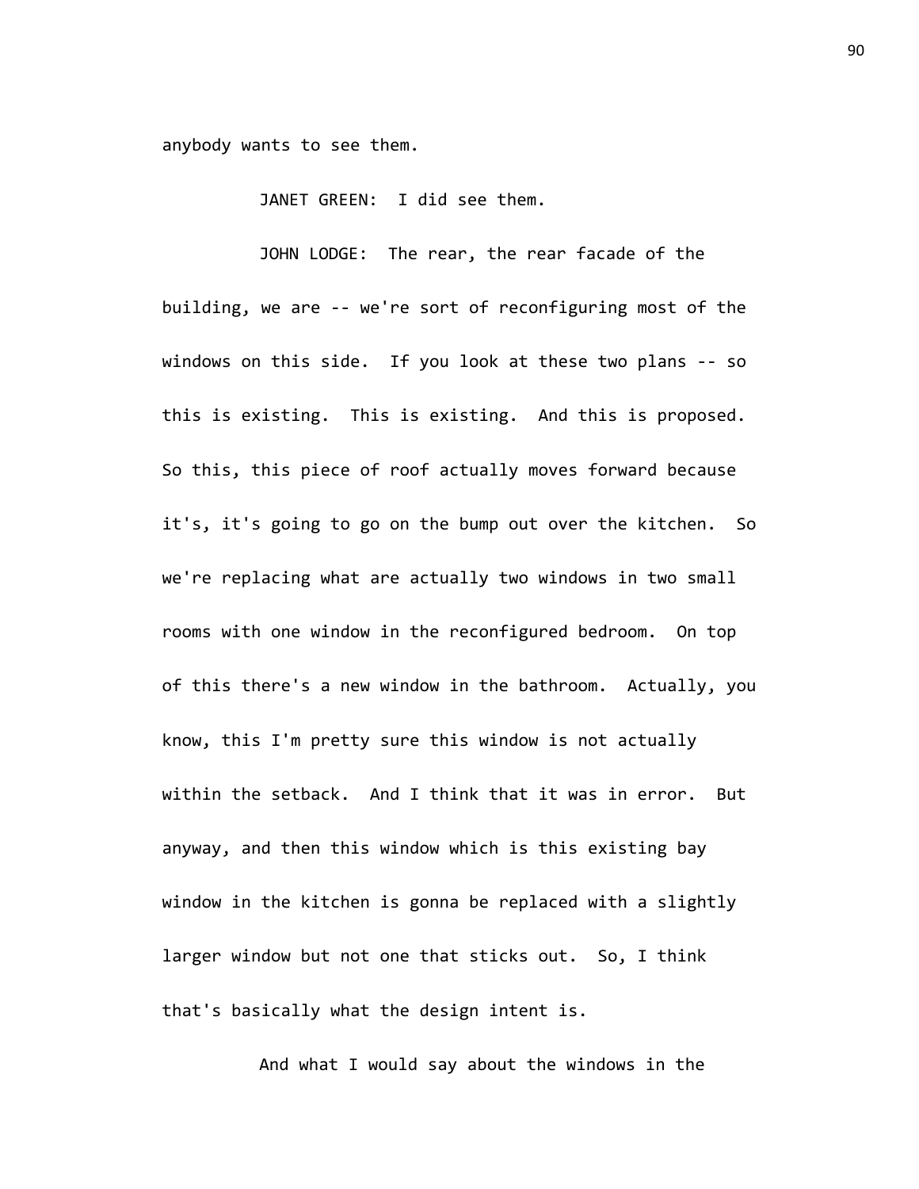anybody wants to see them.

JANET GREEN: I did see them.

JOHN LODGE: The rear, the rear facade of the building, we are -- we're sort of reconfiguring most of the windows on this side. If you look at these two plans -- so this is existing. This is existing. And this is proposed. So this, this piece of roof actually moves forward because it's, it's going to go on the bump out over the kitchen. So we're replacing what are actually two windows in two small rooms with one window in the reconfigured bedroom. On top of this there's a new window in the bathroom. Actually, you know, this I'm pretty sure this window is not actually within the setback. And I think that it was in error. But anyway, and then this window which is this existing bay window in the kitchen is gonna be replaced with a slightly larger window but not one that sticks out. So, I think that's basically what the design intent is.

And what I would say about the windows in the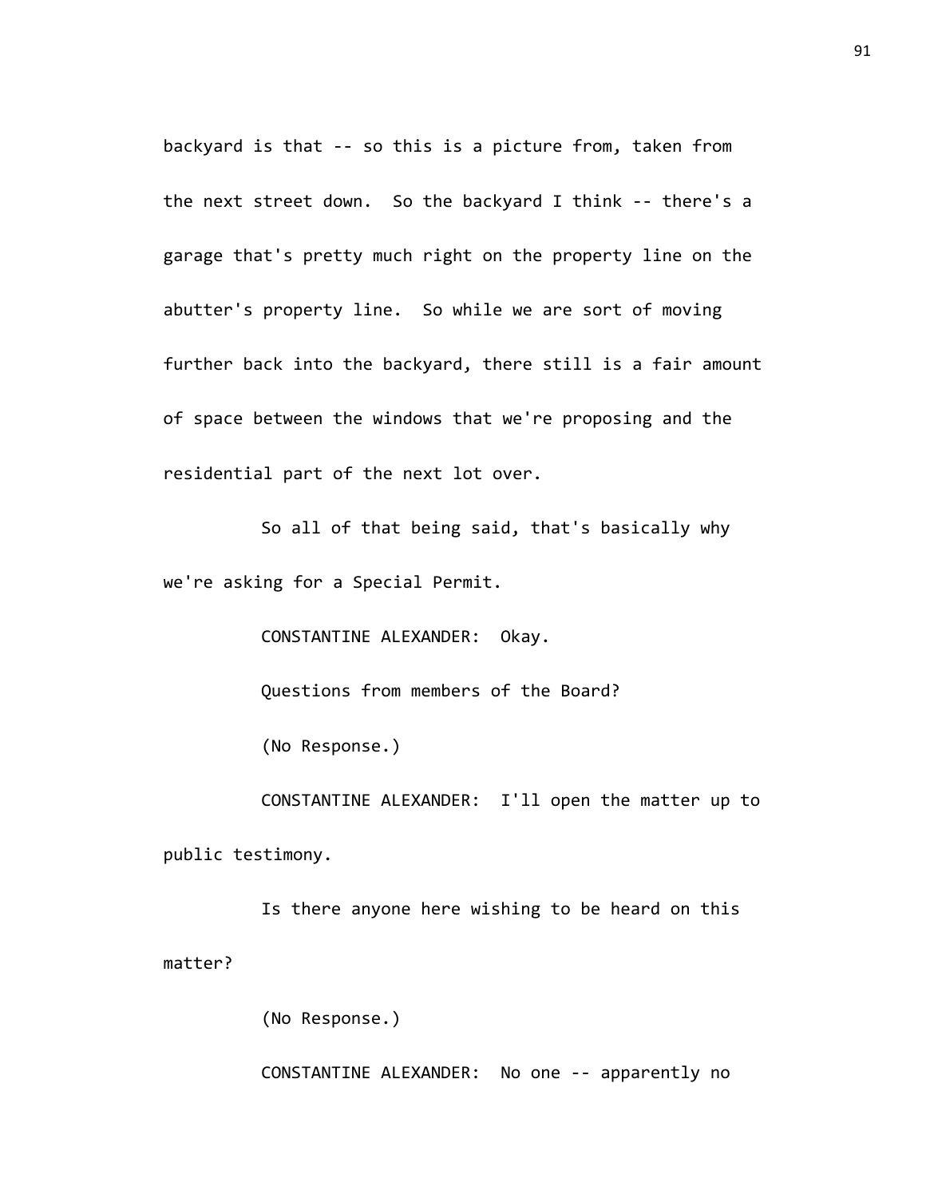backyard is that -- so this is a picture from, taken from the next street down. So the backyard I think -- there's a garage that's pretty much right on the property line on the abutter's property line. So while we are sort of moving further back into the backyard, there still is a fair amount of space between the windows that we're proposing and the residential part of the next lot over.

So all of that being said, that's basically why we're asking for a Special Permit.

CONSTANTINE ALEXANDER: Okay.

Questions from members of the Board?

(No Response.)

CONSTANTINE ALEXANDER: I'll open the matter up to public testimony.

Is there anyone here wishing to be heard on this matter?

(No Response.)

CONSTANTINE ALEXANDER: No one -- apparently no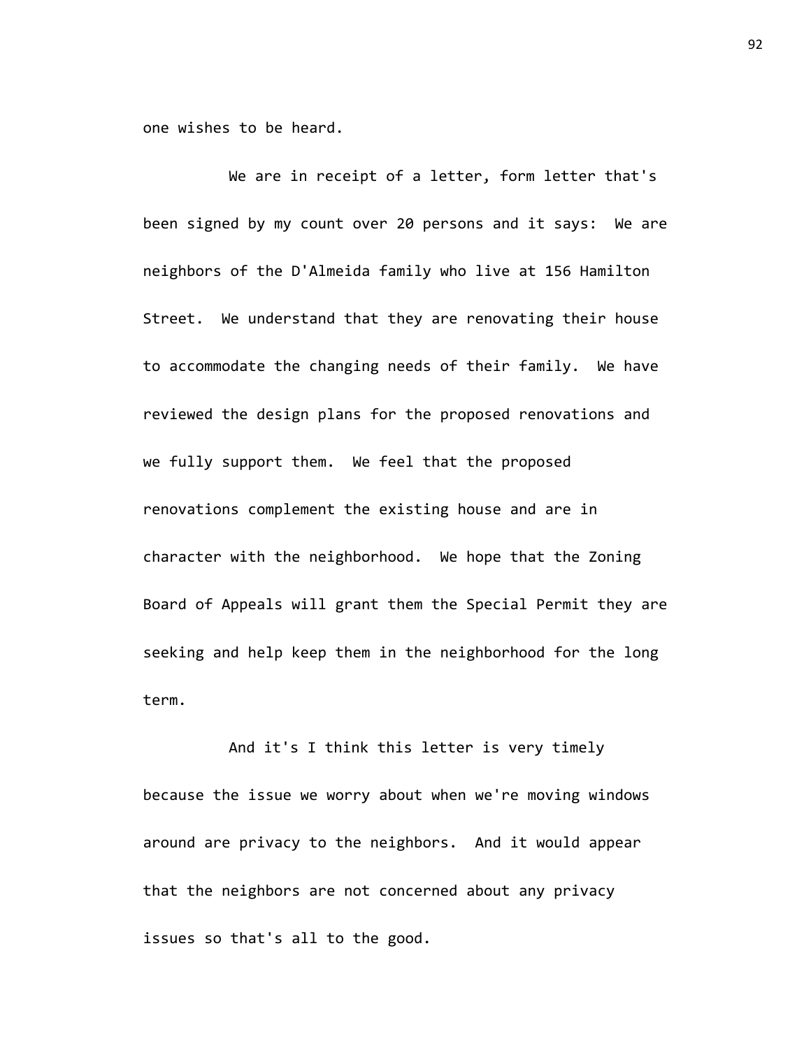one wishes to be heard.

We are in receipt of a letter, form letter that's been signed by my count over 20 persons and it says: We are neighbors of the D'Almeida family who live at 156 Hamilton Street. We understand that they are renovating their house to accommodate the changing needs of their family. We have reviewed the design plans for the proposed renovations and we fully support them. We feel that the proposed renovations complement the existing house and are in character with the neighborhood. We hope that the Zoning Board of Appeals will grant them the Special Permit they are seeking and help keep them in the neighborhood for the long term.

And it's I think this letter is very timely because the issue we worry about when we're moving windows around are privacy to the neighbors. And it would appear that the neighbors are not concerned about any privacy issues so that's all to the good.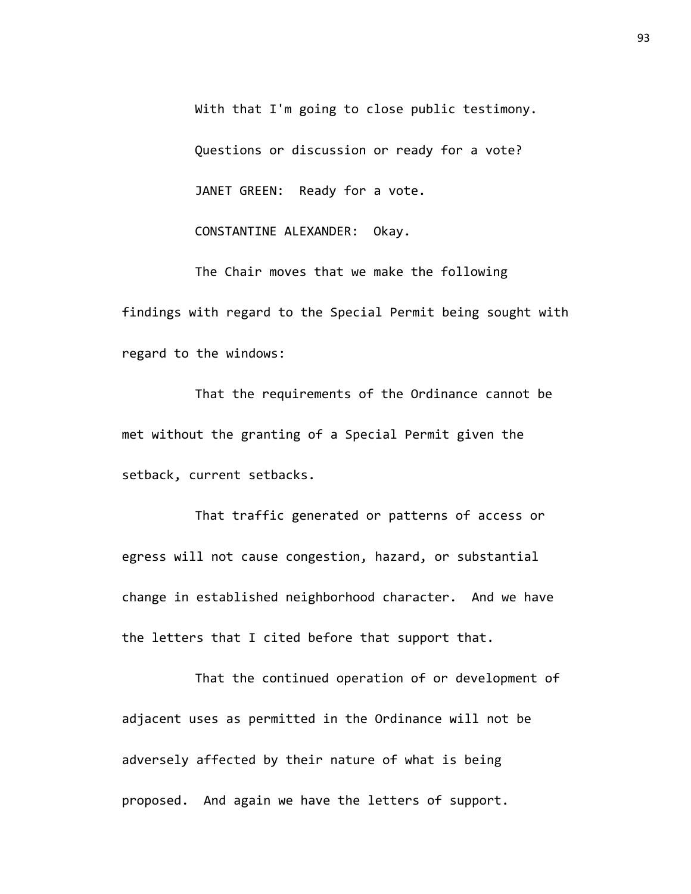With that I'm going to close public testimony.

Questions or discussion or ready for a vote?

JANET GREEN: Ready for a vote.

CONSTANTINE ALEXANDER: Okay.

The Chair moves that we make the following findings with regard to the Special Permit being sought with regard to the windows:

That the requirements of the Ordinance cannot be met without the granting of a Special Permit given the setback, current setbacks.

That traffic generated or patterns of access or egress will not cause congestion, hazard, or substantial change in established neighborhood character. And we have the letters that I cited before that support that.

That the continued operation of or development of adjacent uses as permitted in the Ordinance will not be adversely affected by their nature of what is being proposed. And again we have the letters of support.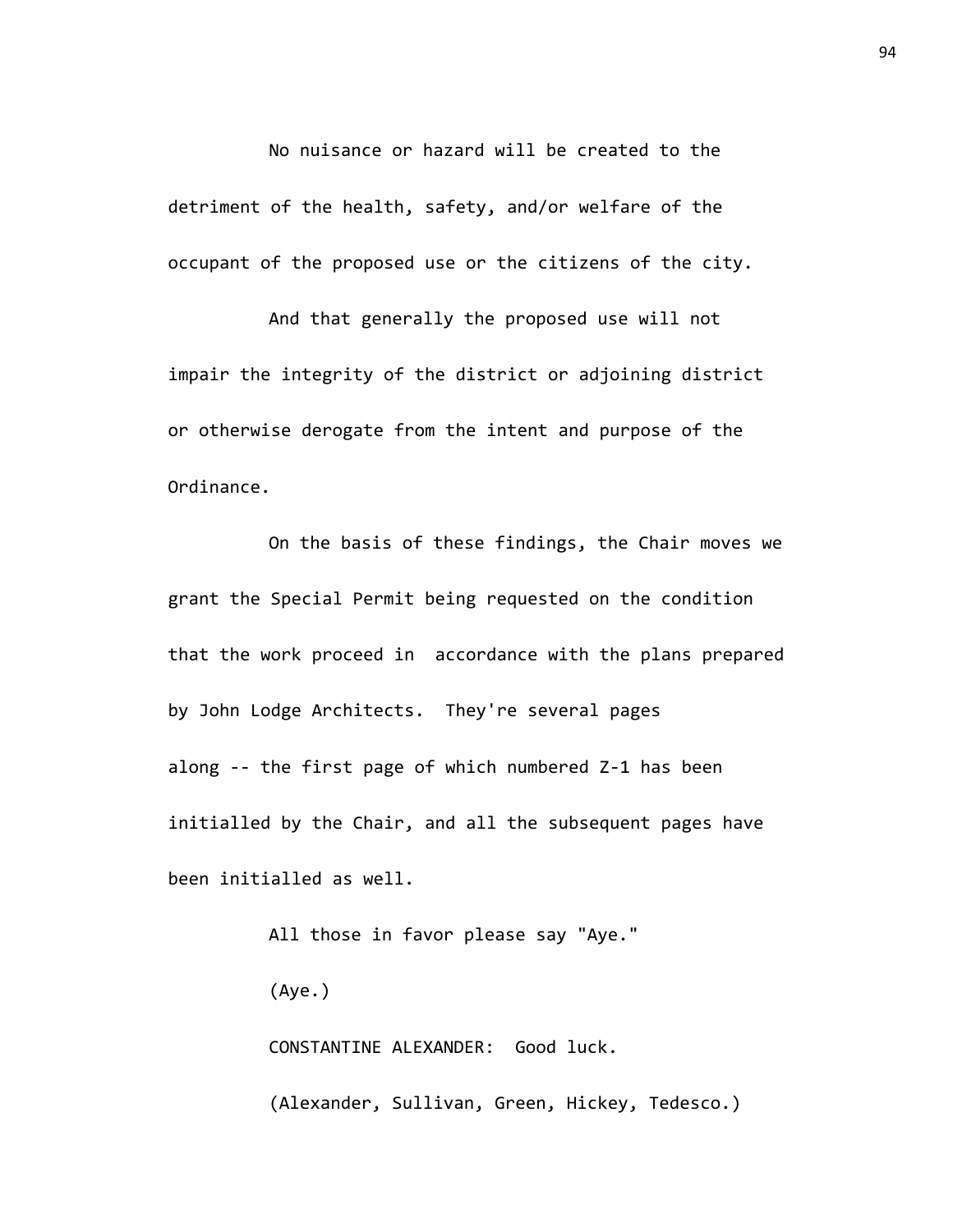No nuisance or hazard will be created to the detriment of the health, safety, and/or welfare of the occupant of the proposed use or the citizens of the city.

And that generally the proposed use will not impair the integrity of the district or adjoining district or otherwise derogate from the intent and purpose of the Ordinance.

On the basis of these findings, the Chair moves we grant the Special Permit being requested on the condition that the work proceed in accordance with the plans prepared by John Lodge Architects. They're several pages along -- the first page of which numbered Z-1 has been initialled by the Chair, and all the subsequent pages have been initialled as well.

All those in favor please say "Aye."

(Aye.)

CONSTANTINE ALEXANDER: Good luck.

(Alexander, Sullivan, Green, Hickey, Tedesco.)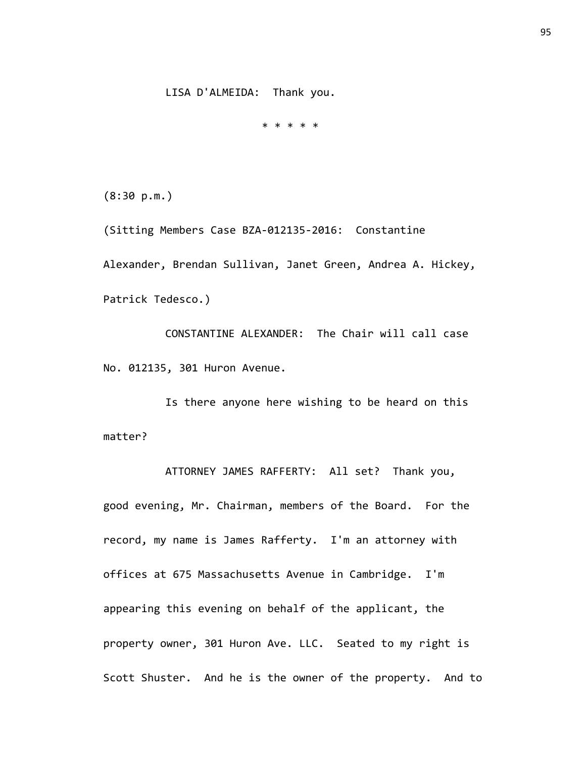LISA D'ALMEIDA: Thank you.

* * * * *

(8:30 p.m.)

(Sitting Members Case BZA-012135-2016: Constantine Alexander, Brendan Sullivan, Janet Green, Andrea A. Hickey, Patrick Tedesco.)

CONSTANTINE ALEXANDER: The Chair will call case No. 012135, 301 Huron Avenue.

Is there anyone here wishing to be heard on this matter?

ATTORNEY JAMES RAFFERTY: All set? Thank you, good evening, Mr. Chairman, members of the Board. For the record, my name is James Rafferty. I'm an attorney with offices at 675 Massachusetts Avenue in Cambridge. I'm appearing this evening on behalf of the applicant, the property owner, 301 Huron Ave. LLC. Seated to my right is Scott Shuster. And he is the owner of the property. And to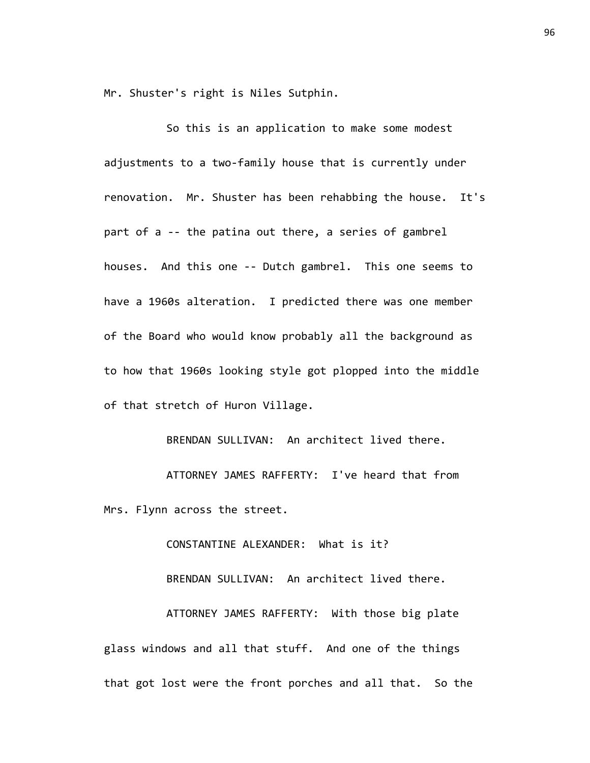Mr. Shuster's right is Niles Sutphin.

So this is an application to make some modest adjustments to a two-family house that is currently under renovation. Mr. Shuster has been rehabbing the house. It's part of a -- the patina out there, a series of gambrel houses. And this one -- Dutch gambrel. This one seems to have a 1960s alteration. I predicted there was one member of the Board who would know probably all the background as to how that 1960s looking style got plopped into the middle of that stretch of Huron Village.

BRENDAN SULLIVAN: An architect lived there.

ATTORNEY JAMES RAFFERTY: I've heard that from Mrs. Flynn across the street.

CONSTANTINE ALEXANDER: What is it?

BRENDAN SULLIVAN: An architect lived there.

ATTORNEY JAMES RAFFERTY: With those big plate glass windows and all that stuff. And one of the things that got lost were the front porches and all that. So the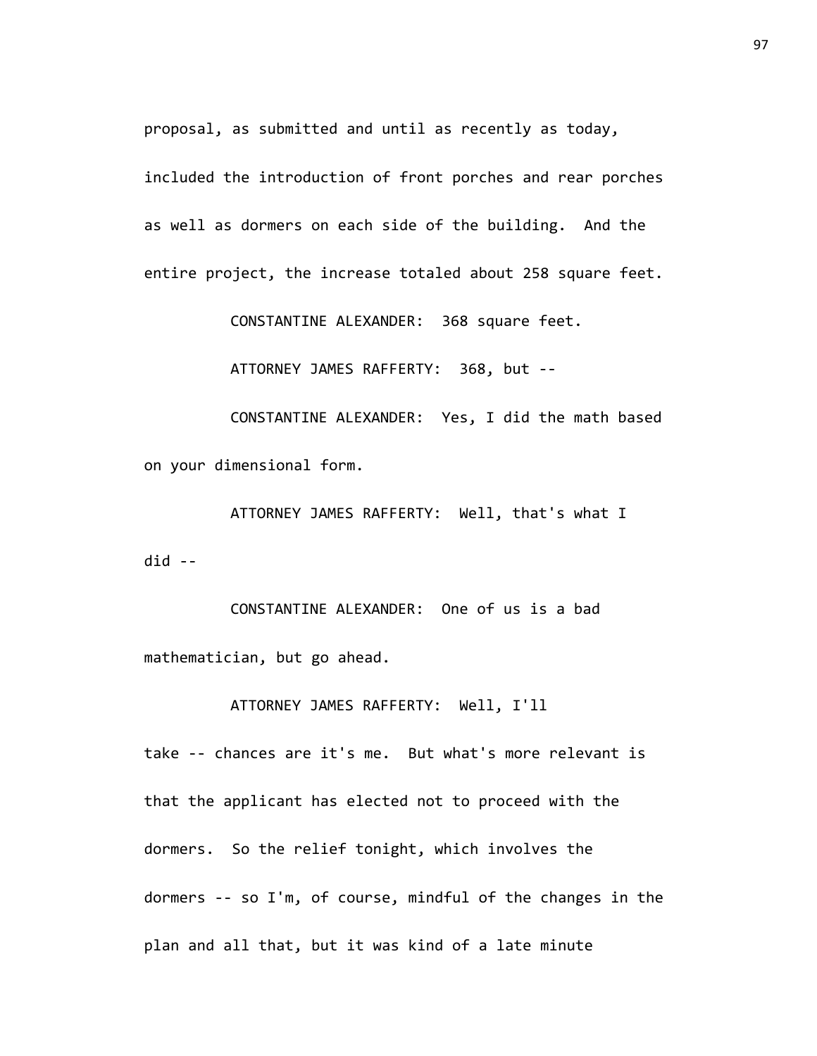proposal, as submitted and until as recently as today, included the introduction of front porches and rear porches as well as dormers on each side of the building. And the entire project, the increase totaled about 258 square feet.

CONSTANTINE ALEXANDER: 368 square feet.

ATTORNEY JAMES RAFFERTY: 368, but --

CONSTANTINE ALEXANDER: Yes, I did the math based on your dimensional form.

ATTORNEY JAMES RAFFERTY: Well, that's what I did --

CONSTANTINE ALEXANDER: One of us is a bad mathematician, but go ahead.

ATTORNEY JAMES RAFFERTY: Well, I'll take -- chances are it's me. But what's more relevant is that the applicant has elected not to proceed with the dormers. So the relief tonight, which involves the dormers -- so I'm, of course, mindful of the changes in the plan and all that, but it was kind of a late minute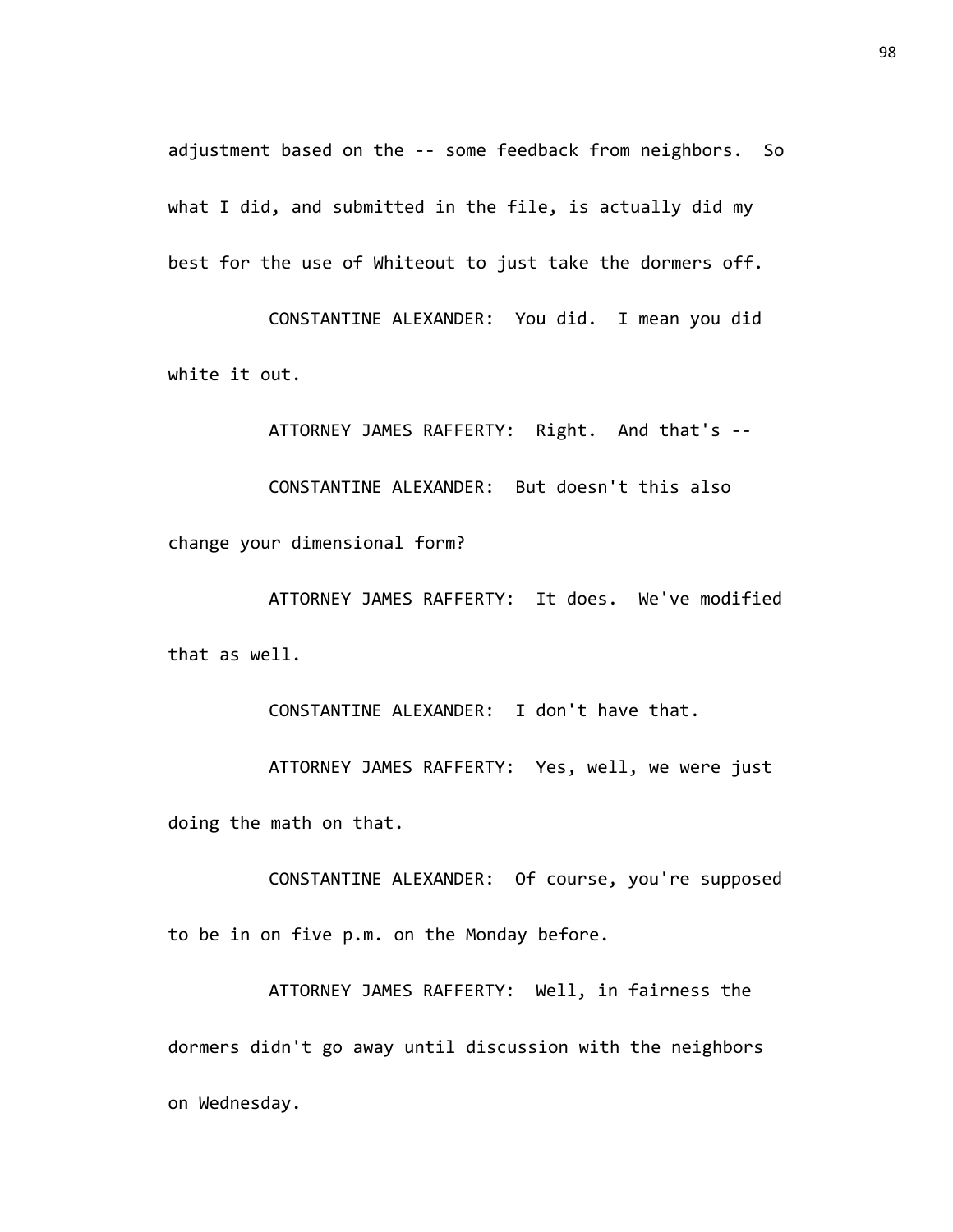adjustment based on the -- some feedback from neighbors. So what I did, and submitted in the file, is actually did my best for the use of Whiteout to just take the dormers off.

CONSTANTINE ALEXANDER: You did. I mean you did white it out.

ATTORNEY JAMES RAFFERTY: Right. And that's --

CONSTANTINE ALEXANDER: But doesn't this also change your dimensional form?

ATTORNEY JAMES RAFFERTY: It does. We've modified that as well.

CONSTANTINE ALEXANDER: I don't have that.

ATTORNEY JAMES RAFFERTY: Yes, well, we were just doing the math on that.

CONSTANTINE ALEXANDER: Of course, you're supposed to be in on five p.m. on the Monday before.

ATTORNEY JAMES RAFFERTY: Well, in fairness the dormers didn't go away until discussion with the neighbors on Wednesday.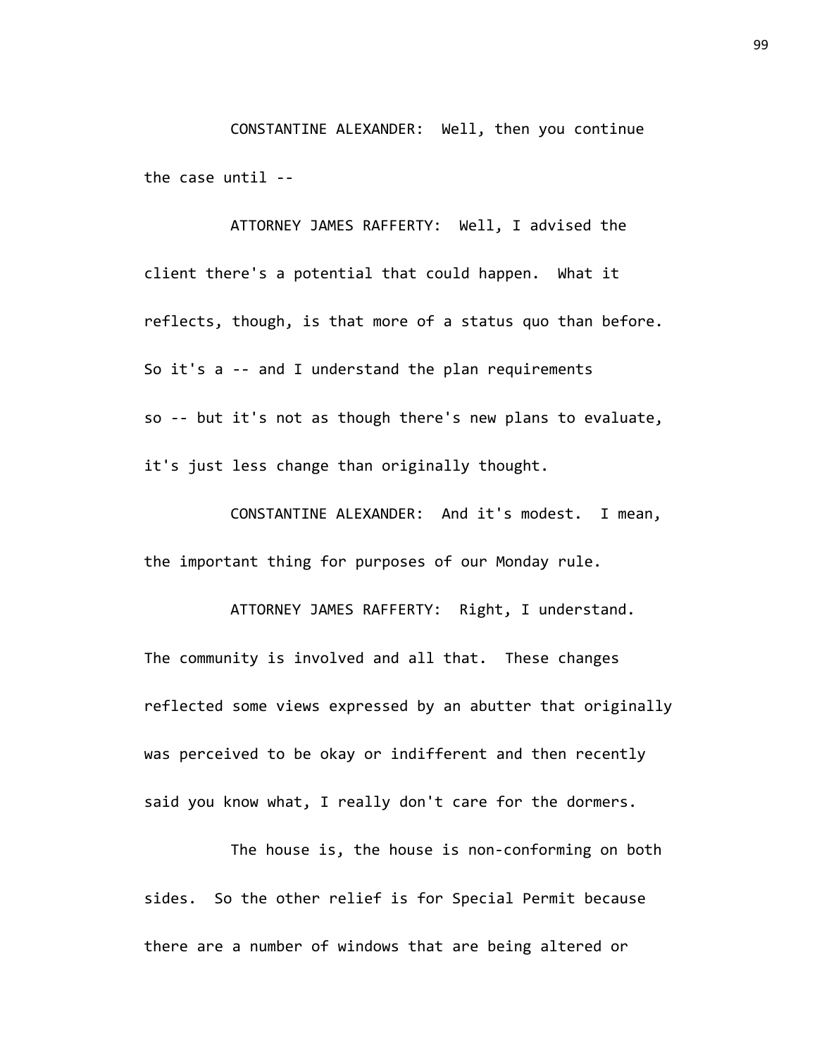CONSTANTINE ALEXANDER: Well, then you continue the case until --

ATTORNEY JAMES RAFFERTY: Well, I advised the client there's a potential that could happen. What it reflects, though, is that more of a status quo than before. So it's a -- and I understand the plan requirements so -- but it's not as though there's new plans to evaluate, it's just less change than originally thought.

CONSTANTINE ALEXANDER: And it's modest. I mean, the important thing for purposes of our Monday rule.

ATTORNEY JAMES RAFFERTY: Right, I understand. The community is involved and all that. These changes reflected some views expressed by an abutter that originally was perceived to be okay or indifferent and then recently said you know what, I really don't care for the dormers.

The house is, the house is non-conforming on both sides. So the other relief is for Special Permit because there are a number of windows that are being altered or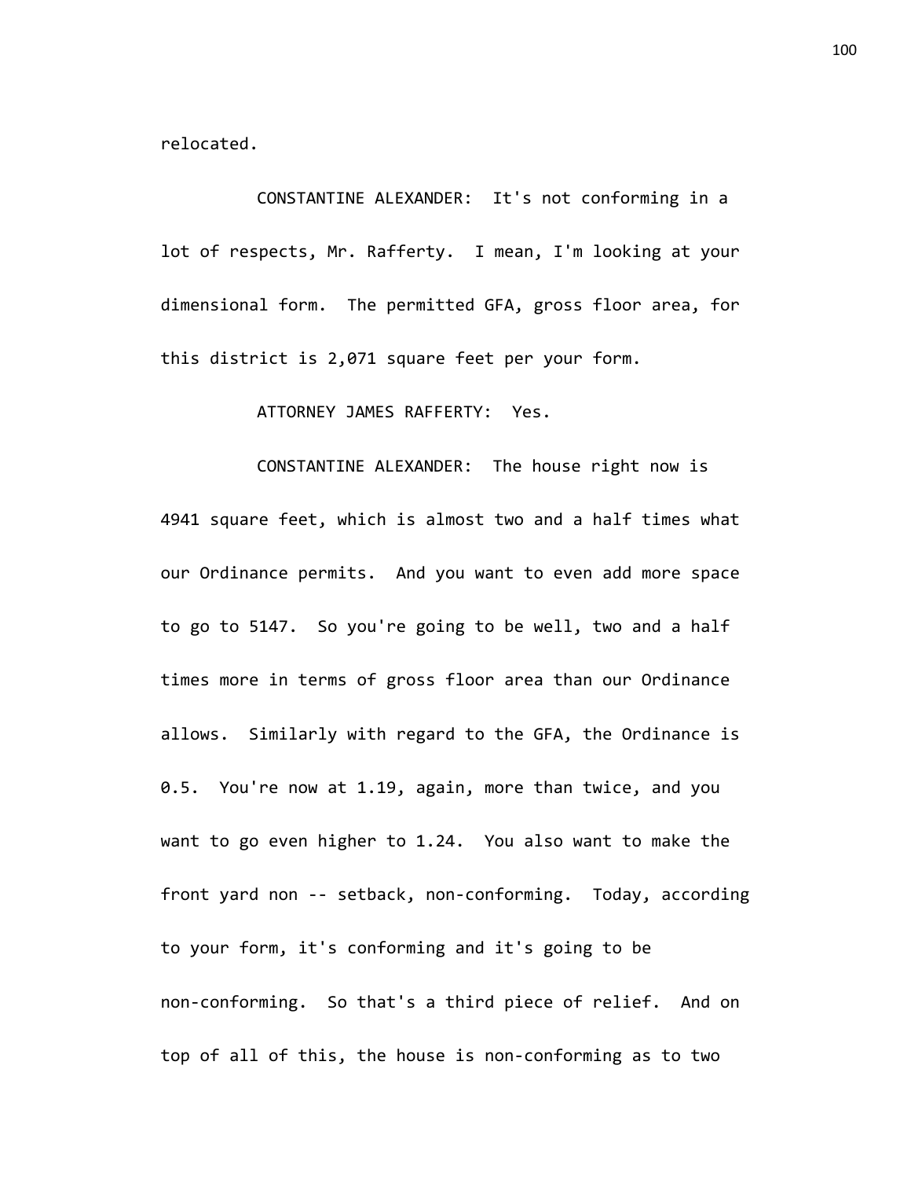relocated.

CONSTANTINE ALEXANDER: It's not conforming in a lot of respects, Mr. Rafferty. I mean, I'm looking at your dimensional form. The permitted GFA, gross floor area, for this district is 2,071 square feet per your form.

ATTORNEY JAMES RAFFERTY: Yes.

CONSTANTINE ALEXANDER: The house right now is 4941 square feet, which is almost two and a half times what our Ordinance permits. And you want to even add more space to go to 5147. So you're going to be well, two and a half times more in terms of gross floor area than our Ordinance allows. Similarly with regard to the GFA, the Ordinance is 0.5. You're now at 1.19, again, more than twice, and you want to go even higher to 1.24. You also want to make the front yard non -- setback, non-conforming. Today, according to your form, it's conforming and it's going to be non-conforming. So that's a third piece of relief. And on top of all of this, the house is non-conforming as to two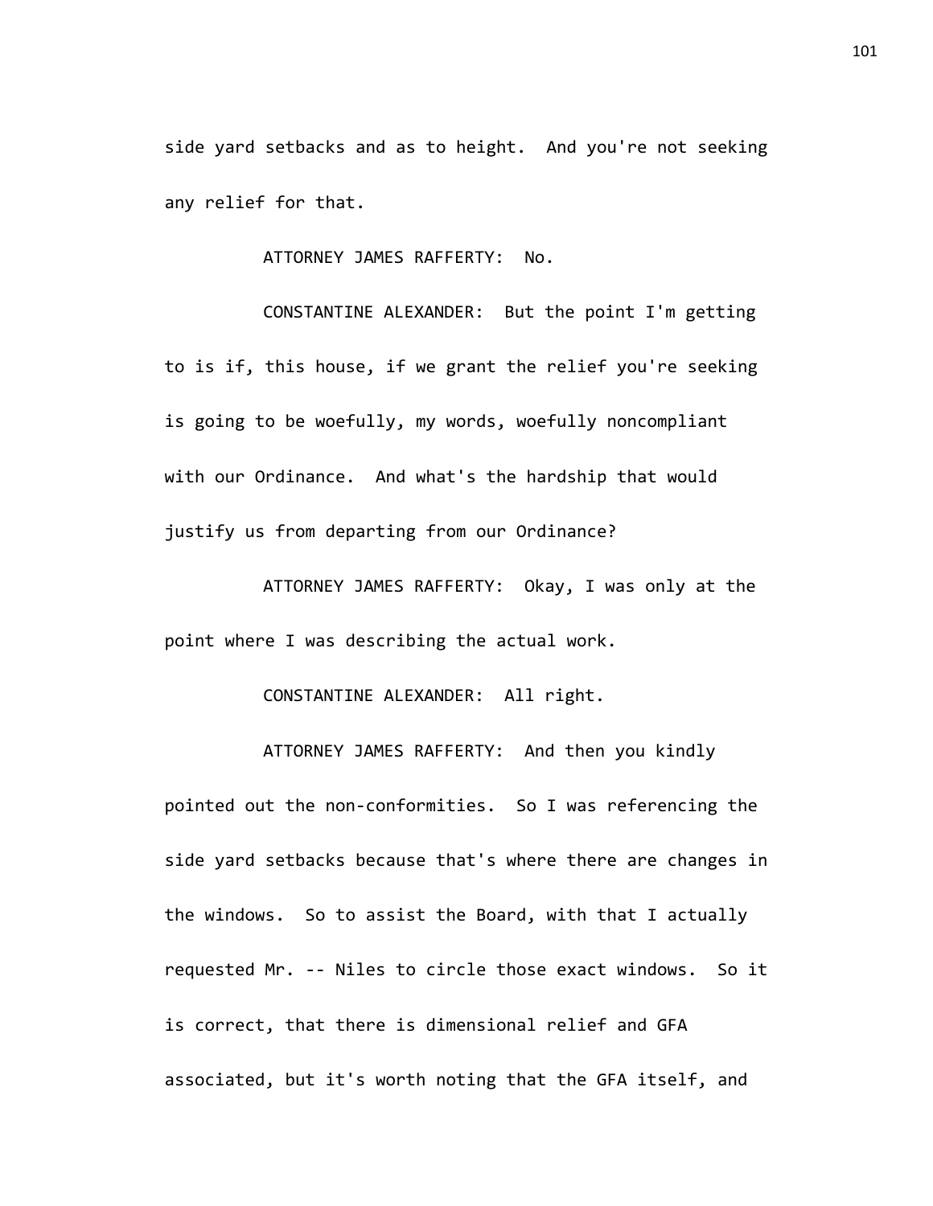side yard setbacks and as to height. And you're not seeking any relief for that.

ATTORNEY JAMES RAFFERTY: No.

CONSTANTINE ALEXANDER: But the point I'm getting to is if, this house, if we grant the relief you're seeking is going to be woefully, my words, woefully noncompliant with our Ordinance. And what's the hardship that would justify us from departing from our Ordinance?

ATTORNEY JAMES RAFFERTY: Okay, I was only at the point where I was describing the actual work.

CONSTANTINE ALEXANDER: All right.

ATTORNEY JAMES RAFFERTY: And then you kindly pointed out the non-conformities. So I was referencing the side yard setbacks because that's where there are changes in the windows. So to assist the Board, with that I actually requested Mr. -- Niles to circle those exact windows. So it is correct, that there is dimensional relief and GFA associated, but it's worth noting that the GFA itself, and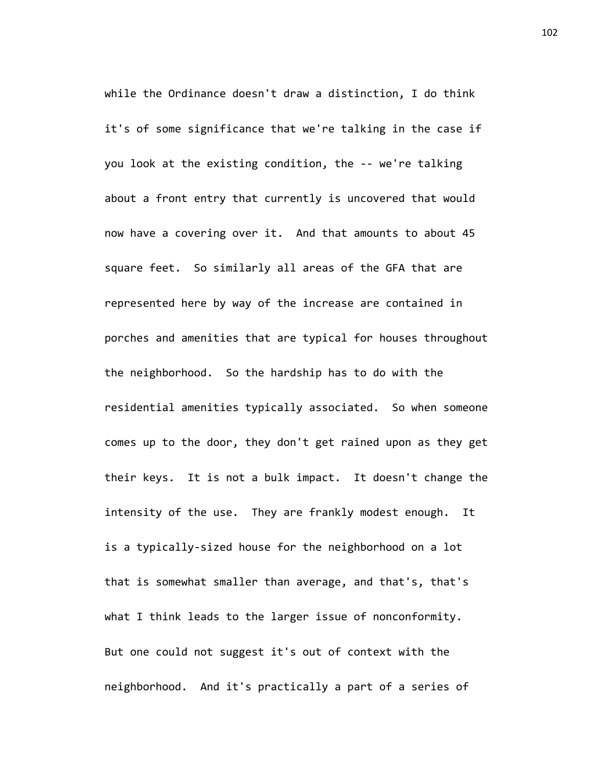while the Ordinance doesn't draw a distinction, I do think it's of some significance that we're talking in the case if you look at the existing condition, the -- we're talking about a front entry that currently is uncovered that would now have a covering over it. And that amounts to about 45 square feet. So similarly all areas of the GFA that are represented here by way of the increase are contained in porches and amenities that are typical for houses throughout the neighborhood. So the hardship has to do with the residential amenities typically associated. So when someone comes up to the door, they don't get rained upon as they get their keys. It is not a bulk impact. It doesn't change the intensity of the use. They are frankly modest enough. It is a typically-sized house for the neighborhood on a lot that is somewhat smaller than average, and that's, that's what I think leads to the larger issue of nonconformity. But one could not suggest it's out of context with the neighborhood. And it's practically a part of a series of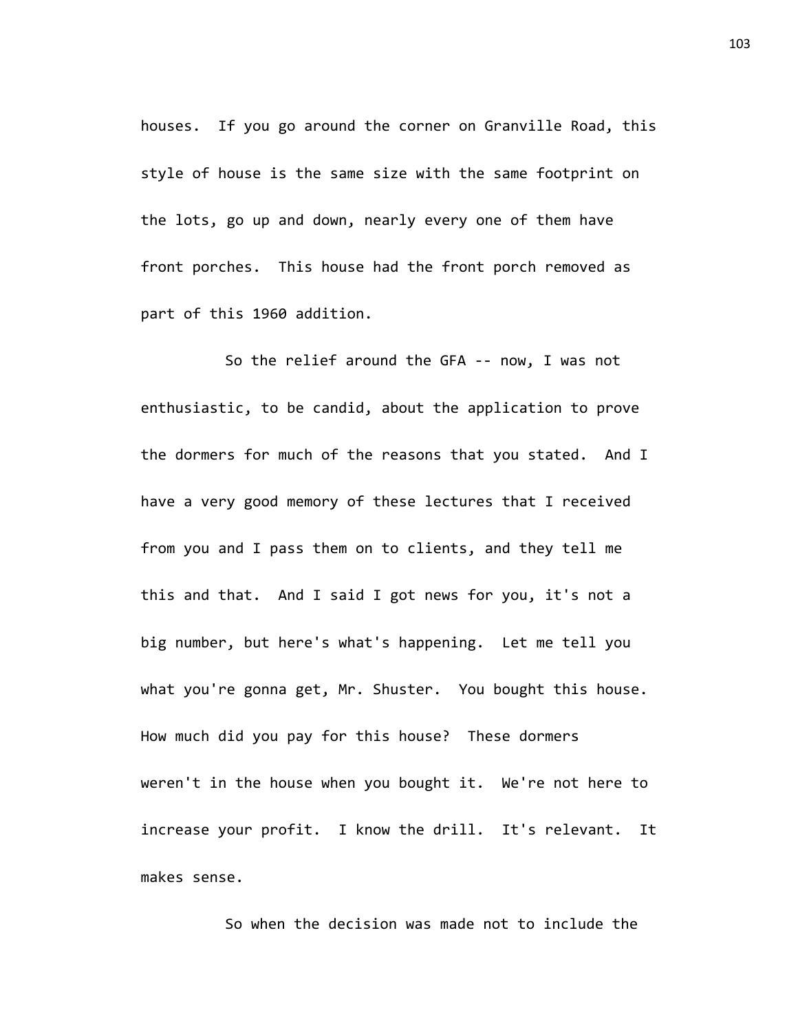houses. If you go around the corner on Granville Road, this style of house is the same size with the same footprint on the lots, go up and down, nearly every one of them have front porches. This house had the front porch removed as part of this 1960 addition.

So the relief around the GFA -- now, I was not enthusiastic, to be candid, about the application to prove the dormers for much of the reasons that you stated. And I have a very good memory of these lectures that I received from you and I pass them on to clients, and they tell me this and that. And I said I got news for you, it's not a big number, but here's what's happening. Let me tell you what you're gonna get, Mr. Shuster. You bought this house. How much did you pay for this house? These dormers weren't in the house when you bought it. We're not here to increase your profit. I know the drill. It's relevant. It makes sense.

So when the decision was made not to include the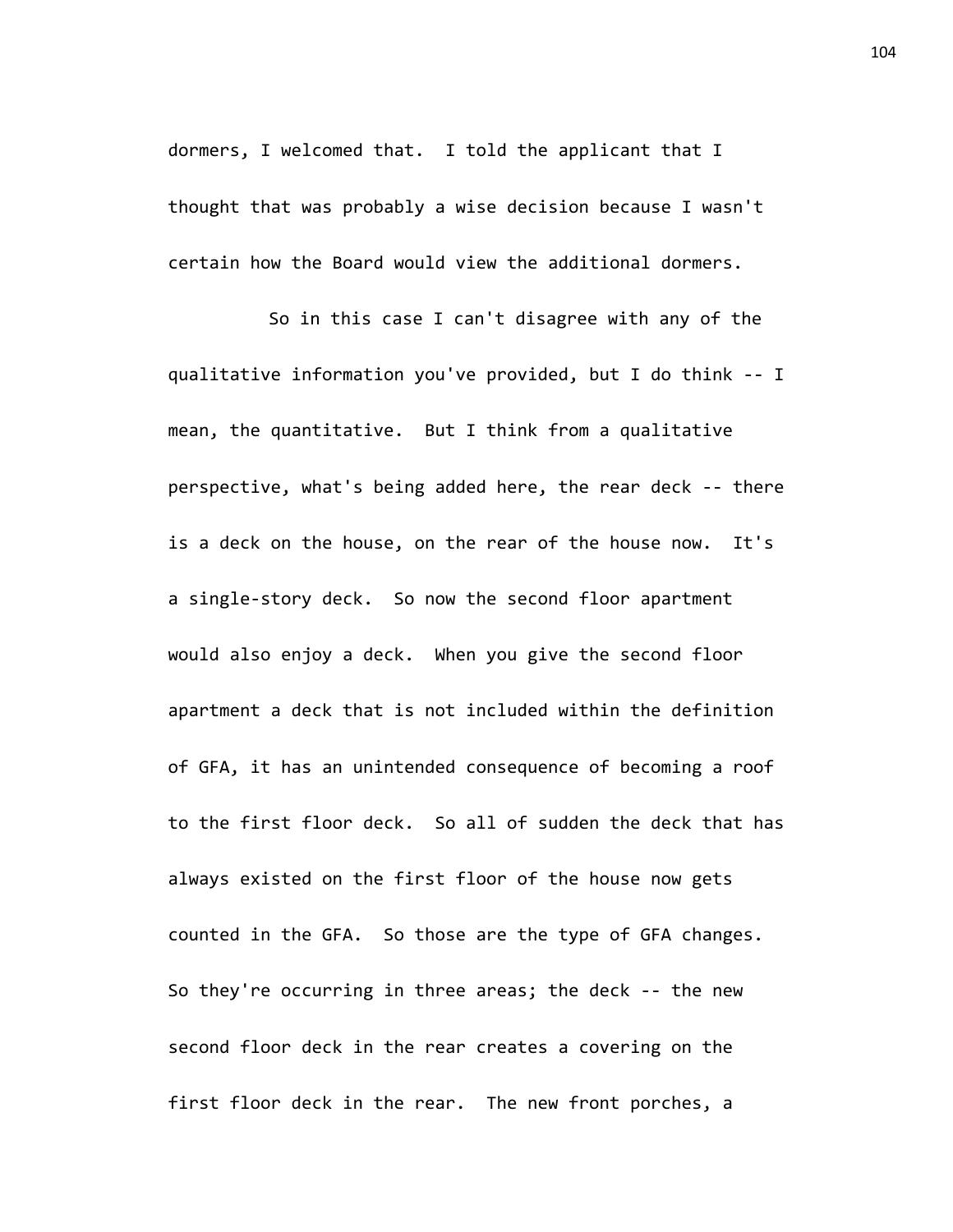dormers, I welcomed that. I told the applicant that I thought that was probably a wise decision because I wasn't certain how the Board would view the additional dormers.

So in this case I can't disagree with any of the qualitative information you've provided, but I do think -- I mean, the quantitative. But I think from a qualitative perspective, what's being added here, the rear deck -- there is a deck on the house, on the rear of the house now. It's a single-story deck. So now the second floor apartment would also enjoy a deck. When you give the second floor apartment a deck that is not included within the definition of GFA, it has an unintended consequence of becoming a roof to the first floor deck. So all of sudden the deck that has always existed on the first floor of the house now gets counted in the GFA. So those are the type of GFA changes. So they're occurring in three areas; the deck -- the new second floor deck in the rear creates a covering on the first floor deck in the rear. The new front porches, a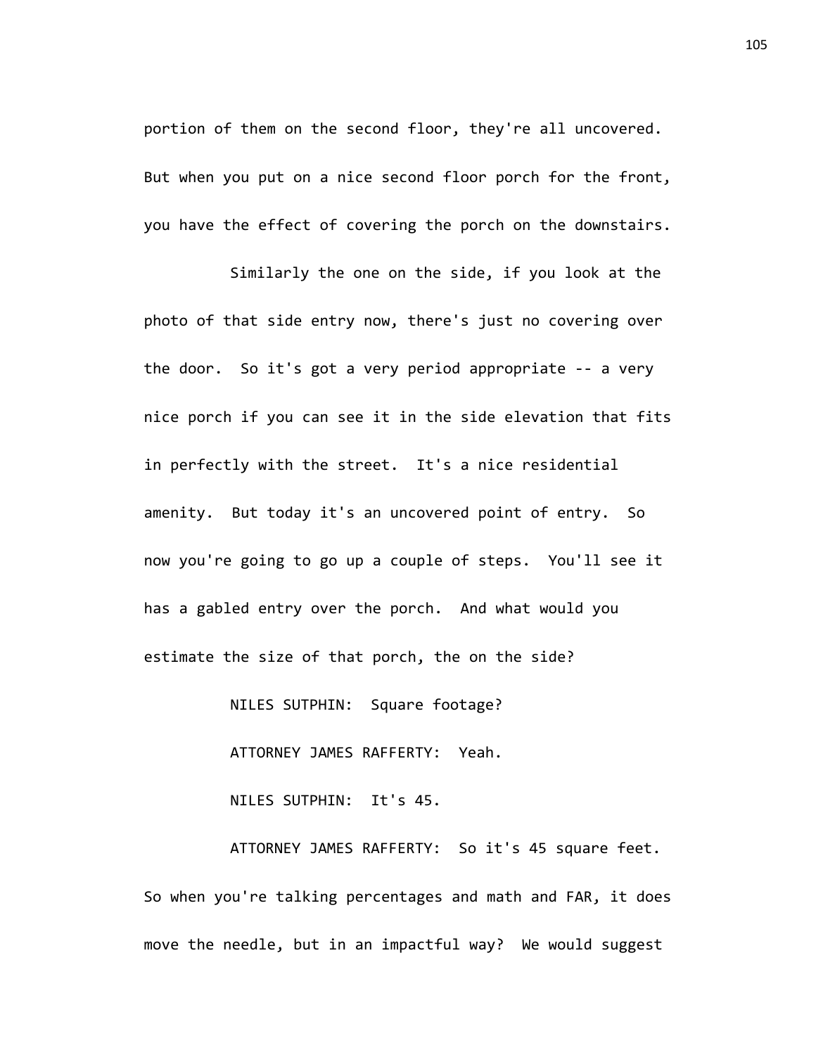portion of them on the second floor, they're all uncovered. But when you put on a nice second floor porch for the front, you have the effect of covering the porch on the downstairs.

Similarly the one on the side, if you look at the photo of that side entry now, there's just no covering over the door. So it's got a very period appropriate -- a very nice porch if you can see it in the side elevation that fits in perfectly with the street. It's a nice residential amenity. But today it's an uncovered point of entry. So now you're going to go up a couple of steps. You'll see it has a gabled entry over the porch. And what would you estimate the size of that porch, the on the side?

NILES SUTPHIN: Square footage?

ATTORNEY JAMES RAFFERTY: Yeah.

NILES SUTPHIN: It's 45.

ATTORNEY JAMES RAFFERTY: So it's 45 square feet. So when you're talking percentages and math and FAR, it does move the needle, but in an impactful way? We would suggest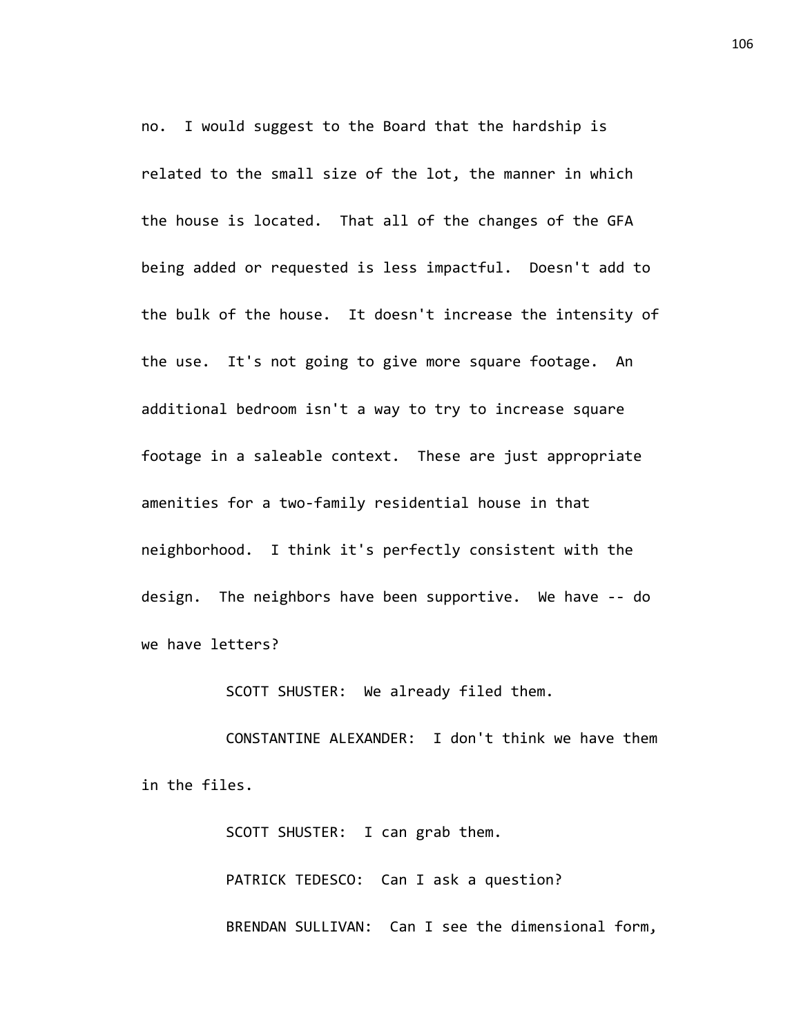no. I would suggest to the Board that the hardship is related to the small size of the lot, the manner in which the house is located. That all of the changes of the GFA being added or requested is less impactful. Doesn't add to the bulk of the house. It doesn't increase the intensity of the use. It's not going to give more square footage. An additional bedroom isn't a way to try to increase square footage in a saleable context. These are just appropriate amenities for a two-family residential house in that neighborhood. I think it's perfectly consistent with the design. The neighbors have been supportive. We have -- do we have letters?

SCOTT SHUSTER: We already filed them.

CONSTANTINE ALEXANDER: I don't think we have them in the files.

SCOTT SHUSTER: I can grab them.

PATRICK TEDESCO: Can I ask a question?

BRENDAN SULLIVAN: Can I see the dimensional form,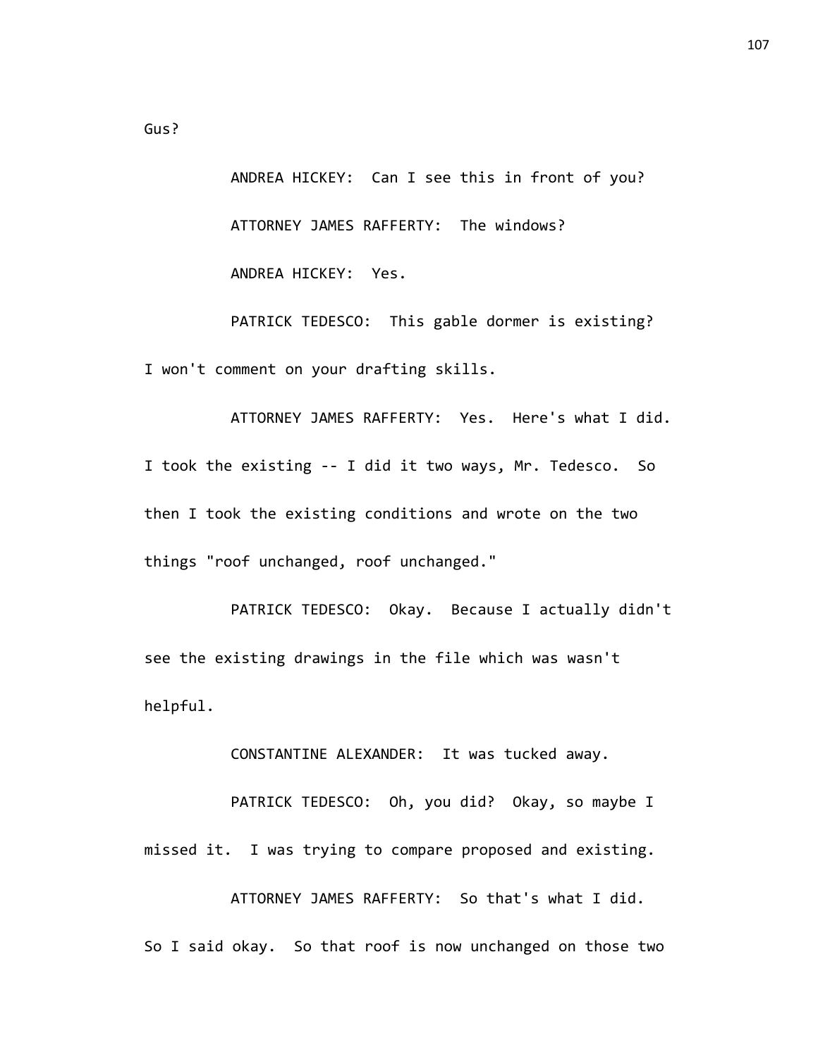Gus?

ANDREA HICKEY: Can I see this in front of you?

ATTORNEY JAMES RAFFERTY: The windows?

ANDREA HICKEY: Yes.

PATRICK TEDESCO: This gable dormer is existing? I won't comment on your drafting skills.

ATTORNEY JAMES RAFFERTY: Yes. Here's what I did. I took the existing -- I did it two ways, Mr. Tedesco. So then I took the existing conditions and wrote on the two things "roof unchanged, roof unchanged."

PATRICK TEDESCO: Okay. Because I actually didn't see the existing drawings in the file which was wasn't helpful.

CONSTANTINE ALEXANDER: It was tucked away.

PATRICK TEDESCO: Oh, you did? Okay, so maybe I missed it. I was trying to compare proposed and existing.

ATTORNEY JAMES RAFFERTY: So that's what I did. So I said okay. So that roof is now unchanged on those two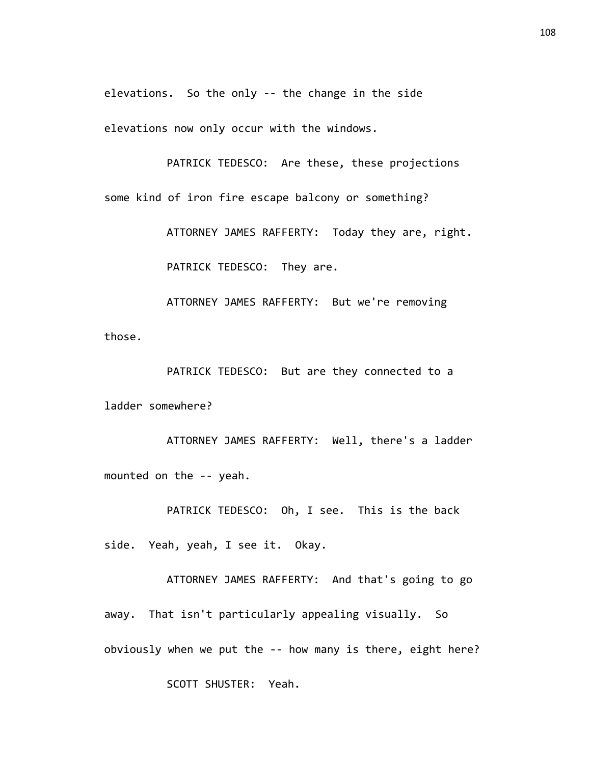elevations. So the only -- the change in the side elevations now only occur with the windows.

PATRICK TEDESCO: Are these, these projections some kind of iron fire escape balcony or something?

ATTORNEY JAMES RAFFERTY: Today they are, right.

PATRICK TEDESCO: They are.

ATTORNEY JAMES RAFFERTY: But we're removing those.

PATRICK TEDESCO: But are they connected to a ladder somewhere?

ATTORNEY JAMES RAFFERTY: Well, there's a ladder mounted on the -- yeah.

PATRICK TEDESCO: Oh, I see. This is the back side. Yeah, yeah, I see it. Okay.

ATTORNEY JAMES RAFFERTY: And that's going to go away. That isn't particularly appealing visually. So obviously when we put the -- how many is there, eight here?

SCOTT SHUSTER: Yeah.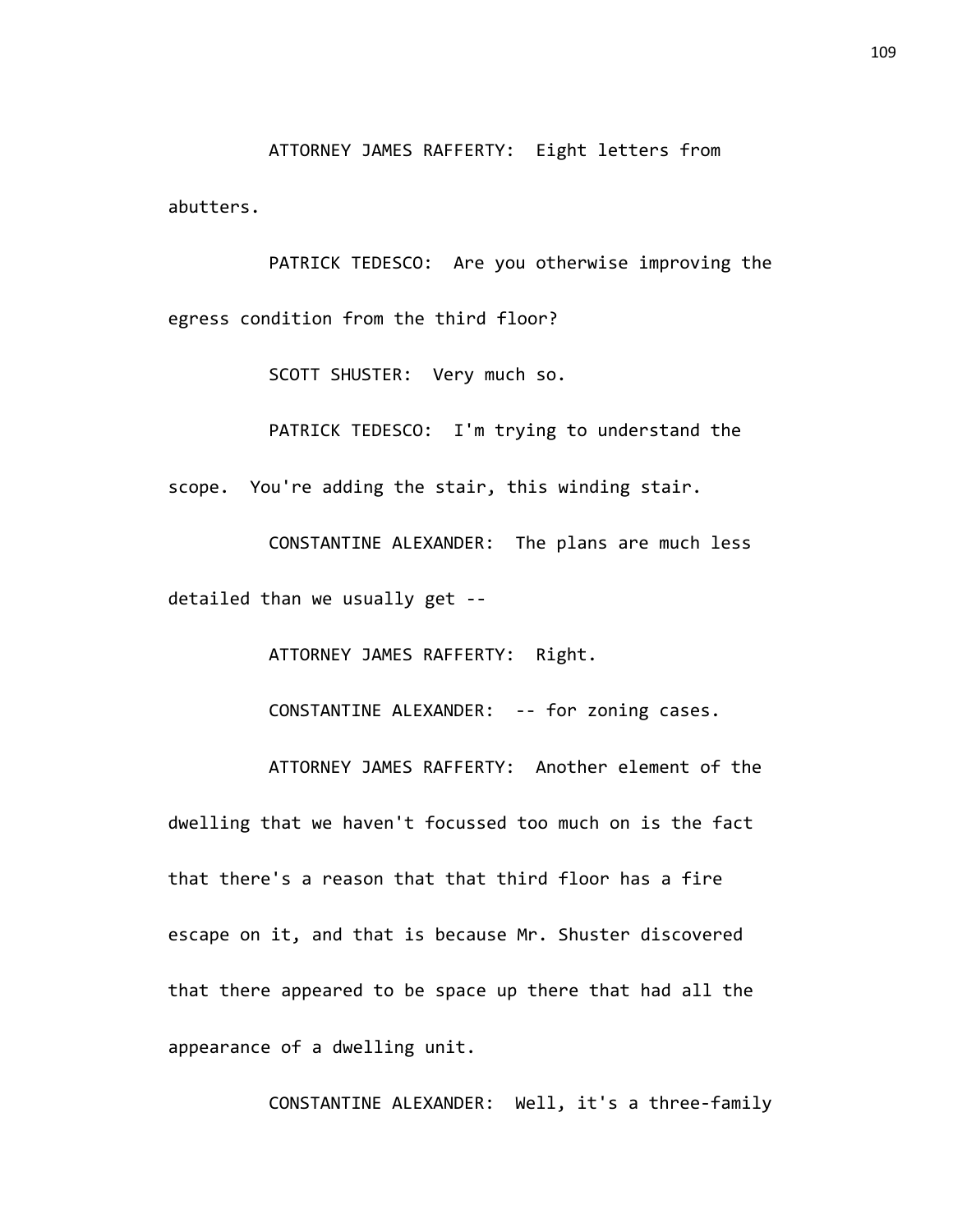ATTORNEY JAMES RAFFERTY: Eight letters from abutters.

PATRICK TEDESCO: Are you otherwise improving the egress condition from the third floor?

SCOTT SHUSTER: Very much so.

PATRICK TEDESCO: I'm trying to understand the scope. You're adding the stair, this winding stair.

CONSTANTINE ALEXANDER: The plans are much less detailed than we usually get --

ATTORNEY JAMES RAFFERTY: Right.

CONSTANTINE ALEXANDER: -- for zoning cases.

ATTORNEY JAMES RAFFERTY: Another element of the dwelling that we haven't focussed too much on is the fact that there's a reason that that third floor has a fire escape on it, and that is because Mr. Shuster discovered that there appeared to be space up there that had all the appearance of a dwelling unit.

CONSTANTINE ALEXANDER: Well, it's a three-family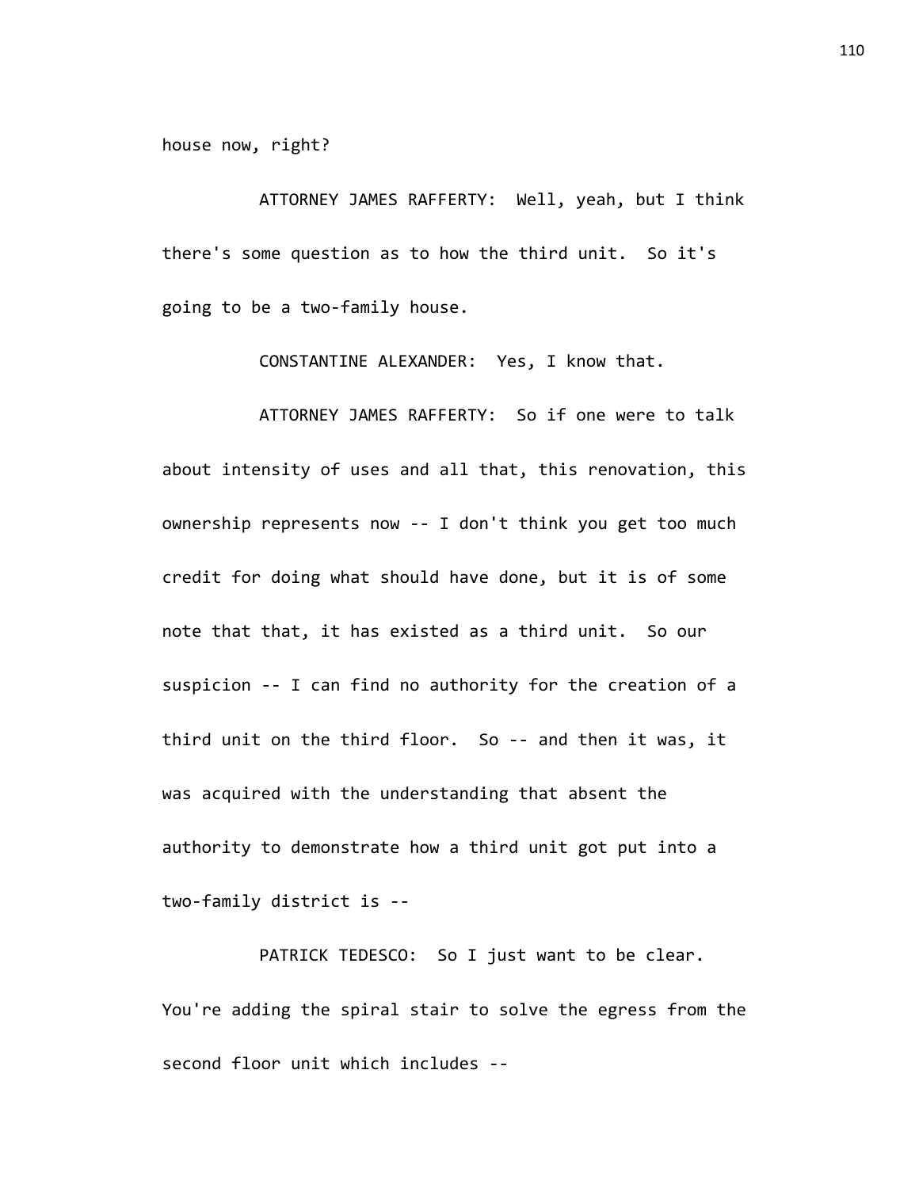house now, right?

ATTORNEY JAMES RAFFERTY: Well, yeah, but I think there's some question as to how the third unit. So it's going to be a two-family house.

CONSTANTINE ALEXANDER: Yes, I know that.

ATTORNEY JAMES RAFFERTY: So if one were to talk about intensity of uses and all that, this renovation, this ownership represents now -- I don't think you get too much credit for doing what should have done, but it is of some note that that, it has existed as a third unit. So our suspicion -- I can find no authority for the creation of a third unit on the third floor. So -- and then it was, it was acquired with the understanding that absent the authority to demonstrate how a third unit got put into a two-family district is --

PATRICK TEDESCO: So I just want to be clear. You're adding the spiral stair to solve the egress from the second floor unit which includes --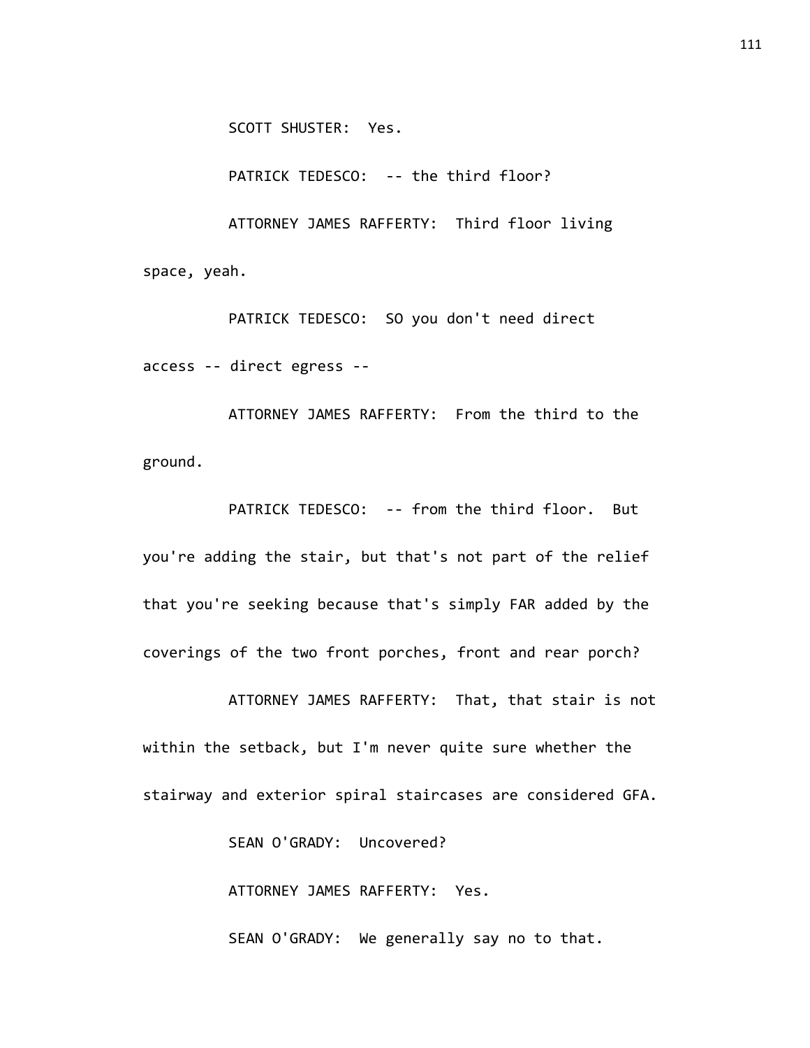SCOTT SHUSTER: Yes.

PATRICK TEDESCO: -- the third floor?

ATTORNEY JAMES RAFFERTY: Third floor living space, yeah.

PATRICK TEDESCO: SO you don't need direct access -- direct egress --

ATTORNEY JAMES RAFFERTY: From the third to the ground.

PATRICK TEDESCO: -- from the third floor. But you're adding the stair, but that's not part of the relief that you're seeking because that's simply FAR added by the coverings of the two front porches, front and rear porch?

ATTORNEY JAMES RAFFERTY: That, that stair is not within the setback, but I'm never quite sure whether the stairway and exterior spiral staircases are considered GFA.

SEAN O'GRADY: Uncovered?

ATTORNEY JAMES RAFFERTY: Yes.

SEAN O'GRADY: We generally say no to that.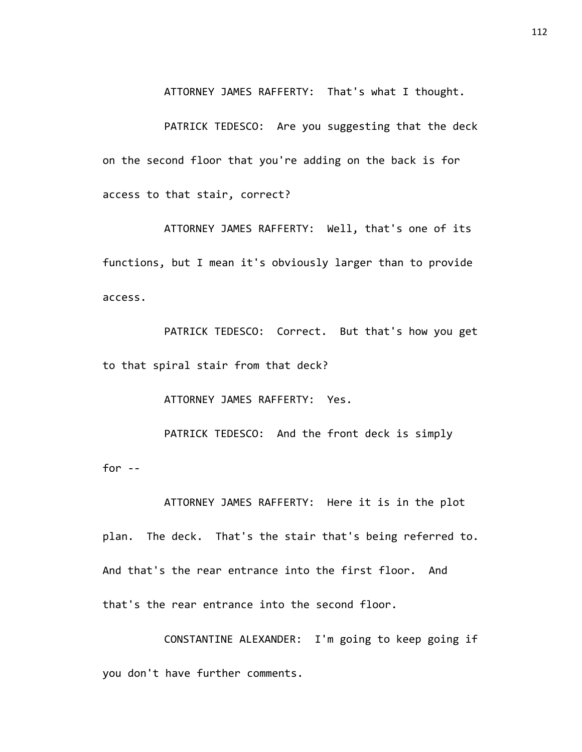ATTORNEY JAMES RAFFERTY: That's what I thought.

PATRICK TEDESCO: Are you suggesting that the deck on the second floor that you're adding on the back is for access to that stair, correct?

ATTORNEY JAMES RAFFERTY: Well, that's one of its functions, but I mean it's obviously larger than to provide access.

PATRICK TEDESCO: Correct. But that's how you get to that spiral stair from that deck?

ATTORNEY JAMES RAFFERTY: Yes.

PATRICK TEDESCO: And the front deck is simply for --

ATTORNEY JAMES RAFFERTY: Here it is in the plot plan. The deck. That's the stair that's being referred to. And that's the rear entrance into the first floor. And that's the rear entrance into the second floor.

CONSTANTINE ALEXANDER: I'm going to keep going if you don't have further comments.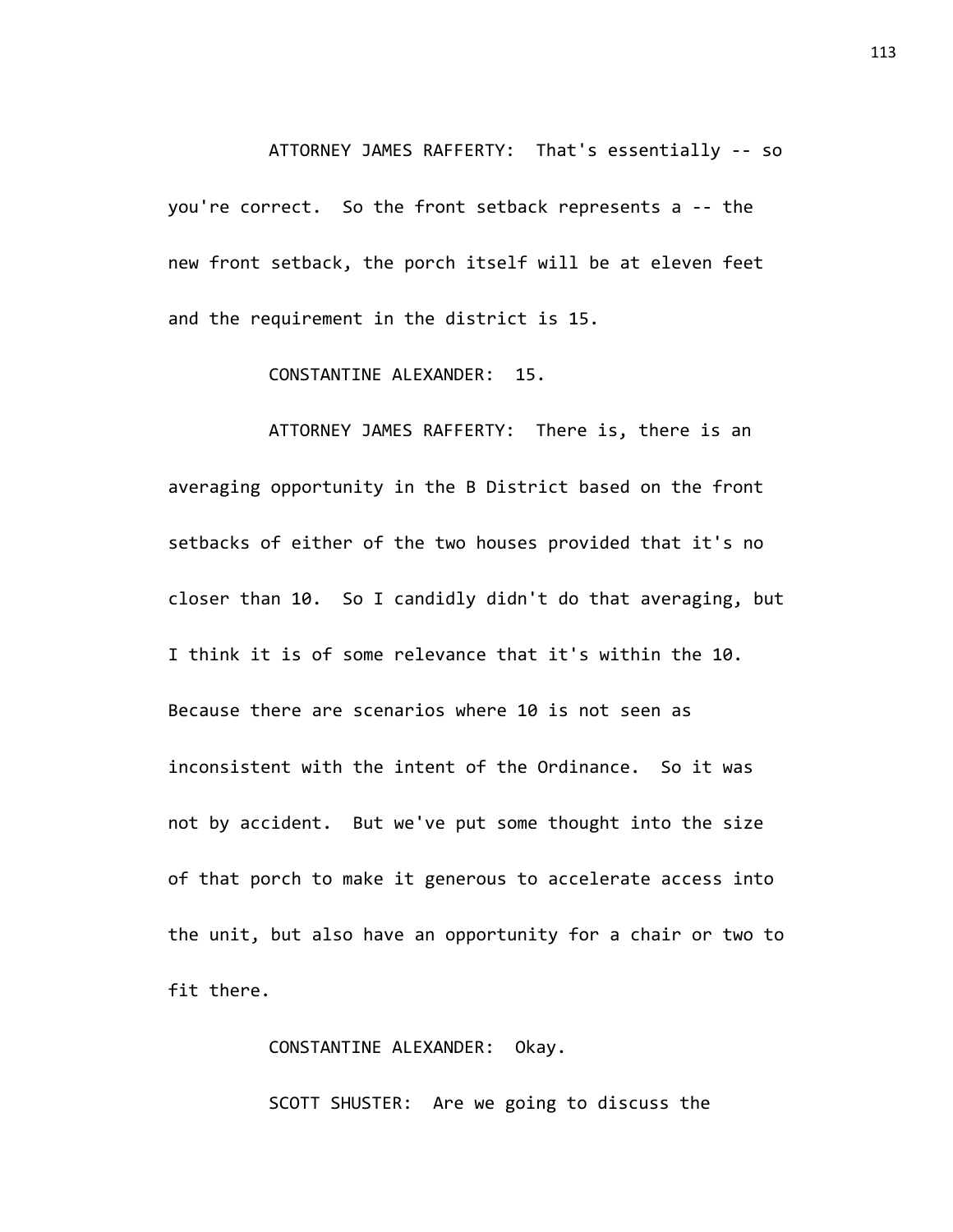ATTORNEY JAMES RAFFERTY: That's essentially -- so you're correct. So the front setback represents a -- the new front setback, the porch itself will be at eleven feet and the requirement in the district is 15.

CONSTANTINE ALEXANDER: 15.

ATTORNEY JAMES RAFFERTY: There is, there is an averaging opportunity in the B District based on the front setbacks of either of the two houses provided that it's no closer than 10. So I candidly didn't do that averaging, but I think it is of some relevance that it's within the 10. Because there are scenarios where 10 is not seen as inconsistent with the intent of the Ordinance. So it was not by accident. But we've put some thought into the size of that porch to make it generous to accelerate access into the unit, but also have an opportunity for a chair or two to fit there.

CONSTANTINE ALEXANDER: Okay.

SCOTT SHUSTER: Are we going to discuss the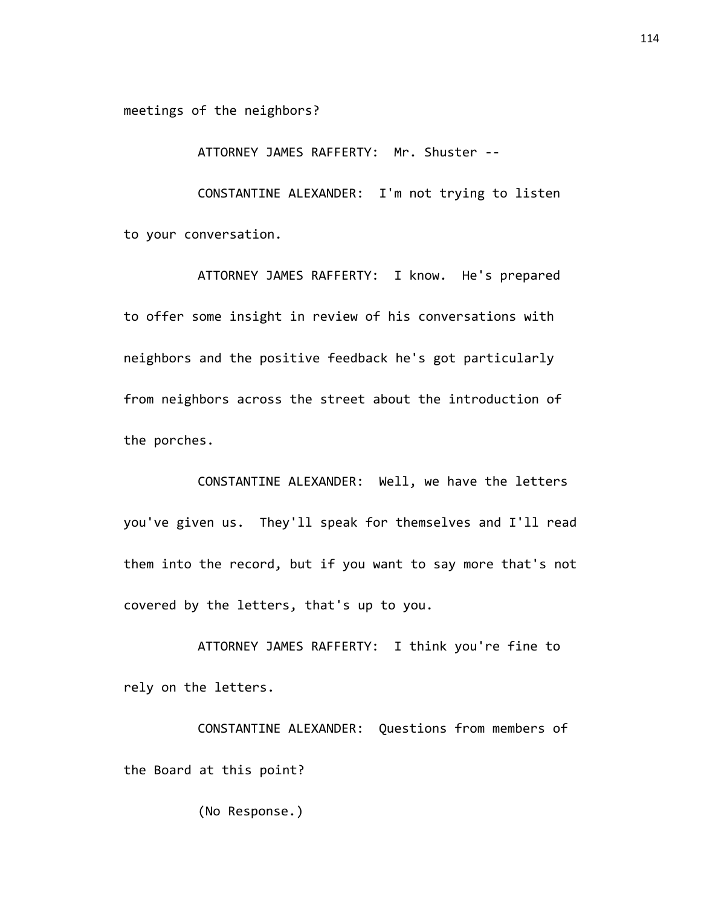meetings of the neighbors?

ATTORNEY JAMES RAFFERTY: Mr. Shuster --

CONSTANTINE ALEXANDER: I'm not trying to listen to your conversation.

ATTORNEY JAMES RAFFERTY: I know. He's prepared to offer some insight in review of his conversations with neighbors and the positive feedback he's got particularly from neighbors across the street about the introduction of the porches.

CONSTANTINE ALEXANDER: Well, we have the letters you've given us. They'll speak for themselves and I'll read them into the record, but if you want to say more that's not covered by the letters, that's up to you.

ATTORNEY JAMES RAFFERTY: I think you're fine to rely on the letters.

CONSTANTINE ALEXANDER: Questions from members of the Board at this point?

(No Response.)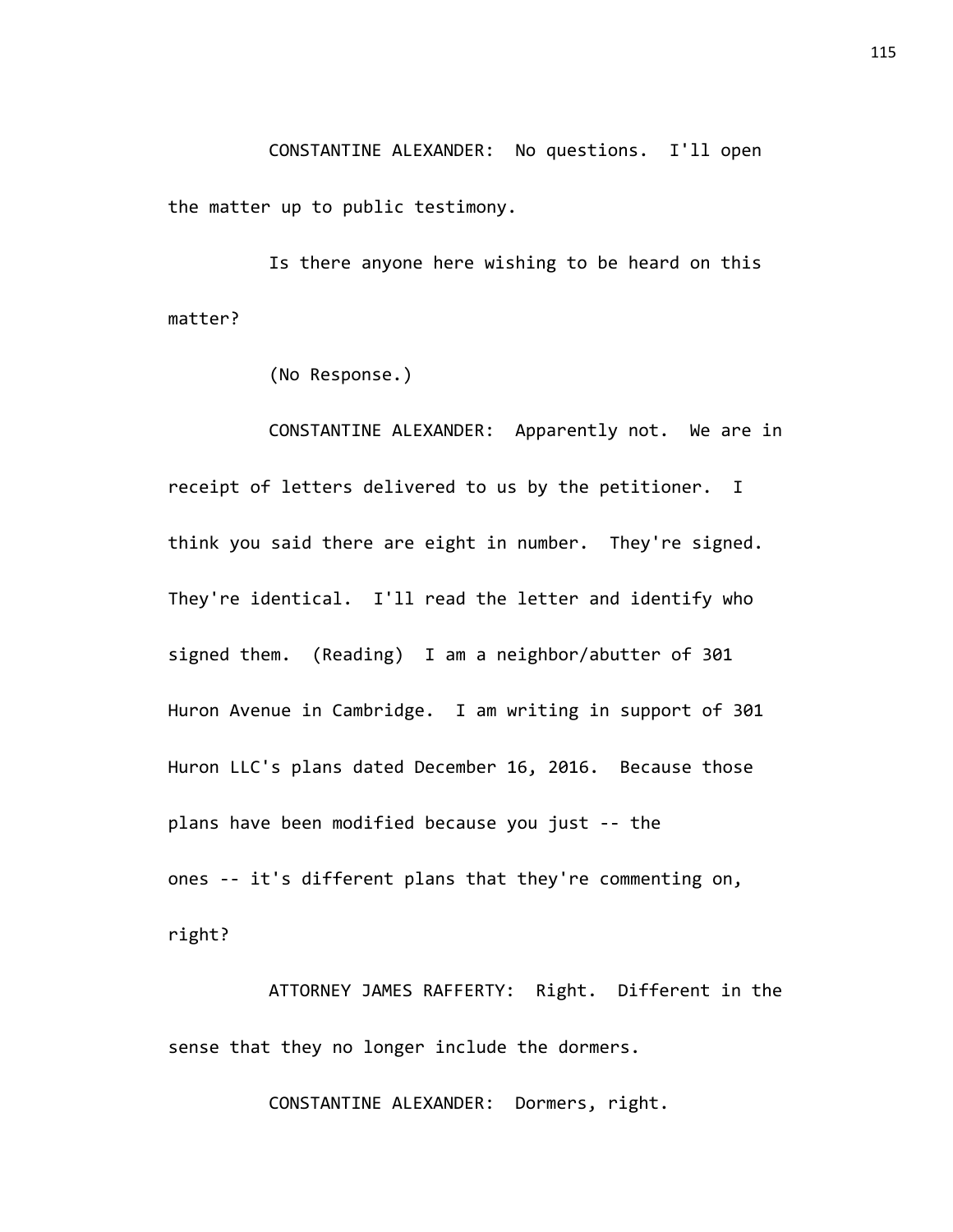CONSTANTINE ALEXANDER: No questions. I'll open the matter up to public testimony.

Is there anyone here wishing to be heard on this matter?

(No Response.)

CONSTANTINE ALEXANDER: Apparently not. We are in receipt of letters delivered to us by the petitioner. I think you said there are eight in number. They're signed. They're identical. I'll read the letter and identify who signed them. (Reading) I am a neighbor/abutter of 301 Huron Avenue in Cambridge. I am writing in support of 301 Huron LLC's plans dated December 16, 2016. Because those plans have been modified because you just -- the ones -- it's different plans that they're commenting on, right?

ATTORNEY JAMES RAFFERTY: Right. Different in the sense that they no longer include the dormers.

CONSTANTINE ALEXANDER: Dormers, right.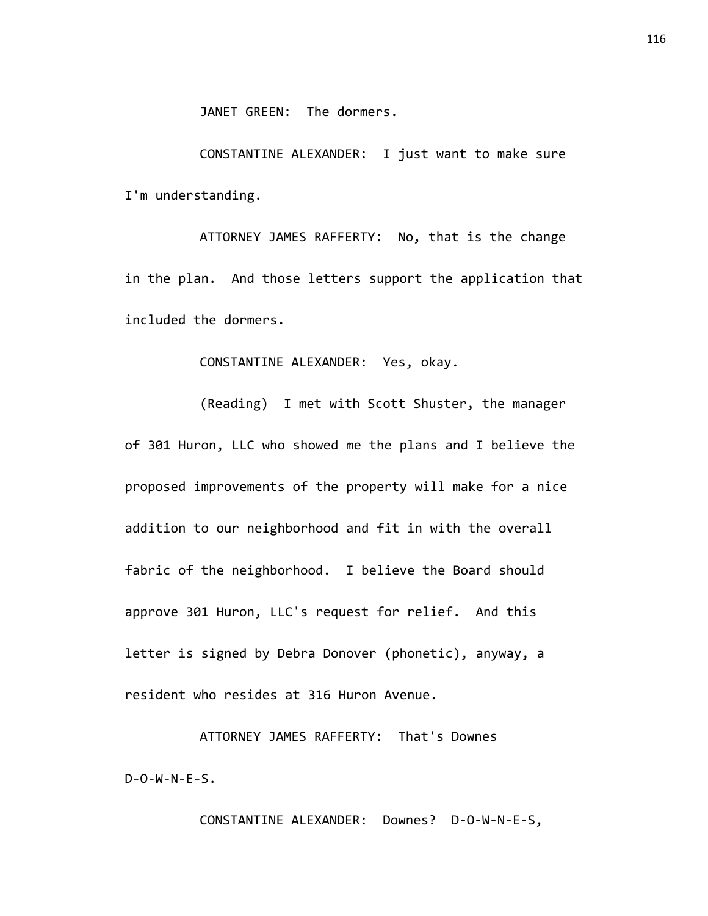JANET GREEN: The dormers.

CONSTANTINE ALEXANDER: I just want to make sure I'm understanding.

ATTORNEY JAMES RAFFERTY: No, that is the change in the plan. And those letters support the application that included the dormers.

CONSTANTINE ALEXANDER: Yes, okay.

(Reading) I met with Scott Shuster, the manager of 301 Huron, LLC who showed me the plans and I believe the proposed improvements of the property will make for a nice addition to our neighborhood and fit in with the overall fabric of the neighborhood. I believe the Board should approve 301 Huron, LLC's request for relief. And this letter is signed by Debra Donover (phonetic), anyway, a resident who resides at 316 Huron Avenue.

ATTORNEY JAMES RAFFERTY: That's Downes D-O-W-N-E-S.

CONSTANTINE ALEXANDER: Downes? D-O-W-N-E-S,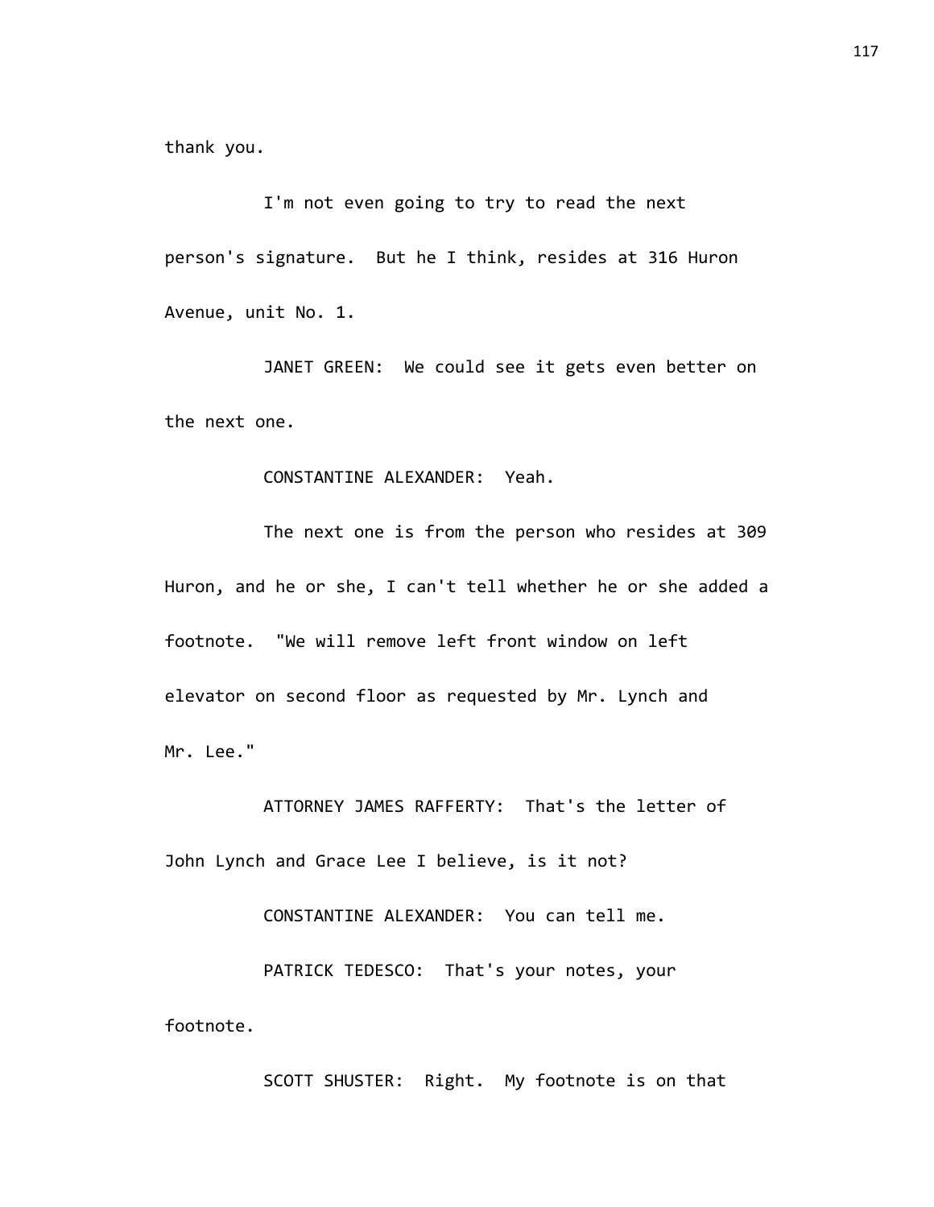thank you.

I'm not even going to try to read the next person's signature. But he I think, resides at 316 Huron Avenue, unit No. 1.

JANET GREEN: We could see it gets even better on the next one.

CONSTANTINE ALEXANDER: Yeah.

The next one is from the person who resides at 309 Huron, and he or she, I can't tell whether he or she added a footnote. "We will remove left front window on left elevator on second floor as requested by Mr. Lynch and Mr. Lee."

ATTORNEY JAMES RAFFERTY: That's the letter of John Lynch and Grace Lee I believe, is it not?

CONSTANTINE ALEXANDER: You can tell me.

PATRICK TEDESCO: That's your notes, your footnote.

SCOTT SHUSTER: Right. My footnote is on that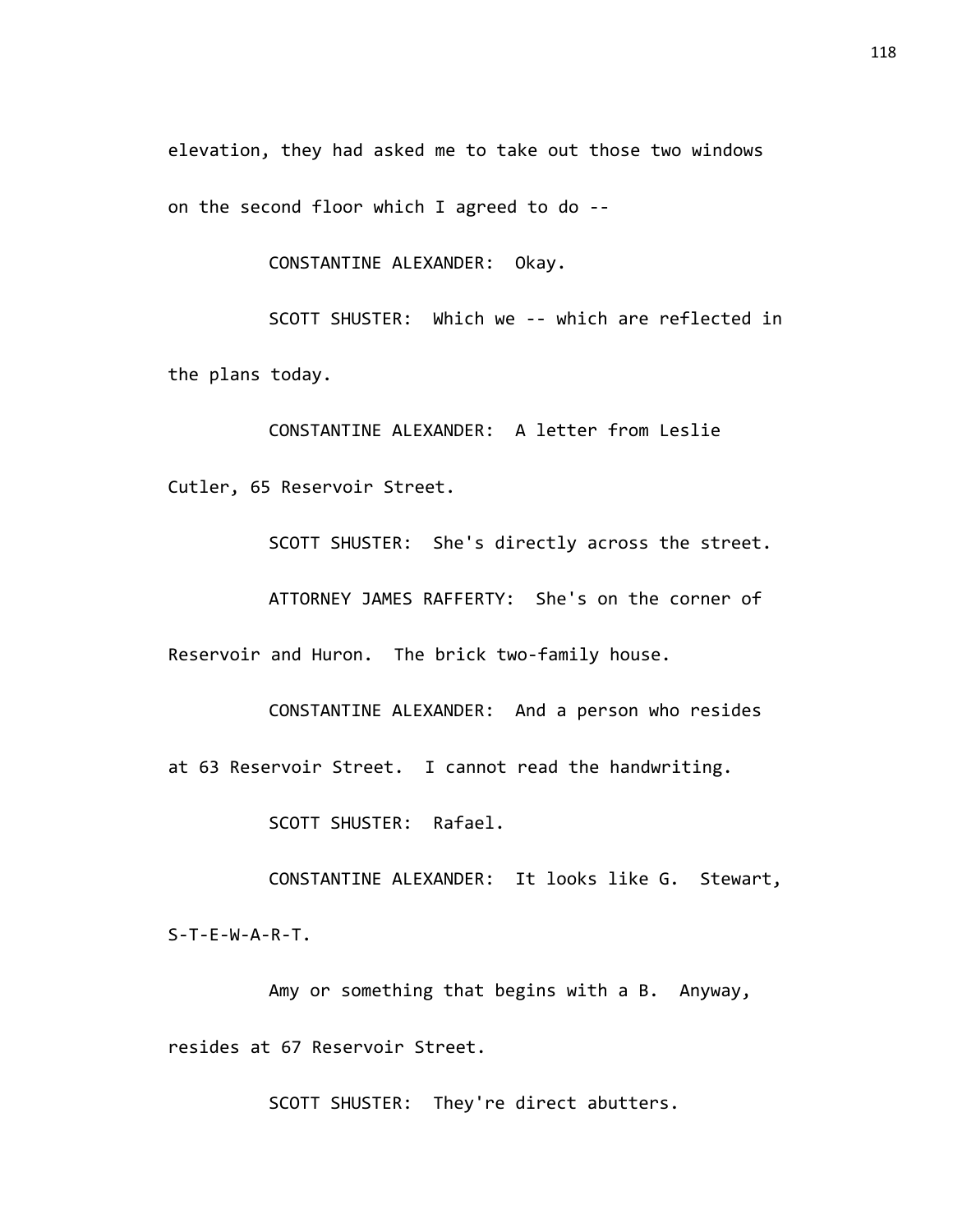elevation, they had asked me to take out those two windows on the second floor which I agreed to do --

CONSTANTINE ALEXANDER: Okay.

SCOTT SHUSTER: Which we -- which are reflected in the plans today.

CONSTANTINE ALEXANDER: A letter from Leslie Cutler, 65 Reservoir Street.

SCOTT SHUSTER: She's directly across the street.

ATTORNEY JAMES RAFFERTY: She's on the corner of Reservoir and Huron. The brick two-family house.

CONSTANTINE ALEXANDER: And a person who resides at 63 Reservoir Street. I cannot read the handwriting.

SCOTT SHUSTER: Rafael.

CONSTANTINE ALEXANDER: It looks like G. Stewart, S-T-E-W-A-R-T.

Amy or something that begins with a B. Anyway, resides at 67 Reservoir Street.

SCOTT SHUSTER: They're direct abutters.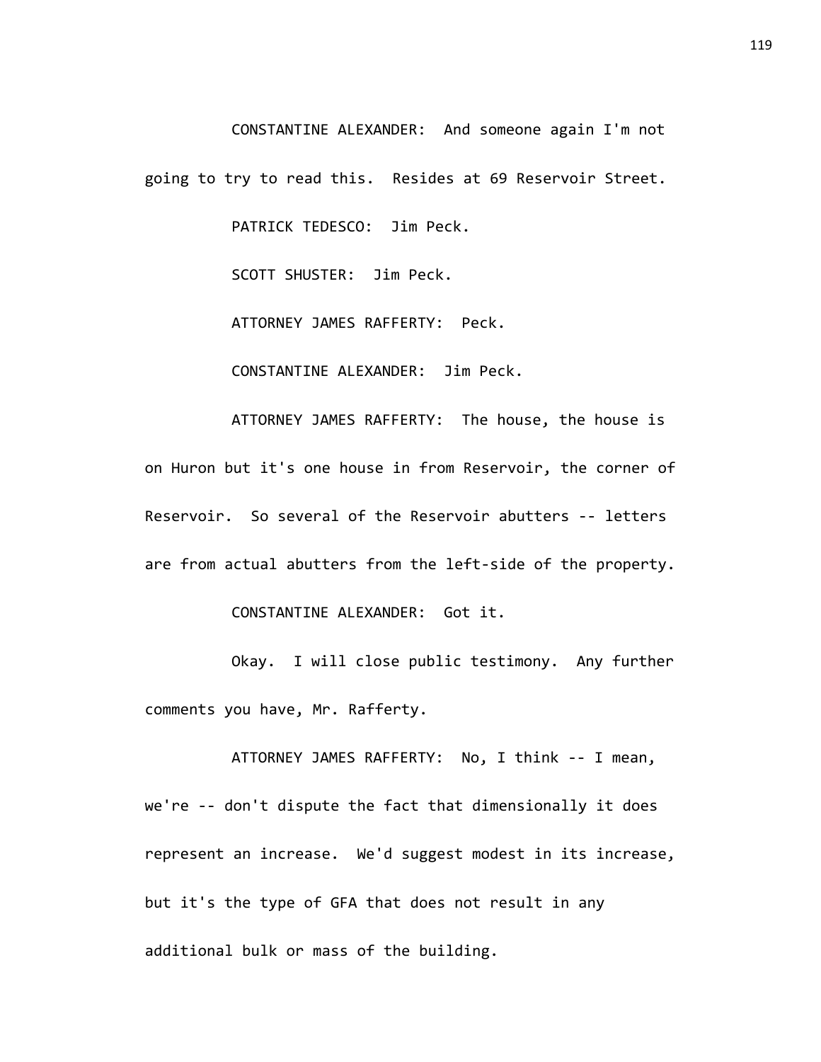CONSTANTINE ALEXANDER: And someone again I'm not going to try to read this. Resides at 69 Reservoir Street.

PATRICK TEDESCO: Jim Peck.

SCOTT SHUSTER: Jim Peck.

ATTORNEY JAMES RAFFERTY: Peck.

CONSTANTINE ALEXANDER: Jim Peck.

ATTORNEY JAMES RAFFERTY: The house, the house is on Huron but it's one house in from Reservoir, the corner of Reservoir. So several of the Reservoir abutters -- letters are from actual abutters from the left-side of the property.

CONSTANTINE ALEXANDER: Got it.

Okay. I will close public testimony. Any further comments you have, Mr. Rafferty.

ATTORNEY JAMES RAFFERTY: No, I think -- I mean, we're -- don't dispute the fact that dimensionally it does represent an increase. We'd suggest modest in its increase, but it's the type of GFA that does not result in any additional bulk or mass of the building.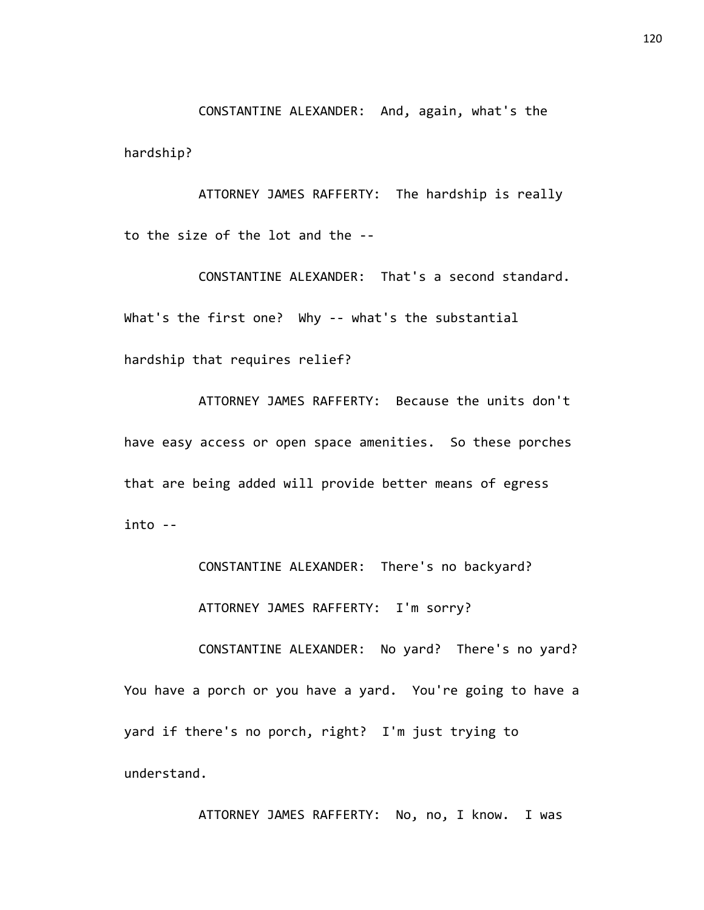CONSTANTINE ALEXANDER: And, again, what's the hardship?

ATTORNEY JAMES RAFFERTY: The hardship is really to the size of the lot and the --

CONSTANTINE ALEXANDER: That's a second standard. What's the first one? Why -- what's the substantial hardship that requires relief?

ATTORNEY JAMES RAFFERTY: Because the units don't have easy access or open space amenities. So these porches that are being added will provide better means of egress into --

CONSTANTINE ALEXANDER: There's no backyard?

ATTORNEY JAMES RAFFERTY: I'm sorry?

CONSTANTINE ALEXANDER: No yard? There's no yard? You have a porch or you have a yard. You're going to have a yard if there's no porch, right? I'm just trying to understand.

ATTORNEY JAMES RAFFERTY: No, no, I know. I was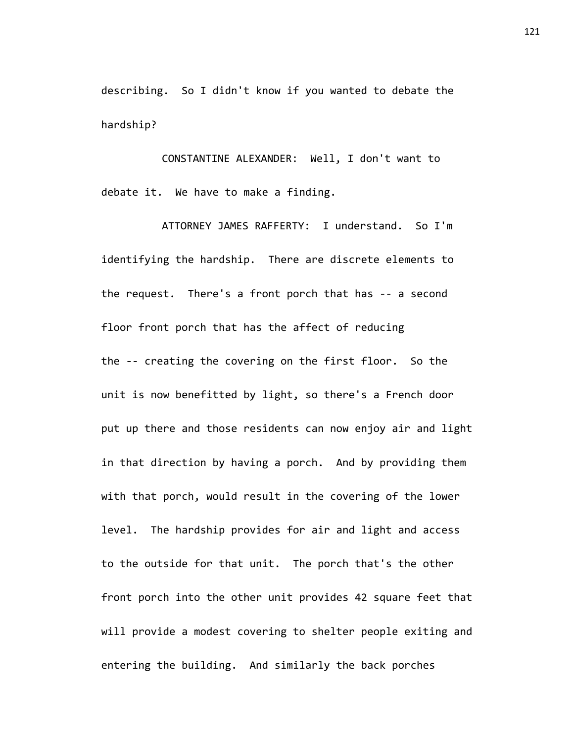describing. So I didn't know if you wanted to debate the hardship?

CONSTANTINE ALEXANDER: Well, I don't want to debate it. We have to make a finding.

ATTORNEY JAMES RAFFERTY: I understand. So I'm identifying the hardship. There are discrete elements to the request. There's a front porch that has -- a second floor front porch that has the affect of reducing the -- creating the covering on the first floor. So the unit is now benefitted by light, so there's a French door put up there and those residents can now enjoy air and light in that direction by having a porch. And by providing them with that porch, would result in the covering of the lower level. The hardship provides for air and light and access to the outside for that unit. The porch that's the other front porch into the other unit provides 42 square feet that will provide a modest covering to shelter people exiting and entering the building. And similarly the back porches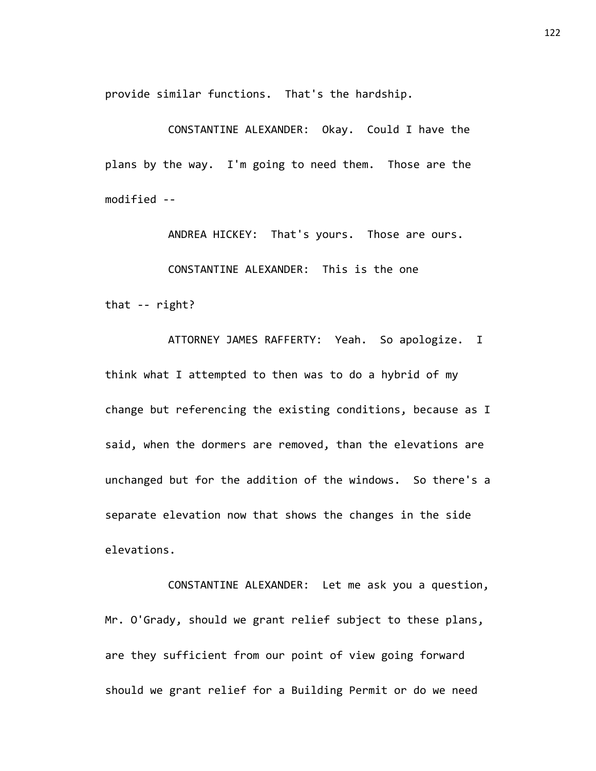provide similar functions. That's the hardship.

CONSTANTINE ALEXANDER: Okay. Could I have the plans by the way. I'm going to need them. Those are the modified --

ANDREA HICKEY: That's yours. Those are ours.

CONSTANTINE ALEXANDER: This is the one that -- right?

ATTORNEY JAMES RAFFERTY: Yeah. So apologize. I think what I attempted to then was to do a hybrid of my change but referencing the existing conditions, because as I said, when the dormers are removed, than the elevations are unchanged but for the addition of the windows. So there's a separate elevation now that shows the changes in the side elevations.

CONSTANTINE ALEXANDER: Let me ask you a question, Mr. O'Grady, should we grant relief subject to these plans, are they sufficient from our point of view going forward should we grant relief for a Building Permit or do we need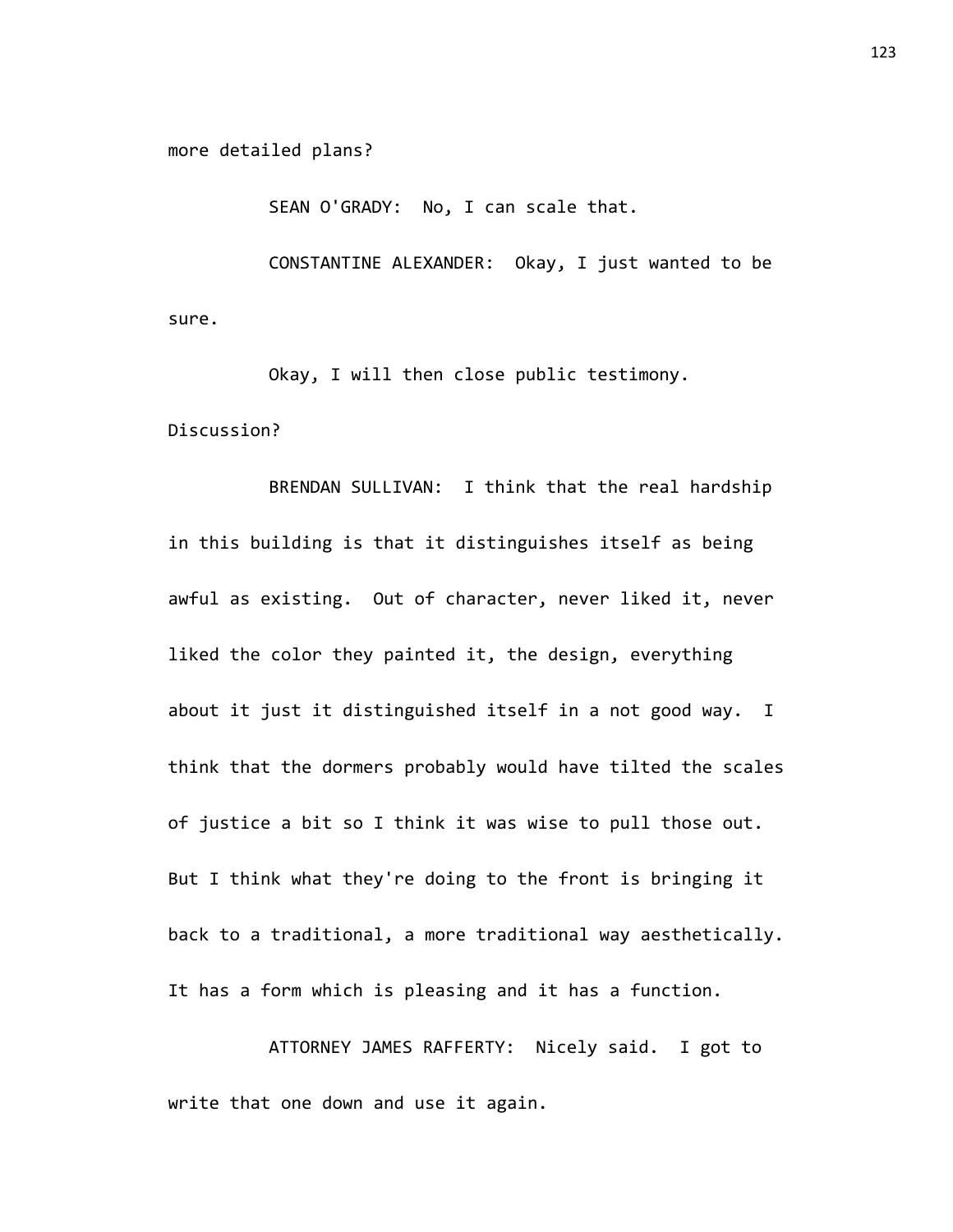more detailed plans?

SEAN O'GRADY: No, I can scale that.

CONSTANTINE ALEXANDER: Okay, I just wanted to be sure.

Okay, I will then close public testimony. Discussion?

BRENDAN SULLIVAN: I think that the real hardship in this building is that it distinguishes itself as being awful as existing. Out of character, never liked it, never liked the color they painted it, the design, everything about it just it distinguished itself in a not good way. I think that the dormers probably would have tilted the scales of justice a bit so I think it was wise to pull those out. But I think what they're doing to the front is bringing it back to a traditional, a more traditional way aesthetically. It has a form which is pleasing and it has a function.

ATTORNEY JAMES RAFFERTY: Nicely said. I got to write that one down and use it again.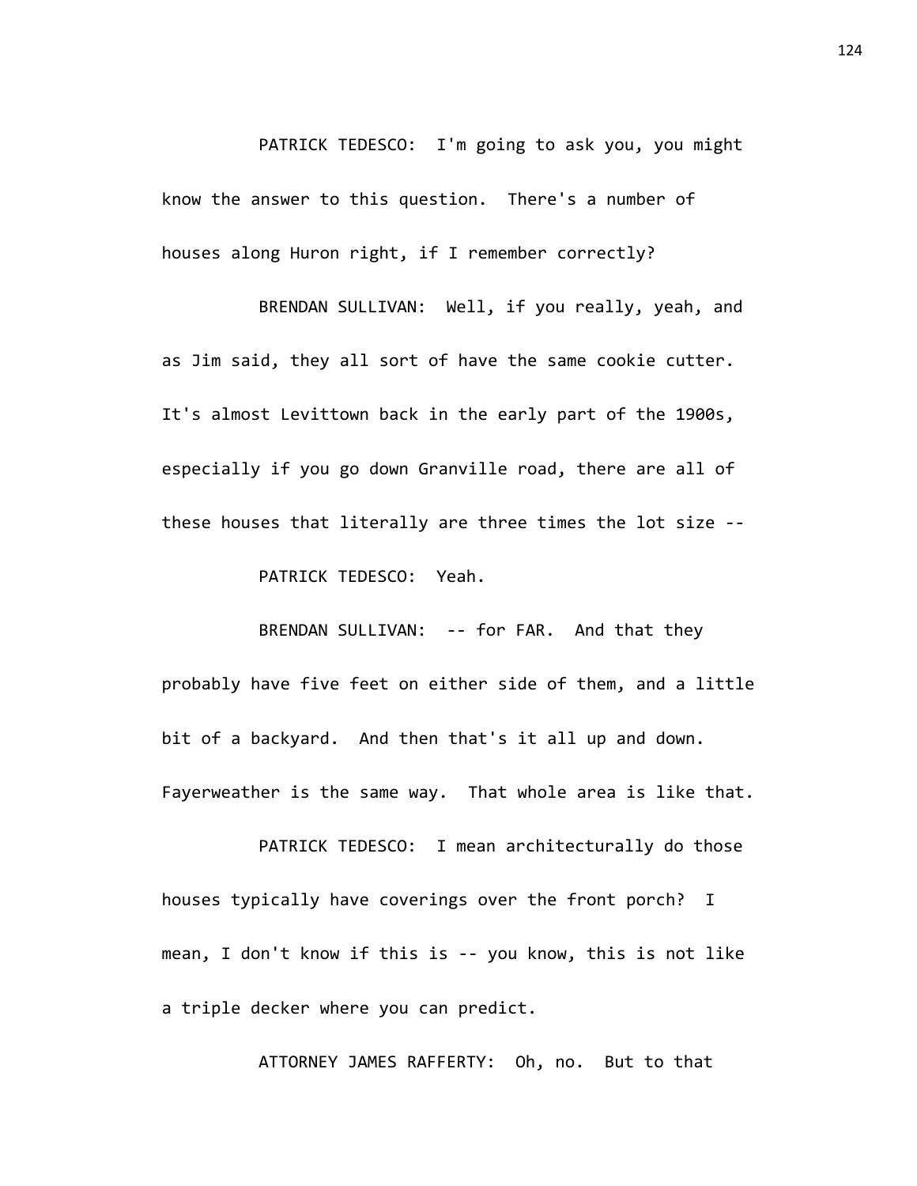PATRICK TEDESCO: I'm going to ask you, you might know the answer to this question. There's a number of houses along Huron right, if I remember correctly?

BRENDAN SULLIVAN: Well, if you really, yeah, and as Jim said, they all sort of have the same cookie cutter. It's almost Levittown back in the early part of the 1900s, especially if you go down Granville road, there are all of these houses that literally are three times the lot size --

PATRICK TEDESCO: Yeah.

BRENDAN SULLIVAN: -- for FAR. And that they probably have five feet on either side of them, and a little bit of a backyard. And then that's it all up and down. Fayerweather is the same way. That whole area is like that.

PATRICK TEDESCO: I mean architecturally do those houses typically have coverings over the front porch? I mean, I don't know if this is -- you know, this is not like a triple decker where you can predict.

ATTORNEY JAMES RAFFERTY: Oh, no. But to that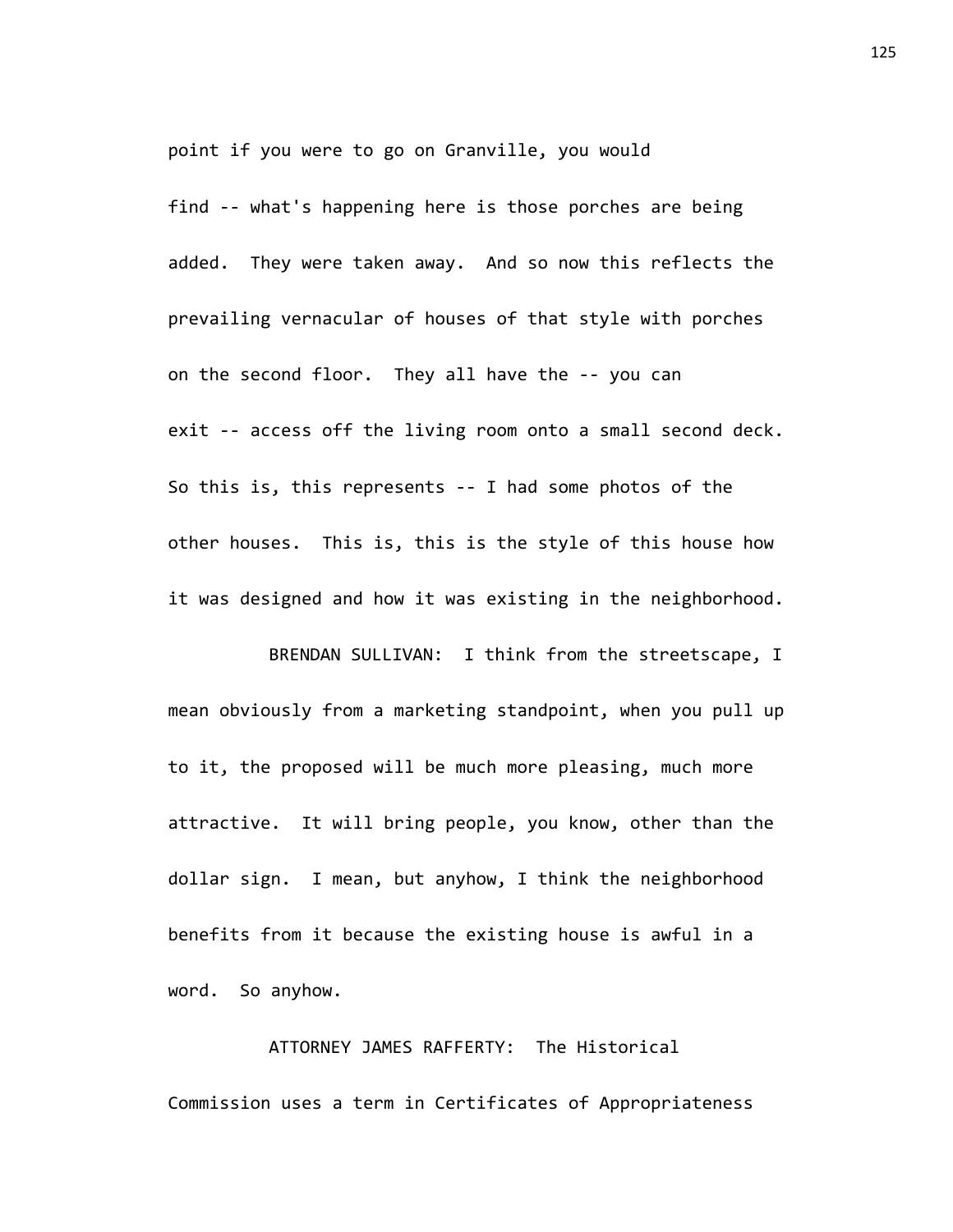point if you were to go on Granville, you would find -- what's happening here is those porches are being added. They were taken away. And so now this reflects the prevailing vernacular of houses of that style with porches on the second floor. They all have the -- you can exit -- access off the living room onto a small second deck. So this is, this represents -- I had some photos of the other houses. This is, this is the style of this house how it was designed and how it was existing in the neighborhood.

BRENDAN SULLIVAN: I think from the streetscape, I mean obviously from a marketing standpoint, when you pull up to it, the proposed will be much more pleasing, much more attractive. It will bring people, you know, other than the dollar sign. I mean, but anyhow, I think the neighborhood benefits from it because the existing house is awful in a word. So anyhow.

ATTORNEY JAMES RAFFERTY: The Historical Commission uses a term in Certificates of Appropriateness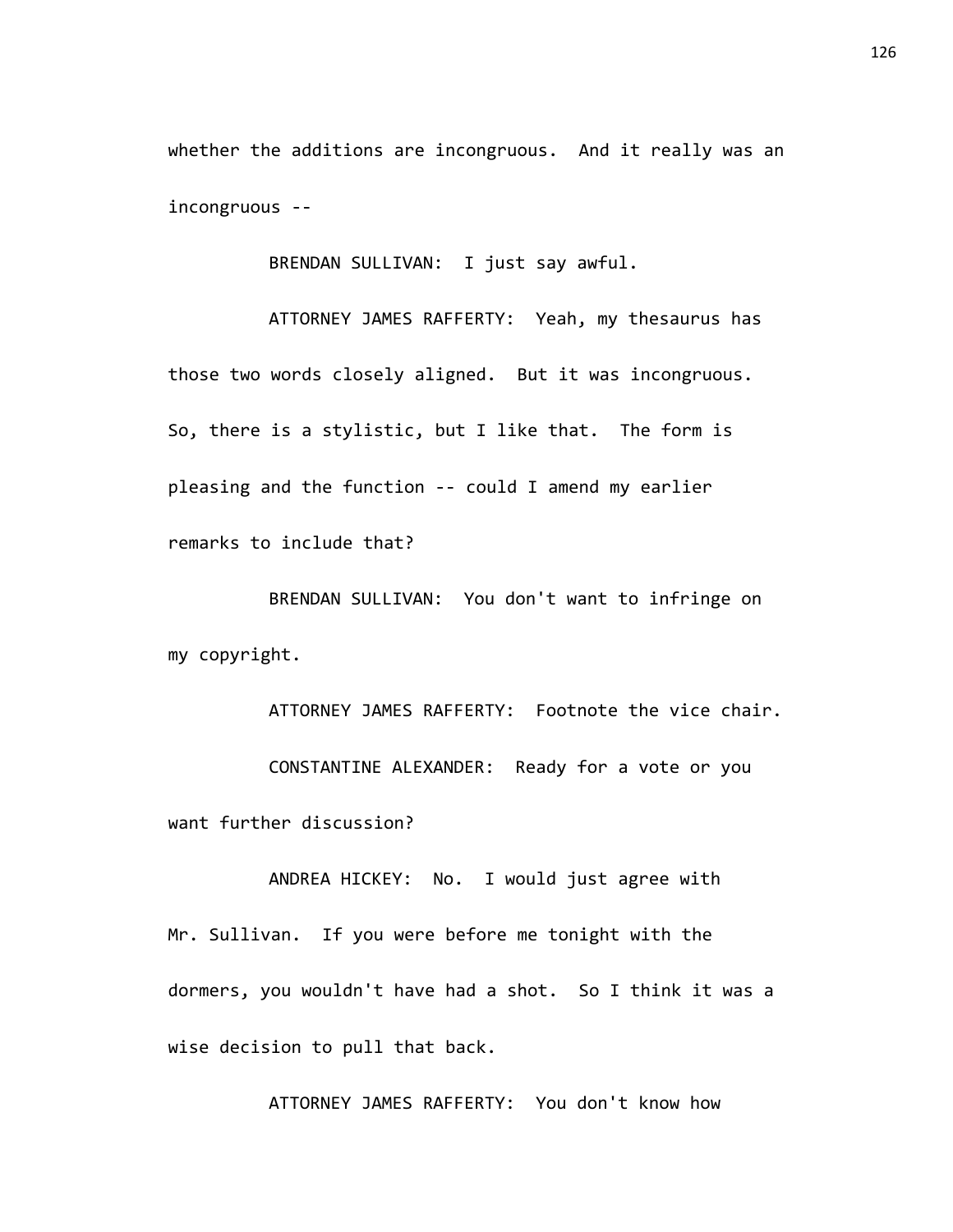whether the additions are incongruous. And it really was an incongruous --

BRENDAN SULLIVAN: I just say awful.

ATTORNEY JAMES RAFFERTY: Yeah, my thesaurus has those two words closely aligned. But it was incongruous. So, there is a stylistic, but I like that. The form is pleasing and the function -- could I amend my earlier remarks to include that?

BRENDAN SULLIVAN: You don't want to infringe on my copyright.

ATTORNEY JAMES RAFFERTY: Footnote the vice chair.

CONSTANTINE ALEXANDER: Ready for a vote or you want further discussion?

ANDREA HICKEY: No. I would just agree with Mr. Sullivan. If you were before me tonight with the dormers, you wouldn't have had a shot. So I think it was a wise decision to pull that back.

ATTORNEY JAMES RAFFERTY: You don't know how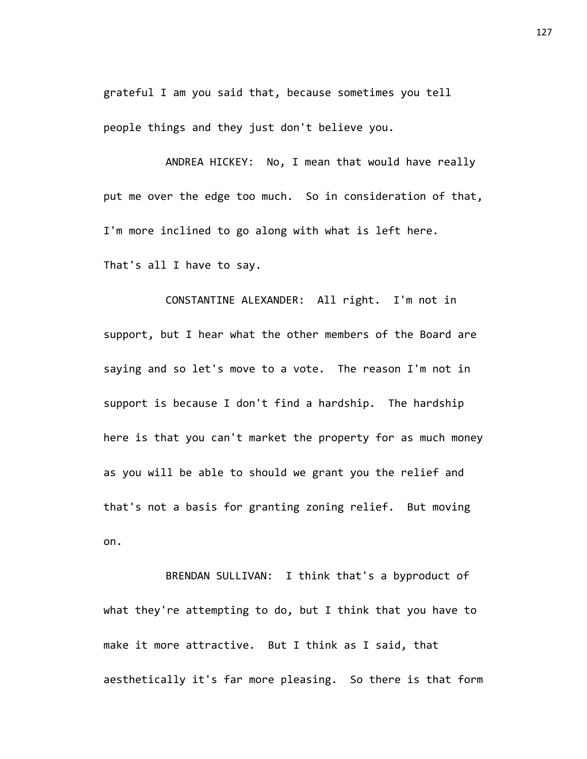grateful I am you said that, because sometimes you tell people things and they just don't believe you.

ANDREA HICKEY: No, I mean that would have really put me over the edge too much. So in consideration of that, I'm more inclined to go along with what is left here. That's all I have to say.

CONSTANTINE ALEXANDER: All right. I'm not in support, but I hear what the other members of the Board are saying and so let's move to a vote. The reason I'm not in support is because I don't find a hardship. The hardship here is that you can't market the property for as much money as you will be able to should we grant you the relief and that's not a basis for granting zoning relief. But moving on.

BRENDAN SULLIVAN: I think that's a byproduct of what they're attempting to do, but I think that you have to make it more attractive. But I think as I said, that aesthetically it's far more pleasing. So there is that form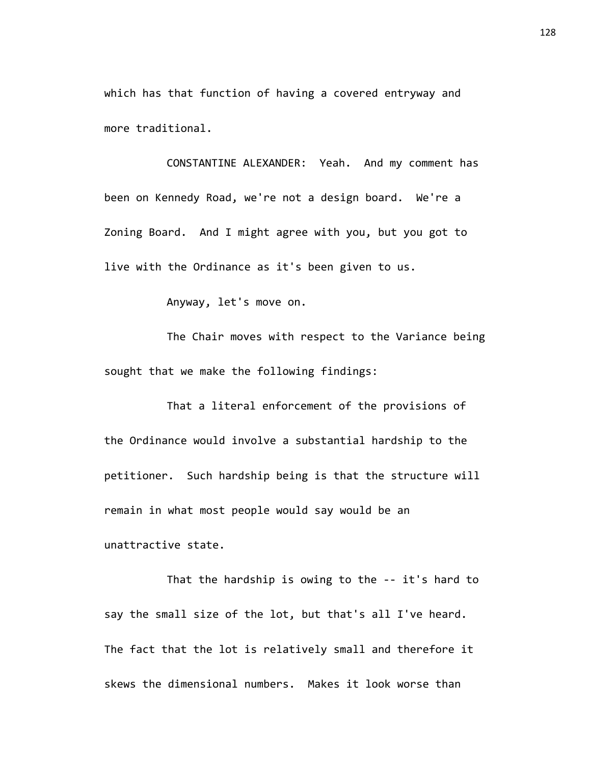which has that function of having a covered entryway and more traditional.

CONSTANTINE ALEXANDER: Yeah. And my comment has been on Kennedy Road, we're not a design board. We're a Zoning Board. And I might agree with you, but you got to live with the Ordinance as it's been given to us.

Anyway, let's move on.

The Chair moves with respect to the Variance being sought that we make the following findings:

That a literal enforcement of the provisions of the Ordinance would involve a substantial hardship to the petitioner. Such hardship being is that the structure will remain in what most people would say would be an unattractive state.

That the hardship is owing to the -- it's hard to say the small size of the lot, but that's all I've heard. The fact that the lot is relatively small and therefore it skews the dimensional numbers. Makes it look worse than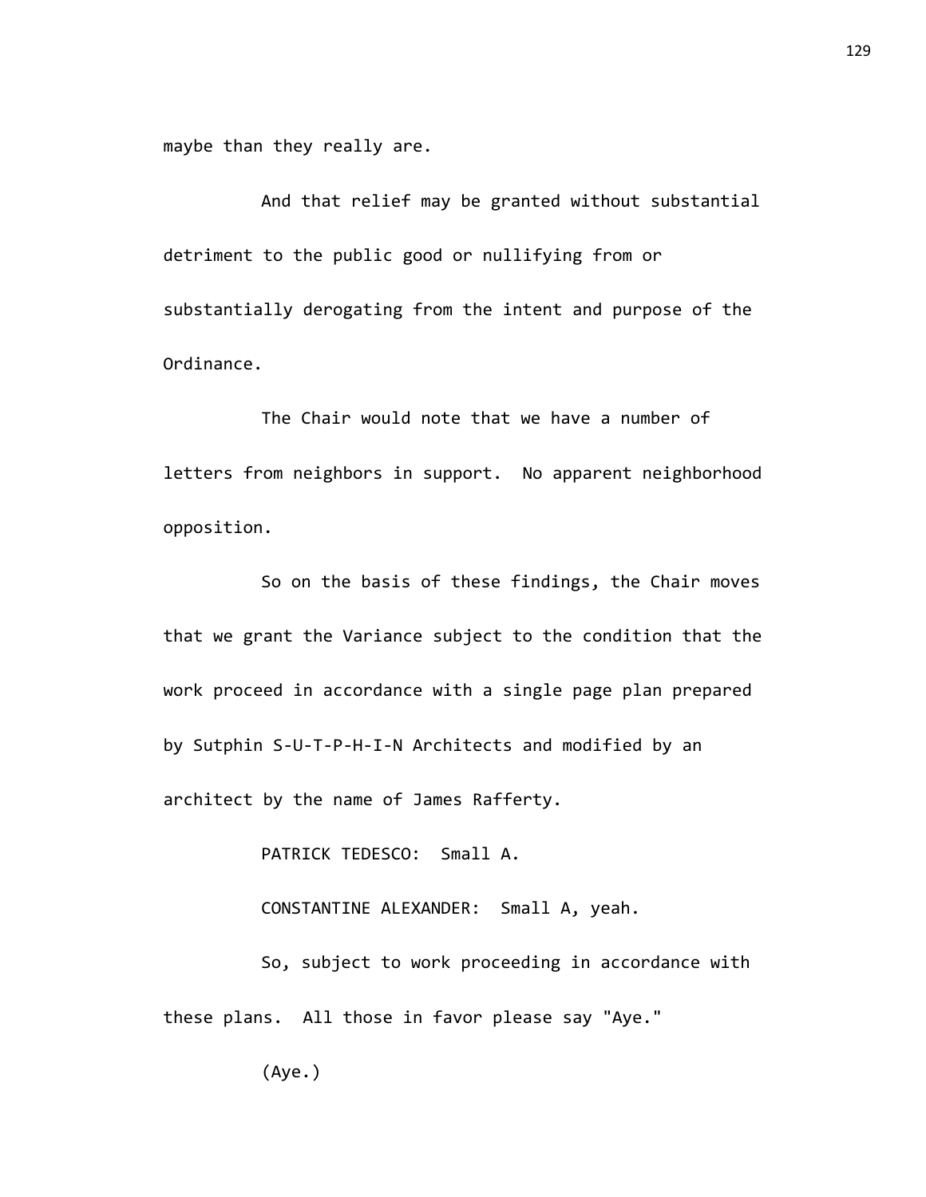maybe than they really are.

And that relief may be granted without substantial detriment to the public good or nullifying from or substantially derogating from the intent and purpose of the Ordinance.

The Chair would note that we have a number of letters from neighbors in support. No apparent neighborhood opposition.

So on the basis of these findings, the Chair moves that we grant the Variance subject to the condition that the work proceed in accordance with a single page plan prepared by Sutphin S-U-T-P-H-I-N Architects and modified by an architect by the name of James Rafferty.

PATRICK TEDESCO: Small A.

CONSTANTINE ALEXANDER: Small A, yeah.

So, subject to work proceeding in accordance with these plans. All those in favor please say "Aye."

(Aye.)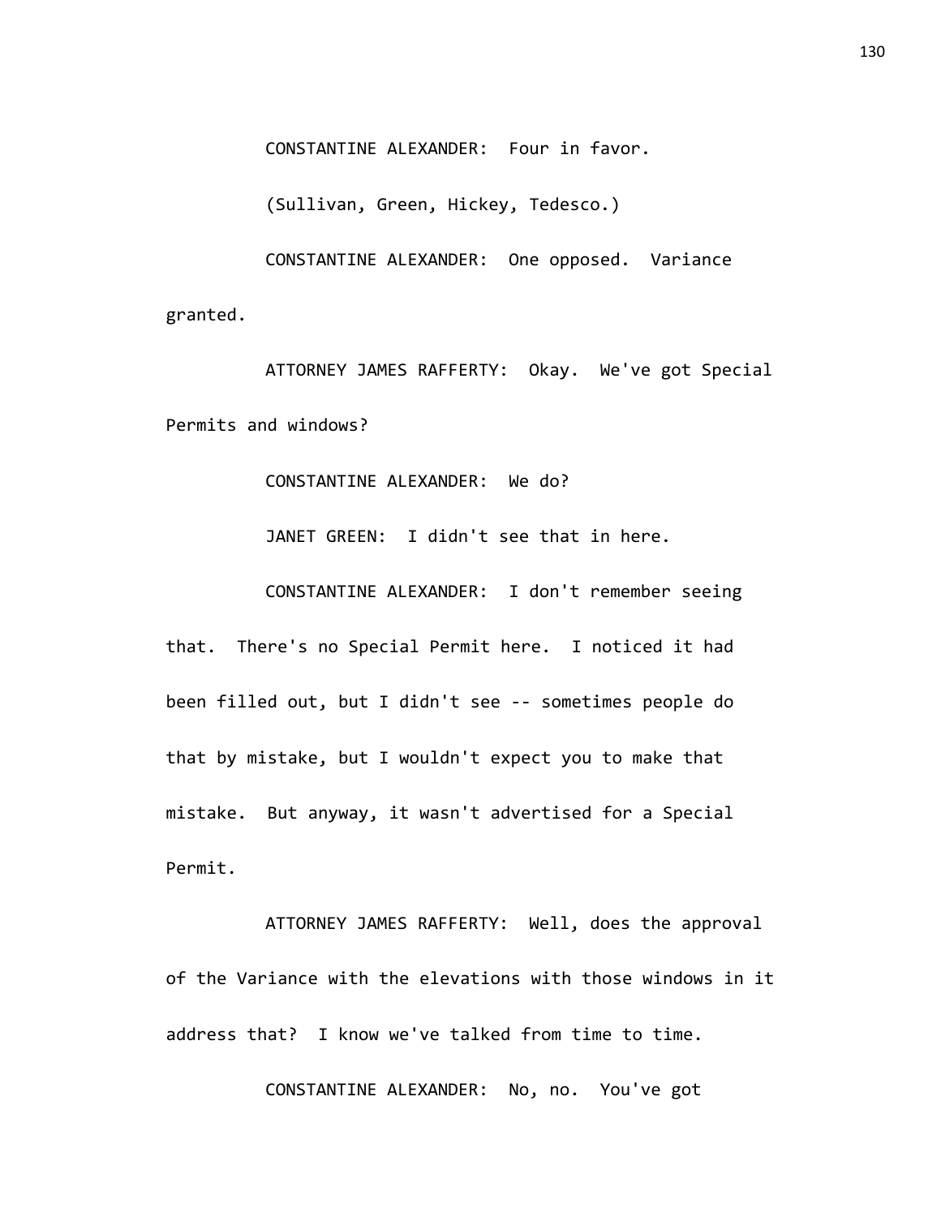CONSTANTINE ALEXANDER: Four in favor.

(Sullivan, Green, Hickey, Tedesco.)

CONSTANTINE ALEXANDER: One opposed. Variance granted.

ATTORNEY JAMES RAFFERTY: Okay. We've got Special Permits and windows?

CONSTANTINE ALEXANDER: We do?

JANET GREEN: I didn't see that in here.

CONSTANTINE ALEXANDER: I don't remember seeing that. There's no Special Permit here. I noticed it had been filled out, but I didn't see -- sometimes people do that by mistake, but I wouldn't expect you to make that mistake. But anyway, it wasn't advertised for a Special Permit.

ATTORNEY JAMES RAFFERTY: Well, does the approval of the Variance with the elevations with those windows in it address that? I know we've talked from time to time.

CONSTANTINE ALEXANDER: No, no. You've got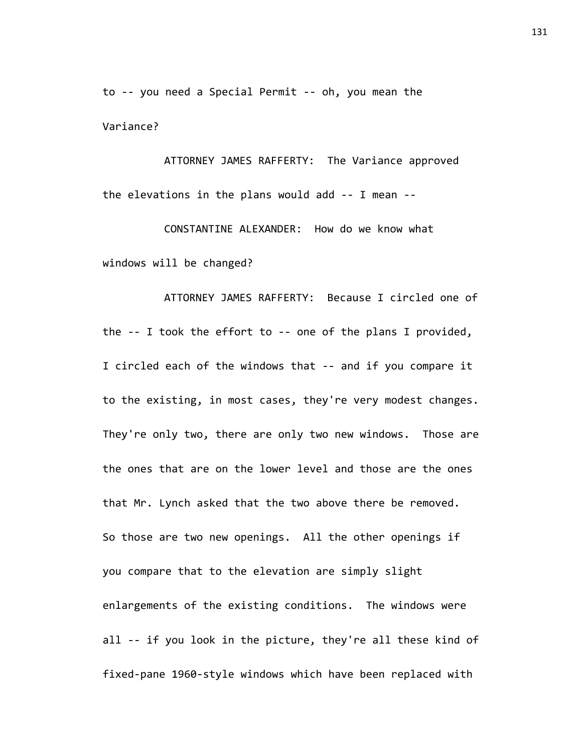to -- you need a Special Permit -- oh, you mean the Variance?

ATTORNEY JAMES RAFFERTY: The Variance approved the elevations in the plans would add -- I mean --

CONSTANTINE ALEXANDER: How do we know what windows will be changed?

ATTORNEY JAMES RAFFERTY: Because I circled one of the -- I took the effort to -- one of the plans I provided, I circled each of the windows that -- and if you compare it to the existing, in most cases, they're very modest changes. They're only two, there are only two new windows. Those are the ones that are on the lower level and those are the ones that Mr. Lynch asked that the two above there be removed. So those are two new openings. All the other openings if you compare that to the elevation are simply slight enlargements of the existing conditions. The windows were all -- if you look in the picture, they're all these kind of fixed-pane 1960-style windows which have been replaced with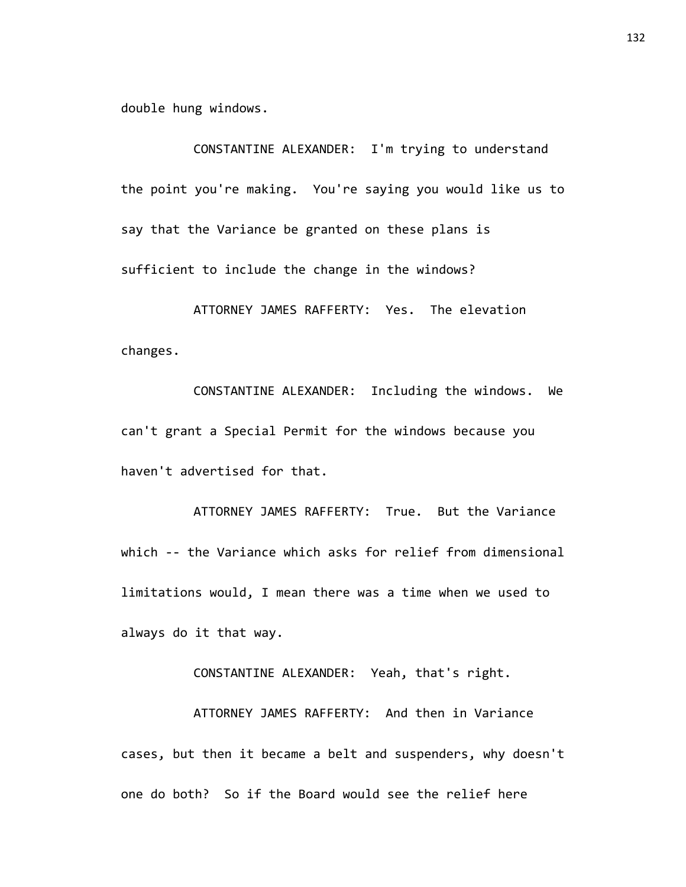double hung windows.

CONSTANTINE ALEXANDER: I'm trying to understand the point you're making. You're saying you would like us to say that the Variance be granted on these plans is sufficient to include the change in the windows?

ATTORNEY JAMES RAFFERTY: Yes. The elevation changes.

CONSTANTINE ALEXANDER: Including the windows. We can't grant a Special Permit for the windows because you haven't advertised for that.

ATTORNEY JAMES RAFFERTY: True. But the Variance which -- the Variance which asks for relief from dimensional limitations would, I mean there was a time when we used to always do it that way.

CONSTANTINE ALEXANDER: Yeah, that's right.

ATTORNEY JAMES RAFFERTY: And then in Variance cases, but then it became a belt and suspenders, why doesn't one do both? So if the Board would see the relief here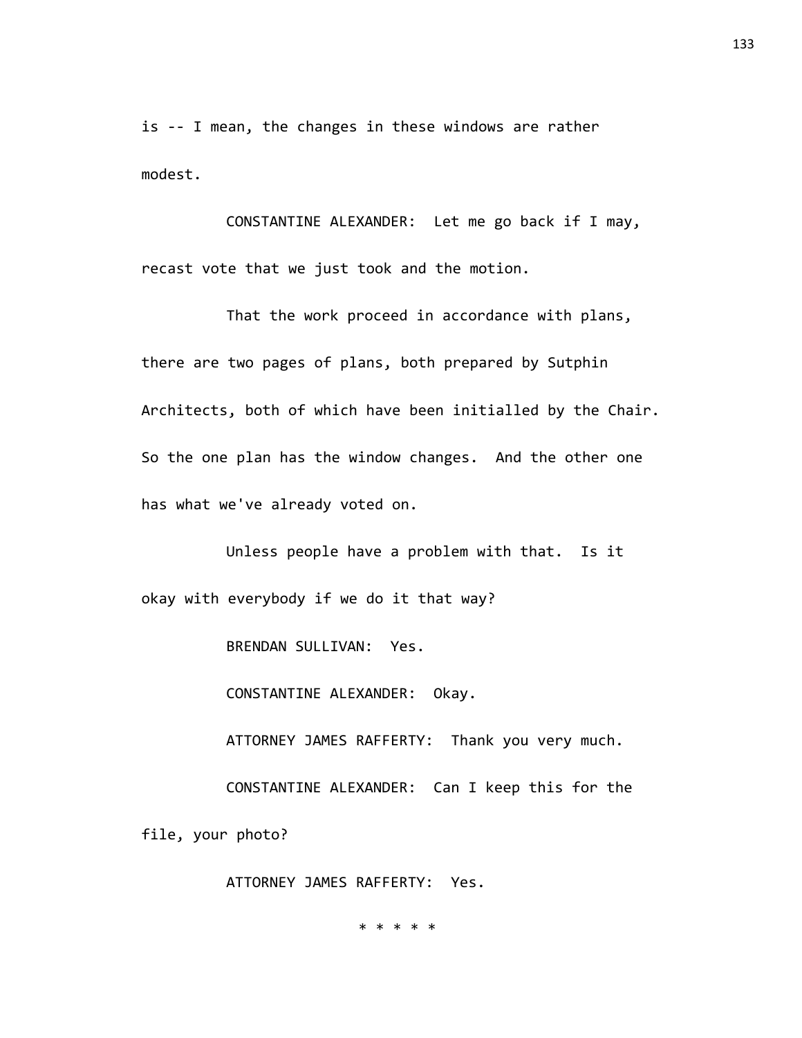is -- I mean, the changes in these windows are rather modest.

CONSTANTINE ALEXANDER: Let me go back if I may, recast vote that we just took and the motion.

That the work proceed in accordance with plans, there are two pages of plans, both prepared by Sutphin Architects, both of which have been initialled by the Chair. So the one plan has the window changes. And the other one has what we've already voted on.

Unless people have a problem with that. Is it okay with everybody if we do it that way?

BRENDAN SULLIVAN: Yes.

CONSTANTINE ALEXANDER: Okay.

ATTORNEY JAMES RAFFERTY: Thank you very much.

CONSTANTINE ALEXANDER: Can I keep this for the file, your photo?

ATTORNEY JAMES RAFFERTY: Yes.

\* \* \* \* \*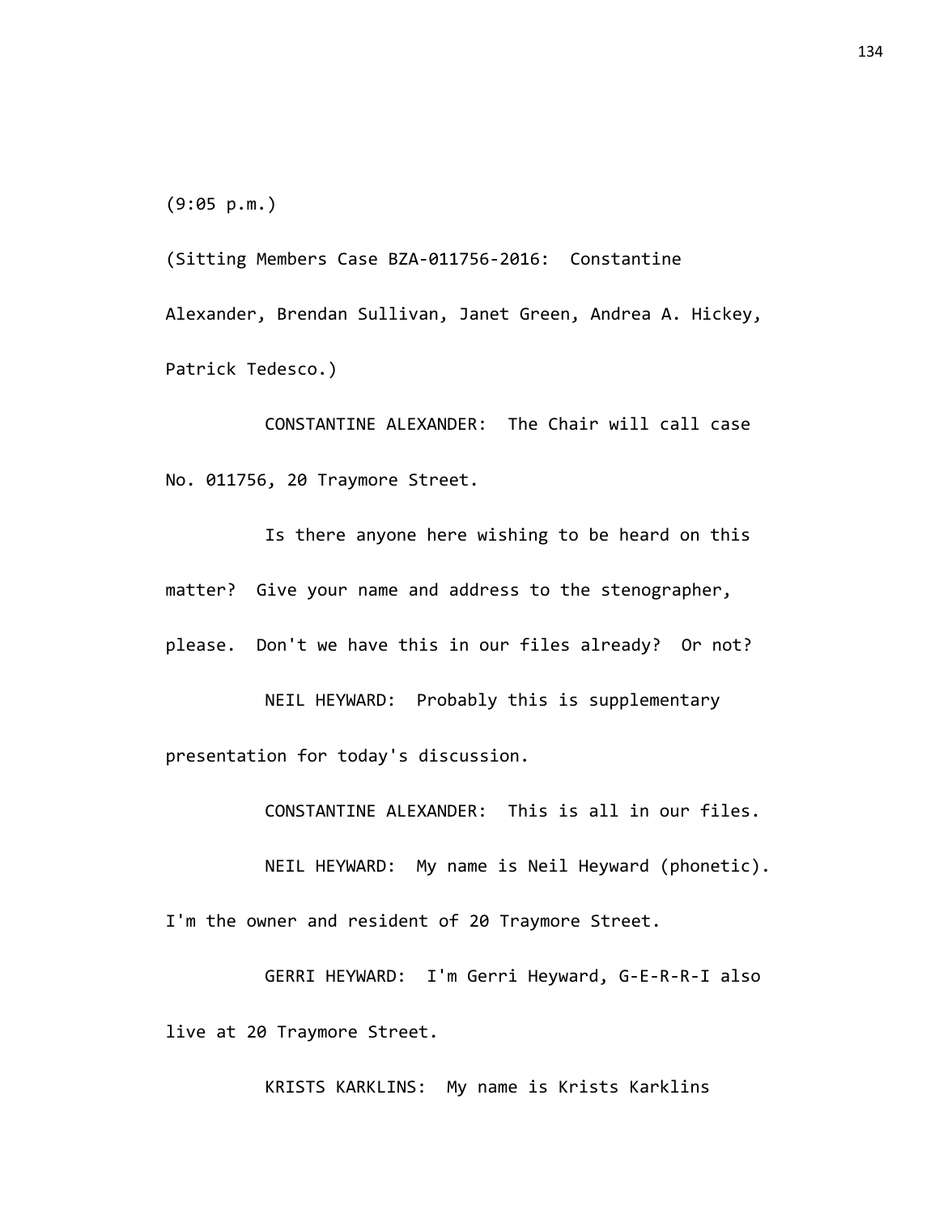(9:05 p.m.)

(Sitting Members Case BZA-011756-2016: Constantine Alexander, Brendan Sullivan, Janet Green, Andrea A. Hickey, Patrick Tedesco.)

CONSTANTINE ALEXANDER: The Chair will call case No. 011756, 20 Traymore Street.

Is there anyone here wishing to be heard on this matter? Give your name and address to the stenographer, please. Don't we have this in our files already? Or not?

NEIL HEYWARD: Probably this is supplementary presentation for today's discussion.

CONSTANTINE ALEXANDER: This is all in our files.

NEIL HEYWARD: My name is Neil Heyward (phonetic). I'm the owner and resident of 20 Traymore Street.

GERRI HEYWARD: I'm Gerri Heyward, G-E-R-R-I also live at 20 Traymore Street.

KRISTS KARKLINS: My name is Krists Karklins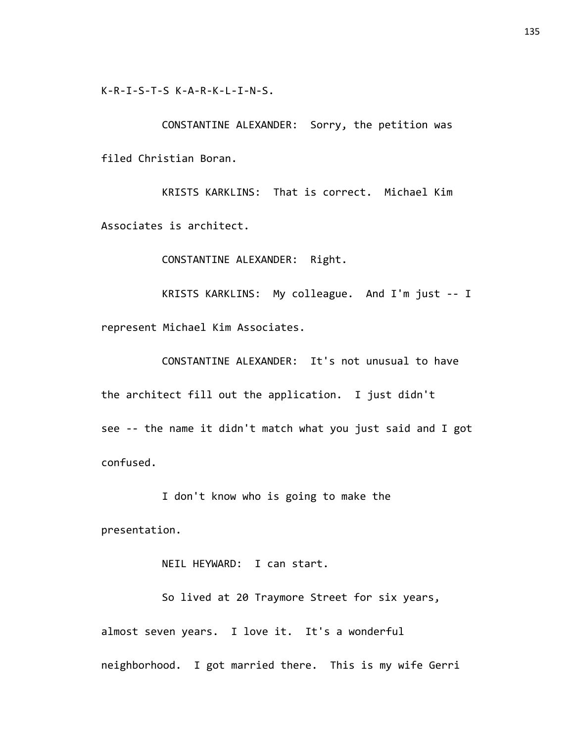K-R-I-S-T-S K-A-R-K-L-I-N-S.

CONSTANTINE ALEXANDER: Sorry, the petition was filed Christian Boran.

KRISTS KARKLINS: That is correct. Michael Kim Associates is architect.

CONSTANTINE ALEXANDER: Right.

KRISTS KARKLINS: My colleague. And I'm just -- I represent Michael Kim Associates.

CONSTANTINE ALEXANDER: It's not unusual to have the architect fill out the application. I just didn't see -- the name it didn't match what you just said and I got confused.

I don't know who is going to make the presentation.

NEIL HEYWARD: I can start.

So lived at 20 Traymore Street for six years, almost seven years. I love it. It's a wonderful neighborhood. I got married there. This is my wife Gerri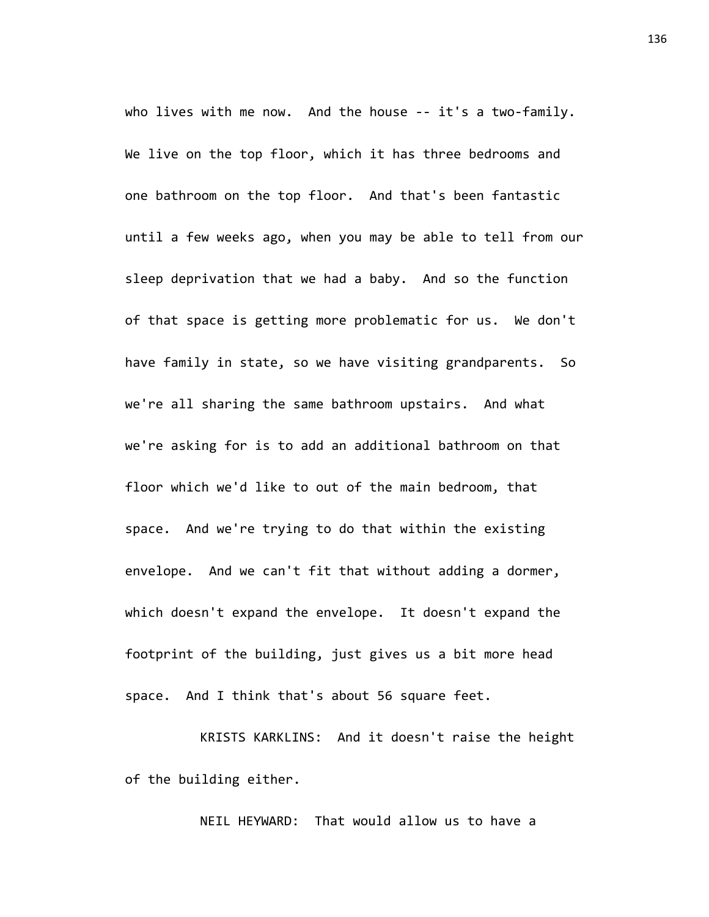who lives with me now. And the house -- it's a two-family. We live on the top floor, which it has three bedrooms and one bathroom on the top floor. And that's been fantastic until a few weeks ago, when you may be able to tell from our sleep deprivation that we had a baby. And so the function of that space is getting more problematic for us. We don't have family in state, so we have visiting grandparents. So we're all sharing the same bathroom upstairs. And what we're asking for is to add an additional bathroom on that floor which we'd like to out of the main bedroom, that space. And we're trying to do that within the existing envelope. And we can't fit that without adding a dormer, which doesn't expand the envelope. It doesn't expand the footprint of the building, just gives us a bit more head space. And I think that's about 56 square feet.

KRISTS KARKLINS: And it doesn't raise the height of the building either.

NEIL HEYWARD: That would allow us to have a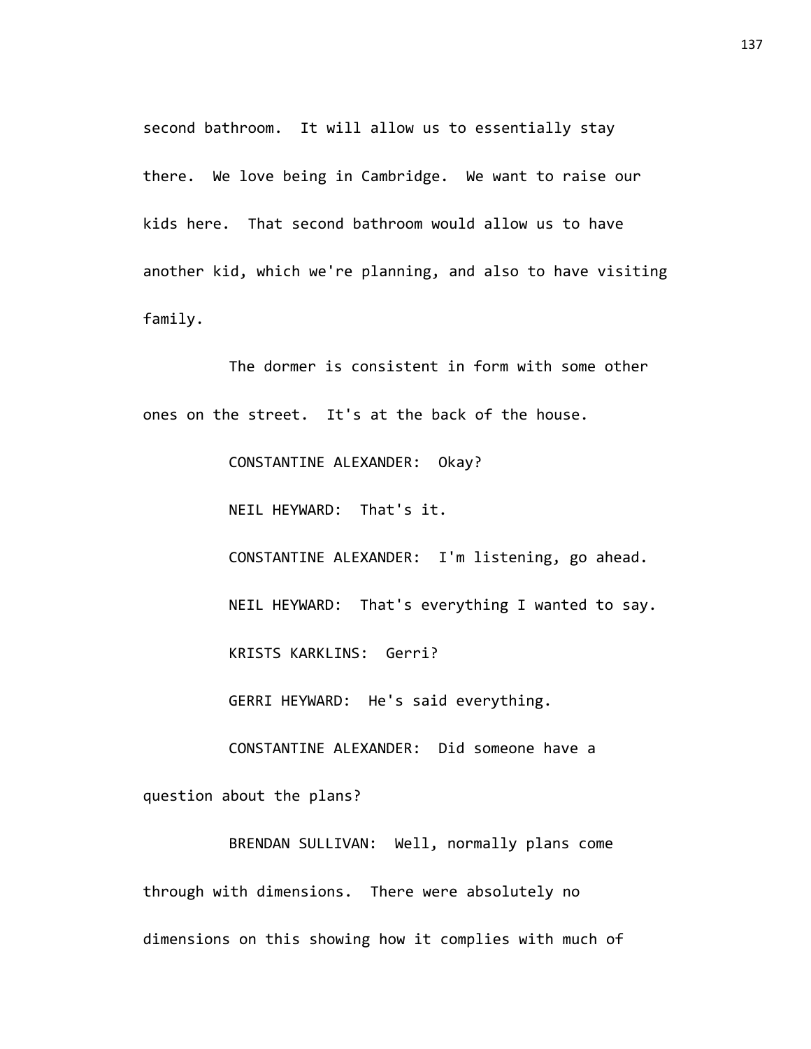second bathroom. It will allow us to essentially stay there. We love being in Cambridge. We want to raise our kids here. That second bathroom would allow us to have another kid, which we're planning, and also to have visiting family.

The dormer is consistent in form with some other ones on the street. It's at the back of the house.

CONSTANTINE ALEXANDER: Okay?

NEIL HEYWARD: That's it.

CONSTANTINE ALEXANDER: I'm listening, go ahead.

NEIL HEYWARD: That's everything I wanted to say.

KRISTS KARKLINS: Gerri?

GERRI HEYWARD: He's said everything.

CONSTANTINE ALEXANDER: Did someone have a question about the plans?

BRENDAN SULLIVAN: Well, normally plans come through with dimensions. There were absolutely no dimensions on this showing how it complies with much of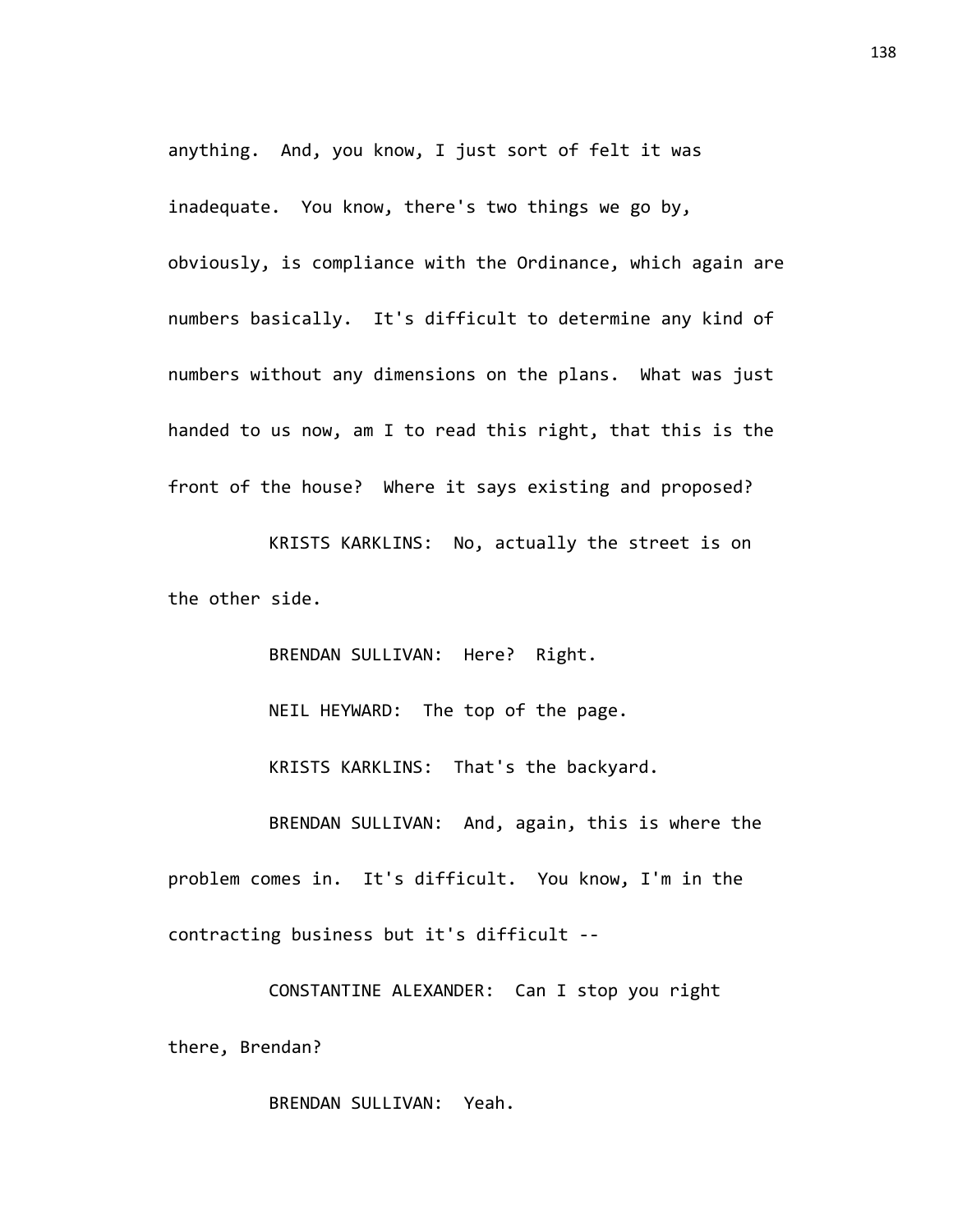anything. And, you know, I just sort of felt it was inadequate. You know, there's two things we go by, obviously, is compliance with the Ordinance, which again are numbers basically. It's difficult to determine any kind of numbers without any dimensions on the plans. What was just handed to us now, am I to read this right, that this is the front of the house? Where it says existing and proposed?

KRISTS KARKLINS: No, actually the street is on the other side.

BRENDAN SULLIVAN: Here? Right.

NEIL HEYWARD: The top of the page.

KRISTS KARKLINS: That's the backyard.

BRENDAN SULLIVAN: And, again, this is where the problem comes in. It's difficult. You know, I'm in the contracting business but it's difficult --

CONSTANTINE ALEXANDER: Can I stop you right there, Brendan?

BRENDAN SULLIVAN: Yeah.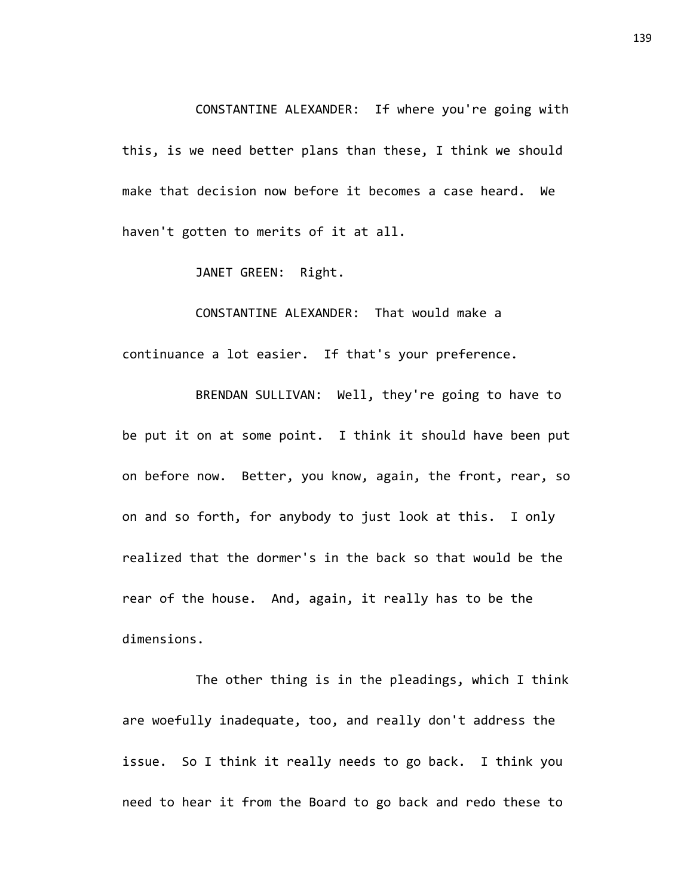CONSTANTINE ALEXANDER: If where you're going with this, is we need better plans than these, I think we should make that decision now before it becomes a case heard. We haven't gotten to merits of it at all.

JANET GREEN: Right.

CONSTANTINE ALEXANDER: That would make a continuance a lot easier. If that's your preference.

BRENDAN SULLIVAN: Well, they're going to have to be put it on at some point. I think it should have been put on before now. Better, you know, again, the front, rear, so on and so forth, for anybody to just look at this. I only realized that the dormer's in the back so that would be the rear of the house. And, again, it really has to be the dimensions.

The other thing is in the pleadings, which I think are woefully inadequate, too, and really don't address the issue. So I think it really needs to go back. I think you need to hear it from the Board to go back and redo these to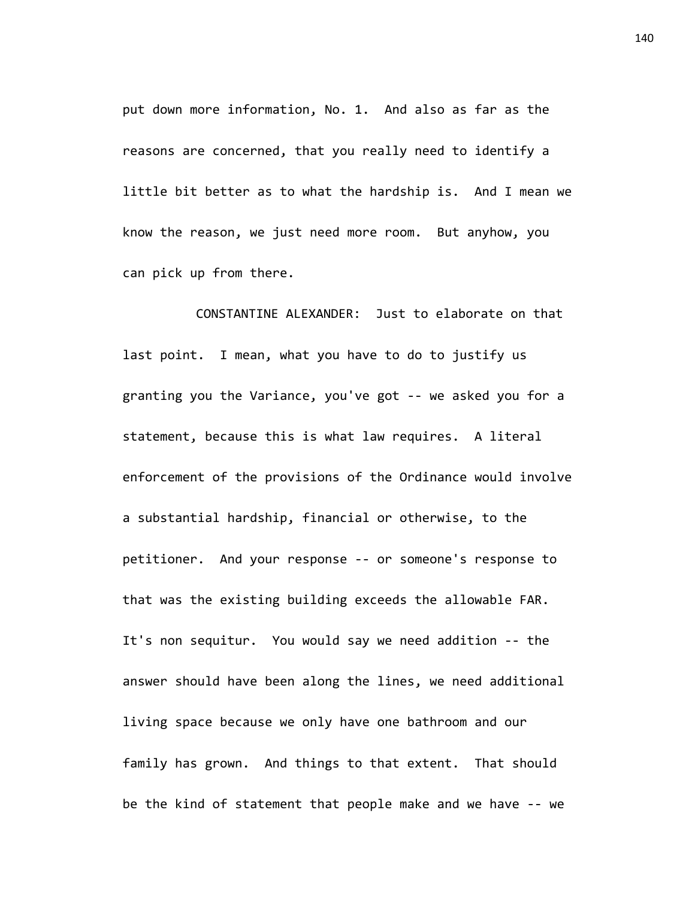put down more information, No. 1. And also as far as the reasons are concerned, that you really need to identify a little bit better as to what the hardship is. And I mean we know the reason, we just need more room. But anyhow, you can pick up from there.

CONSTANTINE ALEXANDER: Just to elaborate on that last point. I mean, what you have to do to justify us granting you the Variance, you've got -- we asked you for a statement, because this is what law requires. A literal enforcement of the provisions of the Ordinance would involve a substantial hardship, financial or otherwise, to the petitioner. And your response -- or someone's response to that was the existing building exceeds the allowable FAR. It's non sequitur. You would say we need addition -- the answer should have been along the lines, we need additional living space because we only have one bathroom and our family has grown. And things to that extent. That should be the kind of statement that people make and we have -- we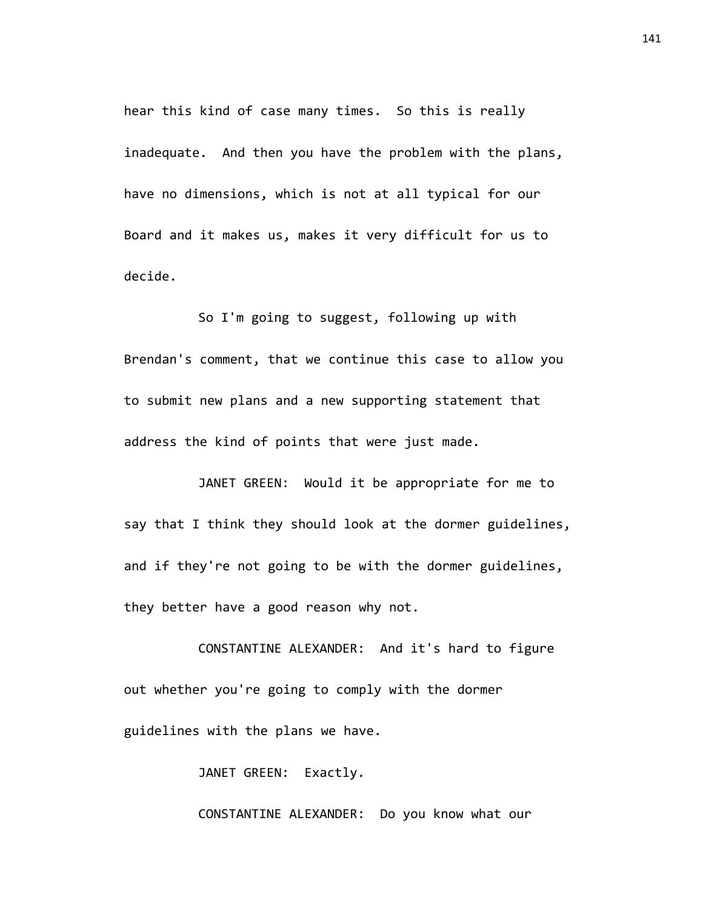hear this kind of case many times. So this is really inadequate. And then you have the problem with the plans, have no dimensions, which is not at all typical for our Board and it makes us, makes it very difficult for us to decide.

So I'm going to suggest, following up with Brendan's comment, that we continue this case to allow you to submit new plans and a new supporting statement that address the kind of points that were just made.

JANET GREEN: Would it be appropriate for me to say that I think they should look at the dormer guidelines, and if they're not going to be with the dormer guidelines, they better have a good reason why not.

CONSTANTINE ALEXANDER: And it's hard to figure out whether you're going to comply with the dormer guidelines with the plans we have.

JANET GREEN: Exactly.

CONSTANTINE ALEXANDER: Do you know what our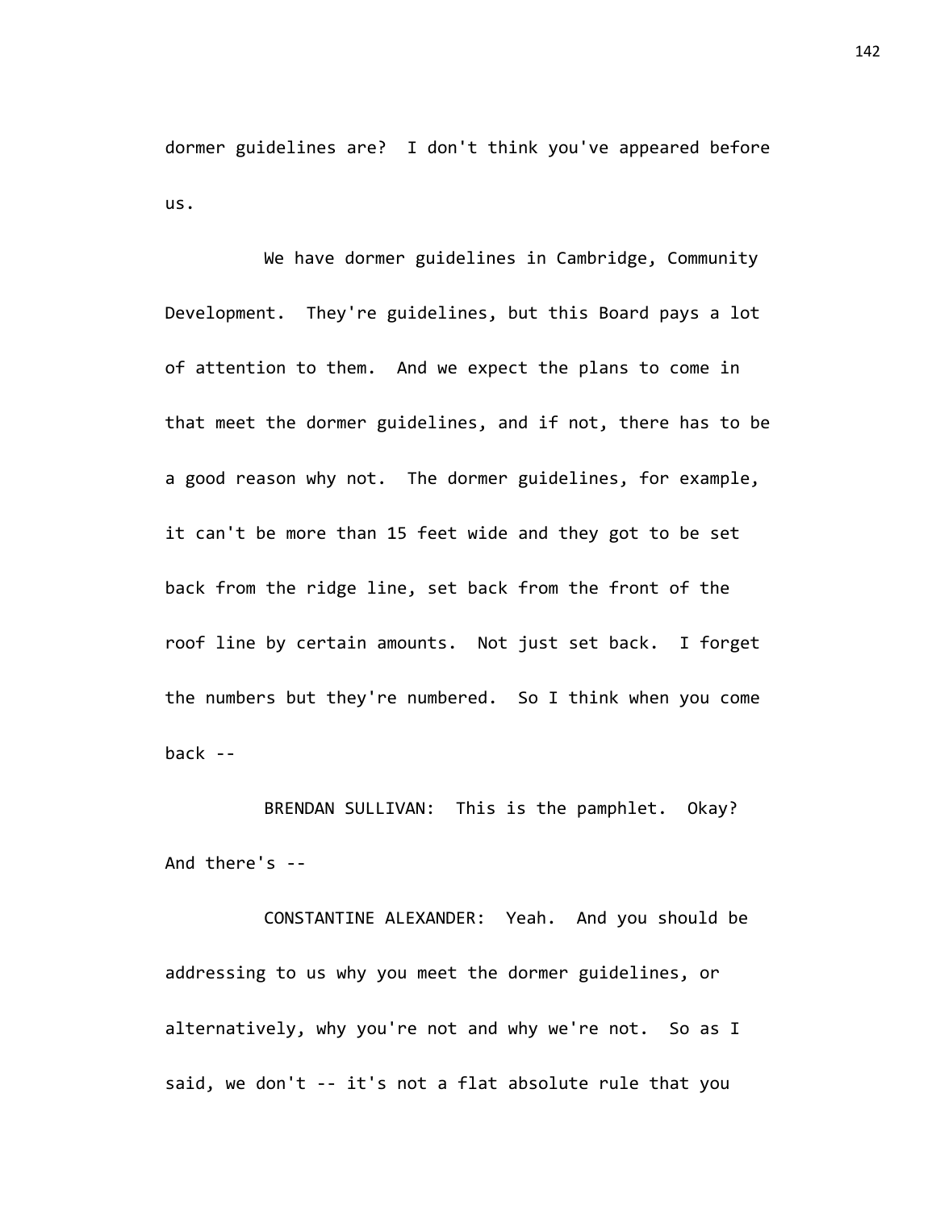dormer guidelines are? I don't think you've appeared before us.

We have dormer guidelines in Cambridge, Community Development. They're guidelines, but this Board pays a lot of attention to them. And we expect the plans to come in that meet the dormer guidelines, and if not, there has to be a good reason why not. The dormer guidelines, for example, it can't be more than 15 feet wide and they got to be set back from the ridge line, set back from the front of the roof line by certain amounts. Not just set back. I forget the numbers but they're numbered. So I think when you come back --

BRENDAN SULLIVAN: This is the pamphlet. Okay? And there's --

CONSTANTINE ALEXANDER: Yeah. And you should be addressing to us why you meet the dormer guidelines, or alternatively, why you're not and why we're not. So as I said, we don't -- it's not a flat absolute rule that you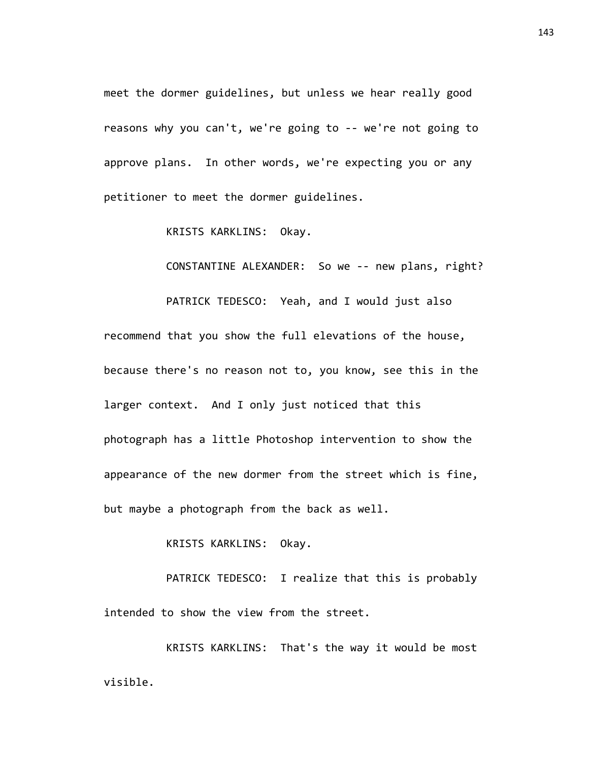meet the dormer guidelines, but unless we hear really good reasons why you can't, we're going to -- we're not going to approve plans. In other words, we're expecting you or any petitioner to meet the dormer guidelines.

KRISTS KARKLINS: Okay.

CONSTANTINE ALEXANDER: So we -- new plans, right?

PATRICK TEDESCO: Yeah, and I would just also recommend that you show the full elevations of the house, because there's no reason not to, you know, see this in the larger context. And I only just noticed that this photograph has a little Photoshop intervention to show the appearance of the new dormer from the street which is fine, but maybe a photograph from the back as well.

KRISTS KARKLINS: Okay.

PATRICK TEDESCO: I realize that this is probably intended to show the view from the street.

KRISTS KARKLINS: That's the way it would be most visible.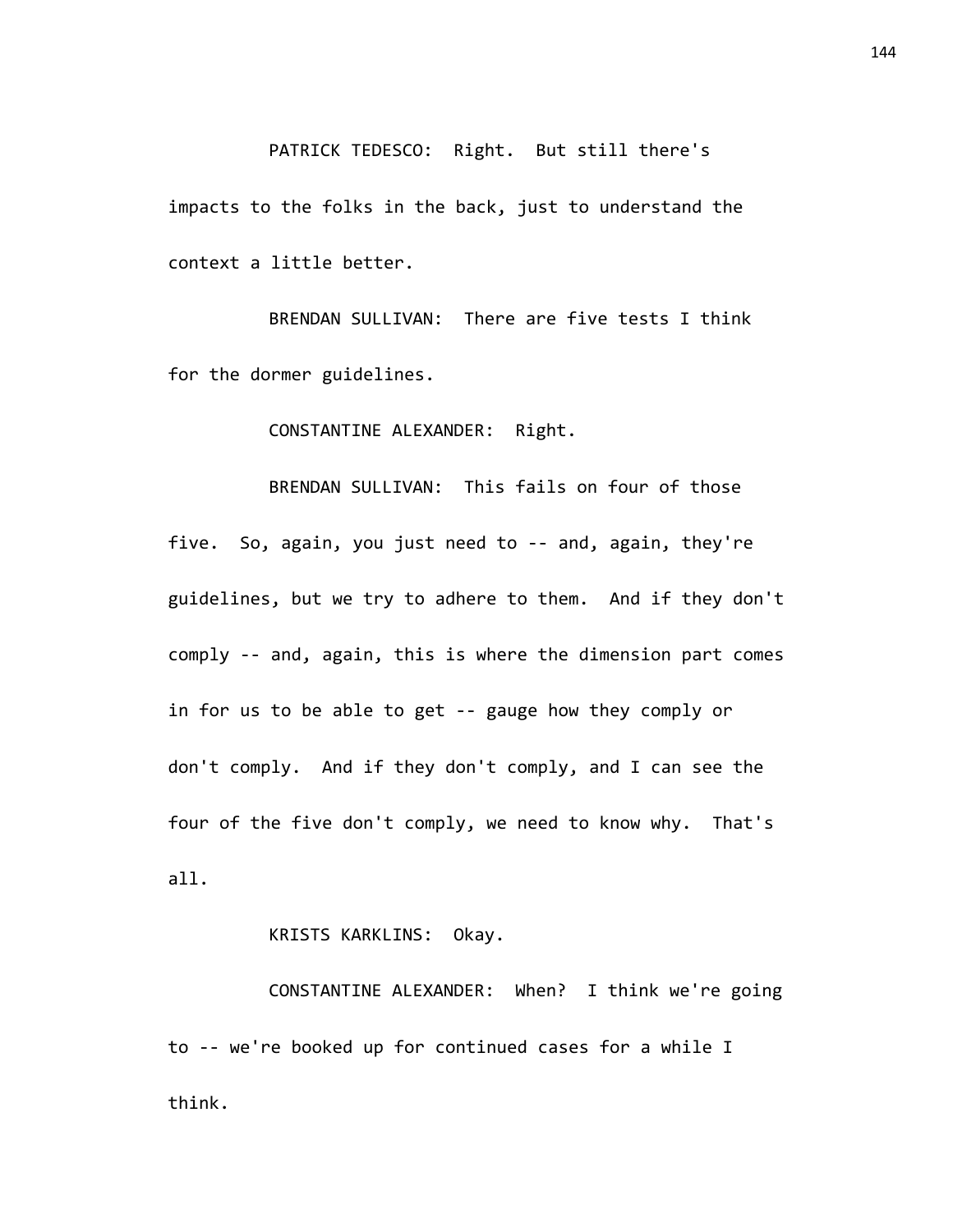PATRICK TEDESCO: Right. But still there's impacts to the folks in the back, just to understand the context a little better.

BRENDAN SULLIVAN: There are five tests I think for the dormer guidelines.

CONSTANTINE ALEXANDER: Right.

BRENDAN SULLIVAN: This fails on four of those five. So, again, you just need to -- and, again, they're guidelines, but we try to adhere to them. And if they don't comply -- and, again, this is where the dimension part comes in for us to be able to get -- gauge how they comply or don't comply. And if they don't comply, and I can see the four of the five don't comply, we need to know why. That's all.

KRISTS KARKLINS: Okay.

CONSTANTINE ALEXANDER: When? I think we're going to -- we're booked up for continued cases for a while I think.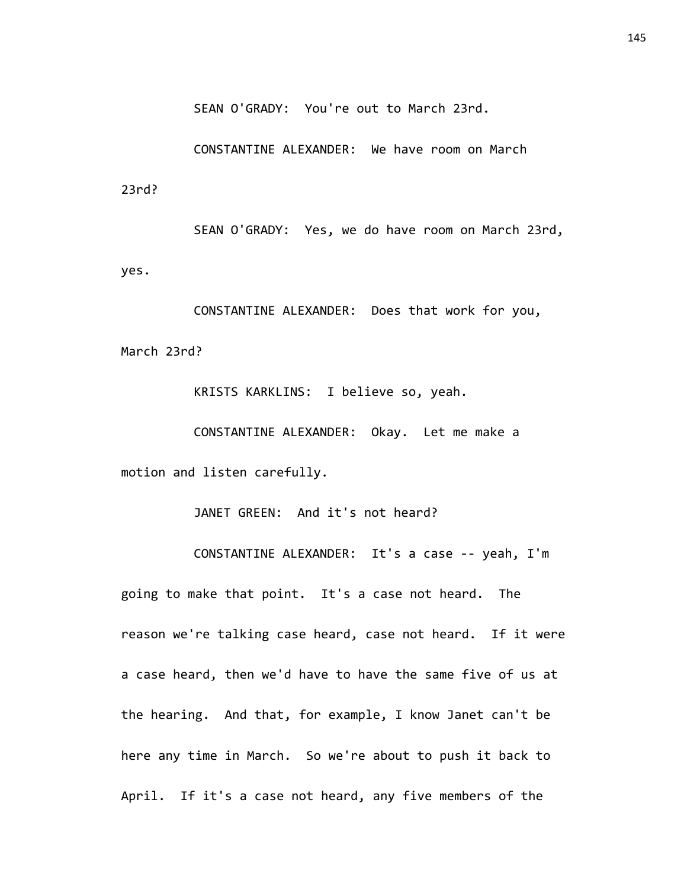SEAN O'GRADY: You're out to March 23rd.

CONSTANTINE ALEXANDER: We have room on March 23rd?

SEAN O'GRADY: Yes, we do have room on March 23rd, yes.

CONSTANTINE ALEXANDER: Does that work for you, March 23rd?

KRISTS KARKLINS: I believe so, yeah.

CONSTANTINE ALEXANDER: Okay. Let me make a motion and listen carefully.

JANET GREEN: And it's not heard?

CONSTANTINE ALEXANDER: It's a case -- yeah, I'm going to make that point. It's a case not heard. The reason we're talking case heard, case not heard. If it were a case heard, then we'd have to have the same five of us at the hearing. And that, for example, I know Janet can't be here any time in March. So we're about to push it back to April. If it's a case not heard, any five members of the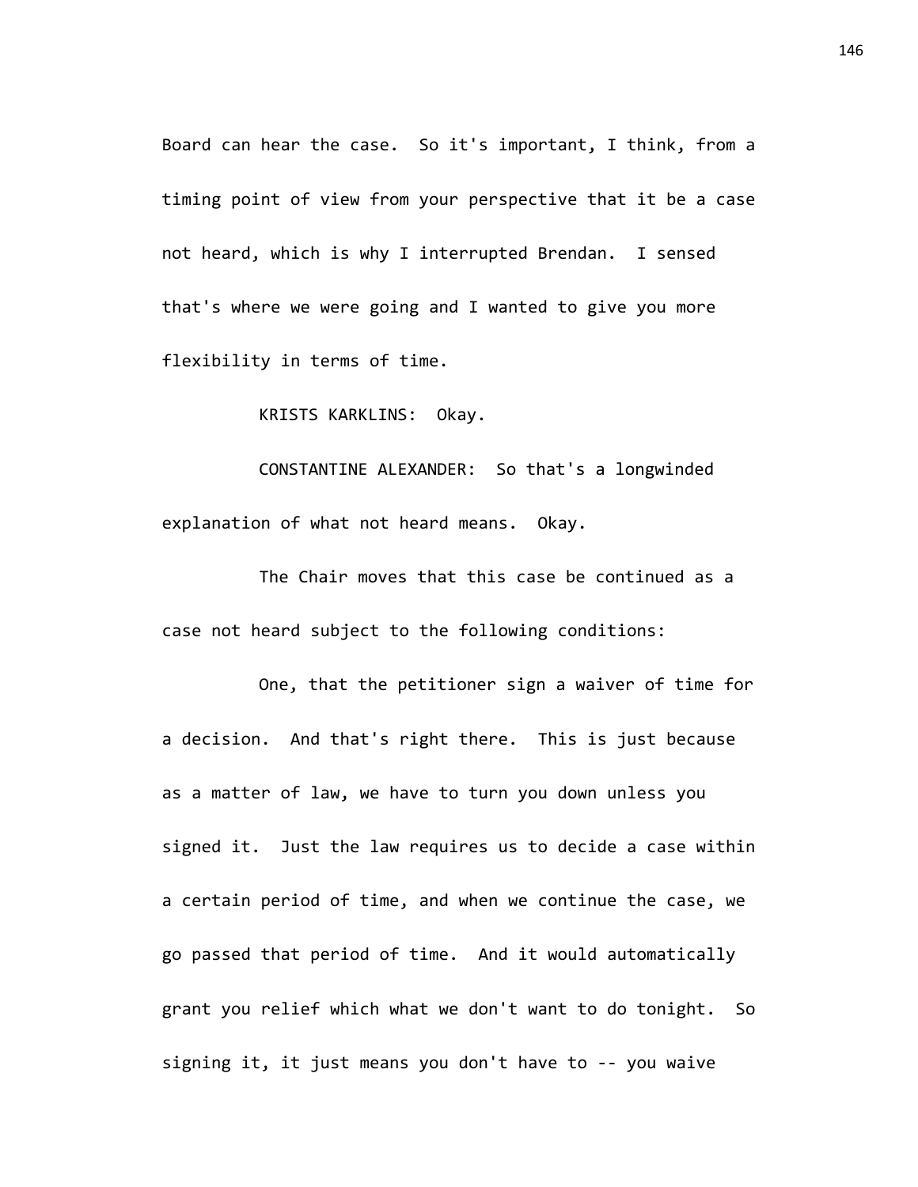Board can hear the case. So it's important, I think, from a timing point of view from your perspective that it be a case not heard, which is why I interrupted Brendan. I sensed that's where we were going and I wanted to give you more flexibility in terms of time.

KRISTS KARKLINS: Okay.

CONSTANTINE ALEXANDER: So that's a longwinded explanation of what not heard means. Okay.

The Chair moves that this case be continued as a case not heard subject to the following conditions:

One, that the petitioner sign a waiver of time for a decision. And that's right there. This is just because as a matter of law, we have to turn you down unless you signed it. Just the law requires us to decide a case within a certain period of time, and when we continue the case, we go passed that period of time. And it would automatically grant you relief which what we don't want to do tonight. So signing it, it just means you don't have to -- you waive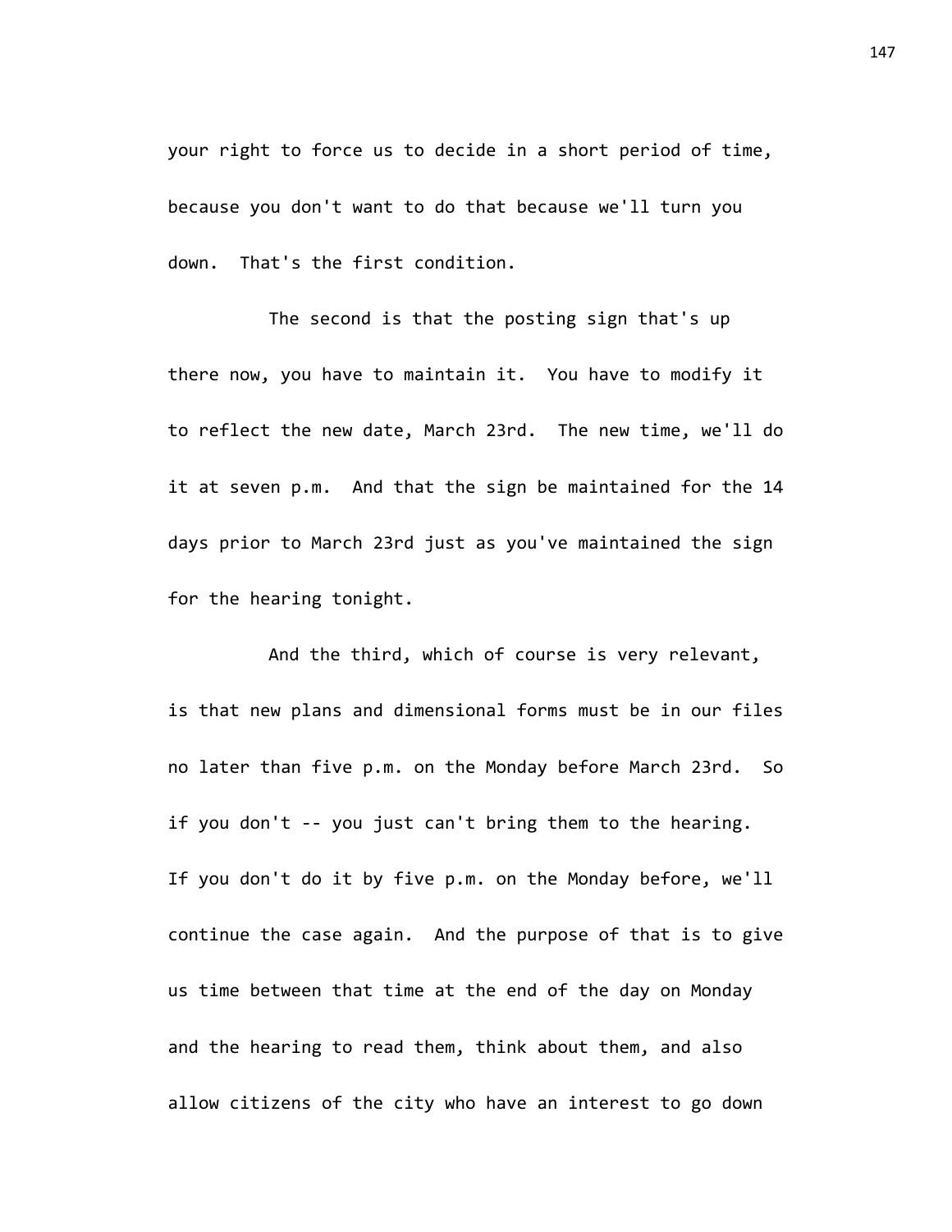your right to force us to decide in a short period of time, because you don't want to do that because we'll turn you down. That's the first condition.

The second is that the posting sign that's up there now, you have to maintain it. You have to modify it to reflect the new date, March 23rd. The new time, we'll do it at seven p.m. And that the sign be maintained for the 14 days prior to March 23rd just as you've maintained the sign for the hearing tonight.

And the third, which of course is very relevant, is that new plans and dimensional forms must be in our files no later than five p.m. on the Monday before March 23rd. So if you don't -- you just can't bring them to the hearing. If you don't do it by five p.m. on the Monday before, we'll continue the case again. And the purpose of that is to give us time between that time at the end of the day on Monday and the hearing to read them, think about them, and also allow citizens of the city who have an interest to go down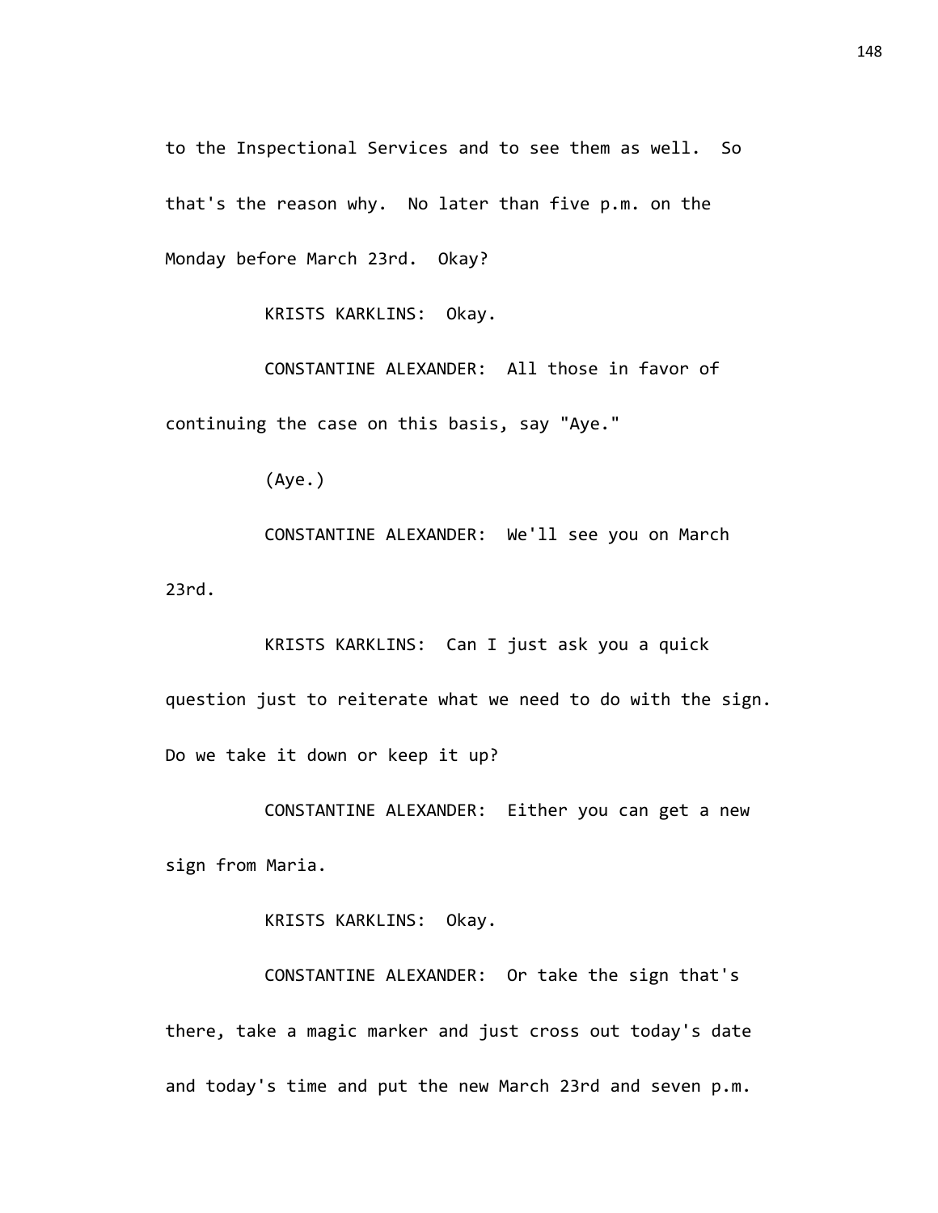to the Inspectional Services and to see them as well. So that's the reason why. No later than five p.m. on the Monday before March 23rd. Okay?

KRISTS KARKLINS: Okay.

CONSTANTINE ALEXANDER: All those in favor of continuing the case on this basis, say "Aye."

(Aye.)

CONSTANTINE ALEXANDER: We'll see you on March 23rd.

KRISTS KARKLINS: Can I just ask you a quick question just to reiterate what we need to do with the sign. Do we take it down or keep it up?

CONSTANTINE ALEXANDER: Either you can get a new sign from Maria.

KRISTS KARKLINS: Okay.

CONSTANTINE ALEXANDER: Or take the sign that's there, take a magic marker and just cross out today's date and today's time and put the new March 23rd and seven p.m.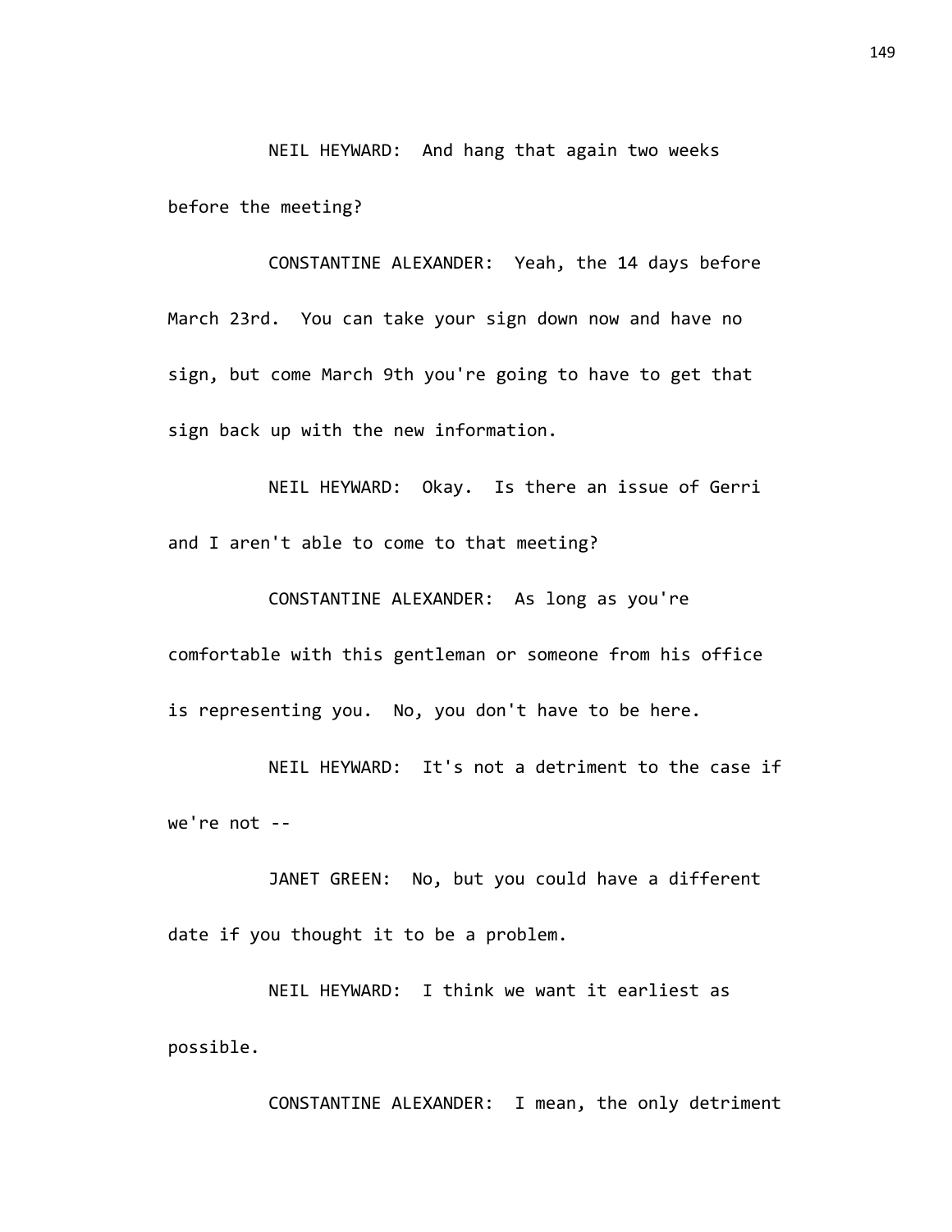NEIL HEYWARD: And hang that again two weeks before the meeting?

CONSTANTINE ALEXANDER: Yeah, the 14 days before March 23rd. You can take your sign down now and have no sign, but come March 9th you're going to have to get that sign back up with the new information.

NEIL HEYWARD: Okay. Is there an issue of Gerri and I aren't able to come to that meeting?

CONSTANTINE ALEXANDER: As long as you're comfortable with this gentleman or someone from his office is representing you. No, you don't have to be here.

NEIL HEYWARD: It's not a detriment to the case if we're not --

JANET GREEN: No, but you could have a different date if you thought it to be a problem.

NEIL HEYWARD: I think we want it earliest as possible.

CONSTANTINE ALEXANDER: I mean, the only detriment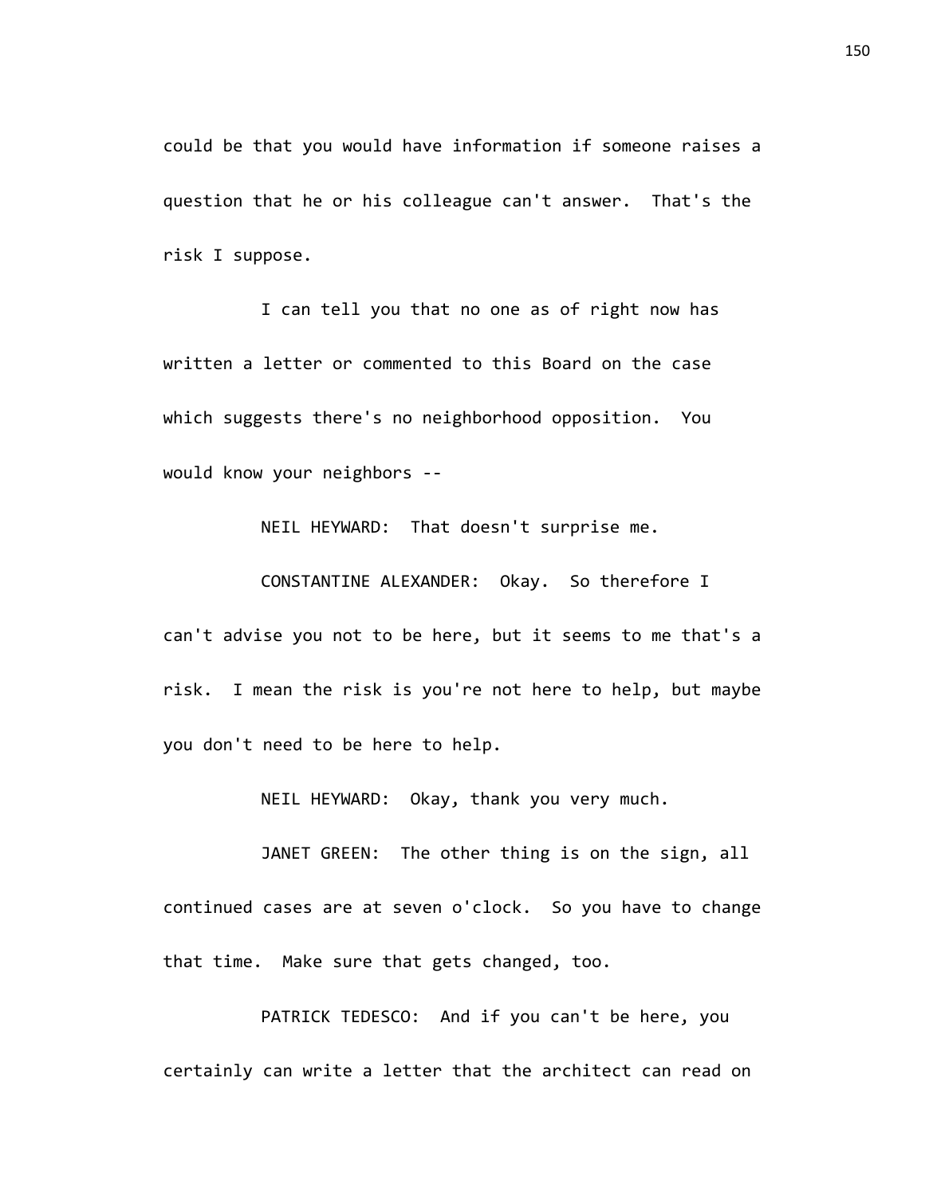could be that you would have information if someone raises a question that he or his colleague can't answer. That's the risk I suppose.

I can tell you that no one as of right now has written a letter or commented to this Board on the case which suggests there's no neighborhood opposition. You would know your neighbors --

NEIL HEYWARD: That doesn't surprise me.

CONSTANTINE ALEXANDER: Okay. So therefore I can't advise you not to be here, but it seems to me that's a risk. I mean the risk is you're not here to help, but maybe you don't need to be here to help.

NEIL HEYWARD: Okay, thank you very much.

JANET GREEN: The other thing is on the sign, all continued cases are at seven o'clock. So you have to change that time. Make sure that gets changed, too.

PATRICK TEDESCO: And if you can't be here, you certainly can write a letter that the architect can read on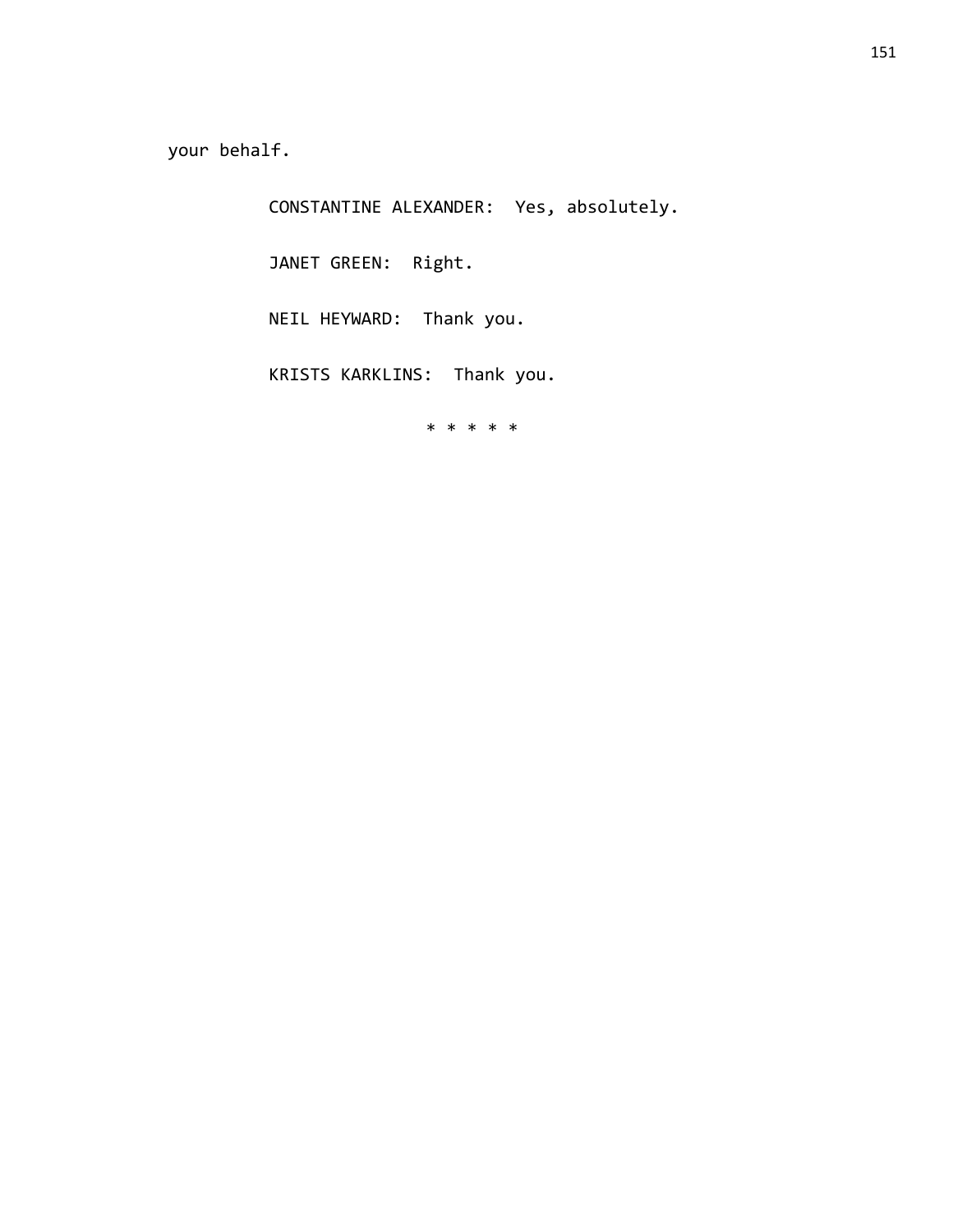your behalf.

CONSTANTINE ALEXANDER: Yes, absolutely.

JANET GREEN: Right.

NEIL HEYWARD: Thank you.

KRISTS KARKLINS: Thank you.

* * * * *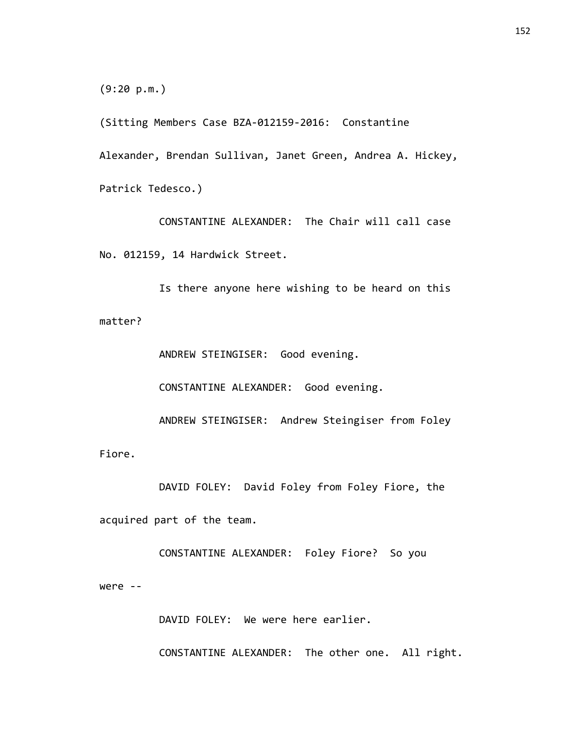(9:20 p.m.)

(Sitting Members Case BZA-012159-2016: Constantine Alexander, Brendan Sullivan, Janet Green, Andrea A. Hickey, Patrick Tedesco.)

CONSTANTINE ALEXANDER: The Chair will call case No. 012159, 14 Hardwick Street.

Is there anyone here wishing to be heard on this matter?

ANDREW STEINGISER: Good evening.

CONSTANTINE ALEXANDER: Good evening.

ANDREW STEINGISER: Andrew Steingiser from Foley Fiore.

DAVID FOLEY: David Foley from Foley Fiore, the acquired part of the team.

CONSTANTINE ALEXANDER: Foley Fiore? So you were --

DAVID FOLEY: We were here earlier.

CONSTANTINE ALEXANDER: The other one. All right.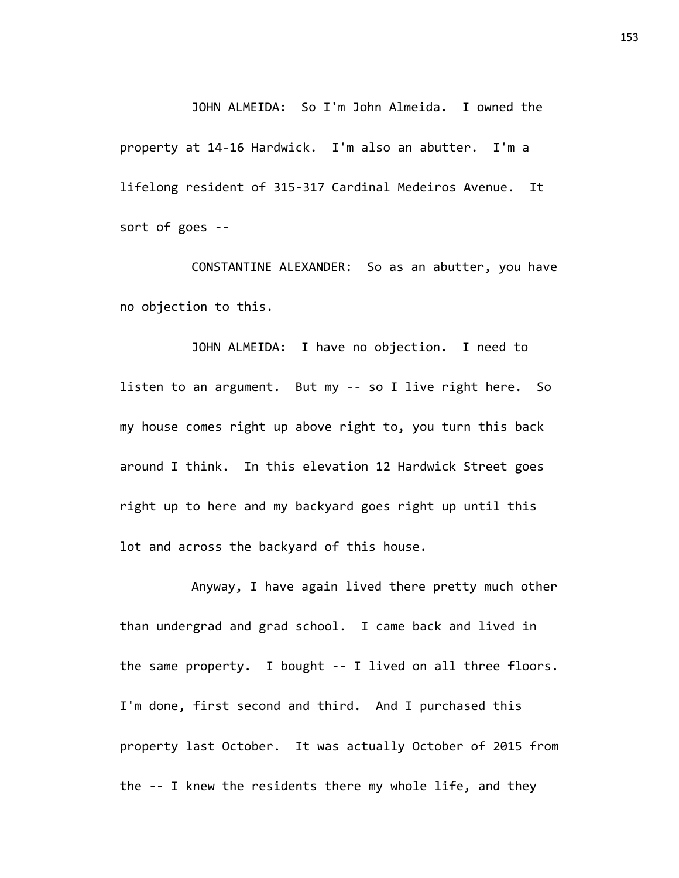JOHN ALMEIDA: So I'm John Almeida. I owned the property at 14-16 Hardwick. I'm also an abutter. I'm a lifelong resident of 315-317 Cardinal Medeiros Avenue. It sort of goes --

CONSTANTINE ALEXANDER: So as an abutter, you have no objection to this.

JOHN ALMEIDA: I have no objection. I need to listen to an argument. But my -- so I live right here. So my house comes right up above right to, you turn this back around I think. In this elevation 12 Hardwick Street goes right up to here and my backyard goes right up until this lot and across the backyard of this house.

Anyway, I have again lived there pretty much other than undergrad and grad school. I came back and lived in the same property. I bought -- I lived on all three floors. I'm done, first second and third. And I purchased this property last October. It was actually October of 2015 from the -- I knew the residents there my whole life, and they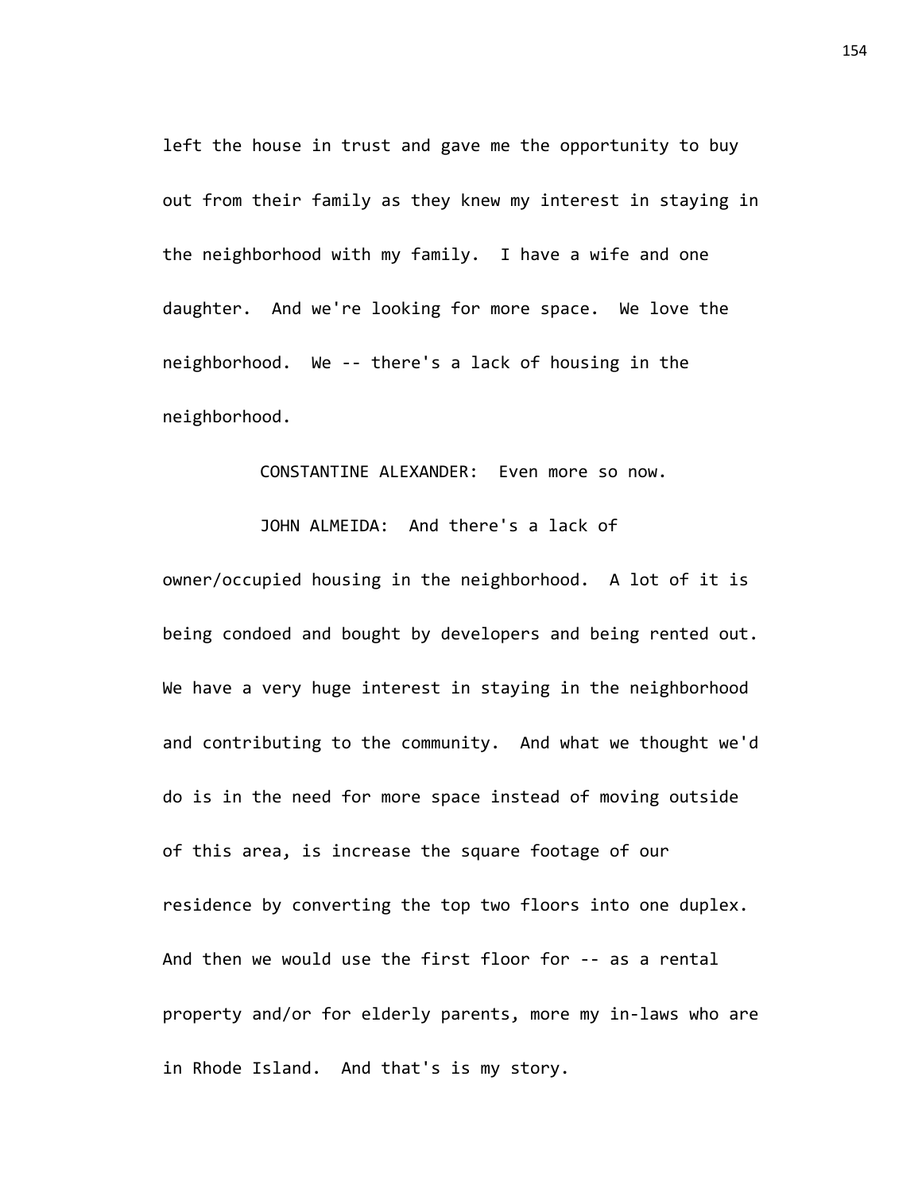left the house in trust and gave me the opportunity to buy out from their family as they knew my interest in staying in the neighborhood with my family. I have a wife and one daughter. And we're looking for more space. We love the neighborhood. We -- there's a lack of housing in the neighborhood.

CONSTANTINE ALEXANDER: Even more so now.

JOHN ALMEIDA: And there's a lack of owner/occupied housing in the neighborhood. A lot of it is being condoed and bought by developers and being rented out. We have a very huge interest in staying in the neighborhood and contributing to the community. And what we thought we'd do is in the need for more space instead of moving outside of this area, is increase the square footage of our residence by converting the top two floors into one duplex. And then we would use the first floor for -- as a rental property and/or for elderly parents, more my in-laws who are in Rhode Island. And that's is my story.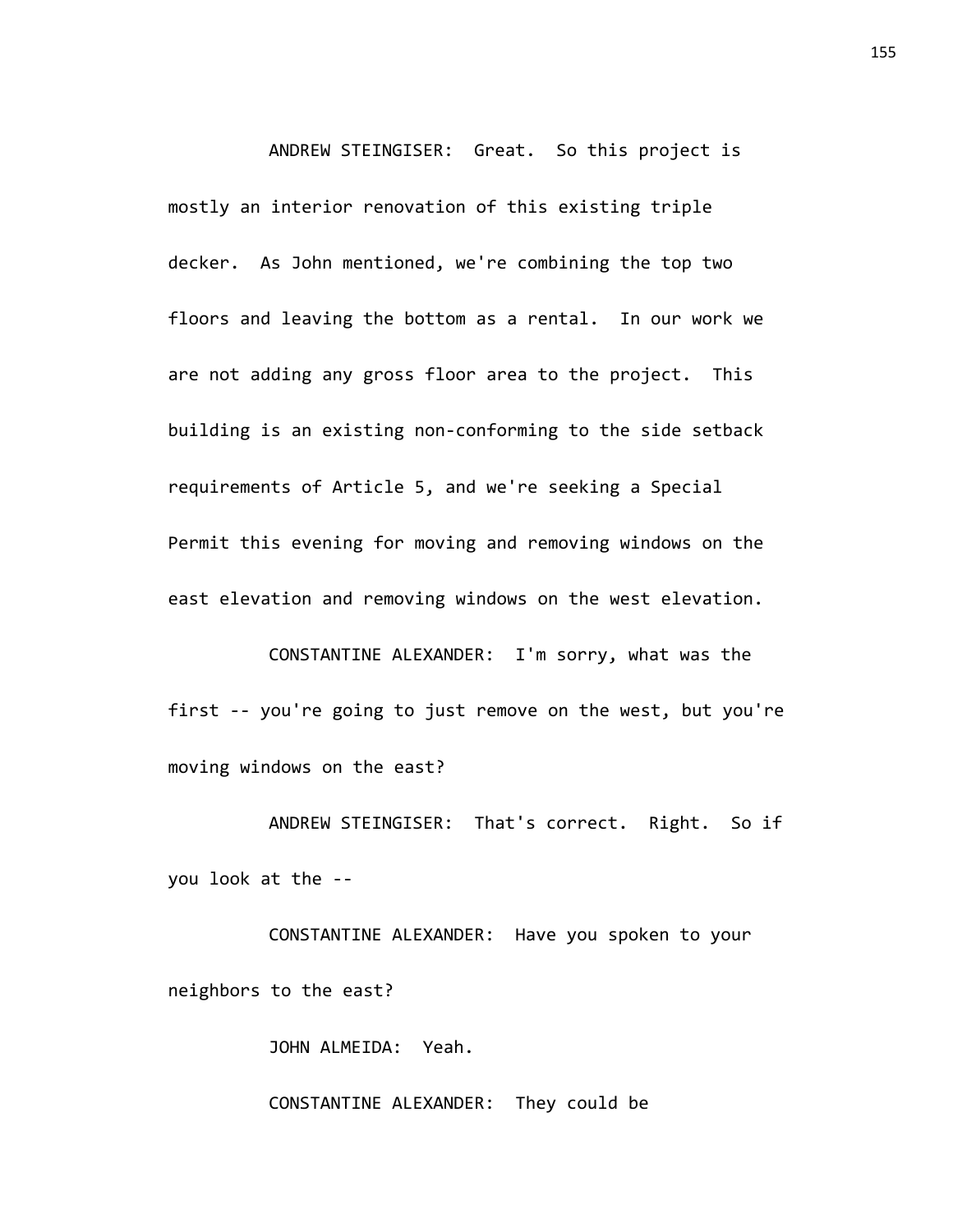ANDREW STEINGISER: Great. So this project is mostly an interior renovation of this existing triple decker. As John mentioned, we're combining the top two floors and leaving the bottom as a rental. In our work we are not adding any gross floor area to the project. This building is an existing non-conforming to the side setback requirements of Article 5, and we're seeking a Special Permit this evening for moving and removing windows on the east elevation and removing windows on the west elevation.

CONSTANTINE ALEXANDER: I'm sorry, what was the first -- you're going to just remove on the west, but you're moving windows on the east?

ANDREW STEINGISER: That's correct. Right. So if you look at the --

CONSTANTINE ALEXANDER: Have you spoken to your neighbors to the east?

JOHN ALMEIDA: Yeah.

CONSTANTINE ALEXANDER: They could be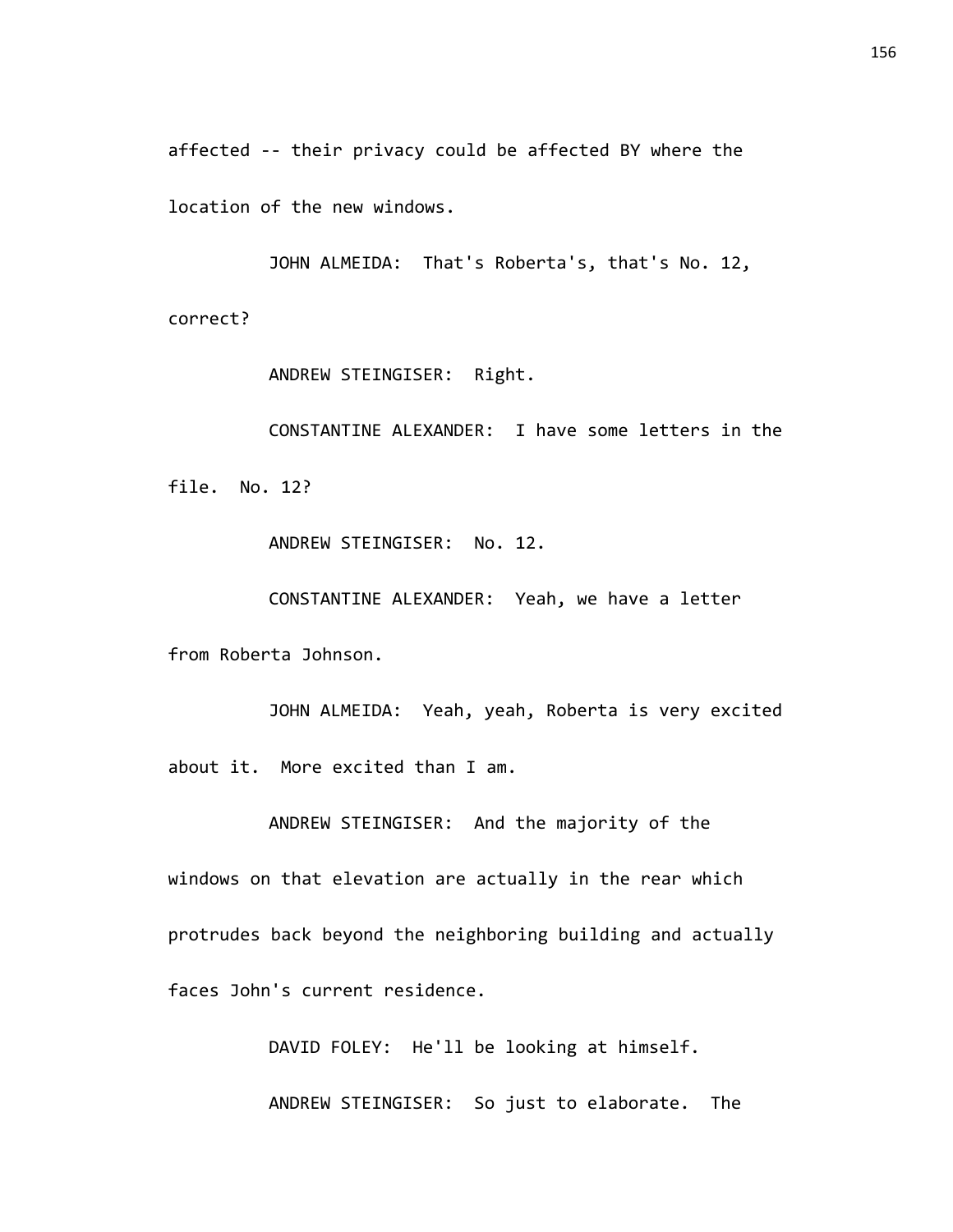affected -- their privacy could be affected BY where the location of the new windows.

JOHN ALMEIDA: That's Roberta's, that's No. 12, correct?

ANDREW STEINGISER: Right.

CONSTANTINE ALEXANDER: I have some letters in the file. No. 12?

ANDREW STEINGISER: No. 12.

CONSTANTINE ALEXANDER: Yeah, we have a letter from Roberta Johnson.

JOHN ALMEIDA: Yeah, yeah, Roberta is very excited about it. More excited than I am.

ANDREW STEINGISER: And the majority of the windows on that elevation are actually in the rear which protrudes back beyond the neighboring building and actually faces John's current residence.

DAVID FOLEY: He'll be looking at himself.

ANDREW STEINGISER: So just to elaborate. The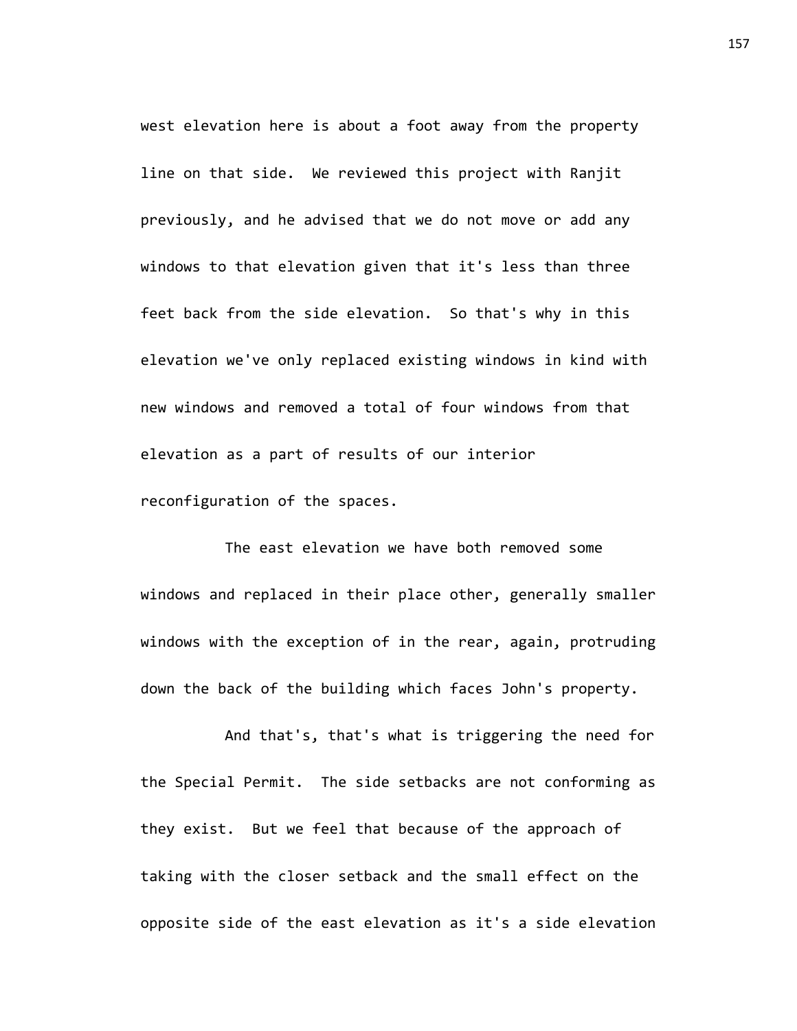west elevation here is about a foot away from the property line on that side. We reviewed this project with Ranjit previously, and he advised that we do not move or add any windows to that elevation given that it's less than three feet back from the side elevation. So that's why in this elevation we've only replaced existing windows in kind with new windows and removed a total of four windows from that elevation as a part of results of our interior reconfiguration of the spaces.

The east elevation we have both removed some windows and replaced in their place other, generally smaller windows with the exception of in the rear, again, protruding down the back of the building which faces John's property.

And that's, that's what is triggering the need for the Special Permit. The side setbacks are not conforming as they exist. But we feel that because of the approach of taking with the closer setback and the small effect on the opposite side of the east elevation as it's a side elevation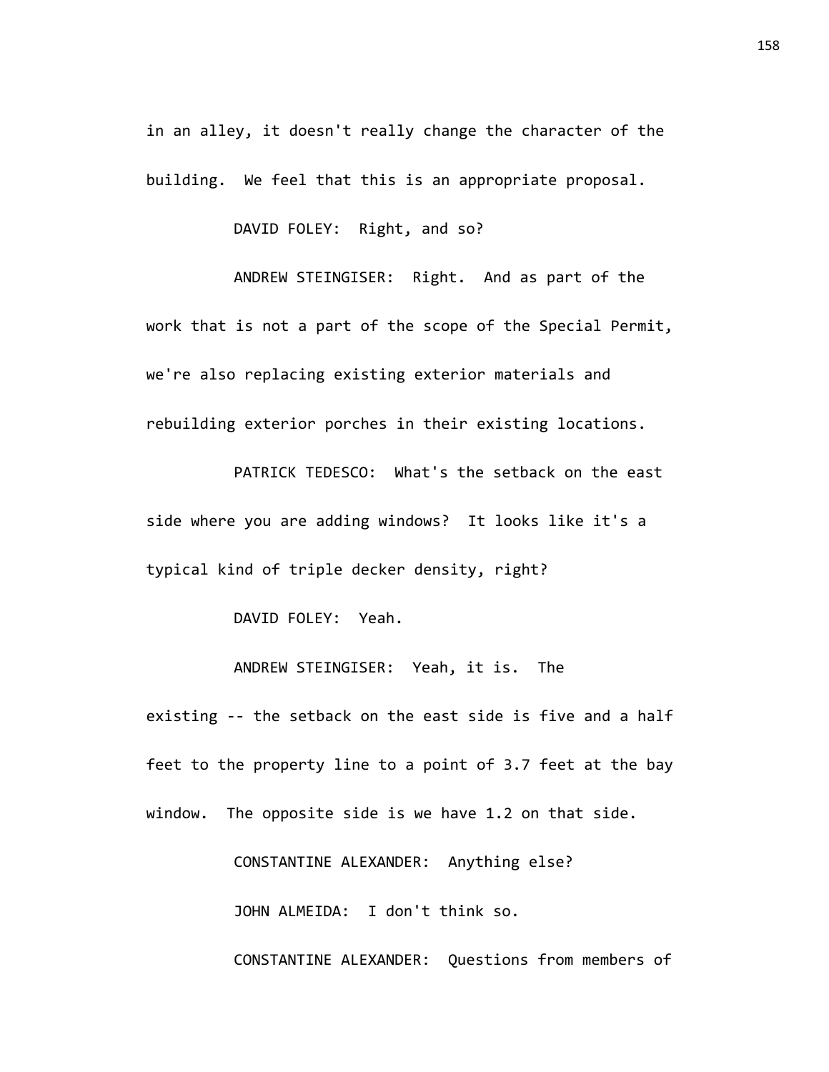in an alley, it doesn't really change the character of the building. We feel that this is an appropriate proposal.

DAVID FOLEY: Right, and so?

ANDREW STEINGISER: Right. And as part of the work that is not a part of the scope of the Special Permit, we're also replacing existing exterior materials and rebuilding exterior porches in their existing locations.

PATRICK TEDESCO: What's the setback on the east side where you are adding windows? It looks like it's a typical kind of triple decker density, right?

DAVID FOLEY: Yeah.

ANDREW STEINGISER: Yeah, it is. The existing -- the setback on the east side is five and a half feet to the property line to a point of 3.7 feet at the bay window. The opposite side is we have 1.2 on that side.

CONSTANTINE ALEXANDER: Anything else?

JOHN ALMEIDA: I don't think so.

CONSTANTINE ALEXANDER: Questions from members of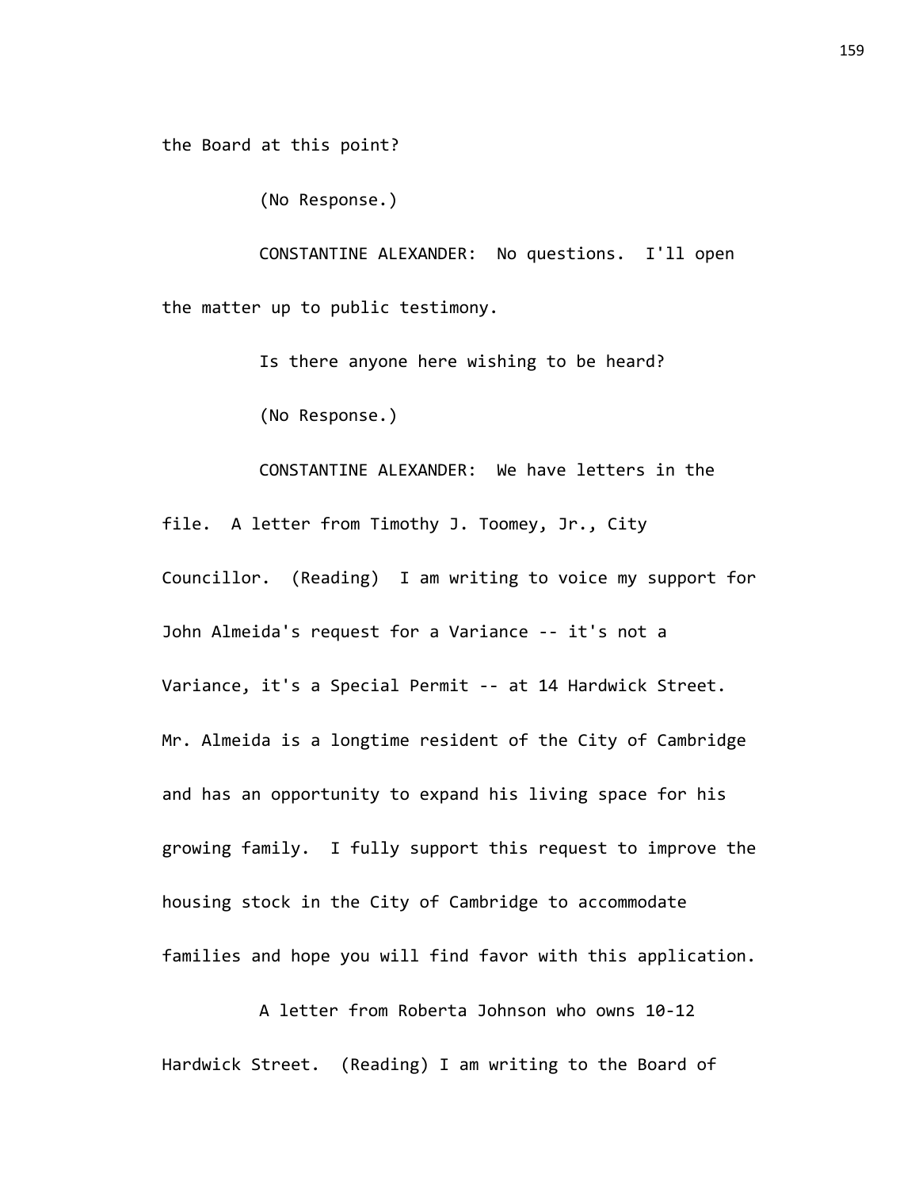the Board at this point?

(No Response.)

CONSTANTINE ALEXANDER: No questions. I'll open the matter up to public testimony.

Is there anyone here wishing to be heard?

(No Response.)

CONSTANTINE ALEXANDER: We have letters in the file. A letter from Timothy J. Toomey, Jr., City Councillor. (Reading) I am writing to voice my support for John Almeida's request for a Variance -- it's not a Variance, it's a Special Permit -- at 14 Hardwick Street. Mr. Almeida is a longtime resident of the City of Cambridge and has an opportunity to expand his living space for his growing family. I fully support this request to improve the housing stock in the City of Cambridge to accommodate families and hope you will find favor with this application.

A letter from Roberta Johnson who owns 10-12 Hardwick Street. (Reading) I am writing to the Board of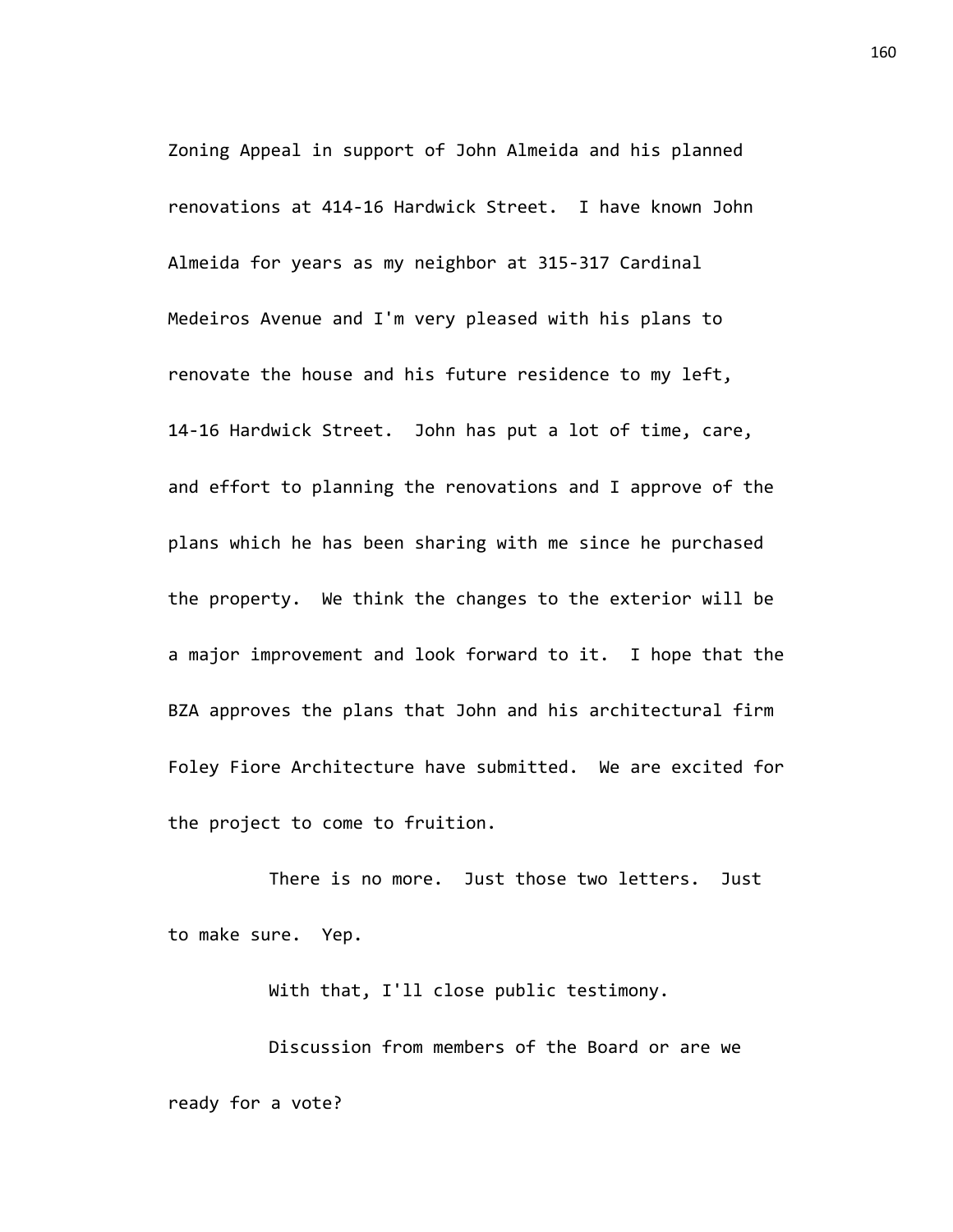Zoning Appeal in support of John Almeida and his planned renovations at 414-16 Hardwick Street. I have known John Almeida for years as my neighbor at 315-317 Cardinal Medeiros Avenue and I'm very pleased with his plans to renovate the house and his future residence to my left, 14-16 Hardwick Street. John has put a lot of time, care, and effort to planning the renovations and I approve of the plans which he has been sharing with me since he purchased the property. We think the changes to the exterior will be a major improvement and look forward to it. I hope that the BZA approves the plans that John and his architectural firm Foley Fiore Architecture have submitted. We are excited for the project to come to fruition.

There is no more. Just those two letters. Just to make sure. Yep.

With that, I'll close public testimony.

Discussion from members of the Board or are we ready for a vote?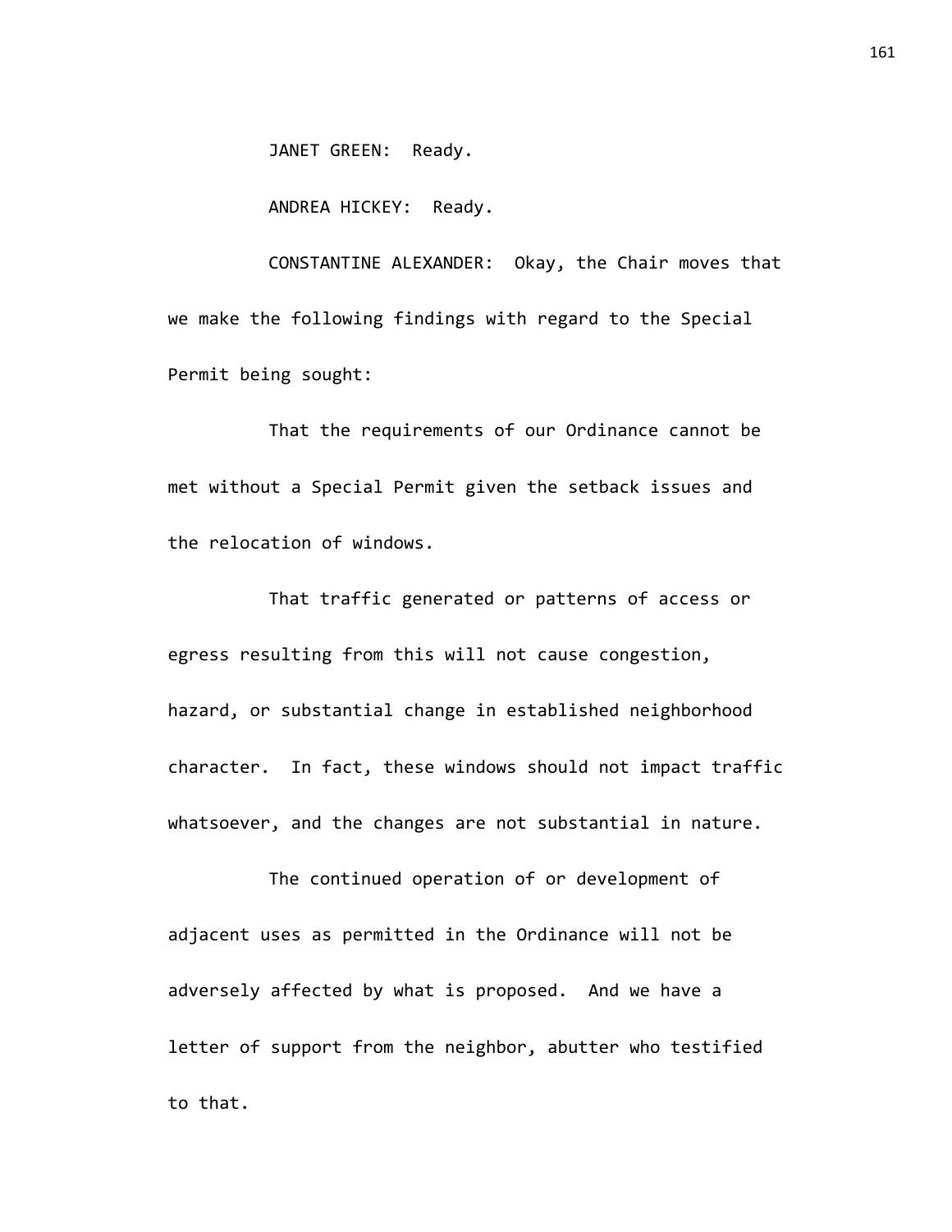JANET GREEN: Ready.

ANDREA HICKEY: Ready.

CONSTANTINE ALEXANDER: Okay, the Chair moves that we make the following findings with regard to the Special Permit being sought:

That the requirements of our Ordinance cannot be met without a Special Permit given the setback issues and the relocation of windows.

That traffic generated or patterns of access or egress resulting from this will not cause congestion, hazard, or substantial change in established neighborhood character. In fact, these windows should not impact traffic whatsoever, and the changes are not substantial in nature.

The continued operation of or development of adjacent uses as permitted in the Ordinance will not be adversely affected by what is proposed. And we have a letter of support from the neighbor, abutter who testified to that.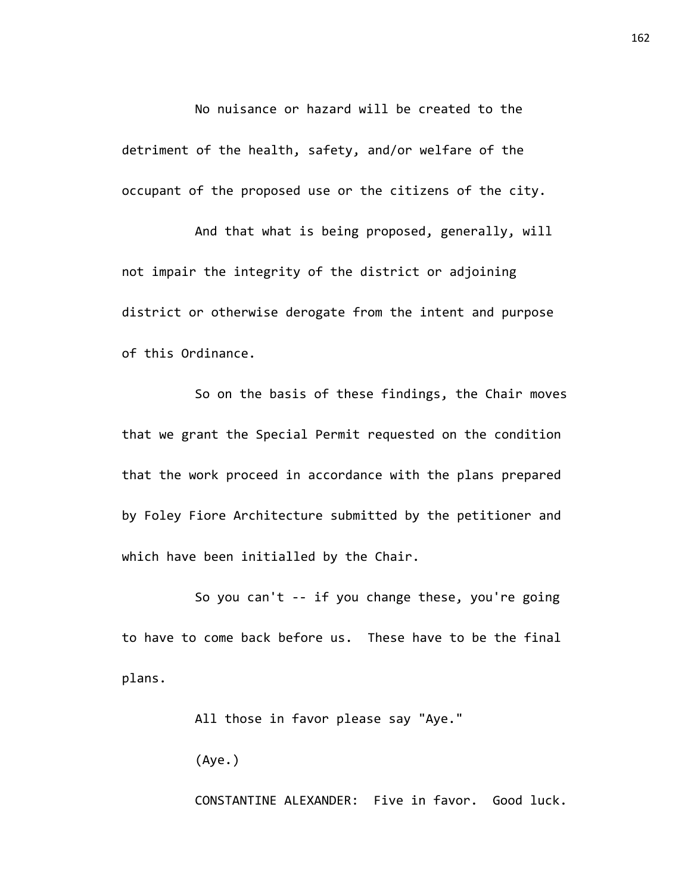No nuisance or hazard will be created to the detriment of the health, safety, and/or welfare of the occupant of the proposed use or the citizens of the city.

And that what is being proposed, generally, will not impair the integrity of the district or adjoining district or otherwise derogate from the intent and purpose of this Ordinance.

So on the basis of these findings, the Chair moves that we grant the Special Permit requested on the condition that the work proceed in accordance with the plans prepared by Foley Fiore Architecture submitted by the petitioner and which have been initialled by the Chair.

So you can't -- if you change these, you're going to have to come back before us. These have to be the final plans.

All those in favor please say "Aye."

(Aye.)

CONSTANTINE ALEXANDER: Five in favor. Good luck.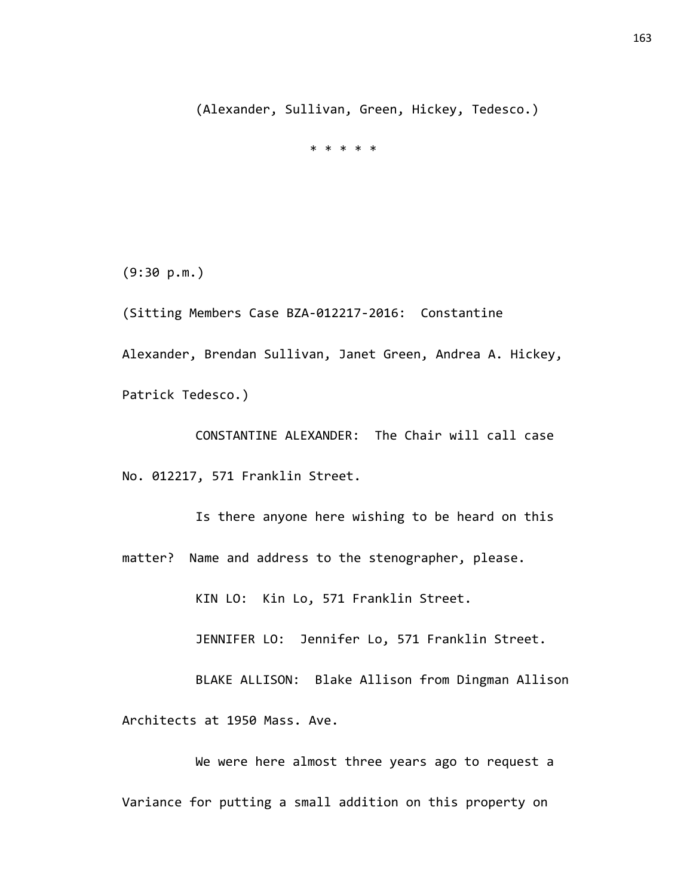(Alexander, Sullivan, Green, Hickey, Tedesco.)

* * * * *

(9:30 p.m.)

(Sitting Members Case BZA-012217-2016: Constantine Alexander, Brendan Sullivan, Janet Green, Andrea A. Hickey, Patrick Tedesco.)

CONSTANTINE ALEXANDER: The Chair will call case No. 012217, 571 Franklin Street.

Is there anyone here wishing to be heard on this matter? Name and address to the stenographer, please.

KIN LO: Kin Lo, 571 Franklin Street.

JENNIFER LO: Jennifer Lo, 571 Franklin Street.

BLAKE ALLISON: Blake Allison from Dingman Allison Architects at 1950 Mass. Ave.

We were here almost three years ago to request a Variance for putting a small addition on this property on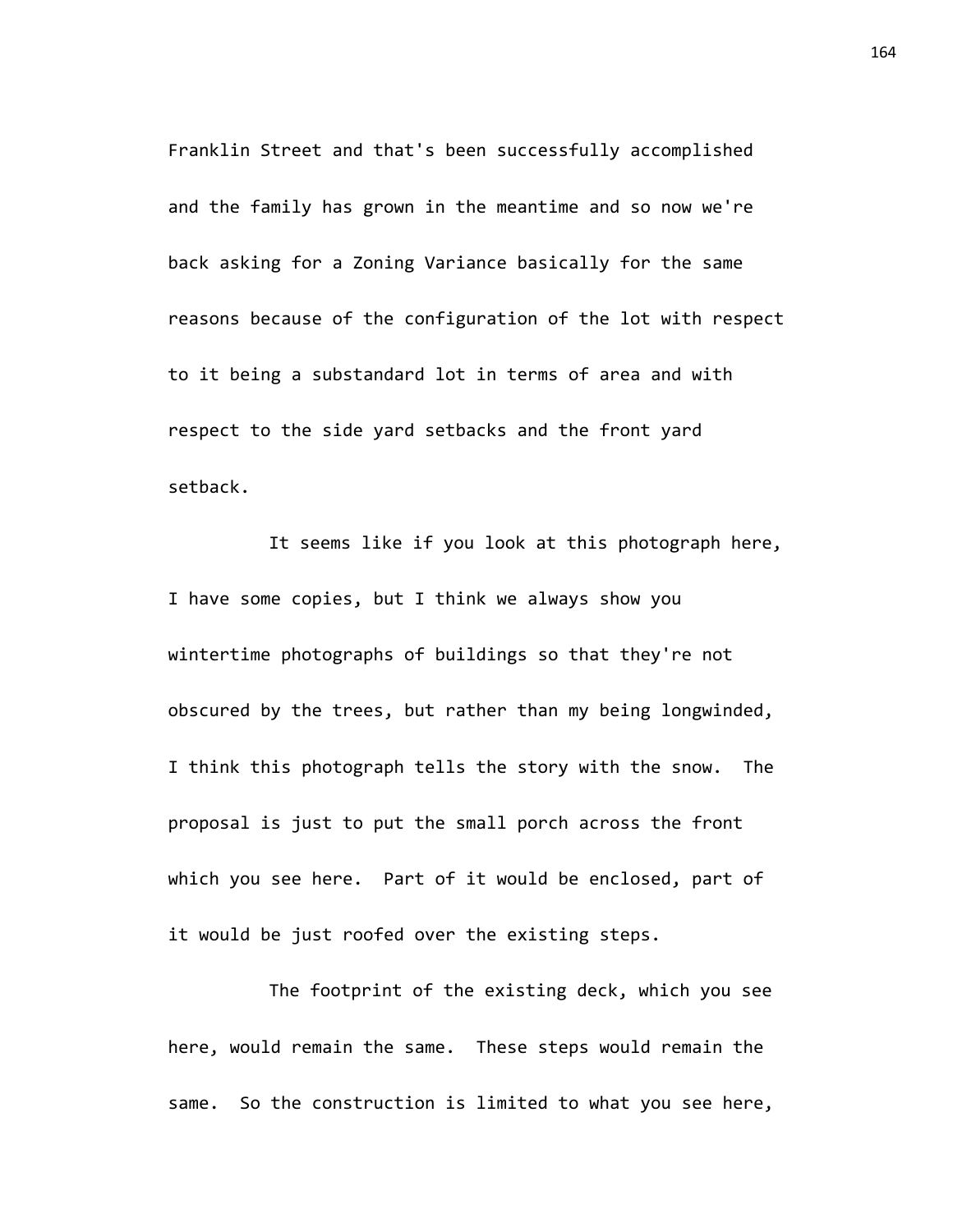Franklin Street and that's been successfully accomplished and the family has grown in the meantime and so now we're back asking for a Zoning Variance basically for the same reasons because of the configuration of the lot with respect to it being a substandard lot in terms of area and with respect to the side yard setbacks and the front yard setback.

It seems like if you look at this photograph here, I have some copies, but I think we always show you wintertime photographs of buildings so that they're not obscured by the trees, but rather than my being longwinded, I think this photograph tells the story with the snow. The proposal is just to put the small porch across the front which you see here. Part of it would be enclosed, part of it would be just roofed over the existing steps.

The footprint of the existing deck, which you see here, would remain the same. These steps would remain the same. So the construction is limited to what you see here,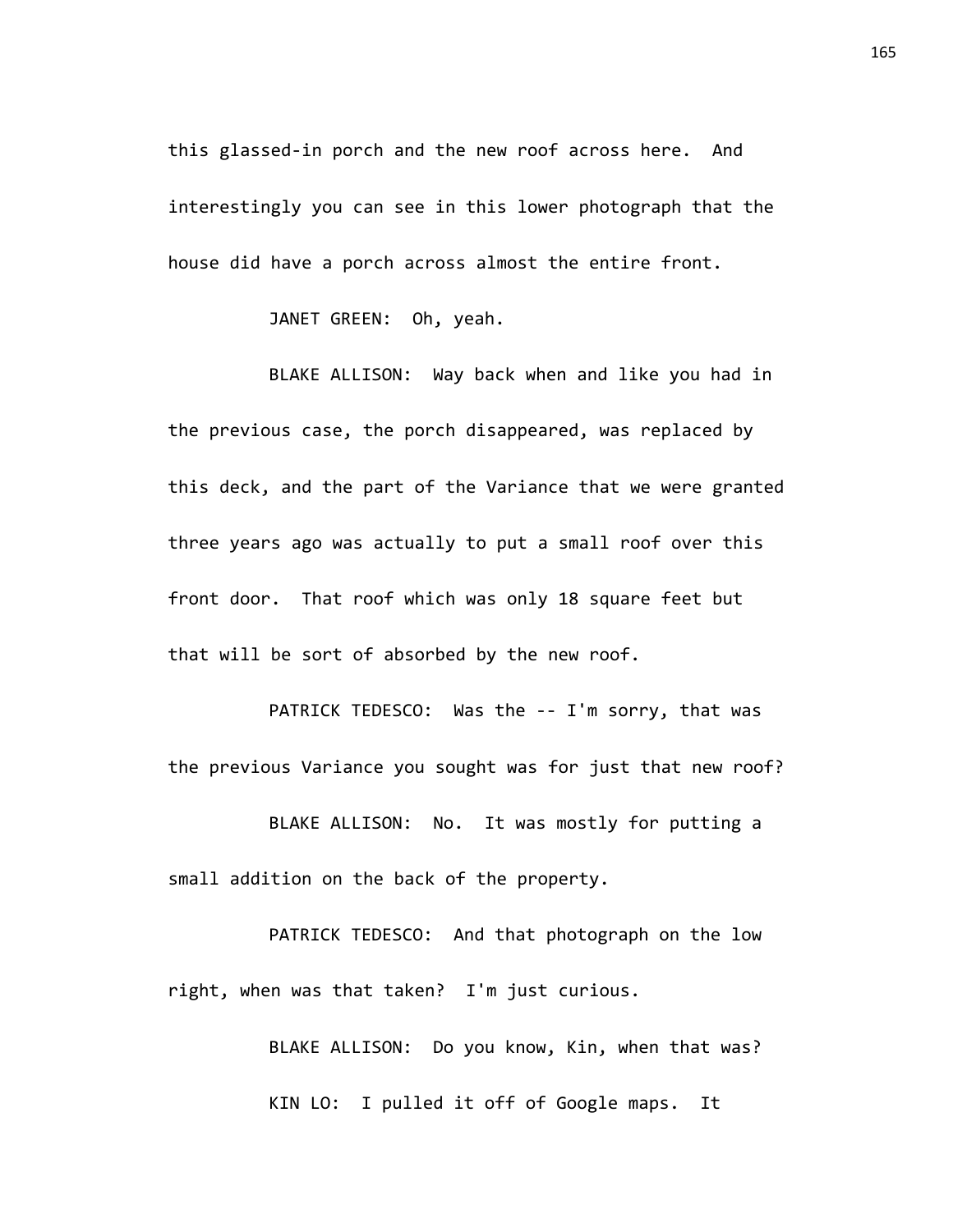this glassed-in porch and the new roof across here. And interestingly you can see in this lower photograph that the house did have a porch across almost the entire front.

JANET GREEN: Oh, yeah.

BLAKE ALLISON: Way back when and like you had in the previous case, the porch disappeared, was replaced by this deck, and the part of the Variance that we were granted three years ago was actually to put a small roof over this front door. That roof which was only 18 square feet but that will be sort of absorbed by the new roof.

PATRICK TEDESCO: Was the -- I'm sorry, that was the previous Variance you sought was for just that new roof?

BLAKE ALLISON: No. It was mostly for putting a small addition on the back of the property.

PATRICK TEDESCO: And that photograph on the low right, when was that taken? I'm just curious.

BLAKE ALLISON: Do you know, Kin, when that was?

KIN LO: I pulled it off of Google maps. It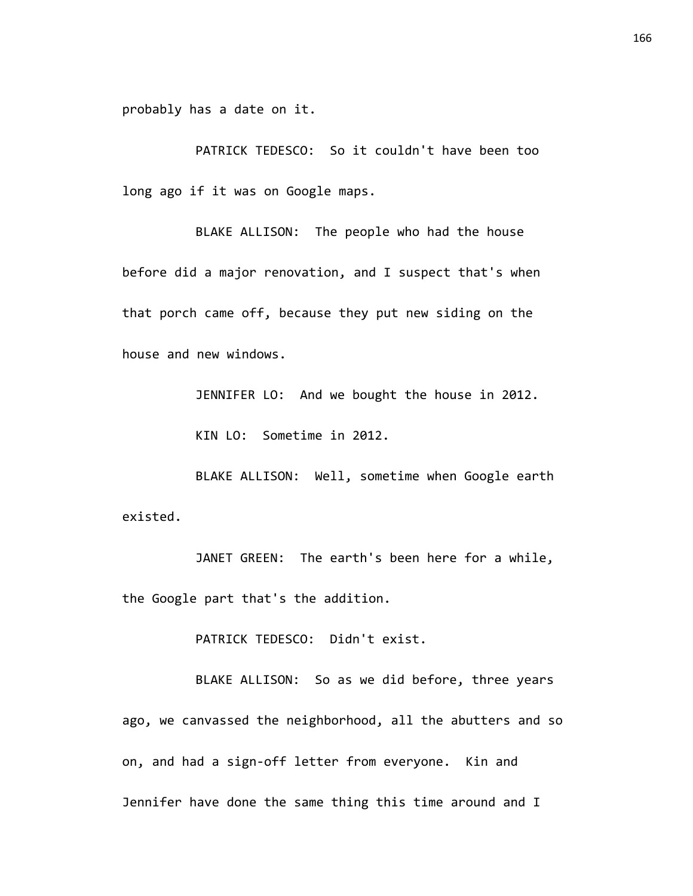probably has a date on it.

PATRICK TEDESCO: So it couldn't have been too long ago if it was on Google maps.

BLAKE ALLISON: The people who had the house before did a major renovation, and I suspect that's when that porch came off, because they put new siding on the house and new windows.

JENNIFER LO: And we bought the house in 2012.

KIN LO: Sometime in 2012.

BLAKE ALLISON: Well, sometime when Google earth existed.

JANET GREEN: The earth's been here for a while, the Google part that's the addition.

PATRICK TEDESCO: Didn't exist.

BLAKE ALLISON: So as we did before, three years ago, we canvassed the neighborhood, all the abutters and so on, and had a sign-off letter from everyone. Kin and Jennifer have done the same thing this time around and I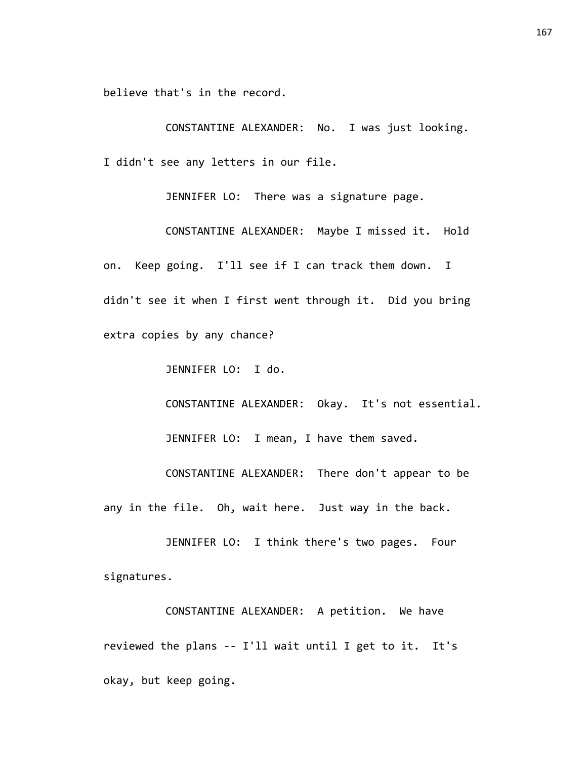believe that's in the record.

CONSTANTINE ALEXANDER: No. I was just looking. I didn't see any letters in our file.

JENNIFER LO: There was a signature page.

CONSTANTINE ALEXANDER: Maybe I missed it. Hold on. Keep going. I'll see if I can track them down. I didn't see it when I first went through it. Did you bring extra copies by any chance?

JENNIFER LO: I do.

CONSTANTINE ALEXANDER: Okay. It's not essential.

JENNIFER LO: I mean, I have them saved.

CONSTANTINE ALEXANDER: There don't appear to be any in the file. Oh, wait here. Just way in the back.

JENNIFER LO: I think there's two pages. Four signatures.

CONSTANTINE ALEXANDER: A petition. We have reviewed the plans -- I'll wait until I get to it. It's okay, but keep going.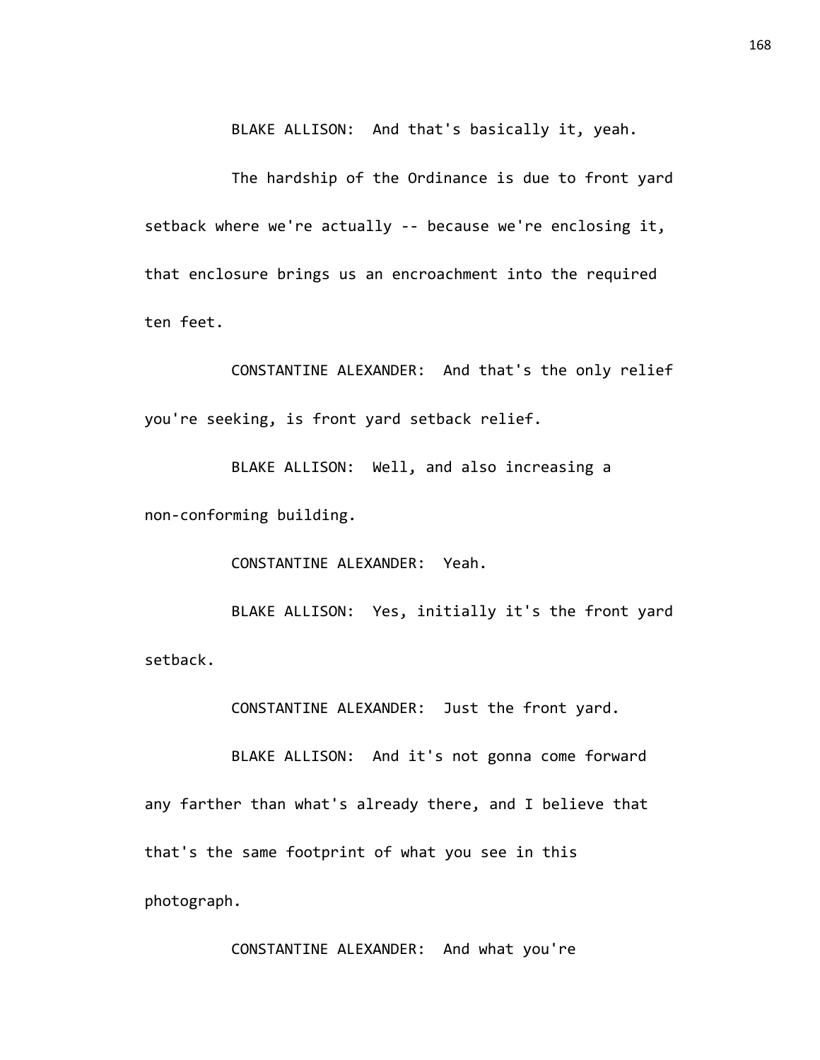BLAKE ALLISON: And that's basically it, yeah.

The hardship of the Ordinance is due to front yard setback where we're actually -- because we're enclosing it, that enclosure brings us an encroachment into the required ten feet.

CONSTANTINE ALEXANDER: And that's the only relief you're seeking, is front yard setback relief.

BLAKE ALLISON: Well, and also increasing a non-conforming building.

CONSTANTINE ALEXANDER: Yeah.

BLAKE ALLISON: Yes, initially it's the front yard setback.

CONSTANTINE ALEXANDER: Just the front yard.

BLAKE ALLISON: And it's not gonna come forward any farther than what's already there, and I believe that that's the same footprint of what you see in this photograph.

CONSTANTINE ALEXANDER: And what you're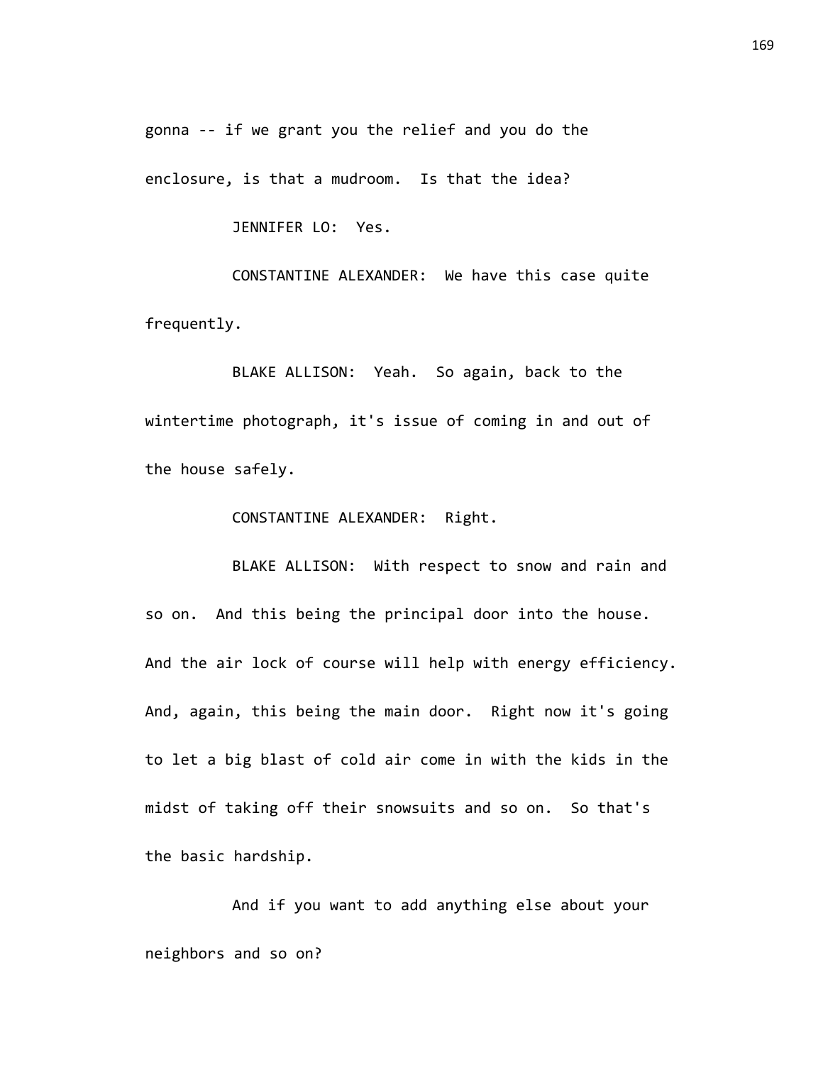gonna -- if we grant you the relief and you do the enclosure, is that a mudroom. Is that the idea?

JENNIFER LO: Yes.

CONSTANTINE ALEXANDER: We have this case quite frequently.

BLAKE ALLISON: Yeah. So again, back to the wintertime photograph, it's issue of coming in and out of the house safely.

CONSTANTINE ALEXANDER: Right.

BLAKE ALLISON: With respect to snow and rain and so on. And this being the principal door into the house. And the air lock of course will help with energy efficiency. And, again, this being the main door. Right now it's going to let a big blast of cold air come in with the kids in the midst of taking off their snowsuits and so on. So that's the basic hardship.

And if you want to add anything else about your neighbors and so on?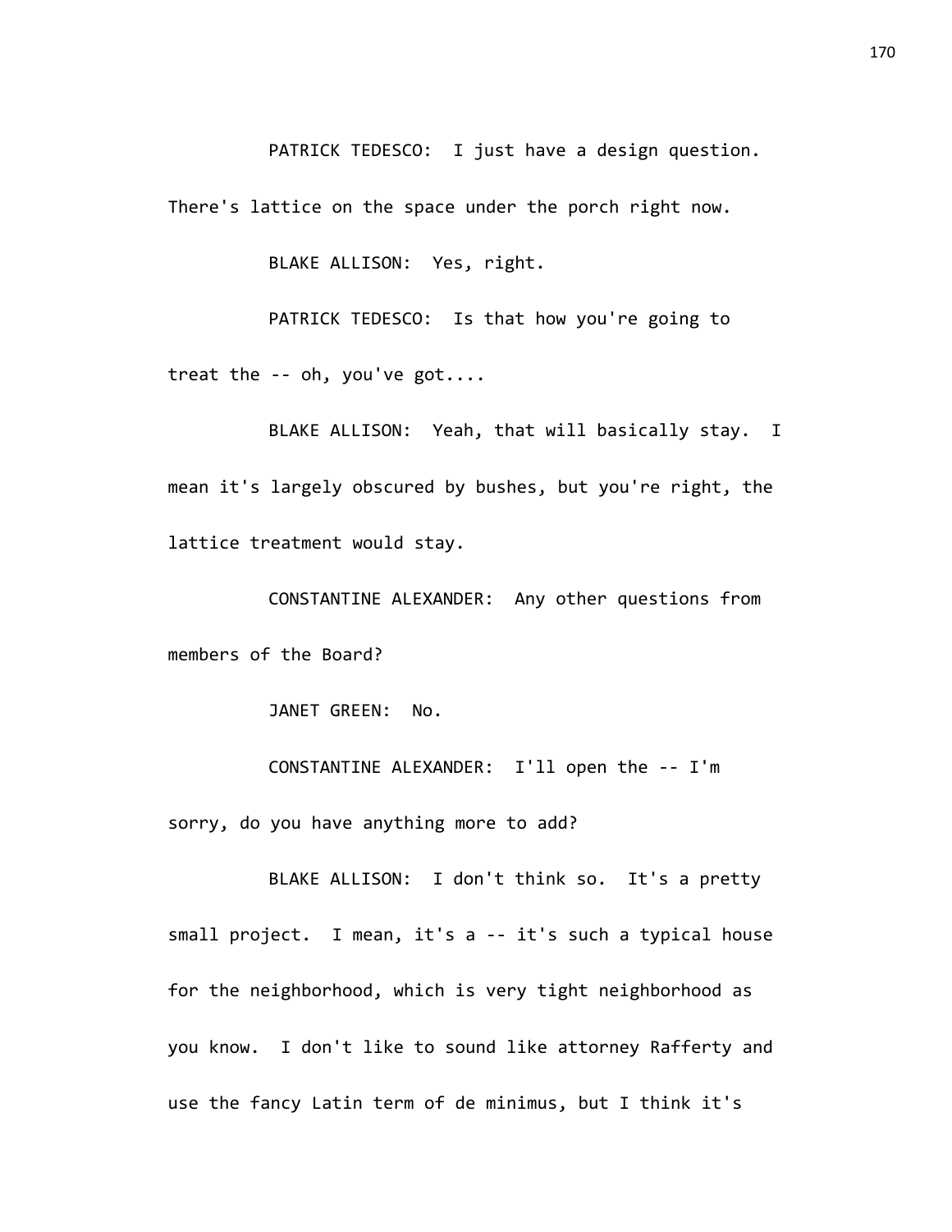PATRICK TEDESCO: I just have a design question. There's lattice on the space under the porch right now.

BLAKE ALLISON: Yes, right.

PATRICK TEDESCO: Is that how you're going to treat the -- oh, you've got....

BLAKE ALLISON: Yeah, that will basically stay. I mean it's largely obscured by bushes, but you're right, the lattice treatment would stay.

CONSTANTINE ALEXANDER: Any other questions from members of the Board?

JANET GREEN: No.

CONSTANTINE ALEXANDER: I'll open the -- I'm sorry, do you have anything more to add?

BLAKE ALLISON: I don't think so. It's a pretty small project. I mean, it's a -- it's such a typical house for the neighborhood, which is very tight neighborhood as you know. I don't like to sound like attorney Rafferty and use the fancy Latin term of de minimus, but I think it's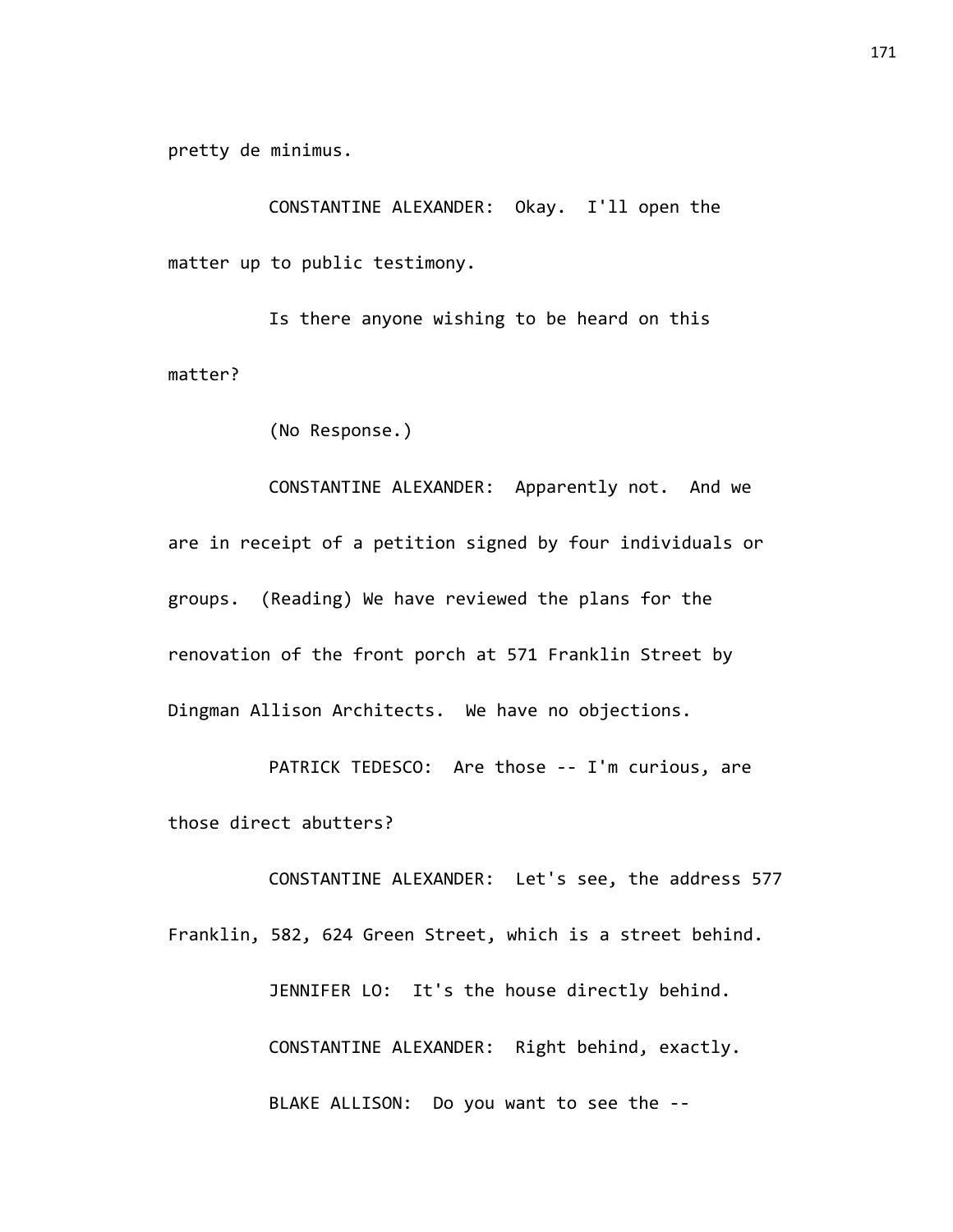pretty de minimus.

CONSTANTINE ALEXANDER: Okay. I'll open the matter up to public testimony.

Is there anyone wishing to be heard on this matter?

(No Response.)

CONSTANTINE ALEXANDER: Apparently not. And we are in receipt of a petition signed by four individuals or groups. (Reading) We have reviewed the plans for the renovation of the front porch at 571 Franklin Street by Dingman Allison Architects. We have no objections.

PATRICK TEDESCO: Are those -- I'm curious, are those direct abutters?

CONSTANTINE ALEXANDER: Let's see, the address 577 Franklin, 582, 624 Green Street, which is a street behind.

JENNIFER LO: It's the house directly behind.

CONSTANTINE ALEXANDER: Right behind, exactly.

BLAKE ALLISON: Do you want to see the --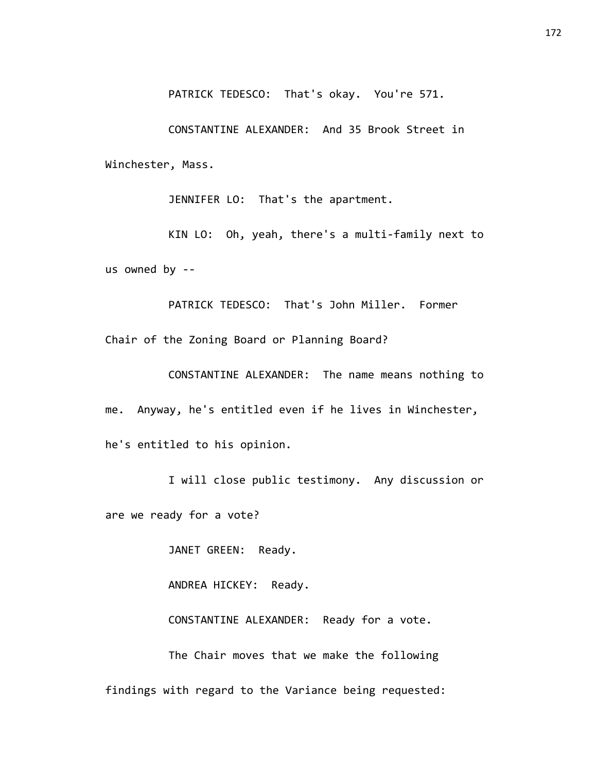PATRICK TEDESCO: That's okay. You're 571.

CONSTANTINE ALEXANDER: And 35 Brook Street in Winchester, Mass.

JENNIFER LO: That's the apartment.

KIN LO: Oh, yeah, there's a multi-family next to us owned by --

PATRICK TEDESCO: That's John Miller. Former Chair of the Zoning Board or Planning Board?

CONSTANTINE ALEXANDER: The name means nothing to me. Anyway, he's entitled even if he lives in Winchester, he's entitled to his opinion.

I will close public testimony. Any discussion or are we ready for a vote?

JANET GREEN: Ready.

ANDREA HICKEY: Ready.

CONSTANTINE ALEXANDER: Ready for a vote.

The Chair moves that we make the following findings with regard to the Variance being requested: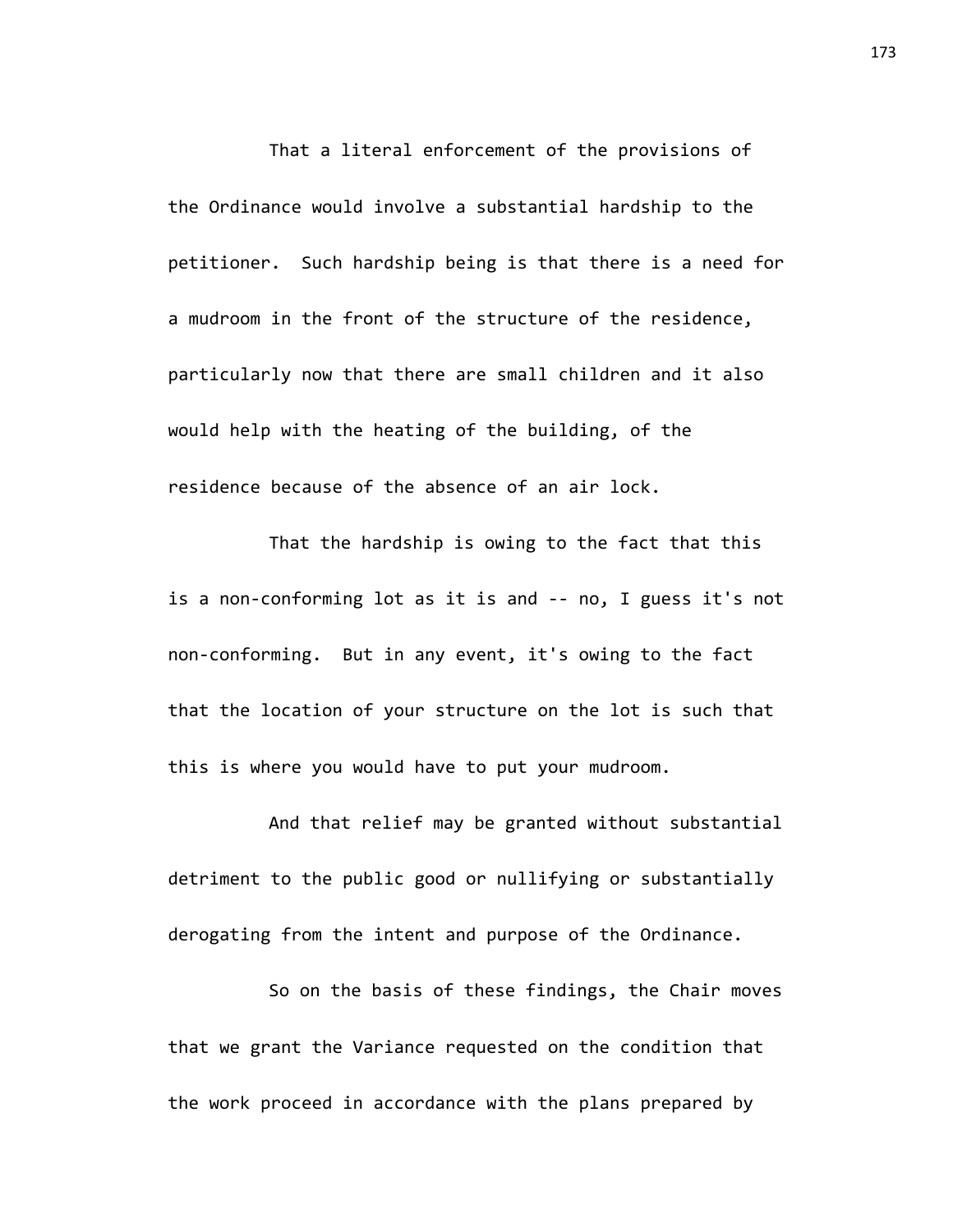That a literal enforcement of the provisions of the Ordinance would involve a substantial hardship to the petitioner. Such hardship being is that there is a need for a mudroom in the front of the structure of the residence, particularly now that there are small children and it also would help with the heating of the building, of the residence because of the absence of an air lock.

That the hardship is owing to the fact that this is a non-conforming lot as it is and -- no, I guess it's not non-conforming. But in any event, it's owing to the fact that the location of your structure on the lot is such that this is where you would have to put your mudroom.

And that relief may be granted without substantial detriment to the public good or nullifying or substantially derogating from the intent and purpose of the Ordinance.

So on the basis of these findings, the Chair moves that we grant the Variance requested on the condition that the work proceed in accordance with the plans prepared by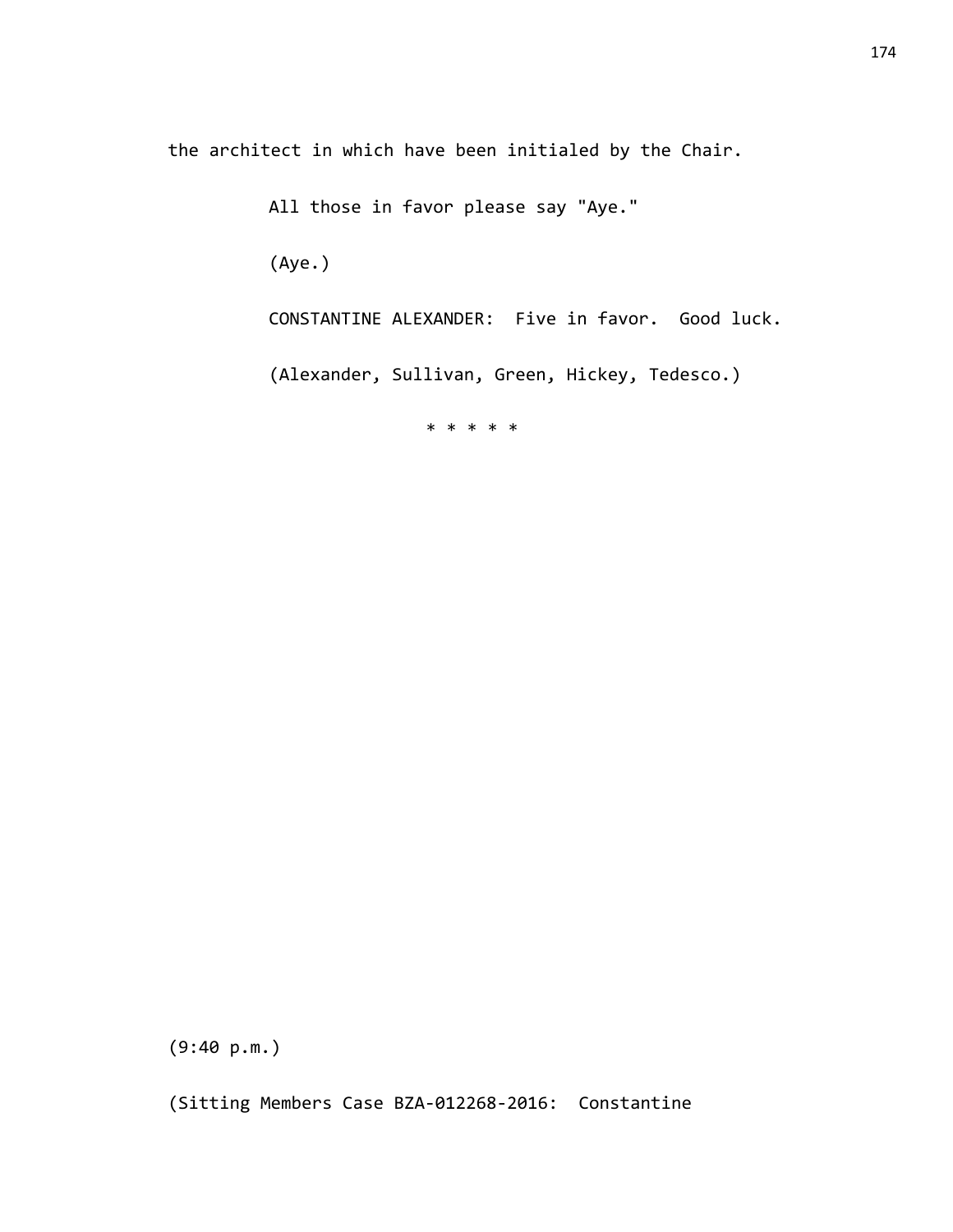the architect in which have been initialed by the Chair.

All those in favor please say "Aye."

(Aye.)

CONSTANTINE ALEXANDER: Five in favor. Good luck.

(Alexander, Sullivan, Green, Hickey, Tedesco.)

* * * * *

(9:40 p.m.)

(Sitting Members Case BZA-012268-2016: Constantine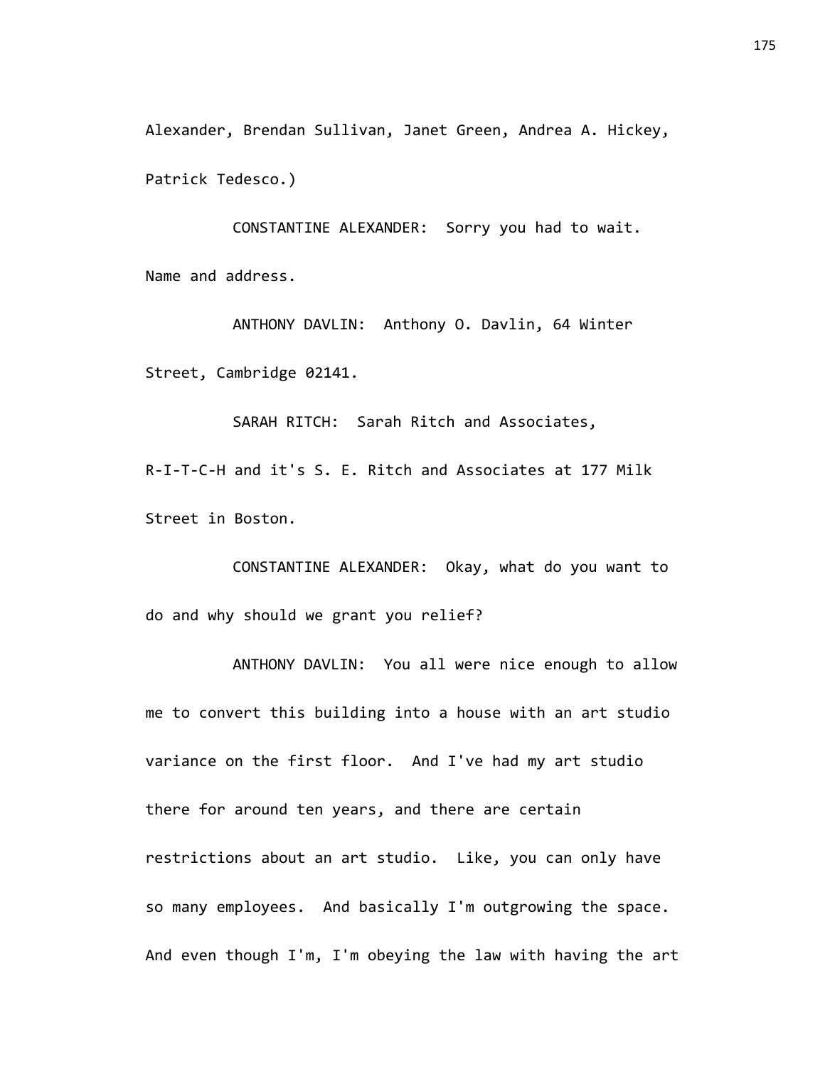Alexander, Brendan Sullivan, Janet Green, Andrea A. Hickey, Patrick Tedesco.)

CONSTANTINE ALEXANDER: Sorry you had to wait. Name and address.

ANTHONY DAVLIN: Anthony O. Davlin, 64 Winter Street, Cambridge 02141.

SARAH RITCH: Sarah Ritch and Associates, R-I-T-C-H and it's S. E. Ritch and Associates at 177 Milk Street in Boston.

CONSTANTINE ALEXANDER: Okay, what do you want to do and why should we grant you relief?

ANTHONY DAVLIN: You all were nice enough to allow me to convert this building into a house with an art studio variance on the first floor. And I've had my art studio there for around ten years, and there are certain restrictions about an art studio. Like, you can only have so many employees. And basically I'm outgrowing the space. And even though I'm, I'm obeying the law with having the art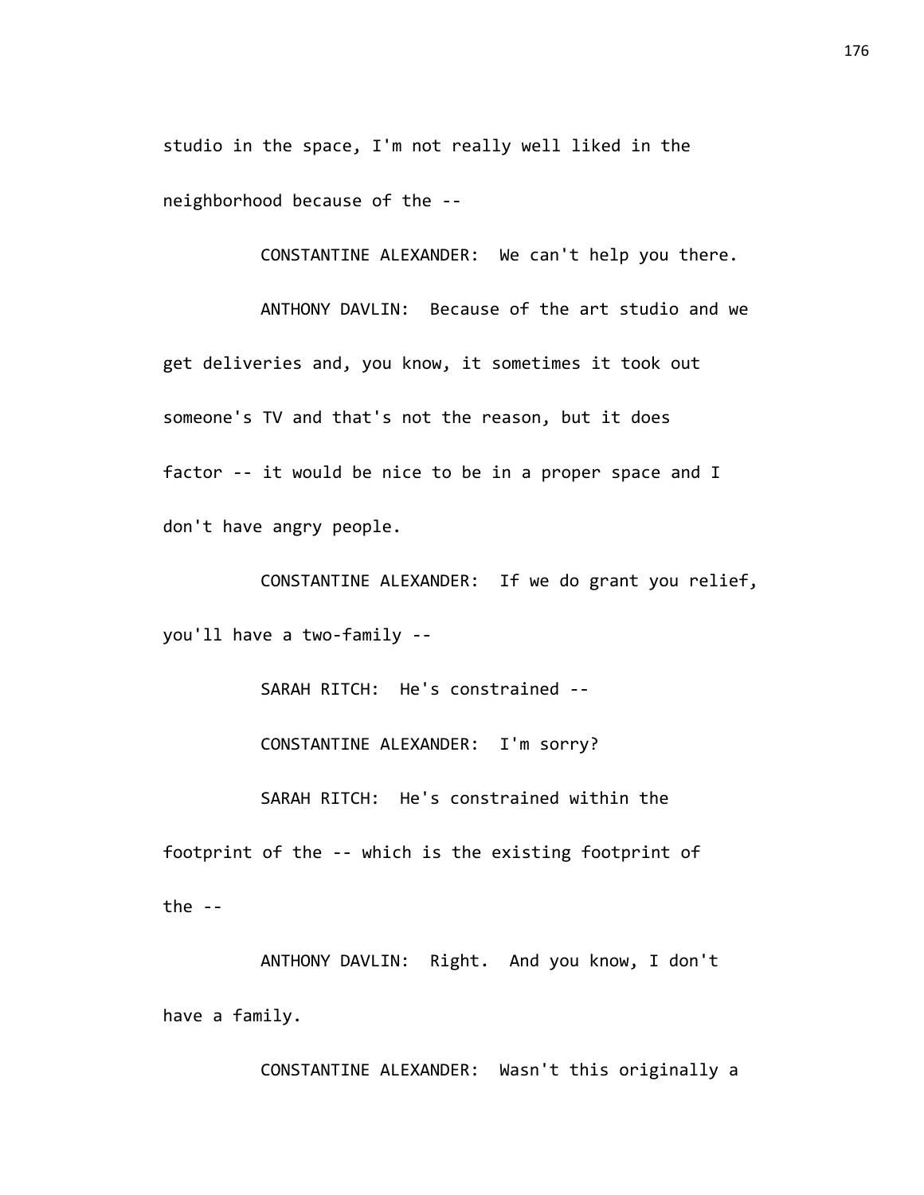studio in the space, I'm not really well liked in the neighborhood because of the --

CONSTANTINE ALEXANDER: We can't help you there.

ANTHONY DAVLIN: Because of the art studio and we get deliveries and, you know, it sometimes it took out someone's TV and that's not the reason, but it does factor -- it would be nice to be in a proper space and I don't have angry people.

CONSTANTINE ALEXANDER: If we do grant you relief, you'll have a two-family --

SARAH RITCH: He's constrained --

CONSTANTINE ALEXANDER: I'm sorry?

SARAH RITCH: He's constrained within the footprint of the -- which is the existing footprint of the --

ANTHONY DAVLIN: Right. And you know, I don't have a family.

CONSTANTINE ALEXANDER: Wasn't this originally a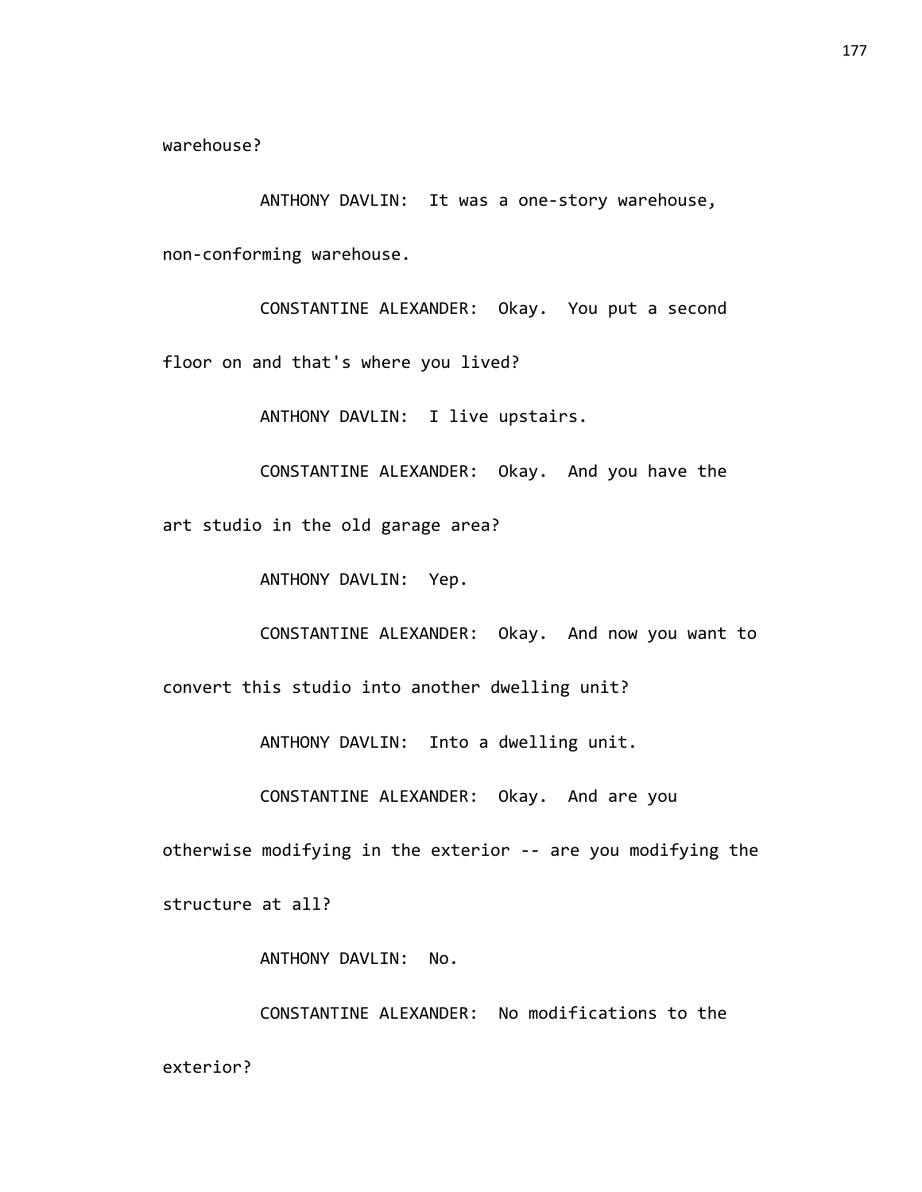warehouse?

ANTHONY DAVLIN: It was a one-story warehouse, non-conforming warehouse.

CONSTANTINE ALEXANDER: Okay. You put a second floor on and that's where you lived?

ANTHONY DAVLIN: I live upstairs.

CONSTANTINE ALEXANDER: Okay. And you have the art studio in the old garage area?

ANTHONY DAVLIN: Yep.

CONSTANTINE ALEXANDER: Okay. And now you want to convert this studio into another dwelling unit?

ANTHONY DAVLIN: Into a dwelling unit.

CONSTANTINE ALEXANDER: Okay. And are you otherwise modifying in the exterior -- are you modifying the structure at all?

ANTHONY DAVLIN: No.

CONSTANTINE ALEXANDER: No modifications to the exterior?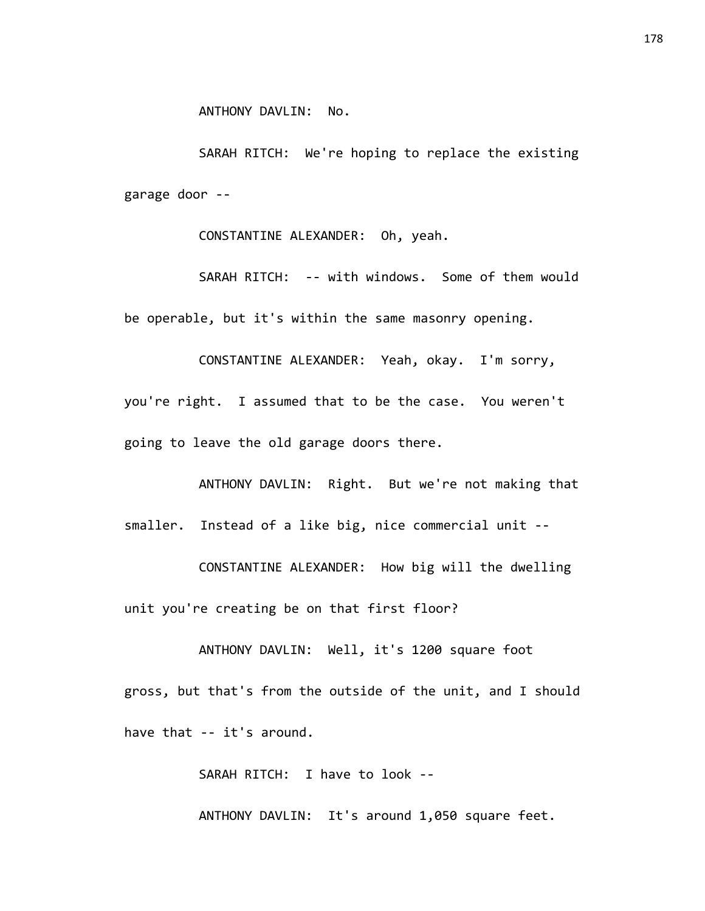ANTHONY DAVLIN: No.

SARAH RITCH: We're hoping to replace the existing garage door --

CONSTANTINE ALEXANDER: Oh, yeah.

SARAH RITCH: -- with windows. Some of them would be operable, but it's within the same masonry opening.

CONSTANTINE ALEXANDER: Yeah, okay. I'm sorry, you're right. I assumed that to be the case. You weren't going to leave the old garage doors there.

ANTHONY DAVLIN: Right. But we're not making that smaller. Instead of a like big, nice commercial unit --

CONSTANTINE ALEXANDER: How big will the dwelling unit you're creating be on that first floor?

ANTHONY DAVLIN: Well, it's 1200 square foot gross, but that's from the outside of the unit, and I should have that -- it's around.

SARAH RITCH: I have to look --

ANTHONY DAVLIN: It's around 1,050 square feet.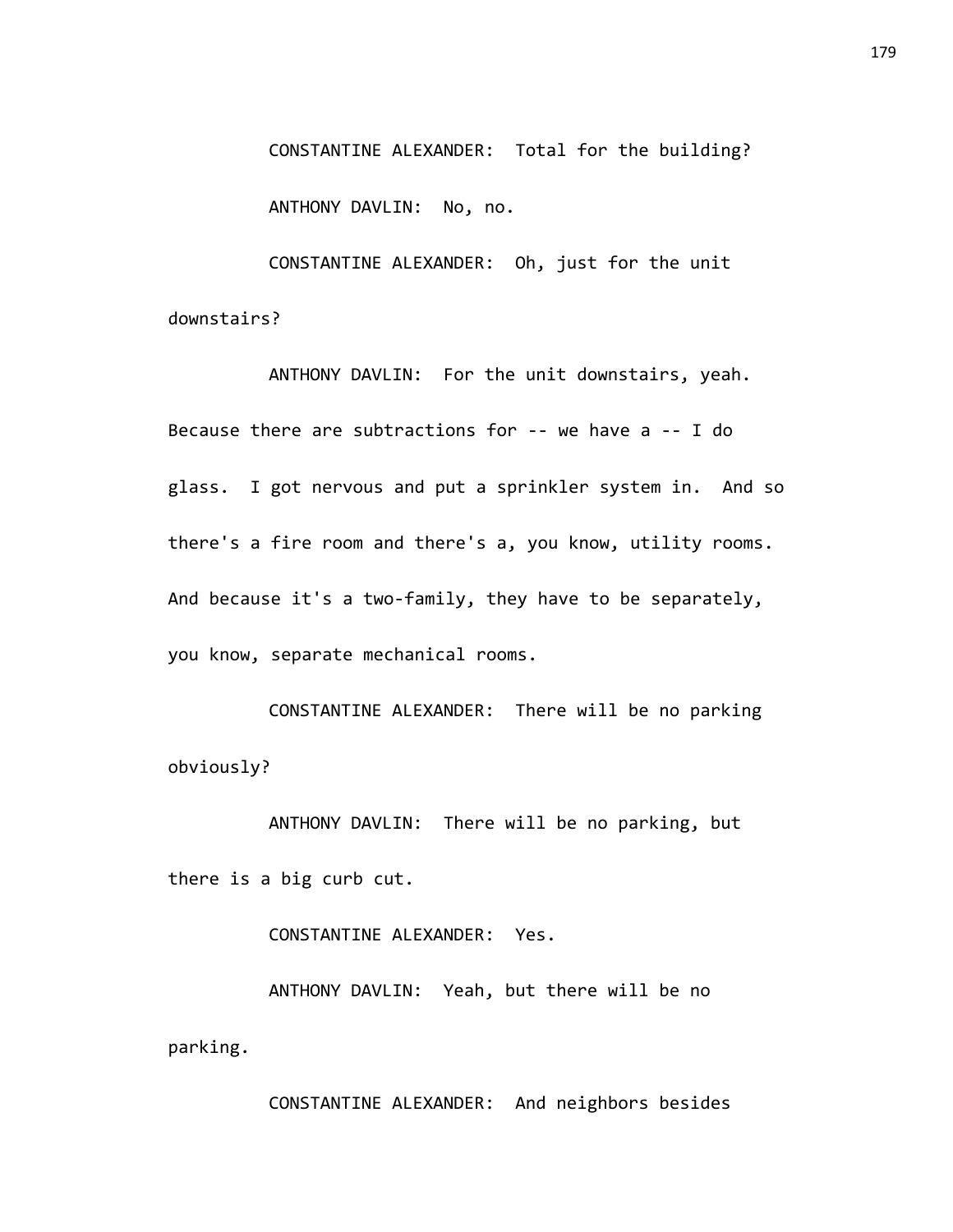CONSTANTINE ALEXANDER: Total for the building?

ANTHONY DAVLIN: No, no.

CONSTANTINE ALEXANDER: Oh, just for the unit downstairs?

ANTHONY DAVLIN: For the unit downstairs, yeah. Because there are subtractions for -- we have a -- I do glass. I got nervous and put a sprinkler system in. And so there's a fire room and there's a, you know, utility rooms. And because it's a two-family, they have to be separately, you know, separate mechanical rooms.

CONSTANTINE ALEXANDER: There will be no parking obviously?

ANTHONY DAVLIN: There will be no parking, but there is a big curb cut.

CONSTANTINE ALEXANDER: Yes.

ANTHONY DAVLIN: Yeah, but there will be no parking.

CONSTANTINE ALEXANDER: And neighbors besides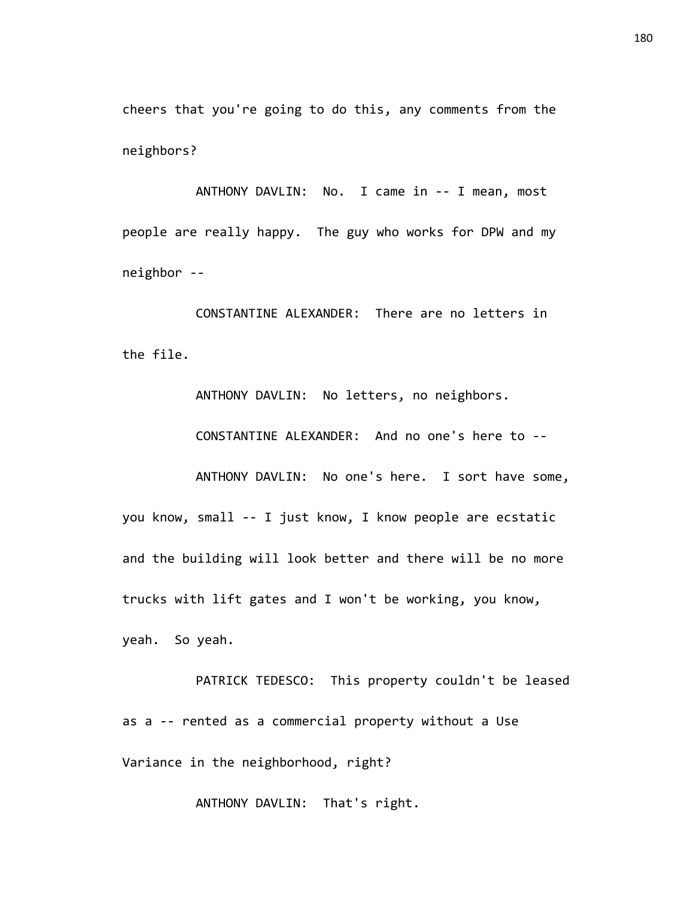cheers that you're going to do this, any comments from the neighbors?

ANTHONY DAVLIN: No. I came in -- I mean, most people are really happy. The guy who works for DPW and my neighbor --

CONSTANTINE ALEXANDER: There are no letters in the file.

ANTHONY DAVLIN: No letters, no neighbors.

CONSTANTINE ALEXANDER: And no one's here to --

ANTHONY DAVLIN: No one's here. I sort have some, you know, small -- I just know, I know people are ecstatic and the building will look better and there will be no more trucks with lift gates and I won't be working, you know, yeah. So yeah.

PATRICK TEDESCO: This property couldn't be leased as a -- rented as a commercial property without a Use Variance in the neighborhood, right?

ANTHONY DAVLIN: That's right.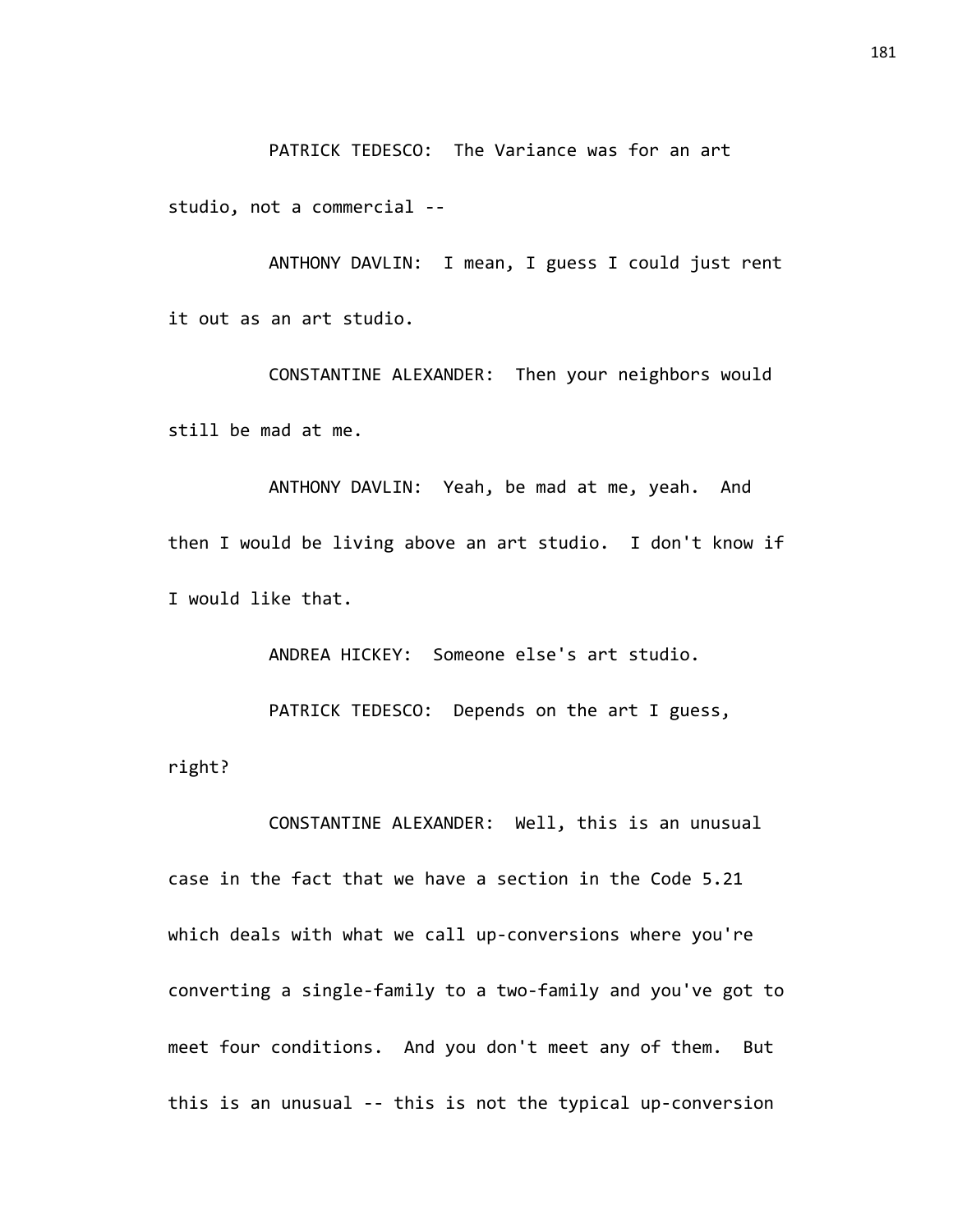PATRICK TEDESCO: The Variance was for an art studio, not a commercial --

ANTHONY DAVLIN: I mean, I guess I could just rent it out as an art studio.

CONSTANTINE ALEXANDER: Then your neighbors would still be mad at me.

ANTHONY DAVLIN: Yeah, be mad at me, yeah. And then I would be living above an art studio. I don't know if I would like that.

ANDREA HICKEY: Someone else's art studio.

PATRICK TEDESCO: Depends on the art I guess, right?

CONSTANTINE ALEXANDER: Well, this is an unusual case in the fact that we have a section in the Code 5.21 which deals with what we call up-conversions where you're converting a single-family to a two-family and you've got to meet four conditions. And you don't meet any of them. But this is an unusual -- this is not the typical up-conversion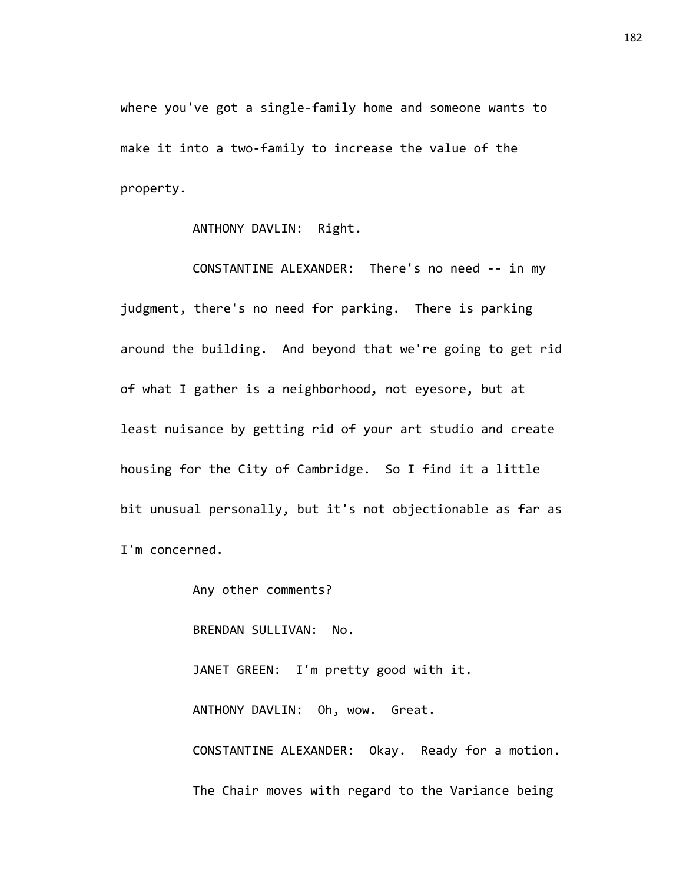where you've got a single-family home and someone wants to make it into a two-family to increase the value of the property.

ANTHONY DAVLIN: Right.

CONSTANTINE ALEXANDER: There's no need -- in my judgment, there's no need for parking. There is parking around the building. And beyond that we're going to get rid of what I gather is a neighborhood, not eyesore, but at least nuisance by getting rid of your art studio and create housing for the City of Cambridge. So I find it a little bit unusual personally, but it's not objectionable as far as I'm concerned.

Any other comments?

BRENDAN SULLIVAN: No.

JANET GREEN: I'm pretty good with it.

ANTHONY DAVLIN: Oh, wow. Great.

CONSTANTINE ALEXANDER: Okay. Ready for a motion.

The Chair moves with regard to the Variance being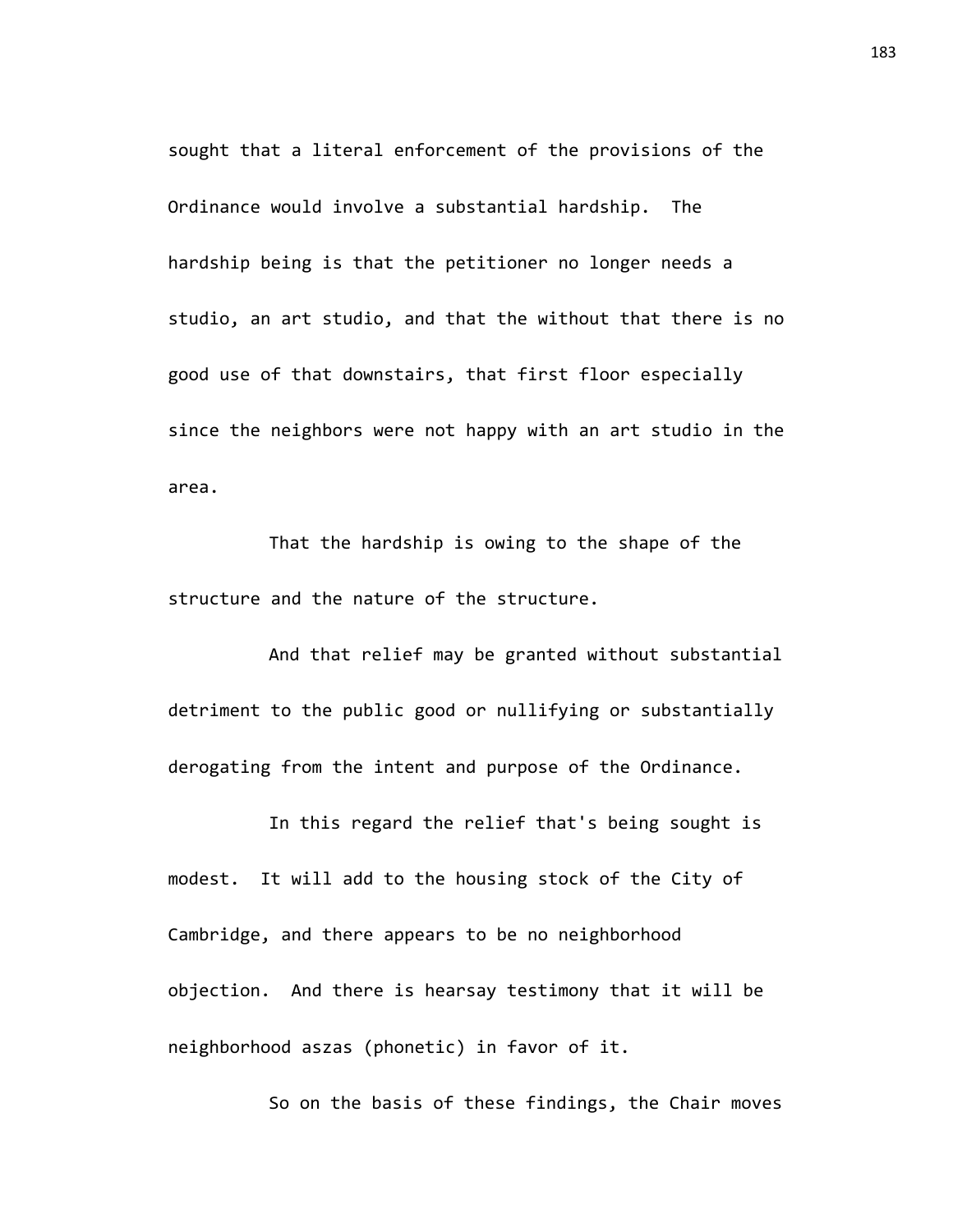sought that a literal enforcement of the provisions of the Ordinance would involve a substantial hardship. The hardship being is that the petitioner no longer needs a studio, an art studio, and that the without that there is no good use of that downstairs, that first floor especially since the neighbors were not happy with an art studio in the area.

That the hardship is owing to the shape of the structure and the nature of the structure.

And that relief may be granted without substantial detriment to the public good or nullifying or substantially derogating from the intent and purpose of the Ordinance.

In this regard the relief that's being sought is modest. It will add to the housing stock of the City of Cambridge, and there appears to be no neighborhood objection. And there is hearsay testimony that it will be neighborhood aszas (phonetic) in favor of it.

So on the basis of these findings, the Chair moves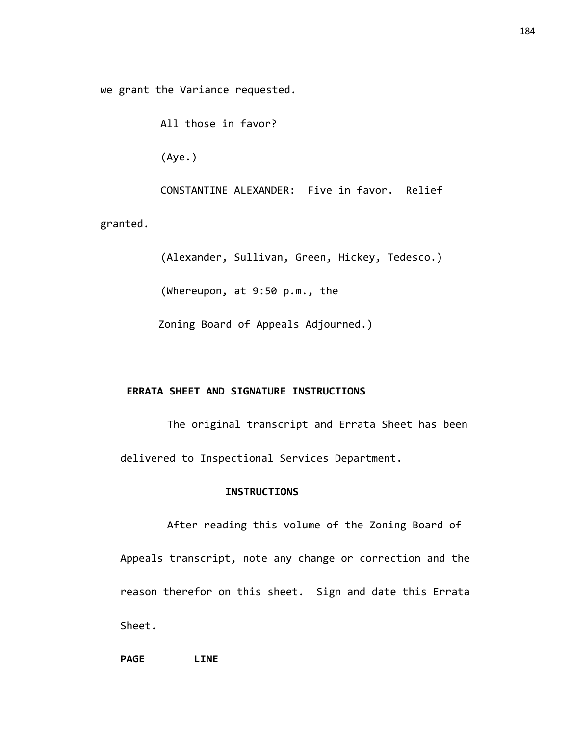we grant the Variance requested.

All those in favor?

(Aye.)

CONSTANTINE ALEXANDER: Five in favor. Relief granted.

(Alexander, Sullivan, Green, Hickey, Tedesco.)

(Whereupon, at 9:50 p.m., the Zoning Board of Appeals Adjourned.)

**ERRATA SHEET AND SIGNATURE INSTRUCTIONS**

The original transcript and Errata Sheet has been delivered to Inspectional Services Department.

**INSTRUCTIONS**

After reading this volume of the Zoning Board of Appeals transcript, note any change or correction and the reason therefor on this sheet. Sign and date this Errata Sheet.

**PAGE LINE**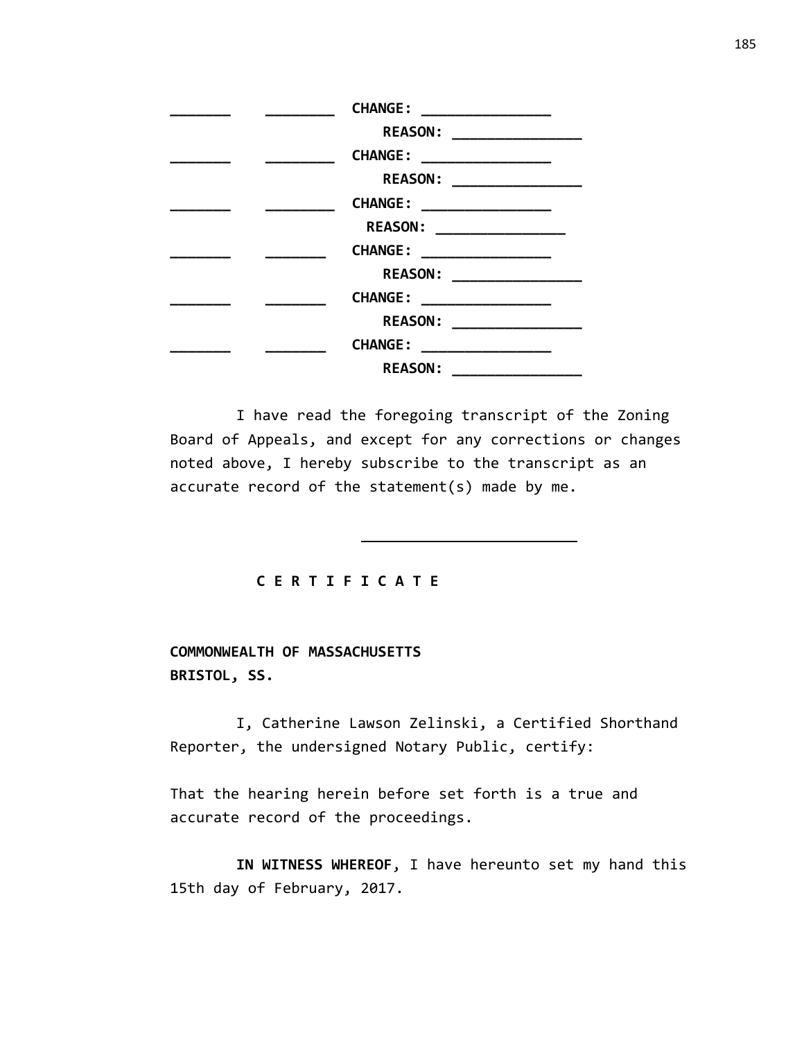_______ ________ **CHANGE: _______________**
**REASON: _______________**
_______ ________ **CHANGE: _______________**
**REASON: _______________**
_______ ________ **CHANGE: _______________**
**REASON: _______________**
_______ _______ **CHANGE: _______________**
**REASON: _______________**
_______ _______ **CHANGE: _______________**
**REASON: _______________**
_______ _______ **CHANGE: _______________**
**REASON: _______________**

I have read the foregoing transcript of the Zoning Board of Appeals, and except for any corrections or changes noted above, I hereby subscribe to the transcript as an accurate record of the statement(s) made by me.

_________________________

**C E R T I F I C A T E**

**COMMONWEALTH OF MASSACHUSETTS**
**BRISTOL, SS.**

I, Catherine Lawson Zelinski, a Certified Shorthand Reporter, the undersigned Notary Public, certify:

That the hearing herein before set forth is a true and accurate record of the proceedings.

**IN WITNESS WHEREOF**, I have hereunto set my hand this 15th day of February, 2017.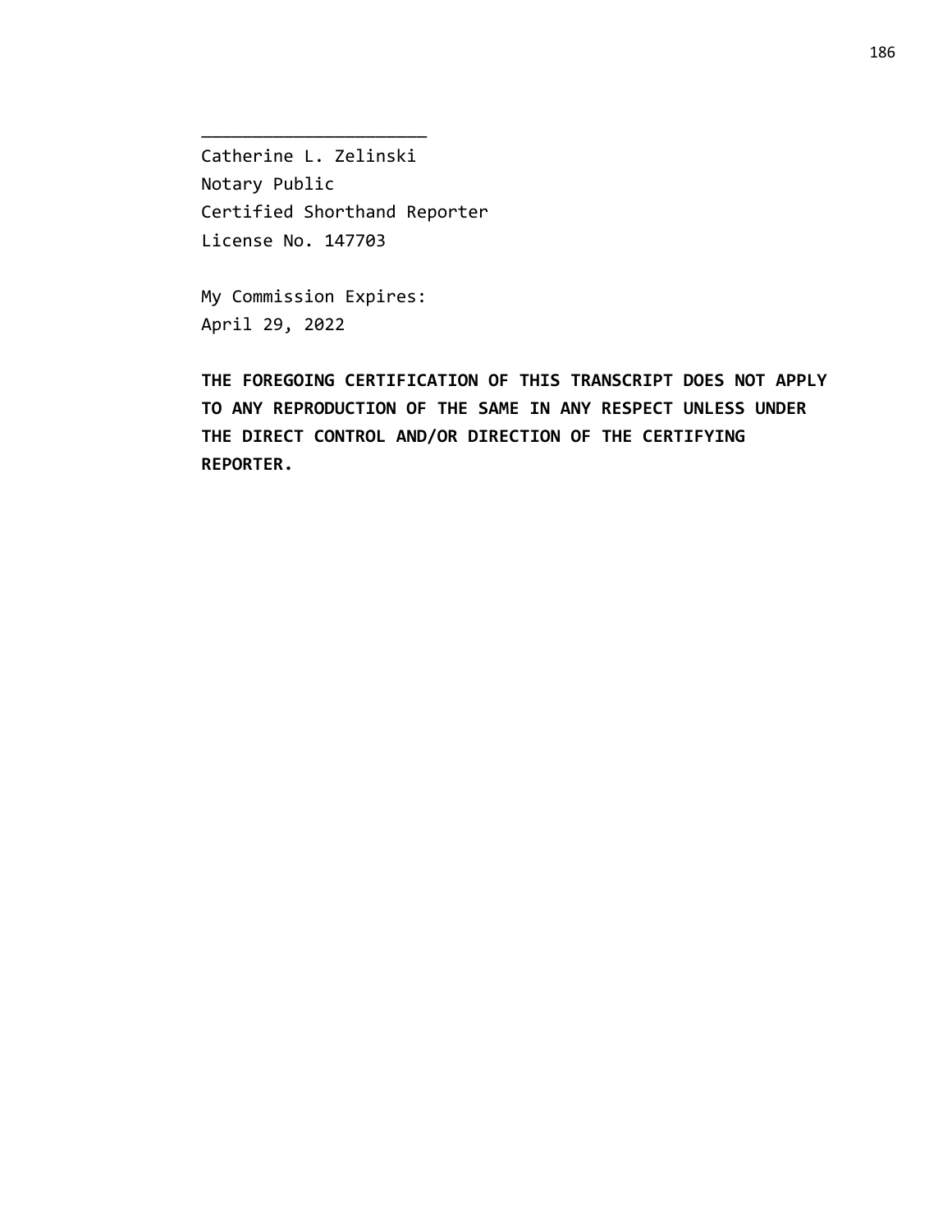______________________

Catherine L. Zelinski
Notary Public
Certified Shorthand Reporter
License No. 147703

My Commission Expires:
April 29, 2022

**THE FOREGOING CERTIFICATION OF THIS TRANSCRIPT DOES NOT APPLY TO ANY REPRODUCTION OF THE SAME IN ANY RESPECT UNLESS UNDER THE DIRECT CONTROL AND/OR DIRECTION OF THE CERTIFYING REPORTER.**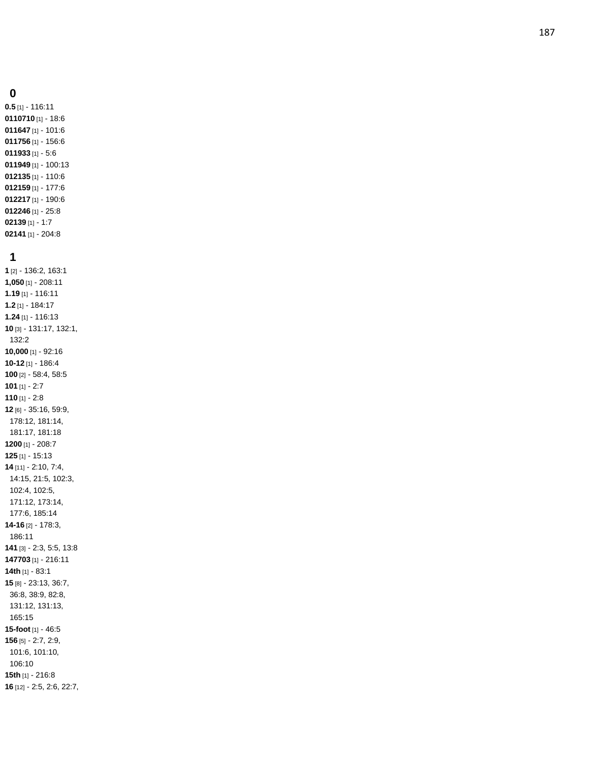## 0

**0.5** [1] - 116:11
**0110710** [1] - 18:6
**011647** [1] - 101:6
**011756** [1] - 156:6
**011933** [1] - 5:6
**011949** [1] - 100:13
**012135** [1] - 110:6
**012159** [1] - 177:6
**012217** [1] - 190:6
**012246** [1] - 25:8
**02139** [1] - 1:7
**02141** [1] - 204:8

## 1

**1** [2] - 136:2, 163:1
**1,050** [1] - 208:11
**1.19** [1] - 116:11
**1.2** [1] - 184:17
**1.24** [1] - 116:13
**10** [3] - 131:17, 132:1, 132:2
**10,000** [1] - 92:16
**10-12** [1] - 186:4
**100** [2] - 58:4, 58:5
**101** [1] - 2:7
**110** [1] - 2:8
**12** [6] - 35:16, 59:9, 178:12, 181:14, 181:17, 181:18
**1200** [1] - 208:7
**125** [1] - 15:13
**14** [11] - 2:10, 7:4, 14:15, 21:5, 102:3, 102:4, 102:5, 171:12, 173:14, 177:6, 185:14
**14-16** [2] - 178:3, 186:11
**141** [3] - 2:3, 5:5, 13:8
**147703** [1] - 216:11
**14th** [1] - 83:1
**15** [8] - 23:13, 36:7, 36:8, 38:9, 82:8, 131:12, 131:13, 165:15
**15-foot** [1] - 46:5
**156** [5] - 2:7, 2:9, 101:6, 101:10, 106:10
**15th** [1] - 216:8
**16** [12] - 2:5, 2:6, 22:7,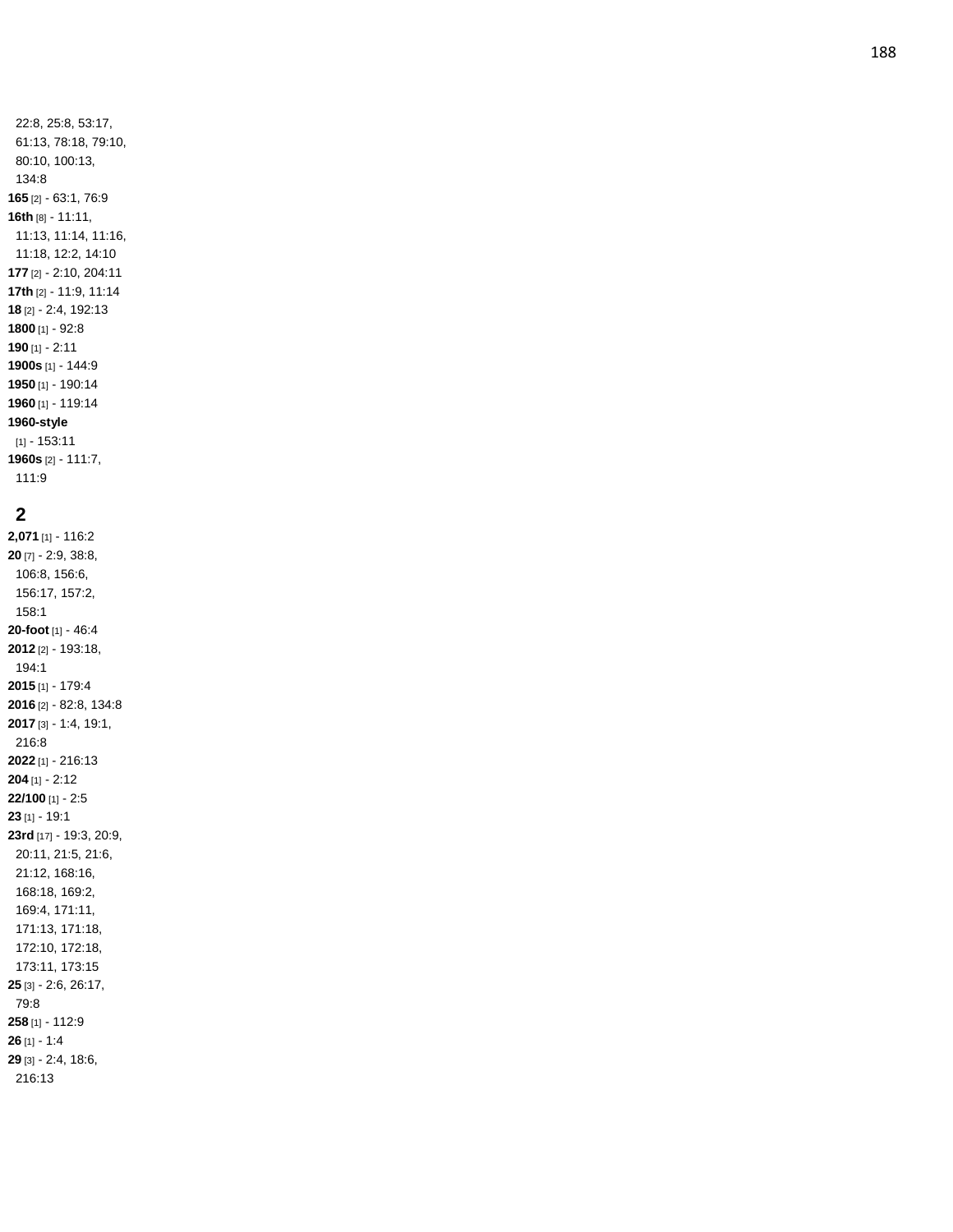22:8, 25:8, 53:17, 61:13, 78:18, 79:10, 80:10, 100:13, 134:8

**165** [2] - 63:1, 76:9

**16th** [8] - 11:11, 11:13, 11:14, 11:16, 11:18, 12:2, 14:10

**177** [2] - 2:10, 204:11

**17th** [2] - 11:9, 11:14

**18** [2] - 2:4, 192:13

**1800** [1] - 92:8

**190** [1] - 2:11

**1900s** [1] - 144:9

**1950** [1] - 190:14

**1960** [1] - 119:14

**1960-style** [1] - 153:11

**1960s** [2] - 111:7, 111:9

## 2

**2,071** [1] - 116:2

**20** [7] - 2:9, 38:8, 106:8, 156:6, 156:17, 157:2, 158:1

**20-foot** [1] - 46:4

**2012** [2] - 193:18, 194:1

**2015** [1] - 179:4

**2016** [2] - 82:8, 134:8

**2017** [3] - 1:4, 19:1, 216:8

**2022** [1] - 216:13

**204** [1] - 2:12

**22/100** [1] - 2:5

**23** [1] - 19:1

**23rd** [17] - 19:3, 20:9, 20:11, 21:5, 21:6, 21:12, 168:16, 168:18, 169:2, 169:4, 171:11, 171:13, 171:18, 172:10, 172:18, 173:11, 173:15

**25** [3] - 2:6, 26:17, 79:8

**258** [1] - 112:9

**26** [1] - 1:4

**29** [3] - 2:4, 18:6, 216:13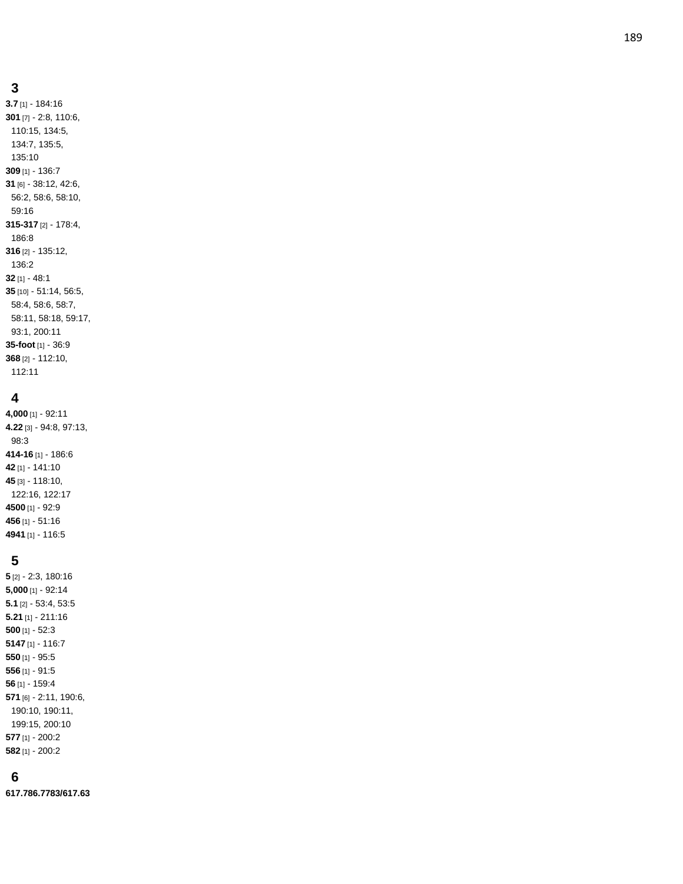## 3

**3.7** [1] - 184:16
**301** [7] - 2:8, 110:6, 110:15, 134:5, 134:7, 135:5, 135:10
**309** [1] - 136:7
**31** [6] - 38:12, 42:6, 56:2, 58:6, 58:10, 59:16
**315-317** [2] - 178:4, 186:8
**316** [2] - 135:12, 136:2
**32** [1] - 48:1
**35** [10] - 51:14, 56:5, 58:4, 58:6, 58:7, 58:11, 58:18, 59:17, 93:1, 200:11
**35-foot** [1] - 36:9
**368** [2] - 112:10, 112:11

## 4

**4,000** [1] - 92:11
**4.22** [3] - 94:8, 97:13, 98:3
**414-16** [1] - 186:6
**42** [1] - 141:10
**45** [3] - 118:10, 122:16, 122:17
**4500** [1] - 92:9
**456** [1] - 51:16
**4941** [1] - 116:5

## 5

**5** [2] - 2:3, 180:16
**5,000** [1] - 92:14
**5.1** [2] - 53:4, 53:5
**5.21** [1] - 211:16
**500** [1] - 52:3
**5147** [1] - 116:7
**550** [1] - 95:5
**556** [1] - 91:5
**56** [1] - 159:4
**571** [6] - 2:11, 190:6, 190:10, 190:11, 199:15, 200:10
**577** [1] - 200:2
**582** [1] - 200:2

## 6

**617.786.7783/617.63**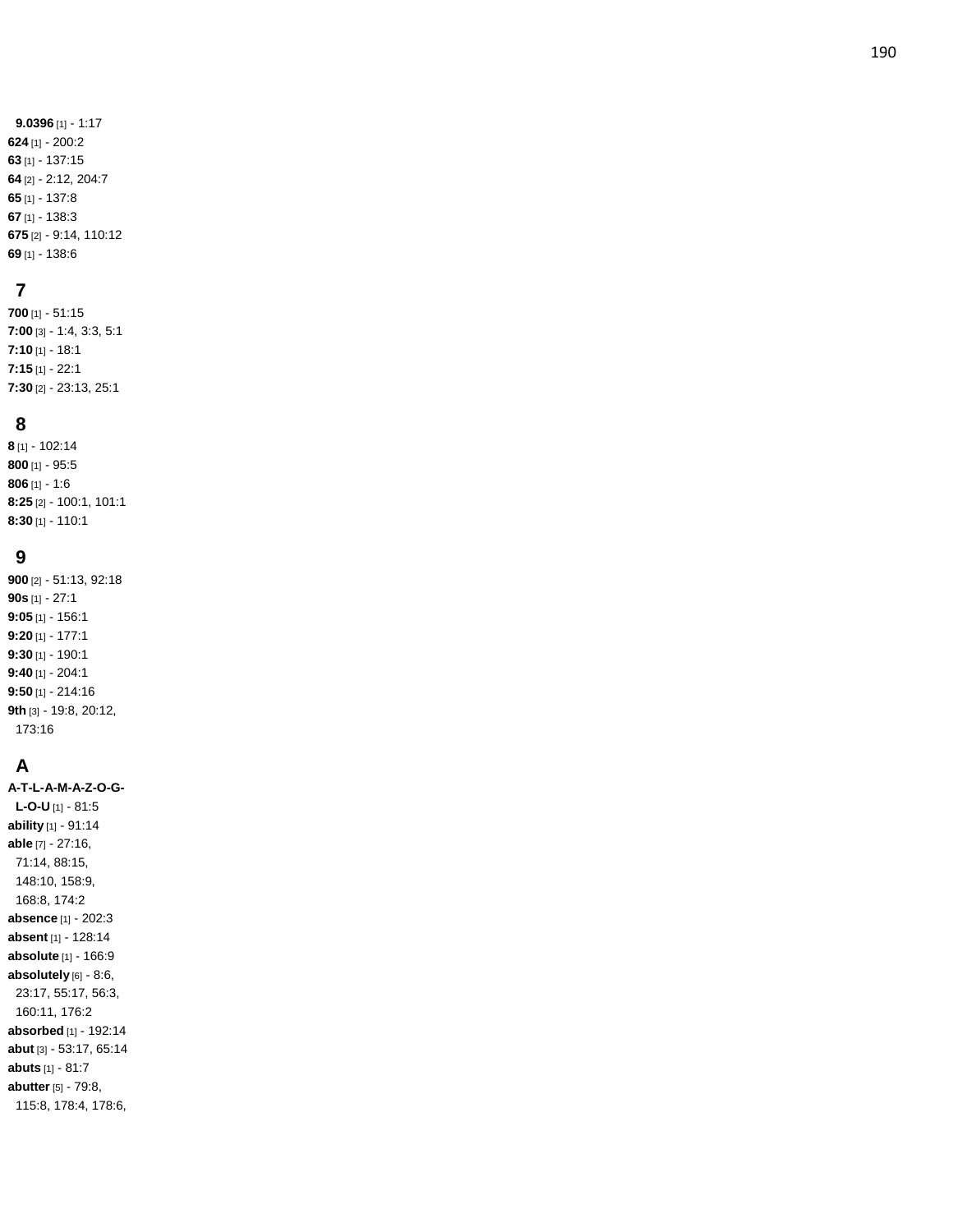**9.0396** [1] - 1:17
**624** [1] - 200:2
**63** [1] - 137:15
**64** [2] - 2:12, 204:7
**65** [1] - 137:8
**67** [1] - 138:3
**675** [2] - 9:14, 110:12
**69** [1] - 138:6

## 7

**700** [1] - 51:15
**7:00** [3] - 1:4, 3:3, 5:1
**7:10** [1] - 18:1
**7:15** [1] - 22:1
**7:30** [2] - 23:13, 25:1

## 8

**8** [1] - 102:14
**800** [1] - 95:5
**806** [1] - 1:6
**8:25** [2] - 100:1, 101:1
**8:30** [1] - 110:1

## 9

**900** [2] - 51:13, 92:18
**90s** [1] - 27:1
**9:05** [1] - 156:1
**9:20** [1] - 177:1
**9:30** [1] - 190:1
**9:40** [1] - 204:1
**9:50** [1] - 214:16
**9th** [3] - 19:8, 20:12, 173:16

## A

**A-T-L-A-M-A-Z-O-G-L-O-U** [1] - 81:5
**ability** [1] - 91:14
**able** [7] - 27:16, 71:14, 88:15, 148:10, 158:9, 168:8, 174:2
**absence** [1] - 202:3
**absent** [1] - 128:14
**absolute** [1] - 166:9
**absolutely** [6] - 8:6, 23:17, 55:17, 56:3, 160:11, 176:2
**absorbed** [1] - 192:14
**abut** [3] - 53:17, 65:14
**abuts** [1] - 81:7
**abutter** [5] - 79:8, 115:8, 178:4, 178:6,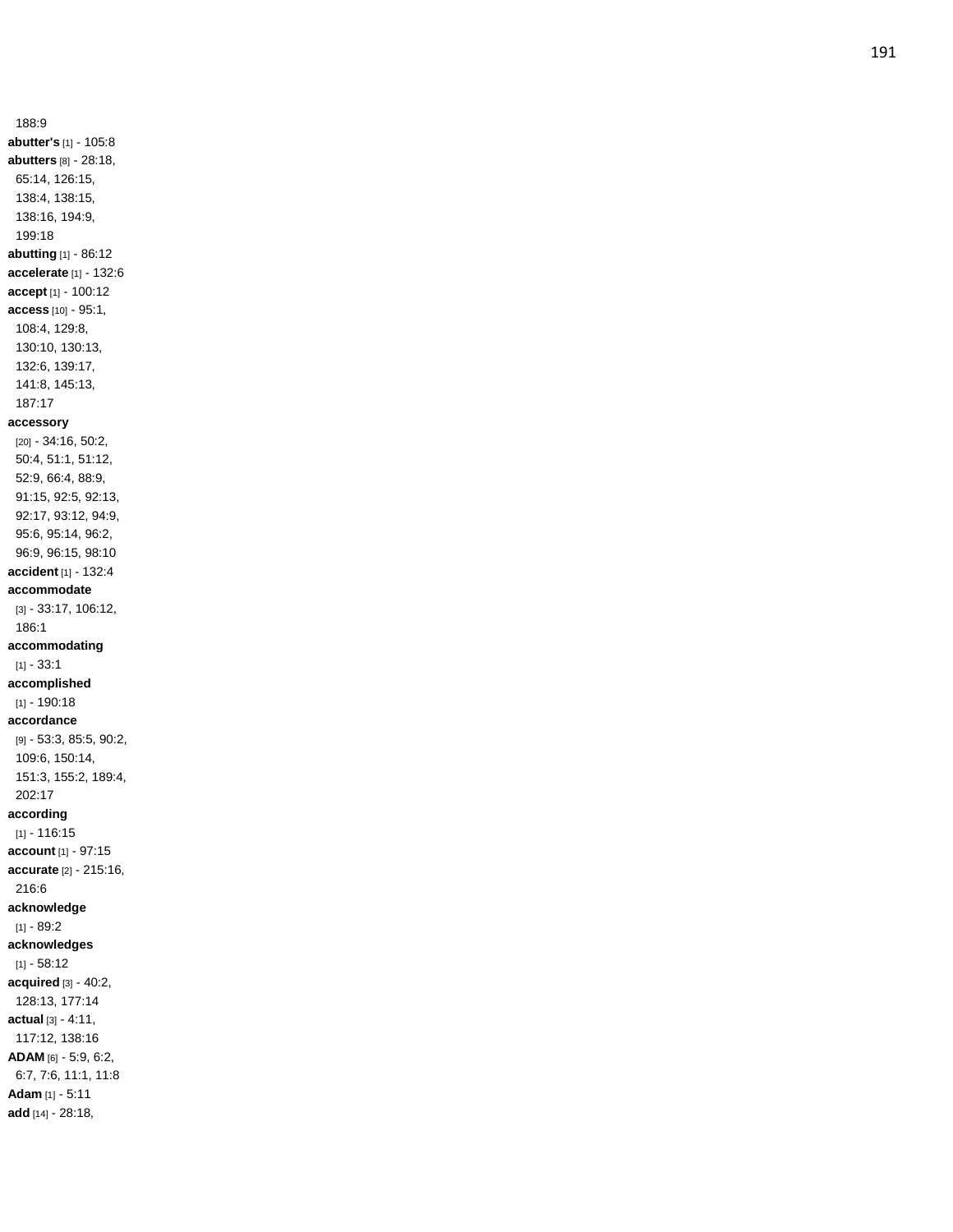188:9

**abutter's** [1] - 105:8

**abutters** [8] - 28:18, 65:14, 126:15, 138:4, 138:15, 138:16, 194:9, 199:18

**abutting** [1] - 86:12

**accelerate** [1] - 132:6

**accept** [1] - 100:12

**access** [10] - 95:1, 108:4, 129:8, 130:10, 130:13, 132:6, 139:17, 141:8, 145:13, 187:17

**accessory** [20] - 34:16, 50:2, 50:4, 51:1, 51:12, 52:9, 66:4, 88:9, 91:15, 92:5, 92:13, 92:17, 93:12, 94:9, 95:6, 95:14, 96:2, 96:9, 96:15, 98:10

**accident** [1] - 132:4

**accommodate** [3] - 33:17, 106:12, 186:1

**accommodating** [1] - 33:1

**accomplished** [1] - 190:18

**accordance** [9] - 53:3, 85:5, 90:2, 109:6, 150:14, 151:3, 155:2, 189:4, 202:17

**according** [1] - 116:15

**account** [1] - 97:15

**accurate** [2] - 215:16, 216:6

**acknowledge** [1] - 89:2

**acknowledges** [1] - 58:12

**acquired** [3] - 40:2, 128:13, 177:14

**actual** [3] - 4:11, 117:12, 138:16

**ADAM** [6] - 5:9, 6:2, 6:7, 7:6, 11:1, 11:8

**Adam** [1] - 5:11

**add** [14] - 28:18,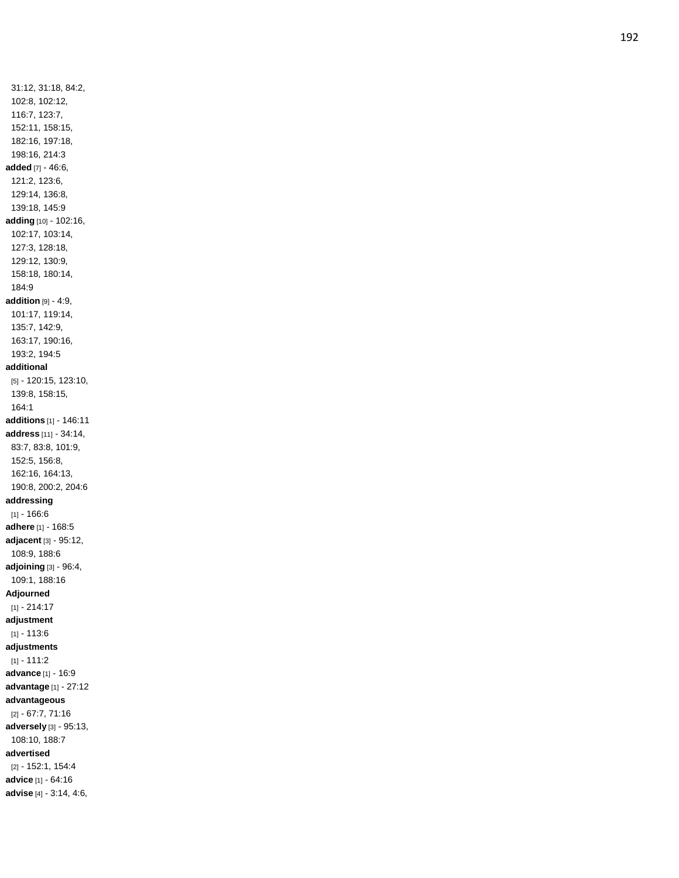31:12, 31:18, 84:2, 102:8, 102:12, 116:7, 123:7, 152:11, 158:15, 182:16, 197:18, 198:16, 214:3

**added** [7] - 46:6, 121:2, 123:6, 129:14, 136:8, 139:18, 145:9

**adding** [10] - 102:16, 102:17, 103:14, 127:3, 128:18, 129:12, 130:9, 158:18, 180:14, 184:9

**addition** [9] - 4:9, 101:17, 119:14, 135:7, 142:9, 163:17, 190:16, 193:2, 194:5

**additional** [5] - 120:15, 123:10, 139:8, 158:15, 164:1

**additions** [1] - 146:11

**address** [11] - 34:14, 83:7, 83:8, 101:9, 152:5, 156:8, 162:16, 164:13, 190:8, 200:2, 204:6

**addressing** [1] - 166:6

**adhere** [1] - 168:5

**adjacent** [3] - 95:12, 108:9, 188:6

**adjoining** [3] - 96:4, 109:1, 188:16

**Adjourned** [1] - 214:17

**adjustment** [1] - 113:6

**adjustments** [1] - 111:2

**advance** [1] - 16:9

**advantage** [1] - 27:12

**advantageous** [2] - 67:7, 71:16

**adversely** [3] - 95:13, 108:10, 188:7

**advertised** [2] - 152:1, 154:4

**advice** [1] - 64:16

**advise** [4] - 3:14, 4:6,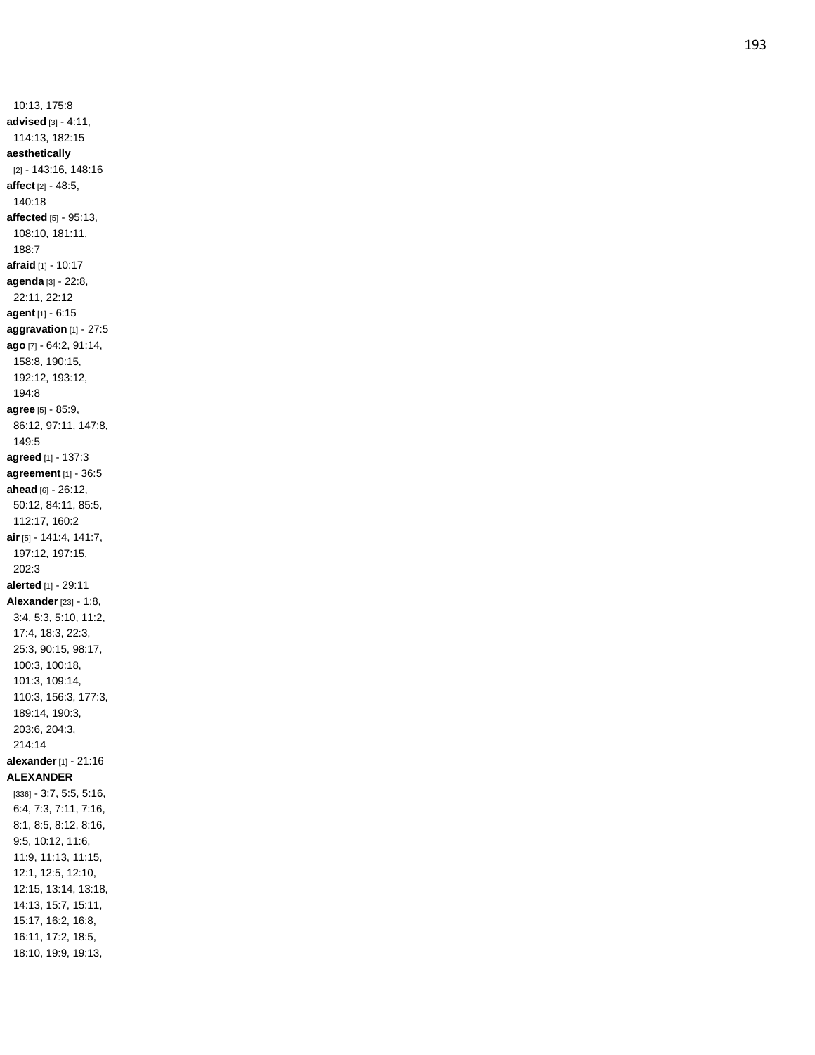10:13, 175:8
**advised** [3] - 4:11, 114:13, 182:15
**aesthetically** [2] - 143:16, 148:16
**affect** [2] - 48:5, 140:18
**affected** [5] - 95:13, 108:10, 181:11, 188:7
**afraid** [1] - 10:17
**agenda** [3] - 22:8, 22:11, 22:12
**agent** [1] - 6:15
**aggravation** [1] - 27:5
**ago** [7] - 64:2, 91:14, 158:8, 190:15, 192:12, 193:12, 194:8
**agree** [5] - 85:9, 86:12, 97:11, 147:8, 149:5
**agreed** [1] - 137:3
**agreement** [1] - 36:5
**ahead** [6] - 26:12, 50:12, 84:11, 85:5, 112:17, 160:2
**air** [5] - 141:4, 141:7, 197:12, 197:15, 202:3
**alerted** [1] - 29:11
**Alexander** [23] - 1:8, 3:4, 5:3, 5:10, 11:2, 17:4, 18:3, 22:3, 25:3, 90:15, 98:17, 100:3, 100:18, 101:3, 109:14, 110:3, 156:3, 177:3, 189:14, 190:3, 203:6, 204:3, 214:14
**alexander** [1] - 21:16
**ALEXANDER** [336] - 3:7, 5:5, 5:16, 6:4, 7:3, 7:11, 7:16, 8:1, 8:5, 8:12, 8:16, 9:5, 10:12, 11:6, 11:9, 11:13, 11:15, 12:1, 12:5, 12:10, 12:15, 13:14, 13:18, 14:13, 15:7, 15:11, 15:17, 16:2, 16:8, 16:11, 17:2, 18:5, 18:10, 19:9, 19:13,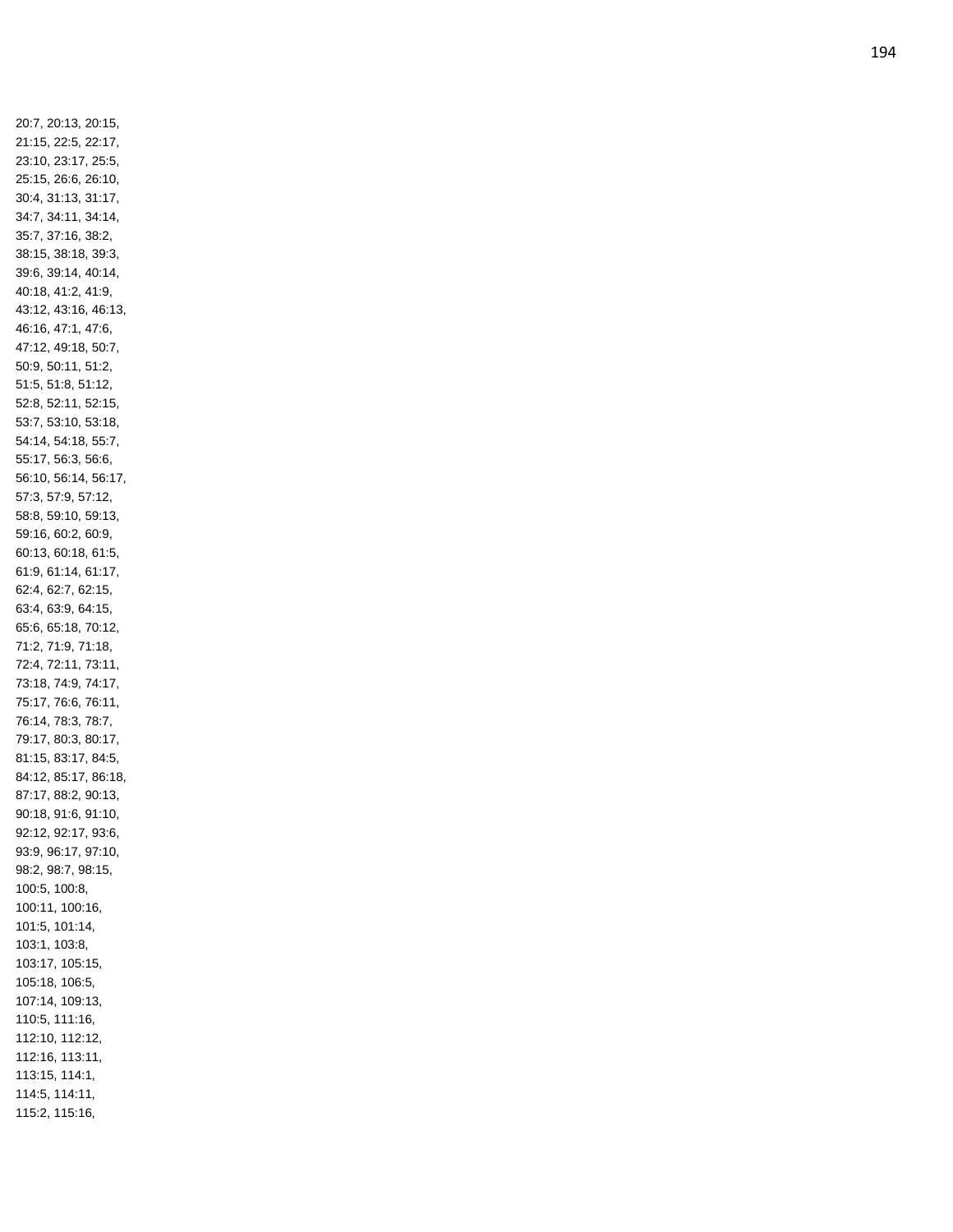20:7, 20:13, 20:15,
21:15, 22:5, 22:17,
23:10, 23:17, 25:5,
25:15, 26:6, 26:10,
30:4, 31:13, 31:17,
34:7, 34:11, 34:14,
35:7, 37:16, 38:2,
38:15, 38:18, 39:3,
39:6, 39:14, 40:14,
40:18, 41:2, 41:9,
43:12, 43:16, 46:13,
46:16, 47:1, 47:6,
47:12, 49:18, 50:7,
50:9, 50:11, 51:2,
51:5, 51:8, 51:12,
52:8, 52:11, 52:15,
53:7, 53:10, 53:18,
54:14, 54:18, 55:7,
55:17, 56:3, 56:6,
56:10, 56:14, 56:17,
57:3, 57:9, 57:12,
58:8, 59:10, 59:13,
59:16, 60:2, 60:9,
60:13, 60:18, 61:5,
61:9, 61:14, 61:17,
62:4, 62:7, 62:15,
63:4, 63:9, 64:15,
65:6, 65:18, 70:12,
71:2, 71:9, 71:18,
72:4, 72:11, 73:11,
73:18, 74:9, 74:17,
75:17, 76:6, 76:11,
76:14, 78:3, 78:7,
79:17, 80:3, 80:17,
81:15, 83:17, 84:5,
84:12, 85:17, 86:18,
87:17, 88:2, 90:13,
90:18, 91:6, 91:10,
92:12, 92:17, 93:6,
93:9, 96:17, 97:10,
98:2, 98:7, 98:15,
100:5, 100:8,
100:11, 100:16,
101:5, 101:14,
103:1, 103:8,
103:17, 105:15,
105:18, 106:5,
107:14, 109:13,
110:5, 111:16,
112:10, 112:12,
112:16, 113:11,
113:15, 114:1,
114:5, 114:11,
115:2, 115:16,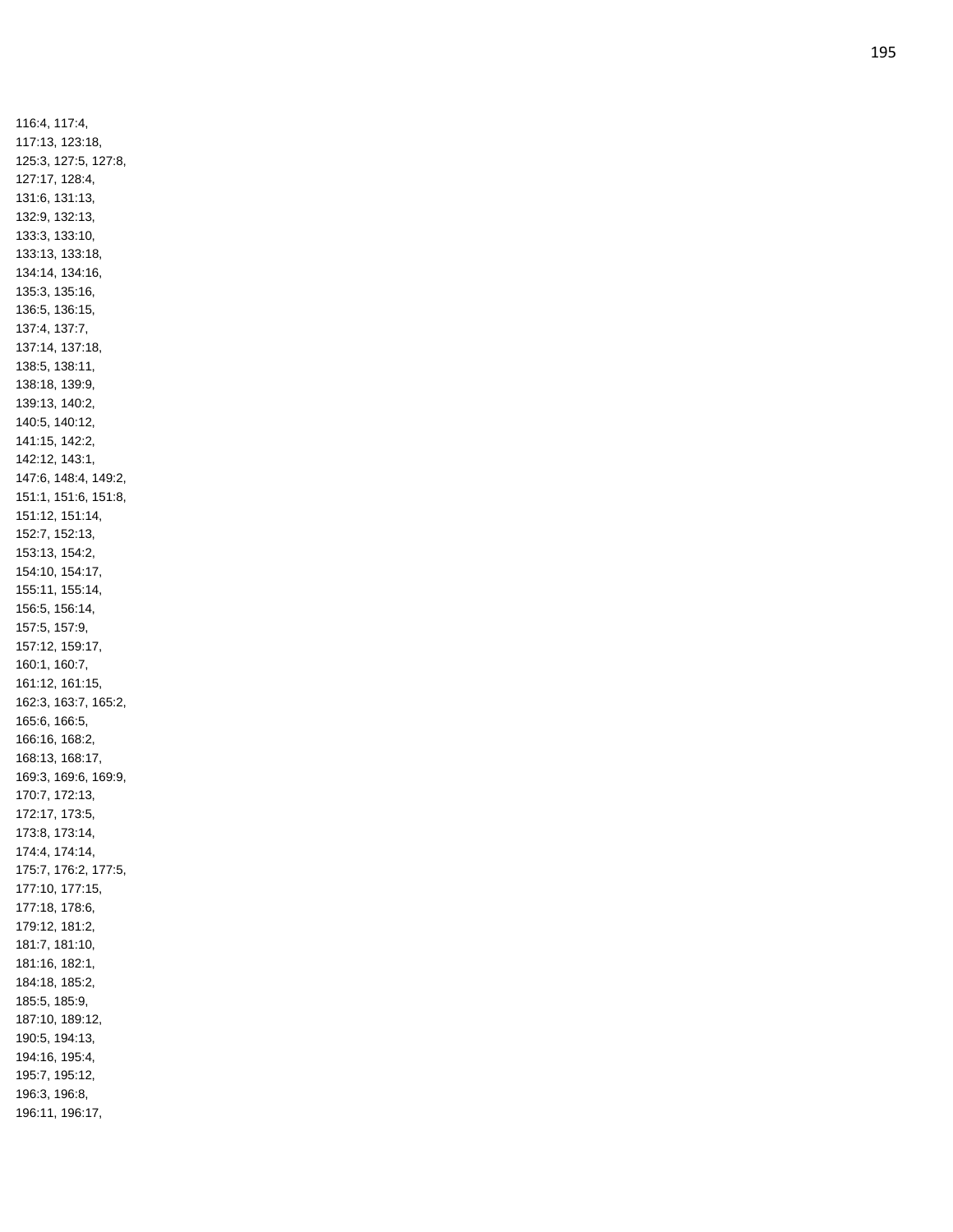116:4, 117:4,
117:13, 123:18,
125:3, 127:5, 127:8,
127:17, 128:4,
131:6, 131:13,
132:9, 132:13,
133:3, 133:10,
133:13, 133:18,
134:14, 134:16,
135:3, 135:16,
136:5, 136:15,
137:4, 137:7,
137:14, 137:18,
138:5, 138:11,
138:18, 139:9,
139:13, 140:2,
140:5, 140:12,
141:15, 142:2,
142:12, 143:1,
147:6, 148:4, 149:2,
151:1, 151:6, 151:8,
151:12, 151:14,
152:7, 152:13,
153:13, 154:2,
154:10, 154:17,
155:11, 155:14,
156:5, 156:14,
157:5, 157:9,
157:12, 159:17,
160:1, 160:7,
161:12, 161:15,
162:3, 163:7, 165:2,
165:6, 166:5,
166:16, 168:2,
168:13, 168:17,
169:3, 169:6, 169:9,
170:7, 172:13,
172:17, 173:5,
173:8, 173:14,
174:4, 174:14,
175:7, 176:2, 177:5,
177:10, 177:15,
177:18, 178:6,
179:12, 181:2,
181:7, 181:10,
181:16, 182:1,
184:18, 185:2,
185:5, 185:9,
187:10, 189:12,
190:5, 194:13,
194:16, 195:4,
195:7, 195:12,
196:3, 196:8,
196:11, 196:17,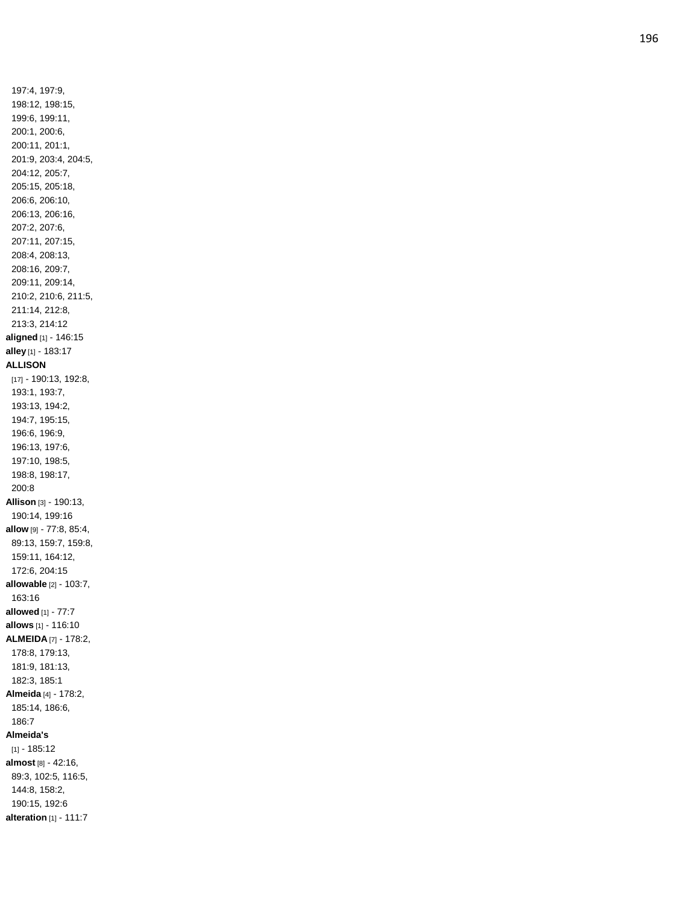197:4, 197:9, 198:12, 198:15, 199:6, 199:11, 200:1, 200:6, 200:11, 201:1, 201:9, 203:4, 204:5, 204:12, 205:7, 205:15, 205:18, 206:6, 206:10, 206:13, 206:16, 207:2, 207:6, 207:11, 207:15, 208:4, 208:13, 208:16, 209:7, 209:11, 209:14, 210:2, 210:6, 211:5, 211:14, 212:8, 213:3, 214:12

**aligned** [1] - 146:15

**alley** [1] - 183:17

**ALLISON** [17] - 190:13, 192:8, 193:1, 193:7, 193:13, 194:2, 194:7, 195:15, 196:6, 196:9, 196:13, 197:6, 197:10, 198:5, 198:8, 198:17, 200:8

**Allison** [3] - 190:13, 190:14, 199:16

**allow** [9] - 77:8, 85:4, 89:13, 159:7, 159:8, 159:11, 164:12, 172:6, 204:15

**allowable** [2] - 103:7, 163:16

**allowed** [1] - 77:7

**allows** [1] - 116:10

**ALMEIDA** [7] - 178:2, 178:8, 179:13, 181:9, 181:13, 182:3, 185:1

**Almeida** [4] - 178:2, 185:14, 186:6, 186:7

**Almeida's** [1] - 185:12

**almost** [8] - 42:16, 89:3, 102:5, 116:5, 144:8, 158:2, 190:15, 192:6

**alteration** [1] - 111:7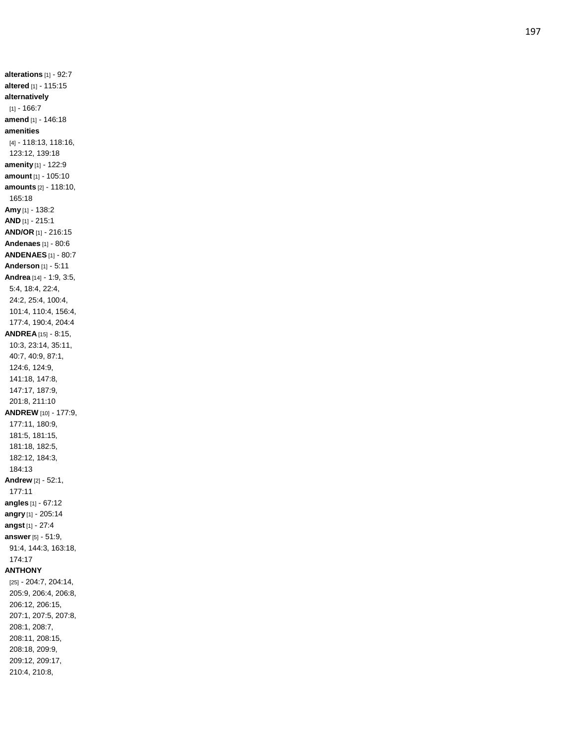**alterations** [1] - 92:7
**altered** [1] - 115:15
**alternatively** [1] - 166:7
**amend** [1] - 146:18
**amenities** [4] - 118:13, 118:16, 123:12, 139:18
**amenity** [1] - 122:9
**amount** [1] - 105:10
**amounts** [2] - 118:10, 165:18
**Amy** [1] - 138:2
**AND** [1] - 215:1
**AND/OR** [1] - 216:15
**Andenaes** [1] - 80:6
**ANDENAES** [1] - 80:7
**Anderson** [1] - 5:11
**Andrea** [14] - 1:9, 3:5, 5:4, 18:4, 22:4, 24:2, 25:4, 100:4, 101:4, 110:4, 156:4, 177:4, 190:4, 204:4
**ANDREA** [15] - 8:15, 10:3, 23:14, 35:11, 40:7, 40:9, 87:1, 124:6, 124:9, 141:18, 147:8, 147:17, 187:9, 201:8, 211:10
**ANDREW** [10] - 177:9, 177:11, 180:9, 181:5, 181:15, 181:18, 182:5, 182:12, 184:3, 184:13
**Andrew** [2] - 52:1, 177:11
**angles** [1] - 67:12
**angry** [1] - 205:14
**angst** [1] - 27:4
**answer** [5] - 51:9, 91:4, 144:3, 163:18, 174:17
**ANTHONY** [25] - 204:7, 204:14, 205:9, 206:4, 206:8, 206:12, 206:15, 207:1, 207:5, 207:8, 208:1, 208:7, 208:11, 208:15, 208:18, 209:9, 209:12, 209:17, 210:4, 210:8,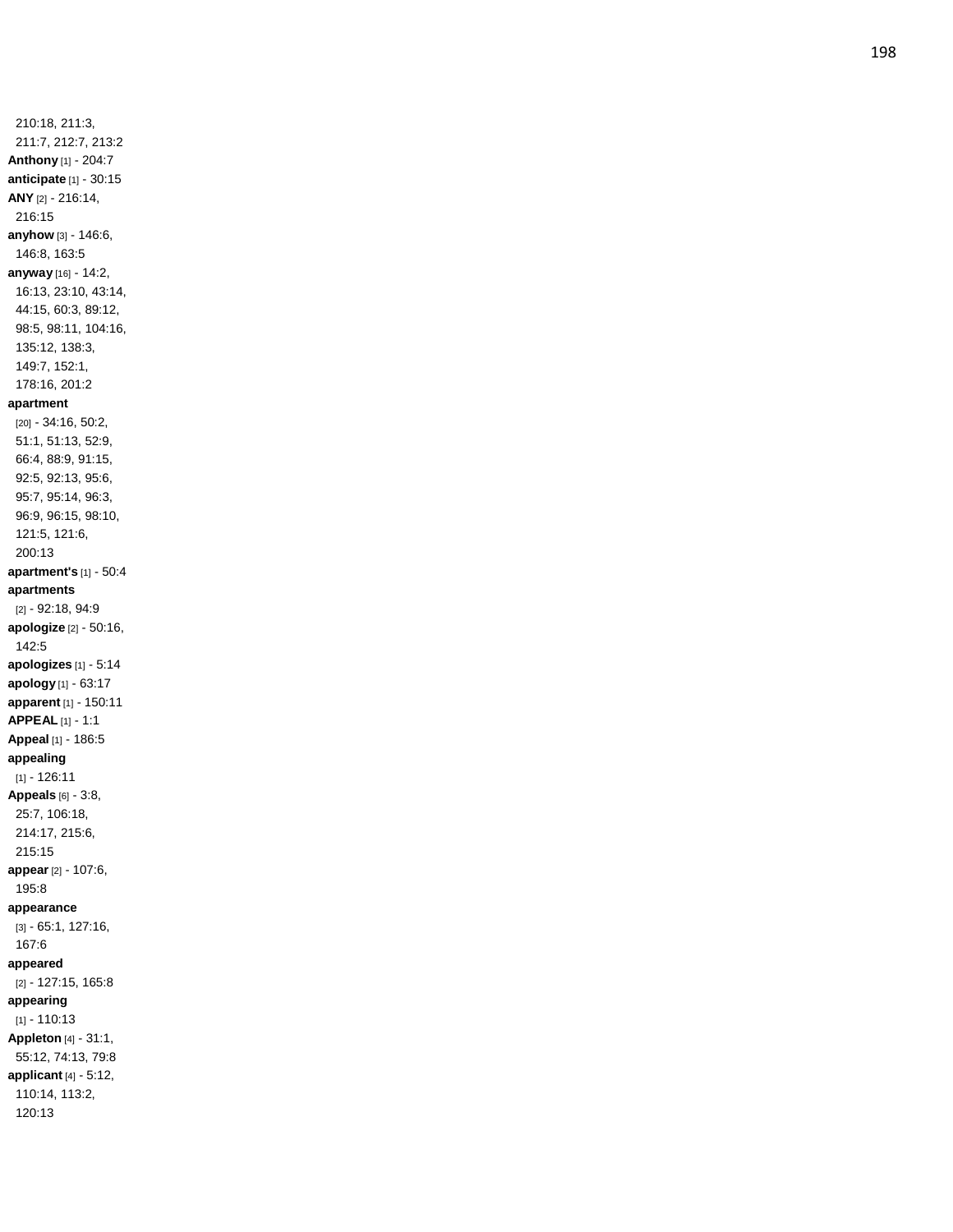210:18, 211:3, 211:7, 212:7, 213:2

**Anthony** [1] - 204:7

**anticipate** [1] - 30:15

**ANY** [2] - 216:14, 216:15

**anyhow** [3] - 146:6, 146:8, 163:5

**anyway** [16] - 14:2, 16:13, 23:10, 43:14, 44:15, 60:3, 89:12, 98:5, 98:11, 104:16, 135:12, 138:3, 149:7, 152:1, 178:16, 201:2

**apartment** [20] - 34:16, 50:2, 51:1, 51:13, 52:9, 66:4, 88:9, 91:15, 92:5, 92:13, 95:6, 95:7, 95:14, 96:3, 96:9, 96:15, 98:10, 121:5, 121:6, 200:13

**apartment's** [1] - 50:4

**apartments** [2] - 92:18, 94:9

**apologize** [2] - 50:16, 142:5

**apologizes** [1] - 5:14

**apology** [1] - 63:17

**apparent** [1] - 150:11

**APPEAL** [1] - 1:1

**Appeal** [1] - 186:5

**appealing** [1] - 126:11

**Appeals** [6] - 3:8, 25:7, 106:18, 214:17, 215:6, 215:15

**appear** [2] - 107:6, 195:8

**appearance** [3] - 65:1, 127:16, 167:6

**appeared** [2] - 127:15, 165:8

**appearing** [1] - 110:13

**Appleton** [4] - 31:1, 55:12, 74:13, 79:8

**applicant** [4] - 5:12, 110:14, 113:2, 120:13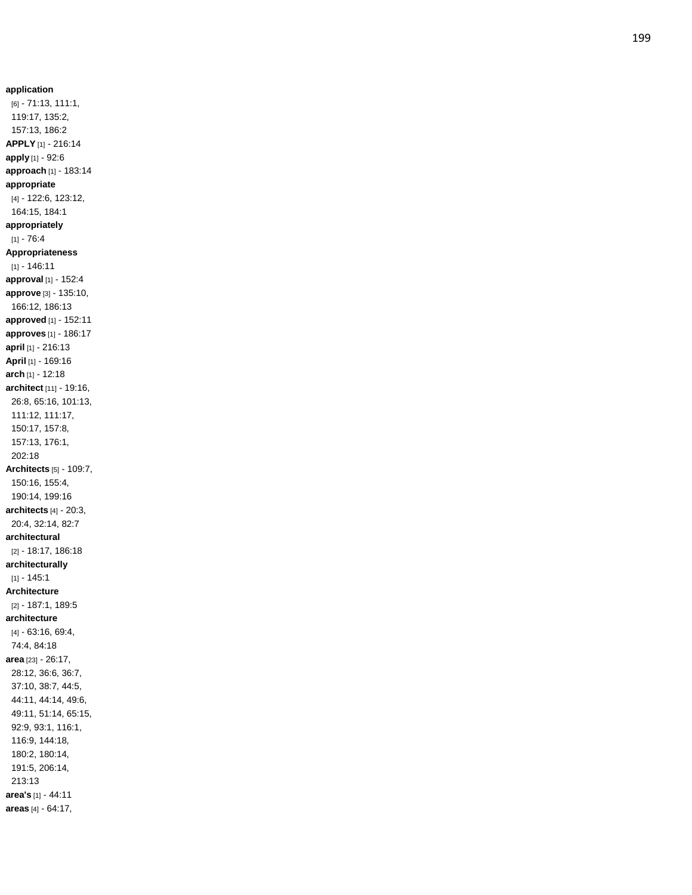**application** [6] - 71:13, 111:1, 119:17, 135:2, 157:13, 186:2
**APPLY** [1] - 216:14
**apply** [1] - 92:6
**approach** [1] - 183:14
**appropriate** [4] - 122:6, 123:12, 164:15, 184:1
**appropriately** [1] - 76:4
**Appropriateness** [1] - 146:11
**approval** [1] - 152:4
**approve** [3] - 135:10, 166:12, 186:13
**approved** [1] - 152:11
**approves** [1] - 186:17
**april** [1] - 216:13
**April** [1] - 169:16
**arch** [1] - 12:18
**architect** [11] - 19:16, 26:8, 65:16, 101:13, 111:12, 111:17, 150:17, 157:8, 157:13, 176:1, 202:18
**Architects** [5] - 109:7, 150:16, 155:4, 190:14, 199:16
**architects** [4] - 20:3, 20:4, 32:14, 82:7
**architectural** [2] - 18:17, 186:18
**architecturally** [1] - 145:1
**Architecture** [2] - 187:1, 189:5
**architecture** [4] - 63:16, 69:4, 74:4, 84:18
**area** [23] - 26:17, 28:12, 36:6, 36:7, 37:10, 38:7, 44:5, 44:11, 44:14, 49:6, 49:11, 51:14, 65:15, 92:9, 93:1, 116:1, 116:9, 144:18, 180:2, 180:14, 191:5, 206:14, 213:13
**area's** [1] - 44:11
**areas** [4] - 64:17,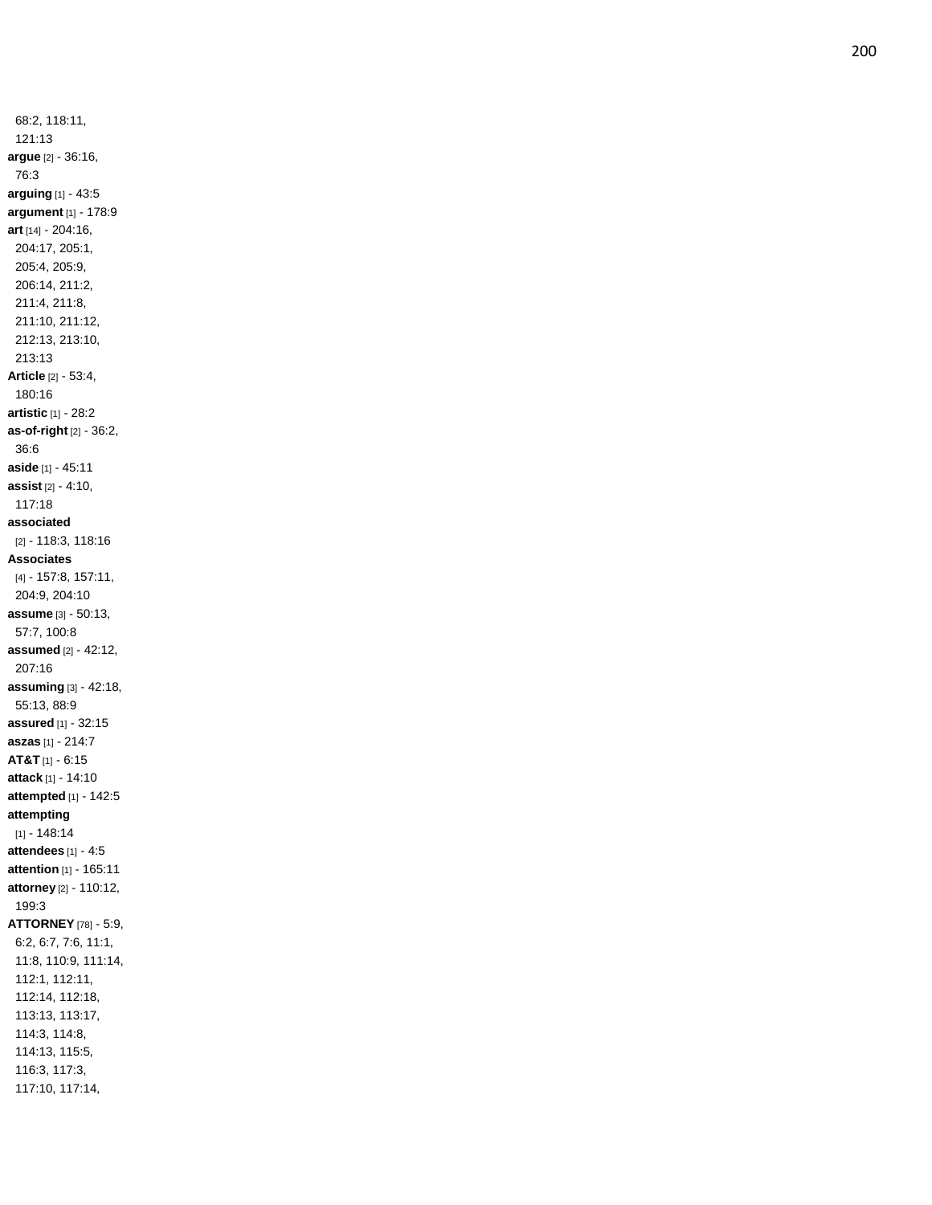68:2, 118:11, 121:13

**argue** [2] - 36:16, 76:3

**arguing** [1] - 43:5

**argument** [1] - 178:9

**art** [14] - 204:16, 204:17, 205:1, 205:4, 205:9, 206:14, 211:2, 211:4, 211:8, 211:10, 211:12, 212:13, 213:10, 213:13

**Article** [2] - 53:4, 180:16

**artistic** [1] - 28:2

**as-of-right** [2] - 36:2, 36:6

**aside** [1] - 45:11

**assist** [2] - 4:10, 117:18

**associated** [2] - 118:3, 118:16

**Associates** [4] - 157:8, 157:11, 204:9, 204:10

**assume** [3] - 50:13, 57:7, 100:8

**assumed** [2] - 42:12, 207:16

**assuming** [3] - 42:18, 55:13, 88:9

**assured** [1] - 32:15

**aszas** [1] - 214:7

**AT&T** [1] - 6:15

**attack** [1] - 14:10

**attempted** [1] - 142:5

**attempting** [1] - 148:14

**attendees** [1] - 4:5

**attention** [1] - 165:11

**attorney** [2] - 110:12, 199:3

**ATTORNEY** [78] - 5:9, 6:2, 6:7, 7:6, 11:1, 11:8, 110:9, 111:14, 112:1, 112:11, 112:14, 112:18, 113:13, 113:17, 114:3, 114:8, 114:13, 115:5, 116:3, 117:3, 117:10, 117:14,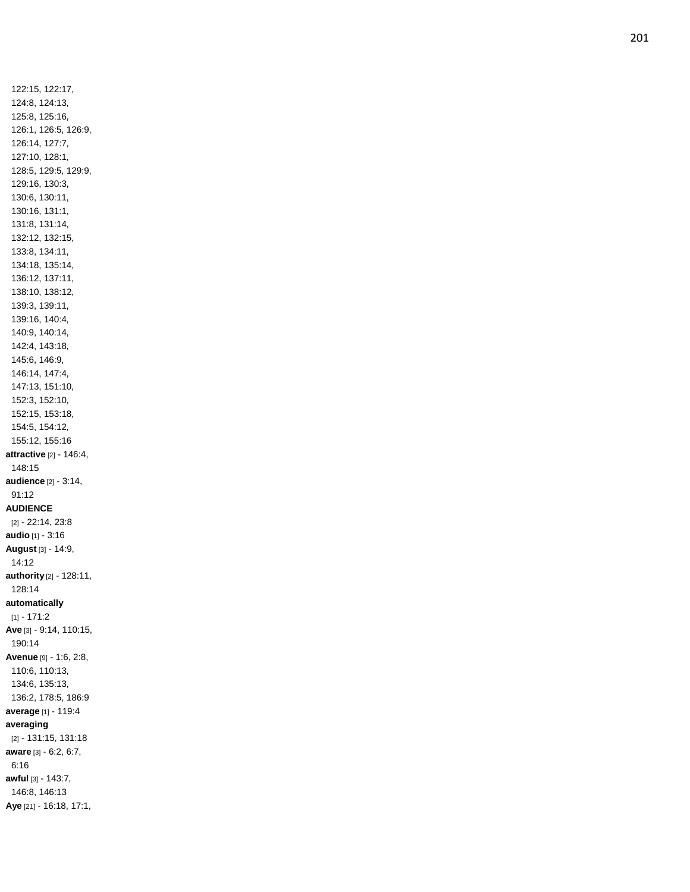122:15, 122:17, 124:8, 124:13, 125:8, 125:16, 126:1, 126:5, 126:9, 126:14, 127:7, 127:10, 128:1, 128:5, 129:5, 129:9, 129:16, 130:3, 130:6, 130:11, 130:16, 131:1, 131:8, 131:14, 132:12, 132:15, 133:8, 134:11, 134:18, 135:14, 136:12, 137:11, 138:10, 138:12, 139:3, 139:11, 139:16, 140:4, 140:9, 140:14, 142:4, 143:18, 145:6, 146:9, 146:14, 147:4, 147:13, 151:10, 152:3, 152:10, 152:15, 153:18, 154:5, 154:12, 155:12, 155:16

**attractive** [2] - 146:4, 148:15

**audience** [2] - 3:14, 91:12

**AUDIENCE** [2] - 22:14, 23:8

**audio** [1] - 3:16

**August** [3] - 14:9, 14:12

**authority** [2] - 128:11, 128:14

**automatically** [1] - 171:2

**Ave** [3] - 9:14, 110:15, 190:14

**Avenue** [9] - 1:6, 2:8, 110:6, 110:13, 134:6, 135:13, 136:2, 178:5, 186:9

**average** [1] - 119:4

**averaging** [2] - 131:15, 131:18

**aware** [3] - 6:2, 6:7, 6:16

**awful** [3] - 143:7, 146:8, 146:13

**Aye** [21] - 16:18, 17:1,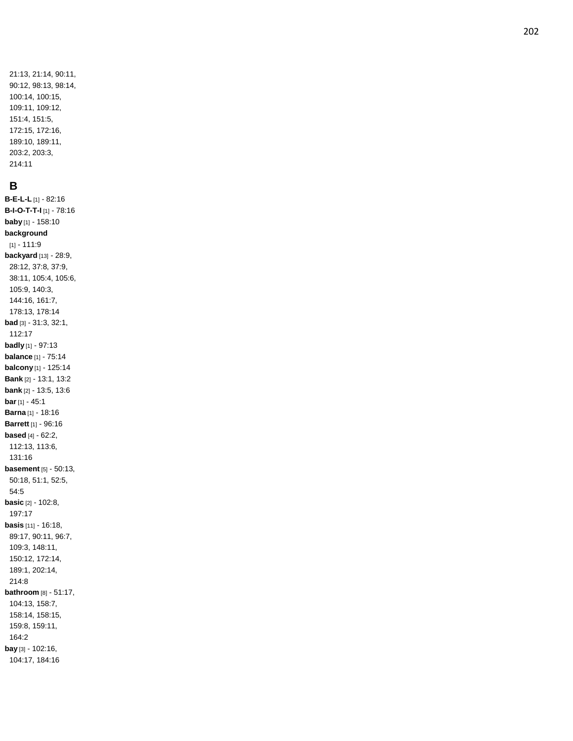21:13, 21:14, 90:11, 90:12, 98:13, 98:14, 100:14, 100:15, 109:11, 109:12, 151:4, 151:5, 172:15, 172:16, 189:10, 189:11, 203:2, 203:3, 214:11

## B

**B-E-L-L** [1] - 82:16
**B-I-O-T-T-I** [1] - 78:16
**baby** [1] - 158:10
**background** [1] - 111:9
**backyard** [13] - 28:9, 28:12, 37:8, 37:9, 38:11, 105:4, 105:6, 105:9, 140:3, 144:16, 161:7, 178:13, 178:14
**bad** [3] - 31:3, 32:1, 112:17
**badly** [1] - 97:13
**balance** [1] - 75:14
**balcony** [1] - 125:14
**Bank** [2] - 13:1, 13:2
**bank** [2] - 13:5, 13:6
**bar** [1] - 45:1
**Barna** [1] - 18:16
**Barrett** [1] - 96:16
**based** [4] - 62:2, 112:13, 113:6, 131:16
**basement** [5] - 50:13, 50:18, 51:1, 52:5, 54:5
**basic** [2] - 102:8, 197:17
**basis** [11] - 16:18, 89:17, 90:11, 96:7, 109:3, 148:11, 150:12, 172:14, 189:1, 202:14, 214:8
**bathroom** [8] - 51:17, 104:13, 158:7, 158:14, 158:15, 159:8, 159:11, 164:2
**bay** [3] - 102:16, 104:17, 184:16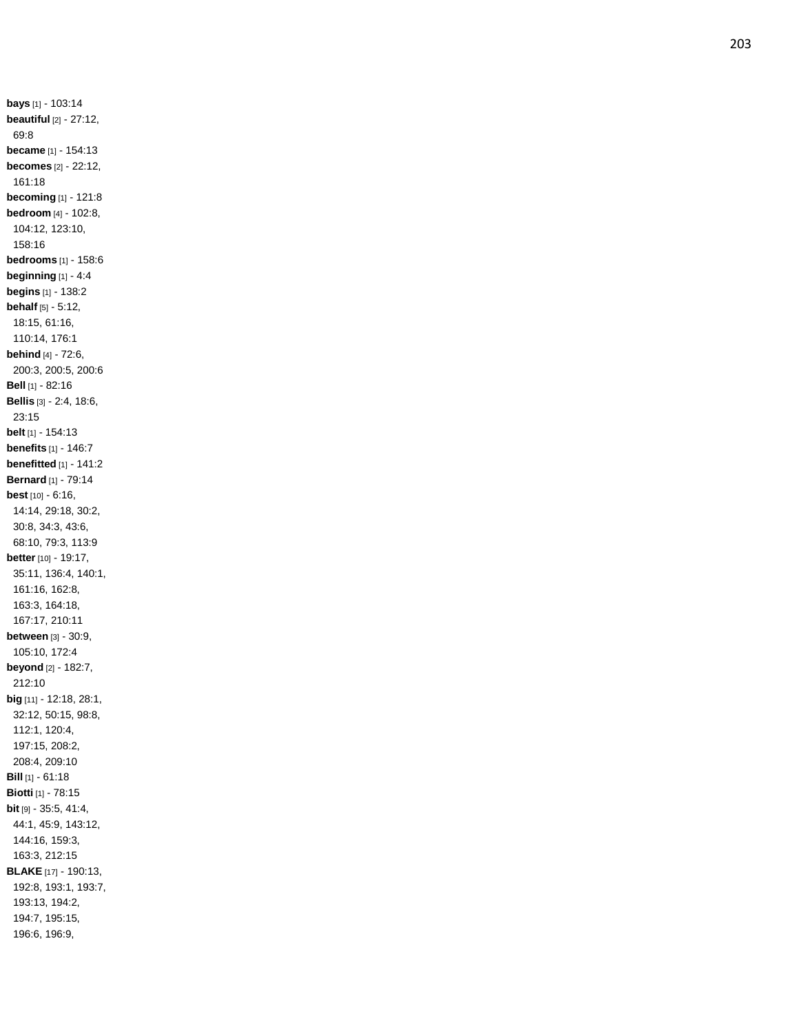**bays** [1] - 103:14
**beautiful** [2] - 27:12, 69:8
**became** [1] - 154:13
**becomes** [2] - 22:12, 161:18
**becoming** [1] - 121:8
**bedroom** [4] - 102:8, 104:12, 123:10, 158:16
**bedrooms** [1] - 158:6
**beginning** [1] - 4:4
**begins** [1] - 138:2
**behalf** [5] - 5:12, 18:15, 61:16, 110:14, 176:1
**behind** [4] - 72:6, 200:3, 200:5, 200:6
**Bell** [1] - 82:16
**Bellis** [3] - 2:4, 18:6, 23:15
**belt** [1] - 154:13
**benefits** [1] - 146:7
**benefitted** [1] - 141:2
**Bernard** [1] - 79:14
**best** [10] - 6:16, 14:14, 29:18, 30:2, 30:8, 34:3, 43:6, 68:10, 79:3, 113:9
**better** [10] - 19:17, 35:11, 136:4, 140:1, 161:16, 162:8, 163:3, 164:18, 167:17, 210:11
**between** [3] - 30:9, 105:10, 172:4
**beyond** [2] - 182:7, 212:10
**big** [11] - 12:18, 28:1, 32:12, 50:15, 98:8, 112:1, 120:4, 197:15, 208:2, 208:4, 209:10
**Bill** [1] - 61:18
**Biotti** [1] - 78:15
**bit** [9] - 35:5, 41:4, 44:1, 45:9, 143:12, 144:16, 159:3, 163:3, 212:15
**BLAKE** [17] - 190:13, 192:8, 193:1, 193:7, 193:13, 194:2, 194:7, 195:15, 196:6, 196:9,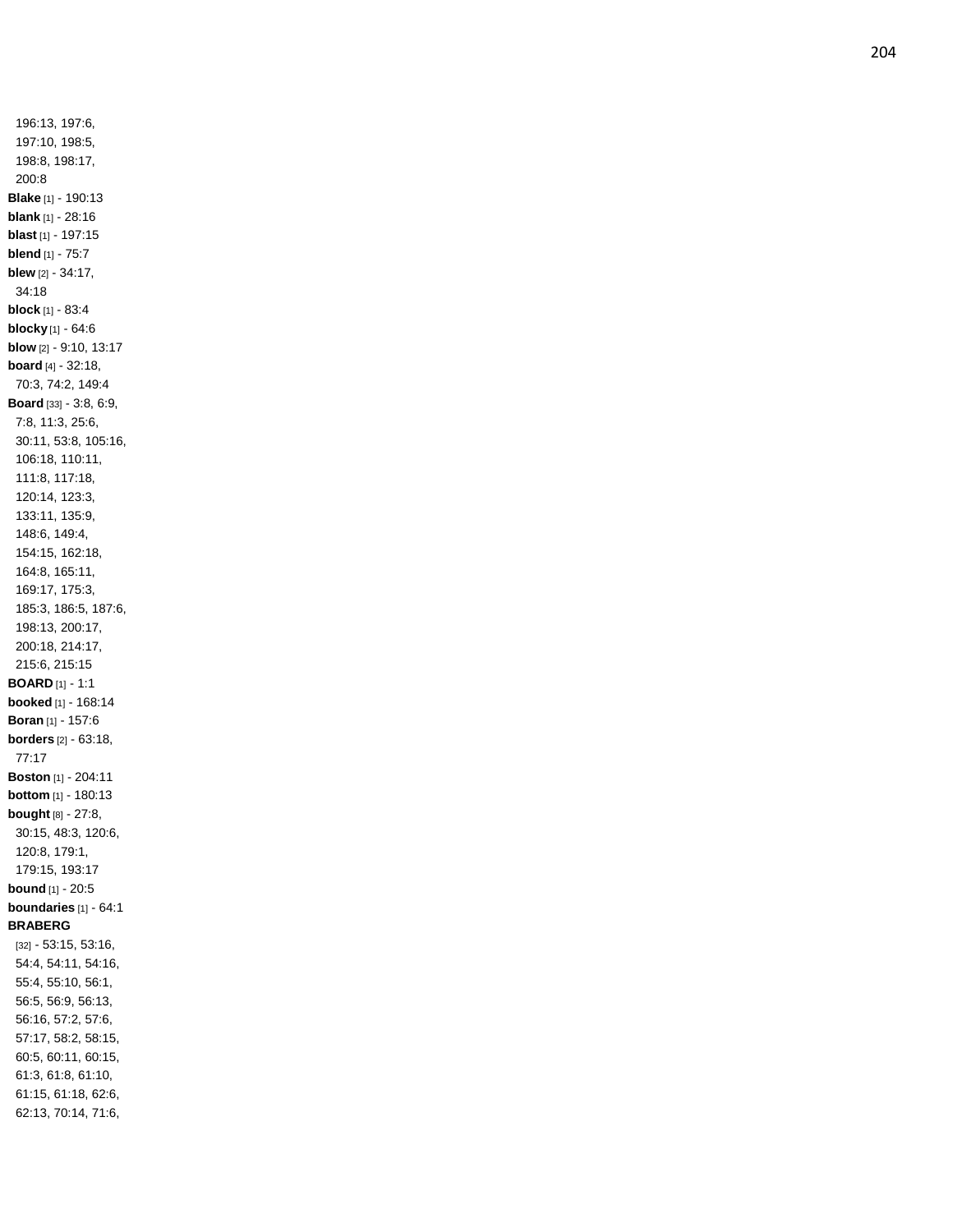196:13, 197:6, 197:10, 198:5, 198:8, 198:17, 200:8

**Blake** [1] - 190:13

**blank** [1] - 28:16

**blast** [1] - 197:15

**blend** [1] - 75:7

**blew** [2] - 34:17, 34:18

**block** [1] - 83:4

**blocky** [1] - 64:6

**blow** [2] - 9:10, 13:17

**board** [4] - 32:18, 70:3, 74:2, 149:4

**Board** [33] - 3:8, 6:9, 7:8, 11:3, 25:6, 30:11, 53:8, 105:16, 106:18, 110:11, 111:8, 117:18, 120:14, 123:3, 133:11, 135:9, 148:6, 149:4, 154:15, 162:18, 164:8, 165:11, 169:17, 175:3, 185:3, 186:5, 187:6, 198:13, 200:17, 200:18, 214:17, 215:6, 215:15

**BOARD** [1] - 1:1

**booked** [1] - 168:14

**Boran** [1] - 157:6

**borders** [2] - 63:18, 77:17

**Boston** [1] - 204:11

**bottom** [1] - 180:13

**bought** [8] - 27:8, 30:15, 48:3, 120:6, 120:8, 179:1, 179:15, 193:17

**bound** [1] - 20:5

**boundaries** [1] - 64:1

**BRABERG** [32] - 53:15, 53:16, 54:4, 54:11, 54:16, 55:4, 55:10, 56:1, 56:5, 56:9, 56:13, 56:16, 57:2, 57:6, 57:17, 58:2, 58:15, 60:5, 60:11, 60:15, 61:3, 61:8, 61:10, 61:15, 61:18, 62:6, 62:13, 70:14, 71:6,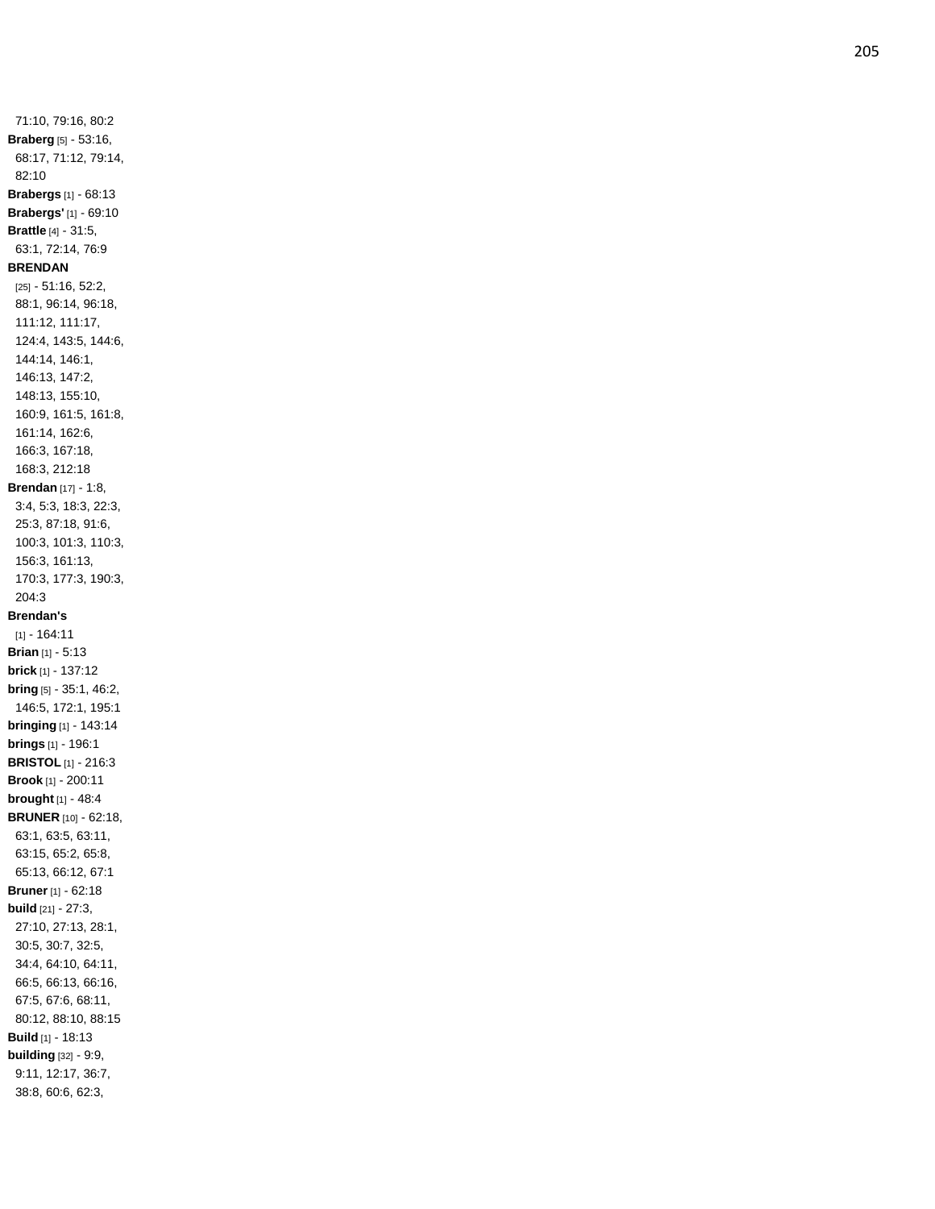71:10, 79:16, 80:2

**Braberg** [5] - 53:16, 68:17, 71:12, 79:14, 82:10

**Brabergs** [1] - 68:13

**Brabergs'** [1] - 69:10

**Brattle** [4] - 31:5, 63:1, 72:14, 76:9

**BRENDAN** [25] - 51:16, 52:2, 88:1, 96:14, 96:18, 111:12, 111:17, 124:4, 143:5, 144:6, 144:14, 146:1, 146:13, 147:2, 148:13, 155:10, 160:9, 161:5, 161:8, 161:14, 162:6, 166:3, 167:18, 168:3, 212:18

**Brendan** [17] - 1:8, 3:4, 5:3, 18:3, 22:3, 25:3, 87:18, 91:6, 100:3, 101:3, 110:3, 156:3, 161:13, 170:3, 177:3, 190:3, 204:3

**Brendan's** [1] - 164:11

**Brian** [1] - 5:13

**brick** [1] - 137:12

**bring** [5] - 35:1, 46:2, 146:5, 172:1, 195:1

**bringing** [1] - 143:14

**brings** [1] - 196:1

**BRISTOL** [1] - 216:3

**Brook** [1] - 200:11

**brought** [1] - 48:4

**BRUNER** [10] - 62:18, 63:1, 63:5, 63:11, 63:15, 65:2, 65:8, 65:13, 66:12, 67:1

**Bruner** [1] - 62:18

**build** [21] - 27:3, 27:10, 27:13, 28:1, 30:5, 30:7, 32:5, 34:4, 64:10, 64:11, 66:5, 66:13, 66:16, 67:5, 67:6, 68:11, 80:12, 88:10, 88:15

**Build** [1] - 18:13

**building** [32] - 9:9, 9:11, 12:17, 36:7, 38:8, 60:6, 62:3,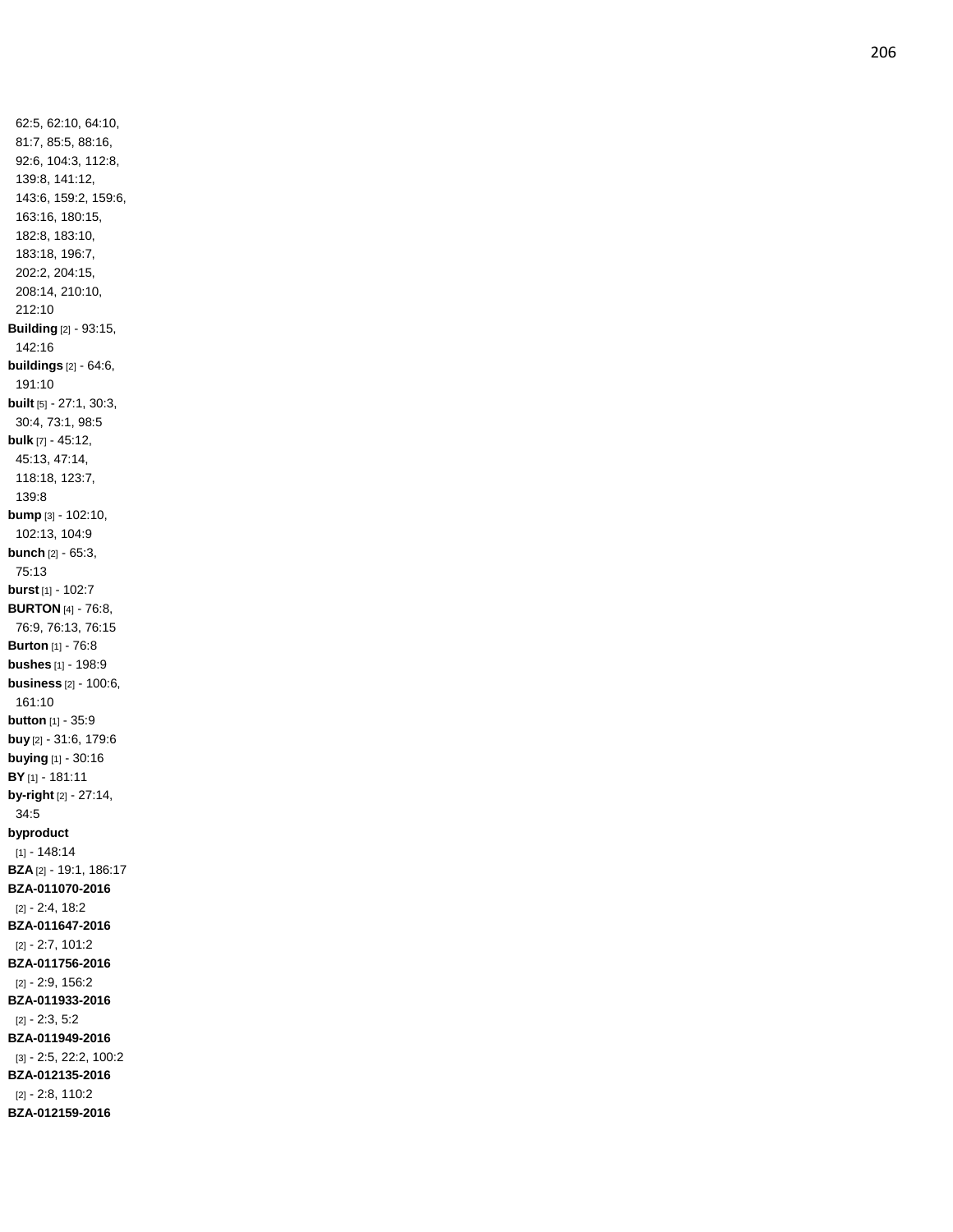62:5, 62:10, 64:10, 81:7, 85:5, 88:16, 92:6, 104:3, 112:8, 139:8, 141:12, 143:6, 159:2, 159:6, 163:16, 180:15, 182:8, 183:10, 183:18, 196:7, 202:2, 204:15, 208:14, 210:10, 212:10

**Building** [2] - 93:15, 142:16

**buildings** [2] - 64:6, 191:10

**built** [5] - 27:1, 30:3, 30:4, 73:1, 98:5

**bulk** [7] - 45:12, 45:13, 47:14, 118:18, 123:7, 139:8

**bump** [3] - 102:10, 102:13, 104:9

**bunch** [2] - 65:3, 75:13

**burst** [1] - 102:7

**BURTON** [4] - 76:8, 76:9, 76:13, 76:15

**Burton** [1] - 76:8

**bushes** [1] - 198:9

**business** [2] - 100:6, 161:10

**button** [1] - 35:9

**buy** [2] - 31:6, 179:6

**buying** [1] - 30:16

**BY** [1] - 181:11

**by-right** [2] - 27:14, 34:5

**byproduct** [1] - 148:14

**BZA** [2] - 19:1, 186:17

**BZA-011070-2016** [2] - 2:4, 18:2

**BZA-011647-2016** [2] - 2:7, 101:2

**BZA-011756-2016** [2] - 2:9, 156:2

**BZA-011933-2016** [2] - 2:3, 5:2

**BZA-011949-2016** [3] - 2:5, 22:2, 100:2

**BZA-012135-2016** [2] - 2:8, 110:2

**BZA-012159-2016**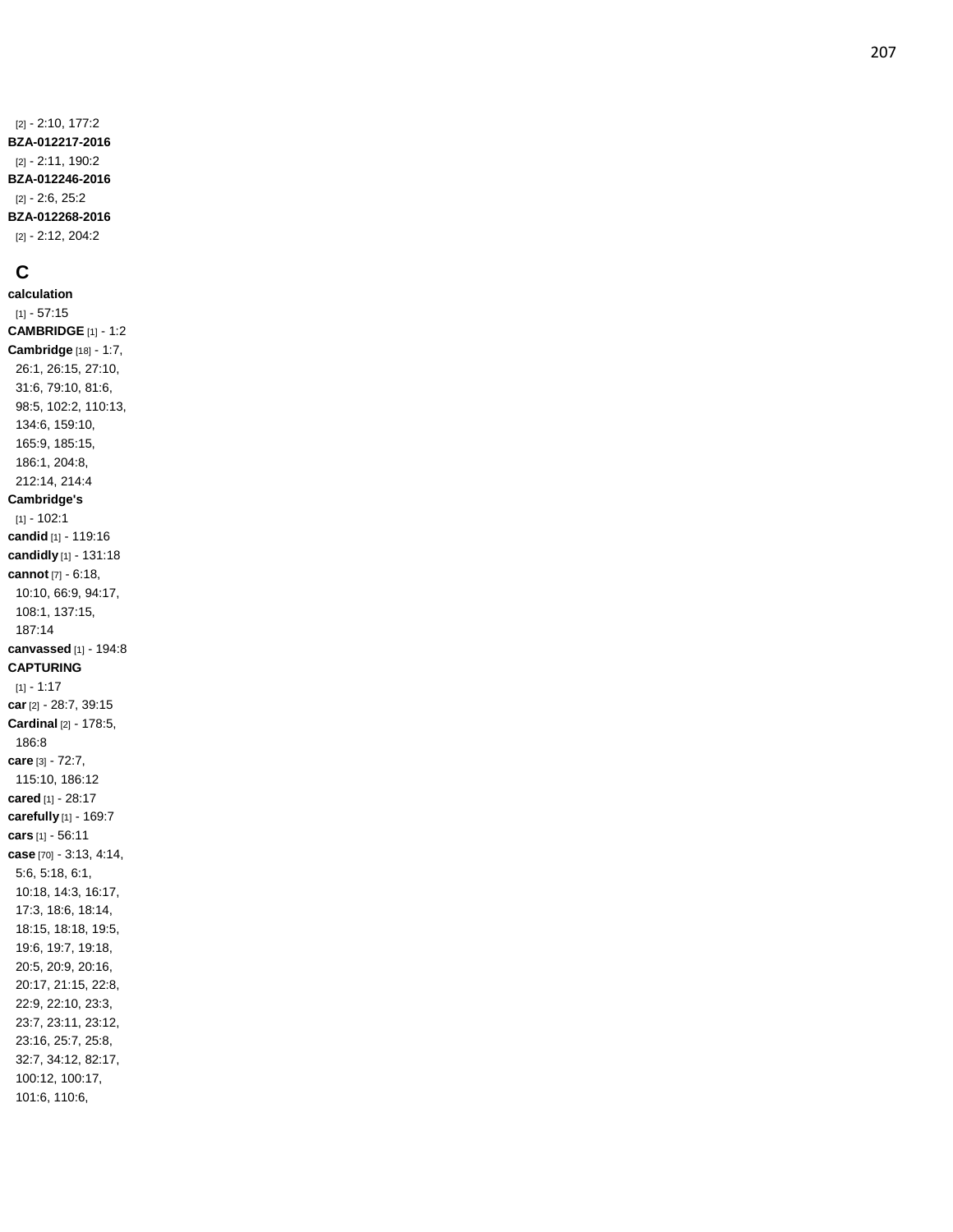[2] - 2:10, 177:2

**BZA-012217-2016** [2] - 2:11, 190:2

**BZA-012246-2016** [2] - 2:6, 25:2

**BZA-012268-2016** [2] - 2:12, 204:2

## C

**calculation** [1] - 57:15

**CAMBRIDGE** [1] - 1:2

**Cambridge** [18] - 1:7, 26:1, 26:15, 27:10, 31:6, 79:10, 81:6, 98:5, 102:2, 110:13, 134:6, 159:10, 165:9, 185:15, 186:1, 204:8, 212:14, 214:4

**Cambridge's** [1] - 102:1

**candid** [1] - 119:16

**candidly** [1] - 131:18

**cannot** [7] - 6:18, 10:10, 66:9, 94:17, 108:1, 137:15, 187:14

**canvassed** [1] - 194:8

**CAPTURING** [1] - 1:17

**car** [2] - 28:7, 39:15

**Cardinal** [2] - 178:5, 186:8

**care** [3] - 72:7, 115:10, 186:12

**cared** [1] - 28:17

**carefully** [1] - 169:7

**cars** [1] - 56:11

**case** [70] - 3:13, 4:14, 5:6, 5:18, 6:1, 10:18, 14:3, 16:17, 17:3, 18:6, 18:14, 18:15, 18:18, 19:5, 19:6, 19:7, 19:18, 20:5, 20:9, 20:16, 20:17, 21:15, 22:8, 22:9, 22:10, 23:3, 23:7, 23:11, 23:12, 23:16, 25:7, 25:8, 32:7, 34:12, 82:17, 100:12, 100:17, 101:6, 110:6,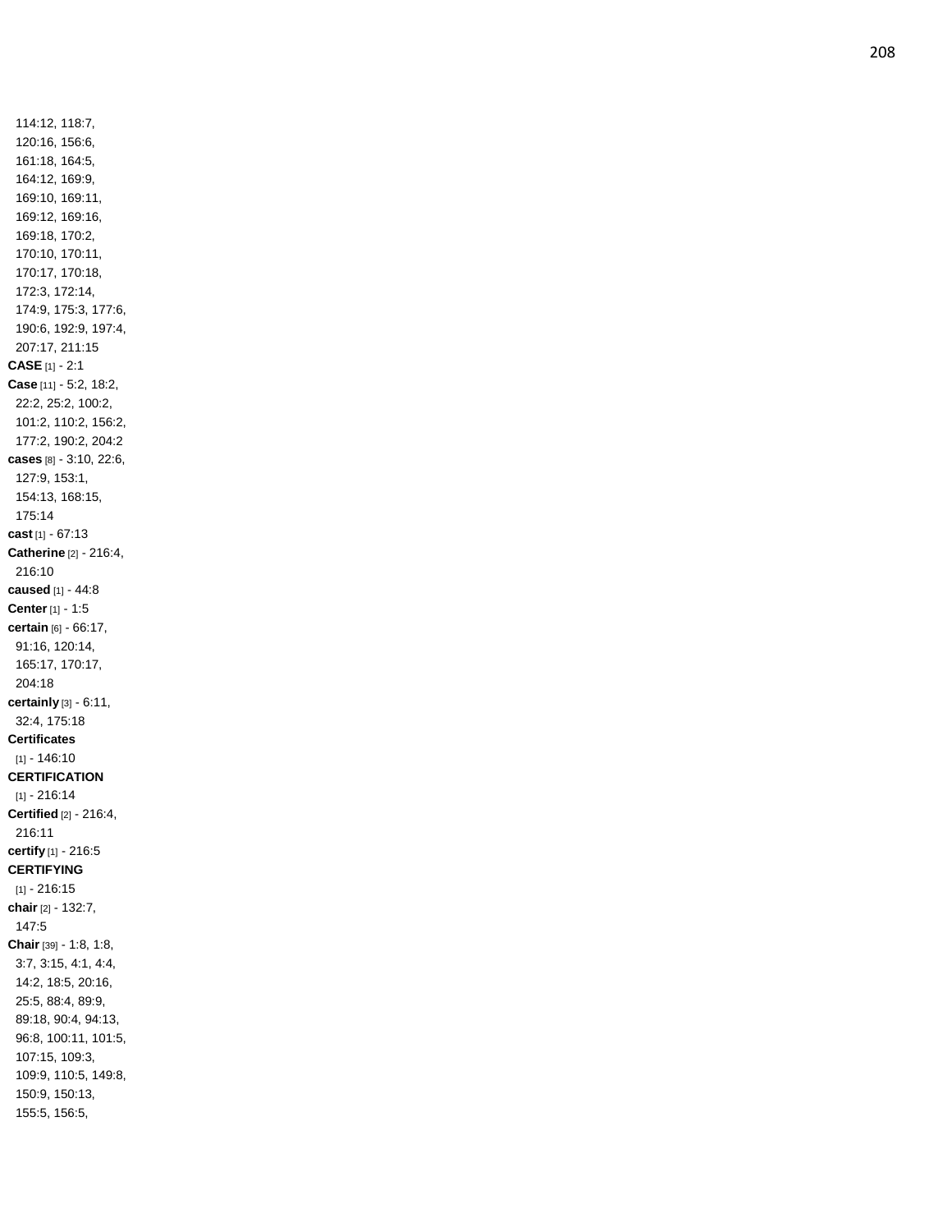114:12, 118:7,
120:16, 156:6,
161:18, 164:5,
164:12, 169:9,
169:10, 169:11,
169:12, 169:16,
169:18, 170:2,
170:10, 170:11,
170:17, 170:18,
172:3, 172:14,
174:9, 175:3, 177:6,
190:6, 192:9, 197:4,
207:17, 211:15

**CASE** [1] - 2:1

**Case** [11] - 5:2, 18:2, 22:2, 25:2, 100:2, 101:2, 110:2, 156:2, 177:2, 190:2, 204:2

**cases** [8] - 3:10, 22:6, 127:9, 153:1, 154:13, 168:15, 175:14

**cast** [1] - 67:13

**Catherine** [2] - 216:4, 216:10

**caused** [1] - 44:8

**Center** [1] - 1:5

**certain** [6] - 66:17, 91:16, 120:14, 165:17, 170:17, 204:18

**certainly** [3] - 6:11, 32:4, 175:18

**Certificates** [1] - 146:10

**CERTIFICATION** [1] - 216:14

**Certified** [2] - 216:4, 216:11

**certify** [1] - 216:5

**CERTIFYING** [1] - 216:15

**chair** [2] - 132:7, 147:5

**Chair** [39] - 1:8, 1:8, 3:7, 3:15, 4:1, 4:4, 14:2, 18:5, 20:16, 25:5, 88:4, 89:9, 89:18, 90:4, 94:13, 96:8, 100:11, 101:5, 107:15, 109:3, 109:9, 110:5, 149:8, 150:9, 150:13, 155:5, 156:5,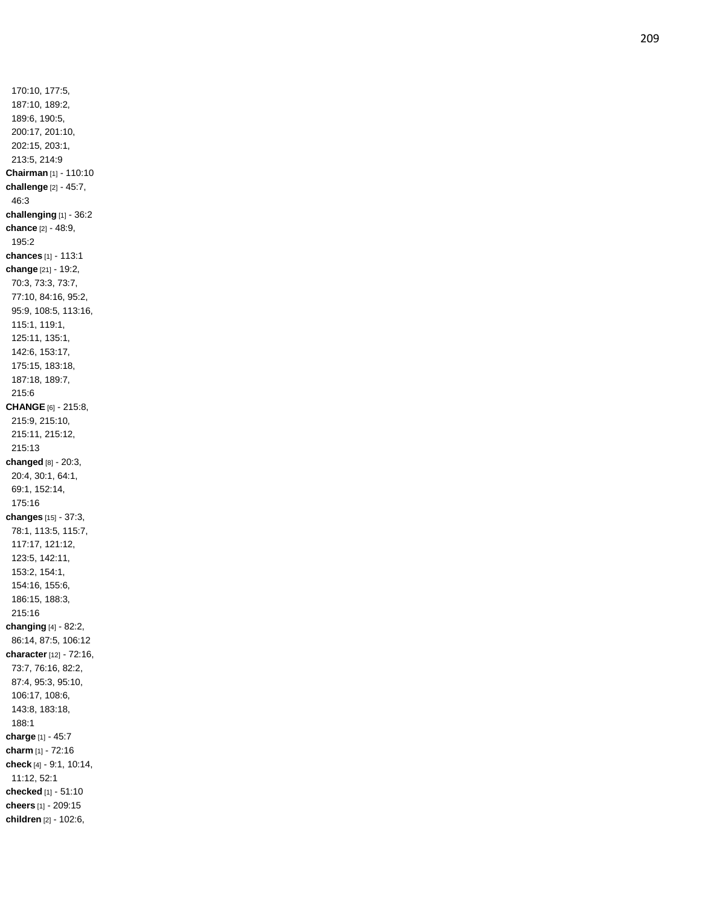170:10, 177:5,
187:10, 189:2,
189:6, 190:5,
200:17, 201:10,
202:15, 203:1,
213:5, 214:9

**Chairman** [1] - 110:10

**challenge** [2] - 45:7,
46:3

**challenging** [1] - 36:2

**chance** [2] - 48:9,
195:2

**chances** [1] - 113:1

**change** [21] - 19:2,
70:3, 73:3, 73:7,
77:10, 84:16, 95:2,
95:9, 108:5, 113:16,
115:1, 119:1,
125:11, 135:1,
142:6, 153:17,
175:15, 183:18,
187:18, 189:7,
215:6

**CHANGE** [6] - 215:8,
215:9, 215:10,
215:11, 215:12,
215:13

**changed** [8] - 20:3,
20:4, 30:1, 64:1,
69:1, 152:14,
175:16

**changes** [15] - 37:3,
78:1, 113:5, 115:7,
117:17, 121:12,
123:5, 142:11,
153:2, 154:1,
154:16, 155:6,
186:15, 188:3,
215:16

**changing** [4] - 82:2,
86:14, 87:5, 106:12

**character** [12] - 72:16,
73:7, 76:16, 82:2,
87:4, 95:3, 95:10,
106:17, 108:6,
143:8, 183:18,
188:1

**charge** [1] - 45:7

**charm** [1] - 72:16

**check** [4] - 9:1, 10:14,
11:12, 52:1

**checked** [1] - 51:10

**cheers** [1] - 209:15

**children** [2] - 102:6,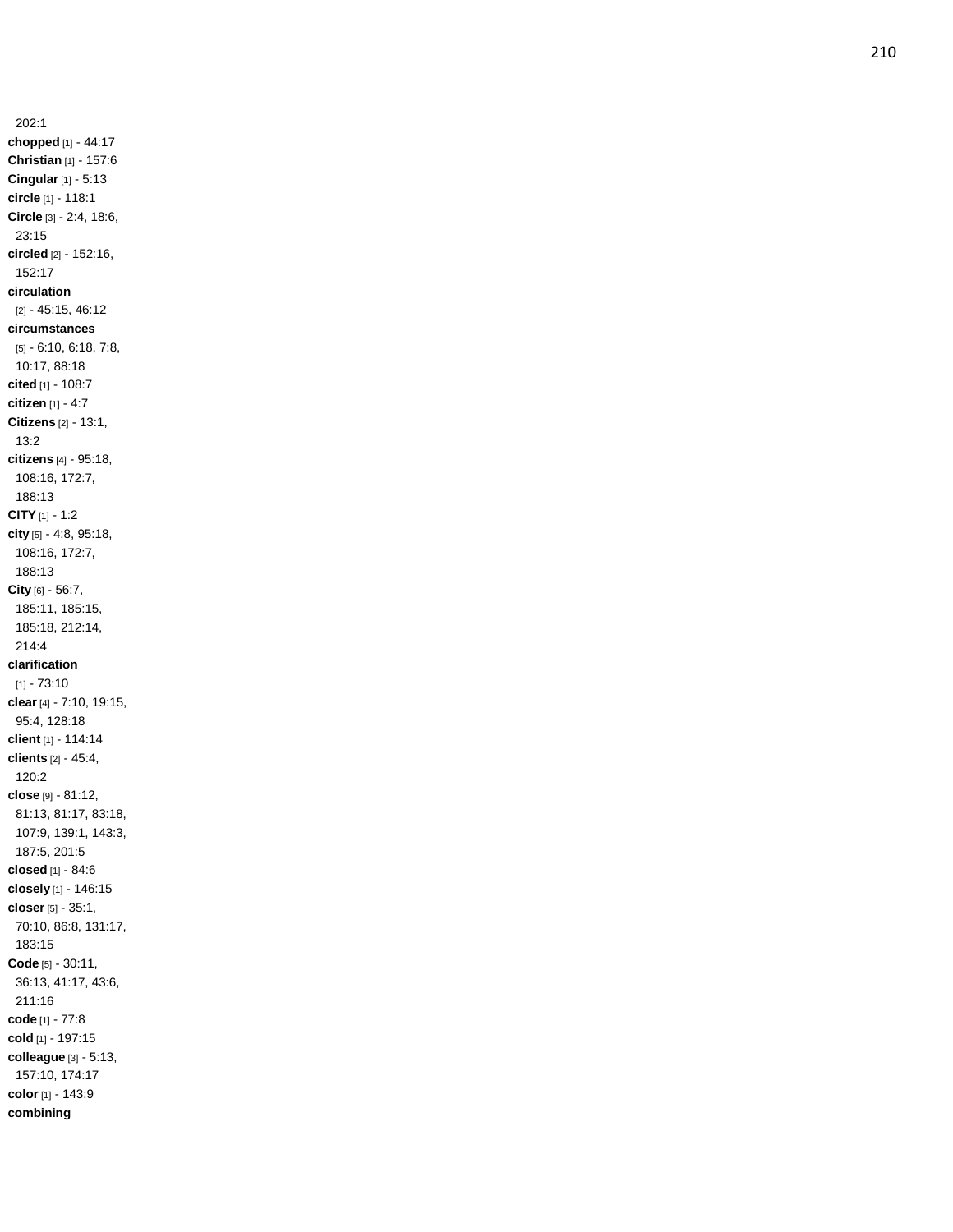202:1

**chopped** [1] - 44:17

**Christian** [1] - 157:6

**Cingular** [1] - 5:13

**circle** [1] - 118:1

**Circle** [3] - 2:4, 18:6, 23:15

**circled** [2] - 152:16, 152:17

**circulation** [2] - 45:15, 46:12

**circumstances** [5] - 6:10, 6:18, 7:8, 10:17, 88:18

**cited** [1] - 108:7

**citizen** [1] - 4:7

**Citizens** [2] - 13:1, 13:2

**citizens** [4] - 95:18, 108:16, 172:7, 188:13

**CITY** [1] - 1:2

**city** [5] - 4:8, 95:18, 108:16, 172:7, 188:13

**City** [6] - 56:7, 185:11, 185:15, 185:18, 212:14, 214:4

**clarification** [1] - 73:10

**clear** [4] - 7:10, 19:15, 95:4, 128:18

**client** [1] - 114:14

**clients** [2] - 45:4, 120:2

**close** [9] - 81:12, 81:13, 81:17, 83:18, 107:9, 139:1, 143:3, 187:5, 201:5

**closed** [1] - 84:6

**closely** [1] - 146:15

**closer** [5] - 35:1, 70:10, 86:8, 131:17, 183:15

**Code** [5] - 30:11, 36:13, 41:17, 43:6, 211:16

**code** [1] - 77:8

**cold** [1] - 197:15

**colleague** [3] - 5:13, 157:10, 174:17

**color** [1] - 143:9

**combining**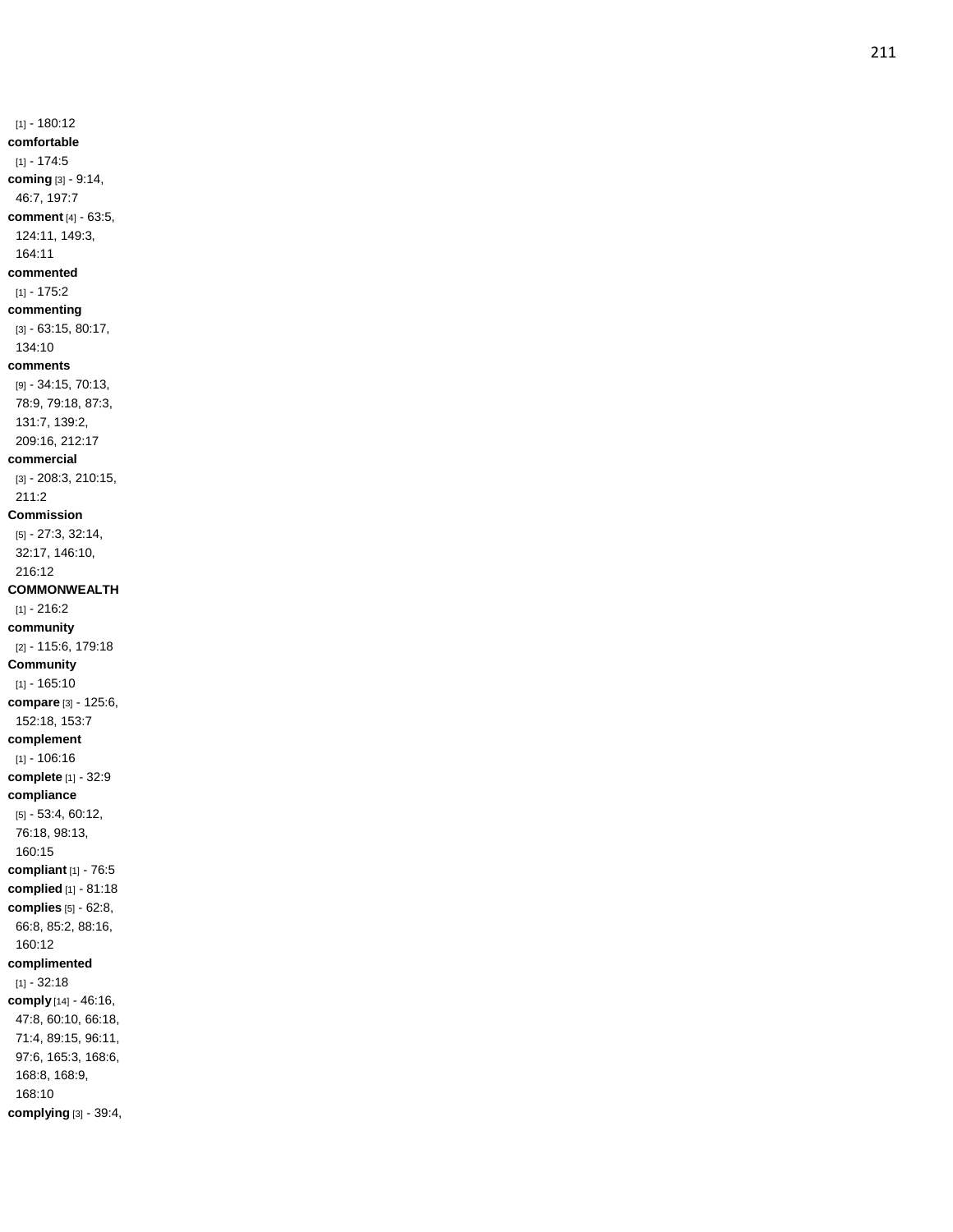[1] - 180:12
**comfortable** [1] - 174:5
**coming** [3] - 9:14, 46:7, 197:7
**comment** [4] - 63:5, 124:11, 149:3, 164:11
**commented** [1] - 175:2
**commenting** [3] - 63:15, 80:17, 134:10
**comments** [9] - 34:15, 70:13, 78:9, 79:18, 87:3, 131:7, 139:2, 209:16, 212:17
**commercial** [3] - 208:3, 210:15, 211:2
**Commission** [5] - 27:3, 32:14, 32:17, 146:10, 216:12
**COMMONWEALTH** [1] - 216:2
**community** [2] - 115:6, 179:18
**Community** [1] - 165:10
**compare** [3] - 125:6, 152:18, 153:7
**complement** [1] - 106:16
**complete** [1] - 32:9
**compliance** [5] - 53:4, 60:12, 76:18, 98:13, 160:15
**compliant** [1] - 76:5
**complied** [1] - 81:18
**complies** [5] - 62:8, 66:8, 85:2, 88:16, 160:12
**complimented** [1] - 32:18
**comply** [14] - 46:16, 47:8, 60:10, 66:18, 71:4, 89:15, 96:11, 97:6, 165:3, 168:6, 168:8, 168:9, 168:10
**complying** [3] - 39:4,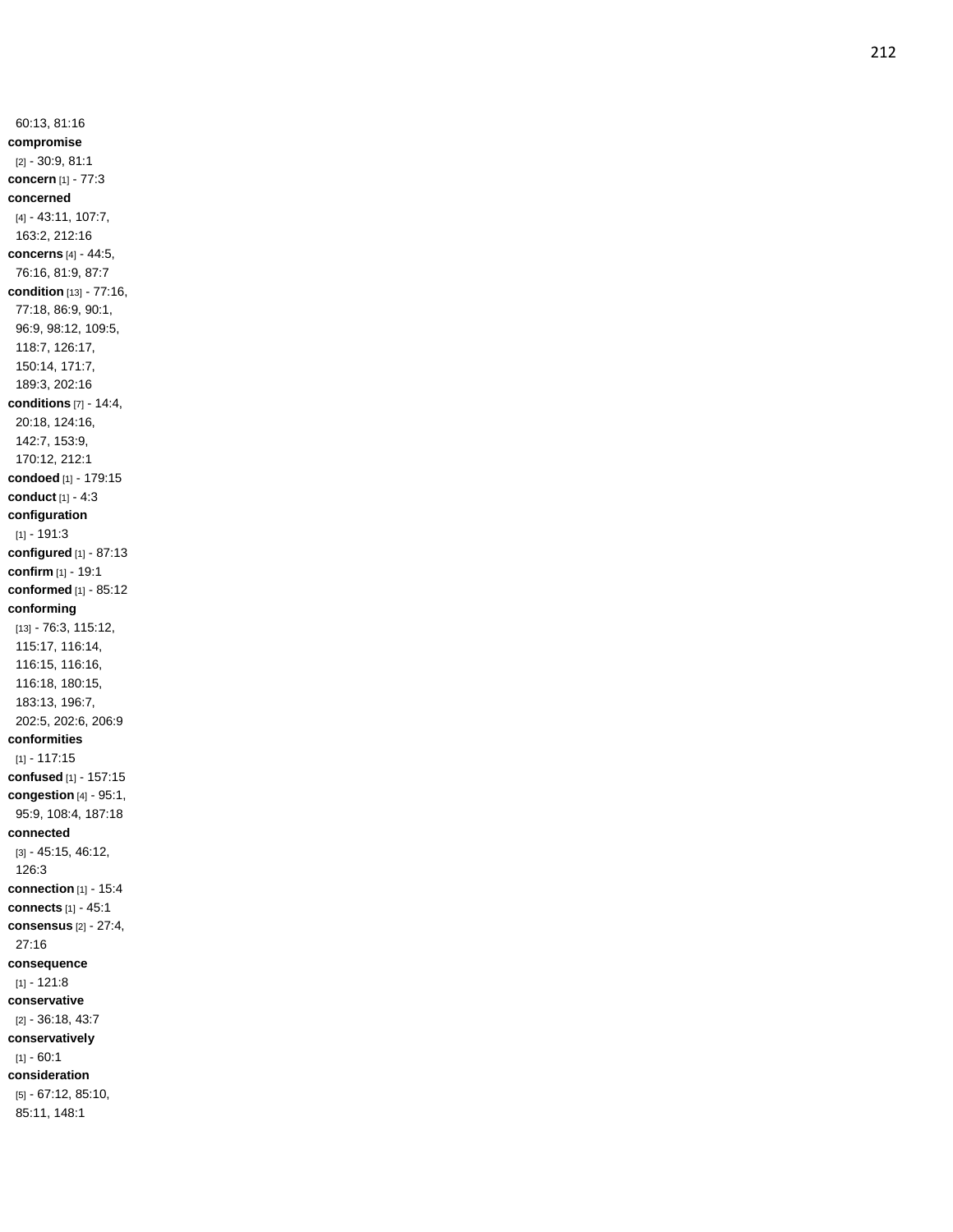60:13, 81:16

**compromise** [2] - 30:9, 81:1

**concern** [1] - 77:3

**concerned** [4] - 43:11, 107:7, 163:2, 212:16

**concerns** [4] - 44:5, 76:16, 81:9, 87:7

**condition** [13] - 77:16, 77:18, 86:9, 90:1, 96:9, 98:12, 109:5, 118:7, 126:17, 150:14, 171:7, 189:3, 202:16

**conditions** [7] - 14:4, 20:18, 124:16, 142:7, 153:9, 170:12, 212:1

**condoed** [1] - 179:15

**conduct** [1] - 4:3

**configuration** [1] - 191:3

**configured** [1] - 87:13

**confirm** [1] - 19:1

**conformed** [1] - 85:12

**conforming** [13] - 76:3, 115:12, 115:17, 116:14, 116:15, 116:16, 116:18, 180:15, 183:13, 196:7, 202:5, 202:6, 206:9

**conformities** [1] - 117:15

**confused** [1] - 157:15

**congestion** [4] - 95:1, 95:9, 108:4, 187:18

**connected** [3] - 45:15, 46:12, 126:3

**connection** [1] - 15:4

**connects** [1] - 45:1

**consensus** [2] - 27:4, 27:16

**consequence** [1] - 121:8

**conservative** [2] - 36:18, 43:7

**conservatively** [1] - 60:1

**consideration** [5] - 67:12, 85:10, 85:11, 148:1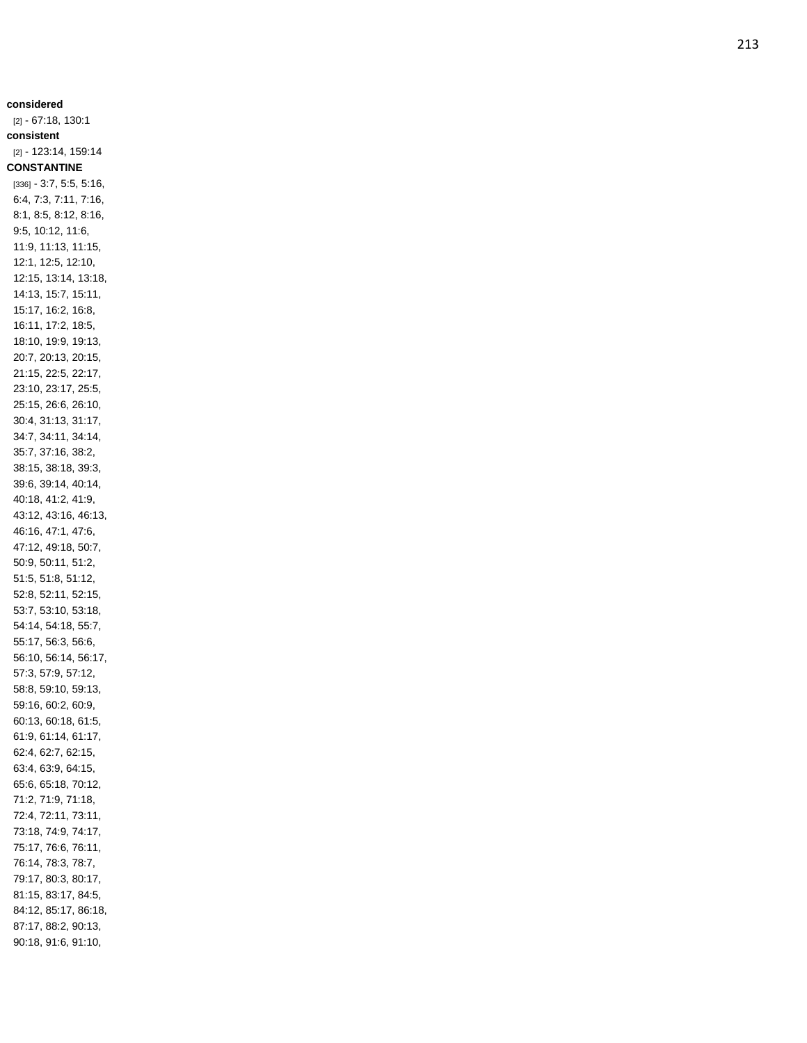**considered**

[2] - 67:18, 130:1

**consistent**

[2] - 123:14, 159:14

**CONSTANTINE**

[336] - 3:7, 5:5, 5:16, 6:4, 7:3, 7:11, 7:16, 8:1, 8:5, 8:12, 8:16, 9:5, 10:12, 11:6, 11:9, 11:13, 11:15, 12:1, 12:5, 12:10, 12:15, 13:14, 13:18, 14:13, 15:7, 15:11, 15:17, 16:2, 16:8, 16:11, 17:2, 18:5, 18:10, 19:9, 19:13, 20:7, 20:13, 20:15, 21:15, 22:5, 22:17, 23:10, 23:17, 25:5, 25:15, 26:6, 26:10, 30:4, 31:13, 31:17, 34:7, 34:11, 34:14, 35:7, 37:16, 38:2, 38:15, 38:18, 39:3, 39:6, 39:14, 40:14, 40:18, 41:2, 41:9, 43:12, 43:16, 46:13, 46:16, 47:1, 47:6, 47:12, 49:18, 50:7, 50:9, 50:11, 51:2, 51:5, 51:8, 51:12, 52:8, 52:11, 52:15, 53:7, 53:10, 53:18, 54:14, 54:18, 55:7, 55:17, 56:3, 56:6, 56:10, 56:14, 56:17, 57:3, 57:9, 57:12, 58:8, 59:10, 59:13, 59:16, 60:2, 60:9, 60:13, 60:18, 61:5, 61:9, 61:14, 61:17, 62:4, 62:7, 62:15, 63:4, 63:9, 64:15, 65:6, 65:18, 70:12, 71:2, 71:9, 71:18, 72:4, 72:11, 73:11, 73:18, 74:9, 74:17, 75:17, 76:6, 76:11, 76:14, 78:3, 78:7, 79:17, 80:3, 80:17, 81:15, 83:17, 84:5, 84:12, 85:17, 86:18, 87:17, 88:2, 90:13, 90:18, 91:6, 91:10,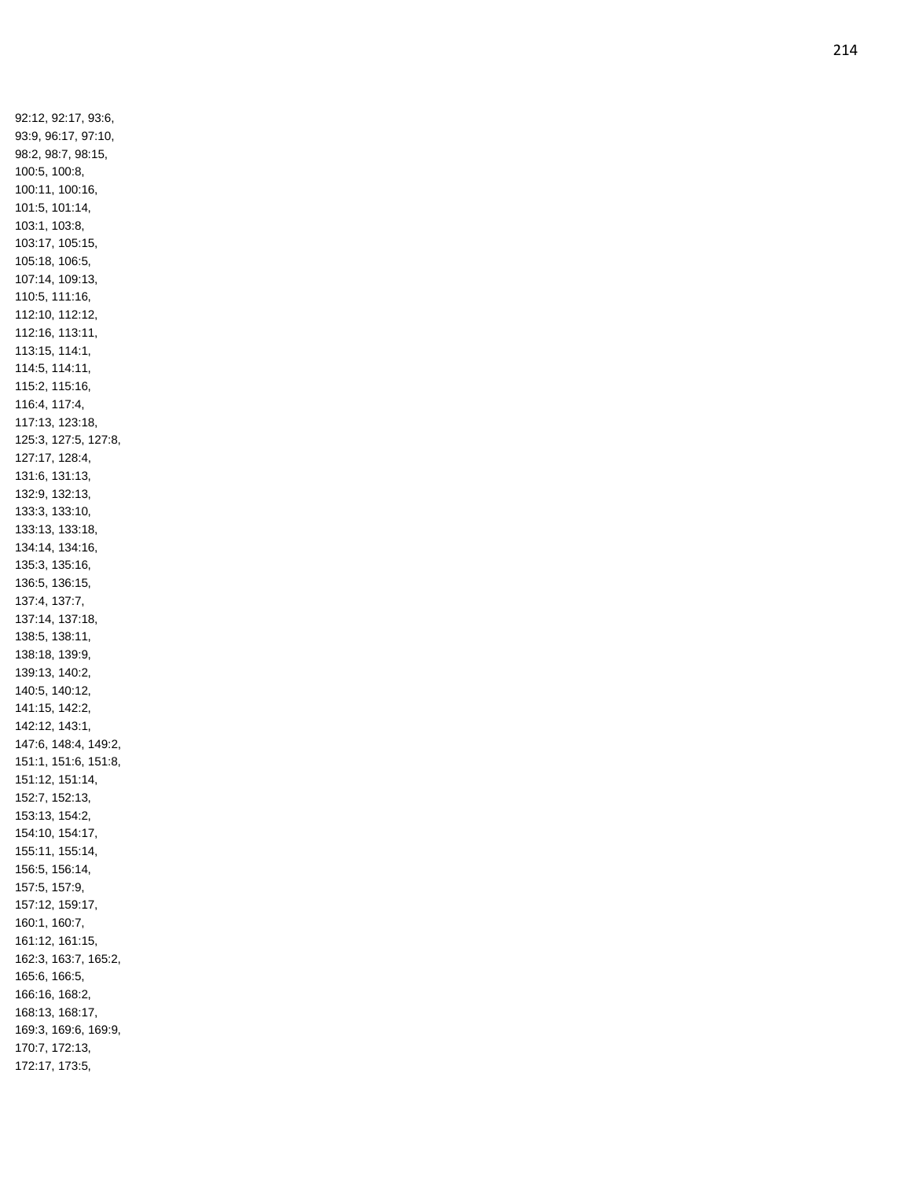92:12, 92:17, 93:6,
93:9, 96:17, 97:10,
98:2, 98:7, 98:15,
100:5, 100:8,
100:11, 100:16,
101:5, 101:14,
103:1, 103:8,
103:17, 105:15,
105:18, 106:5,
107:14, 109:13,
110:5, 111:16,
112:10, 112:12,
112:16, 113:11,
113:15, 114:1,
114:5, 114:11,
115:2, 115:16,
116:4, 117:4,
117:13, 123:18,
125:3, 127:5, 127:8,
127:17, 128:4,
131:6, 131:13,
132:9, 132:13,
133:3, 133:10,
133:13, 133:18,
134:14, 134:16,
135:3, 135:16,
136:5, 136:15,
137:4, 137:7,
137:14, 137:18,
138:5, 138:11,
138:18, 139:9,
139:13, 140:2,
140:5, 140:12,
141:15, 142:2,
142:12, 143:1,
147:6, 148:4, 149:2,
151:1, 151:6, 151:8,
151:12, 151:14,
152:7, 152:13,
153:13, 154:2,
154:10, 154:17,
155:11, 155:14,
156:5, 156:14,
157:5, 157:9,
157:12, 159:17,
160:1, 160:7,
161:12, 161:15,
162:3, 163:7, 165:2,
165:6, 166:5,
166:16, 168:2,
168:13, 168:17,
169:3, 169:6, 169:9,
170:7, 172:13,
172:17, 173:5,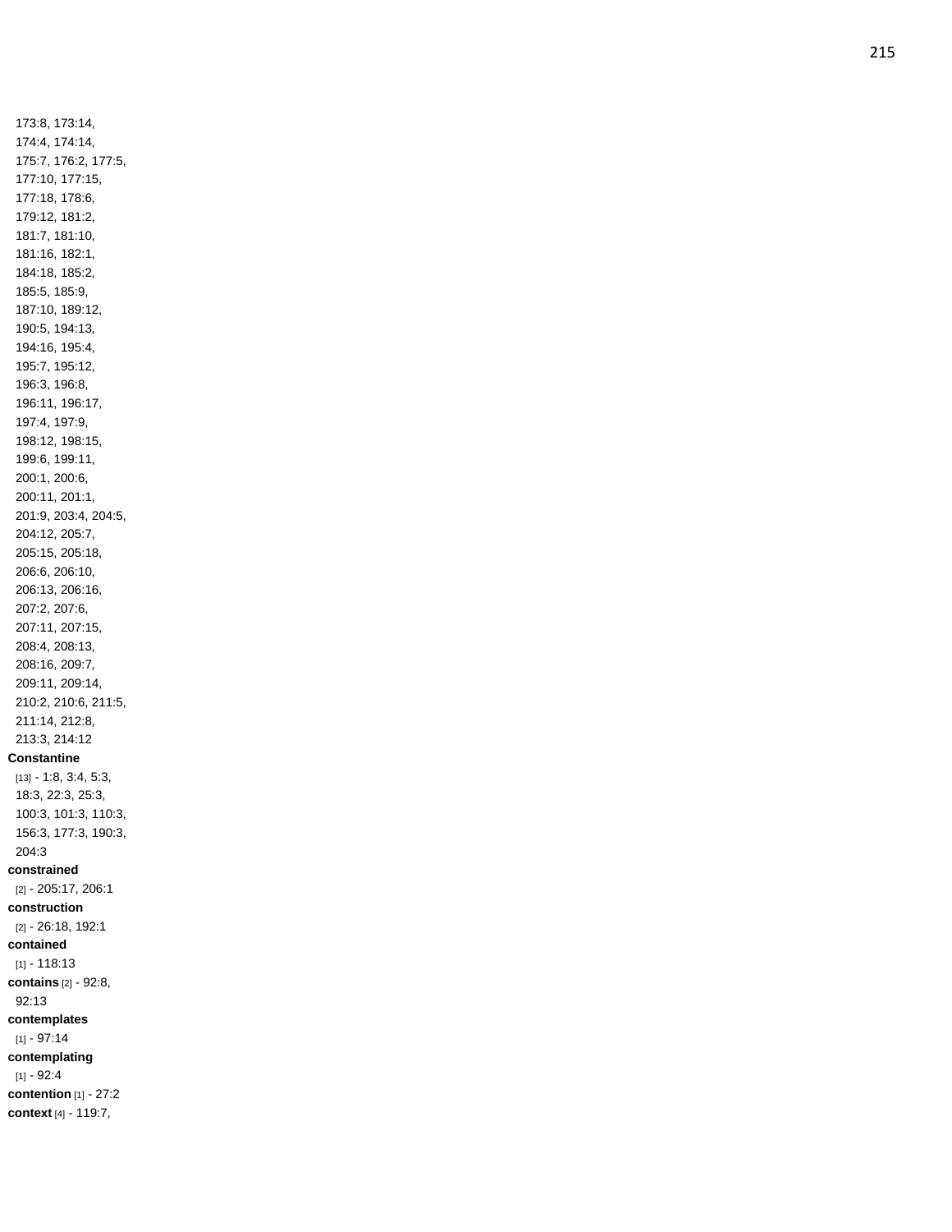173:8, 173:14,
174:4, 174:14,
175:7, 176:2, 177:5,
177:10, 177:15,
177:18, 178:6,
179:12, 181:2,
181:7, 181:10,
181:16, 182:1,
184:18, 185:2,
185:5, 185:9,
187:10, 189:12,
190:5, 194:13,
194:16, 195:4,
195:7, 195:12,
196:3, 196:8,
196:11, 196:17,
197:4, 197:9,
198:12, 198:15,
199:6, 199:11,
200:1, 200:6,
200:11, 201:1,
201:9, 203:4, 204:5,
204:12, 205:7,
205:15, 205:18,
206:6, 206:10,
206:13, 206:16,
207:2, 207:6,
207:11, 207:15,
208:4, 208:13,
208:16, 209:7,
209:11, 209:14,
210:2, 210:6, 211:5,
211:14, 212:8,
213:3, 214:12

**Constantine** [13] - 1:8, 3:4, 5:3, 18:3, 22:3, 25:3, 100:3, 101:3, 110:3, 156:3, 177:3, 190:3, 204:3

**constrained** [2] - 205:17, 206:1

**construction** [2] - 26:18, 192:1

**contained** [1] - 118:13

**contains** [2] - 92:8, 92:13

**contemplates** [1] - 97:14

**contemplating** [1] - 92:4

**contention** [1] - 27:2

**context** [4] - 119:7,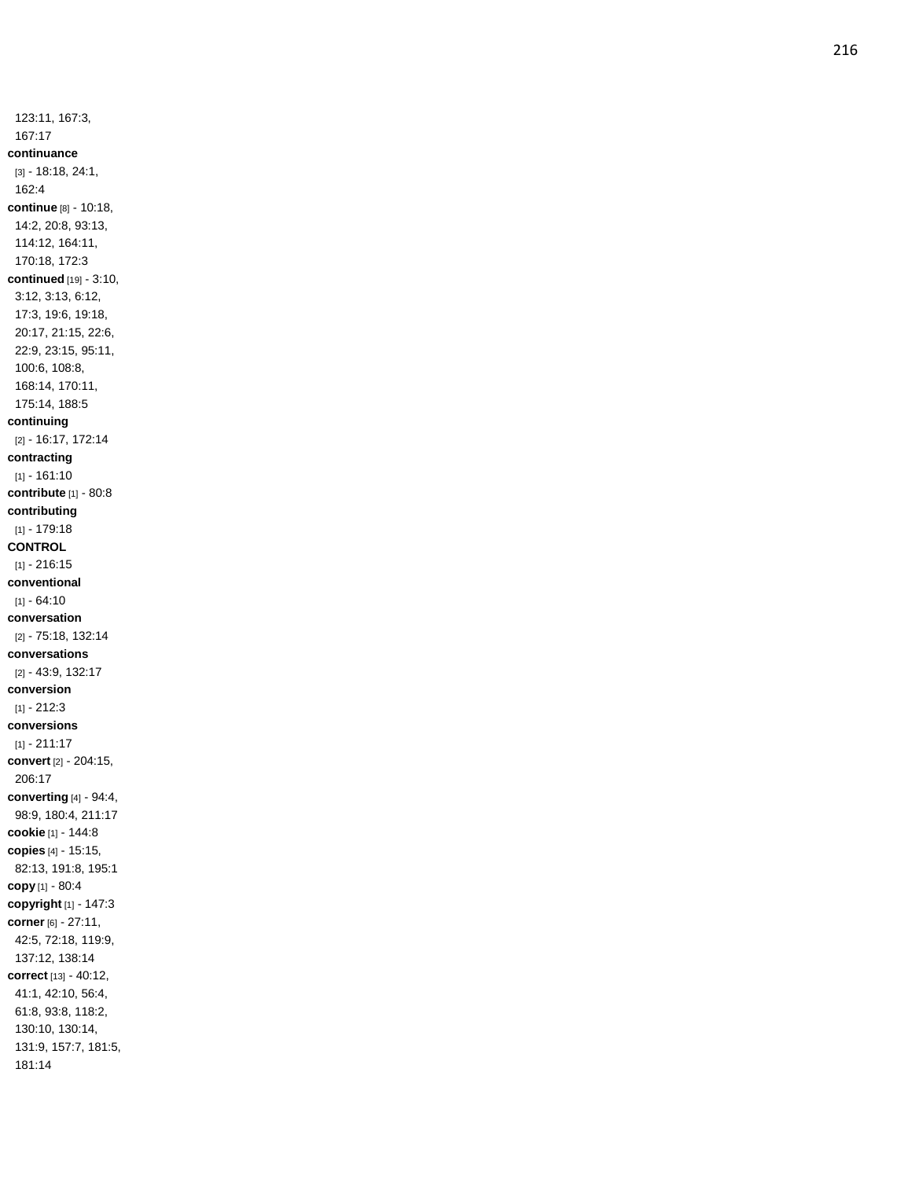123:11, 167:3, 167:17

**continuance** [3] - 18:18, 24:1, 162:4

**continue** [8] - 10:18, 14:2, 20:8, 93:13, 114:12, 164:11, 170:18, 172:3

**continued** [19] - 3:10, 3:12, 3:13, 6:12, 17:3, 19:6, 19:18, 20:17, 21:15, 22:6, 22:9, 23:15, 95:11, 100:6, 108:8, 168:14, 170:11, 175:14, 188:5

**continuing** [2] - 16:17, 172:14

**contracting** [1] - 161:10

**contribute** [1] - 80:8

**contributing** [1] - 179:18

**CONTROL** [1] - 216:15

**conventional** [1] - 64:10

**conversation** [2] - 75:18, 132:14

**conversations** [2] - 43:9, 132:17

**conversion** [1] - 212:3

**conversions** [1] - 211:17

**convert** [2] - 204:15, 206:17

**converting** [4] - 94:4, 98:9, 180:4, 211:17

**cookie** [1] - 144:8

**copies** [4] - 15:15, 82:13, 191:8, 195:1

**copy** [1] - 80:4

**copyright** [1] - 147:3

**corner** [6] - 27:11, 42:5, 72:18, 119:9, 137:12, 138:14

**correct** [13] - 40:12, 41:1, 42:10, 56:4, 61:8, 93:8, 118:2, 130:10, 130:14, 131:9, 157:7, 181:5, 181:14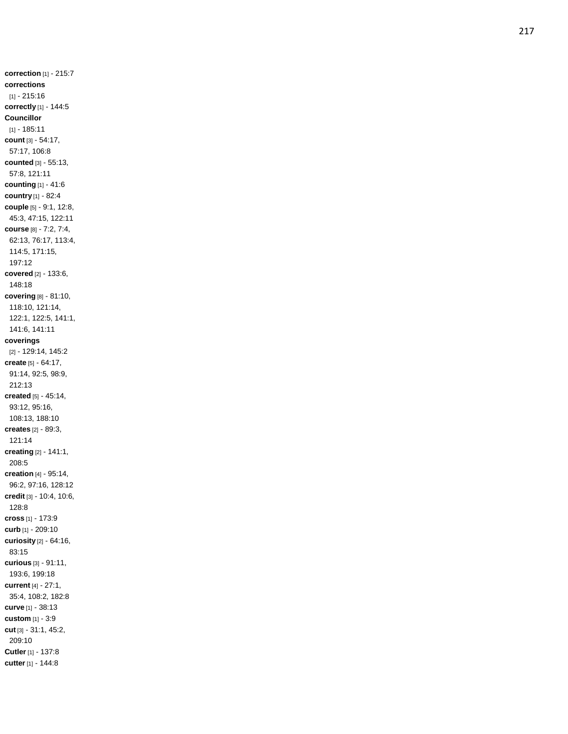**correction** [1] - 215:7
**corrections** [1] - 215:16
**correctly** [1] - 144:5
**Councillor** [1] - 185:11
**count** [3] - 54:17, 57:17, 106:8
**counted** [3] - 55:13, 57:8, 121:11
**counting** [1] - 41:6
**country** [1] - 82:4
**couple** [5] - 9:1, 12:8, 45:3, 47:15, 122:11
**course** [8] - 7:2, 7:4, 62:13, 76:17, 113:4, 114:5, 171:15, 197:12
**covered** [2] - 133:6, 148:18
**covering** [8] - 81:10, 118:10, 121:14, 122:1, 122:5, 141:1, 141:6, 141:11
**coverings** [2] - 129:14, 145:2
**create** [5] - 64:17, 91:14, 92:5, 98:9, 212:13
**created** [5] - 45:14, 93:12, 95:16, 108:13, 188:10
**creates** [2] - 89:3, 121:14
**creating** [2] - 141:1, 208:5
**creation** [4] - 95:14, 96:2, 97:16, 128:12
**credit** [3] - 10:4, 10:6, 128:8
**cross** [1] - 173:9
**curb** [1] - 209:10
**curiosity** [2] - 64:16, 83:15
**curious** [3] - 91:11, 193:6, 199:18
**current** [4] - 27:1, 35:4, 108:2, 182:8
**curve** [1] - 38:13
**custom** [1] - 3:9
**cut** [3] - 31:1, 45:2, 209:10
**Cutler** [1] - 137:8
**cutter** [1] - 144:8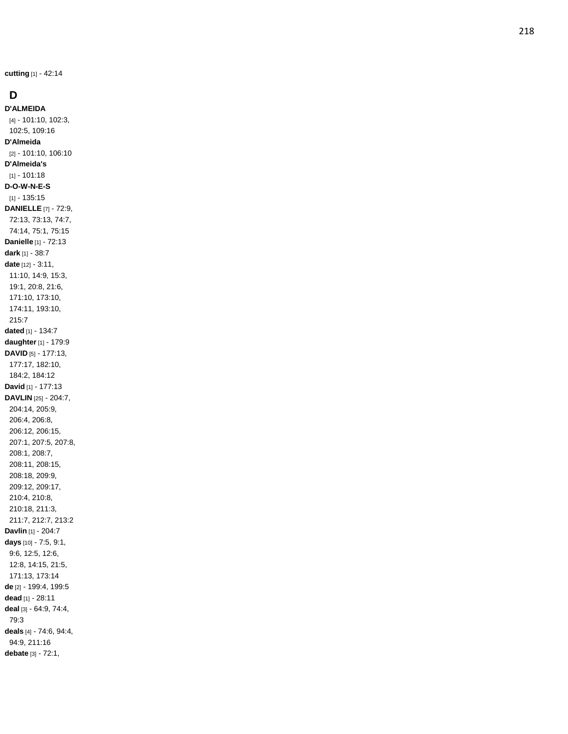**cutting** [1] - 42:14

## D

**D'ALMEIDA** [4] - 101:10, 102:3, 102:5, 109:16
**D'Almeida** [2] - 101:10, 106:10
**D'Almeida's** [1] - 101:18
**D-O-W-N-E-S** [1] - 135:15
**DANIELLE** [7] - 72:9, 72:13, 73:13, 74:7, 74:14, 75:1, 75:15
**Danielle** [1] - 72:13
**dark** [1] - 38:7
**date** [12] - 3:11, 11:10, 14:9, 15:3, 19:1, 20:8, 21:6, 171:10, 173:10, 174:11, 193:10, 215:7
**dated** [1] - 134:7
**daughter** [1] - 179:9
**DAVID** [5] - 177:13, 177:17, 182:10, 184:2, 184:12
**David** [1] - 177:13
**DAVLIN** [25] - 204:7, 204:14, 205:9, 206:4, 206:8, 206:12, 206:15, 207:1, 207:5, 207:8, 208:1, 208:7, 208:11, 208:15, 208:18, 209:9, 209:12, 209:17, 210:4, 210:8, 210:18, 211:3, 211:7, 212:7, 213:2
**Davlin** [1] - 204:7
**days** [10] - 7:5, 9:1, 9:6, 12:5, 12:6, 12:8, 14:15, 21:5, 171:13, 173:14
**de** [2] - 199:4, 199:5
**dead** [1] - 28:11
**deal** [3] - 64:9, 74:4, 79:3
**deals** [4] - 74:6, 94:4, 94:9, 211:16
**debate** [3] - 72:1,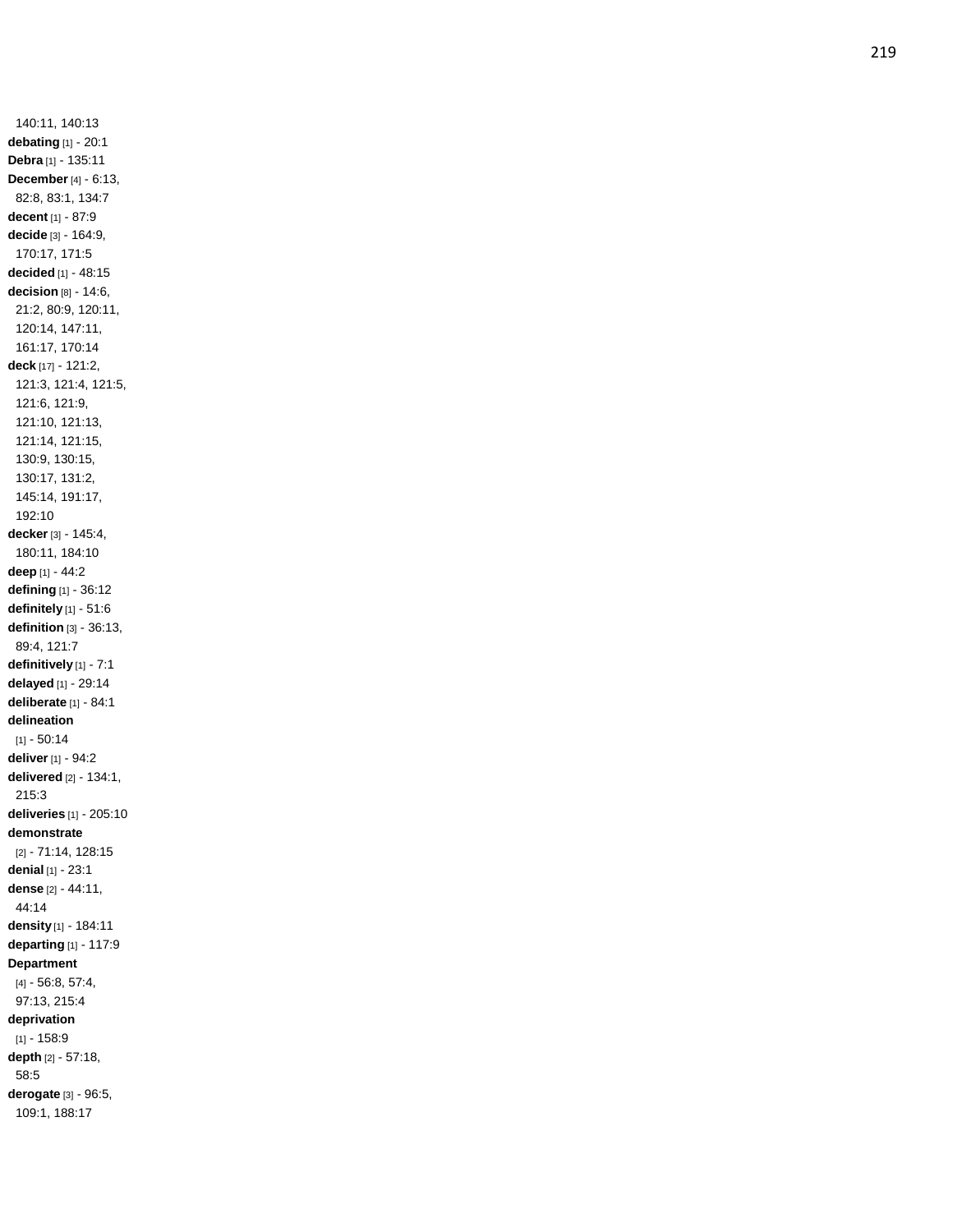140:11, 140:13

**debating** [1] - 20:1

**Debra** [1] - 135:11

**December** [4] - 6:13, 82:8, 83:1, 134:7

**decent** [1] - 87:9

**decide** [3] - 164:9, 170:17, 171:5

**decided** [1] - 48:15

**decision** [8] - 14:6, 21:2, 80:9, 120:11, 120:14, 147:11, 161:17, 170:14

**deck** [17] - 121:2, 121:3, 121:4, 121:5, 121:6, 121:9, 121:10, 121:13, 121:14, 121:15, 130:9, 130:15, 130:17, 131:2, 145:14, 191:17, 192:10

**decker** [3] - 145:4, 180:11, 184:10

**deep** [1] - 44:2

**defining** [1] - 36:12

**definitely** [1] - 51:6

**definition** [3] - 36:13, 89:4, 121:7

**definitively** [1] - 7:1

**delayed** [1] - 29:14

**deliberate** [1] - 84:1

**delineation** [1] - 50:14

**deliver** [1] - 94:2

**delivered** [2] - 134:1, 215:3

**deliveries** [1] - 205:10

**demonstrate** [2] - 71:14, 128:15

**denial** [1] - 23:1

**dense** [2] - 44:11, 44:14

**density** [1] - 184:11

**departing** [1] - 117:9

**Department** [4] - 56:8, 57:4, 97:13, 215:4

**deprivation** [1] - 158:9

**depth** [2] - 57:18, 58:5

**derogate** [3] - 96:5, 109:1, 188:17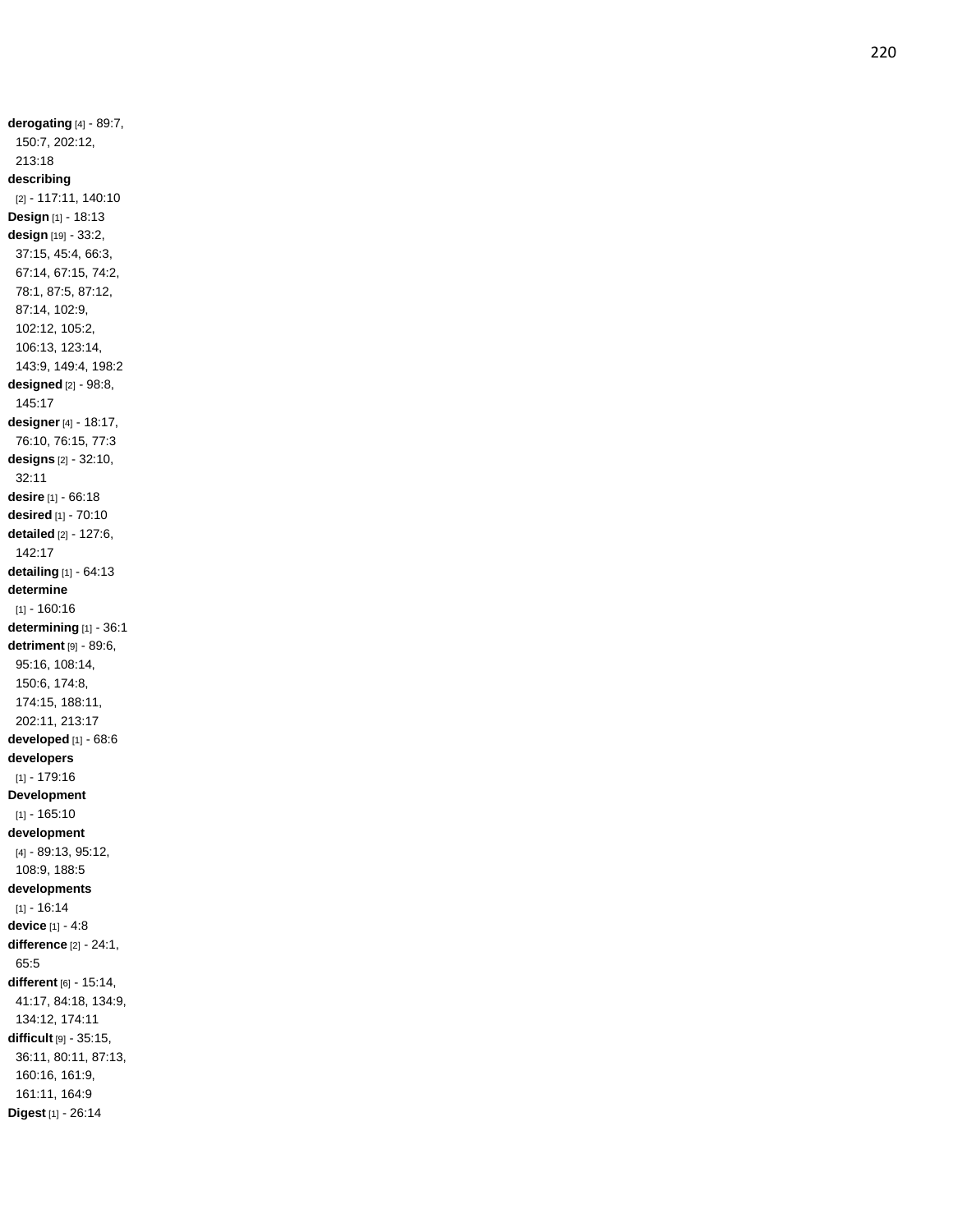**derogating** [4] - 89:7, 150:7, 202:12, 213:18
**describing** [2] - 117:11, 140:10
**Design** [1] - 18:13
**design** [19] - 33:2, 37:15, 45:4, 66:3, 67:14, 67:15, 74:2, 78:1, 87:5, 87:12, 87:14, 102:9, 102:12, 105:2, 106:13, 123:14, 143:9, 149:4, 198:2
**designed** [2] - 98:8, 145:17
**designer** [4] - 18:17, 76:10, 76:15, 77:3
**designs** [2] - 32:10, 32:11
**desire** [1] - 66:18
**desired** [1] - 70:10
**detailed** [2] - 127:6, 142:17
**detailing** [1] - 64:13
**determine** [1] - 160:16
**determining** [1] - 36:1
**detriment** [9] - 89:6, 95:16, 108:14, 150:6, 174:8, 174:15, 188:11, 202:11, 213:17
**developed** [1] - 68:6
**developers** [1] - 179:16
**Development** [1] - 165:10
**development** [4] - 89:13, 95:12, 108:9, 188:5
**developments** [1] - 16:14
**device** [1] - 4:8
**difference** [2] - 24:1, 65:5
**different** [6] - 15:14, 41:17, 84:18, 134:9, 134:12, 174:11
**difficult** [9] - 35:15, 36:11, 80:11, 87:13, 160:16, 161:9, 161:11, 164:9
**Digest** [1] - 26:14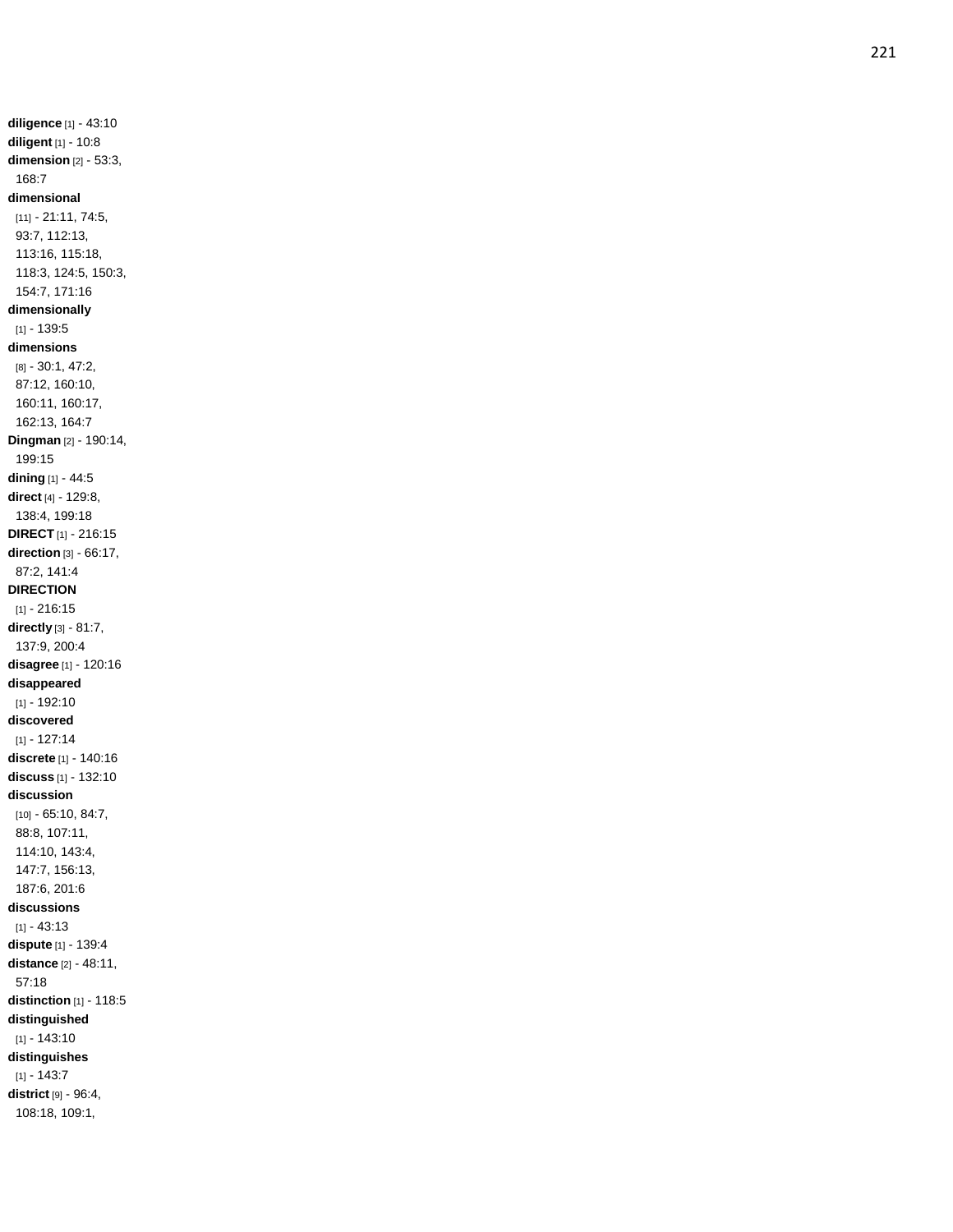**diligence** [1] - 43:10
**diligent** [1] - 10:8
**dimension** [2] - 53:3, 168:7
**dimensional** [11] - 21:11, 74:5, 93:7, 112:13, 113:16, 115:18, 118:3, 124:5, 150:3, 154:7, 171:16
**dimensionally** [1] - 139:5
**dimensions** [8] - 30:1, 47:2, 87:12, 160:10, 160:11, 160:17, 162:13, 164:7
**Dingman** [2] - 190:14, 199:15
**dining** [1] - 44:5
**direct** [4] - 129:8, 138:4, 199:18
**DIRECT** [1] - 216:15
**direction** [3] - 66:17, 87:2, 141:4
**DIRECTION** [1] - 216:15
**directly** [3] - 81:7, 137:9, 200:4
**disagree** [1] - 120:16
**disappeared** [1] - 192:10
**discovered** [1] - 127:14
**discrete** [1] - 140:16
**discuss** [1] - 132:10
**discussion** [10] - 65:10, 84:7, 88:8, 107:11, 114:10, 143:4, 147:7, 156:13, 187:6, 201:6
**discussions** [1] - 43:13
**dispute** [1] - 139:4
**distance** [2] - 48:11, 57:18
**distinction** [1] - 118:5
**distinguished** [1] - 143:10
**distinguishes** [1] - 143:7
**district** [9] - 96:4, 108:18, 109:1,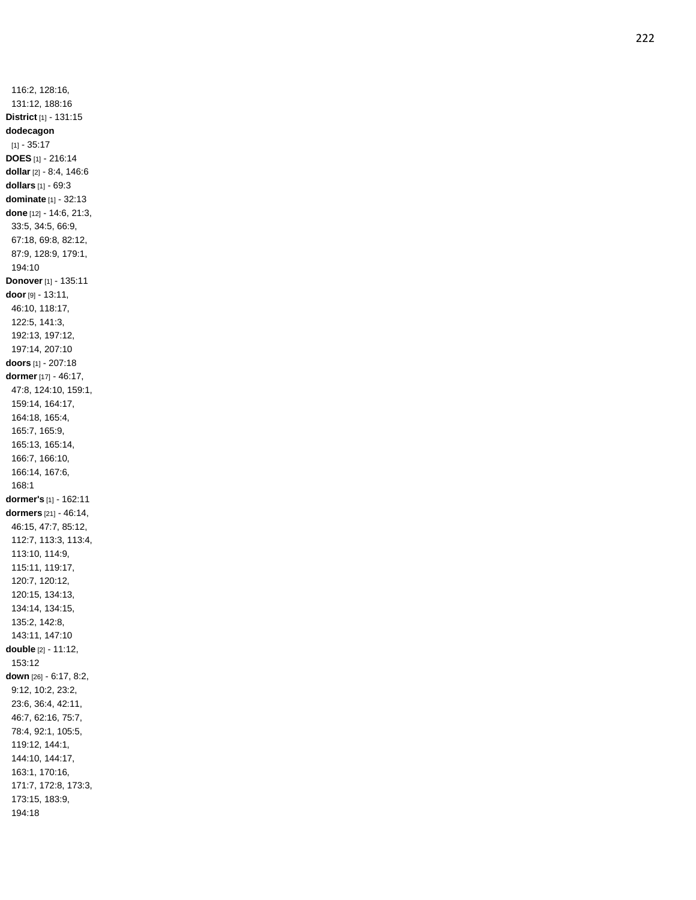116:2, 128:16, 131:12, 188:16

**District** [1] - 131:15

**dodecagon** [1] - 35:17

**DOES** [1] - 216:14

**dollar** [2] - 8:4, 146:6

**dollars** [1] - 69:3

**dominate** [1] - 32:13

**done** [12] - 14:6, 21:3, 33:5, 34:5, 66:9, 67:18, 69:8, 82:12, 87:9, 128:9, 179:1, 194:10

**Donover** [1] - 135:11

**door** [9] - 13:11, 46:10, 118:17, 122:5, 141:3, 192:13, 197:12, 197:14, 207:10

**doors** [1] - 207:18

**dormer** [17] - 46:17, 47:8, 124:10, 159:1, 159:14, 164:17, 164:18, 165:4, 165:7, 165:9, 165:13, 165:14, 166:7, 166:10, 166:14, 167:6, 168:1

**dormer's** [1] - 162:11

**dormers** [21] - 46:14, 46:15, 47:7, 85:12, 112:7, 113:3, 113:4, 113:10, 114:9, 115:11, 119:17, 120:7, 120:12, 120:15, 134:13, 134:14, 134:15, 135:2, 142:8, 143:11, 147:10

**double** [2] - 11:12, 153:12

**down** [26] - 6:17, 8:2, 9:12, 10:2, 23:2, 23:6, 36:4, 42:11, 46:7, 62:16, 75:7, 78:4, 92:1, 105:5, 119:12, 144:1, 144:10, 144:17, 163:1, 170:16, 171:7, 172:8, 173:3, 173:15, 183:9, 194:18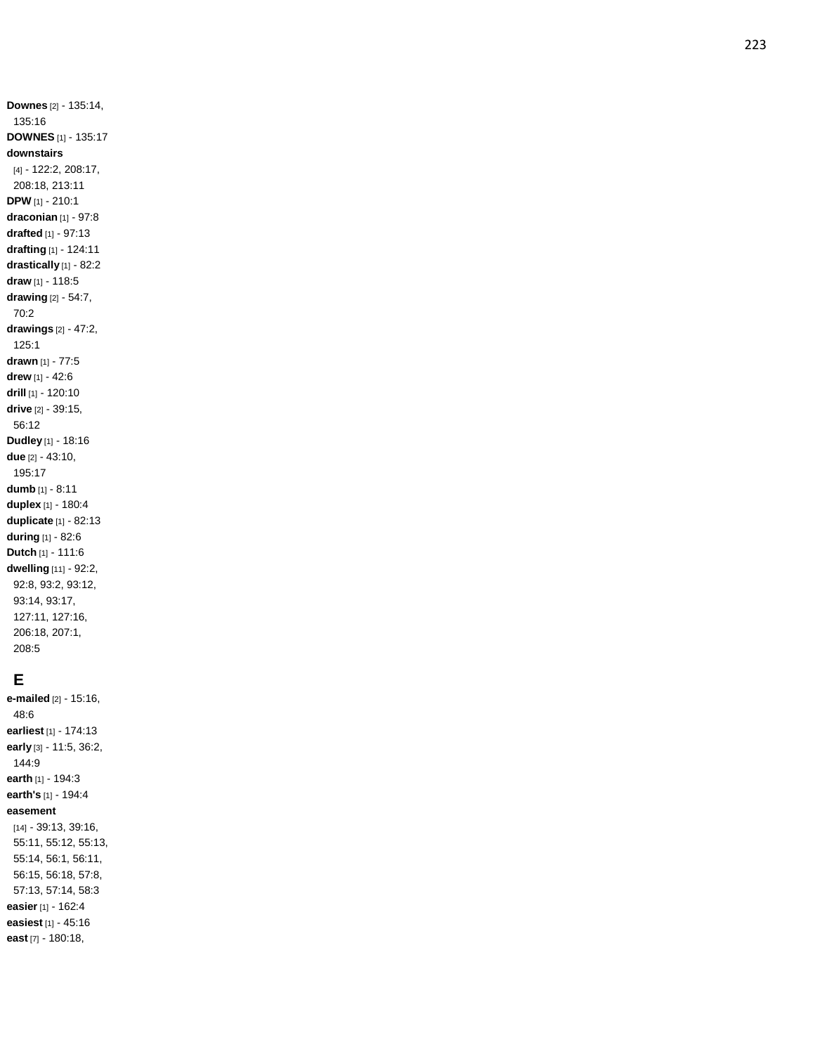**Downes** [2] - 135:14, 135:16
**DOWNES** [1] - 135:17
**downstairs** [4] - 122:2, 208:17, 208:18, 213:11
**DPW** [1] - 210:1
**draconian** [1] - 97:8
**drafted** [1] - 97:13
**drafting** [1] - 124:11
**drastically** [1] - 82:2
**draw** [1] - 118:5
**drawing** [2] - 54:7, 70:2
**drawings** [2] - 47:2, 125:1
**drawn** [1] - 77:5
**drew** [1] - 42:6
**drill** [1] - 120:10
**drive** [2] - 39:15, 56:12
**Dudley** [1] - 18:16
**due** [2] - 43:10, 195:17
**dumb** [1] - 8:11
**duplex** [1] - 180:4
**duplicate** [1] - 82:13
**during** [1] - 82:6
**Dutch** [1] - 111:6
**dwelling** [11] - 92:2, 92:8, 93:2, 93:12, 93:14, 93:17, 127:11, 127:16, 206:18, 207:1, 208:5

## E

**e-mailed** [2] - 15:16, 48:6
**earliest** [1] - 174:13
**early** [3] - 11:5, 36:2, 144:9
**earth** [1] - 194:3
**earth's** [1] - 194:4
**easement** [14] - 39:13, 39:16, 55:11, 55:12, 55:13, 55:14, 56:1, 56:11, 56:15, 56:18, 57:8, 57:13, 57:14, 58:3
**easier** [1] - 162:4
**easiest** [1] - 45:16
**east** [7] - 180:18,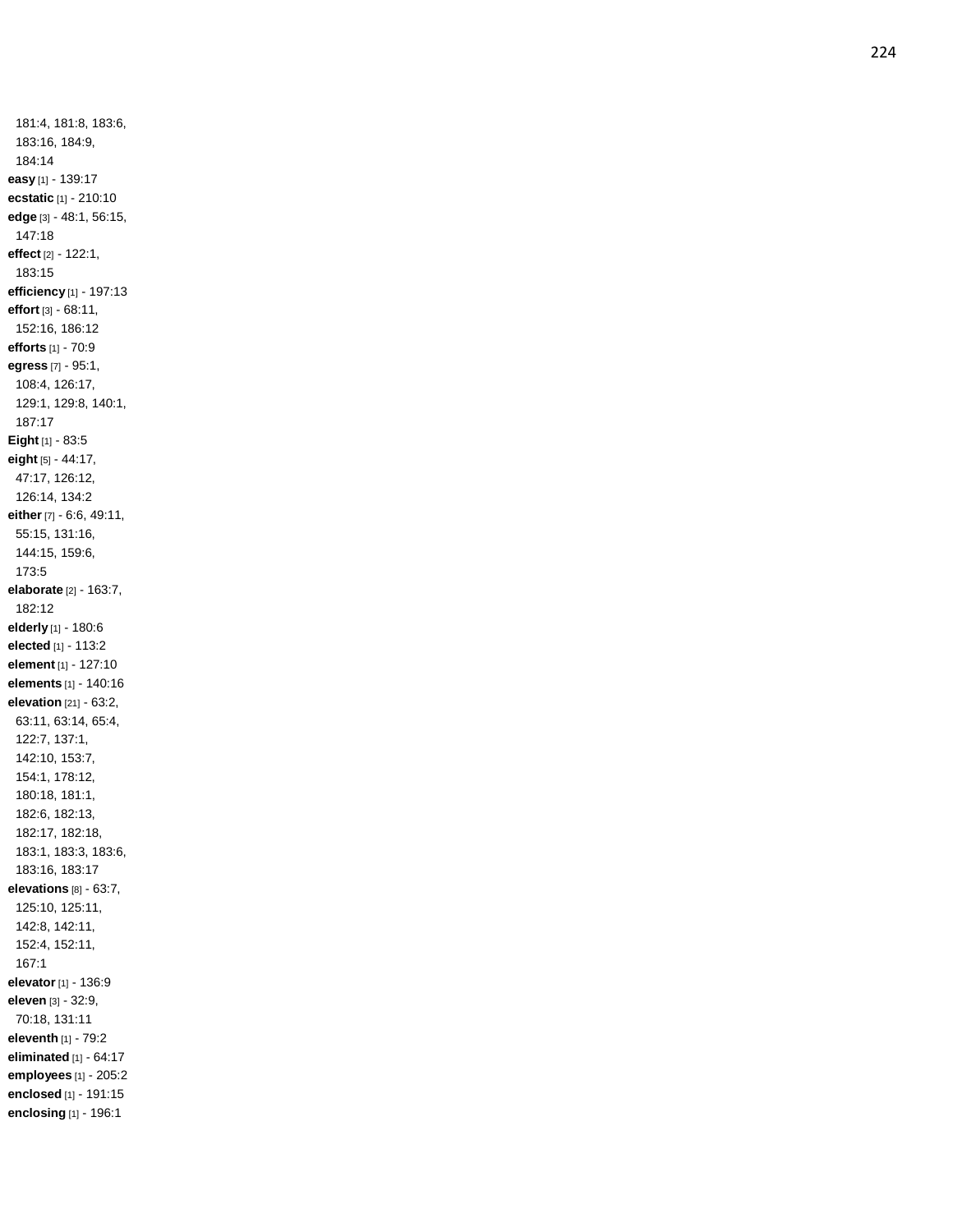181:4, 181:8, 183:6, 183:16, 184:9, 184:14

**easy** [1] - 139:17

**ecstatic** [1] - 210:10

**edge** [3] - 48:1, 56:15, 147:18

**effect** [2] - 122:1, 183:15

**efficiency** [1] - 197:13

**effort** [3] - 68:11, 152:16, 186:12

**efforts** [1] - 70:9

**egress** [7] - 95:1, 108:4, 126:17, 129:1, 129:8, 140:1, 187:17

**Eight** [1] - 83:5

**eight** [5] - 44:17, 47:17, 126:12, 126:14, 134:2

**either** [7] - 6:6, 49:11, 55:15, 131:16, 144:15, 159:6, 173:5

**elaborate** [2] - 163:7, 182:12

**elderly** [1] - 180:6

**elected** [1] - 113:2

**element** [1] - 127:10

**elements** [1] - 140:16

**elevation** [21] - 63:2, 63:11, 63:14, 65:4, 122:7, 137:1, 142:10, 153:7, 154:1, 178:12, 180:18, 181:1, 182:6, 182:13, 182:17, 182:18, 183:1, 183:3, 183:6, 183:16, 183:17

**elevations** [8] - 63:7, 125:10, 125:11, 142:8, 142:11, 152:4, 152:11, 167:1

**elevator** [1] - 136:9

**eleven** [3] - 32:9, 70:18, 131:11

**eleventh** [1] - 79:2

**eliminated** [1] - 64:17

**employees** [1] - 205:2

**enclosed** [1] - 191:15

**enclosing** [1] - 196:1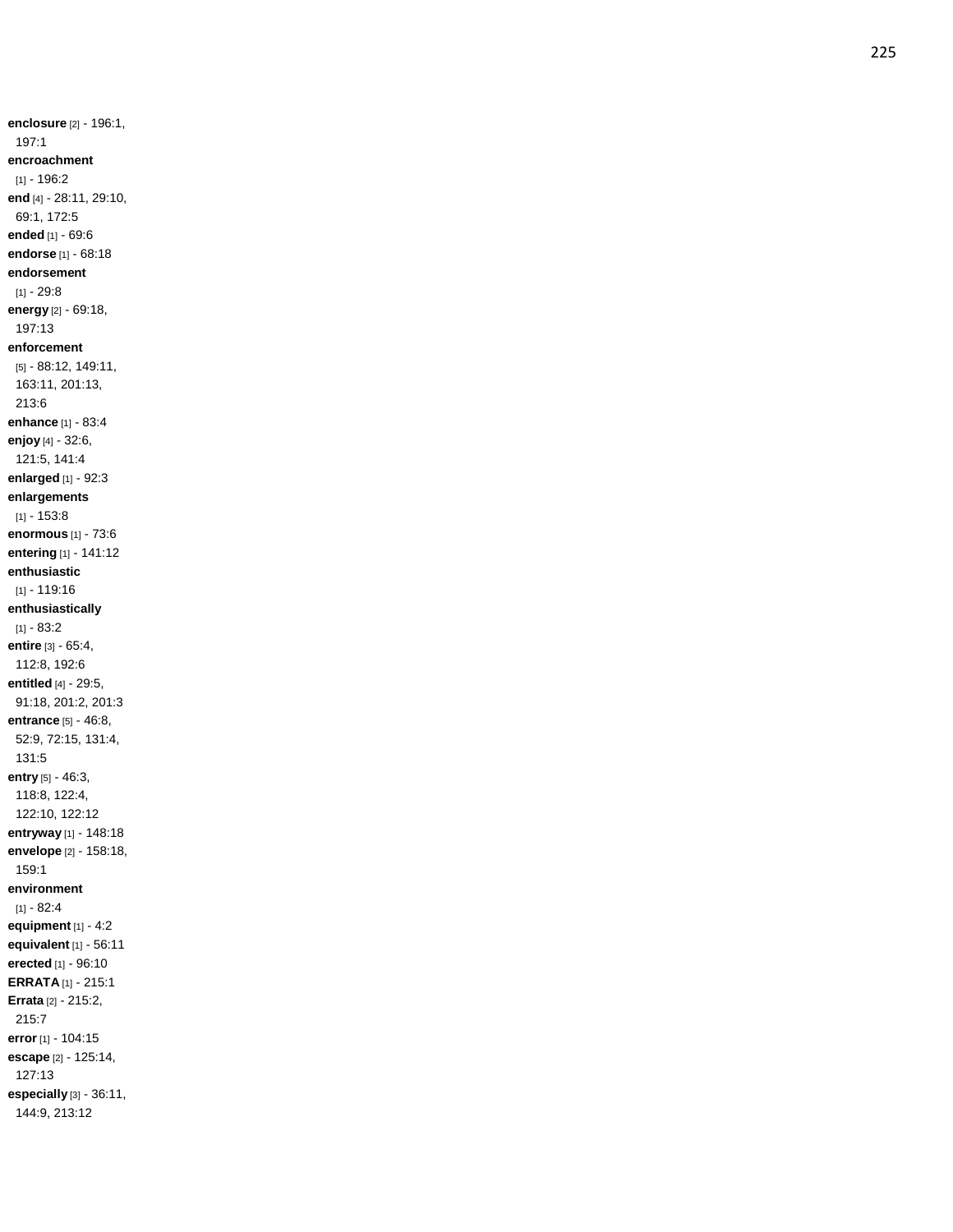**enclosure** [2] - 196:1, 197:1
**encroachment** [1] - 196:2
**end** [4] - 28:11, 29:10, 69:1, 172:5
**ended** [1] - 69:6
**endorse** [1] - 68:18
**endorsement** [1] - 29:8
**energy** [2] - 69:18, 197:13
**enforcement** [5] - 88:12, 149:11, 163:11, 201:13, 213:6
**enhance** [1] - 83:4
**enjoy** [4] - 32:6, 121:5, 141:4
**enlarged** [1] - 92:3
**enlargements** [1] - 153:8
**enormous** [1] - 73:6
**entering** [1] - 141:12
**enthusiastic** [1] - 119:16
**enthusiastically** [1] - 83:2
**entire** [3] - 65:4, 112:8, 192:6
**entitled** [4] - 29:5, 91:18, 201:2, 201:3
**entrance** [5] - 46:8, 52:9, 72:15, 131:4, 131:5
**entry** [5] - 46:3, 118:8, 122:4, 122:10, 122:12
**entryway** [1] - 148:18
**envelope** [2] - 158:18, 159:1
**environment** [1] - 82:4
**equipment** [1] - 4:2
**equivalent** [1] - 56:11
**erected** [1] - 96:10
**ERRATA** [1] - 215:1
**Errata** [2] - 215:2, 215:7
**error** [1] - 104:15
**escape** [2] - 125:14, 127:13
**especially** [3] - 36:11, 144:9, 213:12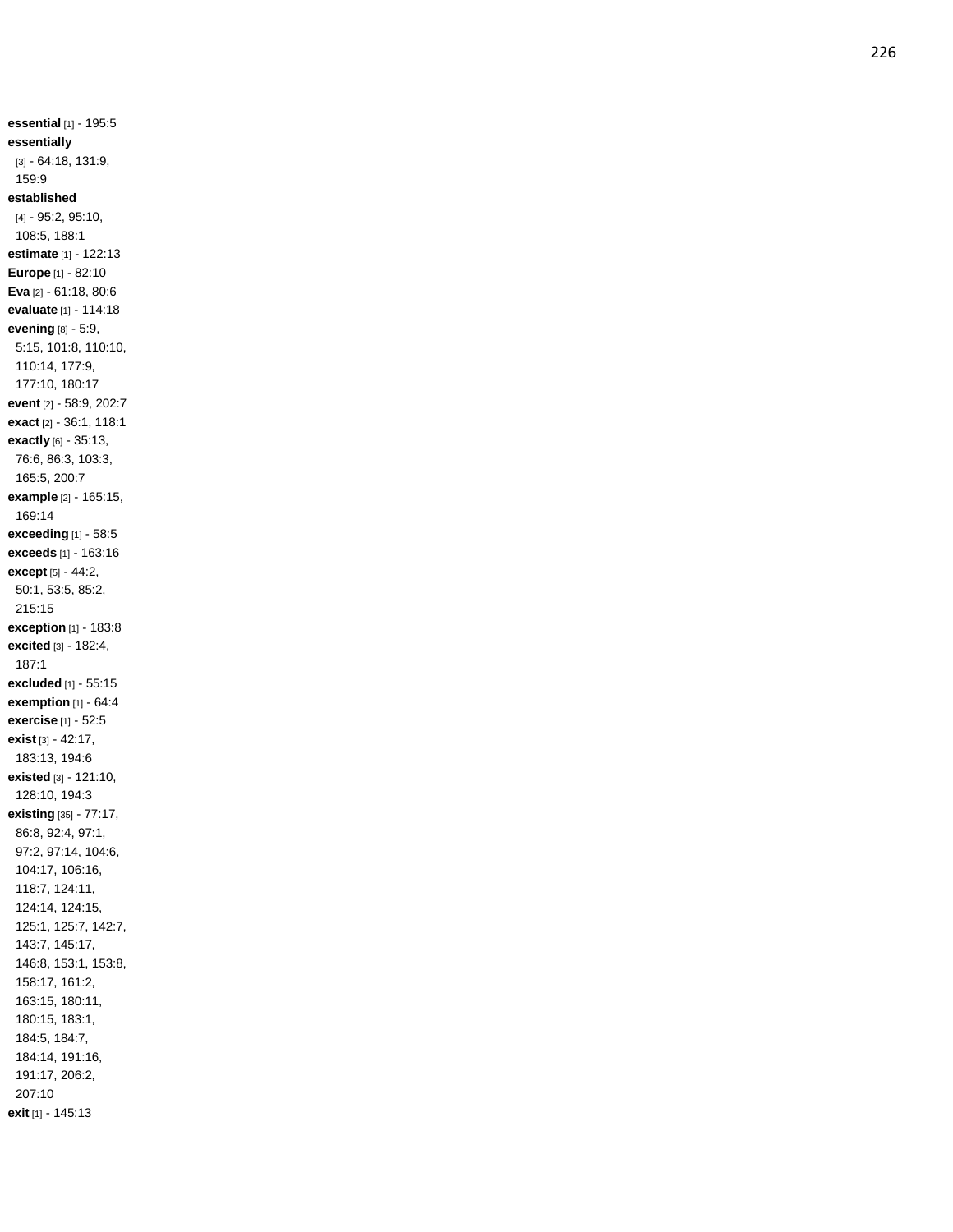**essential** [1] - 195:5
**essentially** [3] - 64:18, 131:9, 159:9
**established** [4] - 95:2, 95:10, 108:5, 188:1
**estimate** [1] - 122:13
**Europe** [1] - 82:10
**Eva** [2] - 61:18, 80:6
**evaluate** [1] - 114:18
**evening** [8] - 5:9, 5:15, 101:8, 110:10, 110:14, 177:9, 177:10, 180:17
**event** [2] - 58:9, 202:7
**exact** [2] - 36:1, 118:1
**exactly** [6] - 35:13, 76:6, 86:3, 103:3, 165:5, 200:7
**example** [2] - 165:15, 169:14
**exceeding** [1] - 58:5
**exceeds** [1] - 163:16
**except** [5] - 44:2, 50:1, 53:5, 85:2, 215:15
**exception** [1] - 183:8
**excited** [3] - 182:4, 187:1
**excluded** [1] - 55:15
**exemption** [1] - 64:4
**exercise** [1] - 52:5
**exist** [3] - 42:17, 183:13, 194:6
**existed** [3] - 121:10, 128:10, 194:3
**existing** [35] - 77:17, 86:8, 92:4, 97:1, 97:2, 97:14, 104:6, 104:17, 106:16, 118:7, 124:11, 124:14, 124:15, 125:1, 125:7, 142:7, 143:7, 145:17, 146:8, 153:1, 153:8, 158:17, 161:2, 163:15, 180:11, 180:15, 183:1, 184:5, 184:7, 184:14, 191:16, 191:17, 206:2, 207:10
**exit** [1] - 145:13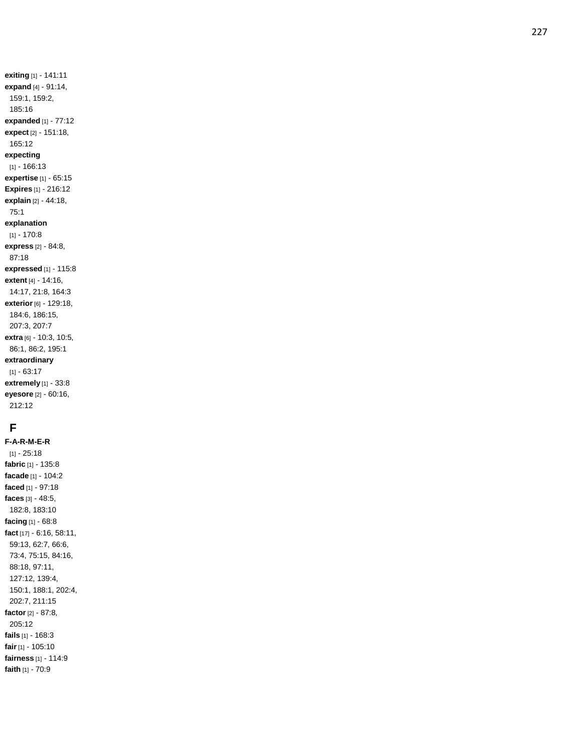**exiting** [1] - 141:11
**expand** [4] - 91:14, 159:1, 159:2, 185:16
**expanded** [1] - 77:12
**expect** [2] - 151:18, 165:12
**expecting** [1] - 166:13
**expertise** [1] - 65:15
**Expires** [1] - 216:12
**explain** [2] - 44:18, 75:1
**explanation** [1] - 170:8
**express** [2] - 84:8, 87:18
**expressed** [1] - 115:8
**extent** [4] - 14:16, 14:17, 21:8, 164:3
**exterior** [6] - 129:18, 184:6, 186:15, 207:3, 207:7
**extra** [6] - 10:3, 10:5, 86:1, 86:2, 195:1
**extraordinary** [1] - 63:17
**extremely** [1] - 33:8
**eyesore** [2] - 60:16, 212:12

## F

**F-A-R-M-E-R** [1] - 25:18
**fabric** [1] - 135:8
**facade** [1] - 104:2
**faced** [1] - 97:18
**faces** [3] - 48:5, 182:8, 183:10
**facing** [1] - 68:8
**fact** [17] - 6:16, 58:11, 59:13, 62:7, 66:6, 73:4, 75:15, 84:16, 88:18, 97:11, 127:12, 139:4, 150:1, 188:1, 202:4, 202:7, 211:15
**factor** [2] - 87:8, 205:12
**fails** [1] - 168:3
**fair** [1] - 105:10
**fairness** [1] - 114:9
**faith** [1] - 70:9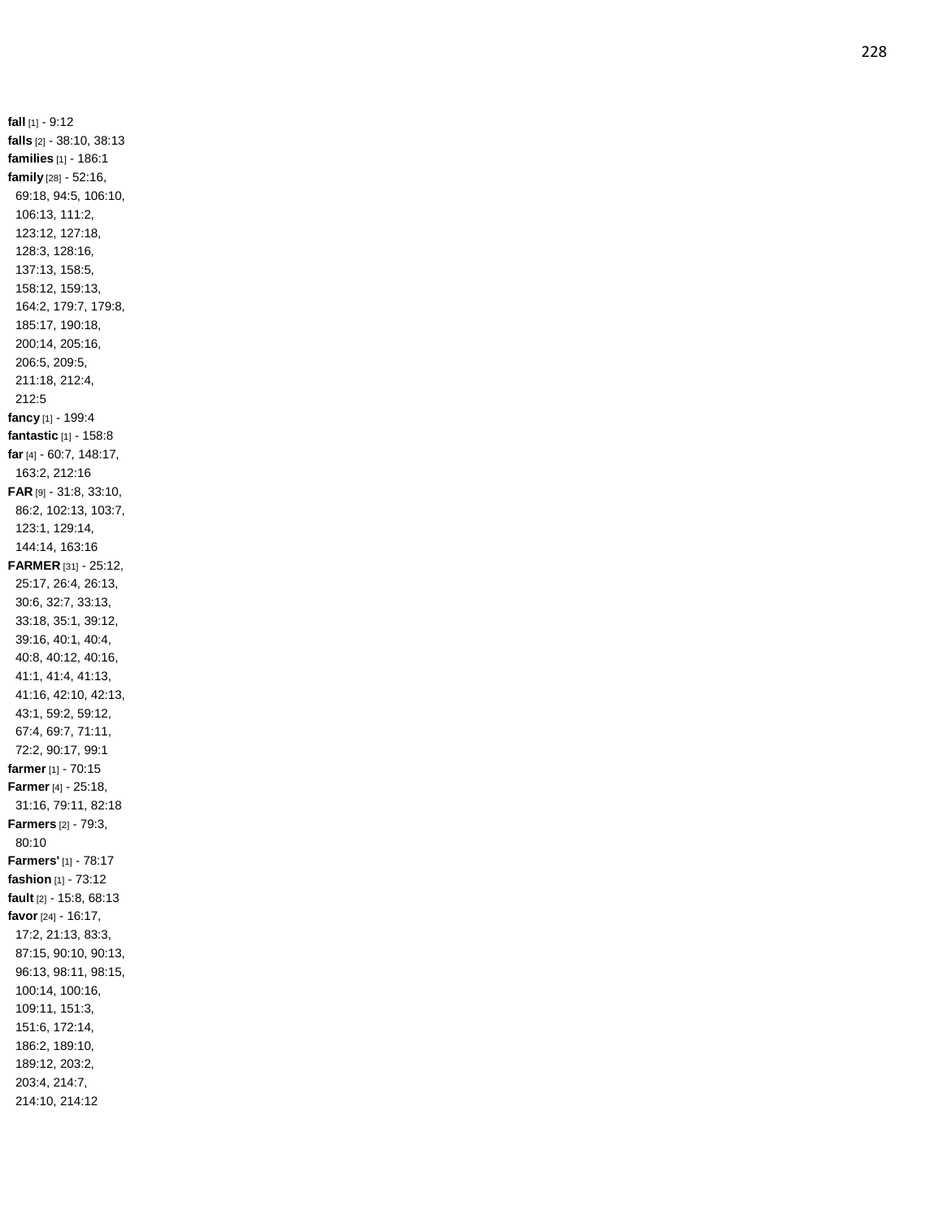**fall** [1] - 9:12
**falls** [2] - 38:10, 38:13
**families** [1] - 186:1
**family** [28] - 52:16, 69:18, 94:5, 106:10, 106:13, 111:2, 123:12, 127:18, 128:3, 128:16, 137:13, 158:5, 158:12, 159:13, 164:2, 179:7, 179:8, 185:17, 190:18, 200:14, 205:16, 206:5, 209:5, 211:18, 212:4, 212:5
**fancy** [1] - 199:4
**fantastic** [1] - 158:8
**far** [4] - 60:7, 148:17, 163:2, 212:16
**FAR** [9] - 31:8, 33:10, 86:2, 102:13, 103:7, 123:1, 129:14, 144:14, 163:16
**FARMER** [31] - 25:12, 25:17, 26:4, 26:13, 30:6, 32:7, 33:13, 33:18, 35:1, 39:12, 39:16, 40:1, 40:4, 40:8, 40:12, 40:16, 41:1, 41:4, 41:13, 41:16, 42:10, 42:13, 43:1, 59:2, 59:12, 67:4, 69:7, 71:11, 72:2, 90:17, 99:1
**farmer** [1] - 70:15
**Farmer** [4] - 25:18, 31:16, 79:11, 82:18
**Farmers** [2] - 79:3, 80:10
**Farmers'** [1] - 78:17
**fashion** [1] - 73:12
**fault** [2] - 15:8, 68:13
**favor** [24] - 16:17, 17:2, 21:13, 83:3, 87:15, 90:10, 90:13, 96:13, 98:11, 98:15, 100:14, 100:16, 109:11, 151:3, 151:6, 172:14, 186:2, 189:10, 189:12, 203:2, 203:4, 214:7, 214:10, 214:12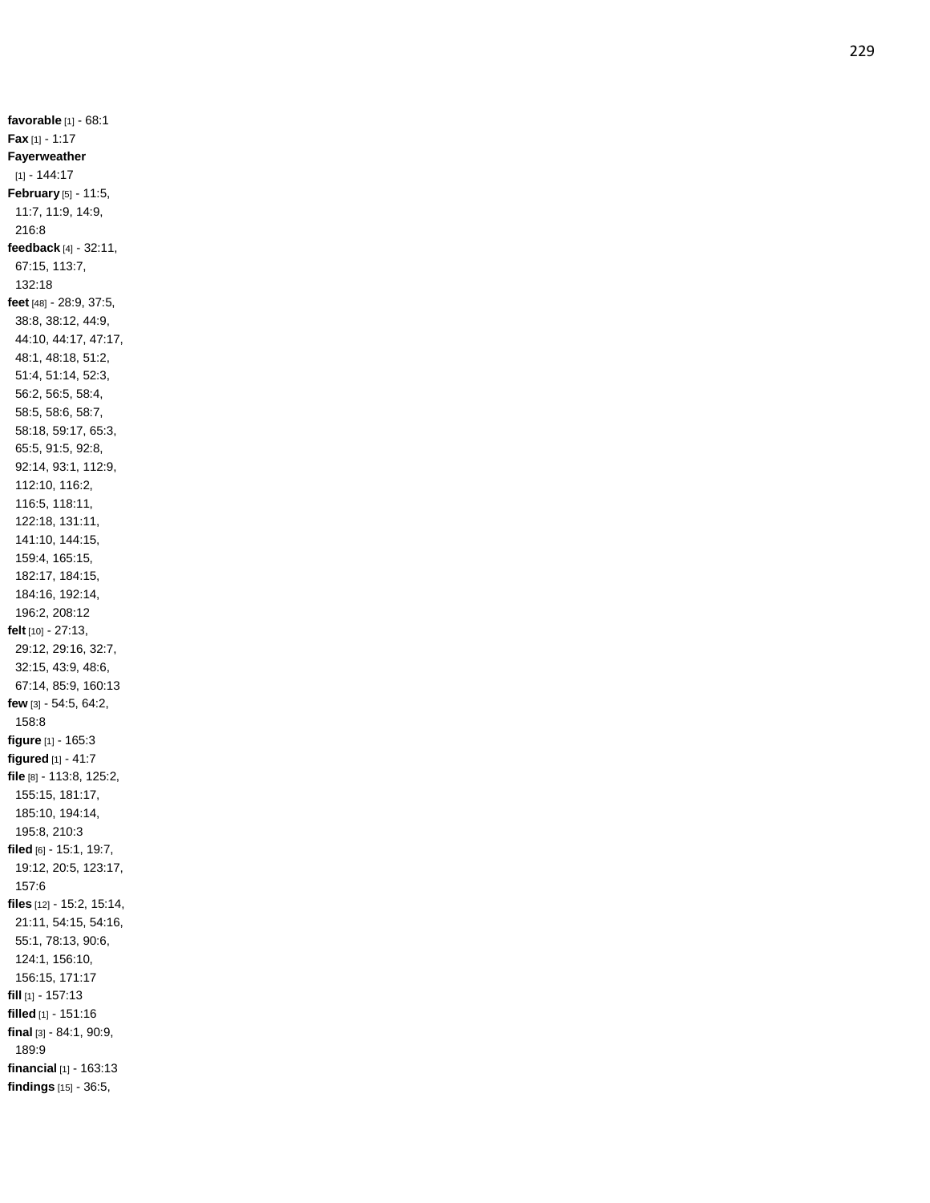**favorable** [1] - 68:1
**Fax** [1] - 1:17
**Fayerweather** [1] - 144:17
**February** [5] - 11:5, 11:7, 11:9, 14:9, 216:8
**feedback** [4] - 32:11, 67:15, 113:7, 132:18
**feet** [48] - 28:9, 37:5, 38:8, 38:12, 44:9, 44:10, 44:17, 47:17, 48:1, 48:18, 51:2, 51:4, 51:14, 52:3, 56:2, 56:5, 58:4, 58:5, 58:6, 58:7, 58:18, 59:17, 65:3, 65:5, 91:5, 92:8, 92:14, 93:1, 112:9, 112:10, 116:2, 116:5, 118:11, 122:18, 131:11, 141:10, 144:15, 159:4, 165:15, 182:17, 184:15, 184:16, 192:14, 196:2, 208:12
**felt** [10] - 27:13, 29:12, 29:16, 32:7, 32:15, 43:9, 48:6, 67:14, 85:9, 160:13
**few** [3] - 54:5, 64:2, 158:8
**figure** [1] - 165:3
**figured** [1] - 41:7
**file** [8] - 113:8, 125:2, 155:15, 181:17, 185:10, 194:14, 195:8, 210:3
**filed** [6] - 15:1, 19:7, 19:12, 20:5, 123:17, 157:6
**files** [12] - 15:2, 15:14, 21:11, 54:15, 54:16, 55:1, 78:13, 90:6, 124:1, 156:10, 156:15, 171:17
**fill** [1] - 157:13
**filled** [1] - 151:16
**final** [3] - 84:1, 90:9, 189:9
**financial** [1] - 163:13
**findings** [15] - 36:5,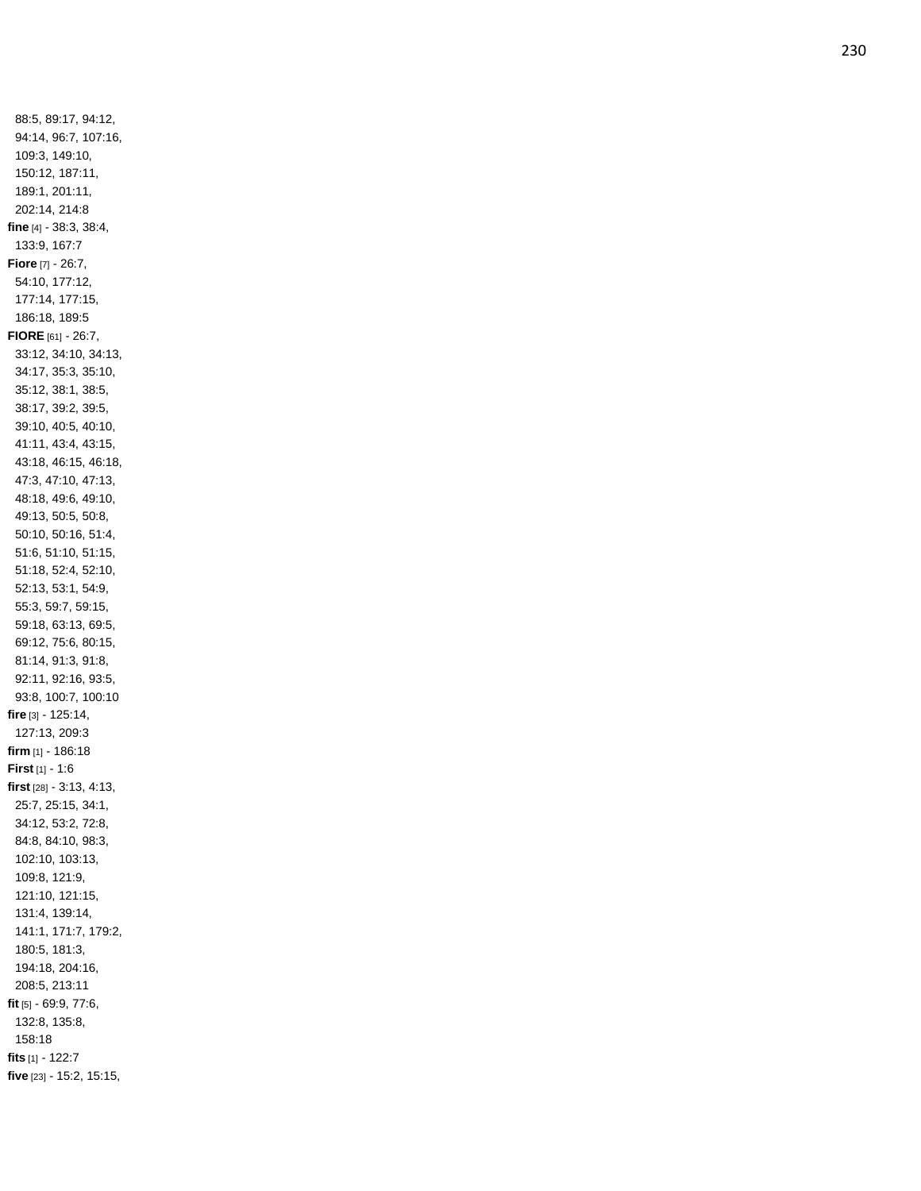88:5, 89:17, 94:12, 94:14, 96:7, 107:16, 109:3, 149:10, 150:12, 187:11, 189:1, 201:11, 202:14, 214:8

**fine** [4] - 38:3, 38:4, 133:9, 167:7

**Fiore** [7] - 26:7, 54:10, 177:12, 177:14, 177:15, 186:18, 189:5

**FIORE** [61] - 26:7, 33:12, 34:10, 34:13, 34:17, 35:3, 35:10, 35:12, 38:1, 38:5, 38:17, 39:2, 39:5, 39:10, 40:5, 40:10, 41:11, 43:4, 43:15, 43:18, 46:15, 46:18, 47:3, 47:10, 47:13, 48:18, 49:6, 49:10, 49:13, 50:5, 50:8, 50:10, 50:16, 51:4, 51:6, 51:10, 51:15, 51:18, 52:4, 52:10, 52:13, 53:1, 54:9, 55:3, 59:7, 59:15, 59:18, 63:13, 69:5, 69:12, 75:6, 80:15, 81:14, 91:3, 91:8, 92:11, 92:16, 93:5, 93:8, 100:7, 100:10

**fire** [3] - 125:14, 127:13, 209:3

**firm** [1] - 186:18

**First** [1] - 1:6

**first** [28] - 3:13, 4:13, 25:7, 25:15, 34:1, 34:12, 53:2, 72:8, 84:8, 84:10, 98:3, 102:10, 103:13, 109:8, 121:9, 121:10, 121:15, 131:4, 139:14, 141:1, 171:7, 179:2, 180:5, 181:3, 194:18, 204:16, 208:5, 213:11

**fit** [5] - 69:9, 77:6, 132:8, 135:8, 158:18

**fits** [1] - 122:7

**five** [23] - 15:2, 15:15,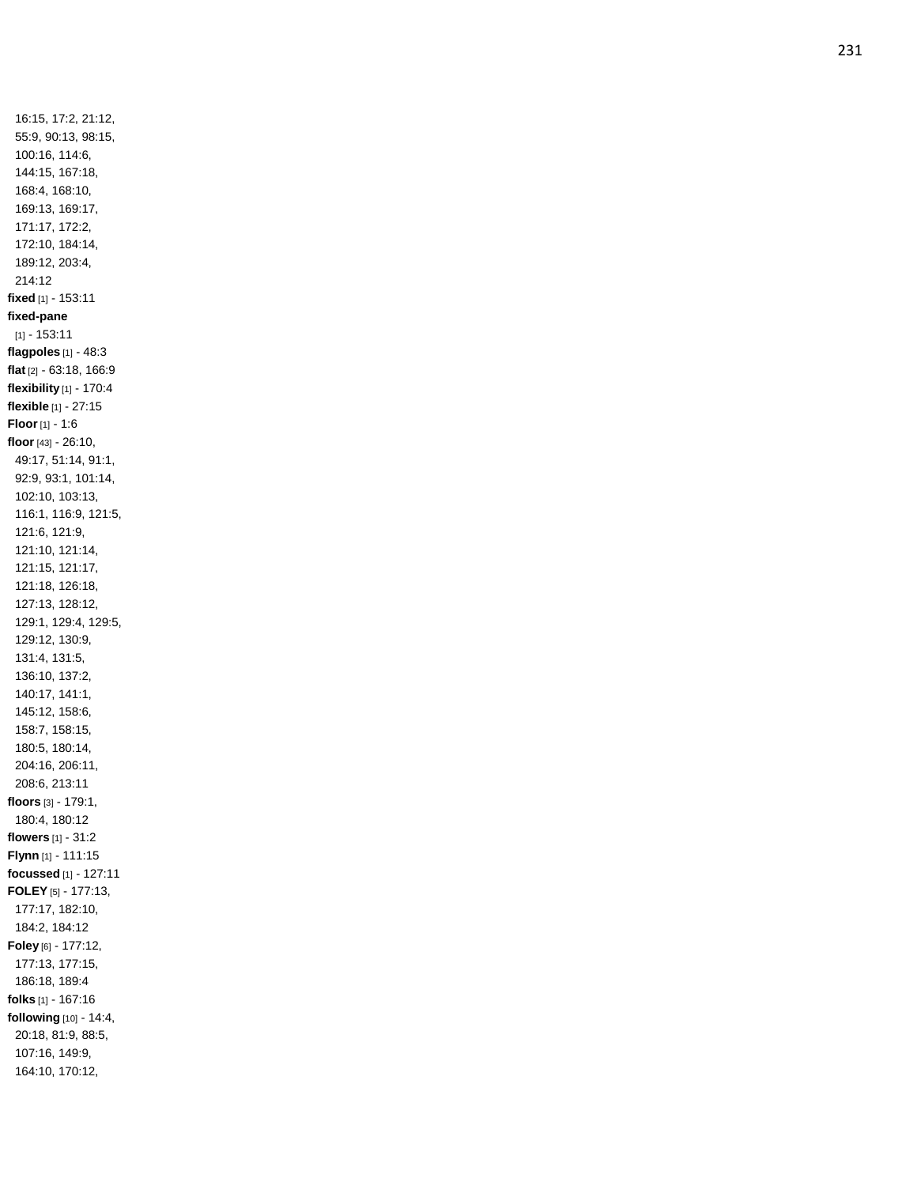16:15, 17:2, 21:12, 55:9, 90:13, 98:15, 100:16, 114:6, 144:15, 167:18, 168:4, 168:10, 169:13, 169:17, 171:17, 172:2, 172:10, 184:14, 189:12, 203:4, 214:12

**fixed** [1] - 153:11

**fixed-pane** [1] - 153:11

**flagpoles** [1] - 48:3

**flat** [2] - 63:18, 166:9

**flexibility** [1] - 170:4

**flexible** [1] - 27:15

**Floor** [1] - 1:6

**floor** [43] - 26:10, 49:17, 51:14, 91:1, 92:9, 93:1, 101:14, 102:10, 103:13, 116:1, 116:9, 121:5, 121:6, 121:9, 121:10, 121:14, 121:15, 121:17, 121:18, 126:18, 127:13, 128:12, 129:1, 129:4, 129:5, 129:12, 130:9, 131:4, 131:5, 136:10, 137:2, 140:17, 141:1, 145:12, 158:6, 158:7, 158:15, 180:5, 180:14, 204:16, 206:11, 208:6, 213:11

**floors** [3] - 179:1, 180:4, 180:12

**flowers** [1] - 31:2

**Flynn** [1] - 111:15

**focussed** [1] - 127:11

**FOLEY** [5] - 177:13, 177:17, 182:10, 184:2, 184:12

**Foley** [6] - 177:12, 177:13, 177:15, 186:18, 189:4

**folks** [1] - 167:16

**following** [10] - 14:4, 20:18, 81:9, 88:5, 107:16, 149:9, 164:10, 170:12,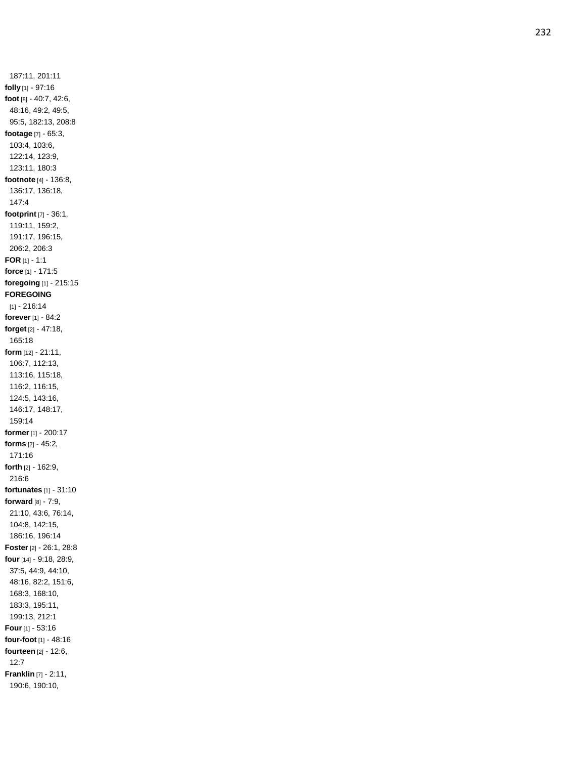187:11, 201:11
**folly** [1] - 97:16
**foot** [8] - 40:7, 42:6, 48:16, 49:2, 49:5, 95:5, 182:13, 208:8
**footage** [7] - 65:3, 103:4, 103:6, 122:14, 123:9, 123:11, 180:3
**footnote** [4] - 136:8, 136:17, 136:18, 147:4
**footprint** [7] - 36:1, 119:11, 159:2, 191:17, 196:15, 206:2, 206:3
**FOR** [1] - 1:1
**force** [1] - 171:5
**foregoing** [1] - 215:15
**FOREGOING** [1] - 216:14
**forever** [1] - 84:2
**forget** [2] - 47:18, 165:18
**form** [12] - 21:11, 106:7, 112:13, 113:16, 115:18, 116:2, 116:15, 124:5, 143:16, 146:17, 148:17, 159:14
**former** [1] - 200:17
**forms** [2] - 45:2, 171:16
**forth** [2] - 162:9, 216:6
**fortunates** [1] - 31:10
**forward** [8] - 7:9, 21:10, 43:6, 76:14, 104:8, 142:15, 186:16, 196:14
**Foster** [2] - 26:1, 28:8
**four** [14] - 9:18, 28:9, 37:5, 44:9, 44:10, 48:16, 82:2, 151:6, 168:3, 168:10, 183:3, 195:11, 199:13, 212:1
**Four** [1] - 53:16
**four-foot** [1] - 48:16
**fourteen** [2] - 12:6, 12:7
**Franklin** [7] - 2:11, 190:6, 190:10,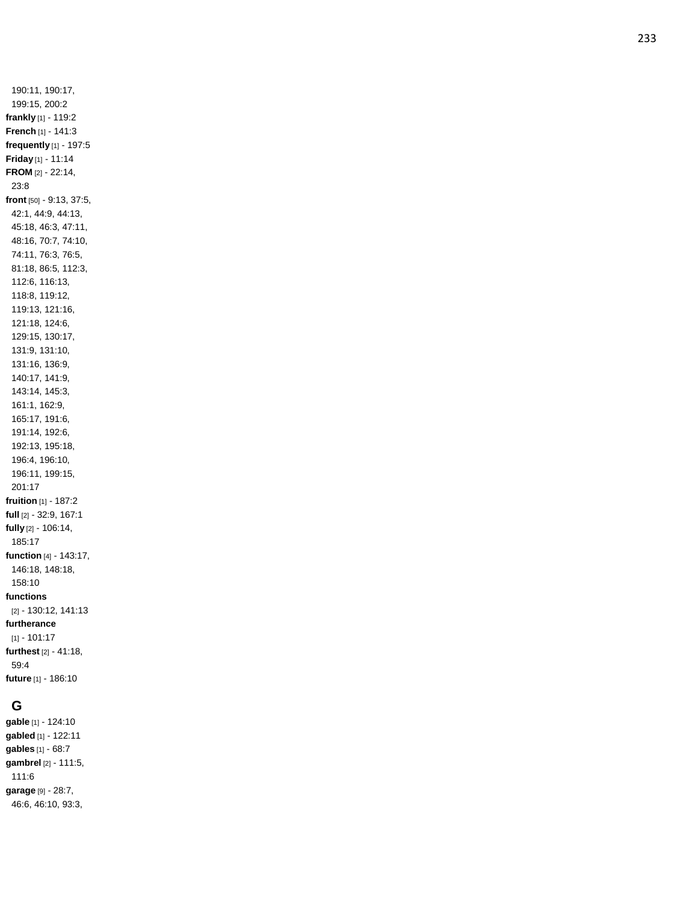190:11, 190:17, 199:15, 200:2

**frankly** [1] - 119:2

**French** [1] - 141:3

**frequently** [1] - 197:5

**Friday** [1] - 11:14

**FROM** [2] - 22:14, 23:8

**front** [50] - 9:13, 37:5, 42:1, 44:9, 44:13, 45:18, 46:3, 47:11, 48:16, 70:7, 74:10, 74:11, 76:3, 76:5, 81:18, 86:5, 112:3, 112:6, 116:13, 118:8, 119:12, 119:13, 121:16, 121:18, 124:6, 129:15, 130:17, 131:9, 131:10, 131:16, 136:9, 140:17, 141:9, 143:14, 145:3, 161:1, 162:9, 165:17, 191:6, 191:14, 192:6, 192:13, 195:18, 196:4, 196:10, 196:11, 199:15, 201:17

**fruition** [1] - 187:2

**full** [2] - 32:9, 167:1

**fully** [2] - 106:14, 185:17

**function** [4] - 143:17, 146:18, 148:18, 158:10

**functions** [2] - 130:12, 141:13

**furtherance** [1] - 101:17

**furthest** [2] - 41:18, 59:4

**future** [1] - 186:10

## G

**gable** [1] - 124:10

**gabled** [1] - 122:11

**gables** [1] - 68:7

**gambrel** [2] - 111:5, 111:6

**garage** [9] - 28:7, 46:6, 46:10, 93:3,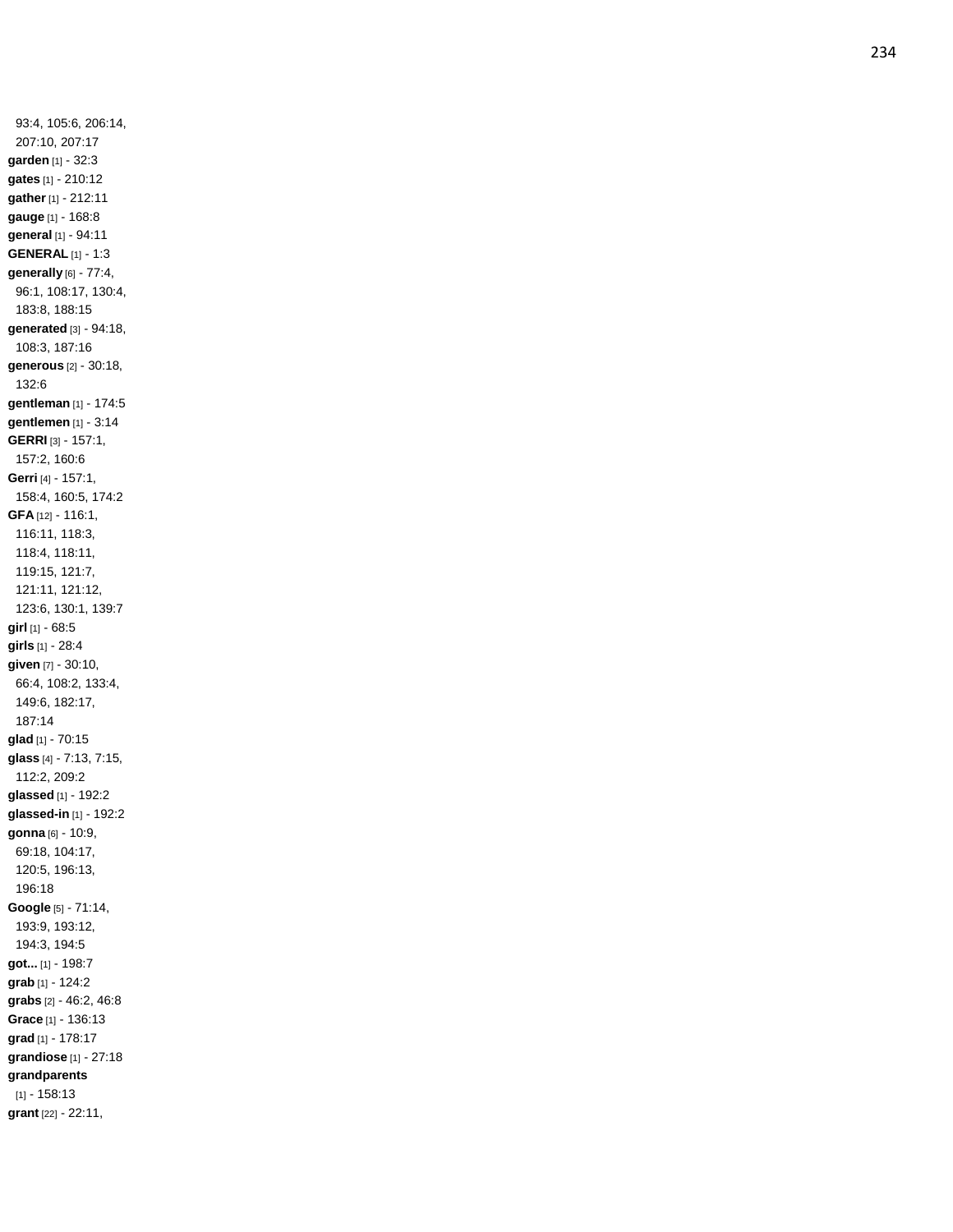93:4, 105:6, 206:14, 207:10, 207:17

**garden** [1] - 32:3

**gates** [1] - 210:12

**gather** [1] - 212:11

**gauge** [1] - 168:8

**general** [1] - 94:11

**GENERAL** [1] - 1:3

**generally** [6] - 77:4, 96:1, 108:17, 130:4, 183:8, 188:15

**generated** [3] - 94:18, 108:3, 187:16

**generous** [2] - 30:18, 132:6

**gentleman** [1] - 174:5

**gentlemen** [1] - 3:14

**GERRI** [3] - 157:1, 157:2, 160:6

**Gerri** [4] - 157:1, 158:4, 160:5, 174:2

**GFA** [12] - 116:1, 116:11, 118:3, 118:4, 118:11, 119:15, 121:7, 121:11, 121:12, 123:6, 130:1, 139:7

**girl** [1] - 68:5

**girls** [1] - 28:4

**given** [7] - 30:10, 66:4, 108:2, 133:4, 149:6, 182:17, 187:14

**glad** [1] - 70:15

**glass** [4] - 7:13, 7:15, 112:2, 209:2

**glassed** [1] - 192:2

**glassed-in** [1] - 192:2

**gonna** [6] - 10:9, 69:18, 104:17, 120:5, 196:13, 196:18

**Google** [5] - 71:14, 193:9, 193:12, 194:3, 194:5

**got...** [1] - 198:7

**grab** [1] - 124:2

**grabs** [2] - 46:2, 46:8

**Grace** [1] - 136:13

**grad** [1] - 178:17

**grandiose** [1] - 27:18

**grandparents** [1] - 158:13

**grant** [22] - 22:11,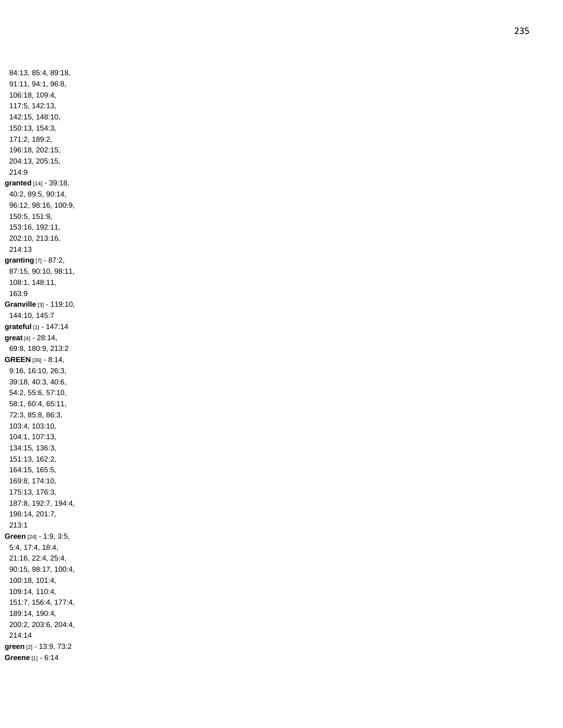84:13, 85:4, 89:18, 91:11, 94:1, 96:8, 106:18, 109:4, 117:5, 142:13, 142:15, 148:10, 150:13, 154:3, 171:2, 189:2, 196:18, 202:15, 204:13, 205:15, 214:9

**granted** [14] - 39:18, 40:2, 89:5, 90:14, 96:12, 98:16, 100:9, 150:5, 151:9, 153:16, 192:11, 202:10, 213:16, 214:13

**granting** [7] - 87:2, 87:15, 90:10, 98:11, 108:1, 148:11, 163:9

**Granville** [3] - 119:10, 144:10, 145:7

**grateful** [1] - 147:14

**great** [4] - 28:14, 69:8, 180:9, 213:2

**GREEN** [36] - 8:14, 9:16, 16:10, 26:3, 39:18, 40:3, 40:6, 54:2, 55:6, 57:10, 58:1, 60:4, 65:11, 72:3, 85:8, 86:3, 103:4, 103:10, 104:1, 107:13, 134:15, 136:3, 151:13, 162:2, 164:15, 165:5, 169:8, 174:10, 175:13, 176:3, 187:8, 192:7, 194:4, 198:14, 201:7, 213:1

**Green** [24] - 1:9, 3:5, 5:4, 17:4, 18:4, 21:16, 22:4, 25:4, 90:15, 98:17, 100:4, 100:18, 101:4, 109:14, 110:4, 151:7, 156:4, 177:4, 189:14, 190:4, 200:2, 203:6, 204:4, 214:14

**green** [2] - 13:9, 73:2

**Greene** [1] - 6:14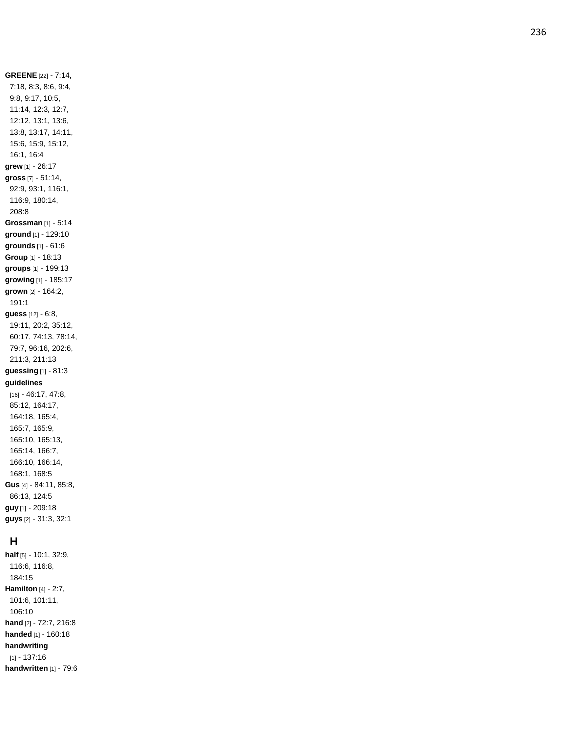**GREENE** [22] - 7:14, 7:18, 8:3, 8:6, 9:4, 9:8, 9:17, 10:5, 11:14, 12:3, 12:7, 12:12, 13:1, 13:6, 13:8, 13:17, 14:11, 15:6, 15:9, 15:12, 16:1, 16:4
**grew** [1] - 26:17
**gross** [7] - 51:14, 92:9, 93:1, 116:1, 116:9, 180:14, 208:8
**Grossman** [1] - 5:14
**ground** [1] - 129:10
**grounds** [1] - 61:6
**Group** [1] - 18:13
**groups** [1] - 199:13
**growing** [1] - 185:17
**grown** [2] - 164:2, 191:1
**guess** [12] - 6:8, 19:11, 20:2, 35:12, 60:17, 74:13, 78:14, 79:7, 96:16, 202:6, 211:3, 211:13
**guessing** [1] - 81:3
**guidelines** [16] - 46:17, 47:8, 85:12, 164:17, 164:18, 165:4, 165:7, 165:9, 165:10, 165:13, 165:14, 166:7, 166:10, 166:14, 168:1, 168:5
**Gus** [4] - 84:11, 85:8, 86:13, 124:5
**guy** [1] - 209:18
**guys** [2] - 31:3, 32:1

## H

**half** [5] - 10:1, 32:9, 116:6, 116:8, 184:15
**Hamilton** [4] - 2:7, 101:6, 101:11, 106:10
**hand** [2] - 72:7, 216:8
**handed** [1] - 160:18
**handwriting** [1] - 137:16
**handwritten** [1] - 79:6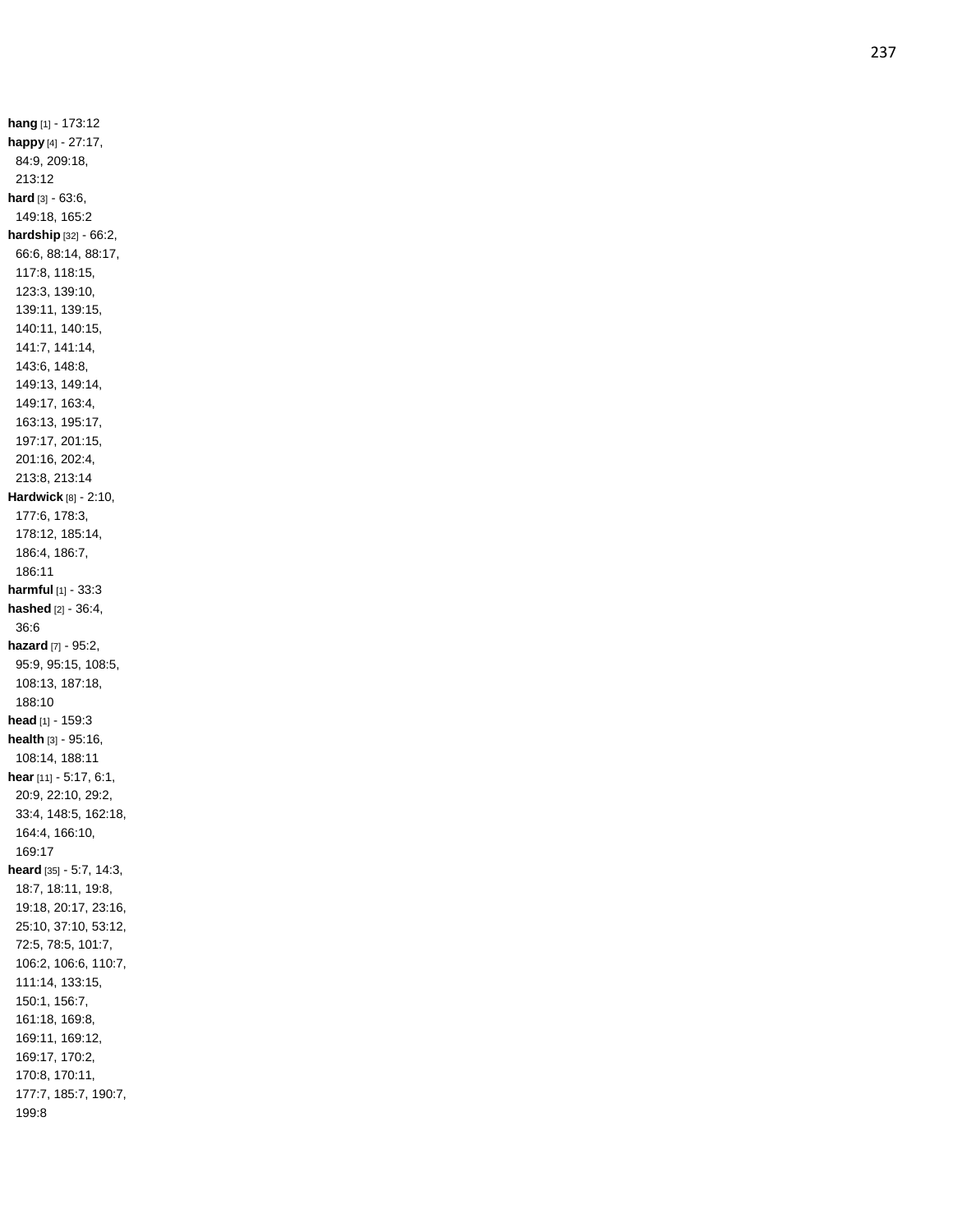**hang** [1] - 173:12
**happy** [4] - 27:17, 84:9, 209:18, 213:12
**hard** [3] - 63:6, 149:18, 165:2
**hardship** [32] - 66:2, 66:6, 88:14, 88:17, 117:8, 118:15, 123:3, 139:10, 139:11, 139:15, 140:11, 140:15, 141:7, 141:14, 143:6, 148:8, 149:13, 149:14, 149:17, 163:4, 163:13, 195:17, 197:17, 201:15, 201:16, 202:4, 213:8, 213:14
**Hardwick** [8] - 2:10, 177:6, 178:3, 178:12, 185:14, 186:4, 186:7, 186:11
**harmful** [1] - 33:3
**hashed** [2] - 36:4, 36:6
**hazard** [7] - 95:2, 95:9, 95:15, 108:5, 108:13, 187:18, 188:10
**head** [1] - 159:3
**health** [3] - 95:16, 108:14, 188:11
**hear** [11] - 5:17, 6:1, 20:9, 22:10, 29:2, 33:4, 148:5, 162:18, 164:4, 166:10, 169:17
**heard** [35] - 5:7, 14:3, 18:7, 18:11, 19:8, 19:18, 20:17, 23:16, 25:10, 37:10, 53:12, 72:5, 78:5, 101:7, 106:2, 106:6, 110:7, 111:14, 133:15, 150:1, 156:7, 161:18, 169:8, 169:11, 169:12, 169:17, 170:2, 170:8, 170:11, 177:7, 185:7, 190:7, 199:8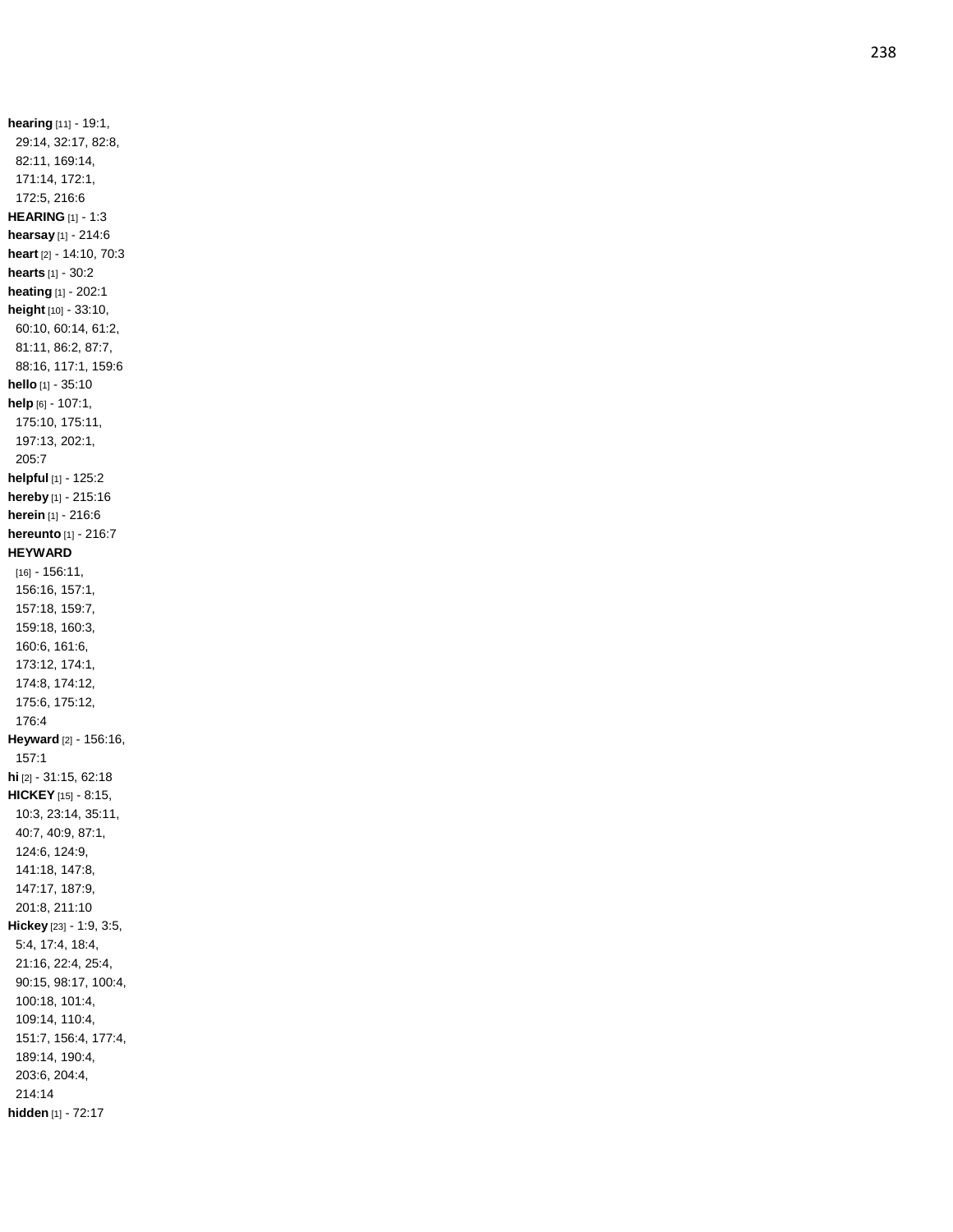**hearing** [11] - 19:1, 29:14, 32:17, 82:8, 82:11, 169:14, 171:14, 172:1, 172:5, 216:6
**HEARING** [1] - 1:3
**hearsay** [1] - 214:6
**heart** [2] - 14:10, 70:3
**hearts** [1] - 30:2
**heating** [1] - 202:1
**height** [10] - 33:10, 60:10, 60:14, 61:2, 81:11, 86:2, 87:7, 88:16, 117:1, 159:6
**hello** [1] - 35:10
**help** [6] - 107:1, 175:10, 175:11, 197:13, 202:1, 205:7
**helpful** [1] - 125:2
**hereby** [1] - 215:16
**herein** [1] - 216:6
**hereunto** [1] - 216:7
**HEYWARD** [16] - 156:11, 156:16, 157:1, 157:18, 159:7, 159:18, 160:3, 160:6, 161:6, 173:12, 174:1, 174:8, 174:12, 175:6, 175:12, 176:4
**Heyward** [2] - 156:16, 157:1
**hi** [2] - 31:15, 62:18
**HICKEY** [15] - 8:15, 10:3, 23:14, 35:11, 40:7, 40:9, 87:1, 124:6, 124:9, 141:18, 147:8, 147:17, 187:9, 201:8, 211:10
**Hickey** [23] - 1:9, 3:5, 5:4, 17:4, 18:4, 21:16, 22:4, 25:4, 90:15, 98:17, 100:4, 100:18, 101:4, 109:14, 110:4, 151:7, 156:4, 177:4, 189:14, 190:4, 203:6, 204:4, 214:14
**hidden** [1] - 72:17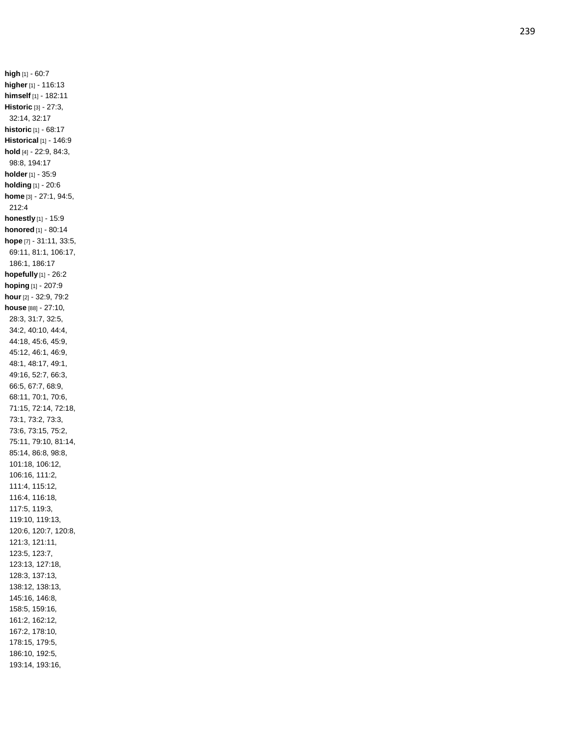**high** [1] - 60:7
**higher** [1] - 116:13
**himself** [1] - 182:11
**Historic** [3] - 27:3, 32:14, 32:17
**historic** [1] - 68:17
**Historical** [1] - 146:9
**hold** [4] - 22:9, 84:3, 98:8, 194:17
**holder** [1] - 35:9
**holding** [1] - 20:6
**home** [3] - 27:1, 94:5, 212:4
**honestly** [1] - 15:9
**honored** [1] - 80:14
**hope** [7] - 31:11, 33:5, 69:11, 81:1, 106:17, 186:1, 186:17
**hopefully** [1] - 26:2
**hoping** [1] - 207:9
**hour** [2] - 32:9, 79:2
**house** [88] - 27:10, 28:3, 31:7, 32:5, 34:2, 40:10, 44:4, 44:18, 45:6, 45:9, 45:12, 46:1, 46:9, 48:1, 48:17, 49:1, 49:16, 52:7, 66:3, 66:5, 67:7, 68:9, 68:11, 70:1, 70:6, 71:15, 72:14, 72:18, 73:1, 73:2, 73:3, 73:6, 73:15, 75:2, 75:11, 79:10, 81:14, 85:14, 86:8, 98:8, 101:18, 106:12, 106:16, 111:2, 111:4, 115:12, 116:4, 116:18, 117:5, 119:3, 119:10, 119:13, 120:6, 120:7, 120:8, 121:3, 121:11, 123:5, 123:7, 123:13, 127:18, 128:3, 137:13, 138:12, 138:13, 145:16, 146:8, 158:5, 159:16, 161:2, 162:12, 167:2, 178:10, 178:15, 179:5, 186:10, 192:5, 193:14, 193:16,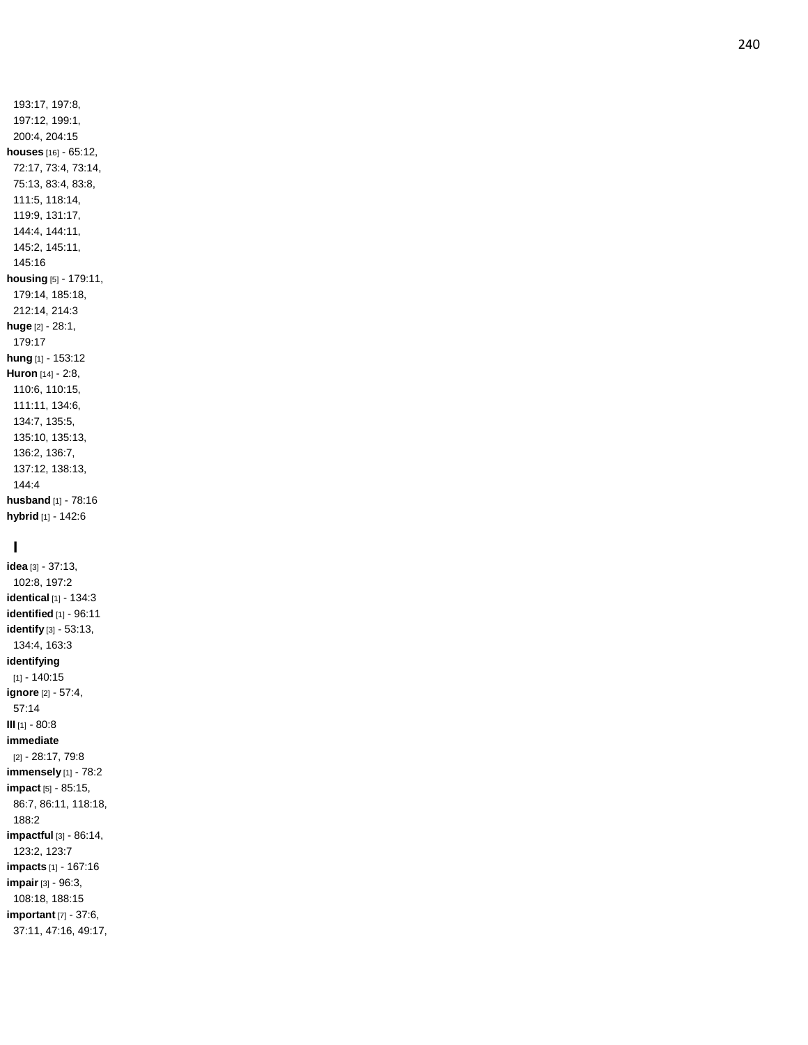193:17, 197:8, 197:12, 199:1, 200:4, 204:15

**houses** [16] - 65:12, 72:17, 73:4, 73:14, 75:13, 83:4, 83:8, 111:5, 118:14, 119:9, 131:17, 144:4, 144:11, 145:2, 145:11, 145:16

**housing** [5] - 179:11, 179:14, 185:18, 212:14, 214:3

**huge** [2] - 28:1, 179:17

**hung** [1] - 153:12

**Huron** [14] - 2:8, 110:6, 110:15, 111:11, 134:6, 134:7, 135:5, 135:10, 135:13, 136:2, 136:7, 137:12, 138:13, 144:4

**husband** [1] - 78:16

**hybrid** [1] - 142:6

## I

**idea** [3] - 37:13, 102:8, 197:2

**identical** [1] - 134:3

**identified** [1] - 96:11

**identify** [3] - 53:13, 134:4, 163:3

**identifying** [1] - 140:15

**ignore** [2] - 57:4, 57:14

**Ill** [1] - 80:8

**immediate** [2] - 28:17, 79:8

**immensely** [1] - 78:2

**impact** [5] - 85:15, 86:7, 86:11, 118:18, 188:2

**impactful** [3] - 86:14, 123:2, 123:7

**impacts** [1] - 167:16

**impair** [3] - 96:3, 108:18, 188:15

**important** [7] - 37:6, 37:11, 47:16, 49:17,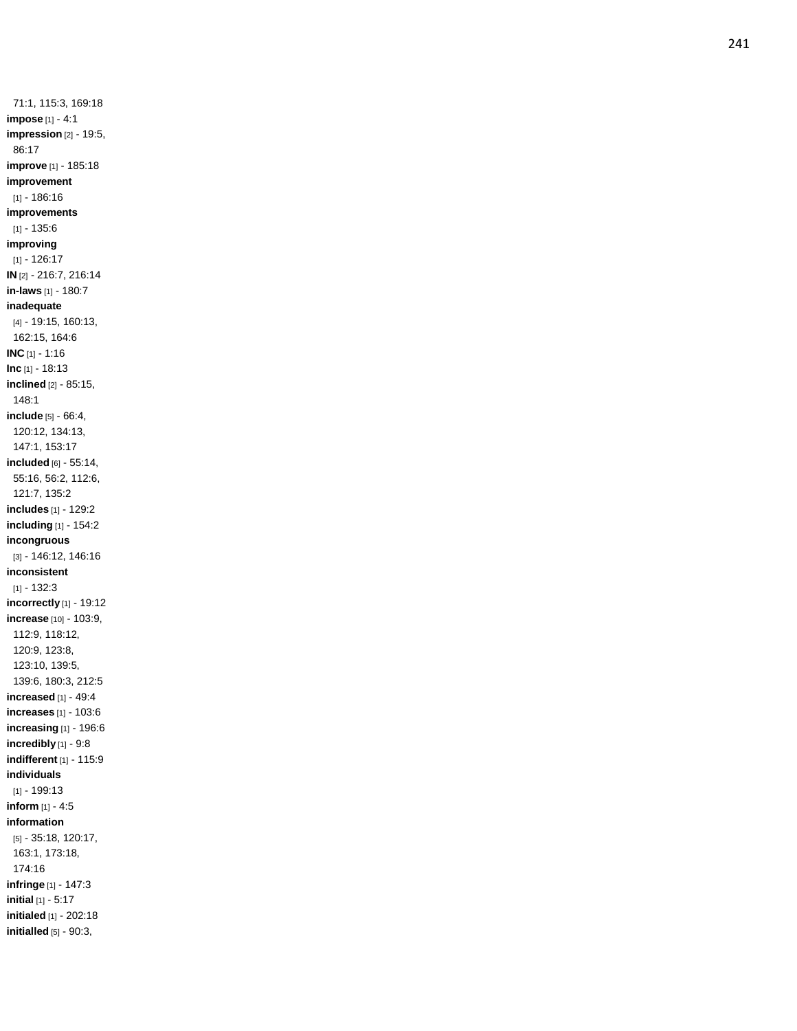71:1, 115:3, 169:18
**impose** [1] - 4:1
**impression** [2] - 19:5, 86:17
**improve** [1] - 185:18
**improvement** [1] - 186:16
**improvements** [1] - 135:6
**improving** [1] - 126:17
**IN** [2] - 216:7, 216:14
**in-laws** [1] - 180:7
**inadequate** [4] - 19:15, 160:13, 162:15, 164:6
**INC** [1] - 1:16
**Inc** [1] - 18:13
**inclined** [2] - 85:15, 148:1
**include** [5] - 66:4, 120:12, 134:13, 147:1, 153:17
**included** [6] - 55:14, 55:16, 56:2, 112:6, 121:7, 135:2
**includes** [1] - 129:2
**including** [1] - 154:2
**incongruous** [3] - 146:12, 146:16
**inconsistent** [1] - 132:3
**incorrectly** [1] - 19:12
**increase** [10] - 103:9, 112:9, 118:12, 120:9, 123:8, 123:10, 139:5, 139:6, 180:3, 212:5
**increased** [1] - 49:4
**increases** [1] - 103:6
**increasing** [1] - 196:6
**incredibly** [1] - 9:8
**indifferent** [1] - 115:9
**individuals** [1] - 199:13
**inform** [1] - 4:5
**information** [5] - 35:18, 120:17, 163:1, 173:18, 174:16
**infringe** [1] - 147:3
**initial** [1] - 5:17
**initialed** [1] - 202:18
**initialled** [5] - 90:3,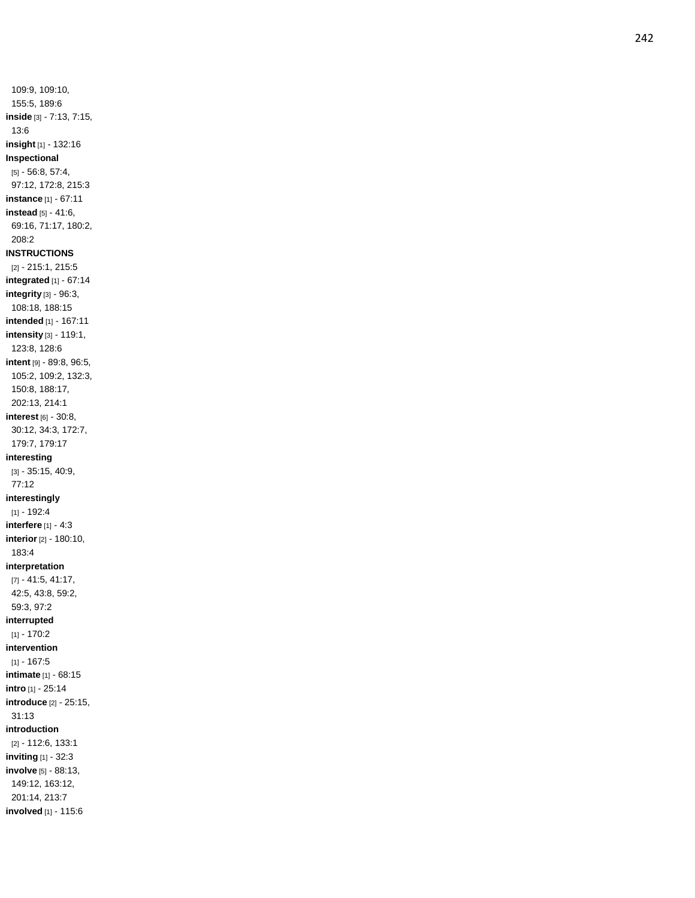109:9, 109:10, 155:5, 189:6

**inside** [3] - 7:13, 7:15, 13:6

**insight** [1] - 132:16

**Inspectional** [5] - 56:8, 57:4, 97:12, 172:8, 215:3

**instance** [1] - 67:11

**instead** [5] - 41:6, 69:16, 71:17, 180:2, 208:2

**INSTRUCTIONS** [2] - 215:1, 215:5

**integrated** [1] - 67:14

**integrity** [3] - 96:3, 108:18, 188:15

**intended** [1] - 167:11

**intensity** [3] - 119:1, 123:8, 128:6

**intent** [9] - 89:8, 96:5, 105:2, 109:2, 132:3, 150:8, 188:17, 202:13, 214:1

**interest** [6] - 30:8, 30:12, 34:3, 172:7, 179:7, 179:17

**interesting** [3] - 35:15, 40:9, 77:12

**interestingly** [1] - 192:4

**interfere** [1] - 4:3

**interior** [2] - 180:10, 183:4

**interpretation** [7] - 41:5, 41:17, 42:5, 43:8, 59:2, 59:3, 97:2

**interrupted** [1] - 170:2

**intervention** [1] - 167:5

**intimate** [1] - 68:15

**intro** [1] - 25:14

**introduce** [2] - 25:15, 31:13

**introduction** [2] - 112:6, 133:1

**inviting** [1] - 32:3

**involve** [5] - 88:13, 149:12, 163:12, 201:14, 213:7

**involved** [1] - 115:6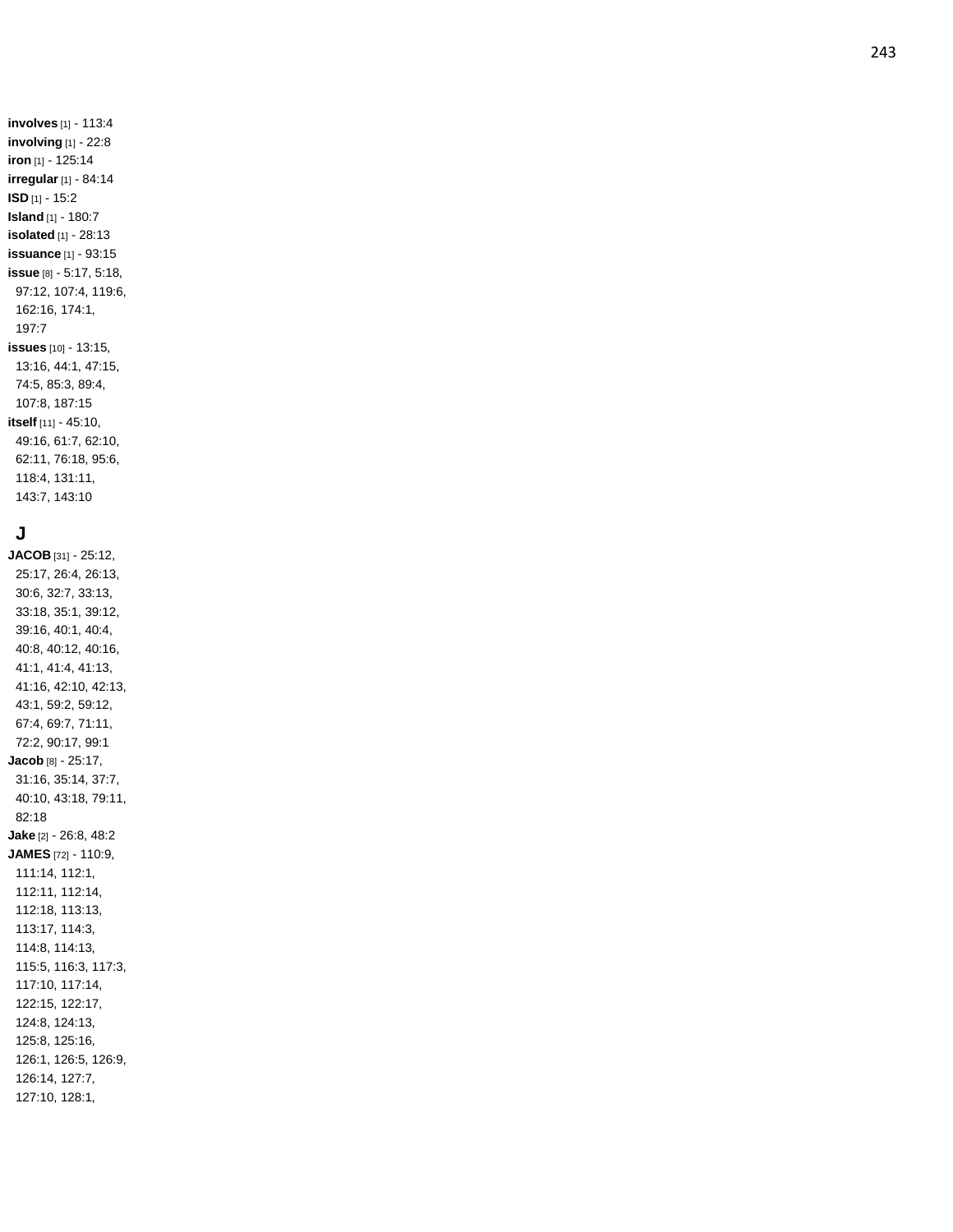**involves** [1] - 113:4
**involving** [1] - 22:8
**iron** [1] - 125:14
**irregular** [1] - 84:14
**ISD** [1] - 15:2
**Island** [1] - 180:7
**isolated** [1] - 28:13
**issuance** [1] - 93:15
**issue** [8] - 5:17, 5:18, 97:12, 107:4, 119:6, 162:16, 174:1, 197:7
**issues** [10] - 13:15, 13:16, 44:1, 47:15, 74:5, 85:3, 89:4, 107:8, 187:15
**itself** [11] - 45:10, 49:16, 61:7, 62:10, 62:11, 76:18, 95:6, 118:4, 131:11, 143:7, 143:10

## J

**JACOB** [31] - 25:12, 25:17, 26:4, 26:13, 30:6, 32:7, 33:13, 33:18, 35:1, 39:12, 39:16, 40:1, 40:4, 40:8, 40:12, 40:16, 41:1, 41:4, 41:13, 41:16, 42:10, 42:13, 43:1, 59:2, 59:12, 67:4, 69:7, 71:11, 72:2, 90:17, 99:1
**Jacob** [8] - 25:17, 31:16, 35:14, 37:7, 40:10, 43:18, 79:11, 82:18
**Jake** [2] - 26:8, 48:2
**JAMES** [72] - 110:9, 111:14, 112:1, 112:11, 112:14, 112:18, 113:13, 113:17, 114:3, 114:8, 114:13, 115:5, 116:3, 117:3, 117:10, 117:14, 122:15, 122:17, 124:8, 124:13, 125:8, 125:16, 126:1, 126:5, 126:9, 126:14, 127:7, 127:10, 128:1,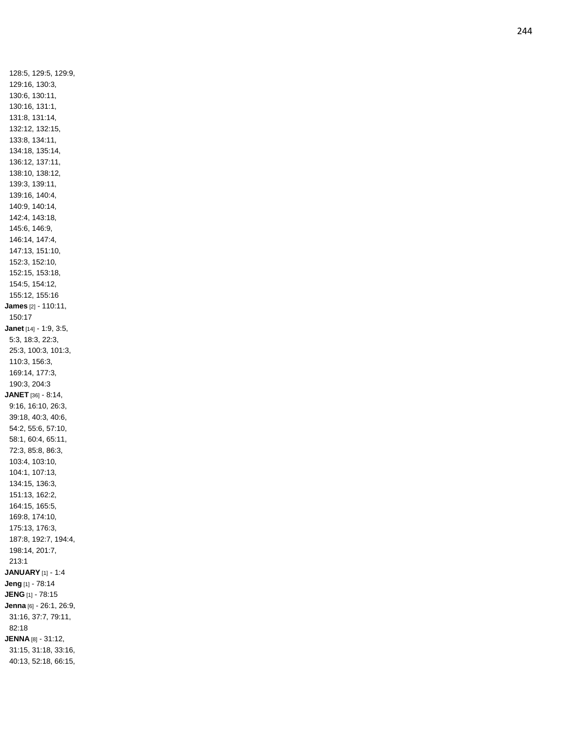128:5, 129:5, 129:9, 129:16, 130:3, 130:6, 130:11, 130:16, 131:1, 131:8, 131:14, 132:12, 132:15, 133:8, 134:11, 134:18, 135:14, 136:12, 137:11, 138:10, 138:12, 139:3, 139:11, 139:16, 140:4, 140:9, 140:14, 142:4, 143:18, 145:6, 146:9, 146:14, 147:4, 147:13, 151:10, 152:3, 152:10, 152:15, 153:18, 154:5, 154:12, 155:12, 155:16

**James** [2] - 110:11, 150:17

**Janet** [14] - 1:9, 3:5, 5:3, 18:3, 22:3, 25:3, 100:3, 101:3, 110:3, 156:3, 169:14, 177:3, 190:3, 204:3

**JANET** [36] - 8:14, 9:16, 16:10, 26:3, 39:18, 40:3, 40:6, 54:2, 55:6, 57:10, 58:1, 60:4, 65:11, 72:3, 85:8, 86:3, 103:4, 103:10, 104:1, 107:13, 134:15, 136:3, 151:13, 162:2, 164:15, 165:5, 169:8, 174:10, 175:13, 176:3, 187:8, 192:7, 194:4, 198:14, 201:7, 213:1

**JANUARY** [1] - 1:4

**Jeng** [1] - 78:14

**JENG** [1] - 78:15

**Jenna** [6] - 26:1, 26:9, 31:16, 37:7, 79:11, 82:18

**JENNA** [8] - 31:12, 31:15, 31:18, 33:16, 40:13, 52:18, 66:15,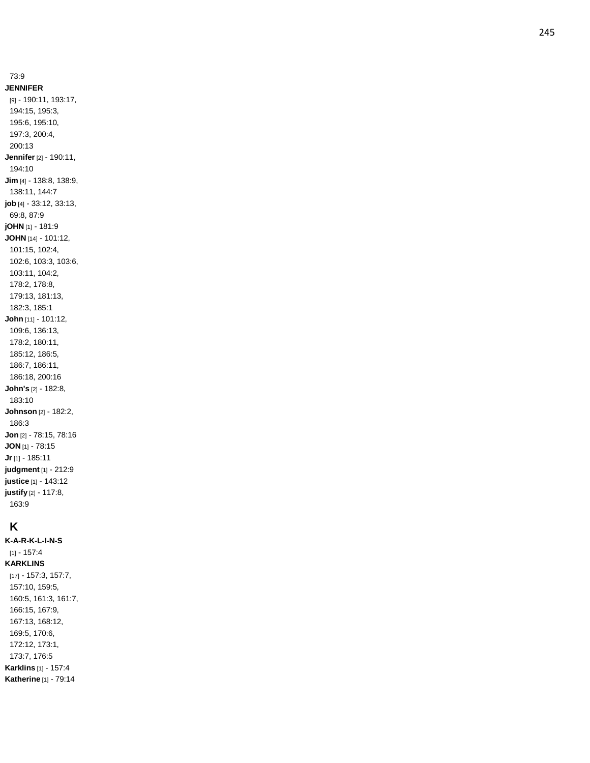73:9

**JENNIFER** [9] - 190:11, 193:17, 194:15, 195:3, 195:6, 195:10, 197:3, 200:4, 200:13

**Jennifer** [2] - 190:11, 194:10

**Jim** [4] - 138:8, 138:9, 138:11, 144:7

**job** [4] - 33:12, 33:13, 69:8, 87:9

**jOHN** [1] - 181:9

**JOHN** [14] - 101:12, 101:15, 102:4, 102:6, 103:3, 103:6, 103:11, 104:2, 178:2, 178:8, 179:13, 181:13, 182:3, 185:1

**John** [11] - 101:12, 109:6, 136:13, 178:2, 180:11, 185:12, 186:5, 186:7, 186:11, 186:18, 200:16

**John's** [2] - 182:8, 183:10

**Johnson** [2] - 182:2, 186:3

**Jon** [2] - 78:15, 78:16

**JON** [1] - 78:15

**Jr** [1] - 185:11

**judgment** [1] - 212:9

**justice** [1] - 143:12

**justify** [2] - 117:8, 163:9

## K

**K-A-R-K-L-I-N-S** [1] - 157:4

**KARKLINS** [17] - 157:3, 157:7, 157:10, 159:5, 160:5, 161:3, 161:7, 166:15, 167:9, 167:13, 168:12, 169:5, 170:6, 172:12, 173:1, 173:7, 176:5

**Karklins** [1] - 157:4

**Katherine** [1] - 79:14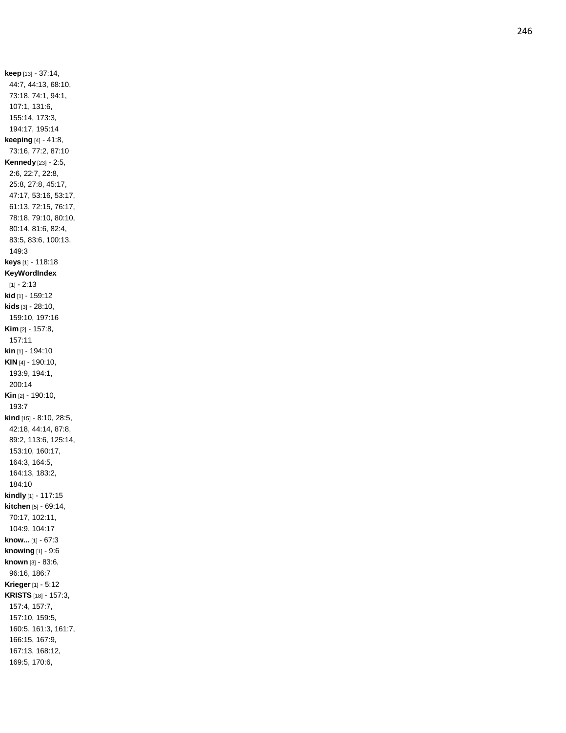**keep** [13] - 37:14, 44:7, 44:13, 68:10, 73:18, 74:1, 94:1, 107:1, 131:6, 155:14, 173:3, 194:17, 195:14

**keeping** [4] - 41:8, 73:16, 77:2, 87:10

**Kennedy** [23] - 2:5, 2:6, 22:7, 22:8, 25:8, 27:8, 45:17, 47:17, 53:16, 53:17, 61:13, 72:15, 76:17, 78:18, 79:10, 80:10, 80:14, 81:6, 82:4, 83:5, 83:6, 100:13, 149:3

**keys** [1] - 118:18

**KeyWordIndex** [1] - 2:13

**kid** [1] - 159:12

**kids** [3] - 28:10, 159:10, 197:16

**Kim** [2] - 157:8, 157:11

**kin** [1] - 194:10

**KIN** [4] - 190:10, 193:9, 194:1, 200:14

**Kin** [2] - 190:10, 193:7

**kind** [15] - 8:10, 28:5, 42:18, 44:14, 87:8, 89:2, 113:6, 125:14, 153:10, 160:17, 164:3, 164:5, 164:13, 183:2, 184:10

**kindly** [1] - 117:15

**kitchen** [5] - 69:14, 70:17, 102:11, 104:9, 104:17

**know...** [1] - 67:3

**knowing** [1] - 9:6

**known** [3] - 83:6, 96:16, 186:7

**Krieger** [1] - 5:12

**KRISTS** [18] - 157:3, 157:4, 157:7, 157:10, 159:5, 160:5, 161:3, 161:7, 166:15, 167:9, 167:13, 168:12, 169:5, 170:6,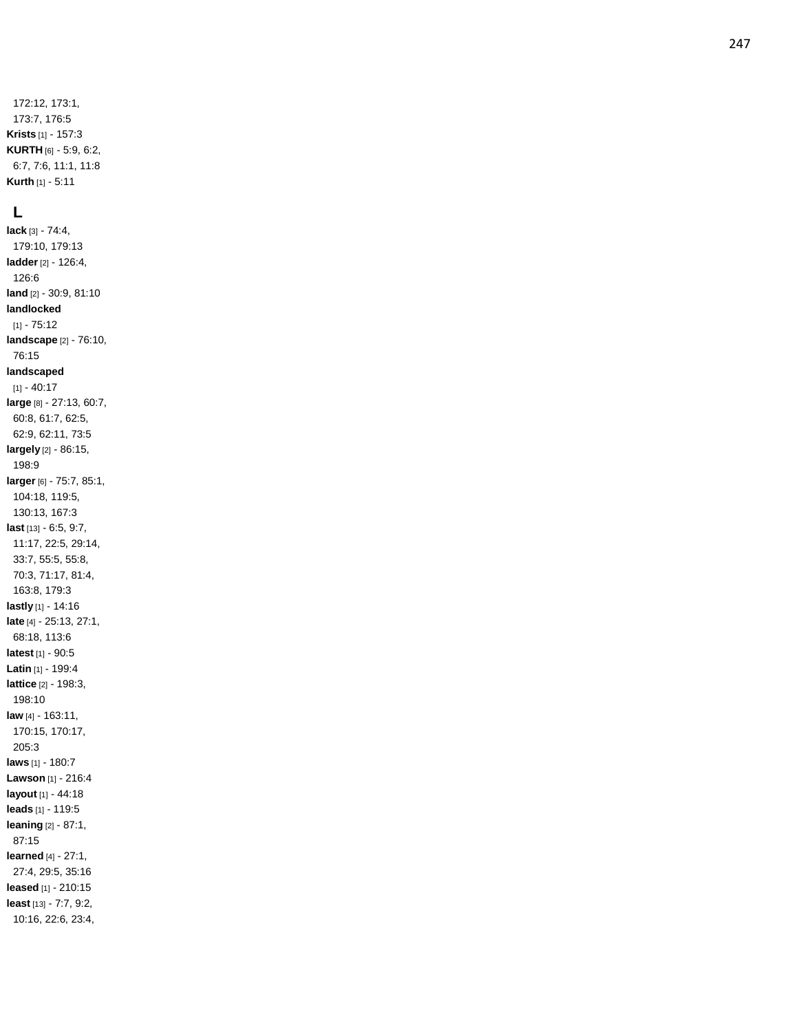172:12, 173:1, 173:7, 176:5

**Krists** [1] - 157:3

**KURTH** [6] - 5:9, 6:2, 6:7, 7:6, 11:1, 11:8

**Kurth** [1] - 5:11

## L

**lack** [3] - 74:4, 179:10, 179:13

**ladder** [2] - 126:4, 126:6

**land** [2] - 30:9, 81:10

**landlocked** [1] - 75:12

**landscape** [2] - 76:10, 76:15

**landscaped** [1] - 40:17

**large** [8] - 27:13, 60:7, 60:8, 61:7, 62:5, 62:9, 62:11, 73:5

**largely** [2] - 86:15, 198:9

**larger** [6] - 75:7, 85:1, 104:18, 119:5, 130:13, 167:3

**last** [13] - 6:5, 9:7, 11:17, 22:5, 29:14, 33:7, 55:5, 55:8, 70:3, 71:17, 81:4, 163:8, 179:3

**lastly** [1] - 14:16

**late** [4] - 25:13, 27:1, 68:18, 113:6

**latest** [1] - 90:5

**Latin** [1] - 199:4

**lattice** [2] - 198:3, 198:10

**law** [4] - 163:11, 170:15, 170:17, 205:3

**laws** [1] - 180:7

**Lawson** [1] - 216:4

**layout** [1] - 44:18

**leads** [1] - 119:5

**leaning** [2] - 87:1, 87:15

**learned** [4] - 27:1, 27:4, 29:5, 35:16

**leased** [1] - 210:15

**least** [13] - 7:7, 9:2, 10:16, 22:6, 23:4,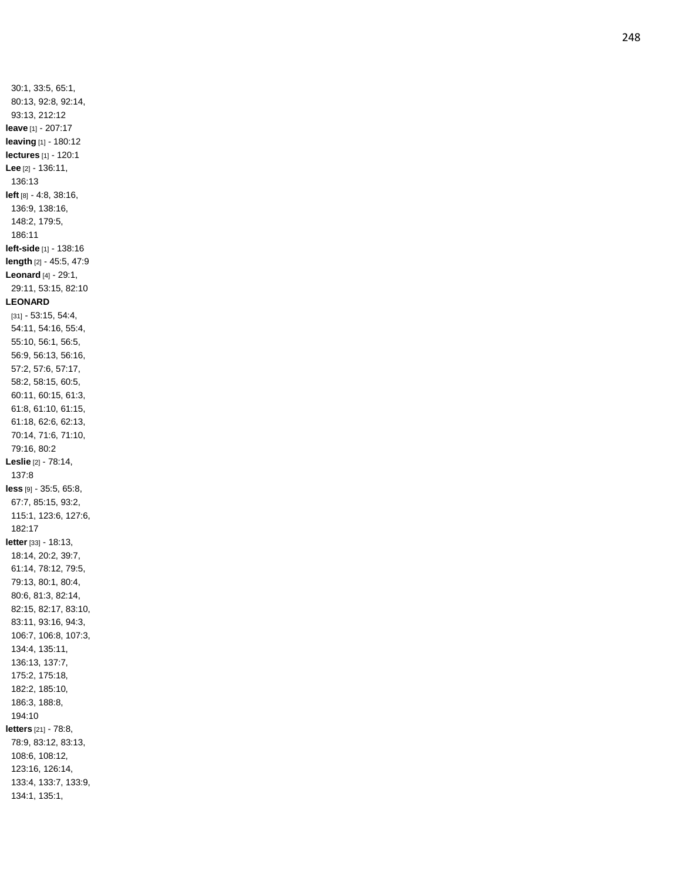30:1, 33:5, 65:1, 80:13, 92:8, 92:14, 93:13, 212:12

**leave** [1] - 207:17

**leaving** [1] - 180:12

**lectures** [1] - 120:1

**Lee** [2] - 136:11, 136:13

**left** [8] - 4:8, 38:16, 136:9, 138:16, 148:2, 179:5, 186:11

**left-side** [1] - 138:16

**length** [2] - 45:5, 47:9

**Leonard** [4] - 29:1, 29:11, 53:15, 82:10

**LEONARD** [31] - 53:15, 54:4, 54:11, 54:16, 55:4, 55:10, 56:1, 56:5, 56:9, 56:13, 56:16, 57:2, 57:6, 57:17, 58:2, 58:15, 60:5, 60:11, 60:15, 61:3, 61:8, 61:10, 61:15, 61:18, 62:6, 62:13, 70:14, 71:6, 71:10, 79:16, 80:2

**Leslie** [2] - 78:14, 137:8

**less** [9] - 35:5, 65:8, 67:7, 85:15, 93:2, 115:1, 123:6, 127:6, 182:17

**letter** [33] - 18:13, 18:14, 20:2, 39:7, 61:14, 78:12, 79:5, 79:13, 80:1, 80:4, 80:6, 81:3, 82:14, 82:15, 82:17, 83:10, 83:11, 93:16, 94:3, 106:7, 106:8, 107:3, 134:4, 135:11, 136:13, 137:7, 175:2, 175:18, 182:2, 185:10, 186:3, 188:8, 194:10

**letters** [21] - 78:8, 78:9, 83:12, 83:13, 108:6, 108:12, 123:16, 126:14, 133:4, 133:7, 133:9, 134:1, 135:1,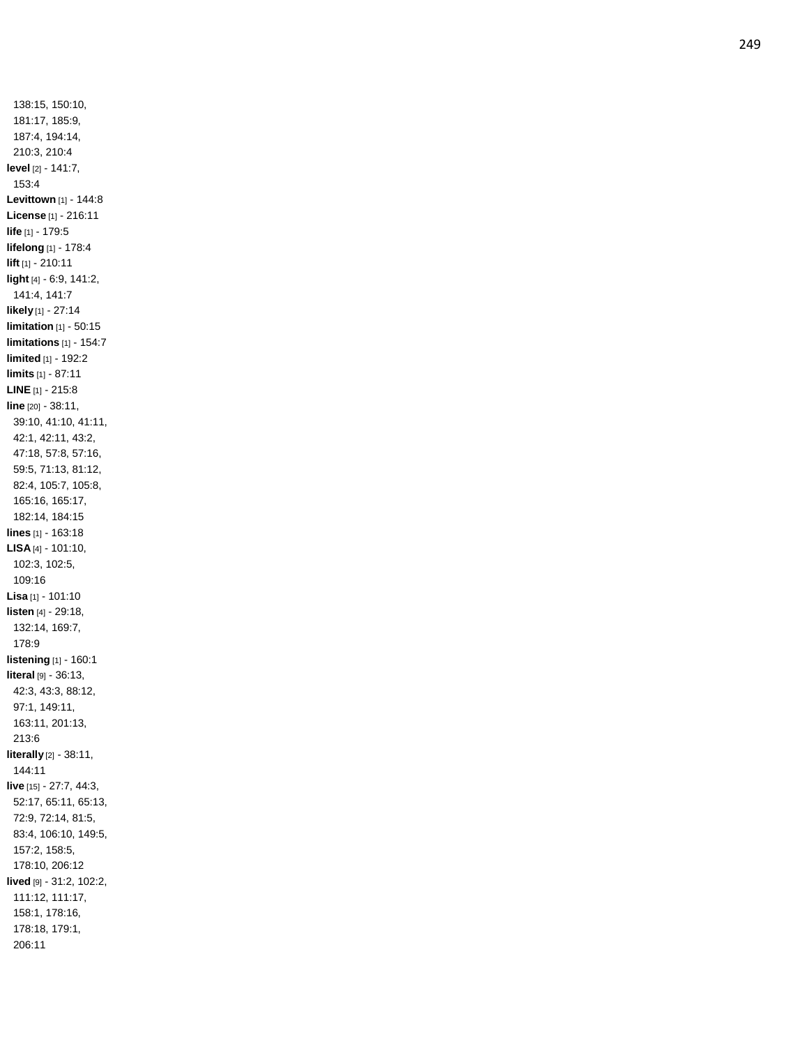138:15, 150:10, 181:17, 185:9, 187:4, 194:14, 210:3, 210:4

**level** [2] - 141:7, 153:4

**Levittown** [1] - 144:8

**License** [1] - 216:11

**life** [1] - 179:5

**lifelong** [1] - 178:4

**lift** [1] - 210:11

**light** [4] - 6:9, 141:2, 141:4, 141:7

**likely** [1] - 27:14

**limitation** [1] - 50:15

**limitations** [1] - 154:7

**limited** [1] - 192:2

**limits** [1] - 87:11

**LINE** [1] - 215:8

**line** [20] - 38:11, 39:10, 41:10, 41:11, 42:1, 42:11, 43:2, 47:18, 57:8, 57:16, 59:5, 71:13, 81:12, 82:4, 105:7, 105:8, 165:16, 165:17, 182:14, 184:15

**lines** [1] - 163:18

**LISA** [4] - 101:10, 102:3, 102:5, 109:16

**Lisa** [1] - 101:10

**listen** [4] - 29:18, 132:14, 169:7, 178:9

**listening** [1] - 160:1

**literal** [9] - 36:13, 42:3, 43:3, 88:12, 97:1, 149:11, 163:11, 201:13, 213:6

**literally** [2] - 38:11, 144:11

**live** [15] - 27:7, 44:3, 52:17, 65:11, 65:13, 72:9, 72:14, 81:5, 83:4, 106:10, 149:5, 157:2, 158:5, 178:10, 206:12

**lived** [9] - 31:2, 102:2, 111:12, 111:17, 158:1, 178:16, 178:18, 179:1, 206:11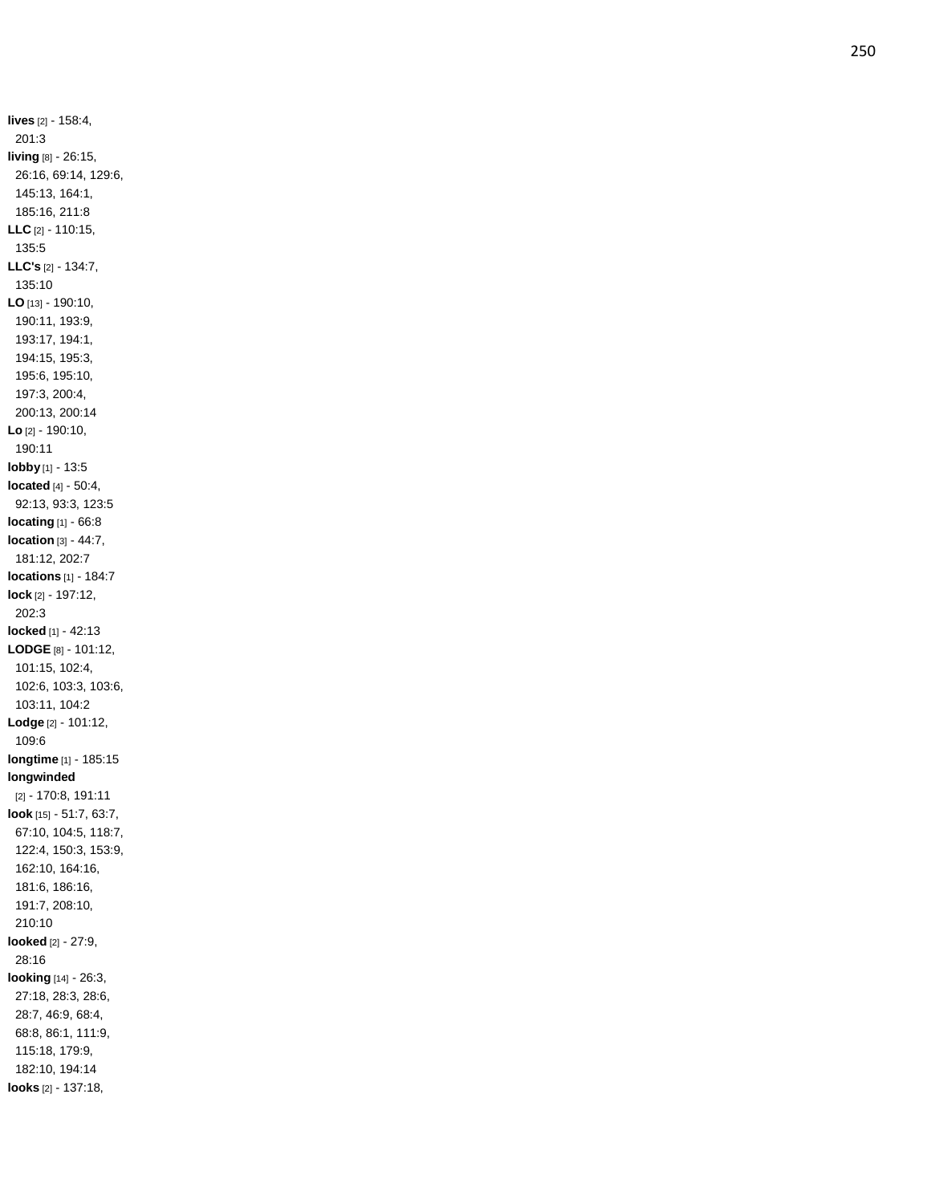**lives** [2] - 158:4, 201:3
**living** [8] - 26:15, 26:16, 69:14, 129:6, 145:13, 164:1, 185:16, 211:8
**LLC** [2] - 110:15, 135:5
**LLC's** [2] - 134:7, 135:10
**LO** [13] - 190:10, 190:11, 193:9, 193:17, 194:1, 194:15, 195:3, 195:6, 195:10, 197:3, 200:4, 200:13, 200:14
**Lo** [2] - 190:10, 190:11
**lobby** [1] - 13:5
**located** [4] - 50:4, 92:13, 93:3, 123:5
**locating** [1] - 66:8
**location** [3] - 44:7, 181:12, 202:7
**locations** [1] - 184:7
**lock** [2] - 197:12, 202:3
**locked** [1] - 42:13
**LODGE** [8] - 101:12, 101:15, 102:4, 102:6, 103:3, 103:6, 103:11, 104:2
**Lodge** [2] - 101:12, 109:6
**longtime** [1] - 185:15
**longwinded** [2] - 170:8, 191:11
**look** [15] - 51:7, 63:7, 67:10, 104:5, 118:7, 122:4, 150:3, 153:9, 162:10, 164:16, 181:6, 186:16, 191:7, 208:10, 210:10
**looked** [2] - 27:9, 28:16
**looking** [14] - 26:3, 27:18, 28:3, 28:6, 28:7, 46:9, 68:4, 68:8, 86:1, 111:9, 115:18, 179:9, 182:10, 194:14
**looks** [2] - 137:18,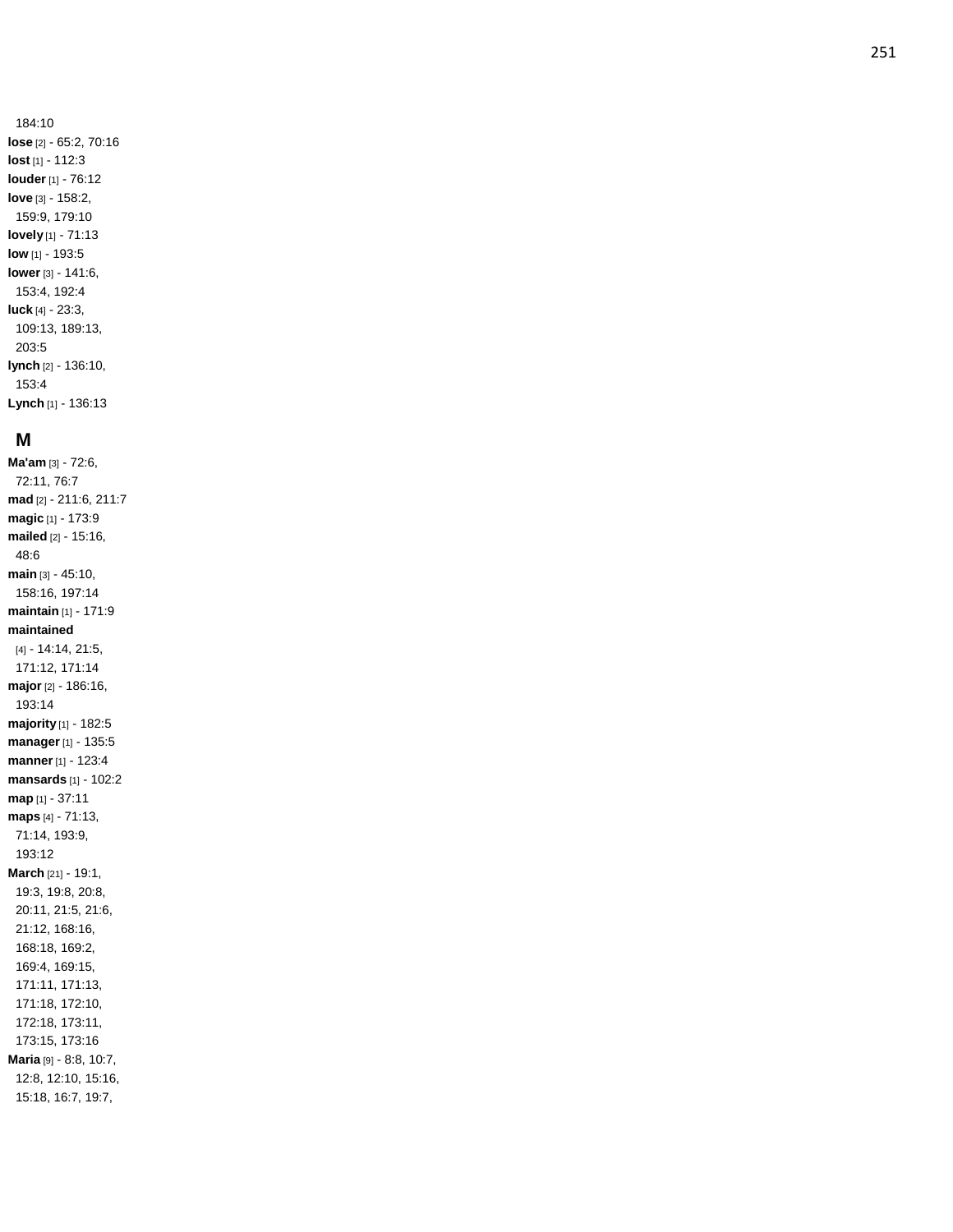184:10

**lose** [2] - 65:2, 70:16

**lost** [1] - 112:3

**louder** [1] - 76:12

**love** [3] - 158:2, 159:9, 179:10

**lovely** [1] - 71:13

**low** [1] - 193:5

**lower** [3] - 141:6, 153:4, 192:4

**luck** [4] - 23:3, 109:13, 189:13, 203:5

**lynch** [2] - 136:10, 153:4

**Lynch** [1] - 136:13

## M

**Ma'am** [3] - 72:6, 72:11, 76:7

**mad** [2] - 211:6, 211:7

**magic** [1] - 173:9

**mailed** [2] - 15:16, 48:6

**main** [3] - 45:10, 158:16, 197:14

**maintain** [1] - 171:9

**maintained** [4] - 14:14, 21:5, 171:12, 171:14

**major** [2] - 186:16, 193:14

**majority** [1] - 182:5

**manager** [1] - 135:5

**manner** [1] - 123:4

**mansards** [1] - 102:2

**map** [1] - 37:11

**maps** [4] - 71:13, 71:14, 193:9, 193:12

**March** [21] - 19:1, 19:3, 19:8, 20:8, 20:11, 21:5, 21:6, 21:12, 168:16, 168:18, 169:2, 169:4, 169:15, 171:11, 171:13, 171:18, 172:10, 172:18, 173:11, 173:15, 173:16

**Maria** [9] - 8:8, 10:7, 12:8, 12:10, 15:16, 15:18, 16:7, 19:7,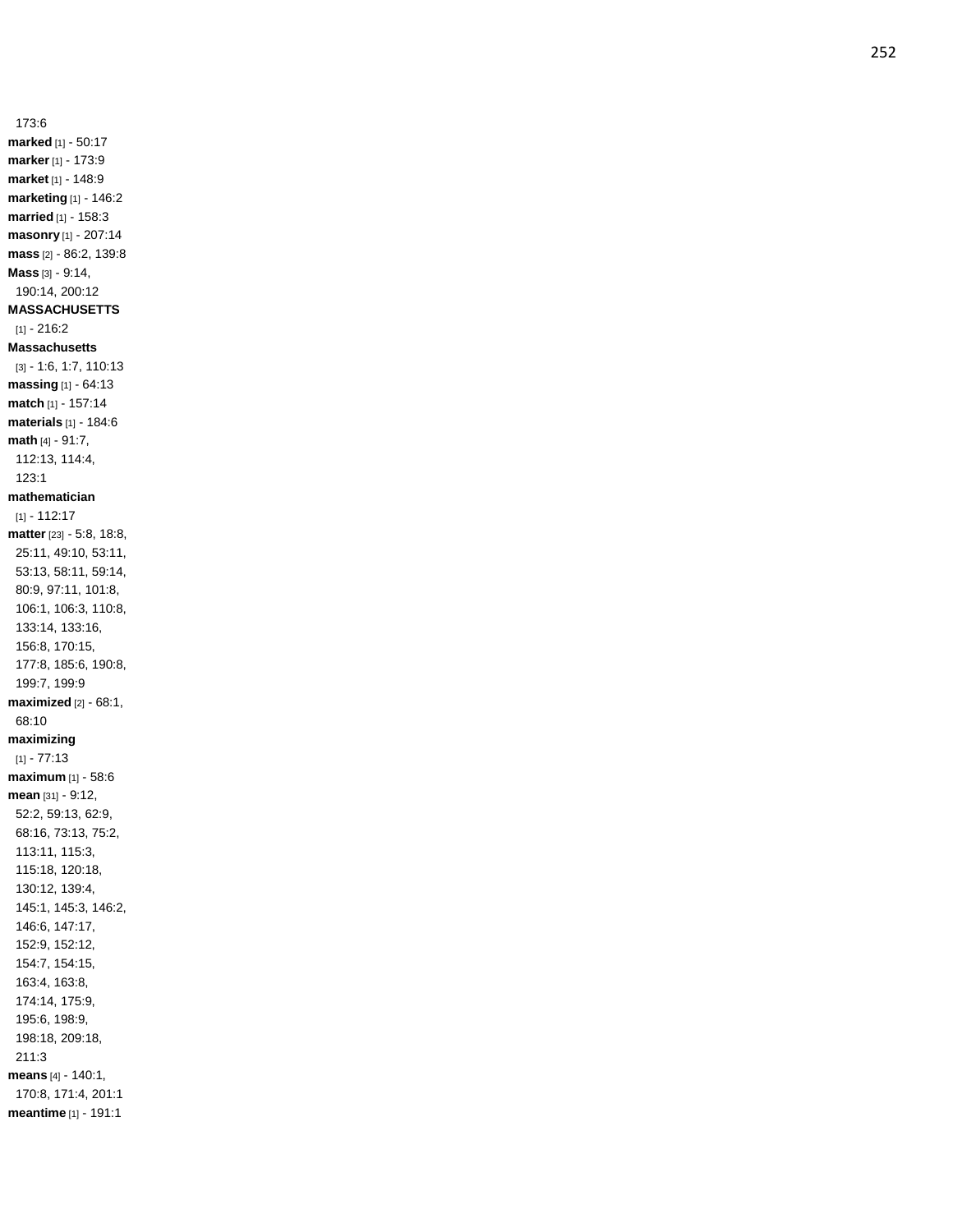173:6

**marked** [1] - 50:17

**marker** [1] - 173:9

**market** [1] - 148:9

**marketing** [1] - 146:2

**married** [1] - 158:3

**masonry** [1] - 207:14

**mass** [2] - 86:2, 139:8

**Mass** [3] - 9:14, 190:14, 200:12

**MASSACHUSETTS** [1] - 216:2

**Massachusetts** [3] - 1:6, 1:7, 110:13

**massing** [1] - 64:13

**match** [1] - 157:14

**materials** [1] - 184:6

**math** [4] - 91:7, 112:13, 114:4, 123:1

**mathematician** [1] - 112:17

**matter** [23] - 5:8, 18:8, 25:11, 49:10, 53:11, 53:13, 58:11, 59:14, 80:9, 97:11, 101:8, 106:1, 106:3, 110:8, 133:14, 133:16, 156:8, 170:15, 177:8, 185:6, 190:8, 199:7, 199:9

**maximized** [2] - 68:1, 68:10

**maximizing** [1] - 77:13

**maximum** [1] - 58:6

**mean** [31] - 9:12, 52:2, 59:13, 62:9, 68:16, 73:13, 75:2, 113:11, 115:3, 115:18, 120:18, 130:12, 139:4, 145:1, 145:3, 146:2, 146:6, 147:17, 152:9, 152:12, 154:7, 154:15, 163:4, 163:8, 174:14, 175:9, 195:6, 198:9, 198:18, 209:18, 211:3

**means** [4] - 140:1, 170:8, 171:4, 201:1

**meantime** [1] - 191:1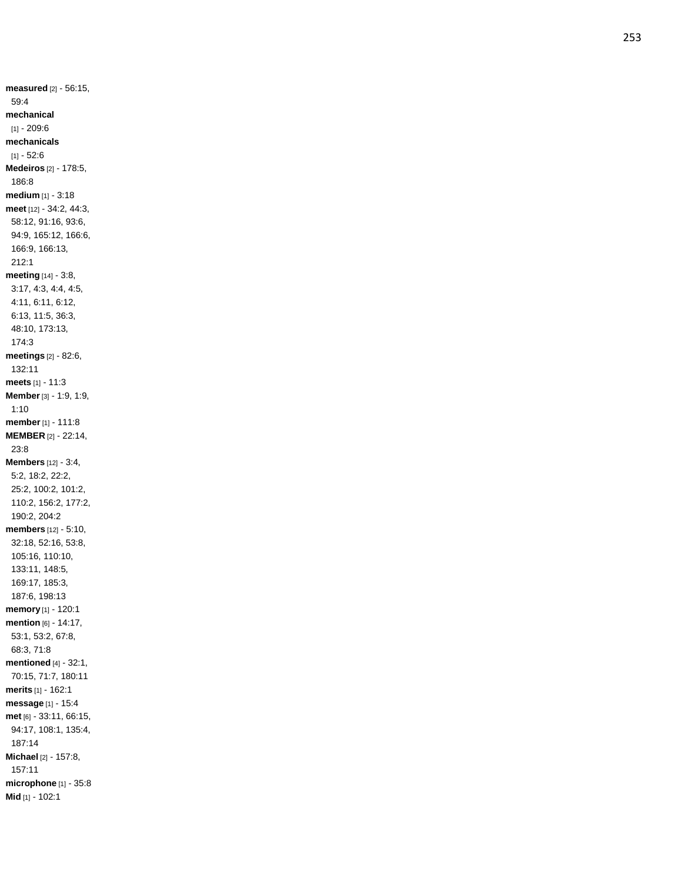**measured** [2] - 56:15, 59:4
**mechanical** [1] - 209:6
**mechanicals** [1] - 52:6
**Medeiros** [2] - 178:5, 186:8
**medium** [1] - 3:18
**meet** [12] - 34:2, 44:3, 58:12, 91:16, 93:6, 94:9, 165:12, 166:6, 166:9, 166:13, 212:1
**meeting** [14] - 3:8, 3:17, 4:3, 4:4, 4:5, 4:11, 6:11, 6:12, 6:13, 11:5, 36:3, 48:10, 173:13, 174:3
**meetings** [2] - 82:6, 132:11
**meets** [1] - 11:3
**Member** [3] - 1:9, 1:9, 1:10
**member** [1] - 111:8
**MEMBER** [2] - 22:14, 23:8
**Members** [12] - 3:4, 5:2, 18:2, 22:2, 25:2, 100:2, 101:2, 110:2, 156:2, 177:2, 190:2, 204:2
**members** [12] - 5:10, 32:18, 52:16, 53:8, 105:16, 110:10, 133:11, 148:5, 169:17, 185:3, 187:6, 198:13
**memory** [1] - 120:1
**mention** [6] - 14:17, 53:1, 53:2, 67:8, 68:3, 71:8
**mentioned** [4] - 32:1, 70:15, 71:7, 180:11
**merits** [1] - 162:1
**message** [1] - 15:4
**met** [6] - 33:11, 66:15, 94:17, 108:1, 135:4, 187:14
**Michael** [2] - 157:8, 157:11
**microphone** [1] - 35:8
**Mid** [1] - 102:1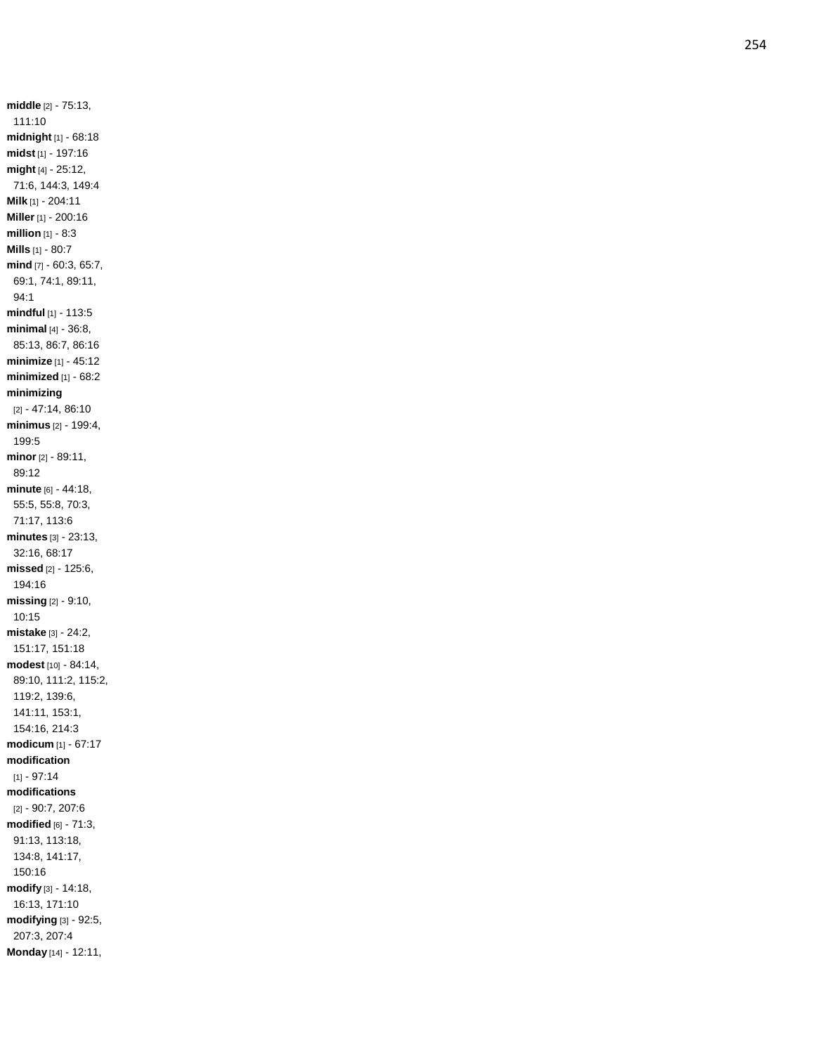**middle** [2] - 75:13, 111:10
**midnight** [1] - 68:18
**midst** [1] - 197:16
**might** [4] - 25:12, 71:6, 144:3, 149:4
**Milk** [1] - 204:11
**Miller** [1] - 200:16
**million** [1] - 8:3
**Mills** [1] - 80:7
**mind** [7] - 60:3, 65:7, 69:1, 74:1, 89:11, 94:1
**mindful** [1] - 113:5
**minimal** [4] - 36:8, 85:13, 86:7, 86:16
**minimize** [1] - 45:12
**minimized** [1] - 68:2
**minimizing** [2] - 47:14, 86:10
**minimus** [2] - 199:4, 199:5
**minor** [2] - 89:11, 89:12
**minute** [6] - 44:18, 55:5, 55:8, 70:3, 71:17, 113:6
**minutes** [3] - 23:13, 32:16, 68:17
**missed** [2] - 125:6, 194:16
**missing** [2] - 9:10, 10:15
**mistake** [3] - 24:2, 151:17, 151:18
**modest** [10] - 84:14, 89:10, 111:2, 115:2, 119:2, 139:6, 141:11, 153:1, 154:16, 214:3
**modicum** [1] - 67:17
**modification** [1] - 97:14
**modifications** [2] - 90:7, 207:6
**modified** [6] - 71:3, 91:13, 113:18, 134:8, 141:17, 150:16
**modify** [3] - 14:18, 16:13, 171:10
**modifying** [3] - 92:5, 207:3, 207:4
**Monday** [14] - 12:11,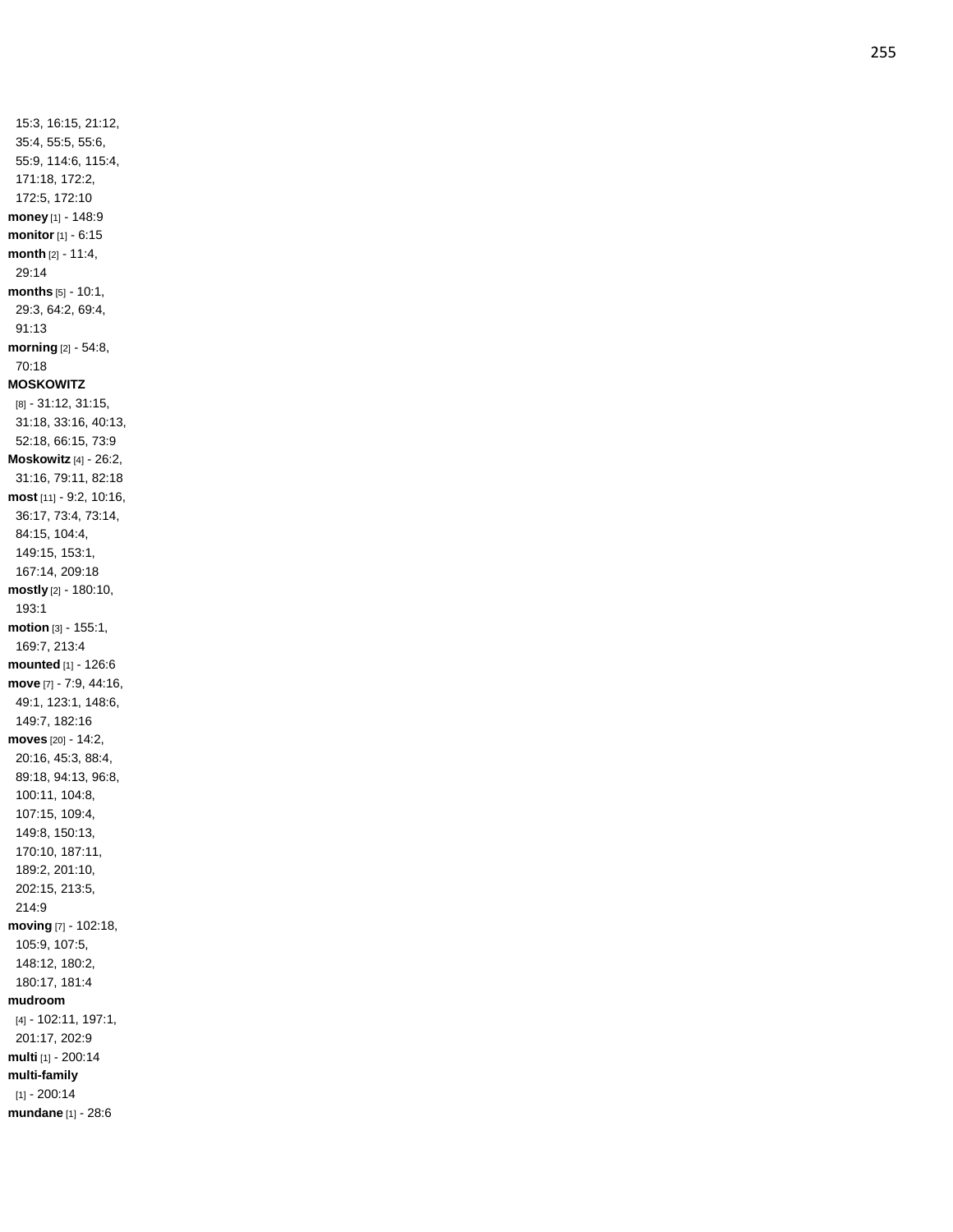15:3, 16:15, 21:12, 35:4, 55:5, 55:6, 55:9, 114:6, 115:4, 171:18, 172:2, 172:5, 172:10

**money** [1] - 148:9

**monitor** [1] - 6:15

**month** [2] - 11:4, 29:14

**months** [5] - 10:1, 29:3, 64:2, 69:4, 91:13

**morning** [2] - 54:8, 70:18

**MOSKOWITZ** [8] - 31:12, 31:15, 31:18, 33:16, 40:13, 52:18, 66:15, 73:9

**Moskowitz** [4] - 26:2, 31:16, 79:11, 82:18

**most** [11] - 9:2, 10:16, 36:17, 73:4, 73:14, 84:15, 104:4, 149:15, 153:1, 167:14, 209:18

**mostly** [2] - 180:10, 193:1

**motion** [3] - 155:1, 169:7, 213:4

**mounted** [1] - 126:6

**move** [7] - 7:9, 44:16, 49:1, 123:1, 148:6, 149:7, 182:16

**moves** [20] - 14:2, 20:16, 45:3, 88:4, 89:18, 94:13, 96:8, 100:11, 104:8, 107:15, 109:4, 149:8, 150:13, 170:10, 187:11, 189:2, 201:10, 202:15, 213:5, 214:9

**moving** [7] - 102:18, 105:9, 107:5, 148:12, 180:2, 180:17, 181:4

**mudroom** [4] - 102:11, 197:1, 201:17, 202:9

**multi** [1] - 200:14

**multi-family** [1] - 200:14

**mundane** [1] - 28:6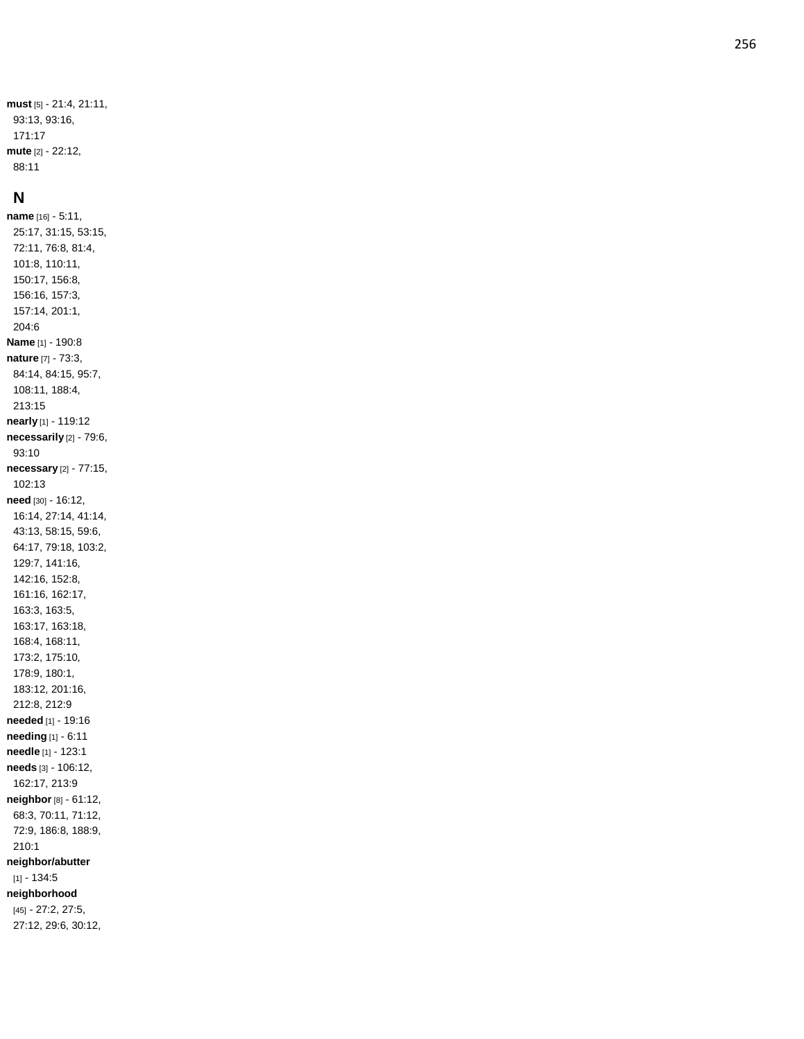**must** [5] - 21:4, 21:11, 93:13, 93:16, 171:17

**mute** [2] - 22:12, 88:11

## N

**name** [16] - 5:11, 25:17, 31:15, 53:15, 72:11, 76:8, 81:4, 101:8, 110:11, 150:17, 156:8, 156:16, 157:3, 157:14, 201:1, 204:6

**Name** [1] - 190:8

**nature** [7] - 73:3, 84:14, 84:15, 95:7, 108:11, 188:4, 213:15

**nearly** [1] - 119:12

**necessarily** [2] - 79:6, 93:10

**necessary** [2] - 77:15, 102:13

**need** [30] - 16:12, 16:14, 27:14, 41:14, 43:13, 58:15, 59:6, 64:17, 79:18, 103:2, 129:7, 141:16, 142:16, 152:8, 161:16, 162:17, 163:3, 163:5, 163:17, 163:18, 168:4, 168:11, 173:2, 175:10, 178:9, 180:1, 183:12, 201:16, 212:8, 212:9

**needed** [1] - 19:16

**needing** [1] - 6:11

**needle** [1] - 123:1

**needs** [3] - 106:12, 162:17, 213:9

**neighbor** [8] - 61:12, 68:3, 70:11, 71:12, 72:9, 186:8, 188:9, 210:1

**neighbor/abutter** [1] - 134:5

**neighborhood** [45] - 27:2, 27:5, 27:12, 29:6, 30:12,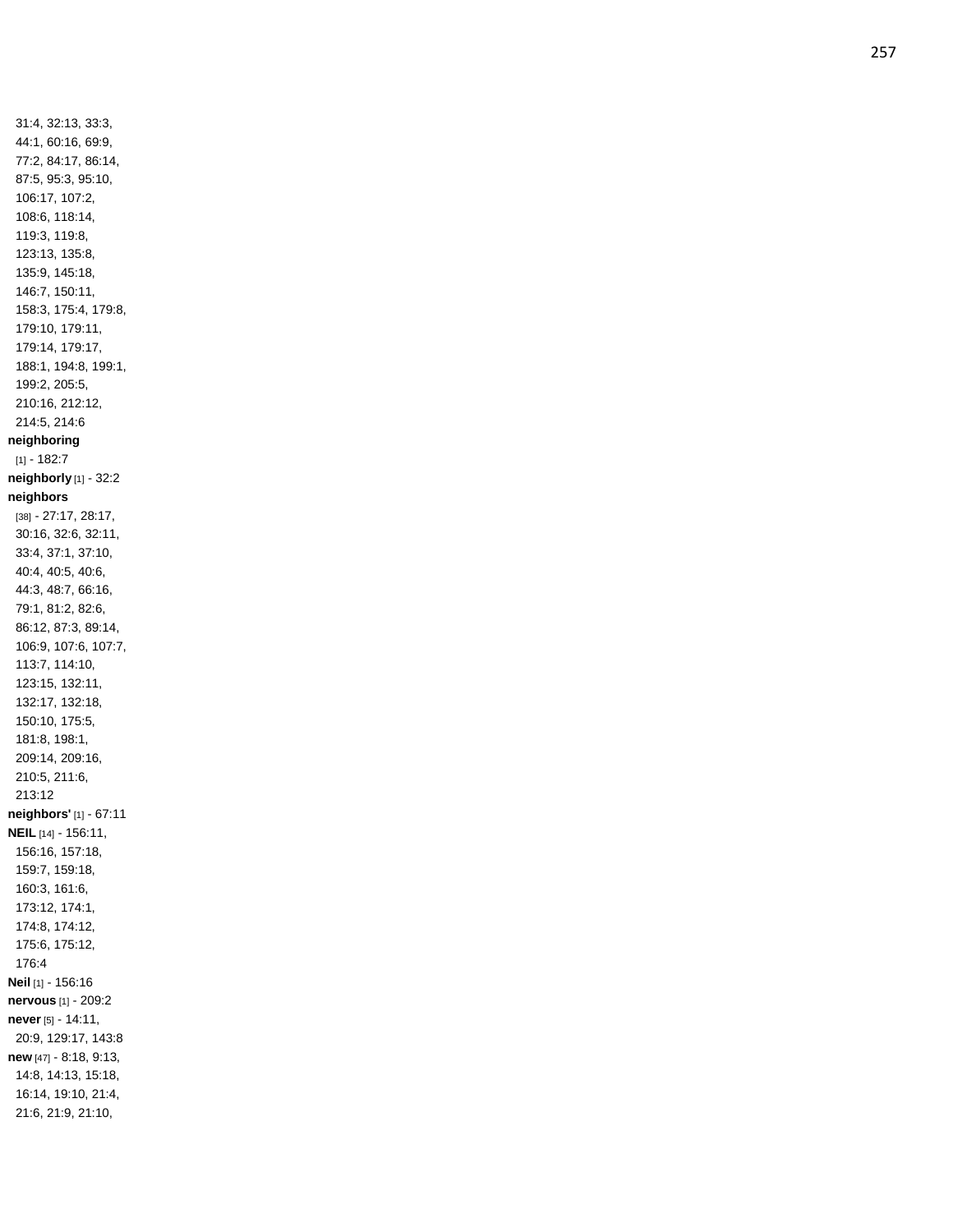31:4, 32:13, 33:3, 44:1, 60:16, 69:9, 77:2, 84:17, 86:14, 87:5, 95:3, 95:10, 106:17, 107:2, 108:6, 118:14, 119:3, 119:8, 123:13, 135:8, 135:9, 145:18, 146:7, 150:11, 158:3, 175:4, 179:8, 179:10, 179:11, 179:14, 179:17, 188:1, 194:8, 199:1, 199:2, 205:5, 210:16, 212:12, 214:5, 214:6

**neighboring** [1] - 182:7

**neighborly** [1] - 32:2

**neighbors** [38] - 27:17, 28:17, 30:16, 32:6, 32:11, 33:4, 37:1, 37:10, 40:4, 40:5, 40:6, 44:3, 48:7, 66:16, 79:1, 81:2, 82:6, 86:12, 87:3, 89:14, 106:9, 107:6, 107:7, 113:7, 114:10, 123:15, 132:11, 132:17, 132:18, 150:10, 175:5, 181:8, 198:1, 209:14, 209:16, 210:5, 211:6, 213:12

**neighbors'** [1] - 67:11

**NEIL** [14] - 156:11, 156:16, 157:18, 159:7, 159:18, 160:3, 161:6, 173:12, 174:1, 174:8, 174:12, 175:6, 175:12, 176:4

**Neil** [1] - 156:16

**nervous** [1] - 209:2

**never** [5] - 14:11, 20:9, 129:17, 143:8

**new** [47] - 8:18, 9:13, 14:8, 14:13, 15:18, 16:14, 19:10, 21:4, 21:6, 21:9, 21:10,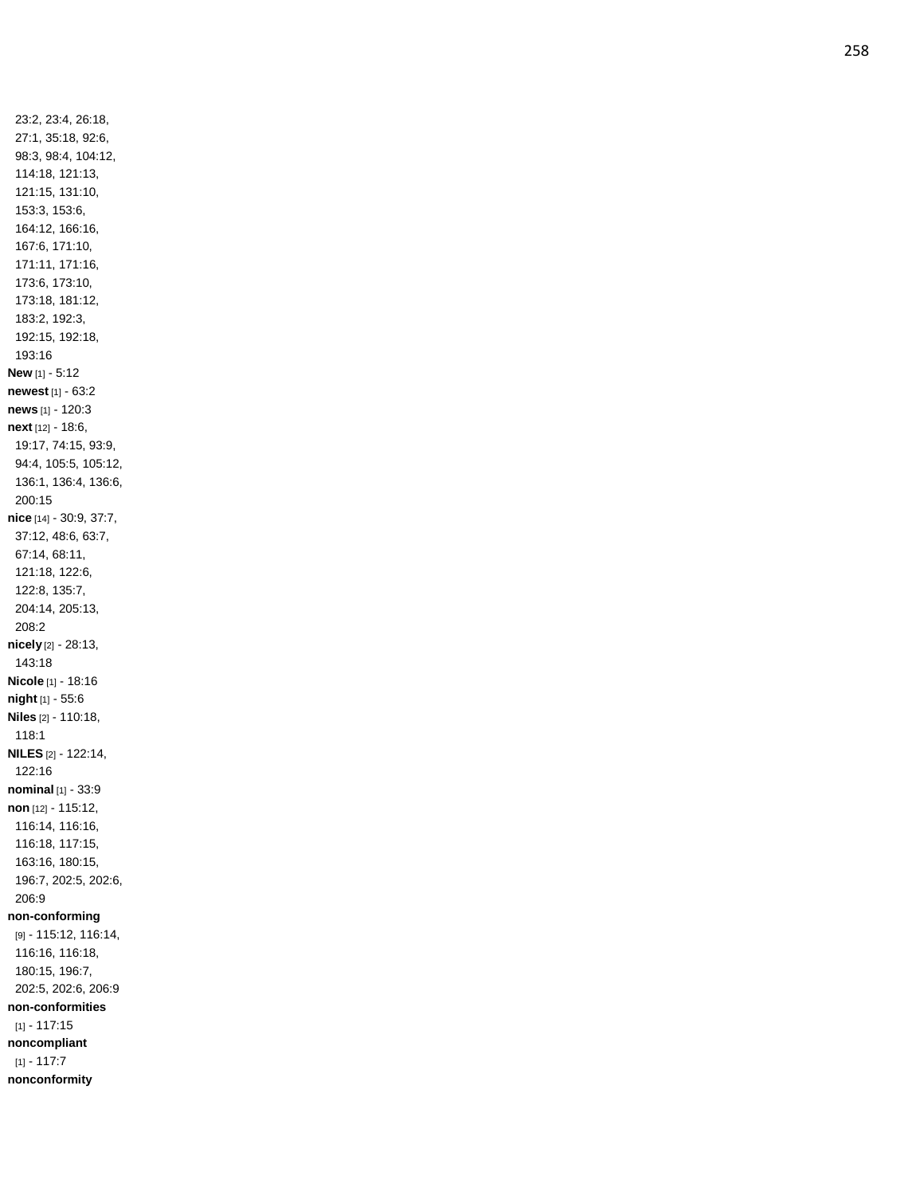23:2, 23:4, 26:18, 27:1, 35:18, 92:6, 98:3, 98:4, 104:12, 114:18, 121:13, 121:15, 131:10, 153:3, 153:6, 164:12, 166:16, 167:6, 171:10, 171:11, 171:16, 173:6, 173:10, 173:18, 181:12, 183:2, 192:3, 192:15, 192:18, 193:16

**New** [1] - 5:12

**newest** [1] - 63:2

**news** [1] - 120:3

**next** [12] - 18:6, 19:17, 74:15, 93:9, 94:4, 105:5, 105:12, 136:1, 136:4, 136:6, 200:15

**nice** [14] - 30:9, 37:7, 37:12, 48:6, 63:7, 67:14, 68:11, 121:18, 122:6, 122:8, 135:7, 204:14, 205:13, 208:2

**nicely** [2] - 28:13, 143:18

**Nicole** [1] - 18:16

**night** [1] - 55:6

**Niles** [2] - 110:18, 118:1

**NILES** [2] - 122:14, 122:16

**nominal** [1] - 33:9

**non** [12] - 115:12, 116:14, 116:16, 116:18, 117:15, 163:16, 180:15, 196:7, 202:5, 202:6, 206:9

**non-conforming** [9] - 115:12, 116:14, 116:16, 116:18, 180:15, 196:7, 202:5, 202:6, 206:9

**non-conformities** [1] - 117:15

**noncompliant** [1] - 117:7

**nonconformity**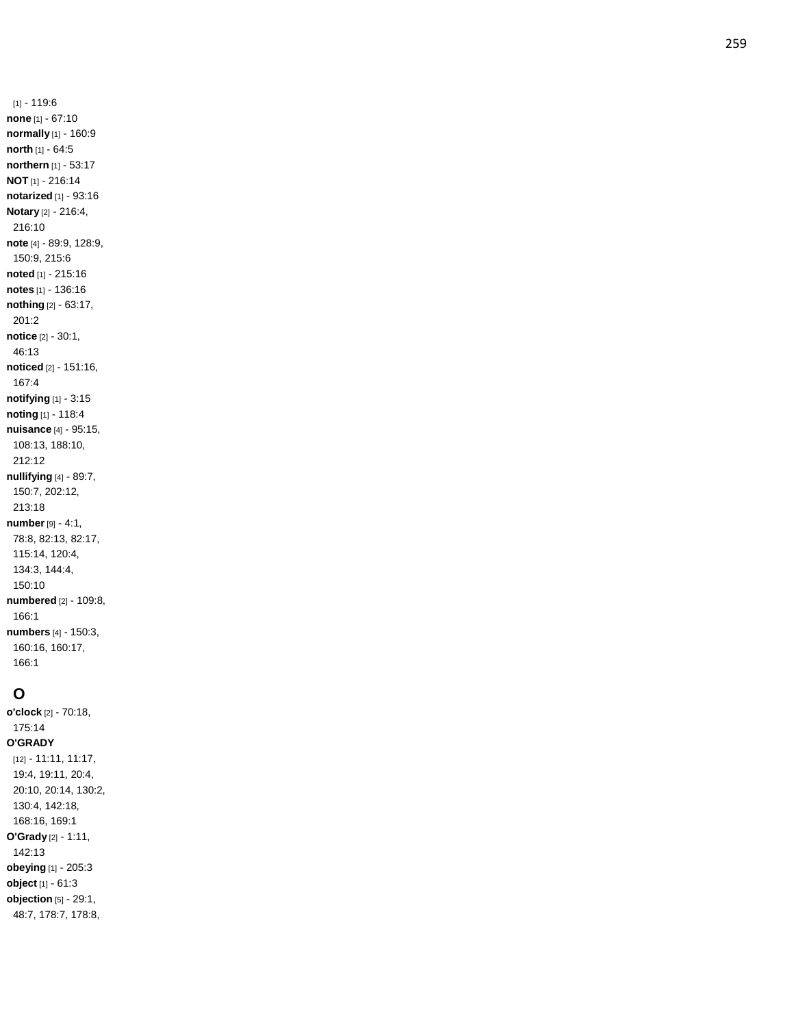[1] - 119:6
**none** [1] - 67:10
**normally** [1] - 160:9
**north** [1] - 64:5
**northern** [1] - 53:17
**NOT** [1] - 216:14
**notarized** [1] - 93:16
**Notary** [2] - 216:4, 216:10
**note** [4] - 89:9, 128:9, 150:9, 215:6
**noted** [1] - 215:16
**notes** [1] - 136:16
**nothing** [2] - 63:17, 201:2
**notice** [2] - 30:1, 46:13
**noticed** [2] - 151:16, 167:4
**notifying** [1] - 3:15
**noting** [1] - 118:4
**nuisance** [4] - 95:15, 108:13, 188:10, 212:12
**nullifying** [4] - 89:7, 150:7, 202:12, 213:18
**number** [9] - 4:1, 78:8, 82:13, 82:17, 115:14, 120:4, 134:3, 144:4, 150:10
**numbered** [2] - 109:8, 166:1
**numbers** [4] - 150:3, 160:16, 160:17, 166:1

## O

**o'clock** [2] - 70:18, 175:14
**O'GRADY** [12] - 11:11, 11:17, 19:4, 19:11, 20:4, 20:10, 20:14, 130:2, 130:4, 142:18, 168:16, 169:1
**O'Grady** [2] - 1:11, 142:13
**obeying** [1] - 205:3
**object** [1] - 61:3
**objection** [5] - 29:1, 48:7, 178:7, 178:8,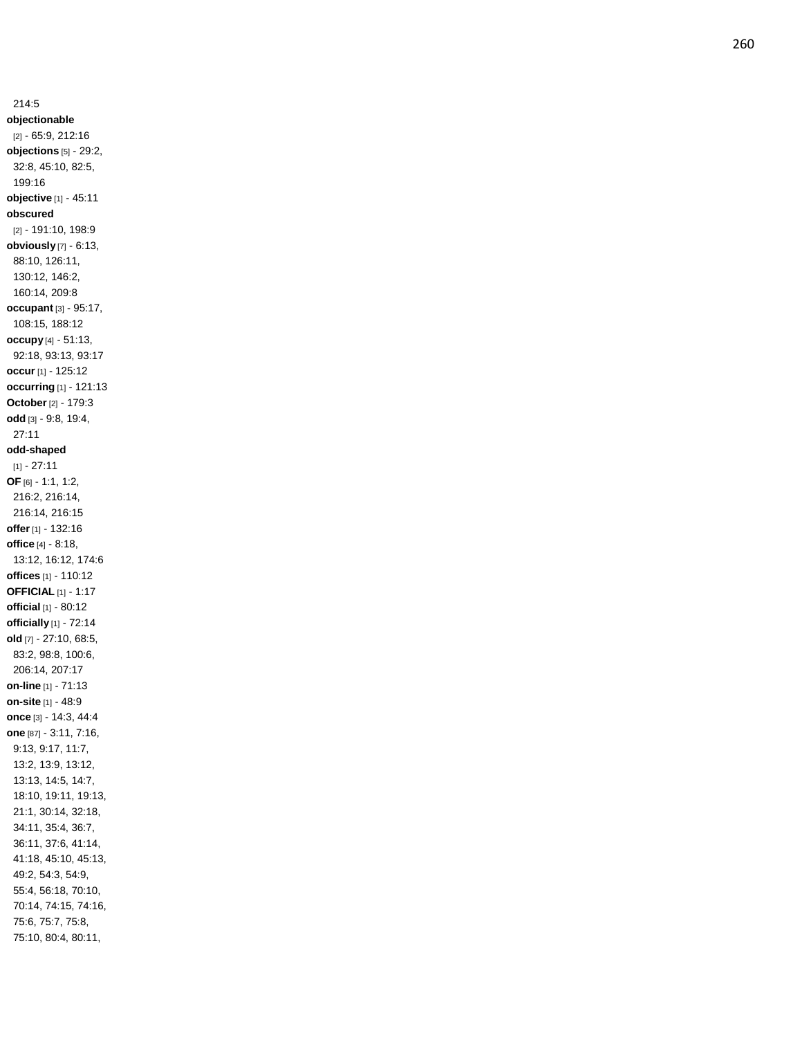214:5

**objectionable** [2] - 65:9, 212:16

**objections** [5] - 29:2, 32:8, 45:10, 82:5, 199:16

**objective** [1] - 45:11

**obscured** [2] - 191:10, 198:9

**obviously** [7] - 6:13, 88:10, 126:11, 130:12, 146:2, 160:14, 209:8

**occupant** [3] - 95:17, 108:15, 188:12

**occupy** [4] - 51:13, 92:18, 93:13, 93:17

**occur** [1] - 125:12

**occurring** [1] - 121:13

**October** [2] - 179:3

**odd** [3] - 9:8, 19:4, 27:11

**odd-shaped** [1] - 27:11

**OF** [6] - 1:1, 1:2, 216:2, 216:14, 216:14, 216:15

**offer** [1] - 132:16

**office** [4] - 8:18, 13:12, 16:12, 174:6

**offices** [1] - 110:12

**OFFICIAL** [1] - 1:17

**official** [1] - 80:12

**officially** [1] - 72:14

**old** [7] - 27:10, 68:5, 83:2, 98:8, 100:6, 206:14, 207:17

**on-line** [1] - 71:13

**on-site** [1] - 48:9

**once** [3] - 14:3, 44:4

**one** [87] - 3:11, 7:16, 9:13, 9:17, 11:7, 13:2, 13:9, 13:12, 13:13, 14:5, 14:7, 18:10, 19:11, 19:13, 21:1, 30:14, 32:18, 34:11, 35:4, 36:7, 36:11, 37:6, 41:14, 41:18, 45:10, 45:13, 49:2, 54:3, 54:9, 55:4, 56:18, 70:10, 70:14, 74:15, 74:16, 75:6, 75:7, 75:8, 75:10, 80:4, 80:11,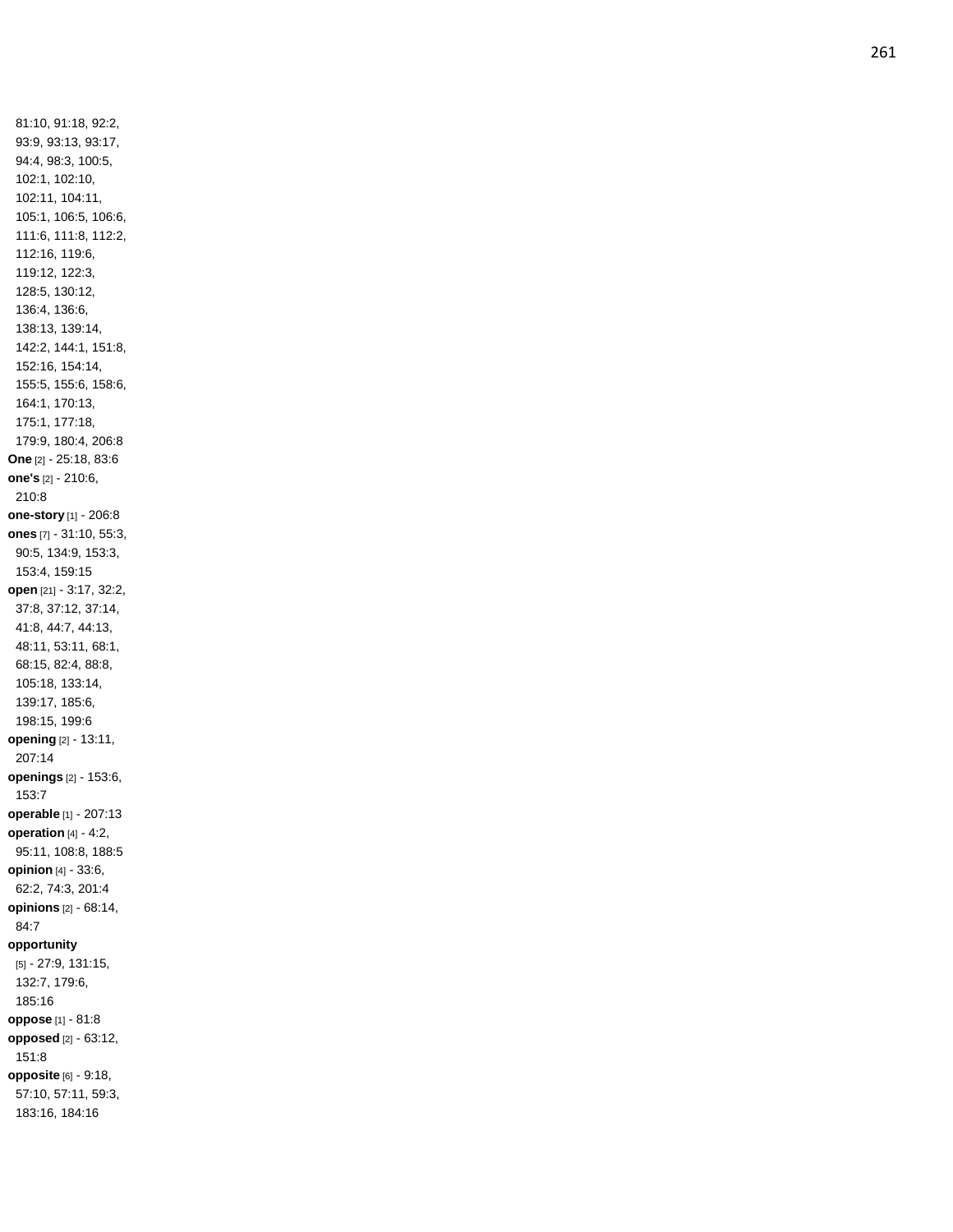81:10, 91:18, 92:2, 93:9, 93:13, 93:17, 94:4, 98:3, 100:5, 102:1, 102:10, 102:11, 104:11, 105:1, 106:5, 106:6, 111:6, 111:8, 112:2, 112:16, 119:6, 119:12, 122:3, 128:5, 130:12, 136:4, 136:6, 138:13, 139:14, 142:2, 144:1, 151:8, 152:16, 154:14, 155:5, 155:6, 158:6, 164:1, 170:13, 175:1, 177:18, 179:9, 180:4, 206:8

**One** [2] - 25:18, 83:6

**one's** [2] - 210:6, 210:8

**one-story** [1] - 206:8

**ones** [7] - 31:10, 55:3, 90:5, 134:9, 153:3, 153:4, 159:15

**open** [21] - 3:17, 32:2, 37:8, 37:12, 37:14, 41:8, 44:7, 44:13, 48:11, 53:11, 68:1, 68:15, 82:4, 88:8, 105:18, 133:14, 139:17, 185:6, 198:15, 199:6

**opening** [2] - 13:11, 207:14

**openings** [2] - 153:6, 153:7

**operable** [1] - 207:13

**operation** [4] - 4:2, 95:11, 108:8, 188:5

**opinion** [4] - 33:6, 62:2, 74:3, 201:4

**opinions** [2] - 68:14, 84:7

**opportunity** [5] - 27:9, 131:15, 132:7, 179:6, 185:16

**oppose** [1] - 81:8

**opposed** [2] - 63:12, 151:8

**opposite** [6] - 9:18, 57:10, 57:11, 59:3, 183:16, 184:16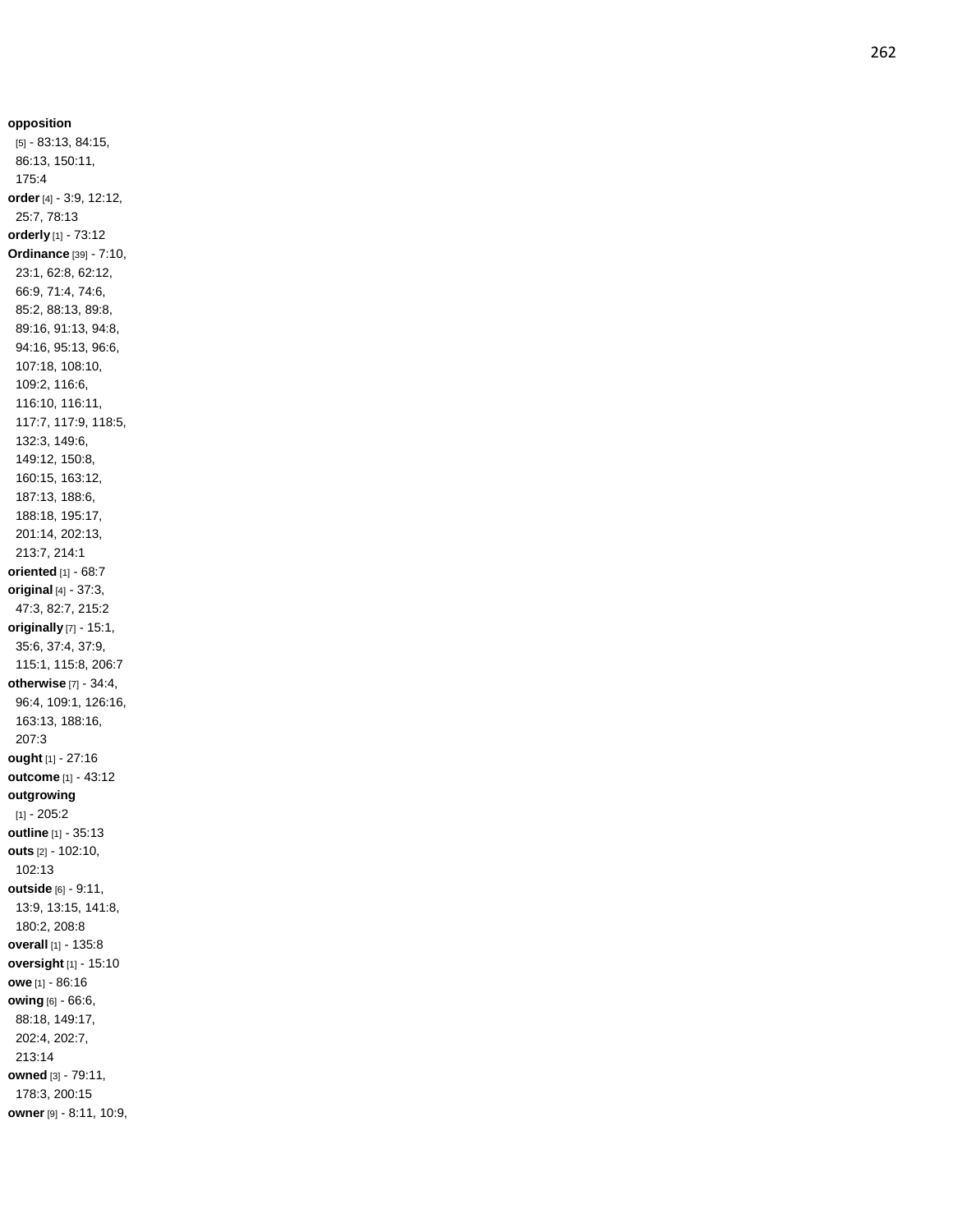**opposition** [5] - 83:13, 84:15, 86:13, 150:11, 175:4
**order** [4] - 3:9, 12:12, 25:7, 78:13
**orderly** [1] - 73:12
**Ordinance** [39] - 7:10, 23:1, 62:8, 62:12, 66:9, 71:4, 74:6, 85:2, 88:13, 89:8, 89:16, 91:13, 94:8, 94:16, 95:13, 96:6, 107:18, 108:10, 109:2, 116:6, 116:10, 116:11, 117:7, 117:9, 118:5, 132:3, 149:6, 149:12, 150:8, 160:15, 163:12, 187:13, 188:6, 188:18, 195:17, 201:14, 202:13, 213:7, 214:1
**oriented** [1] - 68:7
**original** [4] - 37:3, 47:3, 82:7, 215:2
**originally** [7] - 15:1, 35:6, 37:4, 37:9, 115:1, 115:8, 206:7
**otherwise** [7] - 34:4, 96:4, 109:1, 126:16, 163:13, 188:16, 207:3
**ought** [1] - 27:16
**outcome** [1] - 43:12
**outgrowing** [1] - 205:2
**outline** [1] - 35:13
**outs** [2] - 102:10, 102:13
**outside** [6] - 9:11, 13:9, 13:15, 141:8, 180:2, 208:8
**overall** [1] - 135:8
**oversight** [1] - 15:10
**owe** [1] - 86:16
**owing** [6] - 66:6, 88:18, 149:17, 202:4, 202:7, 213:14
**owned** [3] - 79:11, 178:3, 200:15
**owner** [9] - 8:11, 10:9,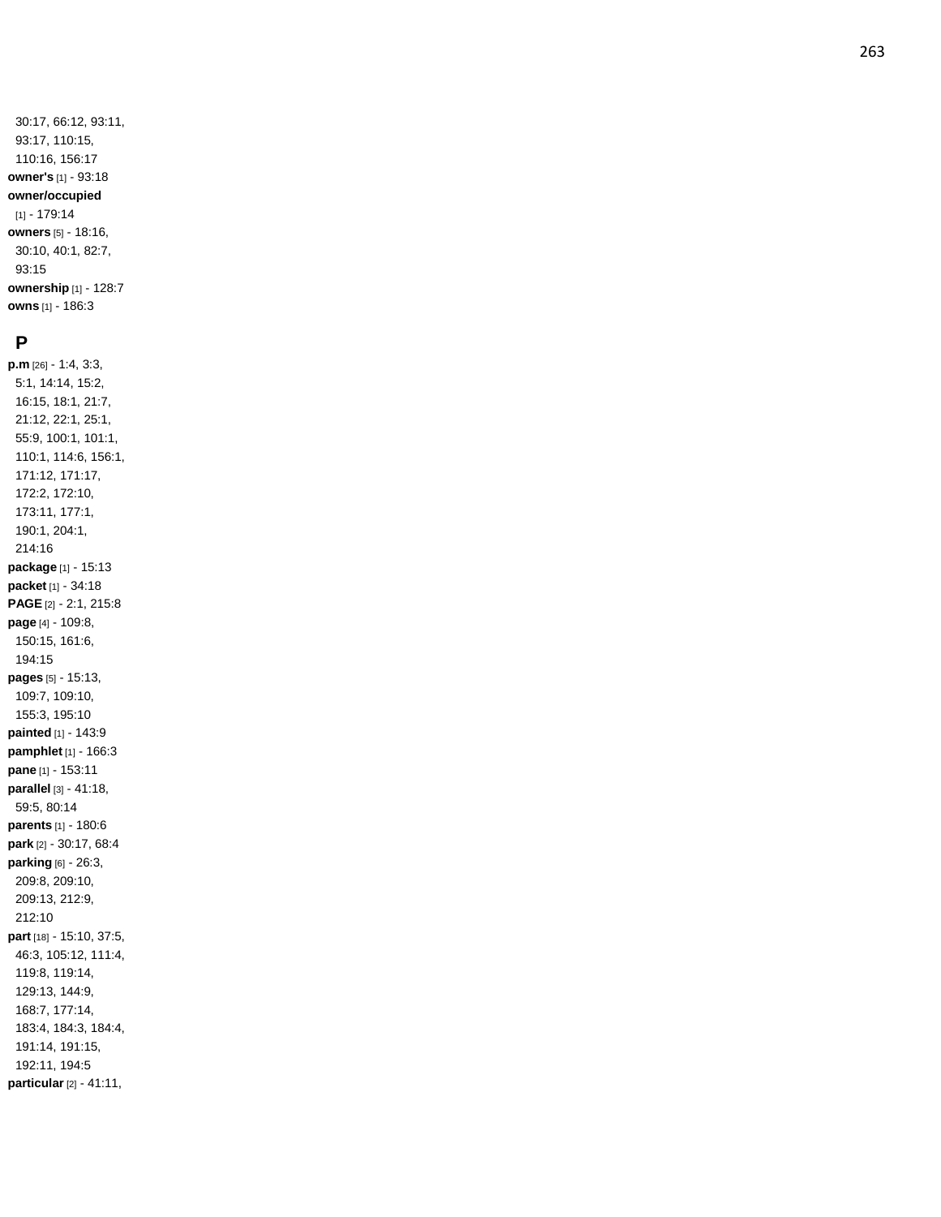30:17, 66:12, 93:11, 93:17, 110:15, 110:16, 156:17

**owner's** [1] - 93:18

**owner/occupied** [1] - 179:14

**owners** [5] - 18:16, 30:10, 40:1, 82:7, 93:15

**ownership** [1] - 128:7

**owns** [1] - 186:3

## P

**p.m** [26] - 1:4, 3:3, 5:1, 14:14, 15:2, 16:15, 18:1, 21:7, 21:12, 22:1, 25:1, 55:9, 100:1, 101:1, 110:1, 114:6, 156:1, 171:12, 171:17, 172:2, 172:10, 173:11, 177:1, 190:1, 204:1, 214:16

**package** [1] - 15:13

**packet** [1] - 34:18

**PAGE** [2] - 2:1, 215:8

**page** [4] - 109:8, 150:15, 161:6, 194:15

**pages** [5] - 15:13, 109:7, 109:10, 155:3, 195:10

**painted** [1] - 143:9

**pamphlet** [1] - 166:3

**pane** [1] - 153:11

**parallel** [3] - 41:18, 59:5, 80:14

**parents** [1] - 180:6

**park** [2] - 30:17, 68:4

**parking** [6] - 26:3, 209:8, 209:10, 209:13, 212:9, 212:10

**part** [18] - 15:10, 37:5, 46:3, 105:12, 111:4, 119:8, 119:14, 129:13, 144:9, 168:7, 177:14, 183:4, 184:3, 184:4, 191:14, 191:15, 192:11, 194:5

**particular** [2] - 41:11,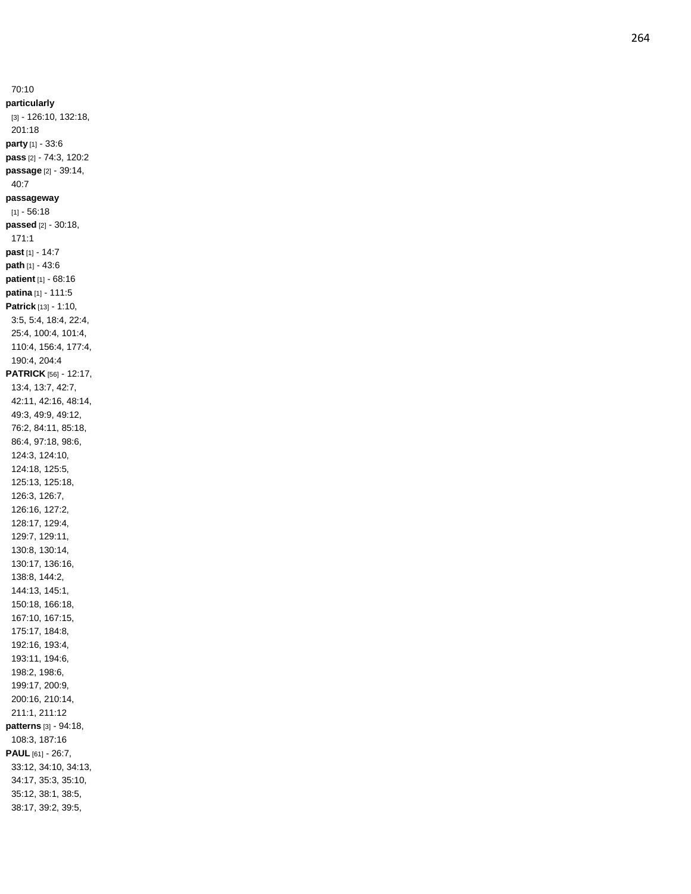70:10

**particularly** [3] - 126:10, 132:18, 201:18

**party** [1] - 33:6

**pass** [2] - 74:3, 120:2

**passage** [2] - 39:14, 40:7

**passageway** [1] - 56:18

**passed** [2] - 30:18, 171:1

**past** [1] - 14:7

**path** [1] - 43:6

**patient** [1] - 68:16

**patina** [1] - 111:5

**Patrick** [13] - 1:10, 3:5, 5:4, 18:4, 22:4, 25:4, 100:4, 101:4, 110:4, 156:4, 177:4, 190:4, 204:4

**PATRICK** [56] - 12:17, 13:4, 13:7, 42:7, 42:11, 42:16, 48:14, 49:3, 49:9, 49:12, 76:2, 84:11, 85:18, 86:4, 97:18, 98:6, 124:3, 124:10, 124:18, 125:5, 125:13, 125:18, 126:3, 126:7, 126:16, 127:2, 128:17, 129:4, 129:7, 129:11, 130:8, 130:14, 130:17, 136:16, 138:8, 144:2, 144:13, 145:1, 150:18, 166:18, 167:10, 167:15, 175:17, 184:8, 192:16, 193:4, 193:11, 194:6, 198:2, 198:6, 199:17, 200:9, 200:16, 210:14, 211:1, 211:12

**patterns** [3] - 94:18, 108:3, 187:16

**PAUL** [61] - 26:7, 33:12, 34:10, 34:13, 34:17, 35:3, 35:10, 35:12, 38:1, 38:5, 38:17, 39:2, 39:5,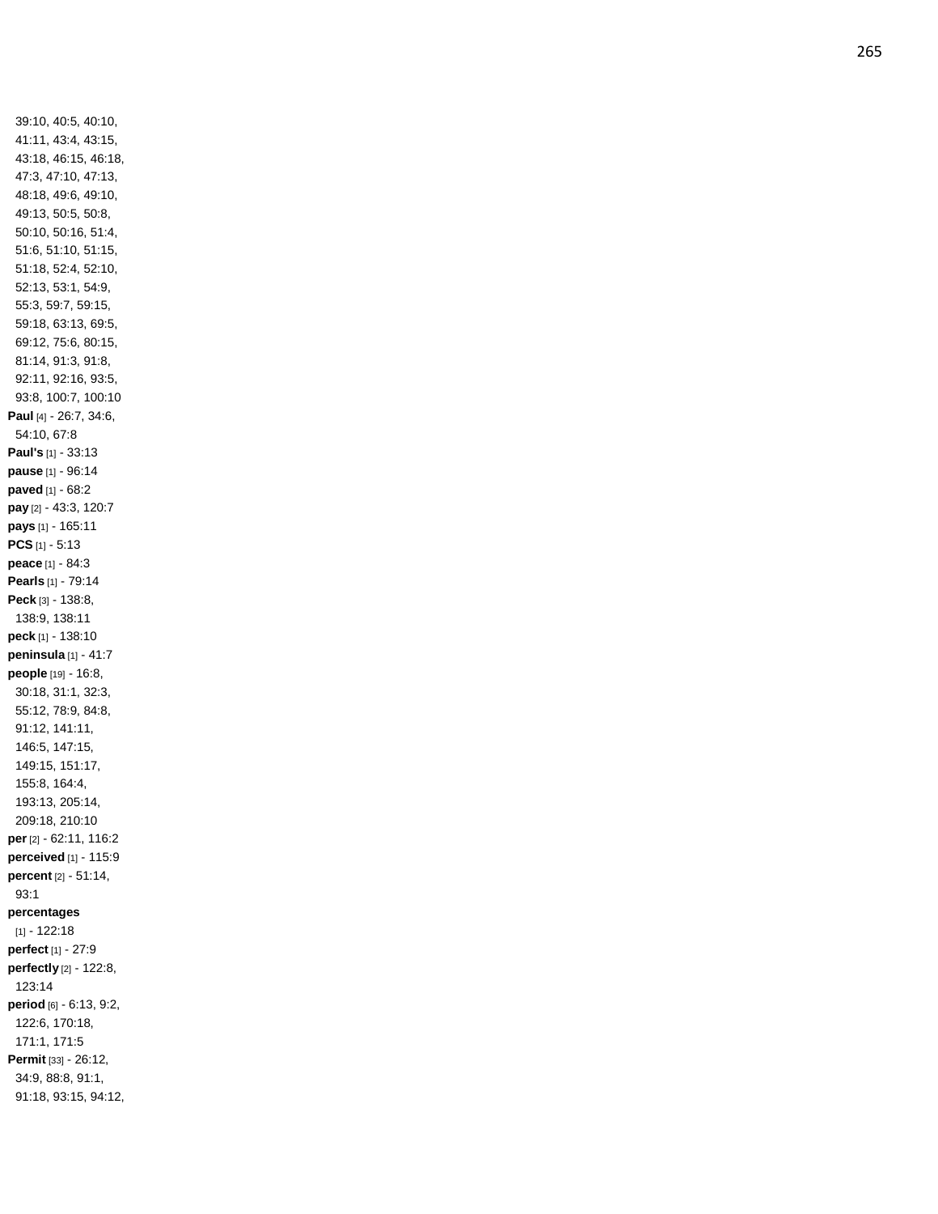39:10, 40:5, 40:10, 41:11, 43:4, 43:15, 43:18, 46:15, 46:18, 47:3, 47:10, 47:13, 48:18, 49:6, 49:10, 49:13, 50:5, 50:8, 50:10, 50:16, 51:4, 51:6, 51:10, 51:15, 51:18, 52:4, 52:10, 52:13, 53:1, 54:9, 55:3, 59:7, 59:15, 59:18, 63:13, 69:5, 69:12, 75:6, 80:15, 81:14, 91:3, 91:8, 92:11, 92:16, 93:5, 93:8, 100:7, 100:10

**Paul** [4] - 26:7, 34:6, 54:10, 67:8

**Paul's** [1] - 33:13

**pause** [1] - 96:14

**paved** [1] - 68:2

**pay** [2] - 43:3, 120:7

**pays** [1] - 165:11

**PCS** [1] - 5:13

**peace** [1] - 84:3

**Pearls** [1] - 79:14

**Peck** [3] - 138:8, 138:9, 138:11

**peck** [1] - 138:10

**peninsula** [1] - 41:7

**people** [19] - 16:8, 30:18, 31:1, 32:3, 55:12, 78:9, 84:8, 91:12, 141:11, 146:5, 147:15, 149:15, 151:17, 155:8, 164:4, 193:13, 205:14, 209:18, 210:10

**per** [2] - 62:11, 116:2

**perceived** [1] - 115:9

**percent** [2] - 51:14, 93:1

**percentages** [1] - 122:18

**perfect** [1] - 27:9

**perfectly** [2] - 122:8, 123:14

**period** [6] - 6:13, 9:2, 122:6, 170:18, 171:1, 171:5

**Permit** [33] - 26:12, 34:9, 88:8, 91:1, 91:18, 93:15, 94:12,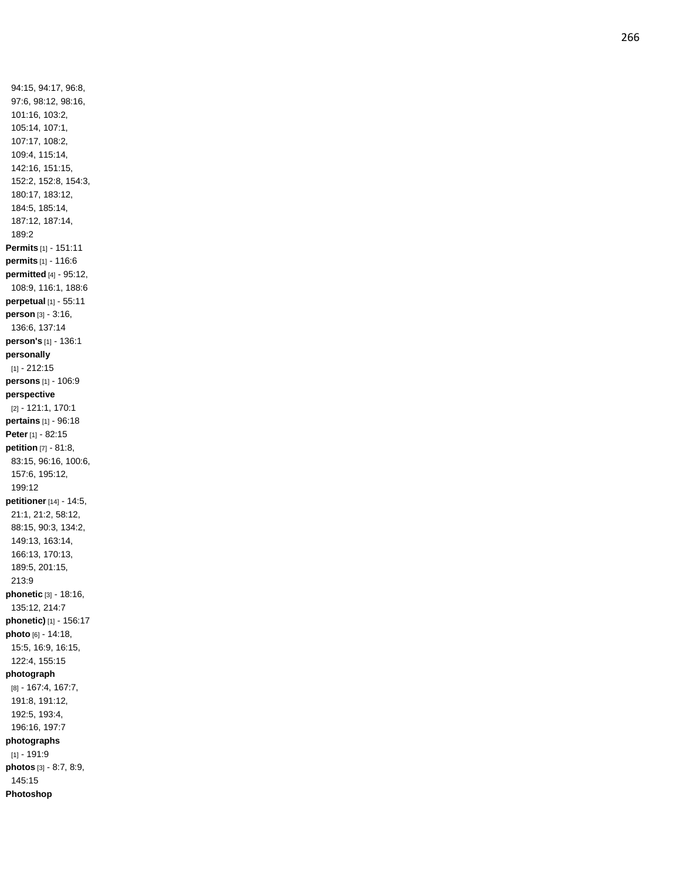94:15, 94:17, 96:8, 97:6, 98:12, 98:16, 101:16, 103:2, 105:14, 107:1, 107:17, 108:2, 109:4, 115:14, 142:16, 151:15, 152:2, 152:8, 154:3, 180:17, 183:12, 184:5, 185:14, 187:12, 187:14, 189:2

**Permits** [1] - 151:11

**permits** [1] - 116:6

**permitted** [4] - 95:12, 108:9, 116:1, 188:6

**perpetual** [1] - 55:11

**person** [3] - 3:16, 136:6, 137:14

**person's** [1] - 136:1

**personally** [1] - 212:15

**persons** [1] - 106:9

**perspective** [2] - 121:1, 170:1

**pertains** [1] - 96:18

**Peter** [1] - 82:15

**petition** [7] - 81:8, 83:15, 96:16, 100:6, 157:6, 195:12, 199:12

**petitioner** [14] - 14:5, 21:1, 21:2, 58:12, 88:15, 90:3, 134:2, 149:13, 163:14, 166:13, 170:13, 189:5, 201:15, 213:9

**phonetic** [3] - 18:16, 135:12, 214:7

**phonetic)** [1] - 156:17

**photo** [6] - 14:18, 15:5, 16:9, 16:15, 122:4, 155:15

**photograph** [8] - 167:4, 167:7, 191:8, 191:12, 192:5, 193:4, 196:16, 197:7

**photographs** [1] - 191:9

**photos** [3] - 8:7, 8:9, 145:15

**Photoshop**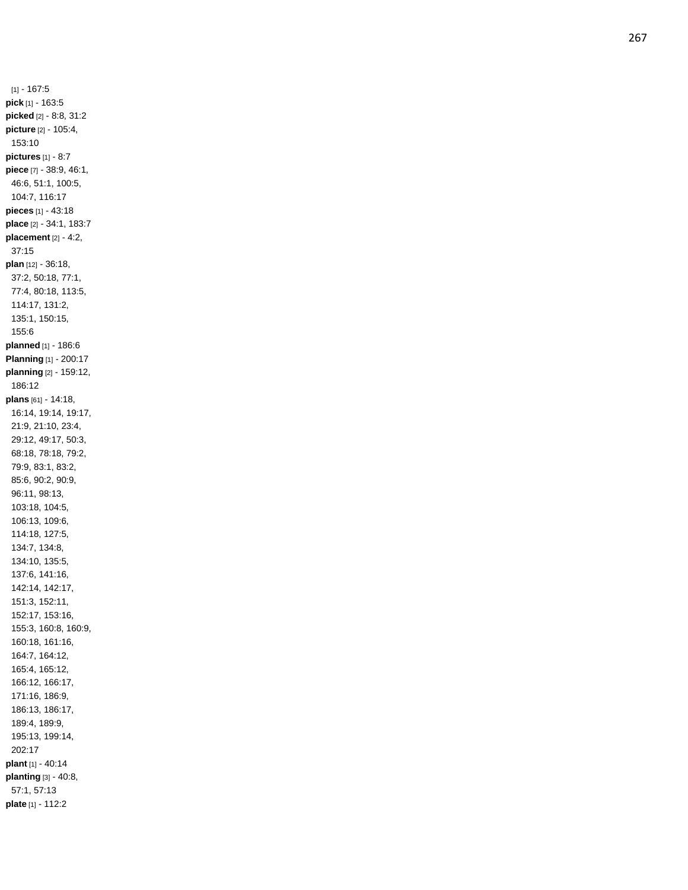[1] - 167:5
**pick** [1] - 163:5
**picked** [2] - 8:8, 31:2
**picture** [2] - 105:4, 153:10
**pictures** [1] - 8:7
**piece** [7] - 38:9, 46:1, 46:6, 51:1, 100:5, 104:7, 116:17
**pieces** [1] - 43:18
**place** [2] - 34:1, 183:7
**placement** [2] - 4:2, 37:15
**plan** [12] - 36:18, 37:2, 50:18, 77:1, 77:4, 80:18, 113:5, 114:17, 131:2, 135:1, 150:15, 155:6
**planned** [1] - 186:6
**Planning** [1] - 200:17
**planning** [2] - 159:12, 186:12
**plans** [61] - 14:18, 16:14, 19:14, 19:17, 21:9, 21:10, 23:4, 29:12, 49:17, 50:3, 68:18, 78:18, 79:2, 79:9, 83:1, 83:2, 85:6, 90:2, 90:9, 96:11, 98:13, 103:18, 104:5, 106:13, 109:6, 114:18, 127:5, 134:7, 134:8, 134:10, 135:5, 137:6, 141:16, 142:14, 142:17, 151:3, 152:11, 152:17, 153:16, 155:3, 160:8, 160:9, 160:18, 161:16, 164:7, 164:12, 165:4, 165:12, 166:12, 166:17, 171:16, 186:9, 186:13, 186:17, 189:4, 189:9, 195:13, 199:14, 202:17
**plant** [1] - 40:14
**planting** [3] - 40:8, 57:1, 57:13
**plate** [1] - 112:2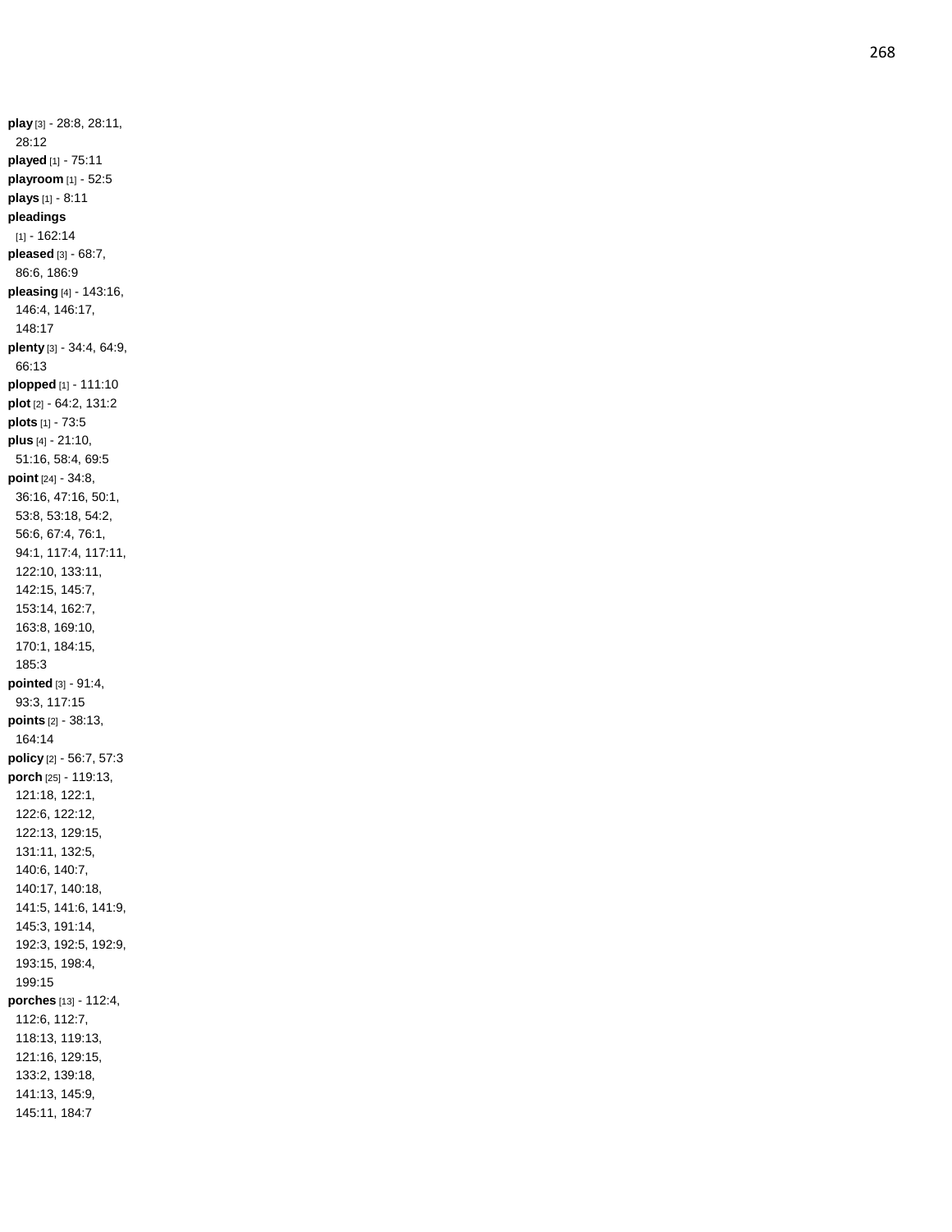**play** [3] - 28:8, 28:11, 28:12
**played** [1] - 75:11
**playroom** [1] - 52:5
**plays** [1] - 8:11
**pleadings** [1] - 162:14
**pleased** [3] - 68:7, 86:6, 186:9
**pleasing** [4] - 143:16, 146:4, 146:17, 148:17
**plenty** [3] - 34:4, 64:9, 66:13
**plopped** [1] - 111:10
**plot** [2] - 64:2, 131:2
**plots** [1] - 73:5
**plus** [4] - 21:10, 51:16, 58:4, 69:5
**point** [24] - 34:8, 36:16, 47:16, 50:1, 53:8, 53:18, 54:2, 56:6, 67:4, 76:1, 94:1, 117:4, 117:11, 122:10, 133:11, 142:15, 145:7, 153:14, 162:7, 163:8, 169:10, 170:1, 184:15, 185:3
**pointed** [3] - 91:4, 93:3, 117:15
**points** [2] - 38:13, 164:14
**policy** [2] - 56:7, 57:3
**porch** [25] - 119:13, 121:18, 122:1, 122:6, 122:12, 122:13, 129:15, 131:11, 132:5, 140:6, 140:7, 140:17, 140:18, 141:5, 141:6, 141:9, 145:3, 191:14, 192:3, 192:5, 192:9, 193:15, 198:4, 199:15
**porches** [13] - 112:4, 112:6, 112:7, 118:13, 119:13, 121:16, 129:15, 133:2, 139:18, 141:13, 145:9, 145:11, 184:7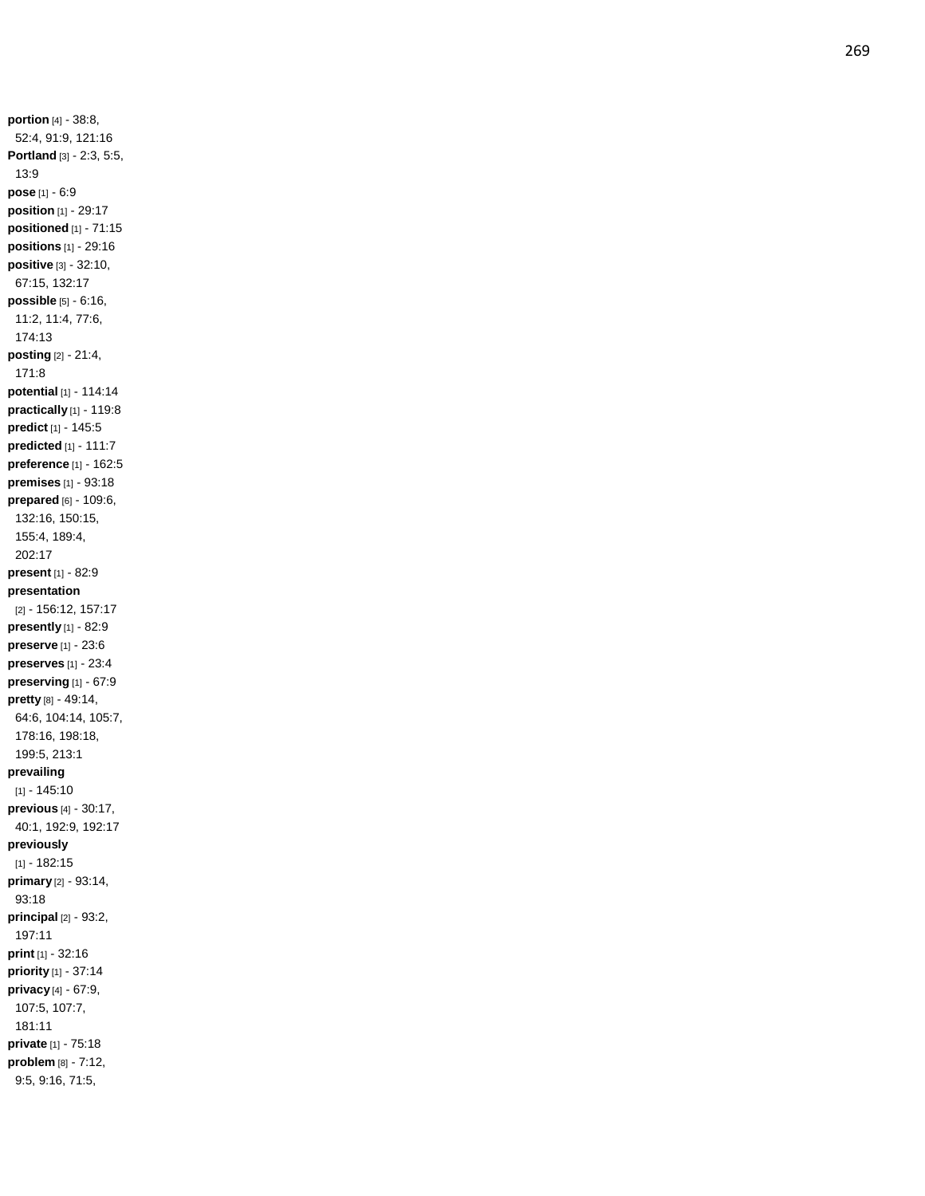**portion** [4] - 38:8, 52:4, 91:9, 121:16
**Portland** [3] - 2:3, 5:5, 13:9
**pose** [1] - 6:9
**position** [1] - 29:17
**positioned** [1] - 71:15
**positions** [1] - 29:16
**positive** [3] - 32:10, 67:15, 132:17
**possible** [5] - 6:16, 11:2, 11:4, 77:6, 174:13
**posting** [2] - 21:4, 171:8
**potential** [1] - 114:14
**practically** [1] - 119:8
**predict** [1] - 145:5
**predicted** [1] - 111:7
**preference** [1] - 162:5
**premises** [1] - 93:18
**prepared** [6] - 109:6, 132:16, 150:15, 155:4, 189:4, 202:17
**present** [1] - 82:9
**presentation** [2] - 156:12, 157:17
**presently** [1] - 82:9
**preserve** [1] - 23:6
**preserves** [1] - 23:4
**preserving** [1] - 67:9
**pretty** [8] - 49:14, 64:6, 104:14, 105:7, 178:16, 198:18, 199:5, 213:1
**prevailing** [1] - 145:10
**previous** [4] - 30:17, 40:1, 192:9, 192:17
**previously** [1] - 182:15
**primary** [2] - 93:14, 93:18
**principal** [2] - 93:2, 197:11
**print** [1] - 32:16
**priority** [1] - 37:14
**privacy** [4] - 67:9, 107:5, 107:7, 181:11
**private** [1] - 75:18
**problem** [8] - 7:12, 9:5, 9:16, 71:5,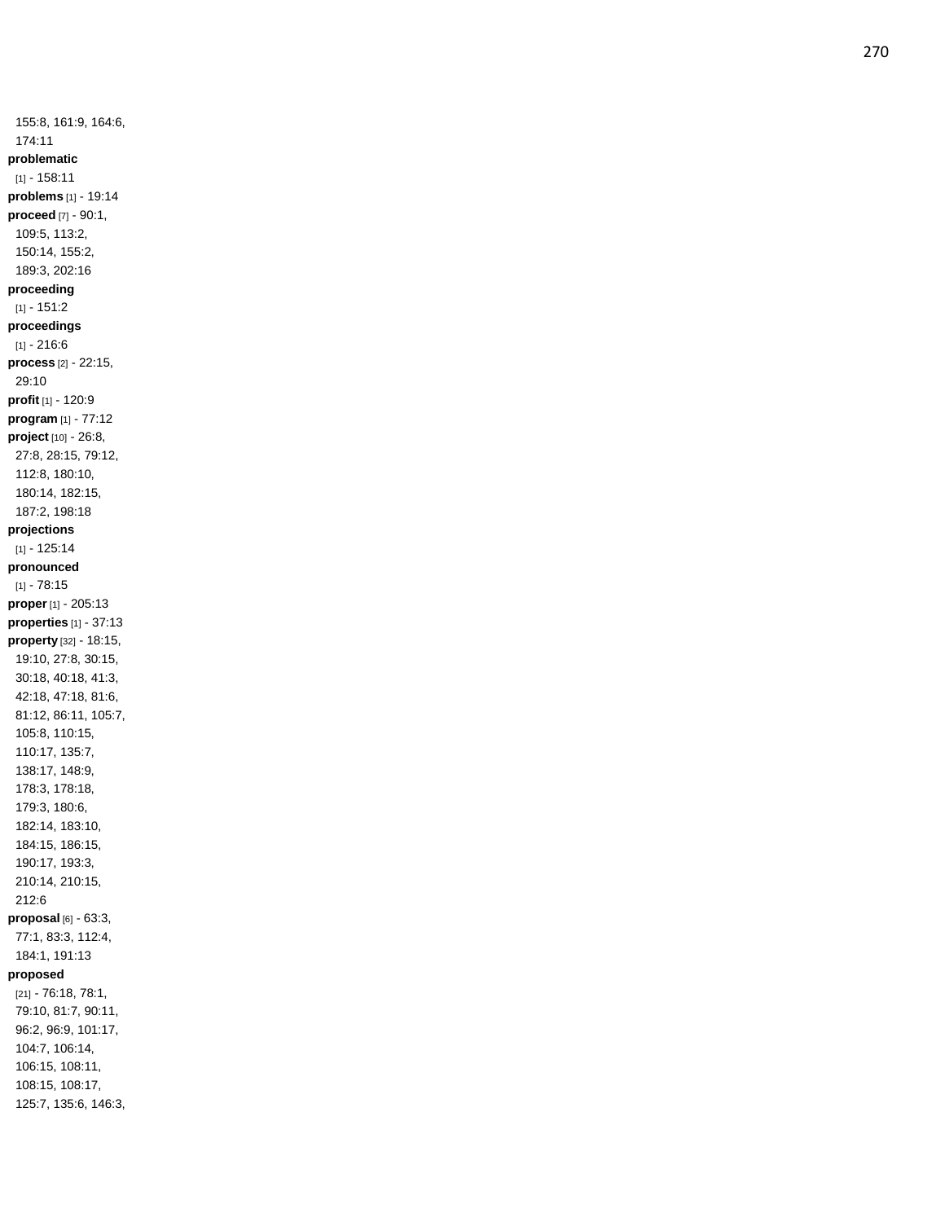155:8, 161:9, 164:6, 174:11

**problematic** [1] - 158:11

**problems** [1] - 19:14

**proceed** [7] - 90:1, 109:5, 113:2, 150:14, 155:2, 189:3, 202:16

**proceeding** [1] - 151:2

**proceedings** [1] - 216:6

**process** [2] - 22:15, 29:10

**profit** [1] - 120:9

**program** [1] - 77:12

**project** [10] - 26:8, 27:8, 28:15, 79:12, 112:8, 180:10, 180:14, 182:15, 187:2, 198:18

**projections** [1] - 125:14

**pronounced** [1] - 78:15

**proper** [1] - 205:13

**properties** [1] - 37:13

**property** [32] - 18:15, 19:10, 27:8, 30:15, 30:18, 40:18, 41:3, 42:18, 47:18, 81:6, 81:12, 86:11, 105:7, 105:8, 110:15, 110:17, 135:7, 138:17, 148:9, 178:3, 178:18, 179:3, 180:6, 182:14, 183:10, 184:15, 186:15, 190:17, 193:3, 210:14, 210:15, 212:6

**proposal** [6] - 63:3, 77:1, 83:3, 112:4, 184:1, 191:13

**proposed** [21] - 76:18, 78:1, 79:10, 81:7, 90:11, 96:2, 96:9, 101:17, 104:7, 106:14, 106:15, 108:11, 108:15, 108:17, 125:7, 135:6, 146:3,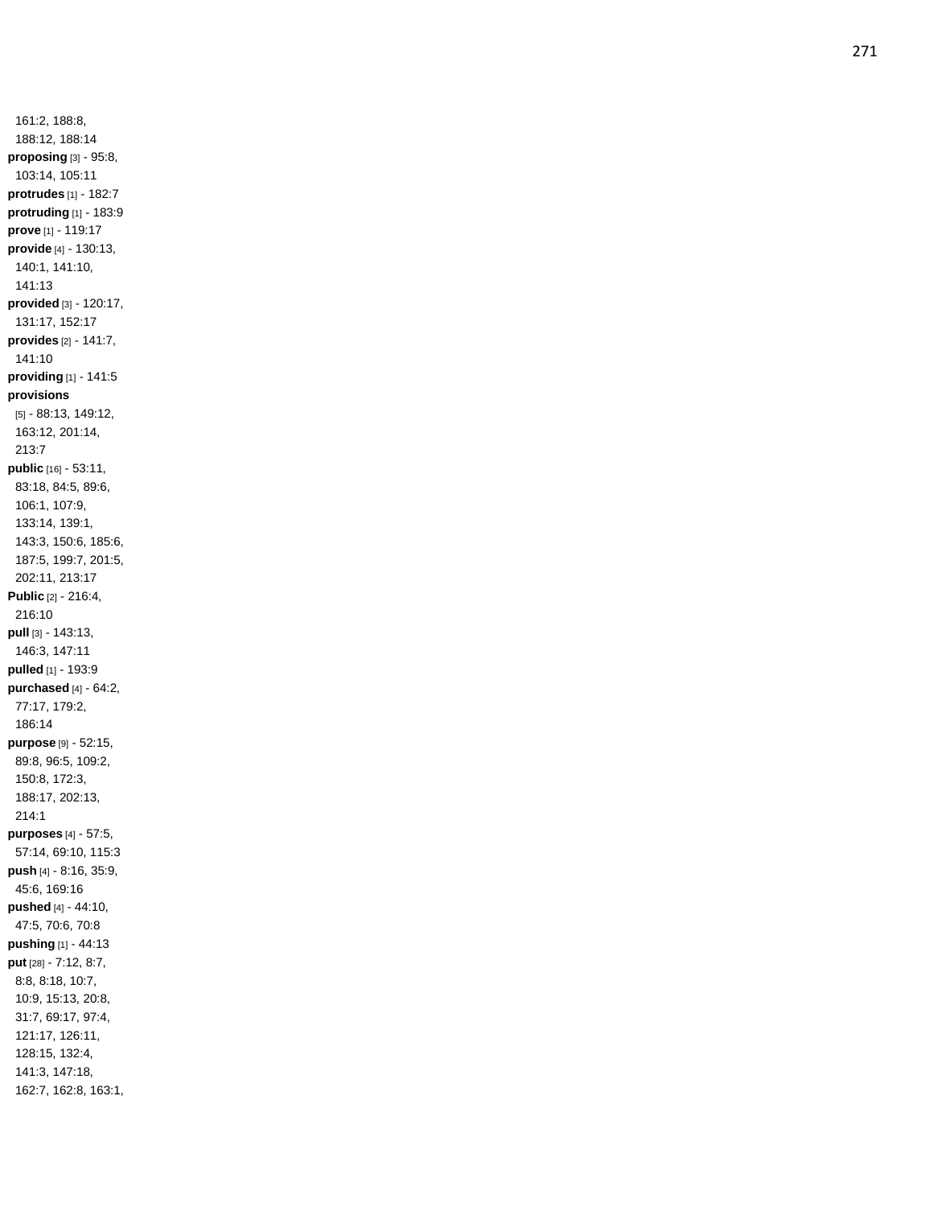161:2, 188:8, 188:12, 188:14

**proposing** [3] - 95:8, 103:14, 105:11

**protrudes** [1] - 182:7

**protruding** [1] - 183:9

**prove** [1] - 119:17

**provide** [4] - 130:13, 140:1, 141:10, 141:13

**provided** [3] - 120:17, 131:17, 152:17

**provides** [2] - 141:7, 141:10

**providing** [1] - 141:5

**provisions** [5] - 88:13, 149:12, 163:12, 201:14, 213:7

**public** [16] - 53:11, 83:18, 84:5, 89:6, 106:1, 107:9, 133:14, 139:1, 143:3, 150:6, 185:6, 187:5, 199:7, 201:5, 202:11, 213:17

**Public** [2] - 216:4, 216:10

**pull** [3] - 143:13, 146:3, 147:11

**pulled** [1] - 193:9

**purchased** [4] - 64:2, 77:17, 179:2, 186:14

**purpose** [9] - 52:15, 89:8, 96:5, 109:2, 150:8, 172:3, 188:17, 202:13, 214:1

**purposes** [4] - 57:5, 57:14, 69:10, 115:3

**push** [4] - 8:16, 35:9, 45:6, 169:16

**pushed** [4] - 44:10, 47:5, 70:6, 70:8

**pushing** [1] - 44:13

**put** [28] - 7:12, 8:7, 8:8, 8:18, 10:7, 10:9, 15:13, 20:8, 31:7, 69:17, 97:4, 121:17, 126:11, 128:15, 132:4, 141:3, 147:18, 162:7, 162:8, 163:1,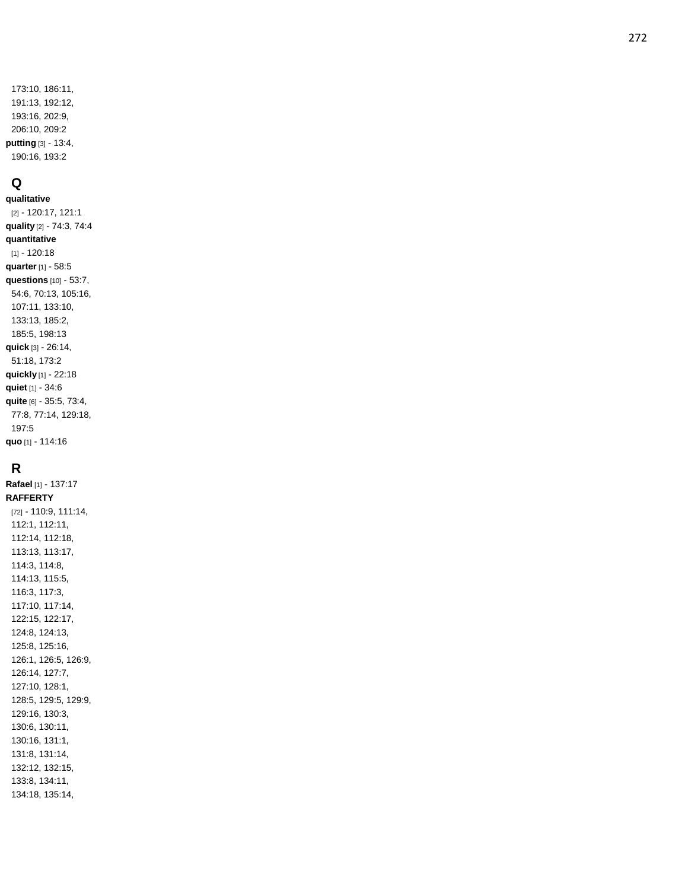173:10, 186:11, 191:13, 192:12, 193:16, 202:9, 206:10, 209:2

**putting** [3] - 13:4, 190:16, 193:2

## Q

**qualitative** [2] - 120:17, 121:1

**quality** [2] - 74:3, 74:4

**quantitative** [1] - 120:18

**quarter** [1] - 58:5

**questions** [10] - 53:7, 54:6, 70:13, 105:16, 107:11, 133:10, 133:13, 185:2, 185:5, 198:13

**quick** [3] - 26:14, 51:18, 173:2

**quickly** [1] - 22:18

**quiet** [1] - 34:6

**quite** [6] - 35:5, 73:4, 77:8, 77:14, 129:18, 197:5

**quo** [1] - 114:16

## R

**Rafael** [1] - 137:17

**RAFFERTY** [72] - 110:9, 111:14, 112:1, 112:11, 112:14, 112:18, 113:13, 113:17, 114:3, 114:8, 114:13, 115:5, 116:3, 117:3, 117:10, 117:14, 122:15, 122:17, 124:8, 124:13, 125:8, 125:16, 126:1, 126:5, 126:9, 126:14, 127:7, 127:10, 128:1, 128:5, 129:5, 129:9, 129:16, 130:3, 130:6, 130:11, 130:16, 131:1, 131:8, 131:14, 132:12, 132:15, 133:8, 134:11, 134:18, 135:14,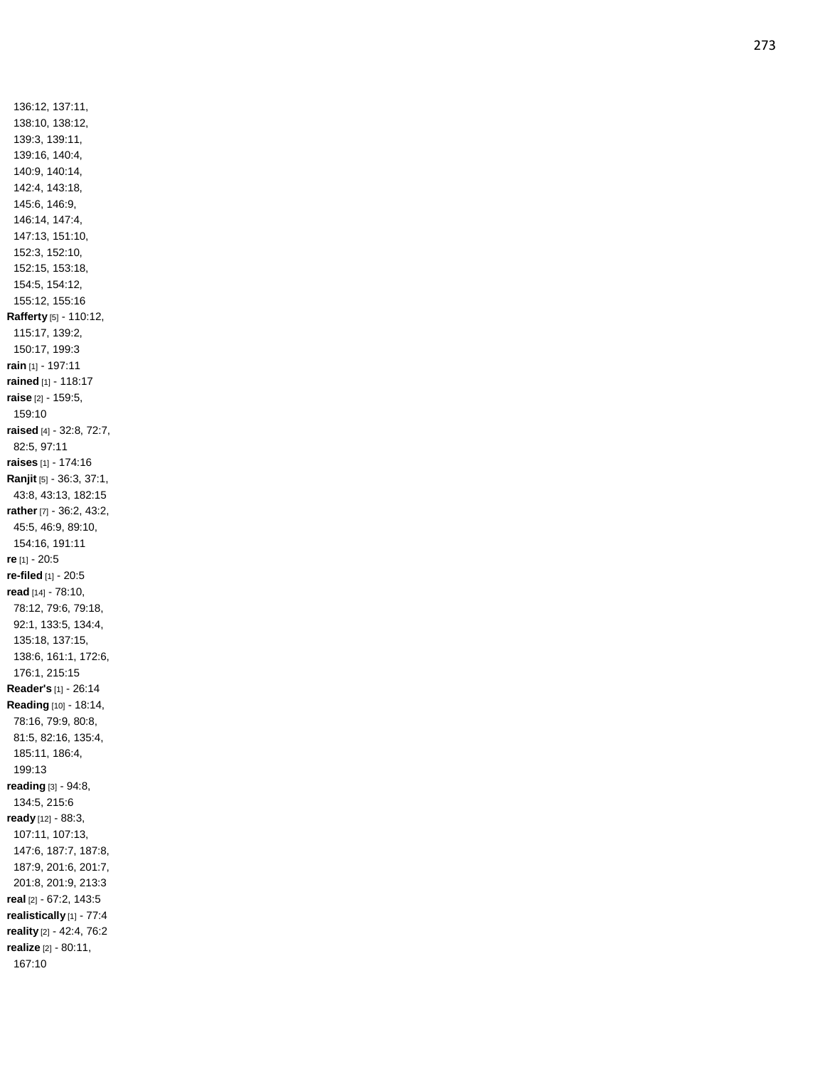136:12, 137:11, 138:10, 138:12, 139:3, 139:11, 139:16, 140:4, 140:9, 140:14, 142:4, 143:18, 145:6, 146:9, 146:14, 147:4, 147:13, 151:10, 152:3, 152:10, 152:15, 153:18, 154:5, 154:12, 155:12, 155:16

**Rafferty** [5] - 110:12, 115:17, 139:2, 150:17, 199:3

**rain** [1] - 197:11

**rained** [1] - 118:17

**raise** [2] - 159:5, 159:10

**raised** [4] - 32:8, 72:7, 82:5, 97:11

**raises** [1] - 174:16

**Ranjit** [5] - 36:3, 37:1, 43:8, 43:13, 182:15

**rather** [7] - 36:2, 43:2, 45:5, 46:9, 89:10, 154:16, 191:11

**re** [1] - 20:5

**re-filed** [1] - 20:5

**read** [14] - 78:10, 78:12, 79:6, 79:18, 92:1, 133:5, 134:4, 135:18, 137:15, 138:6, 161:1, 172:6, 176:1, 215:15

**Reader's** [1] - 26:14

**Reading** [10] - 18:14, 78:16, 79:9, 80:8, 81:5, 82:16, 135:4, 185:11, 186:4, 199:13

**reading** [3] - 94:8, 134:5, 215:6

**ready** [12] - 88:3, 107:11, 107:13, 147:6, 187:7, 187:8, 187:9, 201:6, 201:7, 201:8, 201:9, 213:3

**real** [2] - 67:2, 143:5

**realistically** [1] - 77:4

**reality** [2] - 42:4, 76:2

**realize** [2] - 80:11, 167:10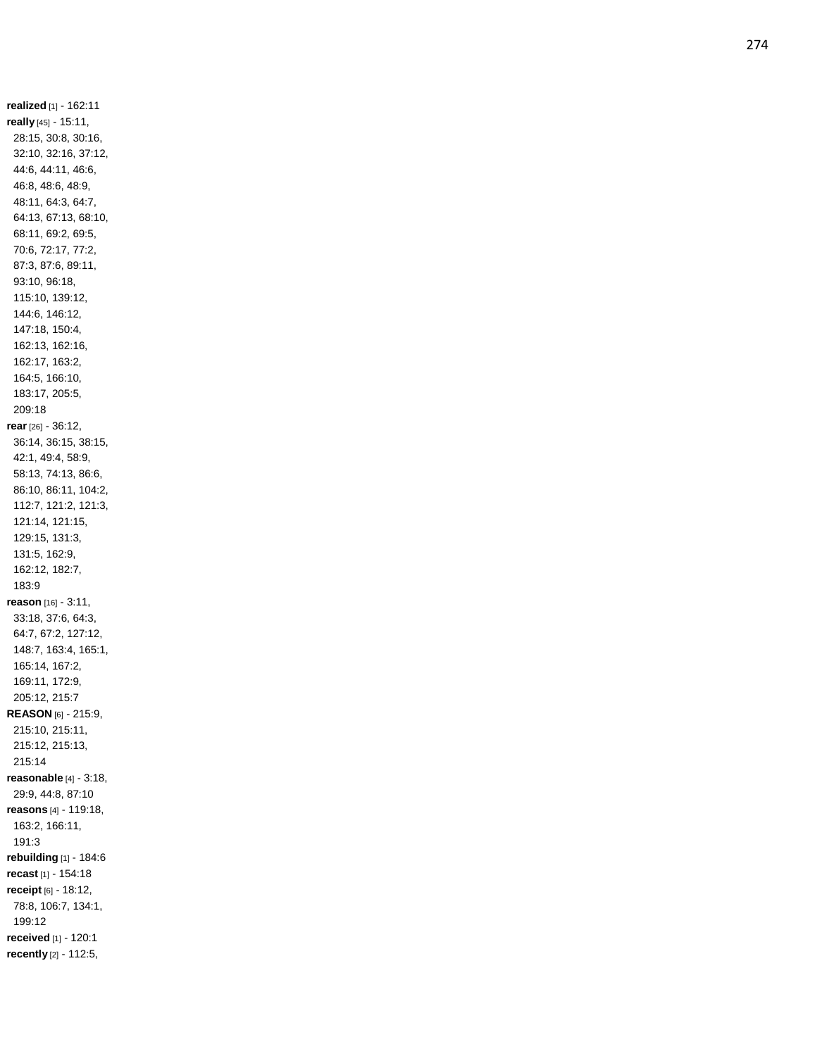**realized** [1] - 162:11
**really** [45] - 15:11, 28:15, 30:8, 30:16, 32:10, 32:16, 37:12, 44:6, 44:11, 46:6, 46:8, 48:6, 48:9, 48:11, 64:3, 64:7, 64:13, 67:13, 68:10, 68:11, 69:2, 69:5, 70:6, 72:17, 77:2, 87:3, 87:6, 89:11, 93:10, 96:18, 115:10, 139:12, 144:6, 146:12, 147:18, 150:4, 162:13, 162:16, 162:17, 163:2, 164:5, 166:10, 183:17, 205:5, 209:18
**rear** [26] - 36:12, 36:14, 36:15, 38:15, 42:1, 49:4, 58:9, 58:13, 74:13, 86:6, 86:10, 86:11, 104:2, 112:7, 121:2, 121:3, 121:14, 121:15, 129:15, 131:3, 131:5, 162:9, 162:12, 182:7, 183:9
**reason** [16] - 3:11, 33:18, 37:6, 64:3, 64:7, 67:2, 127:12, 148:7, 163:4, 165:1, 165:14, 167:2, 169:11, 172:9, 205:12, 215:7
**REASON** [6] - 215:9, 215:10, 215:11, 215:12, 215:13, 215:14
**reasonable** [4] - 3:18, 29:9, 44:8, 87:10
**reasons** [4] - 119:18, 163:2, 166:11, 191:3
**rebuilding** [1] - 184:6
**recast** [1] - 154:18
**receipt** [6] - 18:12, 78:8, 106:7, 134:1, 199:12
**received** [1] - 120:1
**recently** [2] - 112:5,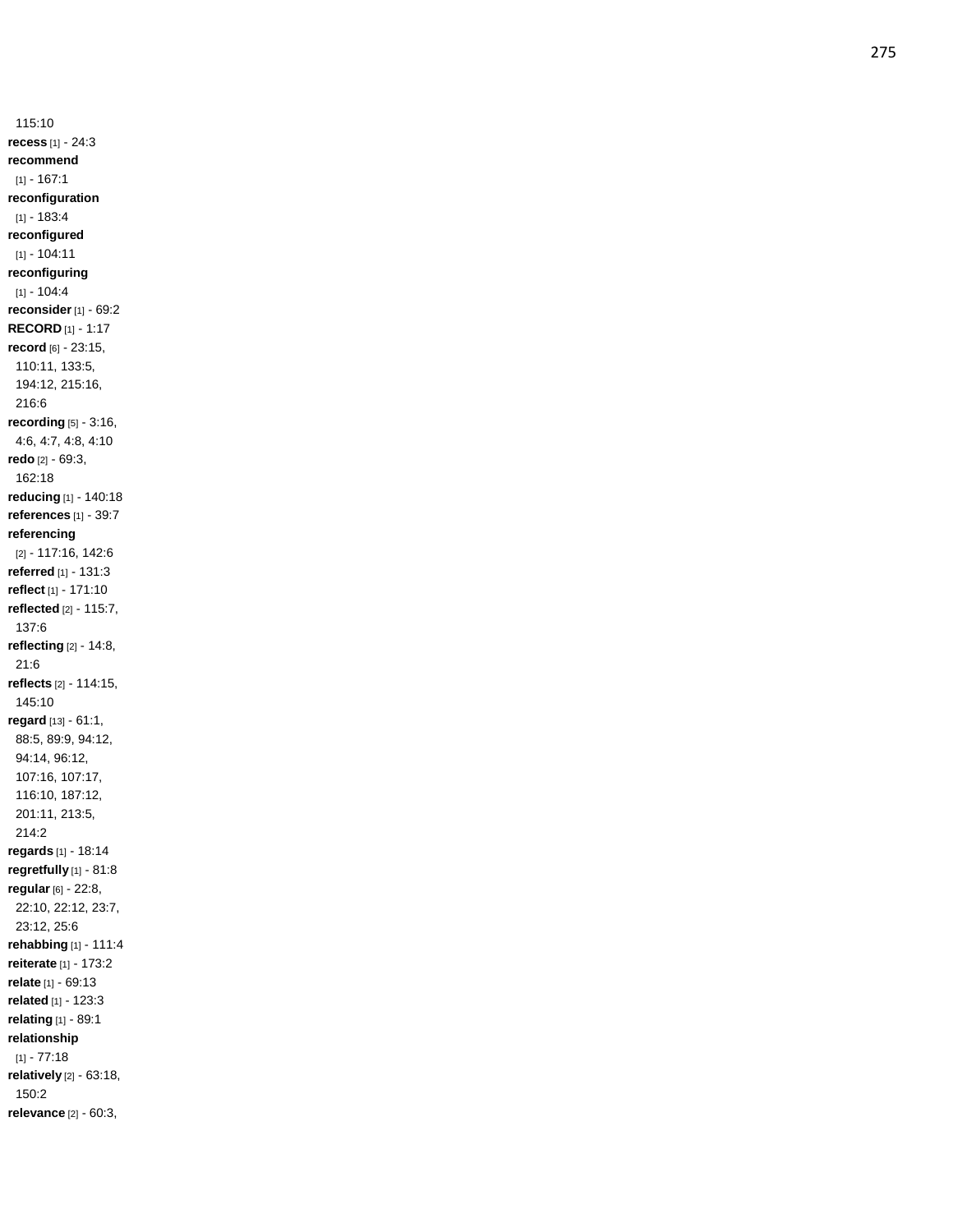115:10

**recess** [1] - 24:3

**recommend** [1] - 167:1

**reconfiguration** [1] - 183:4

**reconfigured** [1] - 104:11

**reconfiguring** [1] - 104:4

**reconsider** [1] - 69:2

**RECORD** [1] - 1:17

**record** [6] - 23:15, 110:11, 133:5, 194:12, 215:16, 216:6

**recording** [5] - 3:16, 4:6, 4:7, 4:8, 4:10

**redo** [2] - 69:3, 162:18

**reducing** [1] - 140:18

**references** [1] - 39:7

**referencing** [2] - 117:16, 142:6

**referred** [1] - 131:3

**reflect** [1] - 171:10

**reflected** [2] - 115:7, 137:6

**reflecting** [2] - 14:8, 21:6

**reflects** [2] - 114:15, 145:10

**regard** [13] - 61:1, 88:5, 89:9, 94:12, 94:14, 96:12, 107:16, 107:17, 116:10, 187:12, 201:11, 213:5, 214:2

**regards** [1] - 18:14

**regretfully** [1] - 81:8

**regular** [6] - 22:8, 22:10, 22:12, 23:7, 23:12, 25:6

**rehabbing** [1] - 111:4

**reiterate** [1] - 173:2

**relate** [1] - 69:13

**related** [1] - 123:3

**relating** [1] - 89:1

**relationship** [1] - 77:18

**relatively** [2] - 63:18, 150:2

**relevance** [2] - 60:3,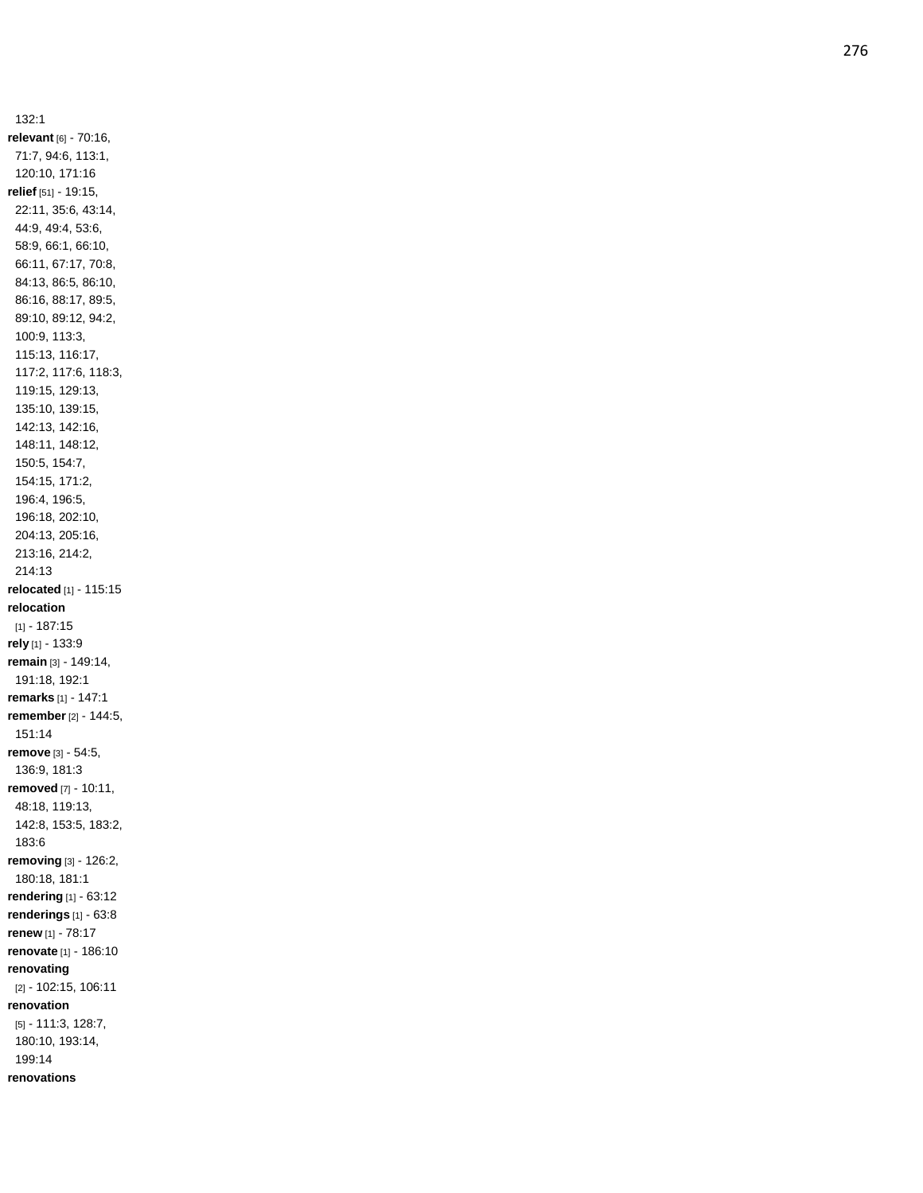132:1

**relevant** [6] - 70:16, 71:7, 94:6, 113:1, 120:10, 171:16

**relief** [51] - 19:15, 22:11, 35:6, 43:14, 44:9, 49:4, 53:6, 58:9, 66:1, 66:10, 66:11, 67:17, 70:8, 84:13, 86:5, 86:10, 86:16, 88:17, 89:5, 89:10, 89:12, 94:2, 100:9, 113:3, 115:13, 116:17, 117:2, 117:6, 118:3, 119:15, 129:13, 135:10, 139:15, 142:13, 142:16, 148:11, 148:12, 150:5, 154:7, 154:15, 171:2, 196:4, 196:5, 196:18, 202:10, 204:13, 205:16, 213:16, 214:2, 214:13

**relocated** [1] - 115:15

**relocation** [1] - 187:15

**rely** [1] - 133:9

**remain** [3] - 149:14, 191:18, 192:1

**remarks** [1] - 147:1

**remember** [2] - 144:5, 151:14

**remove** [3] - 54:5, 136:9, 181:3

**removed** [7] - 10:11, 48:18, 119:13, 142:8, 153:5, 183:2, 183:6

**removing** [3] - 126:2, 180:18, 181:1

**rendering** [1] - 63:12

**renderings** [1] - 63:8

**renew** [1] - 78:17

**renovate** [1] - 186:10

**renovating** [2] - 102:15, 106:11

**renovation** [5] - 111:3, 128:7, 180:10, 193:14, 199:14

**renovations**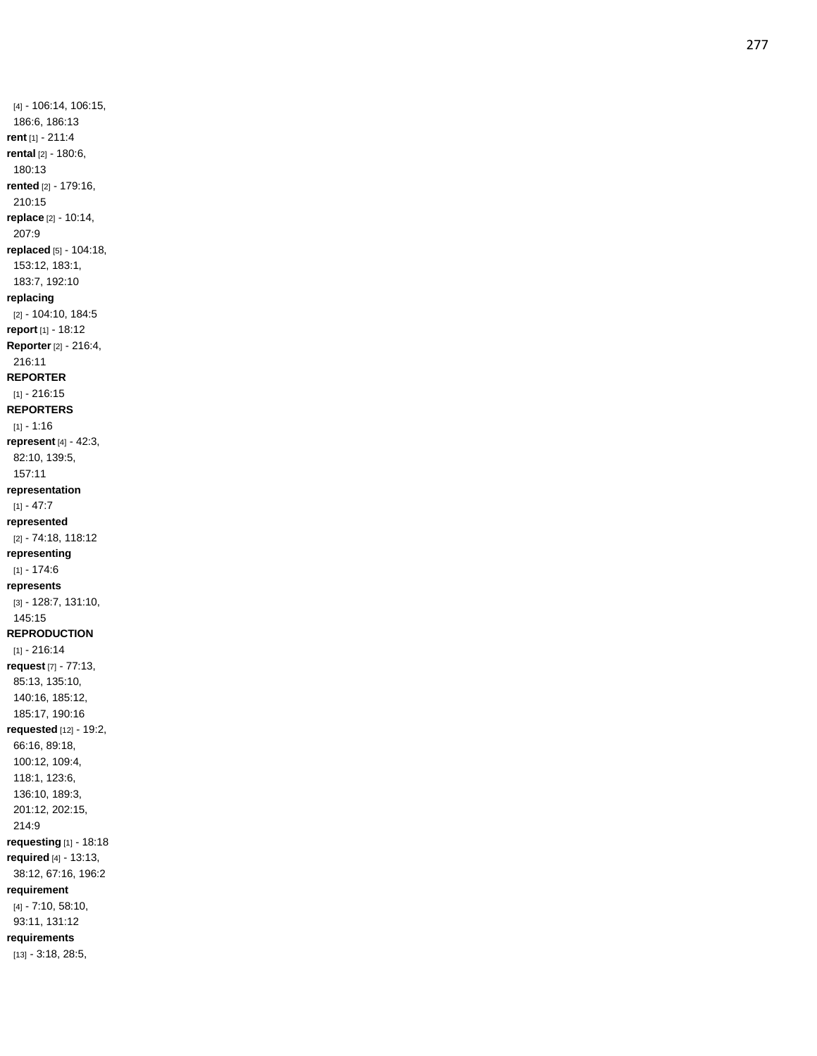[4] - 106:14, 106:15, 186:6, 186:13
**rent** [1] - 211:4
**rental** [2] - 180:6, 180:13
**rented** [2] - 179:16, 210:15
**replace** [2] - 10:14, 207:9
**replaced** [5] - 104:18, 153:12, 183:1, 183:7, 192:10
**replacing** [2] - 104:10, 184:5
**report** [1] - 18:12
**Reporter** [2] - 216:4, 216:11
**REPORTER** [1] - 216:15
**REPORTERS** [1] - 1:16
**represent** [4] - 42:3, 82:10, 139:5, 157:11
**representation** [1] - 47:7
**represented** [2] - 74:18, 118:12
**representing** [1] - 174:6
**represents** [3] - 128:7, 131:10, 145:15
**REPRODUCTION** [1] - 216:14
**request** [7] - 77:13, 85:13, 135:10, 140:16, 185:12, 185:17, 190:16
**requested** [12] - 19:2, 66:16, 89:18, 100:12, 109:4, 118:1, 123:6, 136:10, 189:3, 201:12, 202:15, 214:9
**requesting** [1] - 18:18
**required** [4] - 13:13, 38:12, 67:16, 196:2
**requirement** [4] - 7:10, 58:10, 93:11, 131:12
**requirements** [13] - 3:18, 28:5,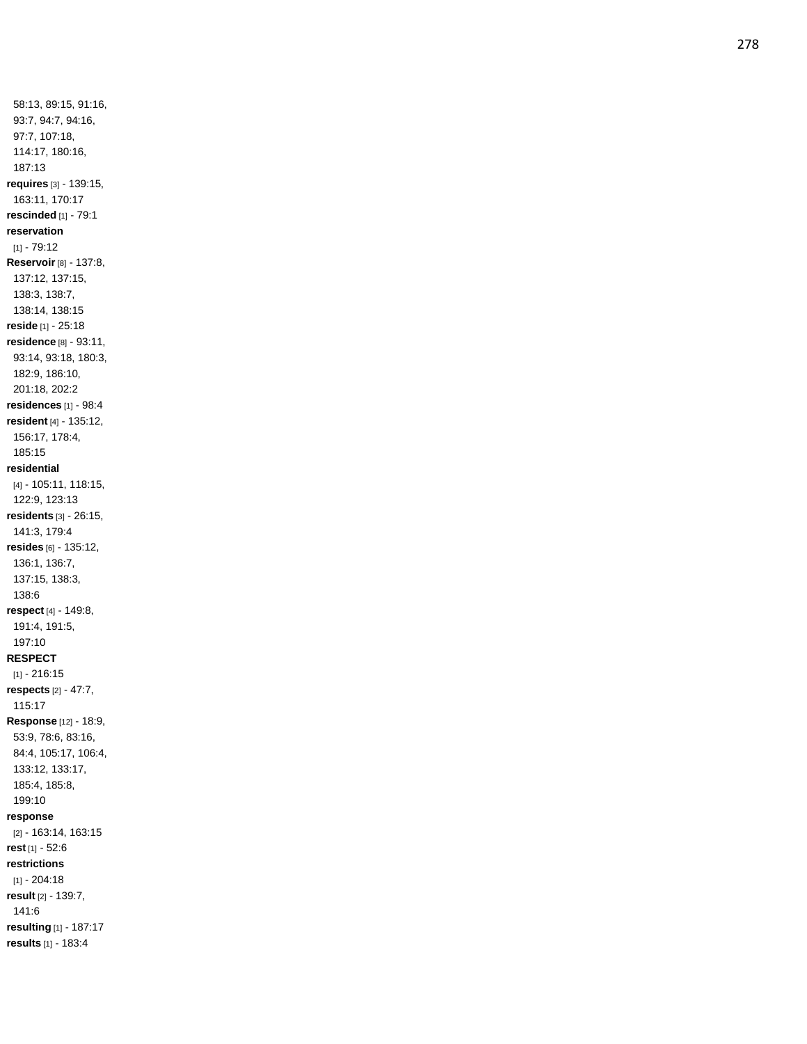58:13, 89:15, 91:16, 93:7, 94:7, 94:16, 97:7, 107:18, 114:17, 180:16, 187:13

**requires** [3] - 139:15, 163:11, 170:17

**rescinded** [1] - 79:1

**reservation** [1] - 79:12

**Reservoir** [8] - 137:8, 137:12, 137:15, 138:3, 138:7, 138:14, 138:15

**reside** [1] - 25:18

**residence** [8] - 93:11, 93:14, 93:18, 180:3, 182:9, 186:10, 201:18, 202:2

**residences** [1] - 98:4

**resident** [4] - 135:12, 156:17, 178:4, 185:15

**residential** [4] - 105:11, 118:15, 122:9, 123:13

**residents** [3] - 26:15, 141:3, 179:4

**resides** [6] - 135:12, 136:1, 136:7, 137:15, 138:3, 138:6

**respect** [4] - 149:8, 191:4, 191:5, 197:10

**RESPECT** [1] - 216:15

**respects** [2] - 47:7, 115:17

**Response** [12] - 18:9, 53:9, 78:6, 83:16, 84:4, 105:17, 106:4, 133:12, 133:17, 185:4, 185:8, 199:10

**response** [2] - 163:14, 163:15

**rest** [1] - 52:6

**restrictions** [1] - 204:18

**result** [2] - 139:7, 141:6

**resulting** [1] - 187:17

**results** [1] - 183:4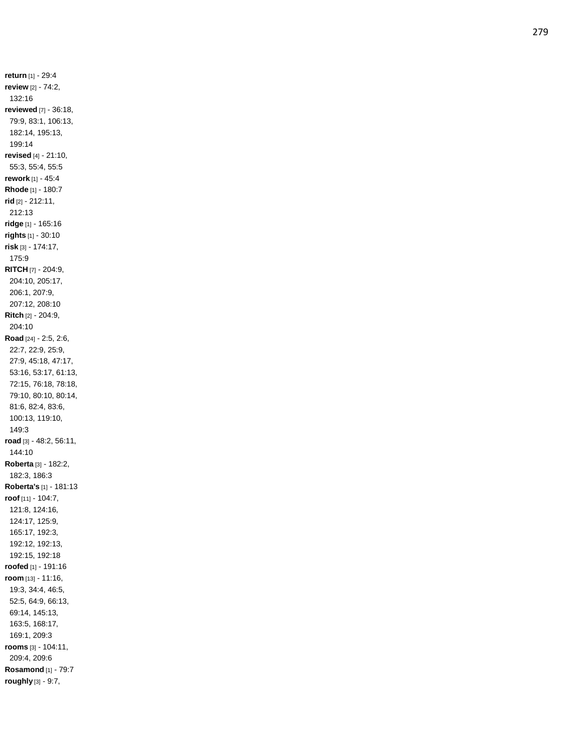**return** [1] - 29:4
**review** [2] - 74:2, 132:16
**reviewed** [7] - 36:18, 79:9, 83:1, 106:13, 182:14, 195:13, 199:14
**revised** [4] - 21:10, 55:3, 55:4, 55:5
**rework** [1] - 45:4
**Rhode** [1] - 180:7
**rid** [2] - 212:11, 212:13
**ridge** [1] - 165:16
**rights** [1] - 30:10
**risk** [3] - 174:17, 175:9
**RITCH** [7] - 204:9, 204:10, 205:17, 206:1, 207:9, 207:12, 208:10
**Ritch** [2] - 204:9, 204:10
**Road** [24] - 2:5, 2:6, 22:7, 22:9, 25:9, 27:9, 45:18, 47:17, 53:16, 53:17, 61:13, 72:15, 76:18, 78:18, 79:10, 80:10, 80:14, 81:6, 82:4, 83:6, 100:13, 119:10, 149:3
**road** [3] - 48:2, 56:11, 144:10
**Roberta** [3] - 182:2, 182:3, 186:3
**Roberta's** [1] - 181:13
**roof** [11] - 104:7, 121:8, 124:16, 124:17, 125:9, 165:17, 192:3, 192:12, 192:13, 192:15, 192:18
**roofed** [1] - 191:16
**room** [13] - 11:16, 19:3, 34:4, 46:5, 52:5, 64:9, 66:13, 69:14, 145:13, 163:5, 168:17, 169:1, 209:3
**rooms** [3] - 104:11, 209:4, 209:6
**Rosamond** [1] - 79:7
**roughly** [3] - 9:7,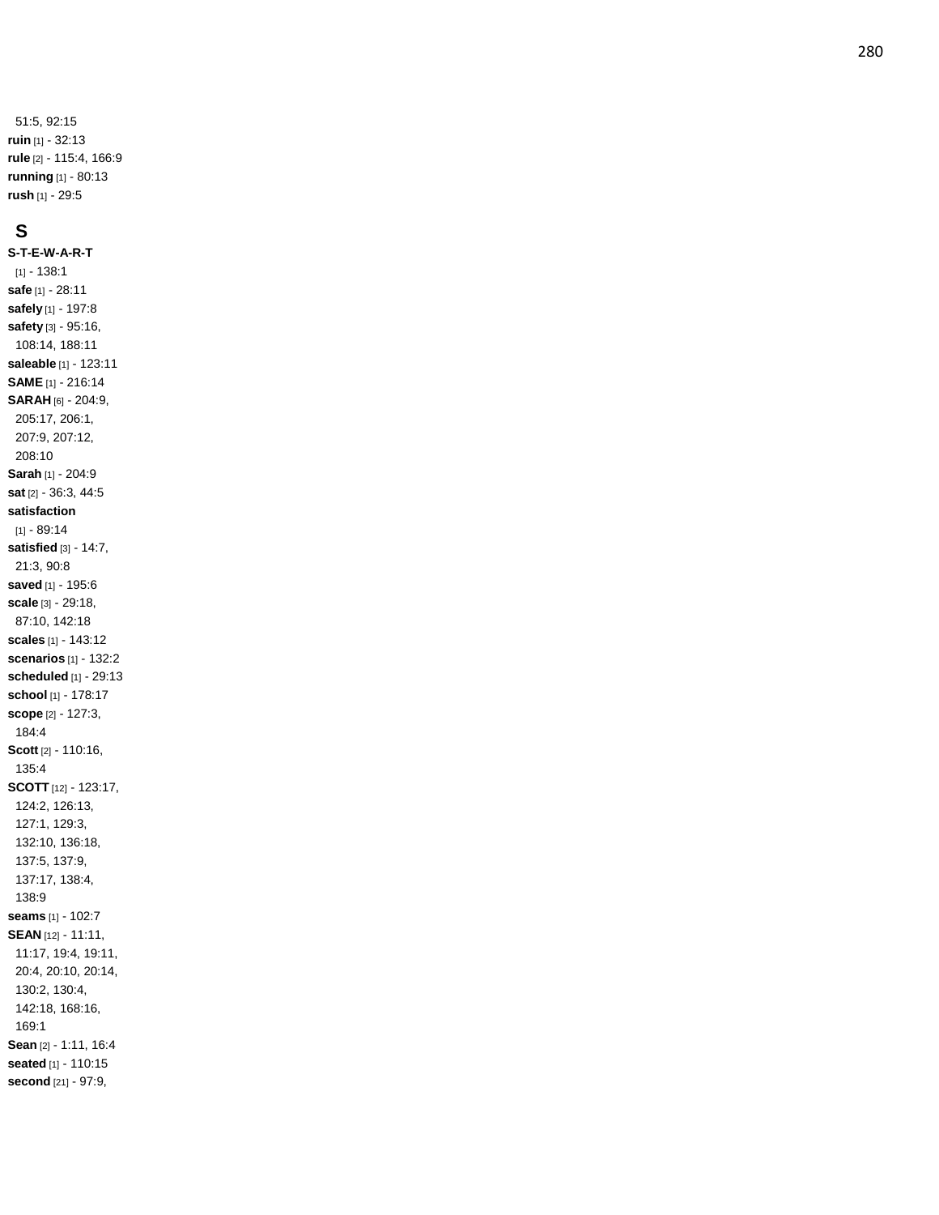51:5, 92:15

**ruin** [1] - 32:13

**rule** [2] - 115:4, 166:9

**running** [1] - 80:13

**rush** [1] - 29:5

## S

**S-T-E-W-A-R-T** [1] - 138:1

**safe** [1] - 28:11

**safely** [1] - 197:8

**safety** [3] - 95:16, 108:14, 188:11

**saleable** [1] - 123:11

**SAME** [1] - 216:14

**SARAH** [6] - 204:9, 205:17, 206:1, 207:9, 207:12, 208:10

**Sarah** [1] - 204:9

**sat** [2] - 36:3, 44:5

**satisfaction** [1] - 89:14

**satisfied** [3] - 14:7, 21:3, 90:8

**saved** [1] - 195:6

**scale** [3] - 29:18, 87:10, 142:18

**scales** [1] - 143:12

**scenarios** [1] - 132:2

**scheduled** [1] - 29:13

**school** [1] - 178:17

**scope** [2] - 127:3, 184:4

**Scott** [2] - 110:16, 135:4

**SCOTT** [12] - 123:17, 124:2, 126:13, 127:1, 129:3, 132:10, 136:18, 137:5, 137:9, 137:17, 138:4, 138:9

**seams** [1] - 102:7

**SEAN** [12] - 11:11, 11:17, 19:4, 19:11, 20:4, 20:10, 20:14, 130:2, 130:4, 142:18, 168:16, 169:1

**Sean** [2] - 1:11, 16:4

**seated** [1] - 110:15

**second** [21] - 97:9,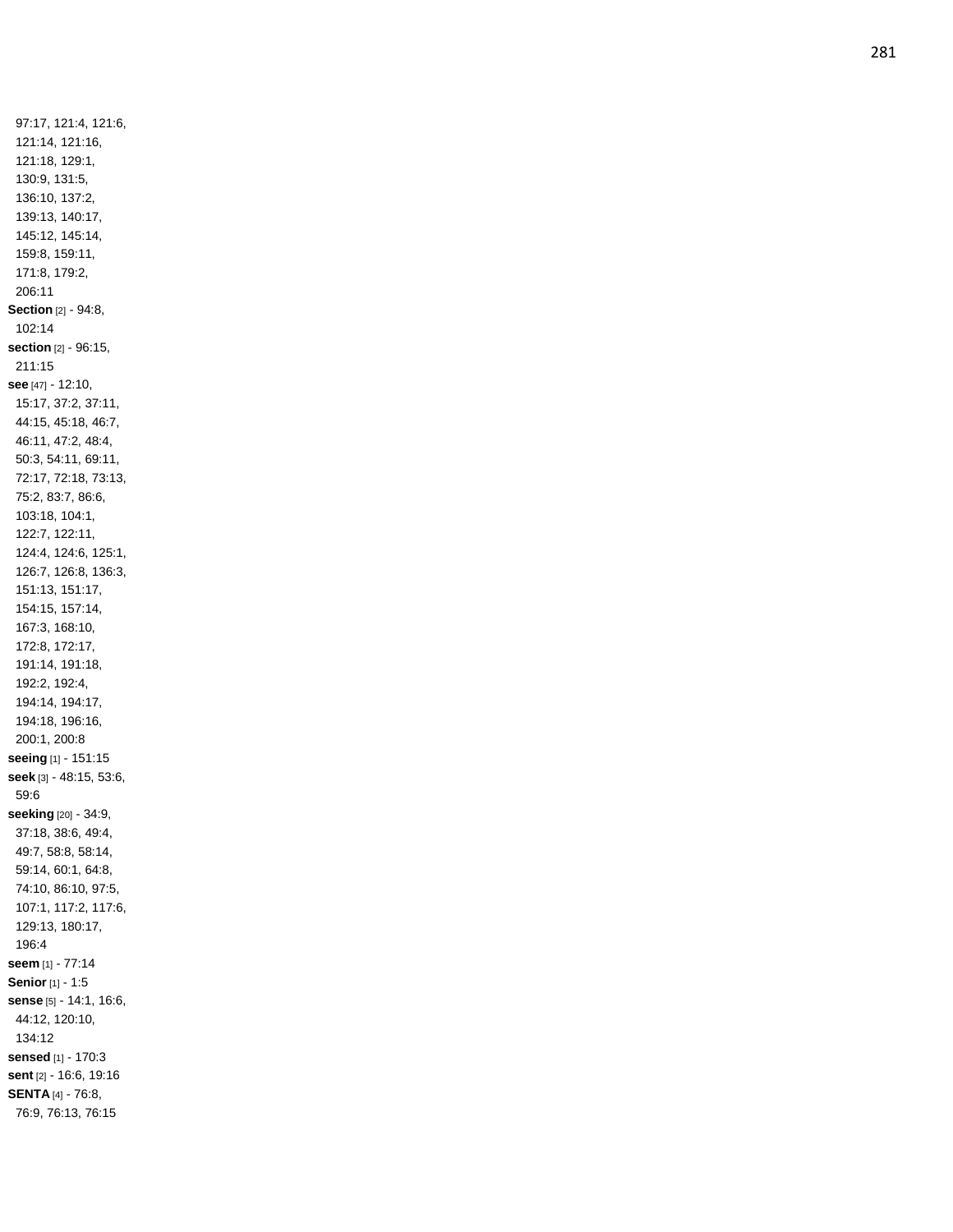97:17, 121:4, 121:6, 121:14, 121:16, 121:18, 129:1, 130:9, 131:5, 136:10, 137:2, 139:13, 140:17, 145:12, 145:14, 159:8, 159:11, 171:8, 179:2, 206:11

**Section** [2] - 94:8, 102:14

**section** [2] - 96:15, 211:15

**see** [47] - 12:10, 15:17, 37:2, 37:11, 44:15, 45:18, 46:7, 46:11, 47:2, 48:4, 50:3, 54:11, 69:11, 72:17, 72:18, 73:13, 75:2, 83:7, 86:6, 103:18, 104:1, 122:7, 122:11, 124:4, 124:6, 125:1, 126:7, 126:8, 136:3, 151:13, 151:17, 154:15, 157:14, 167:3, 168:10, 172:8, 172:17, 191:14, 191:18, 192:2, 192:4, 194:14, 194:17, 194:18, 196:16, 200:1, 200:8

**seeing** [1] - 151:15

**seek** [3] - 48:15, 53:6, 59:6

**seeking** [20] - 34:9, 37:18, 38:6, 49:4, 49:7, 58:8, 58:14, 59:14, 60:1, 64:8, 74:10, 86:10, 97:5, 107:1, 117:2, 117:6, 129:13, 180:17, 196:4

**seem** [1] - 77:14

**Senior** [1] - 1:5

**sense** [5] - 14:1, 16:6, 44:12, 120:10, 134:12

**sensed** [1] - 170:3

**sent** [2] - 16:6, 19:16

**SENTA** [4] - 76:8, 76:9, 76:13, 76:15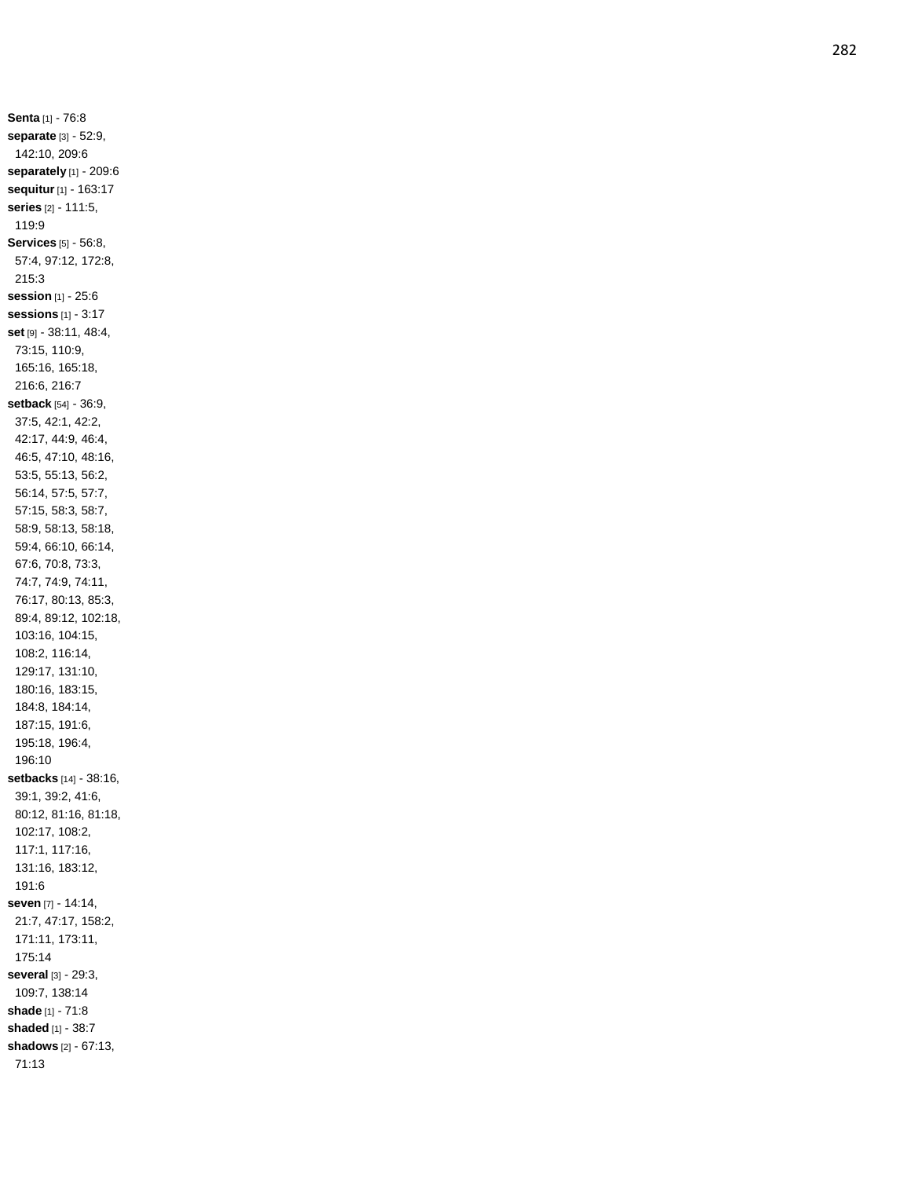**Senta** [1] - 76:8
**separate** [3] - 52:9, 142:10, 209:6
**separately** [1] - 209:6
**sequitur** [1] - 163:17
**series** [2] - 111:5, 119:9
**Services** [5] - 56:8, 57:4, 97:12, 172:8, 215:3
**session** [1] - 25:6
**sessions** [1] - 3:17
**set** [9] - 38:11, 48:4, 73:15, 110:9, 165:16, 165:18, 216:6, 216:7
**setback** [54] - 36:9, 37:5, 42:1, 42:2, 42:17, 44:9, 46:4, 46:5, 47:10, 48:16, 53:5, 55:13, 56:2, 56:14, 57:5, 57:7, 57:15, 58:3, 58:7, 58:9, 58:13, 58:18, 59:4, 66:10, 66:14, 67:6, 70:8, 73:3, 74:7, 74:9, 74:11, 76:17, 80:13, 85:3, 89:4, 89:12, 102:18, 103:16, 104:15, 108:2, 116:14, 129:17, 131:10, 180:16, 183:15, 184:8, 184:14, 187:15, 191:6, 195:18, 196:4, 196:10
**setbacks** [14] - 38:16, 39:1, 39:2, 41:6, 80:12, 81:16, 81:18, 102:17, 108:2, 117:1, 117:16, 131:16, 183:12, 191:6
**seven** [7] - 14:14, 21:7, 47:17, 158:2, 171:11, 173:11, 175:14
**several** [3] - 29:3, 109:7, 138:14
**shade** [1] - 71:8
**shaded** [1] - 38:7
**shadows** [2] - 67:13, 71:13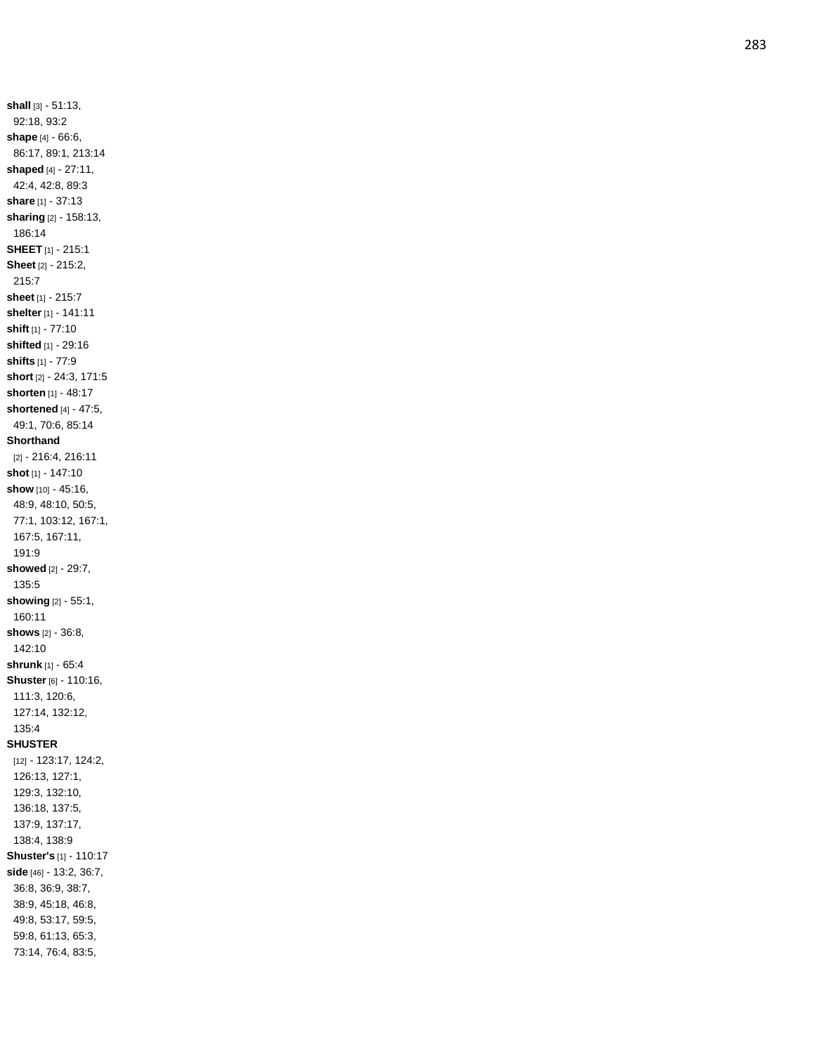**shall** [3] - 51:13, 92:18, 93:2
**shape** [4] - 66:6, 86:17, 89:1, 213:14
**shaped** [4] - 27:11, 42:4, 42:8, 89:3
**share** [1] - 37:13
**sharing** [2] - 158:13, 186:14
**SHEET** [1] - 215:1
**Sheet** [2] - 215:2, 215:7
**sheet** [1] - 215:7
**shelter** [1] - 141:11
**shift** [1] - 77:10
**shifted** [1] - 29:16
**shifts** [1] - 77:9
**short** [2] - 24:3, 171:5
**shorten** [1] - 48:17
**shortened** [4] - 47:5, 49:1, 70:6, 85:14
**Shorthand** [2] - 216:4, 216:11
**shot** [1] - 147:10
**show** [10] - 45:16, 48:9, 48:10, 50:5, 77:1, 103:12, 167:1, 167:5, 167:11, 191:9
**showed** [2] - 29:7, 135:5
**showing** [2] - 55:1, 160:11
**shows** [2] - 36:8, 142:10
**shrunk** [1] - 65:4
**Shuster** [6] - 110:16, 111:3, 120:6, 127:14, 132:12, 135:4
**SHUSTER** [12] - 123:17, 124:2, 126:13, 127:1, 129:3, 132:10, 136:18, 137:5, 137:9, 137:17, 138:4, 138:9
**Shuster's** [1] - 110:17
**side** [46] - 13:2, 36:7, 36:8, 36:9, 38:7, 38:9, 45:18, 46:8, 49:8, 53:17, 59:5, 59:8, 61:13, 65:3, 73:14, 76:4, 83:5,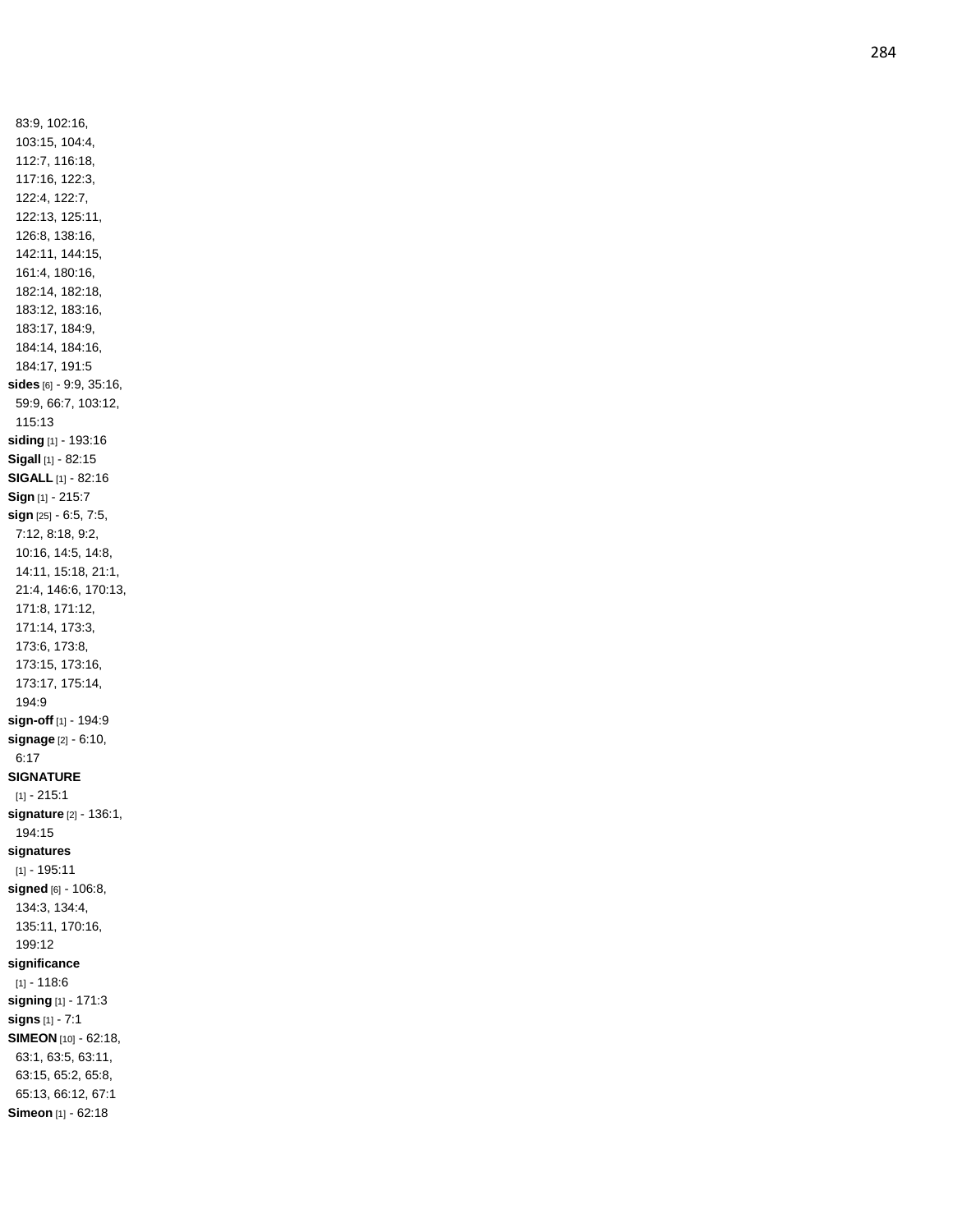83:9, 102:16, 103:15, 104:4, 112:7, 116:18, 117:16, 122:3, 122:4, 122:7, 122:13, 125:11, 126:8, 138:16, 142:11, 144:15, 161:4, 180:16, 182:14, 182:18, 183:12, 183:16, 183:17, 184:9, 184:14, 184:16, 184:17, 191:5

**sides** [6] - 9:9, 35:16, 59:9, 66:7, 103:12, 115:13

**siding** [1] - 193:16

**Sigall** [1] - 82:15

**SIGALL** [1] - 82:16

**Sign** [1] - 215:7

**sign** [25] - 6:5, 7:5, 7:12, 8:18, 9:2, 10:16, 14:5, 14:8, 14:11, 15:18, 21:1, 21:4, 146:6, 170:13, 171:8, 171:12, 171:14, 173:3, 173:6, 173:8, 173:15, 173:16, 173:17, 175:14, 194:9

**sign-off** [1] - 194:9

**signage** [2] - 6:10, 6:17

**SIGNATURE** [1] - 215:1

**signature** [2] - 136:1, 194:15

**signatures** [1] - 195:11

**signed** [6] - 106:8, 134:3, 134:4, 135:11, 170:16, 199:12

**significance** [1] - 118:6

**signing** [1] - 171:3

**signs** [1] - 7:1

**SIMEON** [10] - 62:18, 63:1, 63:5, 63:11, 63:15, 65:2, 65:8, 65:13, 66:12, 67:1

**Simeon** [1] - 62:18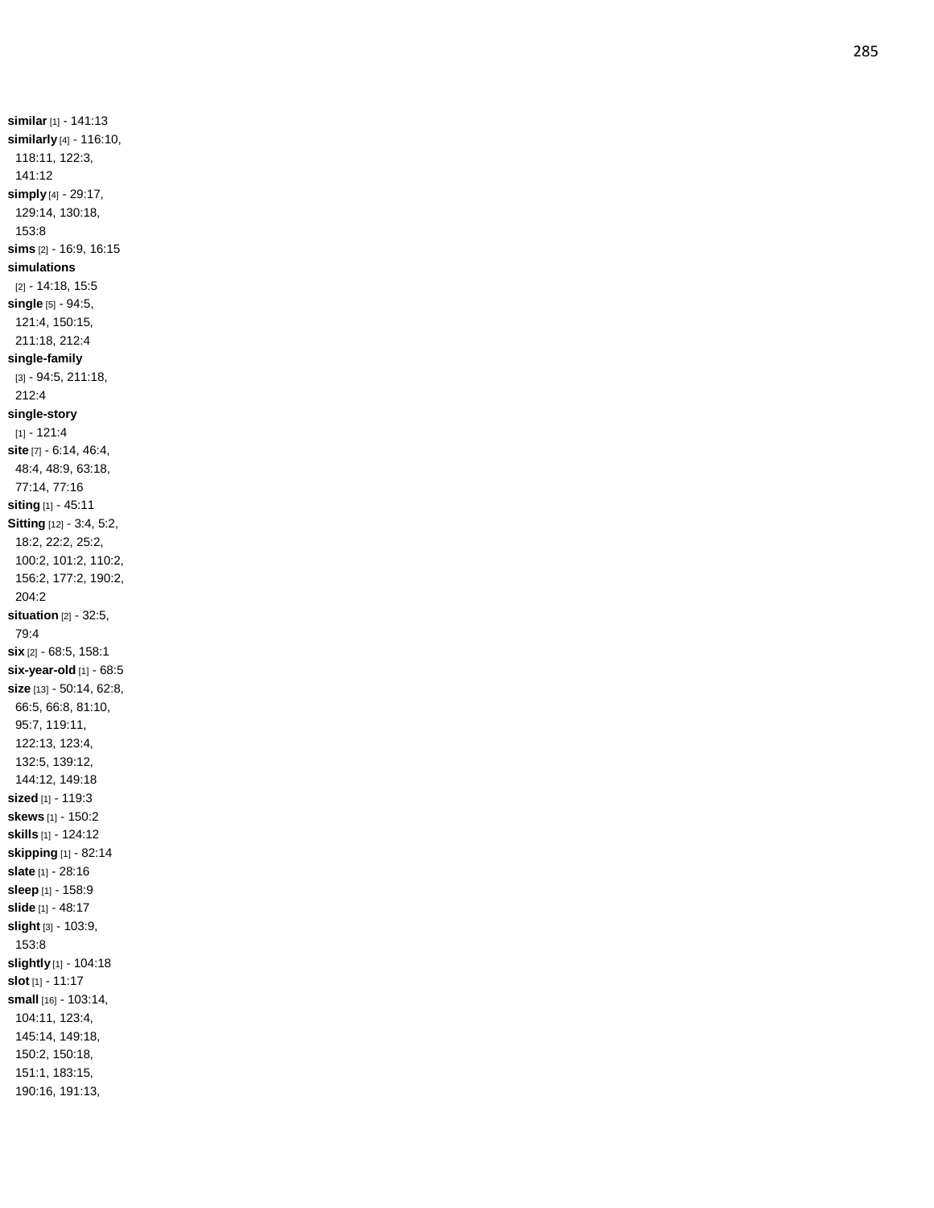**similar** [1] - 141:13
**similarly** [4] - 116:10, 118:11, 122:3, 141:12
**simply** [4] - 29:17, 129:14, 130:18, 153:8
**sims** [2] - 16:9, 16:15
**simulations** [2] - 14:18, 15:5
**single** [5] - 94:5, 121:4, 150:15, 211:18, 212:4
**single-family** [3] - 94:5, 211:18, 212:4
**single-story** [1] - 121:4
**site** [7] - 6:14, 46:4, 48:4, 48:9, 63:18, 77:14, 77:16
**siting** [1] - 45:11
**Sitting** [12] - 3:4, 5:2, 18:2, 22:2, 25:2, 100:2, 101:2, 110:2, 156:2, 177:2, 190:2, 204:2
**situation** [2] - 32:5, 79:4
**six** [2] - 68:5, 158:1
**six-year-old** [1] - 68:5
**size** [13] - 50:14, 62:8, 66:5, 66:8, 81:10, 95:7, 119:11, 122:13, 123:4, 132:5, 139:12, 144:12, 149:18
**sized** [1] - 119:3
**skews** [1] - 150:2
**skills** [1] - 124:12
**skipping** [1] - 82:14
**slate** [1] - 28:16
**sleep** [1] - 158:9
**slide** [1] - 48:17
**slight** [3] - 103:9, 153:8
**slightly** [1] - 104:18
**slot** [1] - 11:17
**small** [16] - 103:14, 104:11, 123:4, 145:14, 149:18, 150:2, 150:18, 151:1, 183:15, 190:16, 191:13,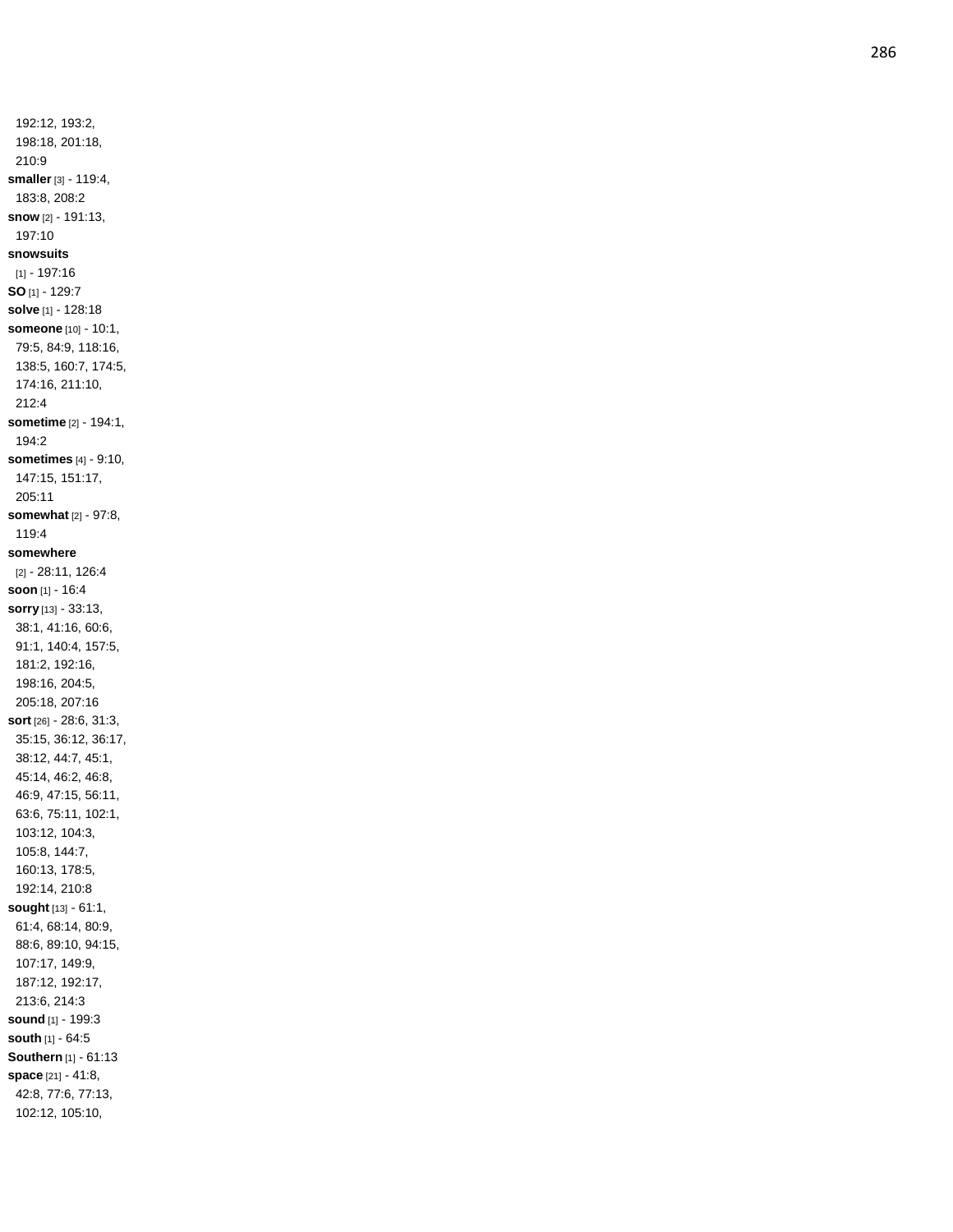192:12, 193:2, 198:18, 201:18, 210:9

**smaller** [3] - 119:4, 183:8, 208:2

**snow** [2] - 191:13, 197:10

**snowsuits** [1] - 197:16

**SO** [1] - 129:7

**solve** [1] - 128:18

**someone** [10] - 10:1, 79:5, 84:9, 118:16, 138:5, 160:7, 174:5, 174:16, 211:10, 212:4

**sometime** [2] - 194:1, 194:2

**sometimes** [4] - 9:10, 147:15, 151:17, 205:11

**somewhat** [2] - 97:8, 119:4

**somewhere** [2] - 28:11, 126:4

**soon** [1] - 16:4

**sorry** [13] - 33:13, 38:1, 41:16, 60:6, 91:1, 140:4, 157:5, 181:2, 192:16, 198:16, 204:5, 205:18, 207:16

**sort** [26] - 28:6, 31:3, 35:15, 36:12, 36:17, 38:12, 44:7, 45:1, 45:14, 46:2, 46:8, 46:9, 47:15, 56:11, 63:6, 75:11, 102:1, 103:12, 104:3, 105:8, 144:7, 160:13, 178:5, 192:14, 210:8

**sought** [13] - 61:1, 61:4, 68:14, 80:9, 88:6, 89:10, 94:15, 107:17, 149:9, 187:12, 192:17, 213:6, 214:3

**sound** [1] - 199:3

**south** [1] - 64:5

**Southern** [1] - 61:13

**space** [21] - 41:8, 42:8, 77:6, 77:13, 102:12, 105:10,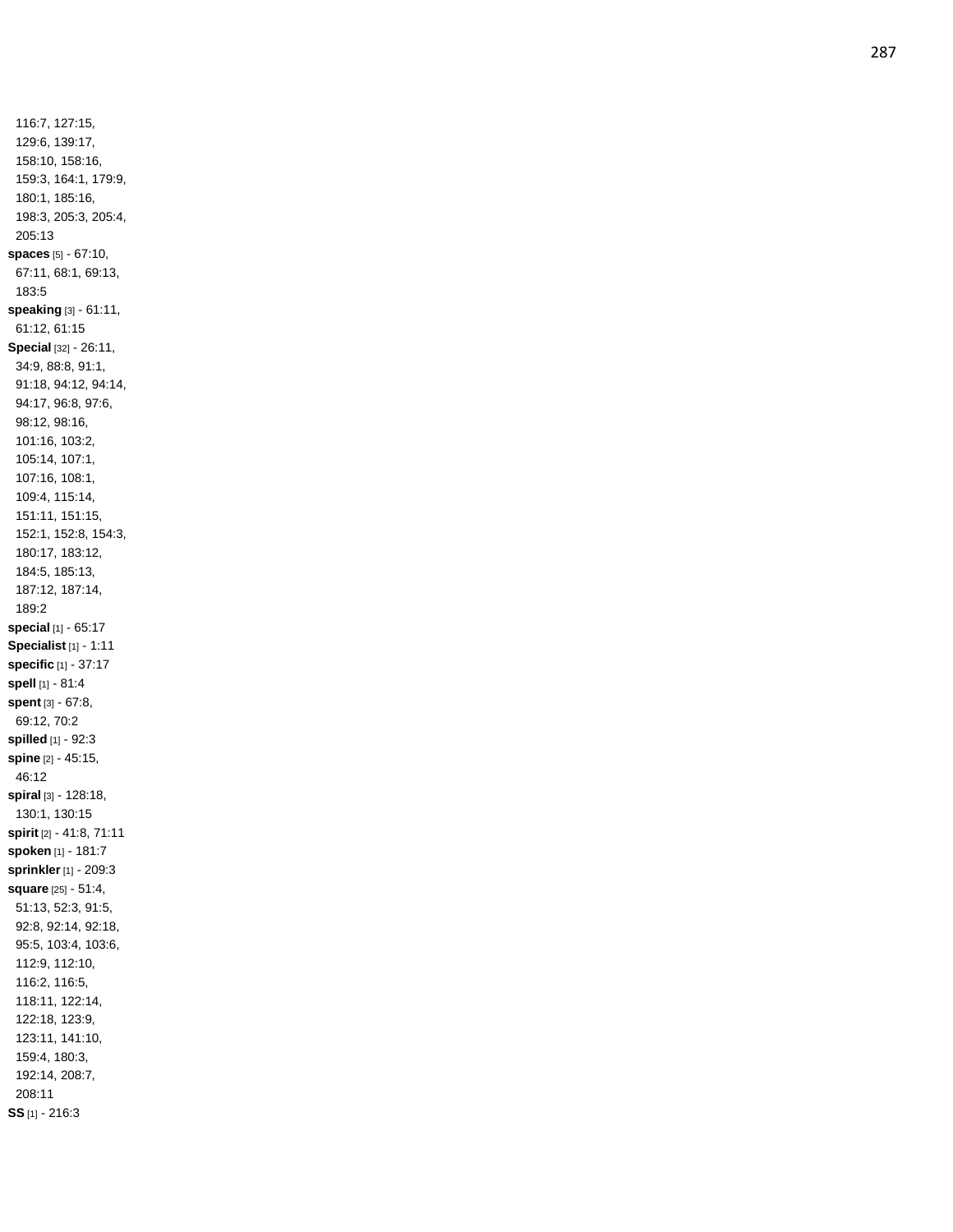116:7, 127:15, 129:6, 139:17, 158:10, 158:16, 159:3, 164:1, 179:9, 180:1, 185:16, 198:3, 205:3, 205:4, 205:13

**spaces** [5] - 67:10, 67:11, 68:1, 69:13, 183:5

**speaking** [3] - 61:11, 61:12, 61:15

**Special** [32] - 26:11, 34:9, 88:8, 91:1, 91:18, 94:12, 94:14, 94:17, 96:8, 97:6, 98:12, 98:16, 101:16, 103:2, 105:14, 107:1, 107:16, 108:1, 109:4, 115:14, 151:11, 151:15, 152:1, 152:8, 154:3, 180:17, 183:12, 184:5, 185:13, 187:12, 187:14, 189:2

**special** [1] - 65:17

**Specialist** [1] - 1:11

**specific** [1] - 37:17

**spell** [1] - 81:4

**spent** [3] - 67:8, 69:12, 70:2

**spilled** [1] - 92:3

**spine** [2] - 45:15, 46:12

**spiral** [3] - 128:18, 130:1, 130:15

**spirit** [2] - 41:8, 71:11

**spoken** [1] - 181:7

**sprinkler** [1] - 209:3

**square** [25] - 51:4, 51:13, 52:3, 91:5, 92:8, 92:14, 92:18, 95:5, 103:4, 103:6, 112:9, 112:10, 116:2, 116:5, 118:11, 122:14, 122:18, 123:9, 123:11, 141:10, 159:4, 180:3, 192:14, 208:7, 208:11

**SS** [1] - 216:3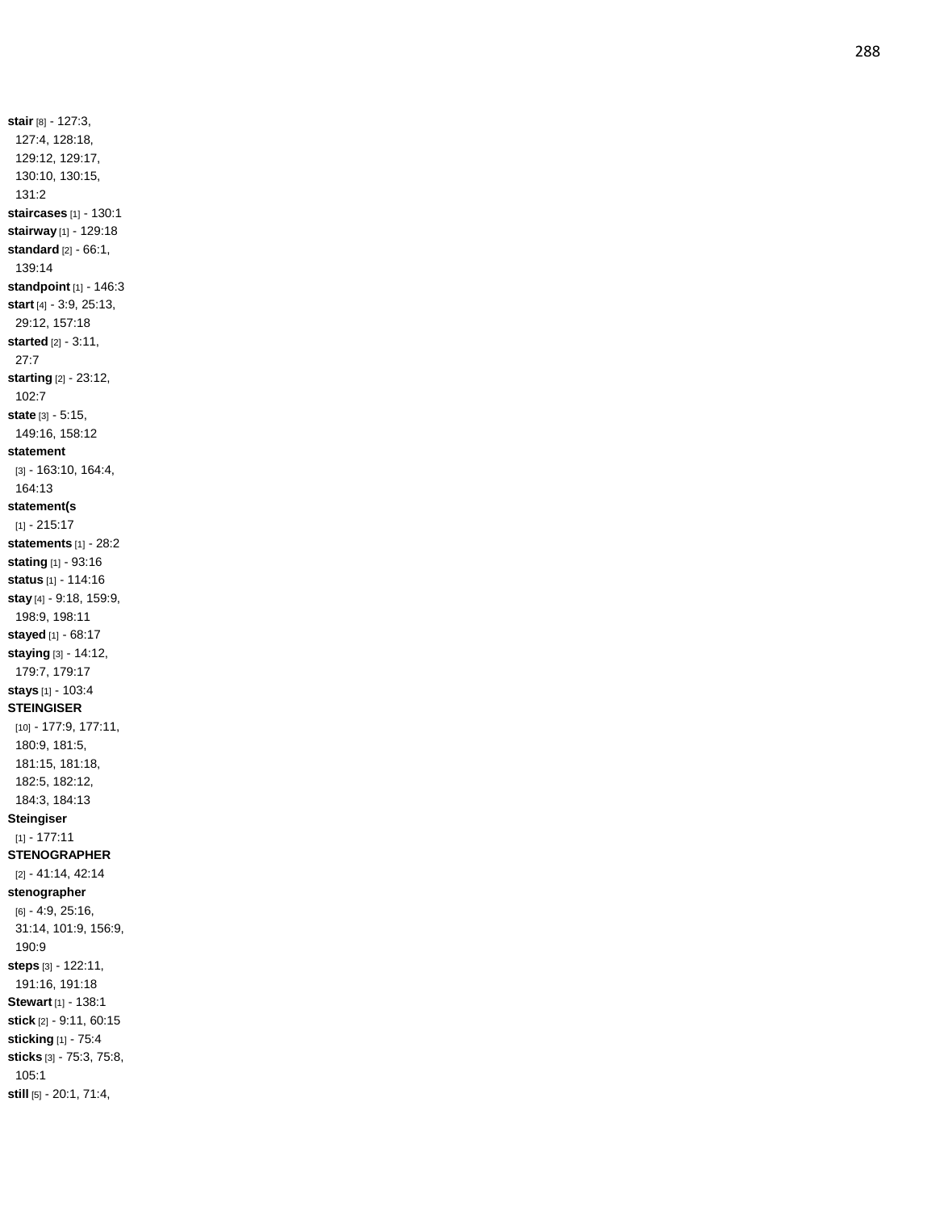**stair** [8] - 127:3, 127:4, 128:18, 129:12, 129:17, 130:10, 130:15, 131:2
**staircases** [1] - 130:1
**stairway** [1] - 129:18
**standard** [2] - 66:1, 139:14
**standpoint** [1] - 146:3
**start** [4] - 3:9, 25:13, 29:12, 157:18
**started** [2] - 3:11, 27:7
**starting** [2] - 23:12, 102:7
**state** [3] - 5:15, 149:16, 158:12
**statement** [3] - 163:10, 164:4, 164:13
**statement(s** [1] - 215:17
**statements** [1] - 28:2
**stating** [1] - 93:16
**status** [1] - 114:16
**stay** [4] - 9:18, 159:9, 198:9, 198:11
**stayed** [1] - 68:17
**staying** [3] - 14:12, 179:7, 179:17
**stays** [1] - 103:4
**STEINGISER** [10] - 177:9, 177:11, 180:9, 181:5, 181:15, 181:18, 182:5, 182:12, 184:3, 184:13
**Steingiser** [1] - 177:11
**STENOGRAPHER** [2] - 41:14, 42:14
**stenographer** [6] - 4:9, 25:16, 31:14, 101:9, 156:9, 190:9
**steps** [3] - 122:11, 191:16, 191:18
**Stewart** [1] - 138:1
**stick** [2] - 9:11, 60:15
**sticking** [1] - 75:4
**sticks** [3] - 75:3, 75:8, 105:1
**still** [5] - 20:1, 71:4,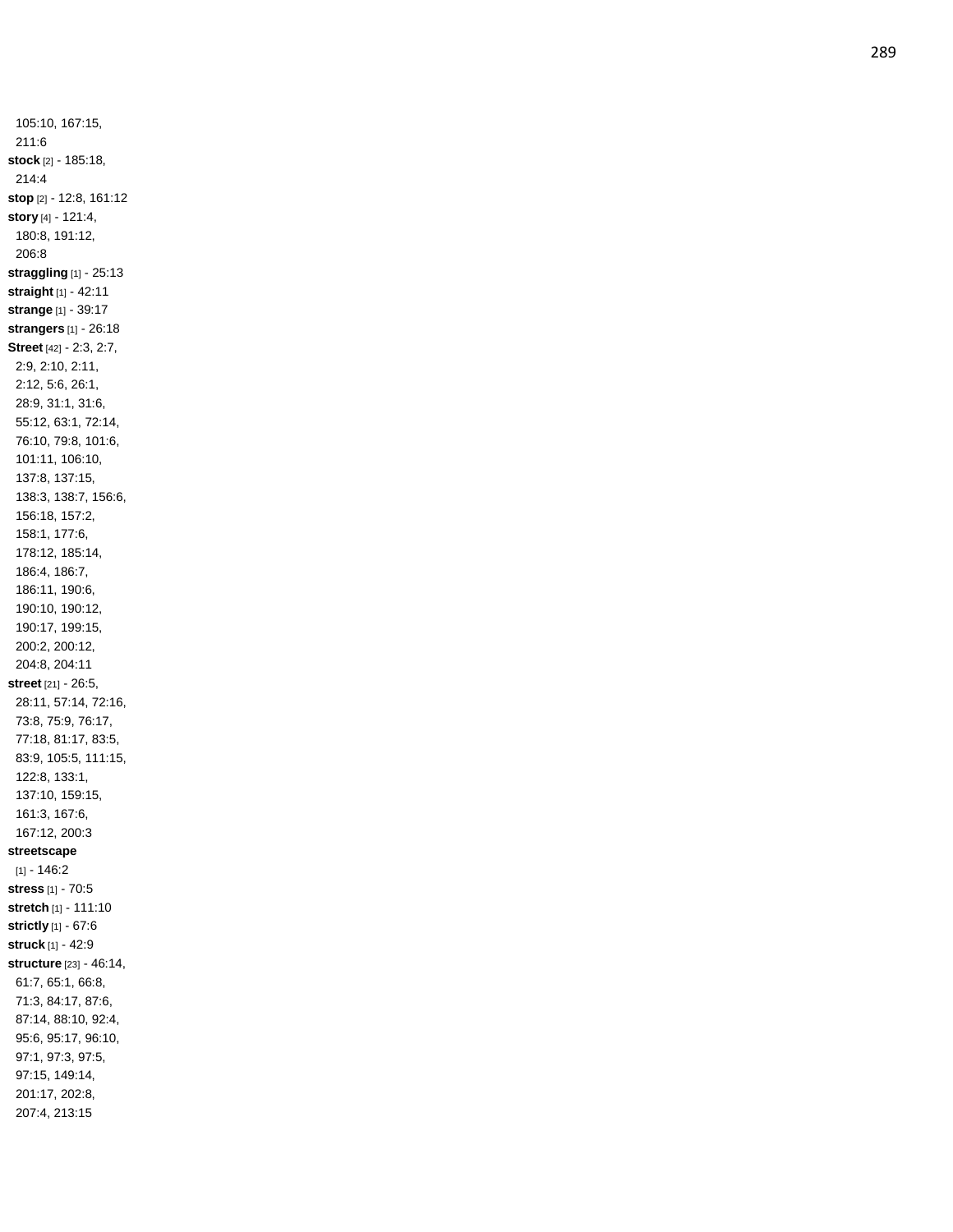105:10, 167:15, 211:6

**stock** [2] - 185:18, 214:4

**stop** [2] - 12:8, 161:12

**story** [4] - 121:4, 180:8, 191:12, 206:8

**straggling** [1] - 25:13

**straight** [1] - 42:11

**strange** [1] - 39:17

**strangers** [1] - 26:18

**Street** [42] - 2:3, 2:7, 2:9, 2:10, 2:11, 2:12, 5:6, 26:1, 28:9, 31:1, 31:6, 55:12, 63:1, 72:14, 76:10, 79:8, 101:6, 101:11, 106:10, 137:8, 137:15, 138:3, 138:7, 156:6, 156:18, 157:2, 158:1, 177:6, 178:12, 185:14, 186:4, 186:7, 186:11, 190:6, 190:10, 190:12, 190:17, 199:15, 200:2, 200:12, 204:8, 204:11

**street** [21] - 26:5, 28:11, 57:14, 72:16, 73:8, 75:9, 76:17, 77:18, 81:17, 83:5, 83:9, 105:5, 111:15, 122:8, 133:1, 137:10, 159:15, 161:3, 167:6, 167:12, 200:3

**streetscape** [1] - 146:2

**stress** [1] - 70:5

**stretch** [1] - 111:10

**strictly** [1] - 67:6

**struck** [1] - 42:9

**structure** [23] - 46:14, 61:7, 65:1, 66:8, 71:3, 84:17, 87:6, 87:14, 88:10, 92:4, 95:6, 95:17, 96:10, 97:1, 97:3, 97:5, 97:15, 149:14, 201:17, 202:8, 207:4, 213:15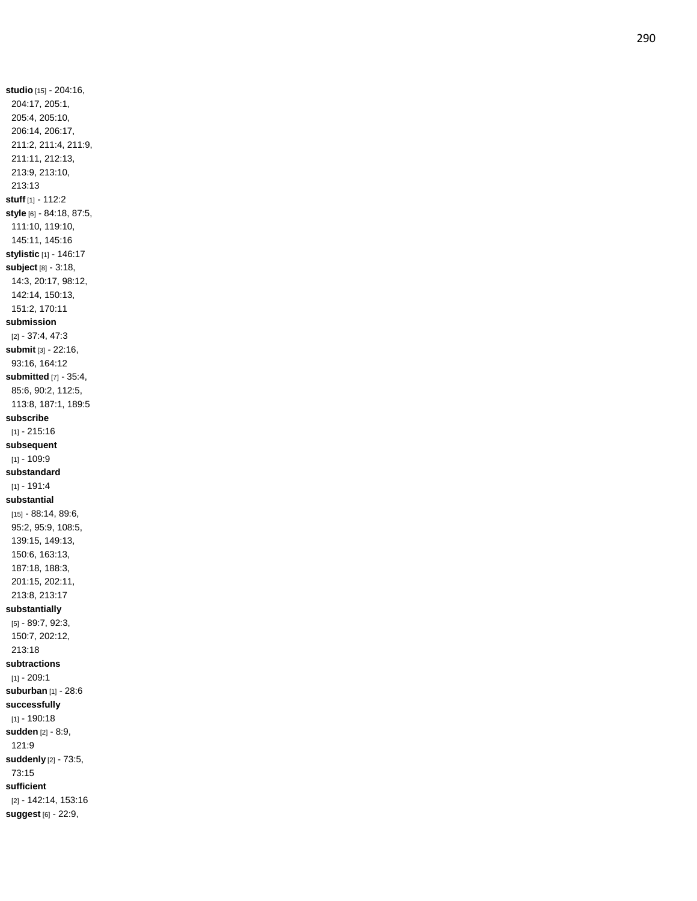**studio** [15] - 204:16, 204:17, 205:1, 205:4, 205:10, 206:14, 206:17, 211:2, 211:4, 211:9, 211:11, 212:13, 213:9, 213:10, 213:13
**stuff** [1] - 112:2
**style** [6] - 84:18, 87:5, 111:10, 119:10, 145:11, 145:16
**stylistic** [1] - 146:17
**subject** [8] - 3:18, 14:3, 20:17, 98:12, 142:14, 150:13, 151:2, 170:11
**submission** [2] - 37:4, 47:3
**submit** [3] - 22:16, 93:16, 164:12
**submitted** [7] - 35:4, 85:6, 90:2, 112:5, 113:8, 187:1, 189:5
**subscribe** [1] - 215:16
**subsequent** [1] - 109:9
**substandard** [1] - 191:4
**substantial** [15] - 88:14, 89:6, 95:2, 95:9, 108:5, 139:15, 149:13, 150:6, 163:13, 187:18, 188:3, 201:15, 202:11, 213:8, 213:17
**substantially** [5] - 89:7, 92:3, 150:7, 202:12, 213:18
**subtractions** [1] - 209:1
**suburban** [1] - 28:6
**successfully** [1] - 190:18
**sudden** [2] - 8:9, 121:9
**suddenly** [2] - 73:5, 73:15
**sufficient** [2] - 142:14, 153:16
**suggest** [6] - 22:9,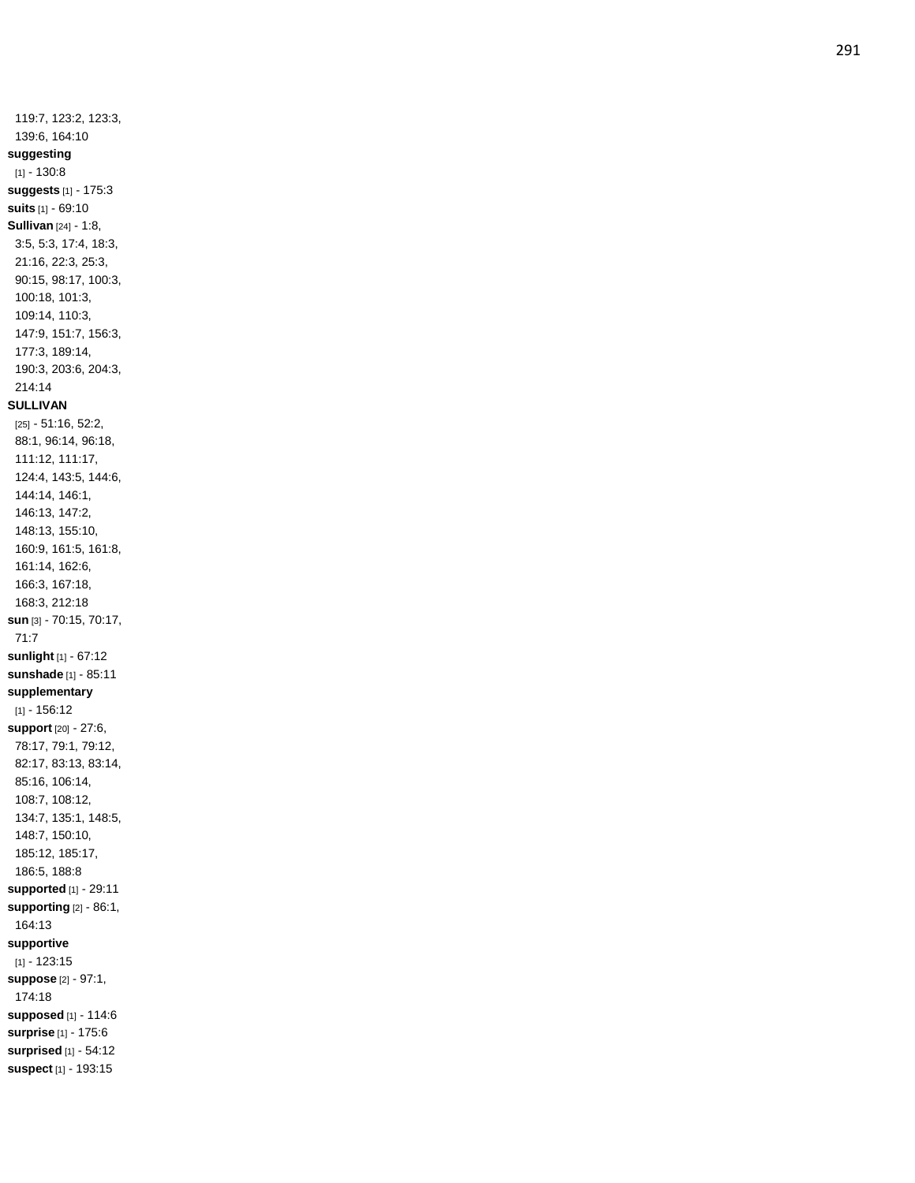119:7, 123:2, 123:3, 139:6, 164:10

**suggesting** [1] - 130:8

**suggests** [1] - 175:3

**suits** [1] - 69:10

**Sullivan** [24] - 1:8, 3:5, 5:3, 17:4, 18:3, 21:16, 22:3, 25:3, 90:15, 98:17, 100:3, 100:18, 101:3, 109:14, 110:3, 147:9, 151:7, 156:3, 177:3, 189:14, 190:3, 203:6, 204:3, 214:14

**SULLIVAN** [25] - 51:16, 52:2, 88:1, 96:14, 96:18, 111:12, 111:17, 124:4, 143:5, 144:6, 144:14, 146:1, 146:13, 147:2, 148:13, 155:10, 160:9, 161:5, 161:8, 161:14, 162:6, 166:3, 167:18, 168:3, 212:18

**sun** [3] - 70:15, 70:17, 71:7

**sunlight** [1] - 67:12

**sunshade** [1] - 85:11

**supplementary** [1] - 156:12

**support** [20] - 27:6, 78:17, 79:1, 79:12, 82:17, 83:13, 83:14, 85:16, 106:14, 108:7, 108:12, 134:7, 135:1, 148:5, 148:7, 150:10, 185:12, 185:17, 186:5, 188:8

**supported** [1] - 29:11

**supporting** [2] - 86:1, 164:13

**supportive** [1] - 123:15

**suppose** [2] - 97:1, 174:18

**supposed** [1] - 114:6

**surprise** [1] - 175:6

**surprised** [1] - 54:12

**suspect** [1] - 193:15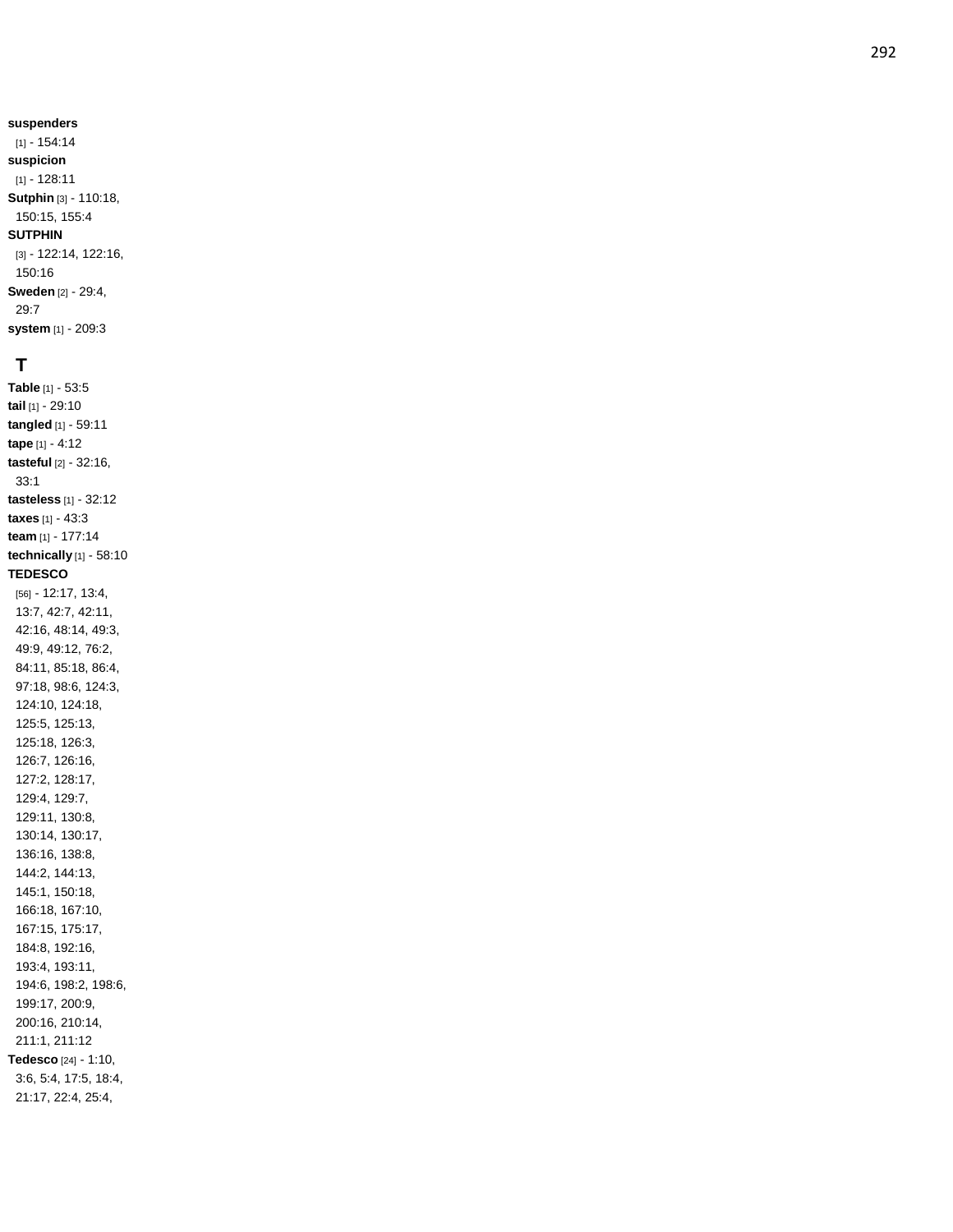**suspenders** [1] - 154:14
**suspicion** [1] - 128:11
**Sutphin** [3] - 110:18, 150:15, 155:4
**SUTPHIN** [3] - 122:14, 122:16, 150:16
**Sweden** [2] - 29:4, 29:7
**system** [1] - 209:3

## T

**Table** [1] - 53:5
**tail** [1] - 29:10
**tangled** [1] - 59:11
**tape** [1] - 4:12
**tasteful** [2] - 32:16, 33:1
**tasteless** [1] - 32:12
**taxes** [1] - 43:3
**team** [1] - 177:14
**technically** [1] - 58:10
**TEDESCO** [56] - 12:17, 13:4, 13:7, 42:7, 42:11, 42:16, 48:14, 49:3, 49:9, 49:12, 76:2, 84:11, 85:18, 86:4, 97:18, 98:6, 124:3, 124:10, 124:18, 125:5, 125:13, 125:18, 126:3, 126:7, 126:16, 127:2, 128:17, 129:4, 129:7, 129:11, 130:8, 130:14, 130:17, 136:16, 138:8, 144:2, 144:13, 145:1, 150:18, 166:18, 167:10, 167:15, 175:17, 184:8, 192:16, 193:4, 193:11, 194:6, 198:2, 198:6, 199:17, 200:9, 200:16, 210:14, 211:1, 211:12
**Tedesco** [24] - 1:10, 3:6, 5:4, 17:5, 18:4, 21:17, 22:4, 25:4,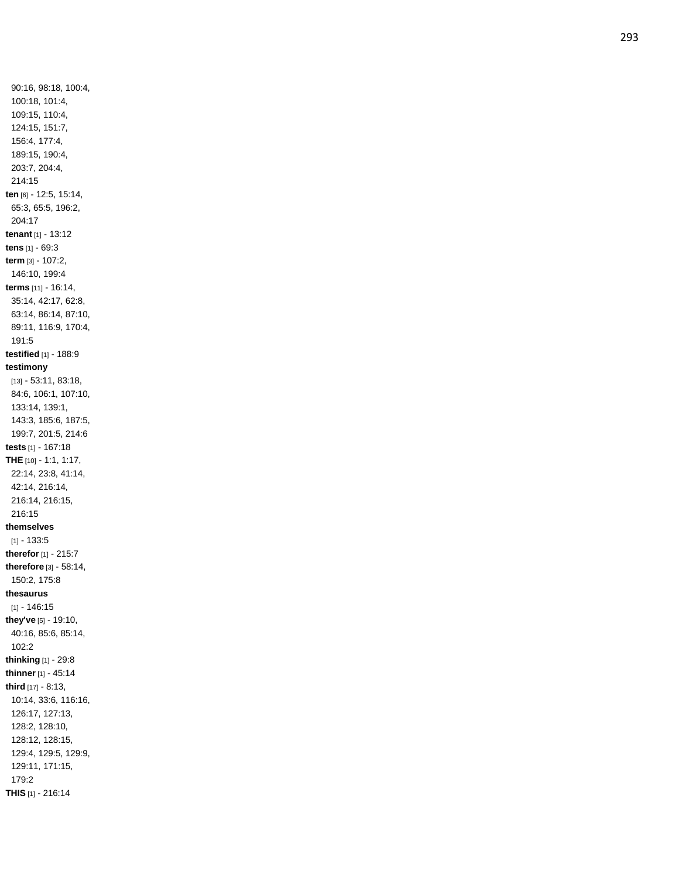90:16, 98:18, 100:4, 100:18, 101:4, 109:15, 110:4, 124:15, 151:7, 156:4, 177:4, 189:15, 190:4, 203:7, 204:4, 214:15

**ten** [6] - 12:5, 15:14, 65:3, 65:5, 196:2, 204:17

**tenant** [1] - 13:12

**tens** [1] - 69:3

**term** [3] - 107:2, 146:10, 199:4

**terms** [11] - 16:14, 35:14, 42:17, 62:8, 63:14, 86:14, 87:10, 89:11, 116:9, 170:4, 191:5

**testified** [1] - 188:9

**testimony** [13] - 53:11, 83:18, 84:6, 106:1, 107:10, 133:14, 139:1, 143:3, 185:6, 187:5, 199:7, 201:5, 214:6

**tests** [1] - 167:18

**THE** [10] - 1:1, 1:17, 22:14, 23:8, 41:14, 42:14, 216:14, 216:14, 216:15, 216:15

**themselves** [1] - 133:5

**therefor** [1] - 215:7

**therefore** [3] - 58:14, 150:2, 175:8

**thesaurus** [1] - 146:15

**they've** [5] - 19:10, 40:16, 85:6, 85:14, 102:2

**thinking** [1] - 29:8

**thinner** [1] - 45:14

**third** [17] - 8:13, 10:14, 33:6, 116:16, 126:17, 127:13, 128:2, 128:10, 128:12, 128:15, 129:4, 129:5, 129:9, 129:11, 171:15, 179:2

**THIS** [1] - 216:14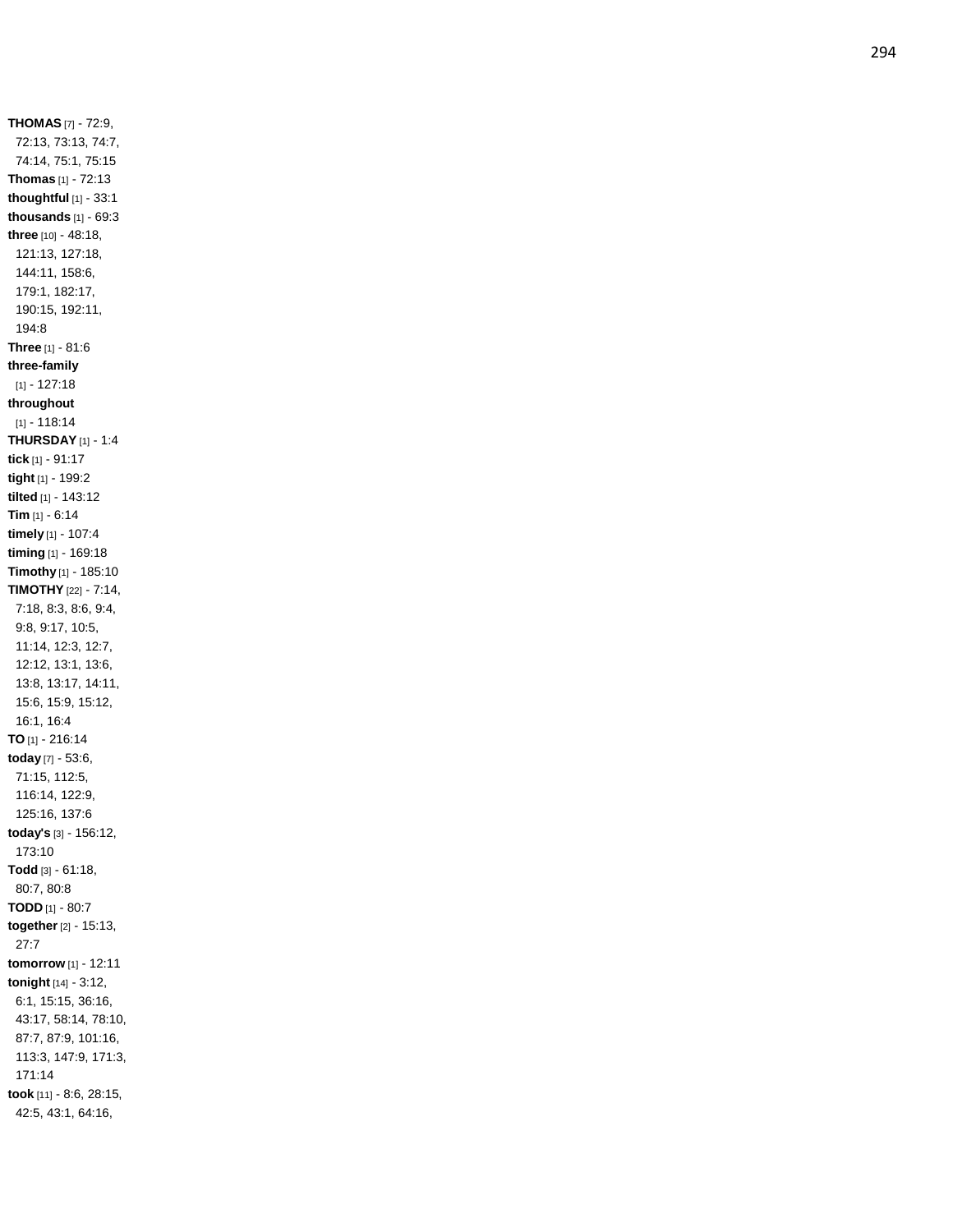**THOMAS** [7] - 72:9, 72:13, 73:13, 74:7, 74:14, 75:1, 75:15
**Thomas** [1] - 72:13
**thoughtful** [1] - 33:1
**thousands** [1] - 69:3
**three** [10] - 48:18, 121:13, 127:18, 144:11, 158:6, 179:1, 182:17, 190:15, 192:11, 194:8
**Three** [1] - 81:6
**three-family** [1] - 127:18
**throughout** [1] - 118:14
**THURSDAY** [1] - 1:4
**tick** [1] - 91:17
**tight** [1] - 199:2
**tilted** [1] - 143:12
**Tim** [1] - 6:14
**timely** [1] - 107:4
**timing** [1] - 169:18
**Timothy** [1] - 185:10
**TIMOTHY** [22] - 7:14, 7:18, 8:3, 8:6, 9:4, 9:8, 9:17, 10:5, 11:14, 12:3, 12:7, 12:12, 13:1, 13:6, 13:8, 13:17, 14:11, 15:6, 15:9, 15:12, 16:1, 16:4
**TO** [1] - 216:14
**today** [7] - 53:6, 71:15, 112:5, 116:14, 122:9, 125:16, 137:6
**today's** [3] - 156:12, 173:10
**Todd** [3] - 61:18, 80:7, 80:8
**TODD** [1] - 80:7
**together** [2] - 15:13, 27:7
**tomorrow** [1] - 12:11
**tonight** [14] - 3:12, 6:1, 15:15, 36:16, 43:17, 58:14, 78:10, 87:7, 87:9, 101:16, 113:3, 147:9, 171:3, 171:14
**took** [11] - 8:6, 28:15, 42:5, 43:1, 64:16,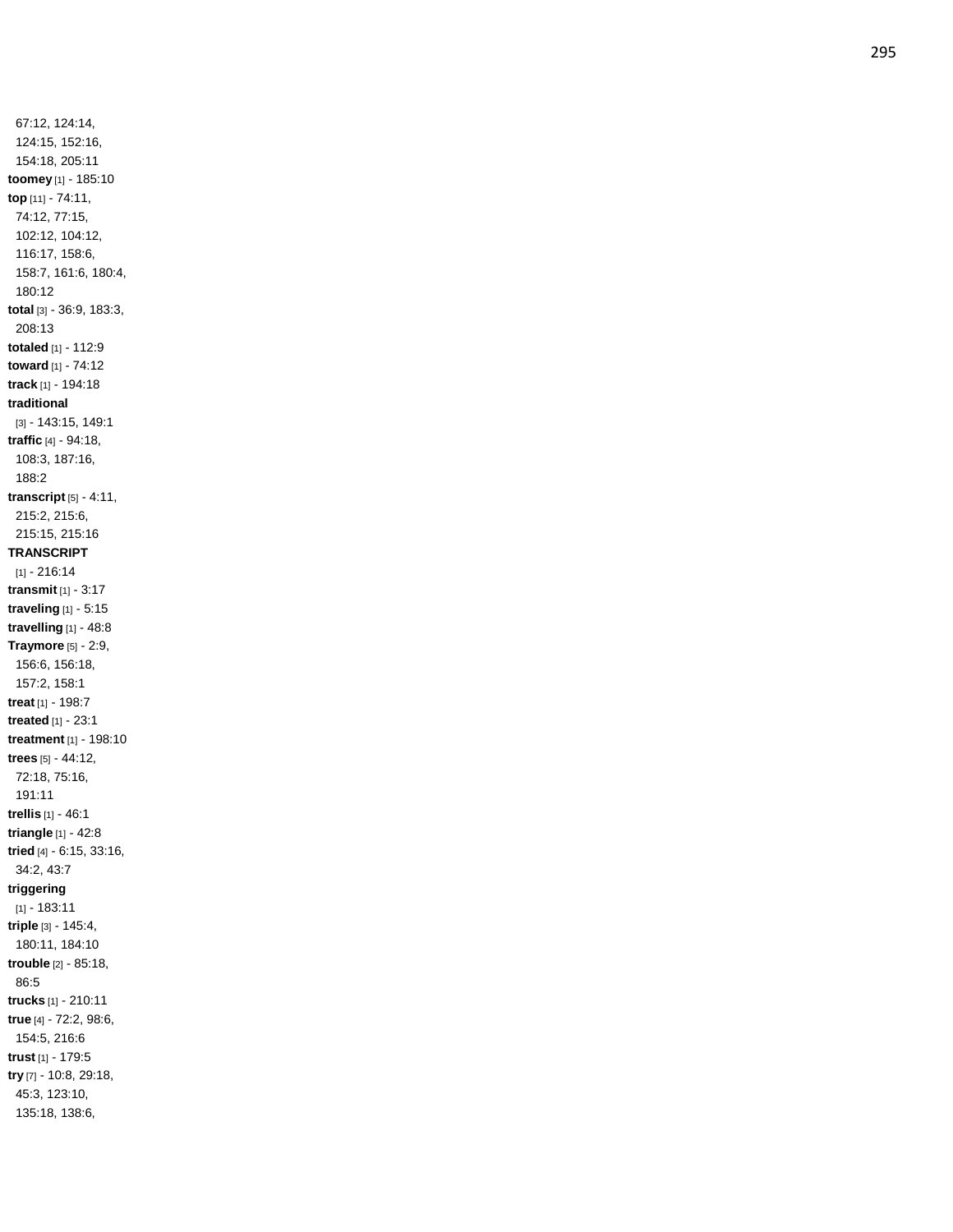67:12, 124:14, 124:15, 152:16, 154:18, 205:11

**toomey** [1] - 185:10

**top** [11] - 74:11, 74:12, 77:15, 102:12, 104:12, 116:17, 158:6, 158:7, 161:6, 180:4, 180:12

**total** [3] - 36:9, 183:3, 208:13

**totaled** [1] - 112:9

**toward** [1] - 74:12

**track** [1] - 194:18

**traditional** [3] - 143:15, 149:1

**traffic** [4] - 94:18, 108:3, 187:16, 188:2

**transcript** [5] - 4:11, 215:2, 215:6, 215:15, 215:16

**TRANSCRIPT** [1] - 216:14

**transmit** [1] - 3:17

**traveling** [1] - 5:15

**travelling** [1] - 48:8

**Traymore** [5] - 2:9, 156:6, 156:18, 157:2, 158:1

**treat** [1] - 198:7

**treated** [1] - 23:1

**treatment** [1] - 198:10

**trees** [5] - 44:12, 72:18, 75:16, 191:11

**trellis** [1] - 46:1

**triangle** [1] - 42:8

**tried** [4] - 6:15, 33:16, 34:2, 43:7

**triggering** [1] - 183:11

**triple** [3] - 145:4, 180:11, 184:10

**trouble** [2] - 85:18, 86:5

**trucks** [1] - 210:11

**true** [4] - 72:2, 98:6, 154:5, 216:6

**trust** [1] - 179:5

**try** [7] - 10:8, 29:18, 45:3, 123:10, 135:18, 138:6,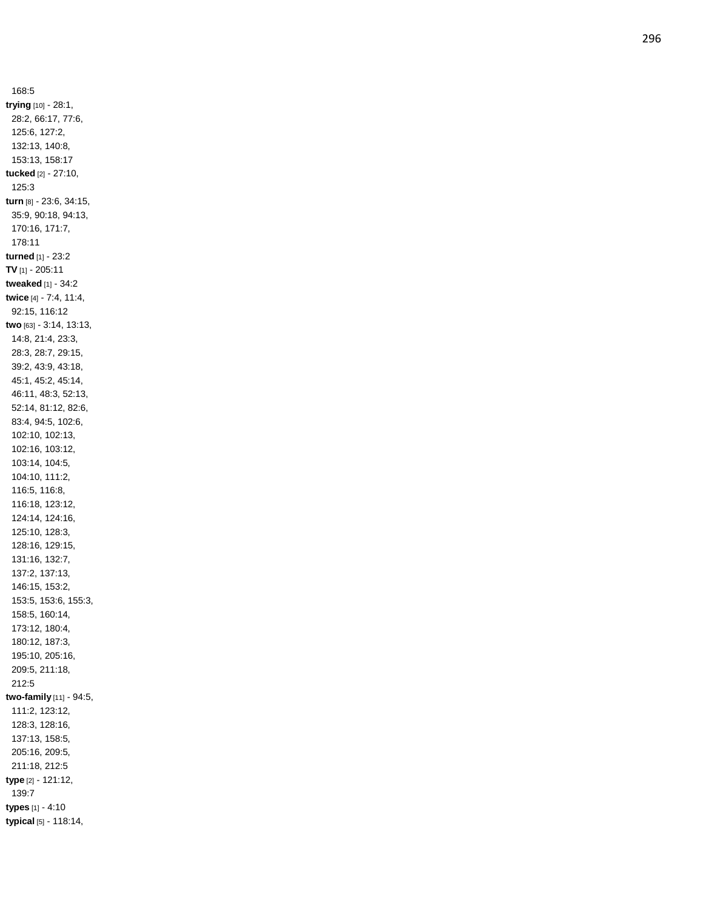168:5

**trying** [10] - 28:1, 28:2, 66:17, 77:6, 125:6, 127:2, 132:13, 140:8, 153:13, 158:17

**tucked** [2] - 27:10, 125:3

**turn** [8] - 23:6, 34:15, 35:9, 90:18, 94:13, 170:16, 171:7, 178:11

**turned** [1] - 23:2

**TV** [1] - 205:11

**tweaked** [1] - 34:2

**twice** [4] - 7:4, 11:4, 92:15, 116:12

**two** [63] - 3:14, 13:13, 14:8, 21:4, 23:3, 28:3, 28:7, 29:15, 39:2, 43:9, 43:18, 45:1, 45:2, 45:14, 46:11, 48:3, 52:13, 52:14, 81:12, 82:6, 83:4, 94:5, 102:6, 102:10, 102:13, 102:16, 103:12, 103:14, 104:5, 104:10, 111:2, 116:5, 116:8, 116:18, 123:12, 124:14, 124:16, 125:10, 128:3, 128:16, 129:15, 131:16, 132:7, 137:2, 137:13, 146:15, 153:2, 153:5, 153:6, 155:3, 158:5, 160:14, 173:12, 180:4, 180:12, 187:3, 195:10, 205:16, 209:5, 211:18, 212:5

**two-family** [11] - 94:5, 111:2, 123:12, 128:3, 128:16, 137:13, 158:5, 205:16, 209:5, 211:18, 212:5

**type** [2] - 121:12, 139:7

**types** [1] - 4:10

**typical** [5] - 118:14,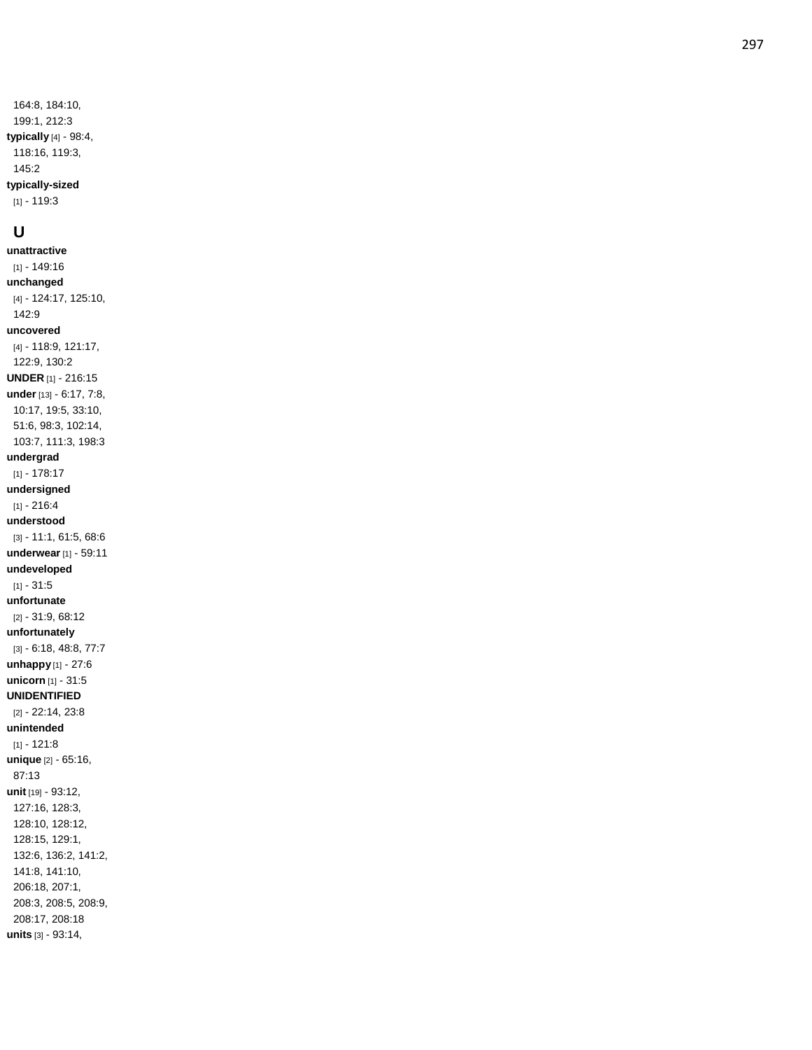164:8, 184:10, 199:1, 212:3

**typically** [4] - 98:4, 118:16, 119:3, 145:2

**typically-sized** [1] - 119:3

## U

**unattractive** [1] - 149:16

**unchanged** [4] - 124:17, 125:10, 142:9

**uncovered** [4] - 118:9, 121:17, 122:9, 130:2

**UNDER** [1] - 216:15

**under** [13] - 6:17, 7:8, 10:17, 19:5, 33:10, 51:6, 98:3, 102:14, 103:7, 111:3, 198:3

**undergrad** [1] - 178:17

**undersigned** [1] - 216:4

**understood** [3] - 11:1, 61:5, 68:6

**underwear** [1] - 59:11

**undeveloped** [1] - 31:5

**unfortunate** [2] - 31:9, 68:12

**unfortunately** [3] - 6:18, 48:8, 77:7

**unhappy** [1] - 27:6

**unicorn** [1] - 31:5

**UNIDENTIFIED** [2] - 22:14, 23:8

**unintended** [1] - 121:8

**unique** [2] - 65:16, 87:13

**unit** [19] - 93:12, 127:16, 128:3, 128:10, 128:12, 128:15, 129:1, 132:6, 136:2, 141:2, 141:8, 141:10, 206:18, 207:1, 208:3, 208:5, 208:9, 208:17, 208:18

**units** [3] - 93:14,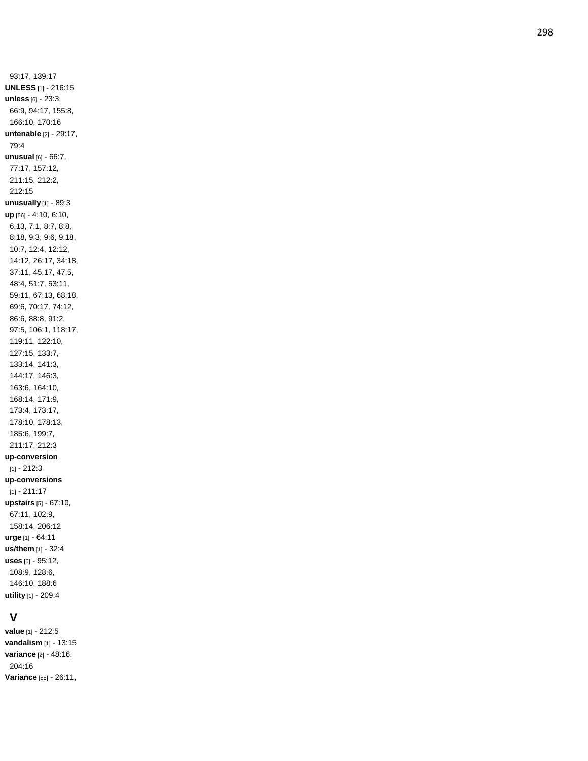93:17, 139:17

**UNLESS** [1] - 216:15

**unless** [6] - 23:3, 66:9, 94:17, 155:8, 166:10, 170:16

**untenable** [2] - 29:17, 79:4

**unusual** [6] - 66:7, 77:17, 157:12, 211:15, 212:2, 212:15

**unusually** [1] - 89:3

**up** [56] - 4:10, 6:10, 6:13, 7:1, 8:7, 8:8, 8:18, 9:3, 9:6, 9:18, 10:7, 12:4, 12:12, 14:12, 26:17, 34:18, 37:11, 45:17, 47:5, 48:4, 51:7, 53:11, 59:11, 67:13, 68:18, 69:6, 70:17, 74:12, 86:6, 88:8, 91:2, 97:5, 106:1, 118:17, 119:11, 122:10, 127:15, 133:7, 133:14, 141:3, 144:17, 146:3, 163:6, 164:10, 168:14, 171:9, 173:4, 173:17, 178:10, 178:13, 185:6, 199:7, 211:17, 212:3

**up-conversion** [1] - 212:3

**up-conversions** [1] - 211:17

**upstairs** [5] - 67:10, 67:11, 102:9, 158:14, 206:12

**urge** [1] - 64:11

**us/them** [1] - 32:4

**uses** [5] - 95:12, 108:9, 128:6, 146:10, 188:6

**utility** [1] - 209:4

## V

**value** [1] - 212:5

**vandalism** [1] - 13:15

**variance** [2] - 48:16, 204:16

**Variance** [55] - 26:11,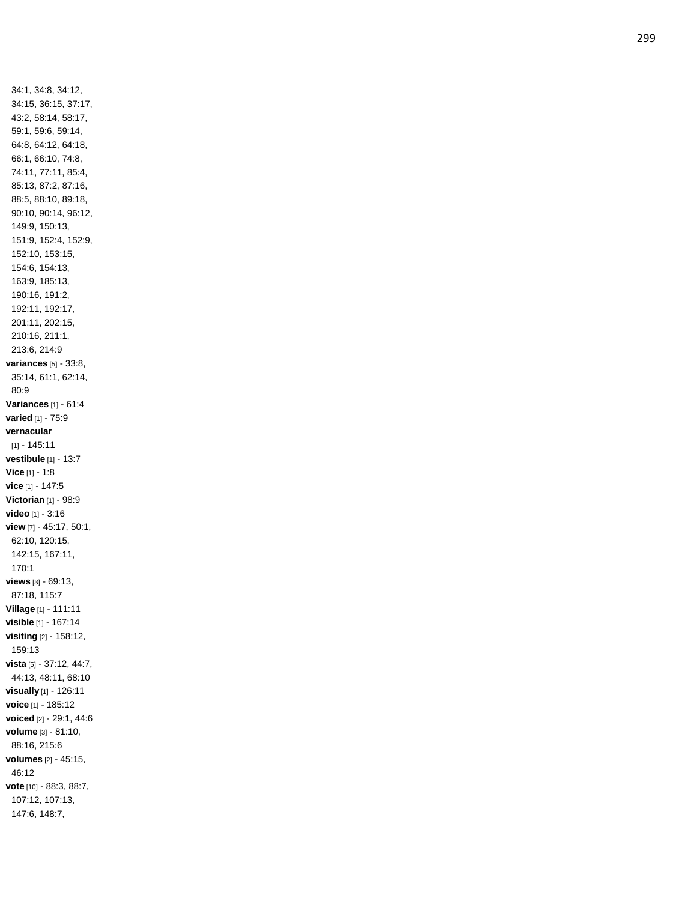34:1, 34:8, 34:12, 34:15, 36:15, 37:17, 43:2, 58:14, 58:17, 59:1, 59:6, 59:14, 64:8, 64:12, 64:18, 66:1, 66:10, 74:8, 74:11, 77:11, 85:4, 85:13, 87:2, 87:16, 88:5, 88:10, 89:18, 90:10, 90:14, 96:12, 149:9, 150:13, 151:9, 152:4, 152:9, 152:10, 153:15, 154:6, 154:13, 163:9, 185:13, 190:16, 191:2, 192:11, 192:17, 201:11, 202:15, 210:16, 211:1, 213:6, 214:9

**variances** [5] - 33:8, 35:14, 61:1, 62:14, 80:9

**Variances** [1] - 61:4

**varied** [1] - 75:9

**vernacular** [1] - 145:11

**vestibule** [1] - 13:7

**Vice** [1] - 1:8

**vice** [1] - 147:5

**Victorian** [1] - 98:9

**video** [1] - 3:16

**view** [7] - 45:17, 50:1, 62:10, 120:15, 142:15, 167:11, 170:1

**views** [3] - 69:13, 87:18, 115:7

**Village** [1] - 111:11

**visible** [1] - 167:14

**visiting** [2] - 158:12, 159:13

**vista** [5] - 37:12, 44:7, 44:13, 48:11, 68:10

**visually** [1] - 126:11

**voice** [1] - 185:12

**voiced** [2] - 29:1, 44:6

**volume** [3] - 81:10, 88:16, 215:6

**volumes** [2] - 45:15, 46:12

**vote** [10] - 88:3, 88:7, 107:12, 107:13, 147:6, 148:7,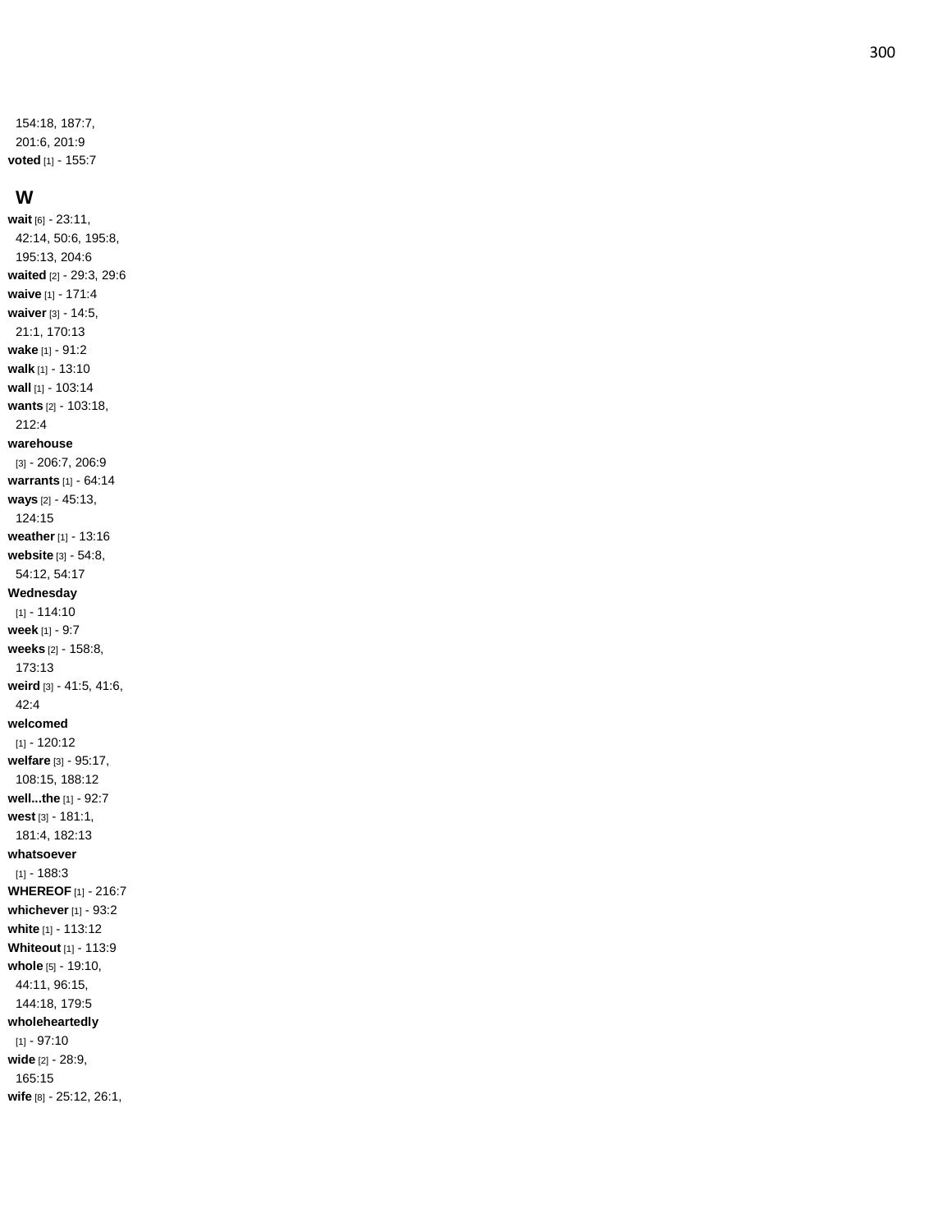154:18, 187:7, 201:6, 201:9

**voted** [1] - 155:7

## W

**wait** [6] - 23:11, 42:14, 50:6, 195:8, 195:13, 204:6

**waited** [2] - 29:3, 29:6

**waive** [1] - 171:4

**waiver** [3] - 14:5, 21:1, 170:13

**wake** [1] - 91:2

**walk** [1] - 13:10

**wall** [1] - 103:14

**wants** [2] - 103:18, 212:4

**warehouse** [3] - 206:7, 206:9

**warrants** [1] - 64:14

**ways** [2] - 45:13, 124:15

**weather** [1] - 13:16

**website** [3] - 54:8, 54:12, 54:17

**Wednesday** [1] - 114:10

**week** [1] - 9:7

**weeks** [2] - 158:8, 173:13

**weird** [3] - 41:5, 41:6, 42:4

**welcomed** [1] - 120:12

**welfare** [3] - 95:17, 108:15, 188:12

**well...the** [1] - 92:7

**west** [3] - 181:1, 181:4, 182:13

**whatsoever** [1] - 188:3

**WHEREOF** [1] - 216:7

**whichever** [1] - 93:2

**white** [1] - 113:12

**Whiteout** [1] - 113:9

**whole** [5] - 19:10, 44:11, 96:15, 144:18, 179:5

**wholeheartedly** [1] - 97:10

**wide** [2] - 28:9, 165:15

**wife** [8] - 25:12, 26:1,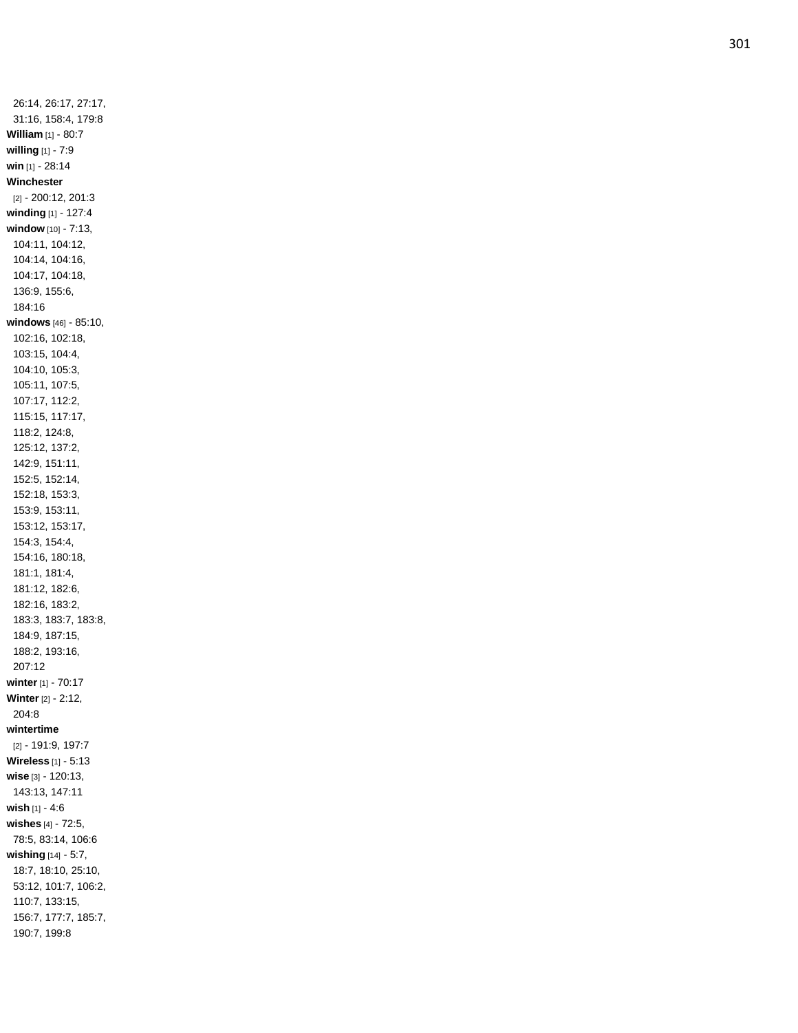26:14, 26:17, 27:17, 31:16, 158:4, 179:8

**William** [1] - 80:7

**willing** [1] - 7:9

**win** [1] - 28:14

**Winchester** [2] - 200:12, 201:3

**winding** [1] - 127:4

**window** [10] - 7:13, 104:11, 104:12, 104:14, 104:16, 104:17, 104:18, 136:9, 155:6, 184:16

**windows** [46] - 85:10, 102:16, 102:18, 103:15, 104:4, 104:10, 105:3, 105:11, 107:5, 107:17, 112:2, 115:15, 117:17, 118:2, 124:8, 125:12, 137:2, 142:9, 151:11, 152:5, 152:14, 152:18, 153:3, 153:9, 153:11, 153:12, 153:17, 154:3, 154:4, 154:16, 180:18, 181:1, 181:4, 181:12, 182:6, 182:16, 183:2, 183:3, 183:7, 183:8, 184:9, 187:15, 188:2, 193:16, 207:12

**winter** [1] - 70:17

**Winter** [2] - 2:12, 204:8

**wintertime** [2] - 191:9, 197:7

**Wireless** [1] - 5:13

**wise** [3] - 120:13, 143:13, 147:11

**wish** [1] - 4:6

**wishes** [4] - 72:5, 78:5, 83:14, 106:6

**wishing** [14] - 5:7, 18:7, 18:10, 25:10, 53:12, 101:7, 106:2, 110:7, 133:15, 156:7, 177:7, 185:7, 190:7, 199:8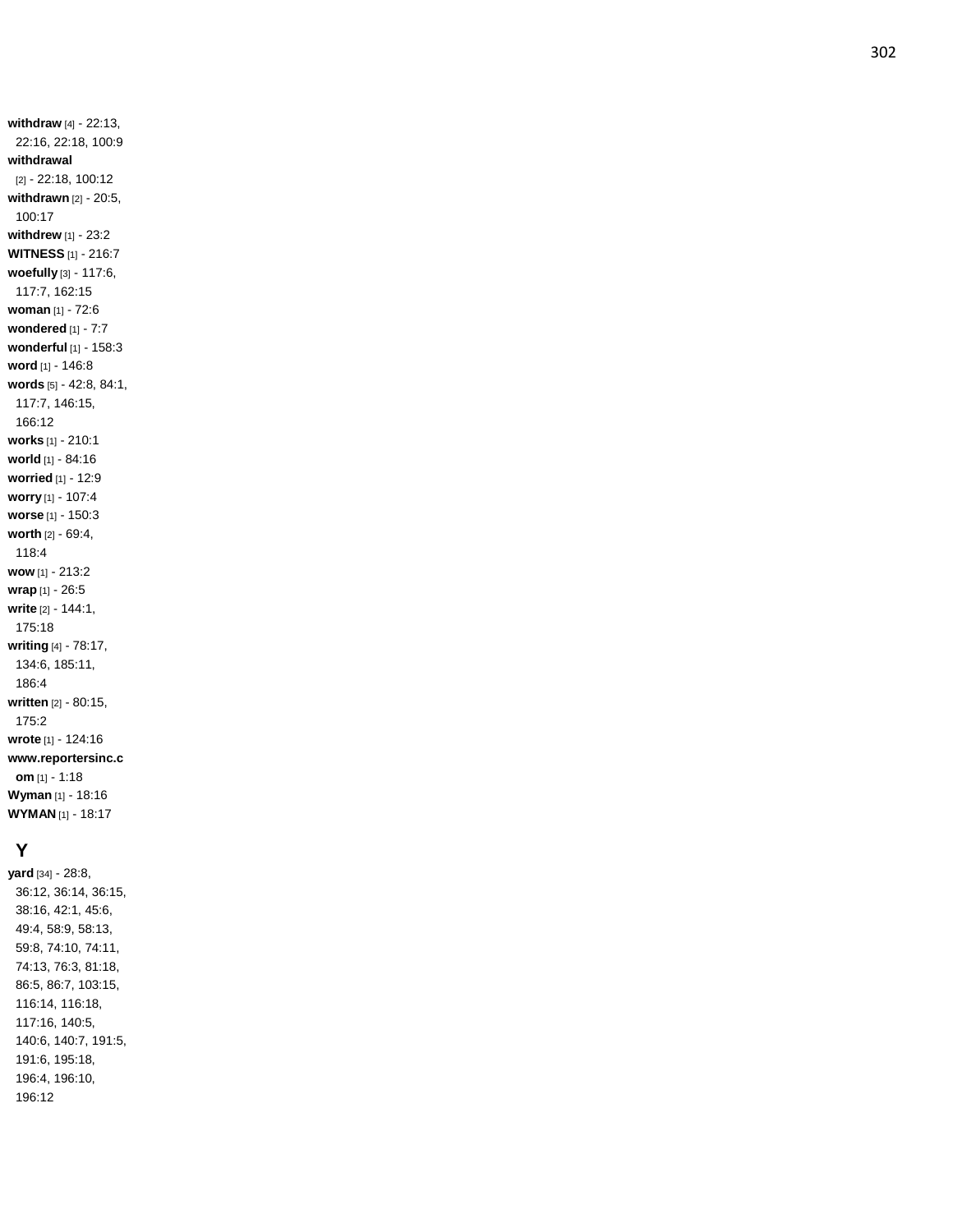**withdraw** [4] - 22:13, 22:16, 22:18, 100:9
**withdrawal** [2] - 22:18, 100:12
**withdrawn** [2] - 20:5, 100:17
**withdrew** [1] - 23:2
**WITNESS** [1] - 216:7
**woefully** [3] - 117:6, 117:7, 162:15
**woman** [1] - 72:6
**wondered** [1] - 7:7
**wonderful** [1] - 158:3
**word** [1] - 146:8
**words** [5] - 42:8, 84:1, 117:7, 146:15, 166:12
**works** [1] - 210:1
**world** [1] - 84:16
**worried** [1] - 12:9
**worry** [1] - 107:4
**worse** [1] - 150:3
**worth** [2] - 69:4, 118:4
**wow** [1] - 213:2
**wrap** [1] - 26:5
**write** [2] - 144:1, 175:18
**writing** [4] - 78:17, 134:6, 185:11, 186:4
**written** [2] - 80:15, 175:2
**wrote** [1] - 124:16
**www.reportersinc.com** [1] - 1:18
**Wyman** [1] - 18:16
**WYMAN** [1] - 18:17

## Y

**yard** [34] - 28:8, 36:12, 36:14, 36:15, 38:16, 42:1, 45:6, 49:4, 58:9, 58:13, 59:8, 74:10, 74:11, 74:13, 76:3, 81:18, 86:5, 86:7, 103:15, 116:14, 116:18, 117:16, 140:5, 140:6, 140:7, 191:5, 191:6, 195:18, 196:4, 196:10, 196:12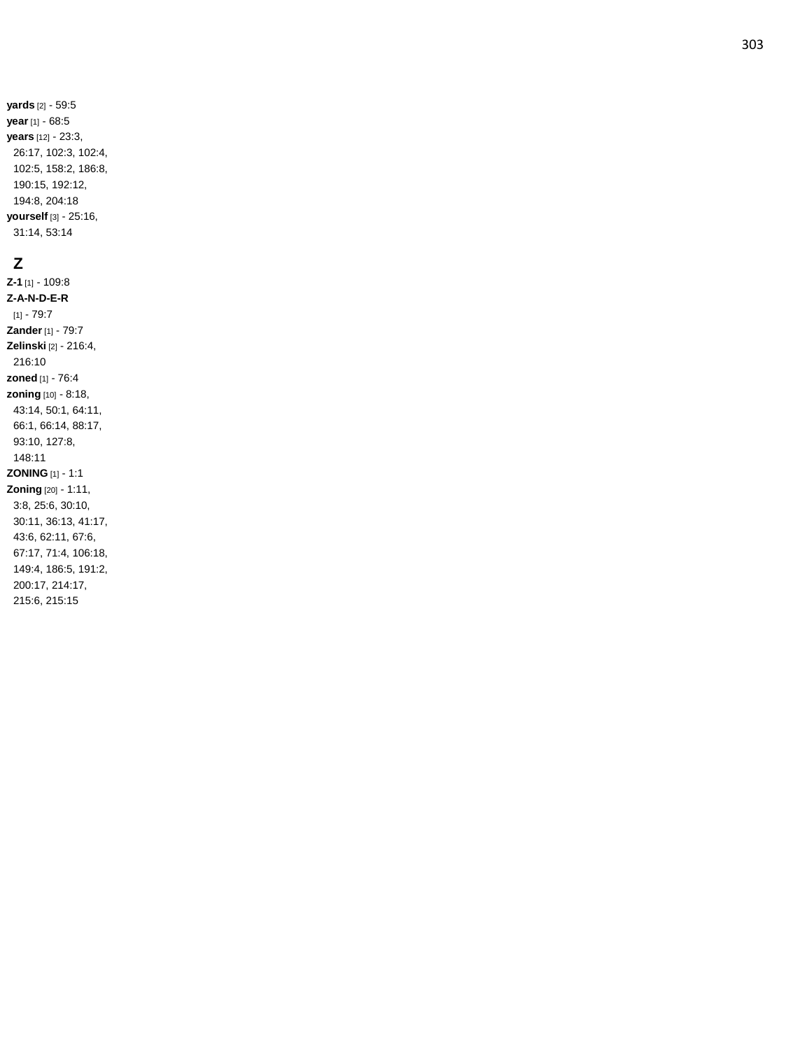**yards** [2] - 59:5
**year** [1] - 68:5
**years** [12] - 23:3, 26:17, 102:3, 102:4, 102:5, 158:2, 186:8, 190:15, 192:12, 194:8, 204:18
**yourself** [3] - 25:16, 31:14, 53:14

## Z

**Z-1** [1] - 109:8
**Z-A-N-D-E-R** [1] - 79:7
**Zander** [1] - 79:7
**Zelinski** [2] - 216:4, 216:10
**zoned** [1] - 76:4
**zoning** [10] - 8:18, 43:14, 50:1, 64:11, 66:1, 66:14, 88:17, 93:10, 127:8, 148:11
**ZONING** [1] - 1:1
**Zoning** [20] - 1:11, 3:8, 25:6, 30:10, 30:11, 36:13, 41:17, 43:6, 62:11, 67:6, 67:17, 71:4, 106:18, 149:4, 186:5, 191:2, 200:17, 214:17, 215:6, 215:15